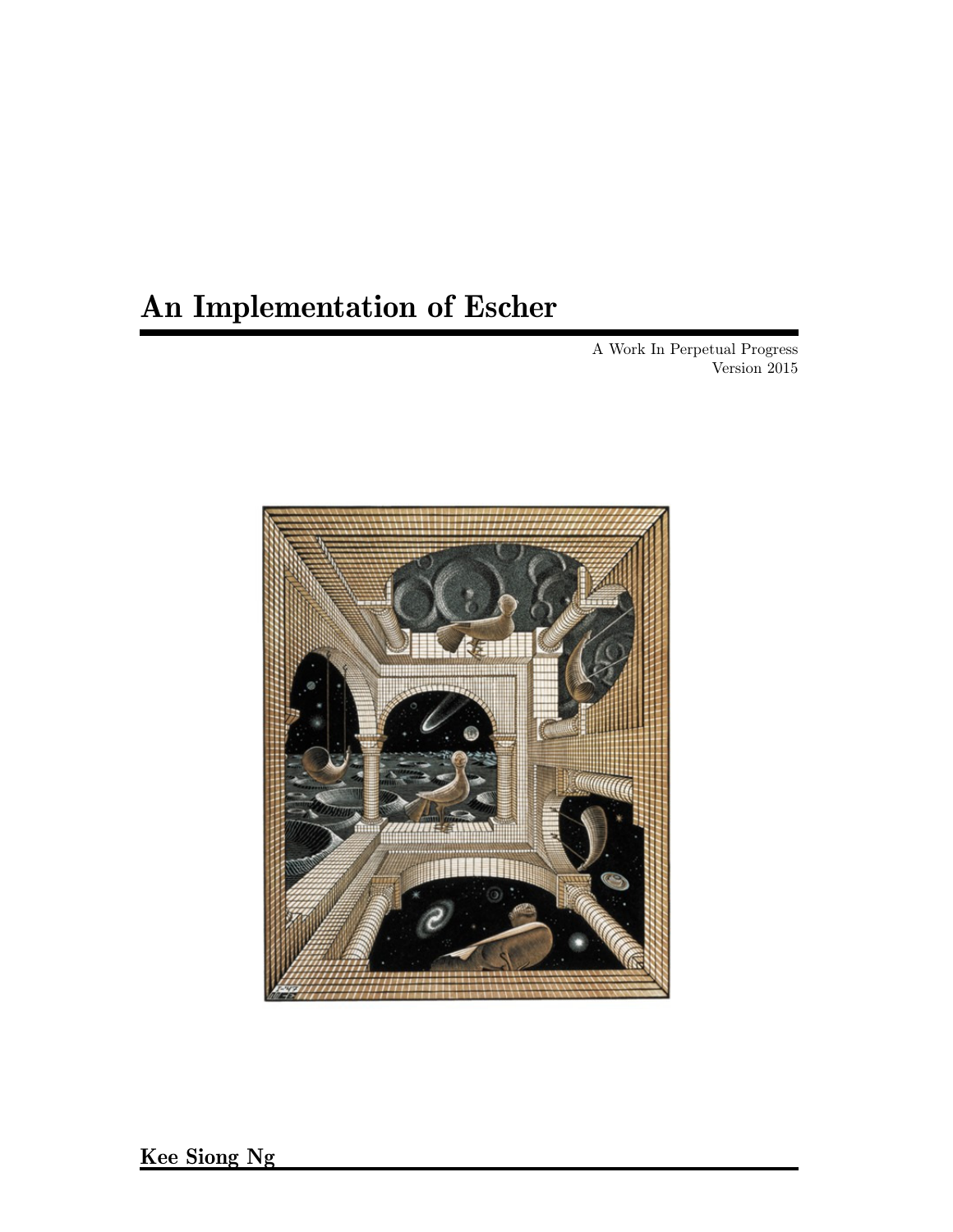# An Implementation of Escher

A Work In Perpetual Progress
Version 2015

**Kee Siong Ng**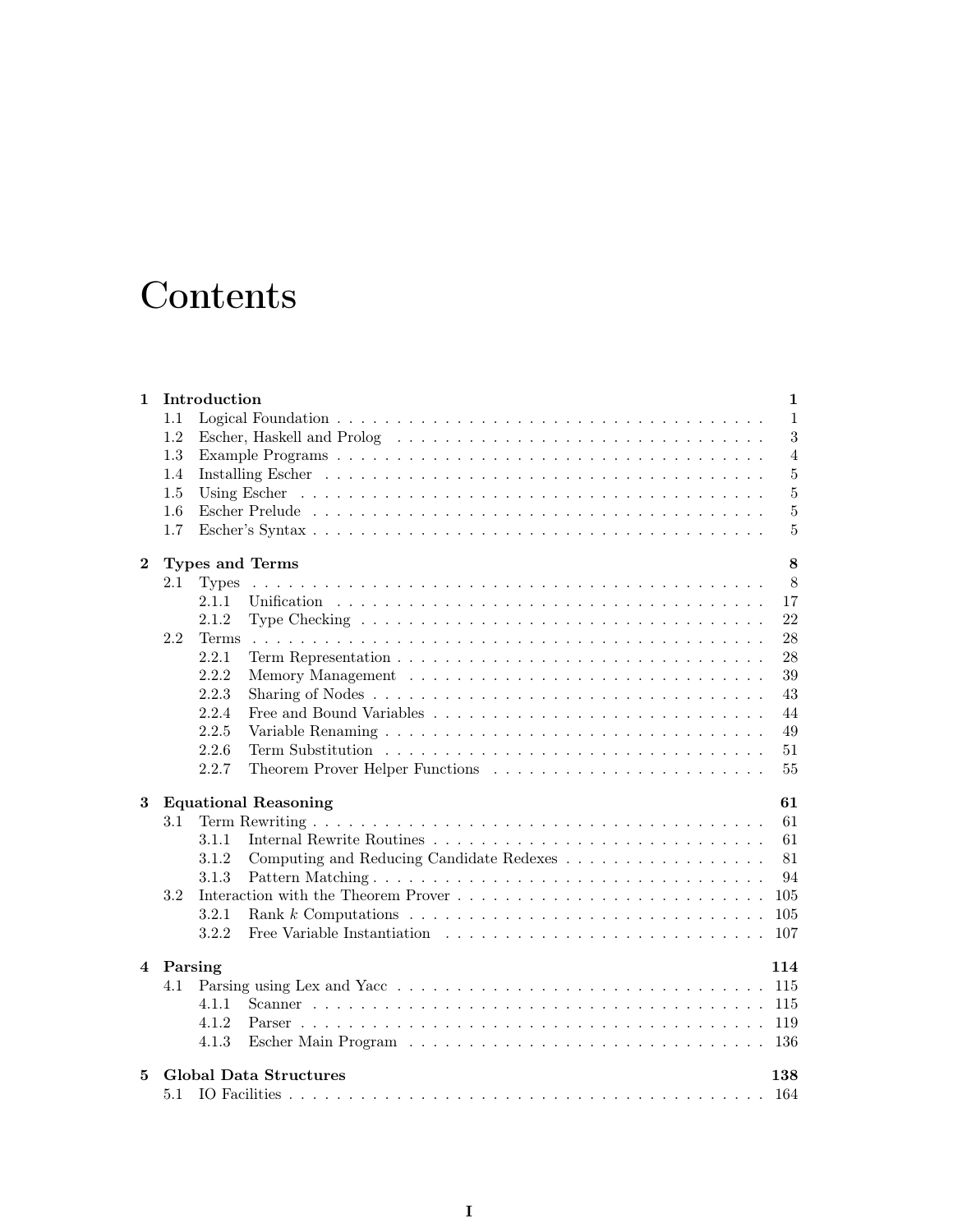# Contents

**1 Introduction** **1**

- 1.1 Logical Foundation . . . . . . . . . . . . . . . . . . . . . . . . . . . . . . . . . . . 1
- 1.2 Escher, Haskell and Prolog . . . . . . . . . . . . . . . . . . . . . . . . . . . . . 3
- 1.3 Example Programs . . . . . . . . . . . . . . . . . . . . . . . . . . . . . . . . . . 4
- 1.4 Installing Escher . . . . . . . . . . . . . . . . . . . . . . . . . . . . . . . . . . . 5
- 1.5 Using Escher . . . . . . . . . . . . . . . . . . . . . . . . . . . . . . . . . . . . . 5
- 1.6 Escher Prelude . . . . . . . . . . . . . . . . . . . . . . . . . . . . . . . . . . . . 5
- 1.7 Escher's Syntax . . . . . . . . . . . . . . . . . . . . . . . . . . . . . . . . . . . . 5

**2 Types and Terms** **8**

- 2.1 Types . . . . . . . . . . . . . . . . . . . . . . . . . . . . . . . . . . . . . . . . . 8
  - 2.1.1 Unification . . . . . . . . . . . . . . . . . . . . . . . . . . . . . . . . . . 17
  - 2.1.2 Type Checking . . . . . . . . . . . . . . . . . . . . . . . . . . . . . . . . 22
- 2.2 Terms . . . . . . . . . . . . . . . . . . . . . . . . . . . . . . . . . . . . . . . . . 28
  - 2.2.1 Term Representation . . . . . . . . . . . . . . . . . . . . . . . . . . . . . 28
  - 2.2.2 Memory Management . . . . . . . . . . . . . . . . . . . . . . . . . . . . 39
  - 2.2.3 Sharing of Nodes . . . . . . . . . . . . . . . . . . . . . . . . . . . . . . . 43
  - 2.2.4 Free and Bound Variables . . . . . . . . . . . . . . . . . . . . . . . . . . 44
  - 2.2.5 Variable Renaming . . . . . . . . . . . . . . . . . . . . . . . . . . . . . . 49
  - 2.2.6 Term Substitution . . . . . . . . . . . . . . . . . . . . . . . . . . . . . . 51
  - 2.2.7 Theorem Prover Helper Functions . . . . . . . . . . . . . . . . . . . . . . 55

**3 Equational Reasoning** **61**

- 3.1 Term Rewriting . . . . . . . . . . . . . . . . . . . . . . . . . . . . . . . . . . . . 61
  - 3.1.1 Internal Rewrite Routines . . . . . . . . . . . . . . . . . . . . . . . . . . 61
  - 3.1.2 Computing and Reducing Candidate Redexes . . . . . . . . . . . . . . . . 81
  - 3.1.3 Pattern Matching . . . . . . . . . . . . . . . . . . . . . . . . . . . . . . . 94
- 3.2 Interaction with the Theorem Prover . . . . . . . . . . . . . . . . . . . . . . . . 105
  - 3.2.1 Rank $k$ Computations . . . . . . . . . . . . . . . . . . . . . . . . . . . . 105
  - 3.2.2 Free Variable Instantiation . . . . . . . . . . . . . . . . . . . . . . . . . . 107

**4 Parsing** **114**

- 4.1 Parsing using Lex and Yacc . . . . . . . . . . . . . . . . . . . . . . . . . . . . . 115
  - 4.1.1 Scanner . . . . . . . . . . . . . . . . . . . . . . . . . . . . . . . . . . . . 115
  - 4.1.2 Parser . . . . . . . . . . . . . . . . . . . . . . . . . . . . . . . . . . . . . 119
  - 4.1.3 Escher Main Program . . . . . . . . . . . . . . . . . . . . . . . . . . . . 136

**5 Global Data Structures** **138**

- 5.1 IO Facilities . . . . . . . . . . . . . . . . . . . . . . . . . . . . . . . . . . . . . . 164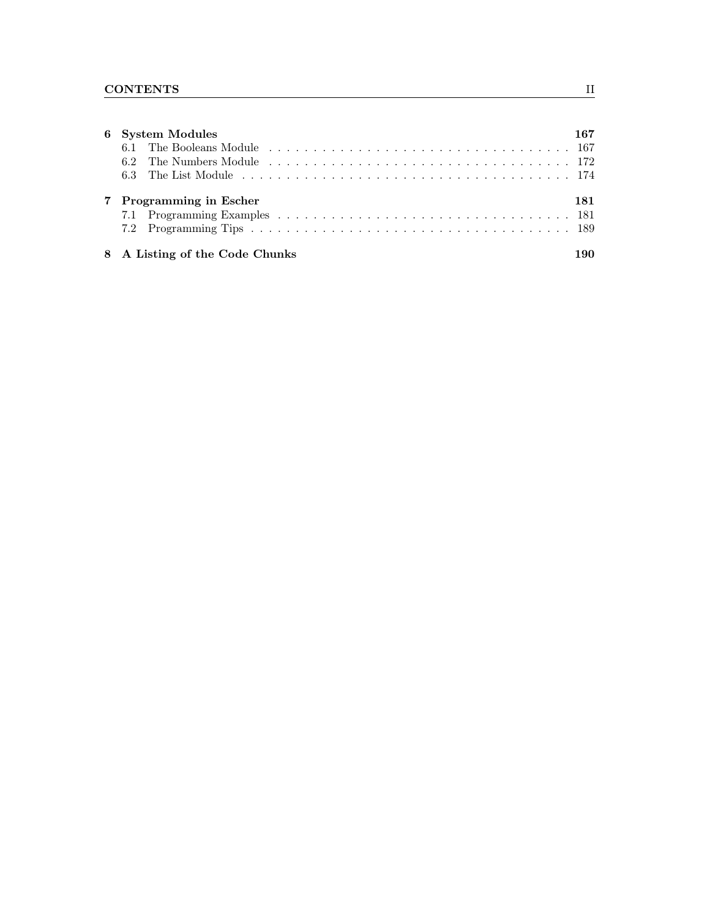**6 System Modules** 167

- 6.1 The Booleans Module . . . . . . . . . . . . . . . . . . . . . . . . . . . . . . . . . . 167
- 6.2 The Numbers Module . . . . . . . . . . . . . . . . . . . . . . . . . . . . . . . . . . 172
- 6.3 The List Module . . . . . . . . . . . . . . . . . . . . . . . . . . . . . . . . . . . . . 174

**7 Programming in Escher** 181

- 7.1 Programming Examples . . . . . . . . . . . . . . . . . . . . . . . . . . . . . . . . . 181
- 7.2 Programming Tips . . . . . . . . . . . . . . . . . . . . . . . . . . . . . . . . . . . . 189

**8 A Listing of the Code Chunks** 190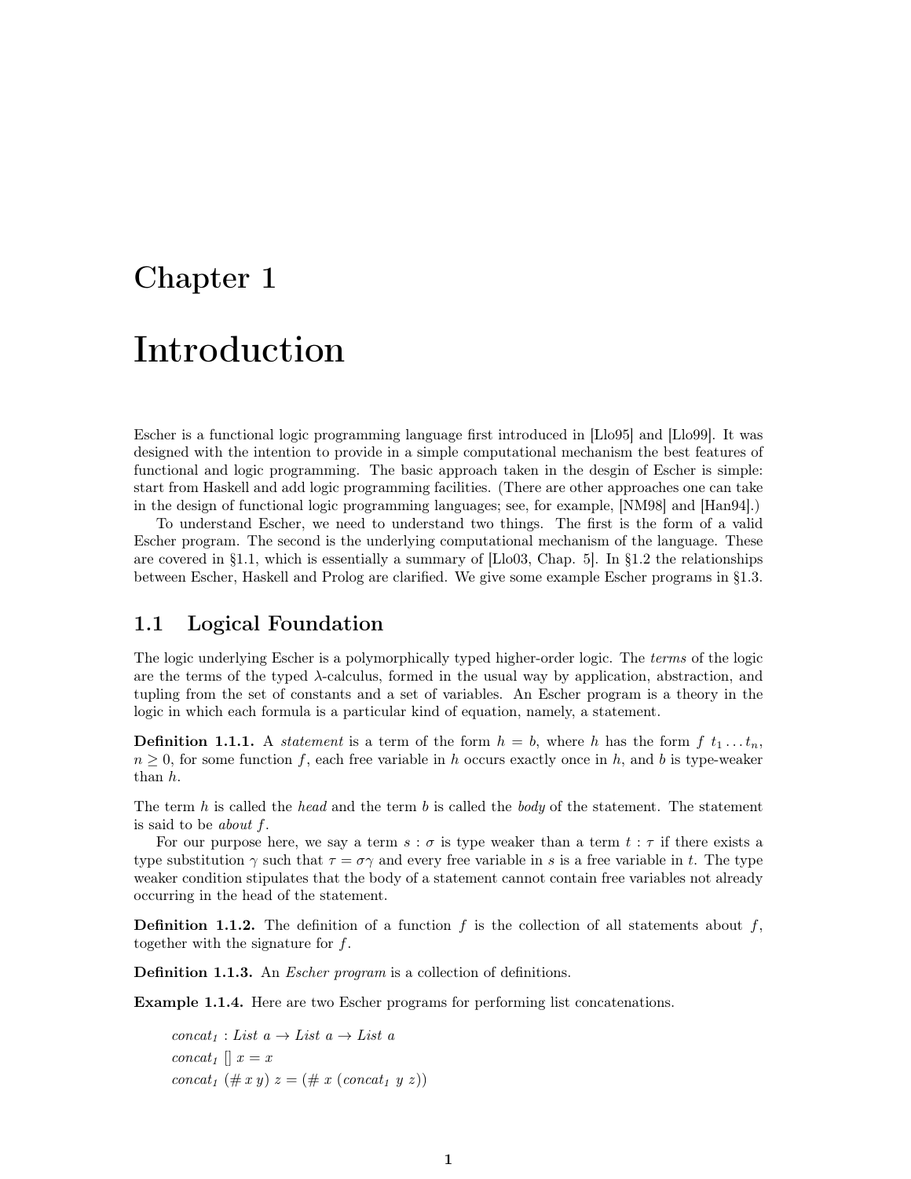# Chapter 1

# Introduction

Escher is a functional logic programming language first introduced in [Llo95] and [Llo99]. It was designed with the intention to provide in a simple computational mechanism the best features of functional and logic programming. The basic approach taken in the desgin of Escher is simple: start from Haskell and add logic programming facilities. (There are other approaches one can take in the design of functional logic programming languages; see, for example, [NM98] and [Han94].)

To understand Escher, we need to understand two things. The first is the form of a valid Escher program. The second is the underlying computational mechanism of the language. These are covered in §1.1, which is essentially a summary of [Llo03, Chap. 5]. In §1.2 the relationships between Escher, Haskell and Prolog are clarified. We give some example Escher programs in §1.3.

## 1.1 Logical Foundation

The logic underlying Escher is a polymorphically typed higher-order logic. The *terms* of the logic are the terms of the typed $\lambda$-calculus, formed in the usual way by application, abstraction, and tupling from the set of constants and a set of variables. An Escher program is a theory in the logic in which each formula is a particular kind of equation, namely, a statement.

**Definition 1.1.1.** A *statement* is a term of the form $h = b$, where $h$ has the form $f\ t_1 \ldots t_n$, $n \geq 0$, for some function $f$, each free variable in $h$ occurs exactly once in $h$, and $b$ is type-weaker than $h$.

The term $h$ is called the *head* and the term $b$ is called the *body* of the statement. The statement is said to be *about* $f$.

For our purpose here, we say a term $s : \sigma$ is type weaker than a term $t : \tau$ if there exists a type substitution $\gamma$ such that $\tau = \sigma\gamma$ and every free variable in $s$ is a free variable in $t$. The type weaker condition stipulates that the body of a statement cannot contain free variables not already occurring in the head of the statement.

**Definition 1.1.2.** The definition of a function $f$ is the collection of all statements about $f$, together with the signature for $f$.

**Definition 1.1.3.** An *Escher program* is a collection of definitions.

**Example 1.1.4.** Here are two Escher programs for performing list concatenations.

$$concat_1 : List\ a \to List\ a \to List\ a$$
$$concat_1\ []\ x = x$$
$$concat_1\ (\#\ x\ y)\ z = (\#\ x\ (concat_1\ y\ z))$$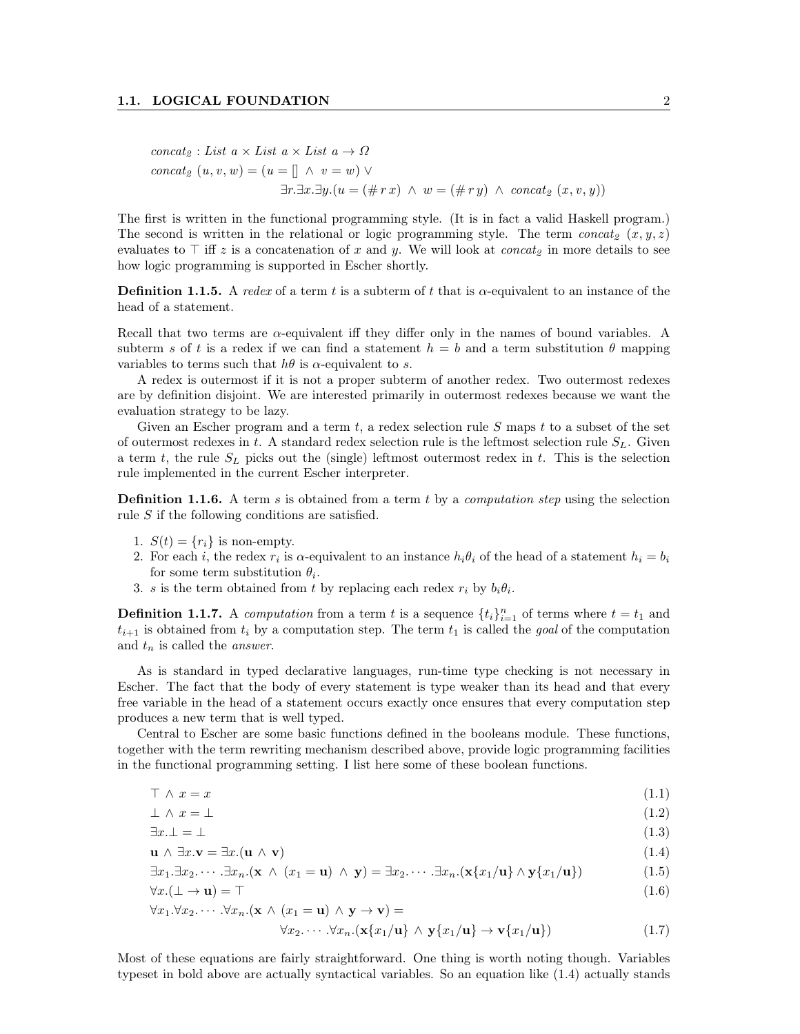$$
\begin{aligned}
&concat_2 : List\ a \times List\ a \times List\ a \to \Omega \\
&concat_2\ (u, v, w) = (u = [\,] \ \wedge\ v = w) \vee \\
&\qquad\qquad \exists r.\exists x.\exists y.(u = (\#\, r\, x) \ \wedge\ w = (\#\, r\, y) \ \wedge\ concat_2\ (x, v, y))
\end{aligned}
$$

The first is written in the functional programming style. (It is in fact a valid Haskell program.) The second is written in the relational or logic programming style. The term $concat_2\ (x, y, z)$ evaluates to $\top$ iff $z$ is a concatenation of $x$ and $y$. We will look at $concat_2$ in more details to see how logic programming is supported in Escher shortly.

**Definition 1.1.5.** A *redex* of a term $t$ is a subterm of $t$ that is $\alpha$-equivalent to an instance of the head of a statement.

Recall that two terms are $\alpha$-equivalent iff they differ only in the names of bound variables. A subterm $s$ of $t$ is a redex if we can find a statement $h = b$ and a term substitution $\theta$ mapping variables to terms such that $h\theta$ is $\alpha$-equivalent to $s$.

A redex is outermost if it is not a proper subterm of another redex. Two outermost redexes are by definition disjoint. We are interested primarily in outermost redexes because we want the evaluation strategy to be lazy.

Given an Escher program and a term $t$, a redex selection rule $S$ maps $t$ to a subset of the set of outermost redexes in $t$. A standard redex selection rule is the leftmost selection rule $S_L$. Given a term $t$, the rule $S_L$ picks out the (single) leftmost outermost redex in $t$. This is the selection rule implemented in the current Escher interpreter.

**Definition 1.1.6.** A term $s$ is obtained from a term $t$ by a *computation step* using the selection rule $S$ if the following conditions are satisfied.

1. $S(t) = \{r_i\}$ is non-empty.
2. For each $i$, the redex $r_i$ is $\alpha$-equivalent to an instance $h_i\theta_i$ of the head of a statement $h_i = b_i$ for some term substitution $\theta_i$.
3. $s$ is the term obtained from $t$ by replacing each redex $r_i$ by $b_i\theta_i$.

**Definition 1.1.7.** A *computation* from a term $t$ is a sequence $\{t_i\}_{i=1}^n$ of terms where $t = t_1$ and $t_{i+1}$ is obtained from $t_i$ by a computation step. The term $t_1$ is called the *goal* of the computation and $t_n$ is called the *answer*.

As is standard in typed declarative languages, run-time type checking is not necessary in Escher. The fact that the body of every statement is type weaker than its head and that every free variable in the head of a statement occurs exactly once ensures that every computation step produces a new term that is well typed.

Central to Escher are some basic functions defined in the booleans module. These functions, together with the term rewriting mechanism described above, provide logic programming facilities in the functional programming setting. I list here some of these boolean functions.

$$\top \wedge x = x \tag{1.1}$$

$$\bot \wedge x = \bot \tag{1.2}$$

$$\exists x.\bot = \bot \tag{1.3}$$

$$\mathbf{u} \wedge \exists x.\mathbf{v} = \exists x.(\mathbf{u} \wedge \mathbf{v}) \tag{1.4}$$

$$\exists x_1.\exists x_2.\cdots.\exists x_n.(\mathbf{x} \ \wedge\ (x_1 = \mathbf{u}) \ \wedge\ \mathbf{y}) = \exists x_2.\cdots.\exists x_n.(\mathbf{x}\{x_1/\mathbf{u}\} \wedge \mathbf{y}\{x_1/\mathbf{u}\}) \tag{1.5}$$

$$\forall x.(\bot \to \mathbf{u}) = \top \tag{1.6}$$

$$\forall x_1.\forall x_2.\cdots.\forall x_n.(\mathbf{x} \ \wedge\ (x_1 = \mathbf{u}) \ \wedge\ \mathbf{y} \to \mathbf{v}) = \forall x_2.\cdots.\forall x_n.(\mathbf{x}\{x_1/\mathbf{u}\} \ \wedge\ \mathbf{y}\{x_1/\mathbf{u}\} \to \mathbf{v}\{x_1/\mathbf{u}\}) \tag{1.7}$$

Most of these equations are fairly straightforward. One thing is worth noting though. Variables typeset in bold above are actually syntactical variables. So an equation like (1.4) actually stands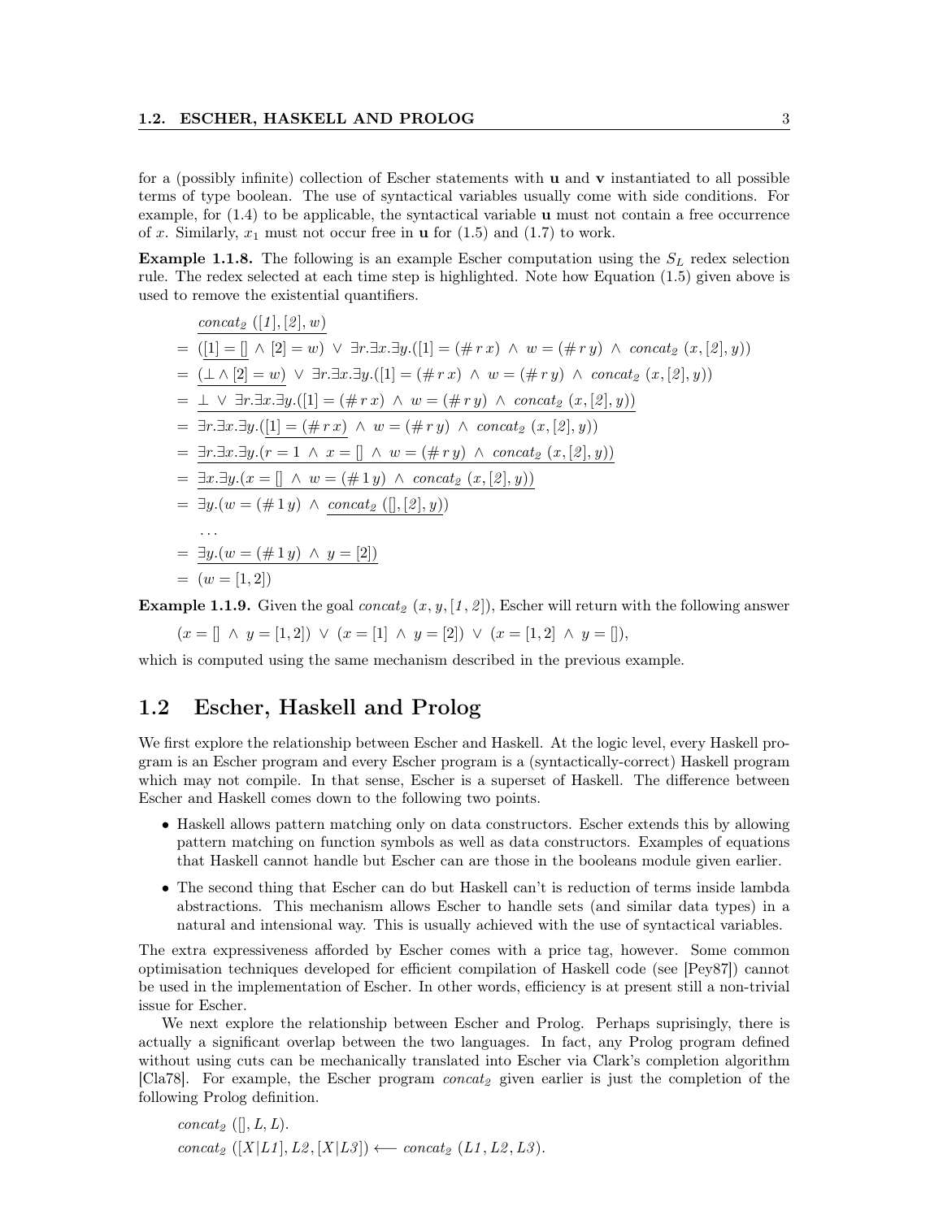for a (possibly infinite) collection of Escher statements with **u** and **v** instantiated to all possible terms of type boolean. The use of syntactical variables usually come with side conditions. For example, for (1.4) to be applicable, the syntactical variable **u** must not contain a free occurrence of $x$. Similarly, $x_1$ must not occur free in **u** for (1.5) and (1.7) to work.

**Example 1.1.8.** The following is an example Escher computation using the $S_L$ redex selection rule. The redex selected at each time step is highlighted. Note how Equation (1.5) given above is used to remove the existential quantifiers.

$$
\begin{aligned}
& \underline{\mathit{concat_2}\ ([1],[2],w)} \\
= \ & (\underline{[1] = []} \wedge [2] = w) \vee \exists r.\exists x.\exists y.([1] = (\#\, r\, x) \wedge w = (\#\, r\, y) \wedge \mathit{concat_2}\ (x,[2],y)) \\
= \ & \underline{(\bot \wedge [2] = w)} \vee \exists r.\exists x.\exists y.([1] = (\#\, r\, x) \wedge w = (\#\, r\, y) \wedge \mathit{concat_2}\ (x,[2],y)) \\
= \ & \underline{\bot \vee \exists r.\exists x.\exists y.([1] = (\#\, r\, x) \wedge w = (\#\, r\, y) \wedge \mathit{concat_2}\ (x,[2],y))} \\
= \ & \exists r.\exists x.\exists y.(\underline{[1] = (\#\, r\, x)} \wedge w = (\#\, r\, y) \wedge \mathit{concat_2}\ (x,[2],y)) \\
= \ & \underline{\exists r.\exists x.\exists y.(r = 1 \wedge x = [] \wedge w = (\#\, r\, y) \wedge \mathit{concat_2}\ (x,[2],y))} \\
= \ & \underline{\exists x.\exists y.(x = [] \wedge w = (\#\, 1\, y) \wedge \mathit{concat_2}\ (x,[2],y))} \\
= \ & \exists y.(w = (\#\, 1\, y) \wedge \underline{\mathit{concat_2}\ ([],[2],y)}) \\
& \ldots \\
= \ & \underline{\exists y.(w = (\#\, 1\, y) \wedge y = [2])} \\
= \ & (w = [1,2])
\end{aligned}
$$

**Example 1.1.9.** Given the goal $\mathit{concat_2}\ (x, y, [1,2])$, Escher will return with the following answer

$$(x = [] \wedge y = [1,2]) \vee (x = [1] \wedge y = [2]) \vee (x = [1,2] \wedge y = []),$$

which is computed using the same mechanism described in the previous example.

## 1.2 Escher, Haskell and Prolog

We first explore the relationship between Escher and Haskell. At the logic level, every Haskell program is an Escher program and every Escher program is a (syntactically-correct) Haskell program which may not compile. In that sense, Escher is a superset of Haskell. The difference between Escher and Haskell comes down to the following two points.

- Haskell allows pattern matching only on data constructors. Escher extends this by allowing pattern matching on function symbols as well as data constructors. Examples of equations that Haskell cannot handle but Escher can are those in the booleans module given earlier.
- The second thing that Escher can do but Haskell can't is reduction of terms inside lambda abstractions. This mechanism allows Escher to handle sets (and similar data types) in a natural and intensional way. This is usually achieved with the use of syntactical variables.

The extra expressiveness afforded by Escher comes with a price tag, however. Some common optimisation techniques developed for efficient compilation of Haskell code (see [Pey87]) cannot be used in the implementation of Escher. In other words, efficiency is at present still a non-trivial issue for Escher.

We next explore the relationship between Escher and Prolog. Perhaps suprisingly, there is actually a significant overlap between the two languages. In fact, any Prolog program defined without using cuts can be mechanically translated into Escher via Clark's completion algorithm [Cla78]. For example, the Escher program *concat₂* given earlier is just the completion of the following Prolog definition.

$\mathit{concat_2}\ ([], L, L).$

$\mathit{concat_2}\ ([X|L1], L2, [X|L3]) \longleftarrow \mathit{concat_2}\ (L1, L2, L3).$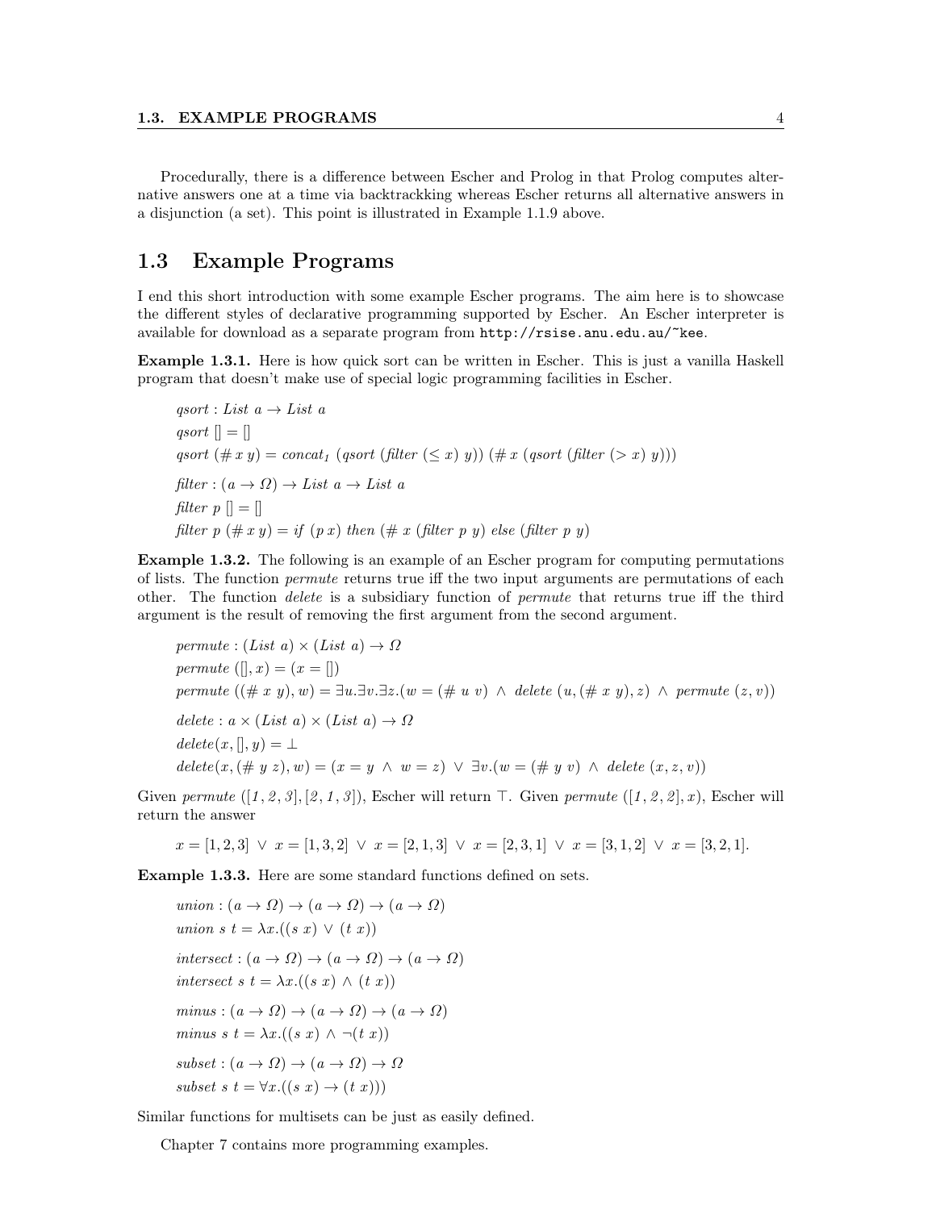Procedurally, there is a difference between Escher and Prolog in that Prolog computes alternative answers one at a time via backtrackking whereas Escher returns all alternative answers in a disjunction (a set). This point is illustrated in Example 1.1.9 above.

## 1.3 Example Programs

I end this short introduction with some example Escher programs. The aim here is to showcase the different styles of declarative programming supported by Escher. An Escher interpreter is available for download as a separate program from `http://rsise.anu.edu.au/~kee`.

**Example 1.3.1.** Here is how quick sort can be written in Escher. This is just a vanilla Haskell program that doesn't make use of special logic programming facilities in Escher.

$$qsort : List\ a \rightarrow List\ a$$
$$qsort\ [] = []$$
$$qsort\ (\#\ x\ y) = concat_1\ (qsort\ (filter\ (\leq x)\ y))\ (\#\ x\ (qsort\ (filter\ (> x)\ y)))$$

$$filter : (a \rightarrow \Omega) \rightarrow List\ a \rightarrow List\ a$$
$$filter\ p\ [] = []$$
$$filter\ p\ (\#\ x\ y) = if\ (p\ x)\ then\ (\#\ x\ (filter\ p\ y)\ else\ (filter\ p\ y)$$

**Example 1.3.2.** The following is an example of an Escher program for computing permutations of lists. The function *permute* returns true iff the two input arguments are permutations of each other. The function *delete* is a subsidiary function of *permute* that returns true iff the third argument is the result of removing the first argument from the second argument.

$$permute : (List\ a) \times (List\ a) \rightarrow \Omega$$
$$permute\ ([], x) = (x = [])$$
$$permute\ ((\#\ x\ y), w) = \exists u.\exists v.\exists z.(w = (\#\ u\ v)\ \wedge\ delete\ (u, (\#\ x\ y), z)\ \wedge\ permute\ (z, v))$$

$$delete : a \times (List\ a) \times (List\ a) \rightarrow \Omega$$
$$delete(x, [], y) = \bot$$
$$delete(x, (\#\ y\ z), w) = (x = y\ \wedge\ w = z)\ \vee\ \exists v.(w = (\#\ y\ v)\ \wedge\ delete\ (x, z, v))$$

Given *permute* $([1, 2, 3], [2, 1, 3])$, Escher will return $\top$. Given *permute* $([1, 2, 2], x)$, Escher will return the answer

$$x = [1, 2, 3]\ \vee\ x = [1, 3, 2]\ \vee\ x = [2, 1, 3]\ \vee\ x = [2, 3, 1]\ \vee\ x = [3, 1, 2]\ \vee\ x = [3, 2, 1].$$

**Example 1.3.3.** Here are some standard functions defined on sets.

$$union : (a \rightarrow \Omega) \rightarrow (a \rightarrow \Omega) \rightarrow (a \rightarrow \Omega)$$
$$union\ s\ t = \lambda x.((s\ x)\ \vee\ (t\ x))$$

$$intersect : (a \rightarrow \Omega) \rightarrow (a \rightarrow \Omega) \rightarrow (a \rightarrow \Omega)$$
$$intersect\ s\ t = \lambda x.((s\ x)\ \wedge\ (t\ x))$$

$$minus : (a \rightarrow \Omega) \rightarrow (a \rightarrow \Omega) \rightarrow (a \rightarrow \Omega)$$
$$minus\ s\ t = \lambda x.((s\ x)\ \wedge\ \neg(t\ x))$$

$$subset : (a \rightarrow \Omega) \rightarrow (a \rightarrow \Omega) \rightarrow \Omega$$
$$subset\ s\ t = \forall x.((s\ x) \rightarrow (t\ x)))$$

Similar functions for multisets can be just as easily defined.

Chapter 7 contains more programming examples.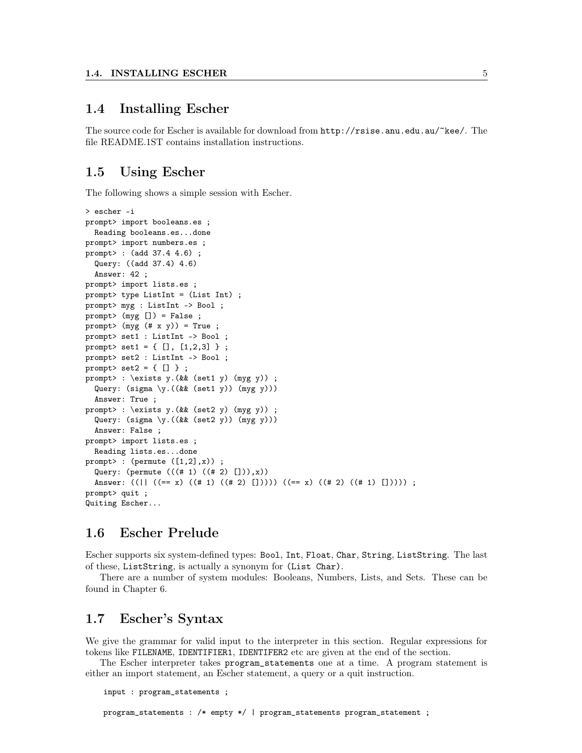## 1.4 Installing Escher

The source code for Escher is available for download from `http://rsise.anu.edu.au/~kee/`. The file README.1ST contains installation instructions.

## 1.5 Using Escher

The following shows a simple session with Escher.

```
> escher -i
prompt> import booleans.es ;
  Reading booleans.es...done
prompt> import numbers.es ;
prompt> : (add 37.4 4.6) ;
  Query: ((add 37.4) 4.6)
  Answer: 42 ;
prompt> import lists.es ;
prompt> type ListInt = (List Int) ;
prompt> myg : ListInt -> Bool ;
prompt> (myg []) = False ;
prompt> (myg (# x y)) = True ;
prompt> set1 : ListInt -> Bool ;
prompt> set1 = { [], [1,2,3] } ;
prompt> set2 : ListInt -> Bool ;
prompt> set2 = { [] } ;
prompt> : \exists y.(&& (set1 y) (myg y)) ;
  Query: (sigma \y.((&& (set1 y)) (myg y)))
  Answer: True ;
prompt> : \exists y.(&& (set2 y) (myg y)) ;
  Query: (sigma \y.((&& (set2 y)) (myg y)))
  Answer: False ;
prompt> import lists.es ;
  Reading lists.es...done
prompt> : (permute ([1,2],x)) ;
  Query: (permute (((# 1) ((# 2) [])),x))
  Answer: ((|| ((== x) ((# 1) ((# 2) [])))) ((== x) ((# 2) ((# 1) [])))) ;
prompt> quit ;
Quiting Escher...
```

## 1.6 Escher Prelude

Escher supports six system-defined types: `Bool`, `Int`, `Float`, `Char`, `String`, `ListString`. The last of these, `ListString`, is actually a synonym for `(List Char)`.

There are a number of system modules: Booleans, Numbers, Lists, and Sets. These can be found in Chapter 6.

## 1.7 Escher's Syntax

We give the grammar for valid input to the interpreter in this section. Regular expressions for tokens like `FILENAME`, `IDENTIFIER1`, `IDENTIFER2` etc are given at the end of the section.

The Escher interpreter takes `program_statements` one at a time. A program statement is either an import statement, an Escher statement, a query or a quit instruction.

```
input : program_statements ;

program_statements : /* empty */ | program_statements program_statement ;
```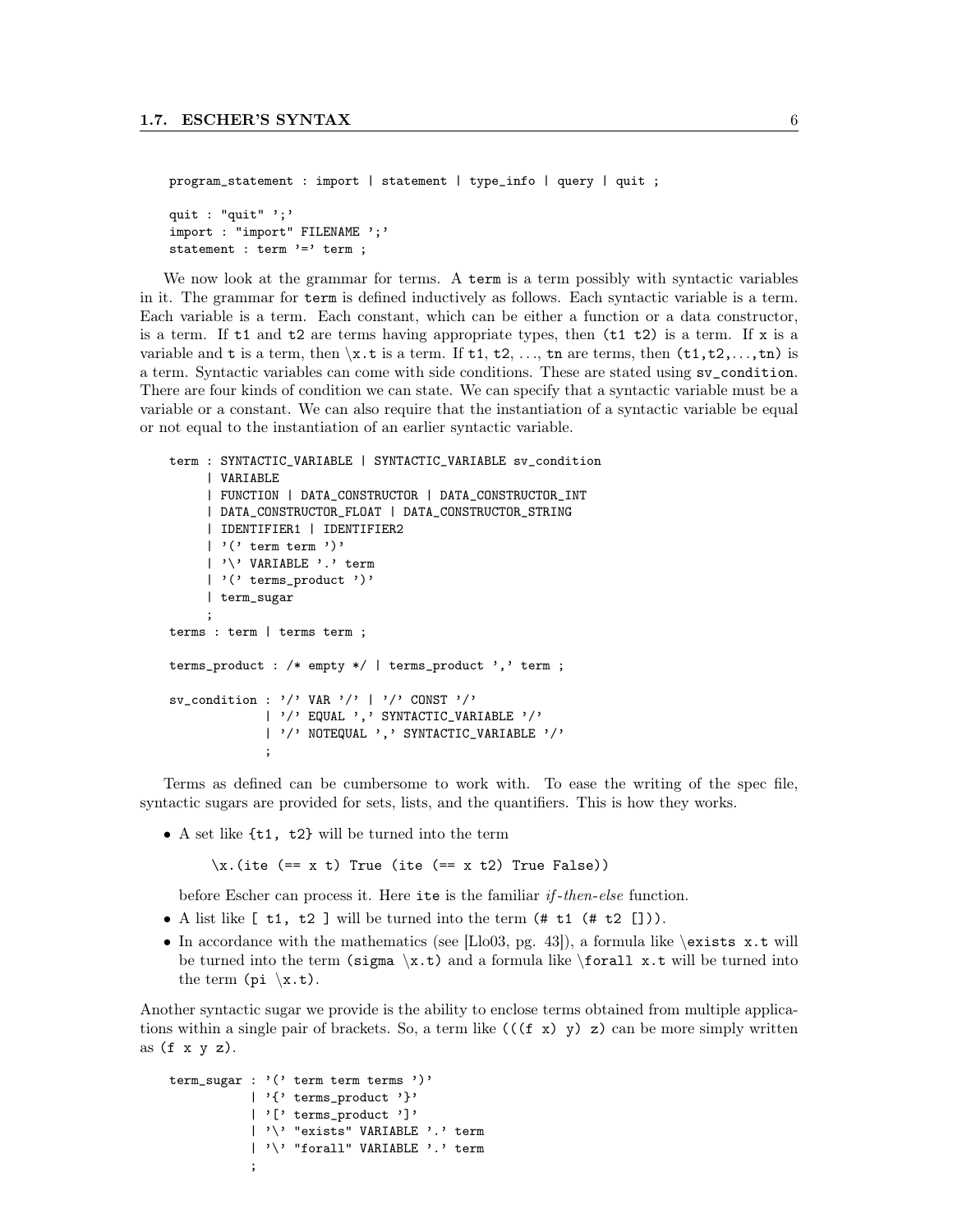```
program_statement : import | statement | type_info | query | quit ;

quit : "quit" ';'
import : "import" FILENAME ';'
statement : term '=' term ;
```

We now look at the grammar for terms. A `term` is a term possibly with syntactic variables in it. The grammar for `term` is defined inductively as follows. Each syntactic variable is a term. Each variable is a term. Each constant, which can be either a function or a data constructor, is a term. If `t1` and `t2` are terms having appropriate types, then `(t1 t2)` is a term. If `x` is a variable and `t` is a term, then `\x.t` is a term. If `t1`, `t2`, ..., `tn` are terms, then `(t1,t2,...,tn)` is a term. Syntactic variables can come with side conditions. These are stated using `sv_condition`. There are four kinds of condition we can state. We can specify that a syntactic variable must be a variable or a constant. We can also require that the instantiation of a syntactic variable be equal or not equal to the instantiation of an earlier syntactic variable.

```
term : SYNTACTIC_VARIABLE | SYNTACTIC_VARIABLE sv_condition
     | VARIABLE
     | FUNCTION | DATA_CONSTRUCTOR | DATA_CONSTRUCTOR_INT
     | DATA_CONSTRUCTOR_FLOAT | DATA_CONSTRUCTOR_STRING
     | IDENTIFIER1 | IDENTIFIER2
     | '(' term term ')'
     | '\' VARIABLE '.' term
     | '(' terms_product ')'
     | term_sugar
     ;
terms : term | terms term ;

terms_product : /* empty */ | terms_product ',' term ;

sv_condition : '/' VAR '/' | '/' CONST '/'
             | '/' EQUAL ',' SYNTACTIC_VARIABLE '/'
             | '/' NOTEQUAL ',' SYNTACTIC_VARIABLE '/'
             ;
```

Terms as defined can be cumbersome to work with. To ease the writing of the spec file, syntactic sugars are provided for sets, lists, and the quantifiers. This is how they works.

- A set like `{t1, t2}` will be turned into the term

  `\x.(ite (== x t) True (ite (== x t2) True False))`

  before Escher can process it. Here `ite` is the familiar *if-then-else* function.
- A list like `[ t1, t2 ]` will be turned into the term `(# t1 (# t2 []))`.
- In accordance with the mathematics (see [Llo03, pg. 43]), a formula like `\exists x.t` will be turned into the term `(sigma \x.t)` and a formula like `\forall x.t` will be turned into the term `(pi \x.t)`.

Another syntactic sugar we provide is the ability to enclose terms obtained from multiple applications within a single pair of brackets. So, a term like `(((f x) y) z)` can be more simply written as `(f x y z)`.

```
term_sugar : '(' term term terms ')'
           | '{' terms_product '}'
           | '[' terms_product ']'
           | '\' "exists" VARIABLE '.' term
           | '\' "forall" VARIABLE '.' term
           ;
```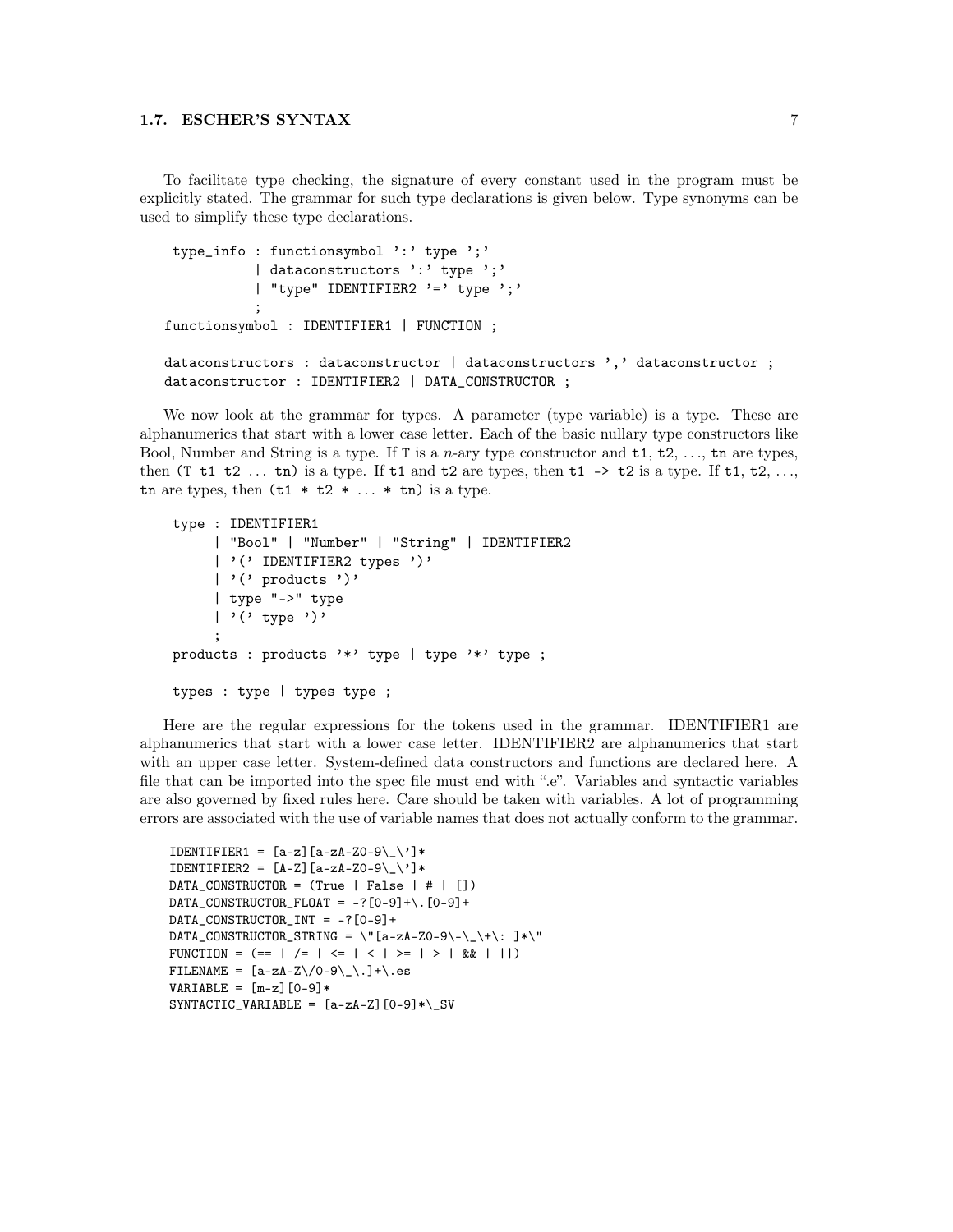To facilitate type checking, the signature of every constant used in the program must be explicitly stated. The grammar for such type declarations is given below. Type synonyms can be used to simplify these type declarations.

```
 type_info : functionsymbol ':' type ';'
           | dataconstructors ':' type ';'
           | "type" IDENTIFIER2 '=' type ';'
           ;
functionsymbol : IDENTIFIER1 | FUNCTION ;

dataconstructors : dataconstructor | dataconstructors ',' dataconstructor ;
dataconstructor : IDENTIFIER2 | DATA_CONSTRUCTOR ;
```

We now look at the grammar for types. A parameter (type variable) is a type. These are alphanumerics that start with a lower case letter. Each of the basic nullary type constructors like Bool, Number and String is a type. If `T` is a $n$-ary type constructor and `t1`, `t2`, ..., `tn` are types, then `(T t1 t2 ... tn)` is a type. If `t1` and `t2` are types, then `t1 -> t2` is a type. If `t1`, `t2`, ..., `tn` are types, then `(t1 * t2 * ... * tn)` is a type.

```
 type : IDENTIFIER1
      | "Bool" | "Number" | "String" | IDENTIFIER2
      | '(' IDENTIFIER2 types ')'
      | '(' products ')'
      | type "->" type
      | '(' type ')'
      ;
 products : products '*' type | type '*' type ;

 types : type | types type ;
```

Here are the regular expressions for the tokens used in the grammar. IDENTIFIER1 are alphanumerics that start with a lower case letter. IDENTIFIER2 are alphanumerics that start with an upper case letter. System-defined data constructors and functions are declared here. A file that can be imported into the spec file must end with ".e". Variables and syntactic variables are also governed by fixed rules here. Care should be taken with variables. A lot of programming errors are associated with the use of variable names that does not actually conform to the grammar.

```
IDENTIFIER1 = [a-z][a-zA-Z0-9\_\']*
IDENTIFIER2 = [A-Z][a-zA-Z0-9\_\']*
DATA_CONSTRUCTOR = (True | False | # | [])
DATA_CONSTRUCTOR_FLOAT = -?[0-9]+\.[0-9]+
DATA_CONSTRUCTOR_INT = -?[0-9]+
DATA_CONSTRUCTOR_STRING = \"[a-zA-Z0-9\-\_\+\: ]*\"
FUNCTION = (== | /= | <= | < | >= | > | && | ||)
FILENAME = [a-zA-Z\/0-9\_\.]+\.es
VARIABLE = [m-z][0-9]*
SYNTACTIC_VARIABLE = [a-zA-Z][0-9]*\_SV
```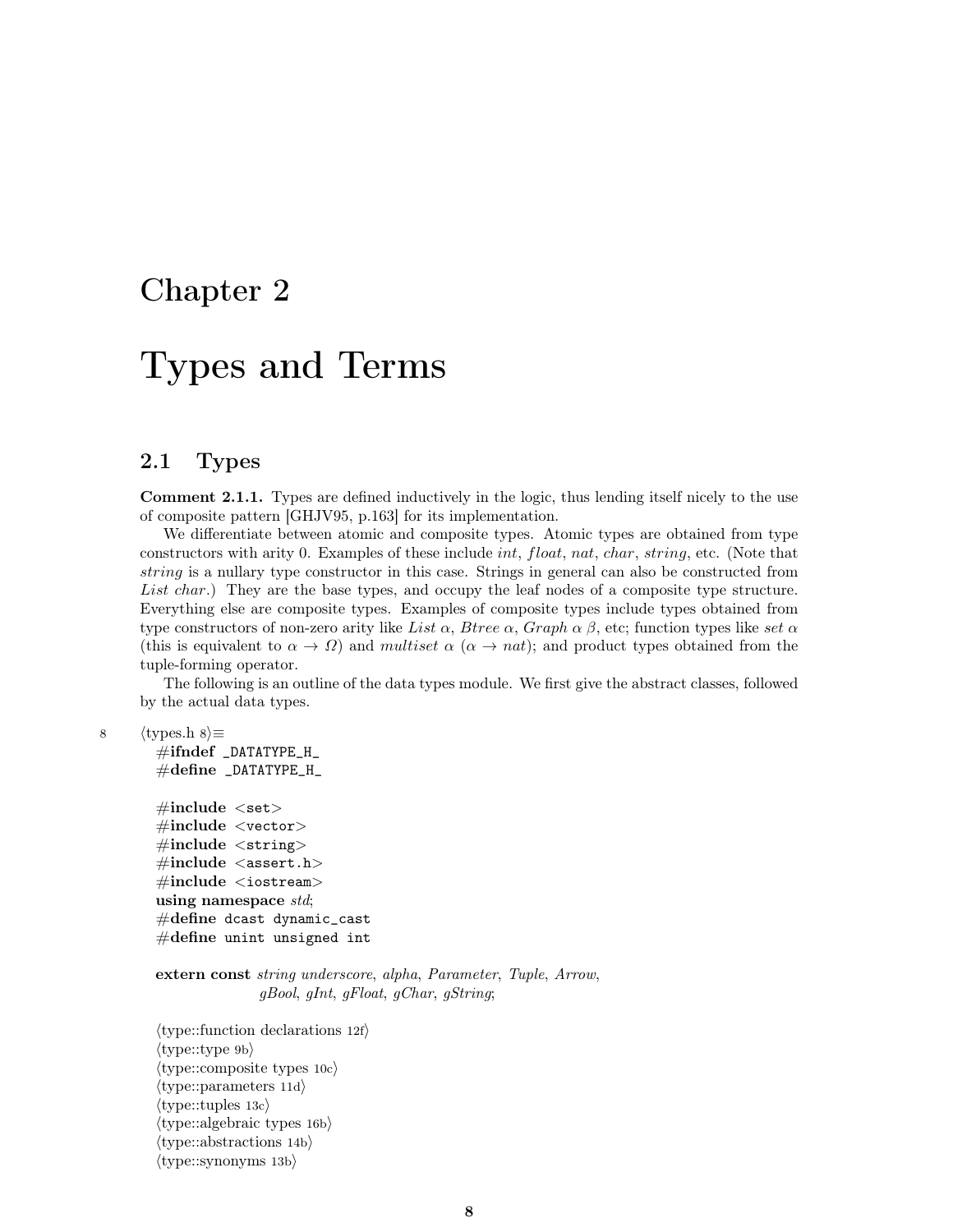# Chapter 2

# Types and Terms

## 2.1 Types

**Comment 2.1.1.** Types are defined inductively in the logic, thus lending itself nicely to the use of composite pattern [GHJV95, p.163] for its implementation.

We differentiate between atomic and composite types. Atomic types are obtained from type constructors with arity 0. Examples of these include *int*, *float*, *nat*, *char*, *string*, etc. (Note that *string* is a nullary type constructor in this case. Strings in general can also be constructed from *List char*.) They are the base types, and occupy the leaf nodes of a composite type structure. Everything else are composite types. Examples of composite types include types obtained from type constructors of non-zero arity like *List* $\alpha$, *Btree* $\alpha$, *Graph* $\alpha$ $\beta$, etc; function types like *set* $\alpha$ (this is equivalent to $\alpha \rightarrow \Omega$) and *multiset* $\alpha$ ($\alpha \rightarrow nat$); and product types obtained from the tuple-forming operator.

The following is an outline of the data types module. We first give the abstract classes, followed by the actual data types.

8 ⟨types.h 8⟩≡

```
#ifndef _DATATYPE_H_
#define _DATATYPE_H_

#include <set>
#include <vector>
#include <string>
#include <assert.h>
#include <iostream>
using namespace std;
#define dcast dynamic_cast
#define unint unsigned int

extern const string underscore, alpha, Parameter, Tuple, Arrow,
                    gBool, gInt, gFloat, gChar, gString;

⟨type::function declarations 12f⟩
⟨type::type 9b⟩
⟨type::composite types 10c⟩
⟨type::parameters 11d⟩
⟨type::tuples 13c⟩
⟨type::algebraic types 16b⟩
⟨type::abstractions 14b⟩
⟨type::synonyms 13b⟩
```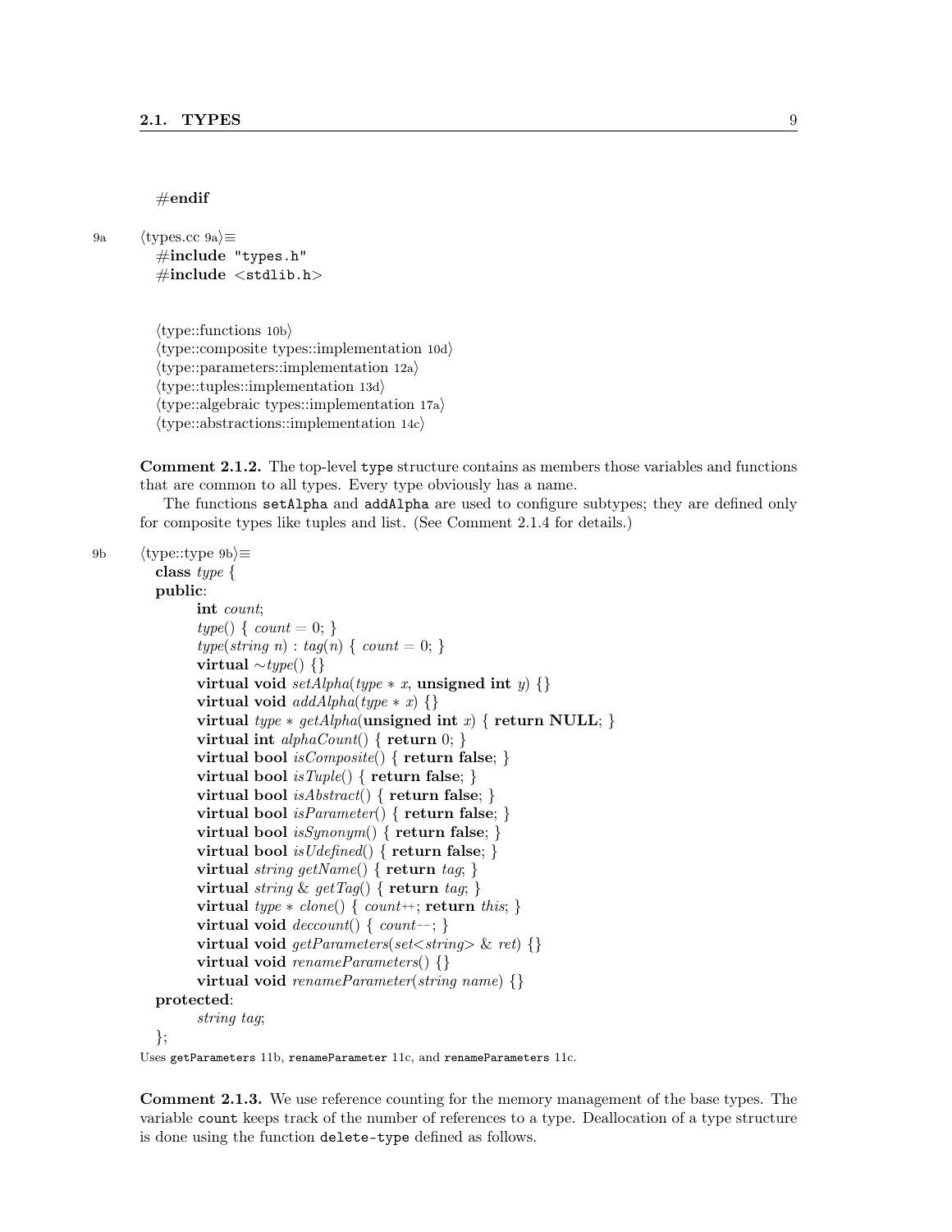```
#endif
```

9a ⟨types.cc 9a⟩≡

```
#include "types.h"
#include <stdlib.h>


⟨type::functions 10b⟩
⟨type::composite types::implementation 10d⟩
⟨type::parameters::implementation 12a⟩
⟨type::tuples::implementation 13d⟩
⟨type::algebraic types::implementation 17a⟩
⟨type::abstractions::implementation 14c⟩
```

**Comment 2.1.2.** The top-level `type` structure contains as members those variables and functions that are common to all types. Every type obviously has a name.

The functions `setAlpha` and `addAlpha` are used to configure subtypes; they are defined only for composite types like tuples and list. (See Comment 2.1.4 for details.)

9b ⟨type::type 9b⟩≡

```
class type {
public:
        int count;
        type() { count = 0; }
        type(string n) : tag(n) { count = 0; }
        virtual ~type() {}
        virtual void setAlpha(type * x, unsigned int y) {}
        virtual void addAlpha(type * x) {}
        virtual type * getAlpha(unsigned int x) { return NULL; }
        virtual int alphaCount() { return 0; }
        virtual bool isComposite() { return false; }
        virtual bool isTuple() { return false; }
        virtual bool isAbstract() { return false; }
        virtual bool isParameter() { return false; }
        virtual bool isSynonym() { return false; }
        virtual bool isUdefined() { return false; }
        virtual string getName() { return tag; }
        virtual string & getTag() { return tag; }
        virtual type * clone() { count++; return this; }
        virtual void deccount() { count--; }
        virtual void getParameters(set<string> & ret) {}
        virtual void renameParameters() {}
        virtual void renameParameter(string name) {}
protected:
        string tag;
};
```

Uses `getParameters` 11b, `renameParameter` 11c, and `renameParameters` 11c.

**Comment 2.1.3.** We use reference counting for the memory management of the base types. The variable `count` keeps track of the number of references to a type. Deallocation of a type structure is done using the function `delete-type` defined as follows.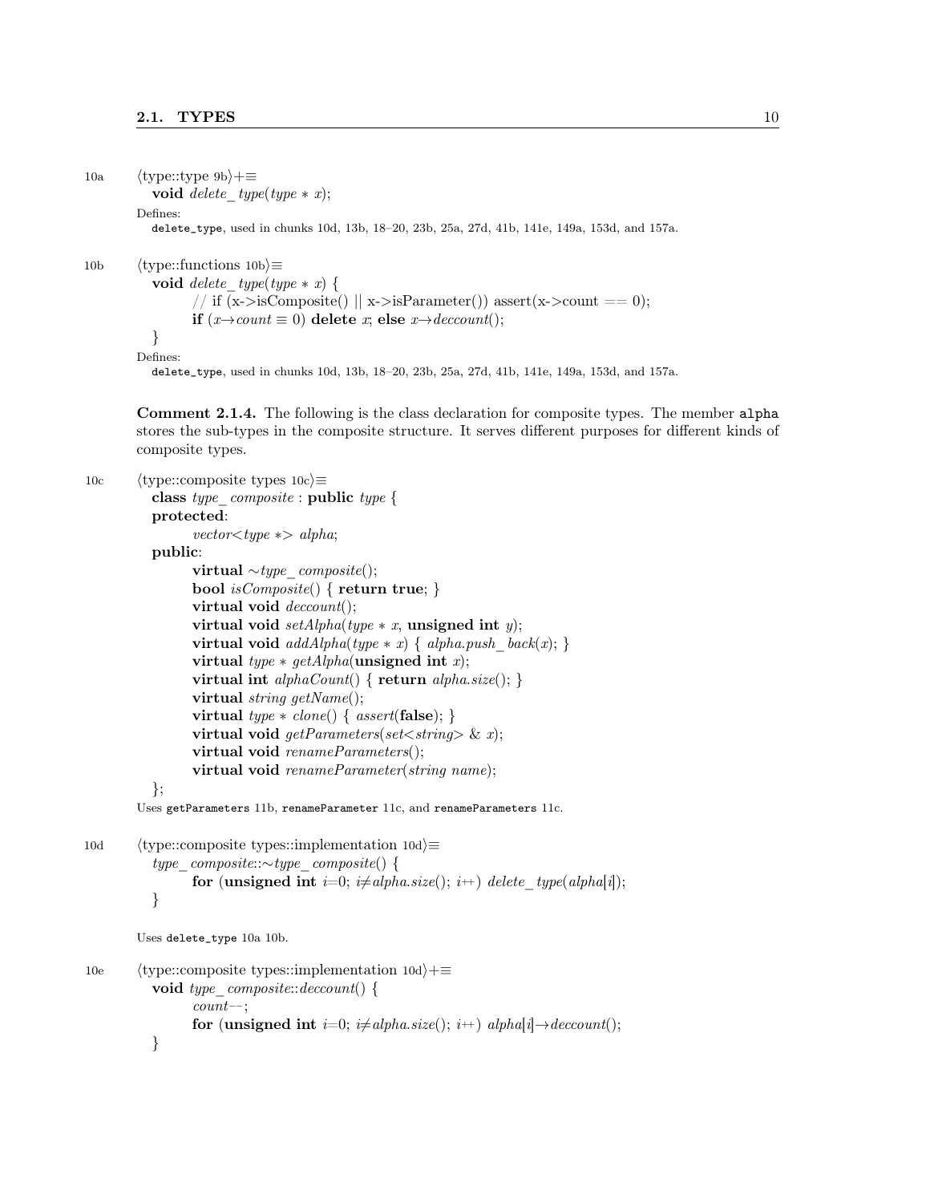10a ⟨type::type 9b⟩+≡

```
void delete_type(type * x);
```

Defines:
delete_type, used in chunks 10d, 13b, 18–20, 23b, 25a, 27d, 41b, 141e, 149a, 153d, and 157a.

10b ⟨type::functions 10b⟩≡

```
void delete_type(type * x) {
        // if (x->isComposite() || x->isParameter()) assert(x->count == 0);
        if (x->count == 0) delete x; else x->deccount();
}
```

Defines:
delete_type, used in chunks 10d, 13b, 18–20, 23b, 25a, 27d, 41b, 141e, 149a, 153d, and 157a.

**Comment 2.1.4.** The following is the class declaration for composite types. The member `alpha` stores the sub-types in the composite structure. It serves different purposes for different kinds of composite types.

10c ⟨type::composite types 10c⟩≡

```
class type_composite : public type {
protected:
        vector<type *> alpha;
public:
        virtual ~type_composite();
        bool isComposite() { return true; }
        virtual void deccount();
        virtual void setAlpha(type * x, unsigned int y);
        virtual void addAlpha(type * x) { alpha.push_back(x); }
        virtual type * getAlpha(unsigned int x);
        virtual int alphaCount() { return alpha.size(); }
        virtual string getName();
        virtual type * clone() { assert(false); }
        virtual void getParameters(set<string> & x);
        virtual void renameParameters();
        virtual void renameParameter(string name);
};
```

Uses getParameters 11b, renameParameter 11c, and renameParameters 11c.

10d ⟨type::composite types::implementation 10d⟩≡

```
type_composite::~type_composite() {
        for (unsigned int i=0; i!=alpha.size(); i++) delete_type(alpha[i]);
}
```

Uses delete_type 10a 10b.

10e ⟨type::composite types::implementation 10d⟩+≡

```
void type_composite::deccount() {
        count--;
        for (unsigned int i=0; i!=alpha.size(); i++) alpha[i]->deccount();
}
```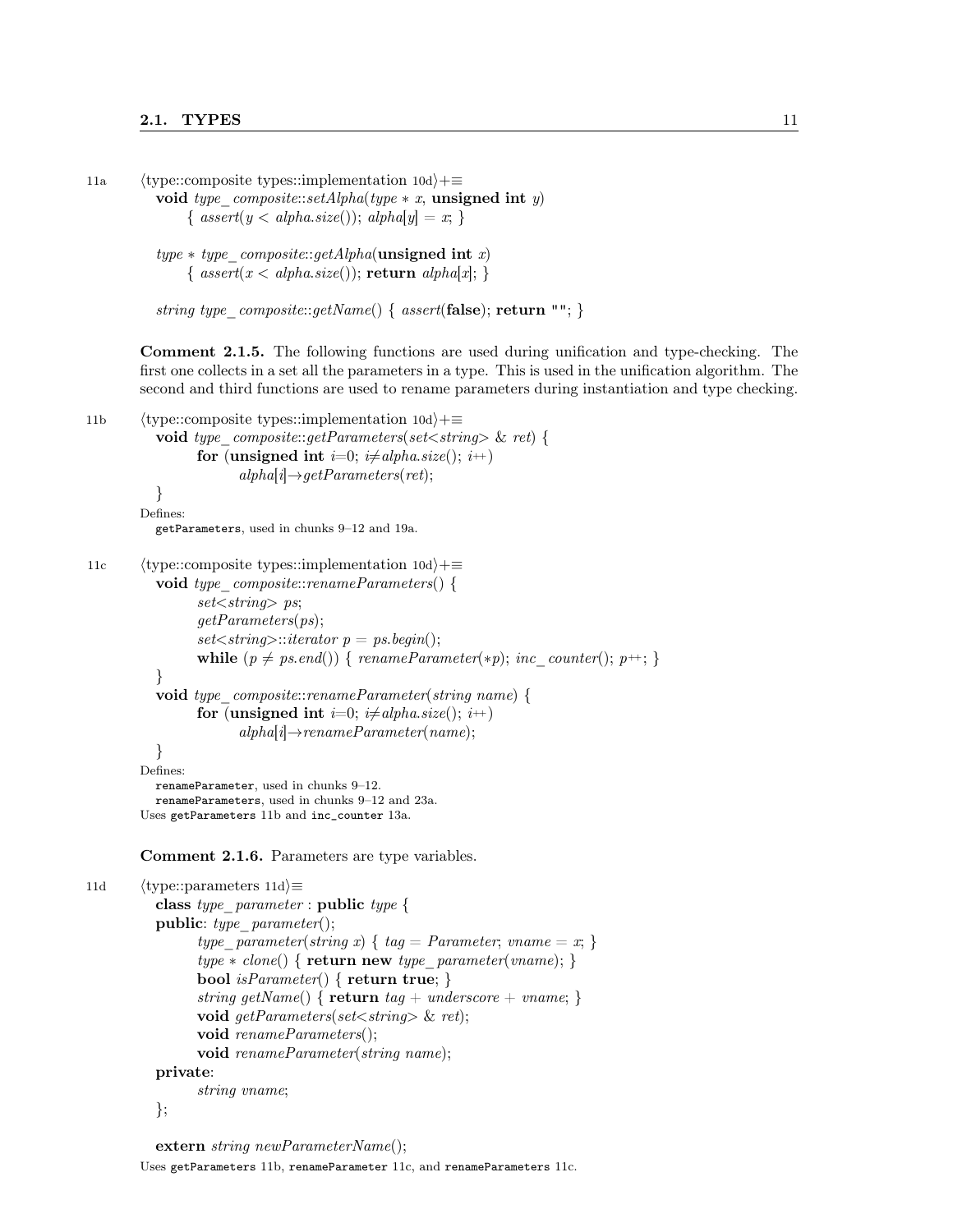11a ⟨type::composite types::implementation 10d⟩+≡

```
void type_composite::setAlpha(type * x, unsigned int y)
      { assert(y < alpha.size()); alpha[y] = x; }

type * type_composite::getAlpha(unsigned int x)
      { assert(x < alpha.size()); return alpha[x]; }

string type_composite::getName() { assert(false); return ""; }
```

**Comment 2.1.5.** The following functions are used during unification and type-checking. The first one collects in a set all the parameters in a type. This is used in the unification algorithm. The second and third functions are used to rename parameters during instantiation and type checking.

11b ⟨type::composite types::implementation 10d⟩+≡

```
void type_composite::getParameters(set<string> & ret) {
      for (unsigned int i=0; i≠alpha.size(); i++)
            alpha[i]→getParameters(ret);
}
```

Defines:
`getParameters`, used in chunks 9–12 and 19a.

11c ⟨type::composite types::implementation 10d⟩+≡

```
void type_composite::renameParameters() {
      set<string> ps;
      getParameters(ps);
      set<string>::iterator p = ps.begin();
      while (p ≠ ps.end()) { renameParameter(*p); inc_counter(); p++; }
}
void type_composite::renameParameter(string name) {
      for (unsigned int i=0; i≠alpha.size(); i++)
            alpha[i]→renameParameter(name);
}
```

Defines:
`renameParameter`, used in chunks 9–12.
`renameParameters`, used in chunks 9–12 and 23a.
Uses `getParameters` 11b and `inc_counter` 13a.

**Comment 2.1.6.** Parameters are type variables.

11d ⟨type::parameters 11d⟩≡

```
class type_parameter : public type {
public: type_parameter();
      type_parameter(string x) { tag = Parameter; vname = x; }
      type * clone() { return new type_parameter(vname); }
      bool isParameter() { return true; }
      string getName() { return tag + underscore + vname; }
      void getParameters(set<string> & ret);
      void renameParameters();
      void renameParameter(string name);
private:
      string vname;
};

extern string newParameterName();
```

Uses `getParameters` 11b, `renameParameter` 11c, and `renameParameters` 11c.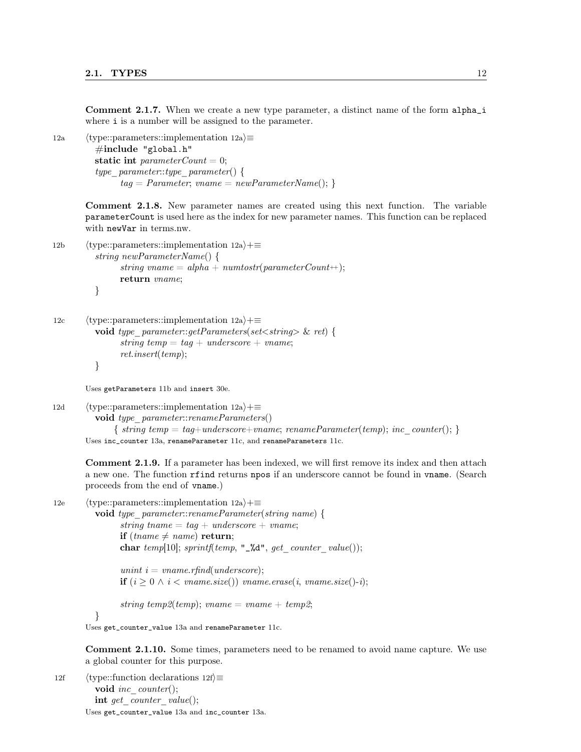**Comment 2.1.7.** When we create a new type parameter, a distinct name of the form `alpha_i` where `i` is a number will be assigned to the parameter.

12a ⟨type::parameters::implementation 12a⟩≡

```
#include "global.h"
static int parameterCount = 0;
type_parameter::type_parameter() {
        tag = Parameter; vname = newParameterName(); }
```

**Comment 2.1.8.** New parameter names are created using this next function. The variable `parameterCount` is used here as the index for new parameter names. This function can be replaced with `newVar` in terms.nw.

12b ⟨type::parameters::implementation 12a⟩+≡

```
string newParameterName() {
        string vname = alpha + numtostr(parameterCount++);
        return vname;
}
```

12c ⟨type::parameters::implementation 12a⟩+≡

```
void type_parameter::getParameters(set<string> & ret) {
        string temp = tag + underscore + vname;
        ret.insert(temp);
}
```

Uses `getParameters` 11b and `insert` 30e.

12d ⟨type::parameters::implementation 12a⟩+≡

```
void type_parameter::renameParameters()
      { string temp = tag+underscore+vname; renameParameter(temp); inc_counter(); }
```

Uses `inc_counter` 13a, `renameParameter` 11c, and `renameParameters` 11c.

**Comment 2.1.9.** If a parameter has been indexed, we will first remove its index and then attach a new one. The function `rfind` returns `npos` if an underscore cannot be found in `vname`. (Search proceeds from the end of `vname`.)

12e ⟨type::parameters::implementation 12a⟩+≡

```
void type_parameter::renameParameter(string name) {
        string tname = tag + underscore + vname;
        if (tname ≠ name) return;
        char temp[10]; sprintf(temp, "_%d", get_counter_value());

        unint i = vname.rfind(underscore);
        if (i ≥ 0 ∧ i < vname.size()) vname.erase(i, vname.size()-i);

        string temp2(temp); vname = vname + temp2;
}
```

Uses `get_counter_value` 13a and `renameParameter` 11c.

**Comment 2.1.10.** Some times, parameters need to be renamed to avoid name capture. We use a global counter for this purpose.

12f ⟨type::function declarations 12f⟩≡

```
void inc_counter();
int get_counter_value();
```

Uses `get_counter_value` 13a and `inc_counter` 13a.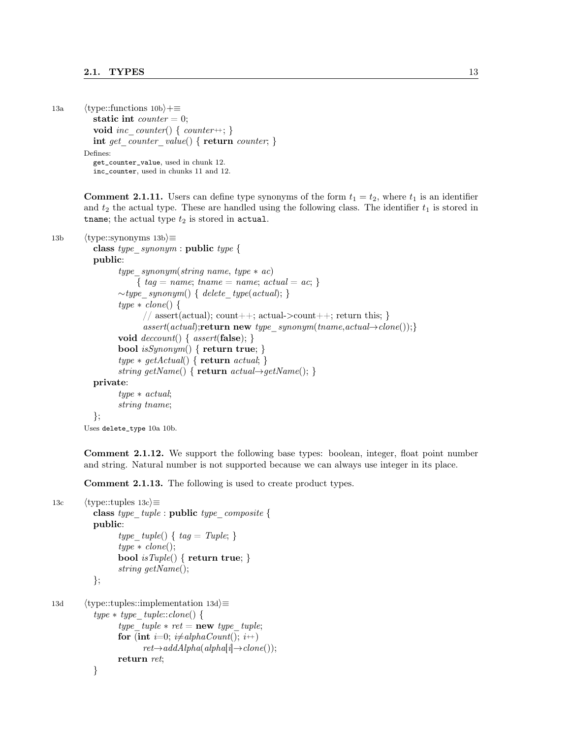13a ⟨type::functions 10b⟩+≡

```
static int counter = 0;
void inc_counter() { counter++; }
int get_counter_value() { return counter; }
```

Defines:
`get_counter_value`, used in chunk 12.
`inc_counter`, used in chunks 11 and 12.

**Comment 2.1.11.** Users can define type synonyms of the form $t_1 = t_2$, where $t_1$ is an identifier and $t_2$ the actual type. These are handled using the following class. The identifier $t_1$ is stored in `tname`; the actual type $t_2$ is stored in `actual`.

13b ⟨type::synonyms 13b⟩≡

```
class type_synonym : public type {
public:
        type_synonym(string name, type * ac)
              { tag = name; tname = name; actual = ac; }
        ~type_synonym() { delete_type(actual); }
        type * clone() {
              // assert(actual); count++; actual->count++; return this; }
              assert(actual);return new type_synonym(tname,actual->clone());}
        void deccount() { assert(false); }
        bool isSynonym() { return true; }
        type * getActual() { return actual; }
        string getName() { return actual->getName(); }
private:
        type * actual;
        string tname;
};
```

Uses `delete_type` 10a 10b.

**Comment 2.1.12.** We support the following base types: boolean, integer, float point number and string. Natural number is not supported because we can always use integer in its place.

**Comment 2.1.13.** The following is used to create product types.

13c ⟨type::tuples 13c⟩≡

```
class type_tuple : public type_composite {
public:
        type_tuple() { tag = Tuple; }
        type * clone();
        bool isTuple() { return true; }
        string getName();
};
```

13d ⟨type::tuples::implementation 13d⟩≡

```
type * type_tuple::clone() {
        type_tuple * ret = new type_tuple;
        for (int i=0; i!=alphaCount(); i++)
              ret->addAlpha(alpha[i]->clone());
        return ret;
}
```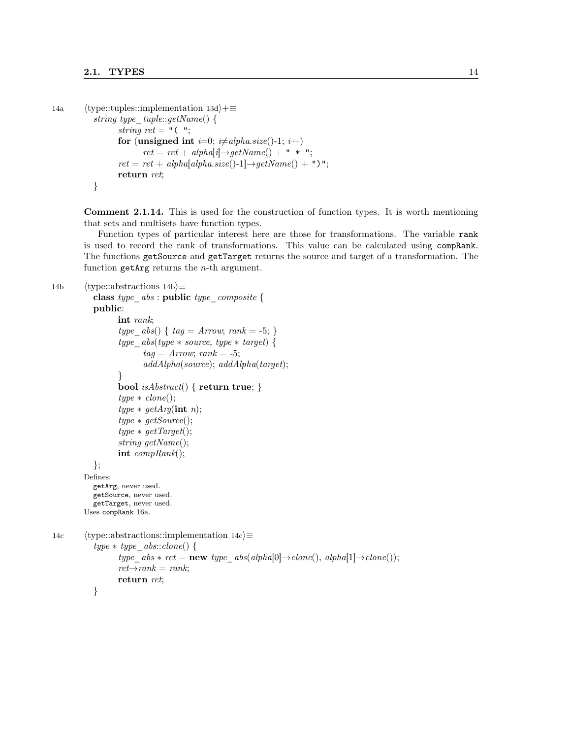14a ⟨type::tuples::implementation 13d⟩+≡

```
string type_tuple::getName() {
        string ret = "( ";
        for (unsigned int i=0; i≠alpha.size()-1; i++)
                ret = ret + alpha[i]→getName() + " * ";
        ret = ret + alpha[alpha.size()-1]→getName() + ")";
        return ret;
}
```

**Comment 2.1.14.** This is used for the construction of function types. It is worth mentioning that sets and multisets have function types.

Function types of particular interest here are those for transformations. The variable `rank` is used to record the rank of transformations. This value can be calculated using `compRank`. The functions `getSource` and `getTarget` returns the source and target of a transformation. The function `getArg` returns the $n$-th argument.

14b ⟨type::abstractions 14b⟩≡

```
class type_abs : public type_composite {
public:
        int rank;
        type_abs() { tag = Arrow; rank = -5; }
        type_abs(type * source, type * target) {
                tag = Arrow; rank = -5;
                addAlpha(source); addAlpha(target);
        }
        bool isAbstract() { return true; }
        type * clone();
        type * getArg(int n);
        type * getSource();
        type * getTarget();
        string getName();
        int compRank();
};
```

Defines:
`getArg`, never used.
`getSource`, never used.
`getTarget`, never used.
Uses `compRank` 16a.

14c ⟨type::abstractions::implementation 14c⟩≡

```
type * type_abs::clone() {
        type_abs * ret = new type_abs(alpha[0]→clone(), alpha[1]→clone());
        ret→rank = rank;
        return ret;
}
```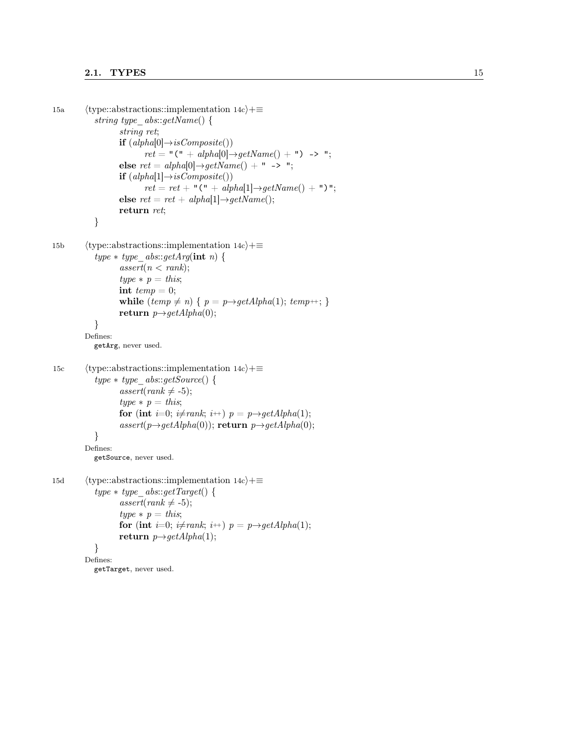15a ⟨type::abstractions::implementation 14c⟩+≡

```
string type_abs::getName() {
        string ret;
        if (alpha[0]→isComposite())
                ret = "(" + alpha[0]→getName() + ") -> ";
        else ret = alpha[0]→getName() + " -> ";
        if (alpha[1]→isComposite())
                ret = ret + "(" + alpha[1]→getName() + ")";
        else ret = ret + alpha[1]→getName();
        return ret;
}
```

15b ⟨type::abstractions::implementation 14c⟩+≡

```
type * type_abs::getArg(int n) {
        assert(n < rank);
        type * p = this;
        int temp = 0;
        while (temp ≠ n) { p = p→getAlpha(1); temp++; }
        return p→getAlpha(0);
}
```

Defines:
`getArg`, never used.

15c ⟨type::abstractions::implementation 14c⟩+≡

```
type * type_abs::getSource() {
        assert(rank ≠ -5);
        type * p = this;
        for (int i=0; i≠rank; i++) p = p→getAlpha(1);
        assert(p→getAlpha(0)); return p→getAlpha(0);
}
```

Defines:
`getSource`, never used.

15d ⟨type::abstractions::implementation 14c⟩+≡

```
type * type_abs::getTarget() {
        assert(rank ≠ -5);
        type * p = this;
        for (int i=0; i≠rank; i++) p = p→getAlpha(1);
        return p→getAlpha(1);
}
```

Defines:
`getTarget`, never used.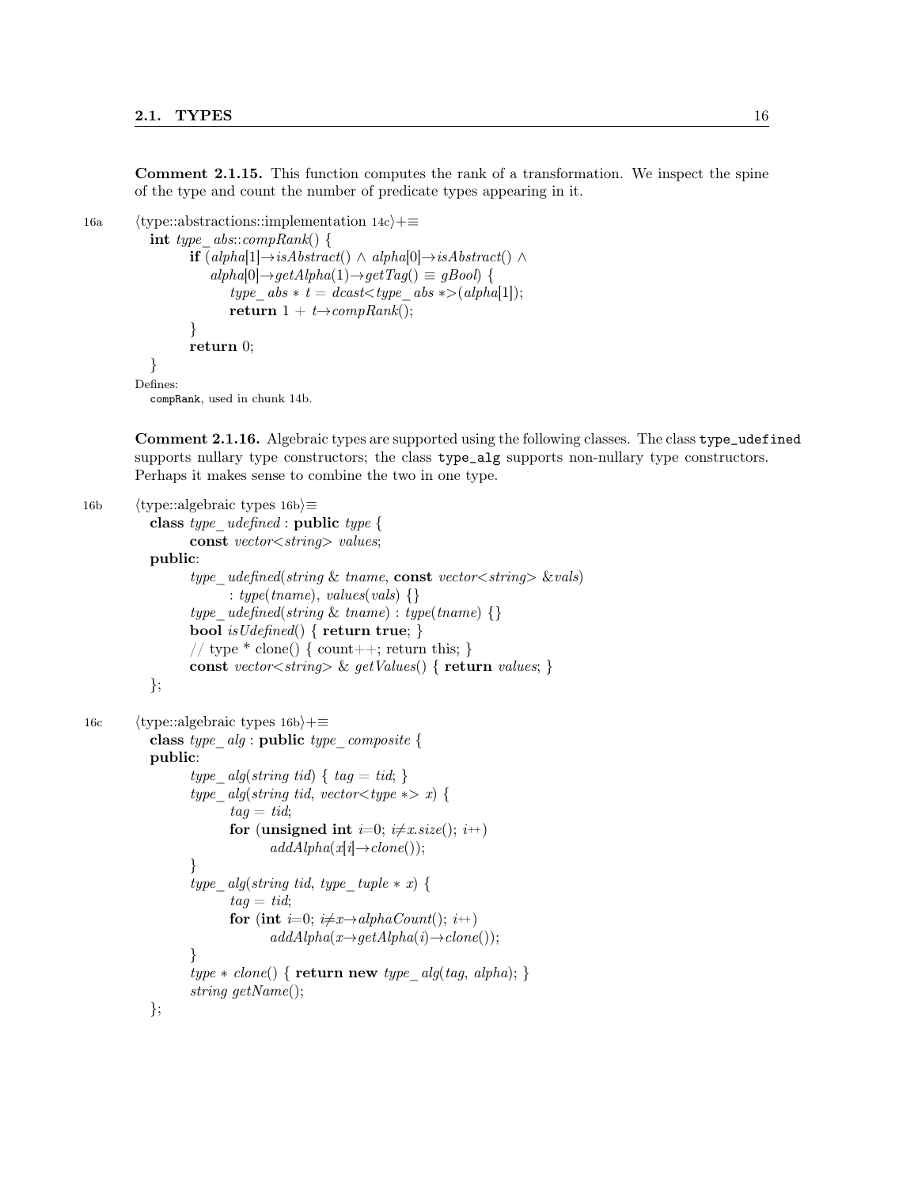**Comment 2.1.15.** This function computes the rank of a transformation. We inspect the spine of the type and count the number of predicate types appearing in it.

16a ⟨type::abstractions::implementation 14c⟩+≡

```
int type_abs::compRank() {
        if (alpha[1]→isAbstract() ∧ alpha[0]→isAbstract() ∧
            alpha[0]→getAlpha(1)→getTag() ≡ gBool) {
                type_abs * t = dcast<type_abs *>(alpha[1]);
                return 1 + t→compRank();
        }
        return 0;
}
```

Defines:
`compRank`, used in chunk 14b.

**Comment 2.1.16.** Algebraic types are supported using the following classes. The class `type_udefined` supports nullary type constructors; the class `type_alg` supports non-nullary type constructors. Perhaps it makes sense to combine the two in one type.

16b ⟨type::algebraic types 16b⟩≡

```
class type_udefined : public type {
        const vector<string> values;
public:
        type_udefined(string & tname, const vector<string> &vals)
                : type(tname), values(vals) {}
        type_udefined(string & tname) : type(tname) {}
        bool isUdefined() { return true; }
        // type * clone() { count++; return this; }
        const vector<string> & getValues() { return values; }
};
```

16c ⟨type::algebraic types 16b⟩+≡

```
class type_alg : public type_composite {
public:
        type_alg(string tid) { tag = tid; }
        type_alg(string tid, vector<type *> x) {
                tag = tid;
                for (unsigned int i=0; i≠x.size(); i++)
                        addAlpha(x[i]→clone());
        }
        type_alg(string tid, type_tuple * x) {
                tag = tid;
                for (int i=0; i≠x→alphaCount(); i++)
                        addAlpha(x→getAlpha(i)→clone());
        }
        type * clone() { return new type_alg(tag, alpha); }
        string getName();
};
```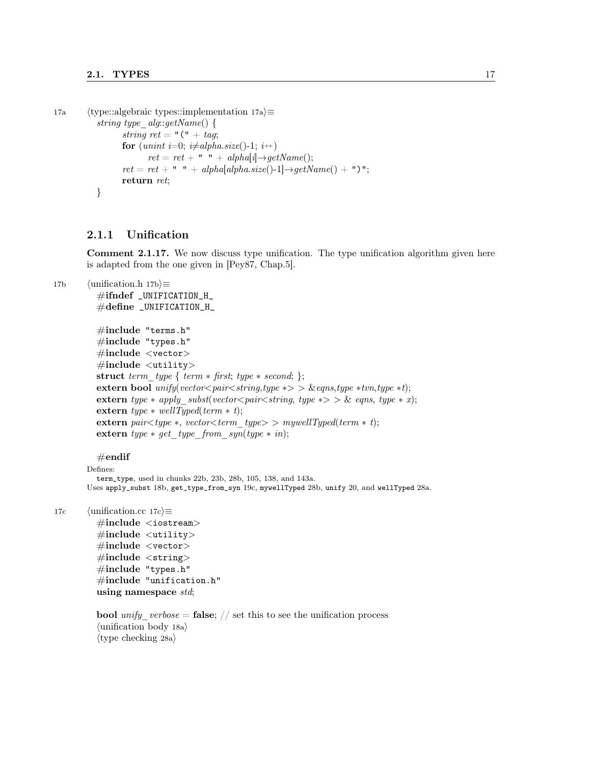17a ⟨type::algebraic types::implementation 17a⟩≡

```
string type_alg::getName() {
        string ret = "(" + tag;
        for (unint i=0; i≠alpha.size()-1; i++)
                ret = ret + " " + alpha[i]→getName();
        ret = ret + " " + alpha[alpha.size()-1]→getName() + ")";
        return ret;
}
```

### 2.1.1 Unification

**Comment 2.1.17.** We now discuss type unification. The type unification algorithm given here is adapted from the one given in [Pey87, Chap.5].

17b ⟨unification.h 17b⟩≡

```
#ifndef _UNIFICATION_H_
#define _UNIFICATION_H_

#include "terms.h"
#include "types.h"
#include <vector>
#include <utility>
struct term_type { term * first; type * second; };
extern bool unify(vector<pair<string,type *> > &eqns,type *tvn,type *t);
extern type * apply_subst(vector<pair<string, type *> > & eqns, type * x);
extern type * wellTyped(term * t);
extern pair<type *, vector<term_type> > mywellTyped(term * t);
extern type * get_type_from_syn(type * in);

#endif
```

Defines:
term_type, used in chunks 22b, 23b, 28b, 105, 138, and 143a.
Uses apply_subst 18b, get_type_from_syn 19c, mywellTyped 28b, unify 20, and wellTyped 28a.

17c ⟨unification.cc 17c⟩≡

```
#include <iostream>
#include <utility>
#include <vector>
#include <string>
#include "types.h"
#include "unification.h"
using namespace std;

bool unify_verbose = false; // set this to see the unification process
⟨unification body 18a⟩
⟨type checking 28a⟩
```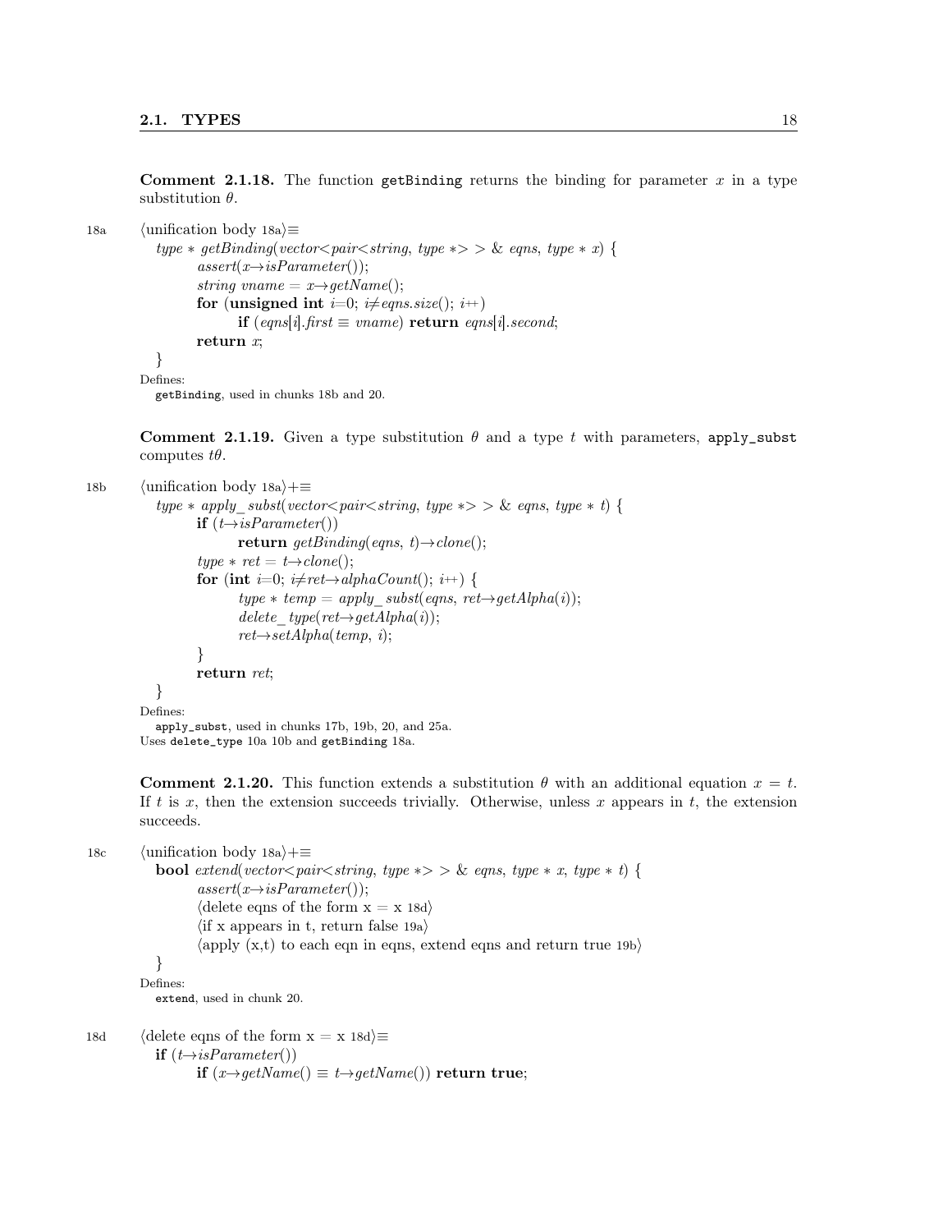**Comment 2.1.18.** The function `getBinding` returns the binding for parameter $x$ in a type substitution $\theta$.

18a ⟨unification body 18a⟩≡

```
type * getBinding(vector<pair<string, type *> > & eqns, type * x) {
        assert(x->isParameter());
        string vname = x->getName();
        for (unsigned int i=0; i!=eqns.size(); i++)
                if (eqns[i].first == vname) return eqns[i].second;
        return x;
}
```

Defines:
`getBinding`, used in chunks 18b and 20.

**Comment 2.1.19.** Given a type substitution $\theta$ and a type $t$ with parameters, `apply_subst` computes $t\theta$.

18b ⟨unification body 18a⟩+≡

```
type * apply_subst(vector<pair<string, type *> > & eqns, type * t) {
        if (t->isParameter())
                return getBinding(eqns, t)->clone();
        type * ret = t->clone();
        for (int i=0; i!=ret->alphaCount(); i++) {
                type * temp = apply_subst(eqns, ret->getAlpha(i));
                delete_type(ret->getAlpha(i));
                ret->setAlpha(temp, i);
        }
        return ret;
}
```

Defines:
`apply_subst`, used in chunks 17b, 19b, 20, and 25a.
Uses `delete_type` 10a 10b and `getBinding` 18a.

**Comment 2.1.20.** This function extends a substitution $\theta$ with an additional equation $x = t$. If $t$ is $x$, then the extension succeeds trivially. Otherwise, unless $x$ appears in $t$, the extension succeeds.

18c ⟨unification body 18a⟩+≡

```
bool extend(vector<pair<string, type *> > & eqns, type * x, type * t) {
        assert(x->isParameter());
        ⟨delete eqns of the form x = x 18d⟩
        ⟨if x appears in t, return false 19a⟩
        ⟨apply (x,t) to each eqn in eqns, extend eqns and return true 19b⟩
}
```

Defines:
`extend`, used in chunk 20.

18d ⟨delete eqns of the form x = x 18d⟩≡

```
if (t->isParameter())
        if (x->getName() == t->getName()) return true;
```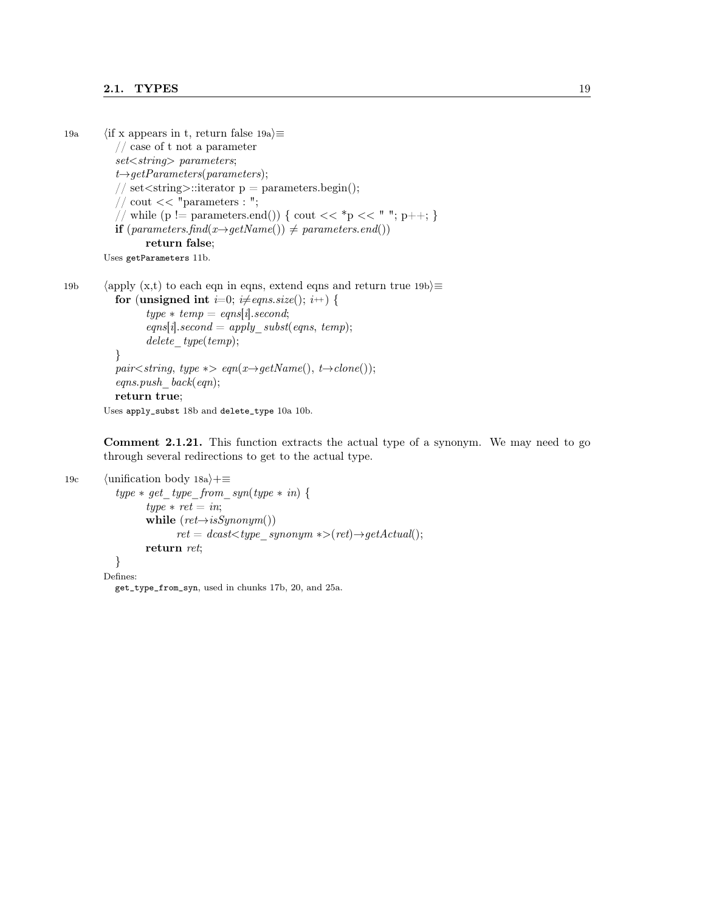19a ⟨if x appears in t, return false 19a⟩≡

```
// case of t not a parameter
set<string> parameters;
t→getParameters(parameters);
// set<string>::iterator p = parameters.begin();
// cout << "parameters : ";
// while (p != parameters.end()) { cout << *p << " "; p++; }
if (parameters.find(x→getName()) ≠ parameters.end())
        return false;
```

Uses `getParameters` 11b.

19b ⟨apply (x,t) to each eqn in eqns, extend eqns and return true 19b⟩≡

```
for (unsigned int i=0; i≠eqns.size(); i++) {
        type * temp = eqns[i].second;
        eqns[i].second = apply_subst(eqns, temp);
        delete_type(temp);
}
pair<string, type *> eqn(x→getName(), t→clone());
eqns.push_back(eqn);
return true;
```

Uses `apply_subst` 18b and `delete_type` 10a 10b.

**Comment 2.1.21.** This function extracts the actual type of a synonym. We may need to go through several redirections to get to the actual type.

19c ⟨unification body 18a⟩+≡

```
type * get_type_from_syn(type * in) {
        type * ret = in;
        while (ret→isSynonym())
                ret = dcast<type_synonym *>(ret)→getActual();
        return ret;
}
```

Defines:
`get_type_from_syn`, used in chunks 17b, 20, and 25a.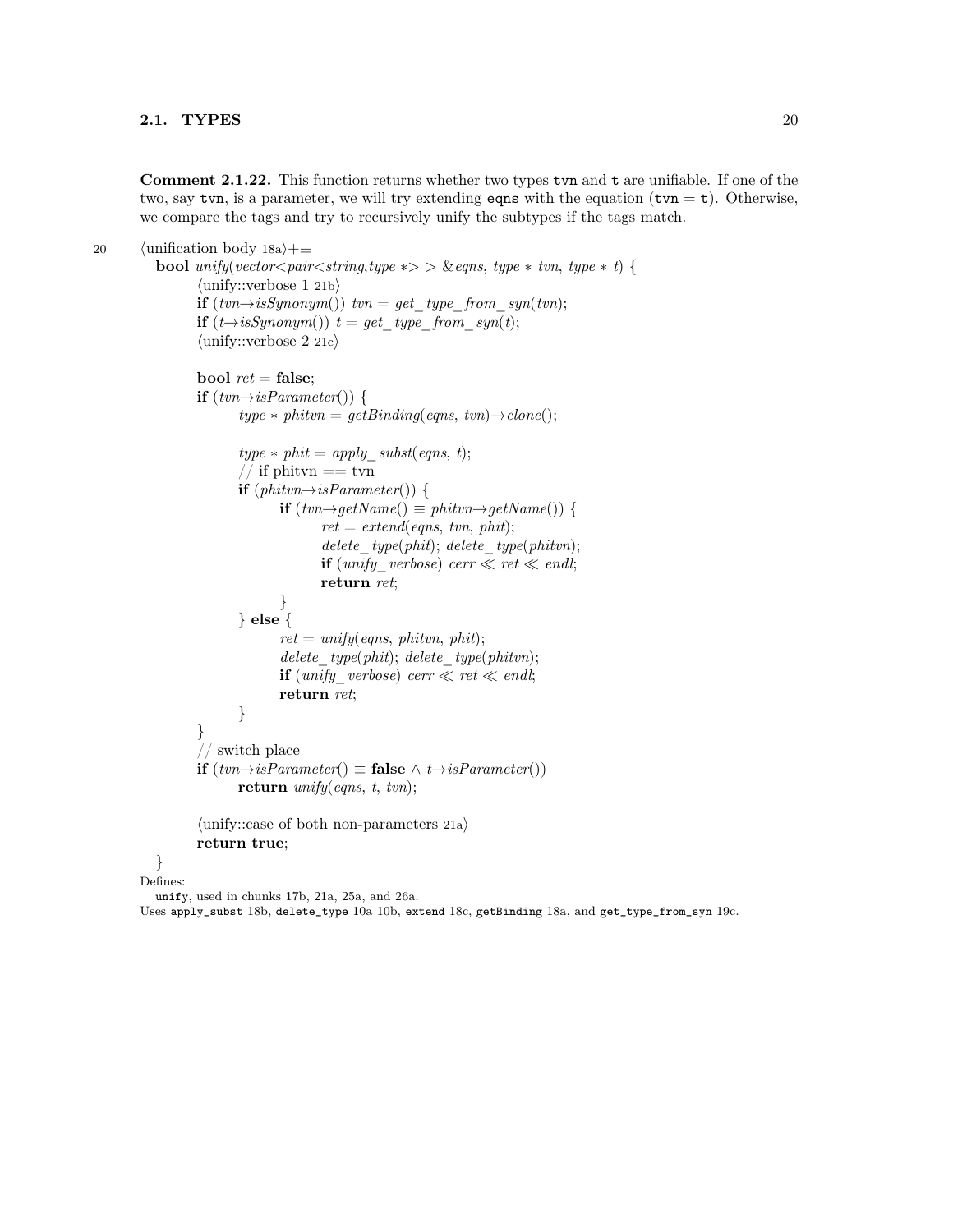**Comment 2.1.22.** This function returns whether two types `tvn` and `t` are unifiable. If one of the two, say `tvn`, is a parameter, we will try extending `eqns` with the equation (`tvn` = `t`). Otherwise, we compare the tags and try to recursively unify the subtypes if the tags match.

20 ⟨unification body 18a⟩+≡

```
bool unify(vector<pair<string,type *> > &eqns, type * tvn, type * t) {
        ⟨unify::verbose 1 21b⟩
        if (tvn->isSynonym()) tvn = get_type_from_syn(tvn);
        if (t->isSynonym()) t = get_type_from_syn(t);
        ⟨unify::verbose 2 21c⟩

        bool ret = false;
        if (tvn->isParameter()) {
                type * phitvn = getBinding(eqns, tvn)->clone();

                type * phit = apply_subst(eqns, t);
                // if phitvn == tvn
                if (phitvn->isParameter()) {
                        if (tvn->getName() == phitvn->getName()) {
                                ret = extend(eqns, tvn, phit);
                                delete_type(phit); delete_type(phitvn);
                                if (unify_verbose) cerr << ret << endl;
                                return ret;
                        }
                } else {
                        ret = unify(eqns, phitvn, phit);
                        delete_type(phit); delete_type(phitvn);
                        if (unify_verbose) cerr << ret << endl;
                        return ret;
                }
        }
        // switch place
        if (tvn->isParameter() == false && t->isParameter())
                return unify(eqns, t, tvn);

        ⟨unify::case of both non-parameters 21a⟩
        return true;
}
```

Defines:
`unify`, used in chunks 17b, 21a, 25a, and 26a.

Uses `apply_subst` 18b, `delete_type` 10a 10b, `extend` 18c, `getBinding` 18a, and `get_type_from_syn` 19c.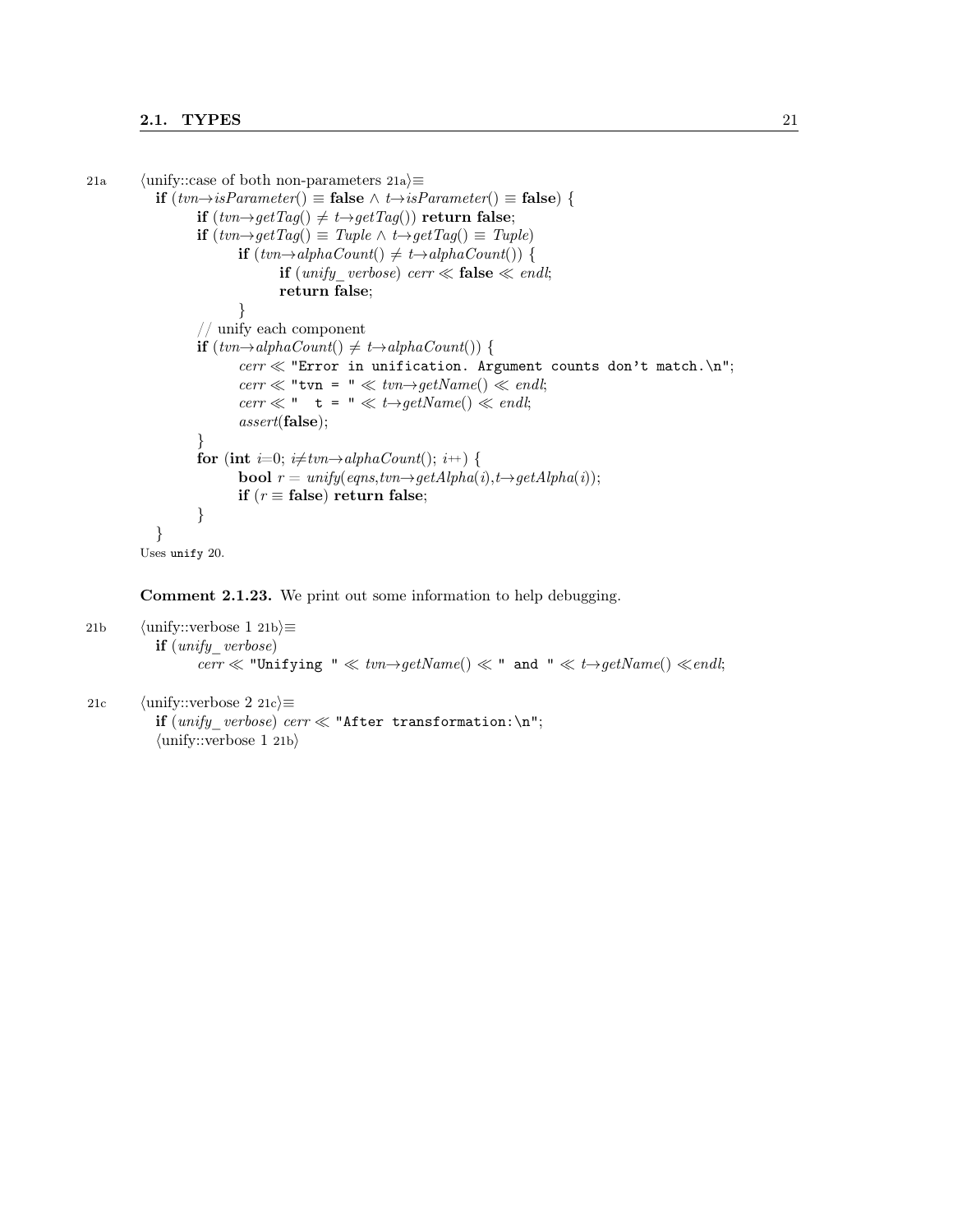21a ⟨unify::case of both non-parameters 21a⟩≡

```
if (tvn→isParameter() ≡ false ∧ t→isParameter() ≡ false) {
        if (tvn→getTag() ≠ t→getTag()) return false;
        if (tvn→getTag() ≡ Tuple ∧ t→getTag() ≡ Tuple)
                if (tvn→alphaCount() ≠ t→alphaCount()) {
                        if (unify_verbose) cerr ≪ false ≪ endl;
                        return false;
                }
        // unify each component
        if (tvn→alphaCount() ≠ t→alphaCount()) {
                cerr ≪ "Error in unification. Argument counts don't match.\n";
                cerr ≪ "tvn = " ≪ tvn→getName() ≪ endl;
                cerr ≪ "  t = " ≪ t→getName() ≪ endl;
                assert(false);
        }
        for (int i=0; i≠tvn→alphaCount(); i++) {
                bool r = unify(eqns,tvn→getAlpha(i),t→getAlpha(i));
                if (r ≡ false) return false;
        }
}
```

Uses `unify` 20.

**Comment 2.1.23.** We print out some information to help debugging.

21b ⟨unify::verbose 1 21b⟩≡

```
if (unify_verbose)
        cerr ≪ "Unifying " ≪ tvn→getName() ≪ " and " ≪ t→getName() ≪endl;
```

21c ⟨unify::verbose 2 21c⟩≡

```
if (unify_verbose) cerr ≪ "After transformation:\n";
⟨unify::verbose 1 21b⟩
```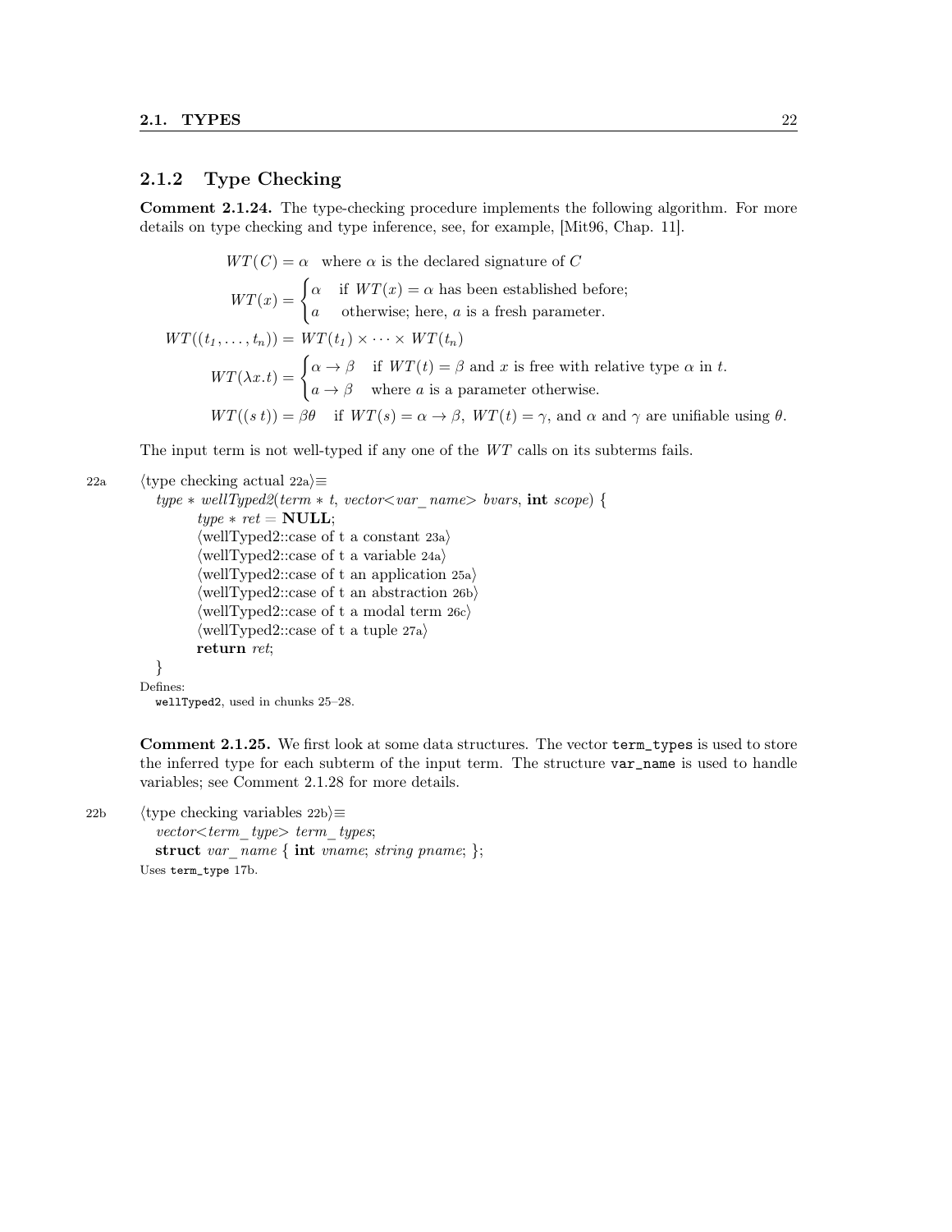### 2.1.2 Type Checking

**Comment 2.1.24.** The type-checking procedure implements the following algorithm. For more details on type checking and type inference, see, for example, [Mit96, Chap. 11].

$$
\begin{aligned}
WT(C) &= \alpha \quad \text{where } \alpha \text{ is the declared signature of } C \\
WT(x) &= \begin{cases} \alpha & \text{if } WT(x) = \alpha \text{ has been established before;} \\ a & \text{otherwise; here, } a \text{ is a fresh parameter.} \end{cases} \\
WT((t_1, \ldots, t_n)) &= WT(t_1) \times \cdots \times WT(t_n) \\
WT(\lambda x.t) &= \begin{cases} \alpha \to \beta & \text{if } WT(t) = \beta \text{ and } x \text{ is free with relative type } \alpha \text{ in } t. \\ a \to \beta & \text{where } a \text{ is a parameter otherwise.} \end{cases} \\
WT((s\; t)) &= \beta\theta \quad \text{if } WT(s) = \alpha \to \beta,\ WT(t) = \gamma, \text{ and } \alpha \text{ and } \gamma \text{ are unifiable using } \theta.
\end{aligned}
$$

The input term is not well-typed if any one of the $WT$ calls on its subterms fails.

22a ⟨type checking actual 22a⟩≡

```
type * wellTyped2(term * t, vector<var_name> bvars, int scope) {
        type * ret = NULL;
        ⟨wellTyped2::case of t a constant 23a⟩
        ⟨wellTyped2::case of t a variable 24a⟩
        ⟨wellTyped2::case of t an application 25a⟩
        ⟨wellTyped2::case of t an abstraction 26b⟩
        ⟨wellTyped2::case of t a modal term 26c⟩
        ⟨wellTyped2::case of t a tuple 27a⟩
        return ret;
}
```

Defines:
`wellTyped2`, used in chunks 25–28.

**Comment 2.1.25.** We first look at some data structures. The vector `term_types` is used to store the inferred type for each subterm of the input term. The structure `var_name` is used to handle variables; see Comment 2.1.28 for more details.

22b ⟨type checking variables 22b⟩≡

```
vector<term_type> term_types;
struct var_name { int vname; string pname; };
```

Uses `term_type` 17b.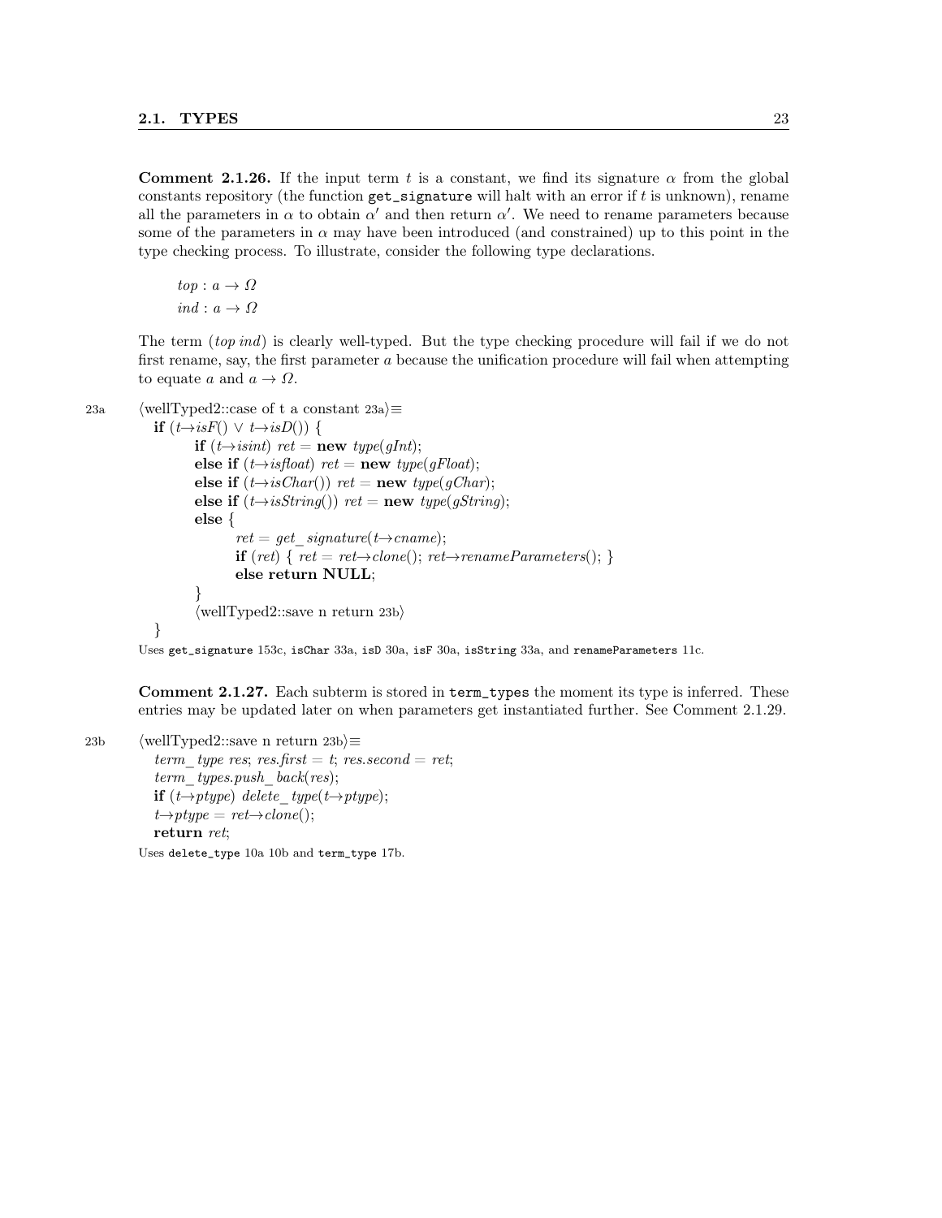**Comment 2.1.26.** If the input term $t$ is a constant, we find its signature $\alpha$ from the global constants repository (the function `get_signature` will halt with an error if $t$ is unknown), rename all the parameters in $\alpha$ to obtain $\alpha'$ and then return $\alpha'$. We need to rename parameters because some of the parameters in $\alpha$ may have been introduced (and constrained) up to this point in the type checking process. To illustrate, consider the following type declarations.

$$top : a \to \Omega$$
$$ind : a \to \Omega$$

The term $(top\ ind)$ is clearly well-typed. But the type checking procedure will fail if we do not first rename, say, the first parameter $a$ because the unification procedure will fail when attempting to equate $a$ and $a \to \Omega$.

23a ⟨wellTyped2::case of t a constant 23a⟩≡

```
if (t→isF() ∨ t→isD()) {
        if (t→isint) ret = new type(gInt);
        else if (t→isfloat) ret = new type(gFloat);
        else if (t→isChar()) ret = new type(gChar);
        else if (t→isString()) ret = new type(gString);
        else {
                ret = get_signature(t→cname);
                if (ret) { ret = ret→clone(); ret→renameParameters(); }
                else return NULL;
        }
        ⟨wellTyped2::save n return 23b⟩
}
```

Uses `get_signature` 153c, `isChar` 33a, `isD` 30a, `isF` 30a, `isString` 33a, and `renameParameters` 11c.

**Comment 2.1.27.** Each subterm is stored in `term_types` the moment its type is inferred. These entries may be updated later on when parameters get instantiated further. See Comment 2.1.29.

23b ⟨wellTyped2::save n return 23b⟩≡

```
term_type res; res.first = t; res.second = ret;
term_types.push_back(res);
if (t→ptype) delete_type(t→ptype);
t→ptype = ret→clone();
return ret;
```

Uses `delete_type` 10a 10b and `term_type` 17b.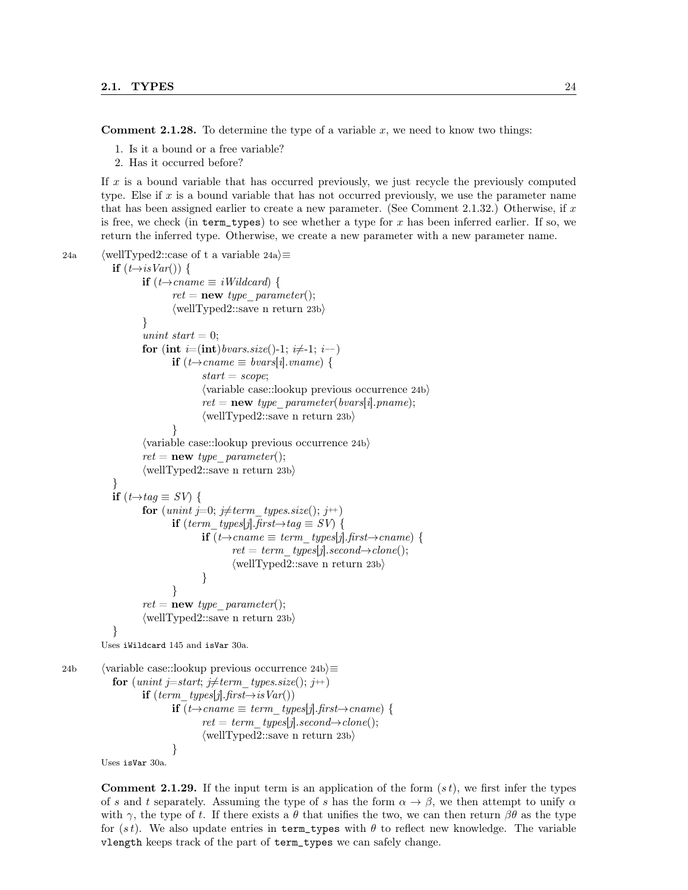**Comment 2.1.28.** To determine the type of a variable $x$, we need to know two things:

1. Is it a bound or a free variable?
2. Has it occurred before?

If $x$ is a bound variable that has occurred previously, we just recycle the previously computed type. Else if $x$ is a bound variable that has not occurred previously, we use the parameter name that has been assigned earlier to create a new parameter. (See Comment 2.1.32.) Otherwise, if $x$ is free, we check (in `term_types`) to see whether a type for $x$ has been inferred earlier. If so, we return the inferred type. Otherwise, we create a new parameter with a new parameter name.

24a ⟨wellTyped2::case of t a variable 24a⟩≡

```
if (t→isVar()) {
        if (t→cname ≡ iWildcard) {
                ret = new type_parameter();
                ⟨wellTyped2::save n return 23b⟩
        }
        unint start = 0;
        for (int i=(int)bvars.size()-1; i≠-1; i--)
                if (t→cname ≡ bvars[i].vname) {
                        start = scope;
                        ⟨variable case::lookup previous occurrence 24b⟩
                        ret = new type_parameter(bvars[i].pname);
                        ⟨wellTyped2::save n return 23b⟩
                }
        ⟨variable case::lookup previous occurrence 24b⟩
        ret = new type_parameter();
        ⟨wellTyped2::save n return 23b⟩
}
if (t→tag ≡ SV) {
        for (unint j=0; j≠term_types.size(); j++)
                if (term_types[j].first→tag ≡ SV) {
                        if (t→cname ≡ term_types[j].first→cname) {
                                ret = term_types[j].second→clone();
                                ⟨wellTyped2::save n return 23b⟩
                        }
                }
        ret = new type_parameter();
        ⟨wellTyped2::save n return 23b⟩
}
```

Uses `iWildcard` 145 and `isVar` 30a.

24b ⟨variable case::lookup previous occurrence 24b⟩≡

```
for (unint j=start; j≠term_types.size(); j++)
        if (term_types[j].first→isVar())
                if (t→cname ≡ term_types[j].first→cname) {
                        ret = term_types[j].second→clone();
                        ⟨wellTyped2::save n return 23b⟩
                }
```

Uses `isVar` 30a.

**Comment 2.1.29.** If the input term is an application of the form $(s\,t)$, we first infer the types of $s$ and $t$ separately. Assuming the type of $s$ has the form $\alpha \to \beta$, we then attempt to unify $\alpha$ with $\gamma$, the type of $t$. If there exists a $\theta$ that unifies the two, we can then return $\beta\theta$ as the type for $(s\,t)$. We also update entries in `term_types` with $\theta$ to reflect new knowledge. The variable `vlength` keeps track of the part of `term_types` we can safely change.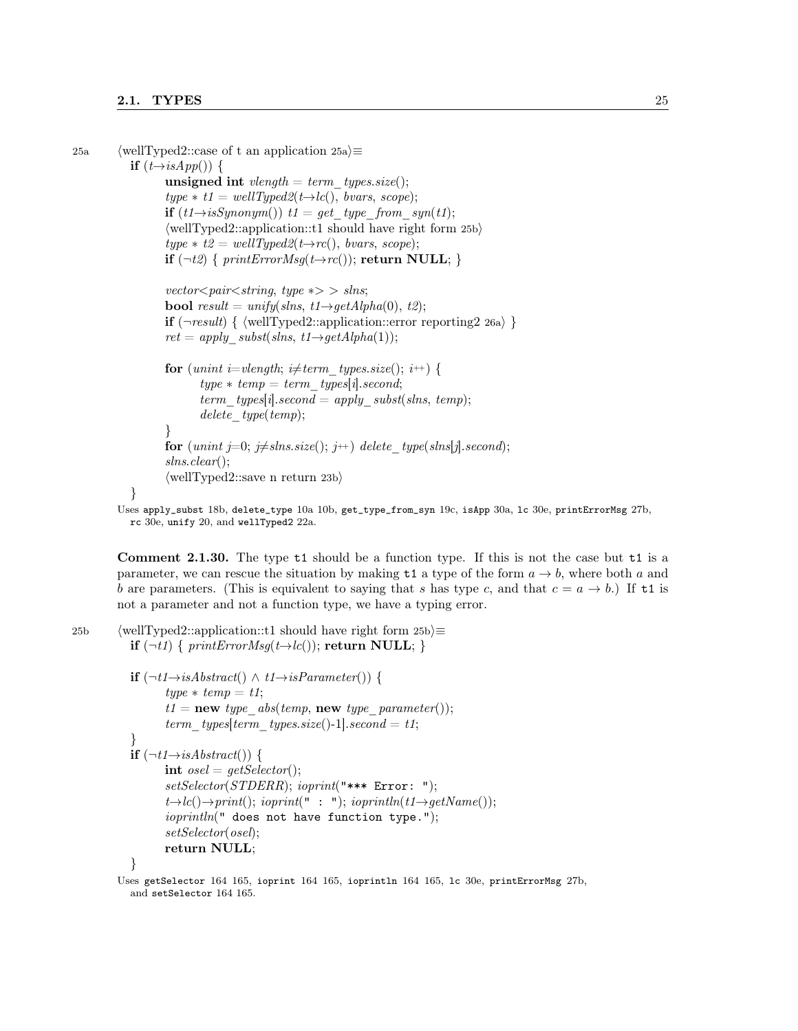25a ⟨wellTyped2::case of t an application 25a⟩≡

```
if (t→isApp()) {
        unsigned int vlength = term_types.size();
        type * t1 = wellTyped2(t→lc(), bvars, scope);
        if (t1→isSynonym()) t1 = get_type_from_syn(t1);
        ⟨wellTyped2::application::t1 should have right form 25b⟩
        type * t2 = wellTyped2(t→rc(), bvars, scope);
        if (¬t2) { printErrorMsg(t→rc()); return NULL; }

        vector<pair<string, type *> > slns;
        bool result = unify(slns, t1→getAlpha(0), t2);
        if (¬result) { ⟨wellTyped2::application::error reporting2 26a⟩ }
        ret = apply_subst(slns, t1→getAlpha(1));

        for (unint i=vlength; i≠term_types.size(); i++) {
                type * temp = term_types[i].second;
                term_types[i].second = apply_subst(slns, temp);
                delete_type(temp);
        }
        for (unint j=0; j≠slns.size(); j++) delete_type(slns[j].second);
        slns.clear();
        ⟨wellTyped2::save n return 23b⟩
}
```

Uses `apply_subst` 18b, `delete_type` 10a 10b, `get_type_from_syn` 19c, `isApp` 30a, `lc` 30e, `printErrorMsg` 27b, `rc` 30e, `unify` 20, and `wellTyped2` 22a.

**Comment 2.1.30.** The type `t1` should be a function type. If this is not the case but `t1` is a parameter, we can rescue the situation by making `t1` a type of the form $a \to b$, where both $a$ and $b$ are parameters. (This is equivalent to saying that $s$ has type $c$, and that $c = a \to b$.) If `t1` is not a parameter and not a function type, we have a typing error.

25b ⟨wellTyped2::application::t1 should have right form 25b⟩≡

```
if (¬t1) { printErrorMsg(t→lc()); return NULL; }

if (¬t1→isAbstract() ∧ t1→isParameter()) {
        type * temp = t1;
        t1 = new type_abs(temp, new type_parameter());
        term_types[term_types.size()-1].second = t1;
}
if (¬t1→isAbstract()) {
        int osel = getSelector();
        setSelector(STDERR); ioprint("*** Error: ");
        t→lc()→print(); ioprint(" : "); ioprintln(t1→getName());
        ioprintln(" does not have function type.");
        setSelector(osel);
        return NULL;
}
```

Uses `getSelector` 164 165, `ioprint` 164 165, `ioprintln` 164 165, `lc` 30e, `printErrorMsg` 27b, and `setSelector` 164 165.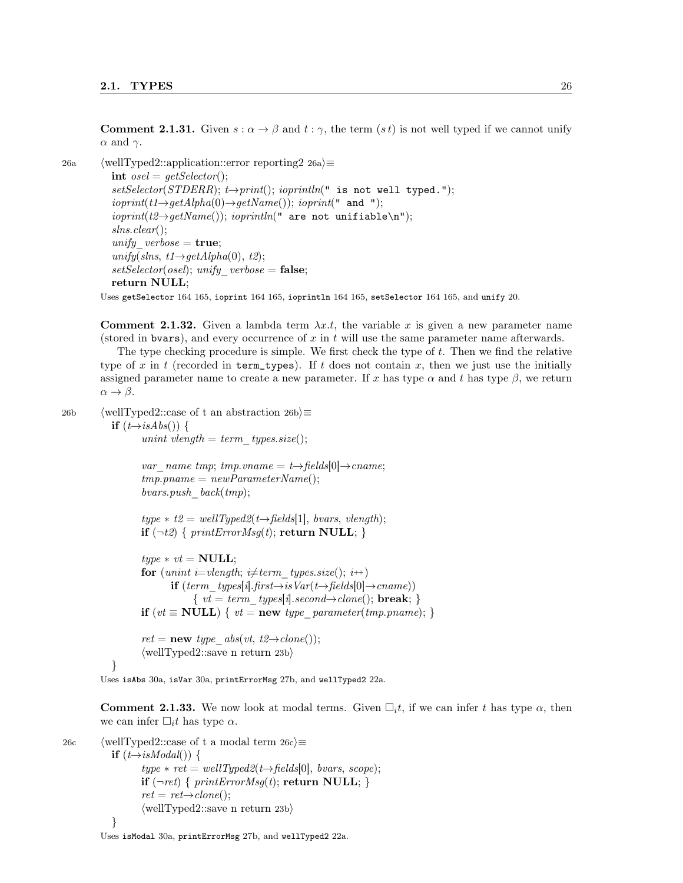**Comment 2.1.31.** Given $s : \alpha \to \beta$ and $t : \gamma$, the term $(s\,t)$ is not well typed if we cannot unify $\alpha$ and $\gamma$.

26a ⟨wellTyped2::application::error reporting2 26a⟩≡

```
int osel = getSelector();
setSelector(STDERR); t->print(); ioprintln(" is not well typed.");
ioprint(t1->getAlpha(0)->getName()); ioprint(" and ");
ioprint(t2->getName()); ioprintln(" are not unifiable\n");
slns.clear();
unify_verbose = true;
unify(slns, t1->getAlpha(0), t2);
setSelector(osel); unify_verbose = false;
return NULL;
```

Uses getSelector 164 165, ioprint 164 165, ioprintln 164 165, setSelector 164 165, and unify 20.

**Comment 2.1.32.** Given a lambda term $\lambda x.t$, the variable $x$ is given a new parameter name (stored in bvars), and every occurrence of $x$ in $t$ will use the same parameter name afterwards.

The type checking procedure is simple. We first check the type of $t$. Then we find the relative type of $x$ in $t$ (recorded in term_types). If $t$ does not contain $x$, then we just use the initially assigned parameter name to create a new parameter. If $x$ has type $\alpha$ and $t$ has type $\beta$, we return $\alpha \to \beta$.

26b ⟨wellTyped2::case of t an abstraction 26b⟩≡

```
if (t->isAbs()) {
        unint vlength = term_types.size();

        var_name tmp; tmp.vname = t->fields[0]->cname;
        tmp.pname = newParameterName();
        bvars.push_back(tmp);

        type * t2 = wellTyped2(t->fields[1], bvars, vlength);
        if (!t2) { printErrorMsg(t); return NULL; }

        type * vt = NULL;
        for (unint i=vlength; i!=term_types.size(); i++)
                if (term_types[i].first->isVar(t->fields[0]->cname))
                        { vt = term_types[i].second->clone(); break; }
        if (vt == NULL) { vt = new type_parameter(tmp.pname); }

        ret = new type_abs(vt, t2->clone());
        ⟨wellTyped2::save n return 23b⟩
}
```

Uses isAbs 30a, isVar 30a, printErrorMsg 27b, and wellTyped2 22a.

**Comment 2.1.33.** We now look at modal terms. Given $\Box_i t$, if we can infer $t$ has type $\alpha$, then we can infer $\Box_i t$ has type $\alpha$.

26c ⟨wellTyped2::case of t a modal term 26c⟩≡

```
if (t->isModal()) {
        type * ret = wellTyped2(t->fields[0], bvars, scope);
        if (!ret) { printErrorMsg(t); return NULL; }
        ret = ret->clone();
        ⟨wellTyped2::save n return 23b⟩
}
```

Uses isModal 30a, printErrorMsg 27b, and wellTyped2 22a.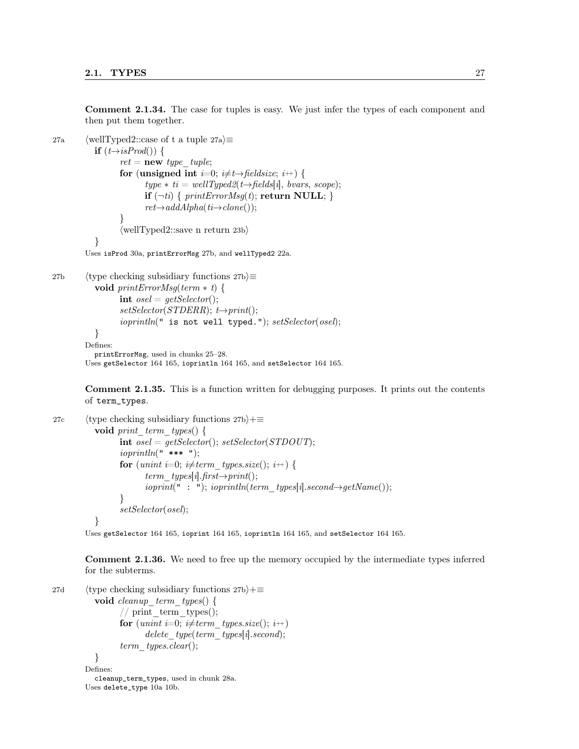**Comment 2.1.34.** The case for tuples is easy. We just infer the types of each component and then put them together.

27a ⟨wellTyped2::case of t a tuple 27a⟩≡

```
if (t→isProd()) {
        ret = new type_tuple;
        for (unsigned int i=0; i≠t→fieldsize; i++) {
                type * ti = wellTyped2(t→fields[i], bvars, scope);
                if (¬ti) { printErrorMsg(t); return NULL; }
                ret→addAlpha(ti→clone());
        }
        ⟨wellTyped2::save n return 23b⟩
}
```

Uses `isProd` 30a, `printErrorMsg` 27b, and `wellTyped2` 22a.

27b ⟨type checking subsidiary functions 27b⟩≡

```
void printErrorMsg(term * t) {
        int osel = getSelector();
        setSelector(STDERR); t→print();
        ioprintln(" is not well typed."); setSelector(osel);
}
```

Defines:
`printErrorMsg`, used in chunks 25–28.
Uses `getSelector` 164 165, `ioprintln` 164 165, and `setSelector` 164 165.

**Comment 2.1.35.** This is a function written for debugging purposes. It prints out the contents of `term_types`.

27c ⟨type checking subsidiary functions 27b⟩+≡

```
void print_term_types() {
        int osel = getSelector(); setSelector(STDOUT);
        ioprintln(" *** ");
        for (unint i=0; i≠term_types.size(); i++) {
                term_types[i].first→print();
                ioprint(" : "); ioprintln(term_types[i].second→getName());
        }
        setSelector(osel);
}
```

Uses `getSelector` 164 165, `ioprint` 164 165, `ioprintln` 164 165, and `setSelector` 164 165.

**Comment 2.1.36.** We need to free up the memory occupied by the intermediate types inferred for the subterms.

27d ⟨type checking subsidiary functions 27b⟩+≡

```
void cleanup_term_types() {
        // print_term_types();
        for (unint i=0; i≠term_types.size(); i++)
                delete_type(term_types[i].second);
        term_types.clear();
}
```

Defines:
`cleanup_term_types`, used in chunk 28a.
Uses `delete_type` 10a 10b.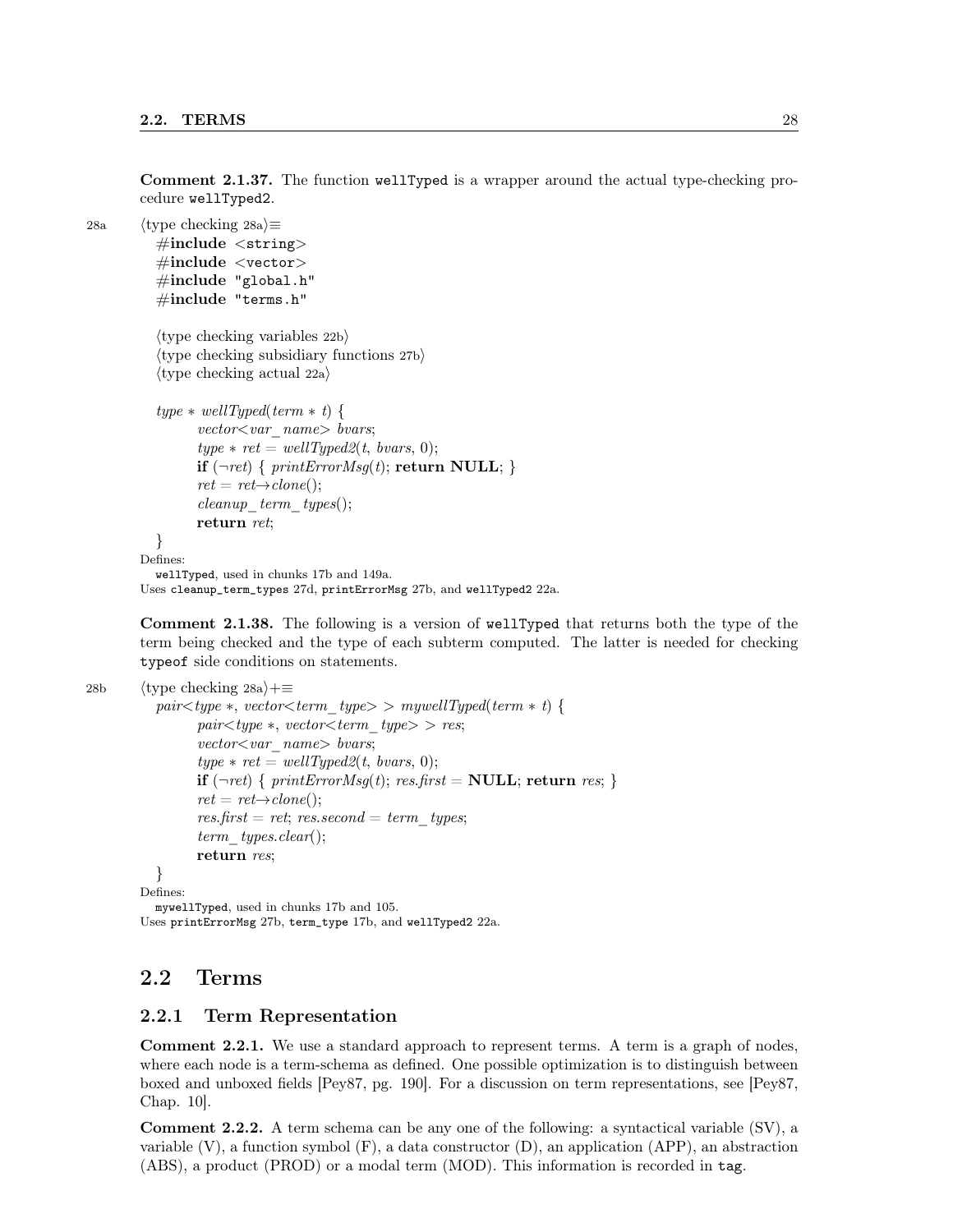**Comment 2.1.37.** The function `wellTyped` is a wrapper around the actual type-checking procedure `wellTyped2`.

28a ⟨type checking 28a⟩≡

```
#include <string>
#include <vector>
#include "global.h"
#include "terms.h"

⟨type checking variables 22b⟩
⟨type checking subsidiary functions 27b⟩
⟨type checking actual 22a⟩

type * wellTyped(term * t) {
        vector<var_name> bvars;
        type * ret = wellTyped2(t, bvars, 0);
        if (!ret) { printErrorMsg(t); return NULL; }
        ret = ret->clone();
        cleanup_term_types();
        return ret;
}
```

Defines:
`wellTyped`, used in chunks 17b and 149a.
Uses `cleanup_term_types` 27d, `printErrorMsg` 27b, and `wellTyped2` 22a.

**Comment 2.1.38.** The following is a version of `wellTyped` that returns both the type of the term being checked and the type of each subterm computed. The latter is needed for checking `typeof` side conditions on statements.

28b ⟨type checking 28a⟩+≡

```
pair<type *, vector<term_type> > mywellTyped(term * t) {
        pair<type *, vector<term_type> > res;
        vector<var_name> bvars;
        type * ret = wellTyped2(t, bvars, 0);
        if (!ret) { printErrorMsg(t); res.first = NULL; return res; }
        ret = ret->clone();
        res.first = ret; res.second = term_types;
        term_types.clear();
        return res;
}
```

Defines:
`mywellTyped`, used in chunks 17b and 105.
Uses `printErrorMsg` 27b, `term_type` 17b, and `wellTyped2` 22a.

## 2.2 Terms

### 2.2.1 Term Representation

**Comment 2.2.1.** We use a standard approach to represent terms. A term is a graph of nodes, where each node is a term-schema as defined. One possible optimization is to distinguish between boxed and unboxed fields [Pey87, pg. 190]. For a discussion on term representations, see [Pey87, Chap. 10].

**Comment 2.2.2.** A term schema can be any one of the following: a syntactical variable (SV), a variable (V), a function symbol (F), a data constructor (D), an application (APP), an abstraction (ABS), a product (PROD) or a modal term (MOD). This information is recorded in `tag`.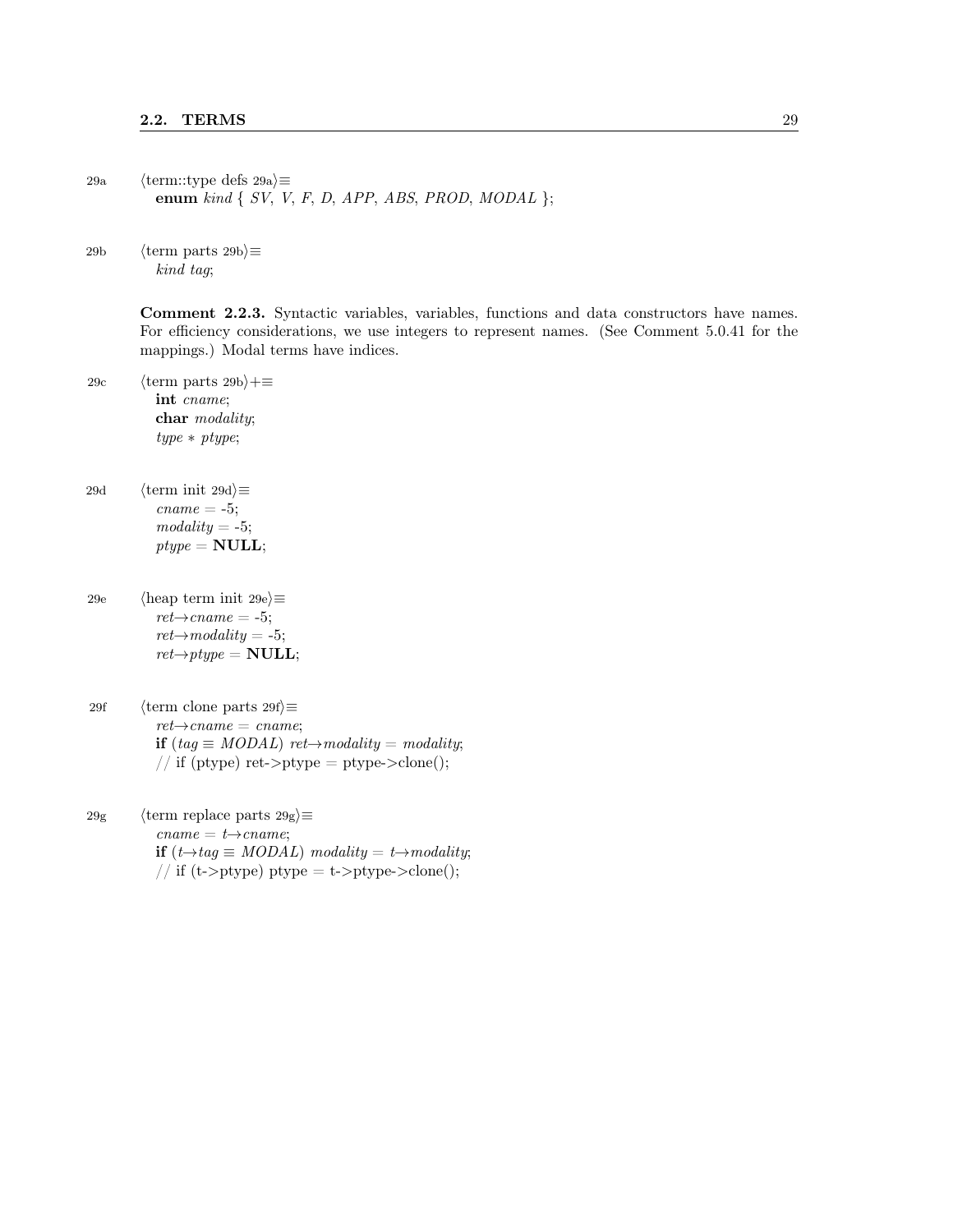29a ⟨term::type defs 29a⟩≡

```
enum kind { SV, V, F, D, APP, ABS, PROD, MODAL };
```

29b ⟨term parts 29b⟩≡

```
kind tag;
```

**Comment 2.2.3.** Syntactic variables, variables, functions and data constructors have names. For efficiency considerations, we use integers to represent names. (See Comment 5.0.41 for the mappings.) Modal terms have indices.

29c ⟨term parts 29b⟩+≡

```
int cname;
char modality;
type * ptype;
```

29d ⟨term init 29d⟩≡

```
cname = -5;
modality = -5;
ptype = NULL;
```

29e ⟨heap term init 29e⟩≡

```
ret→cname = -5;
ret→modality = -5;
ret→ptype = NULL;
```

29f ⟨term clone parts 29f⟩≡

```
ret→cname = cname;
if (tag ≡ MODAL) ret→modality = modality;
// if (ptype) ret->ptype = ptype->clone();
```

29g ⟨term replace parts 29g⟩≡

```
cname = t→cname;
if (t→tag ≡ MODAL) modality = t→modality;
// if (t->ptype) ptype = t->ptype->clone();
```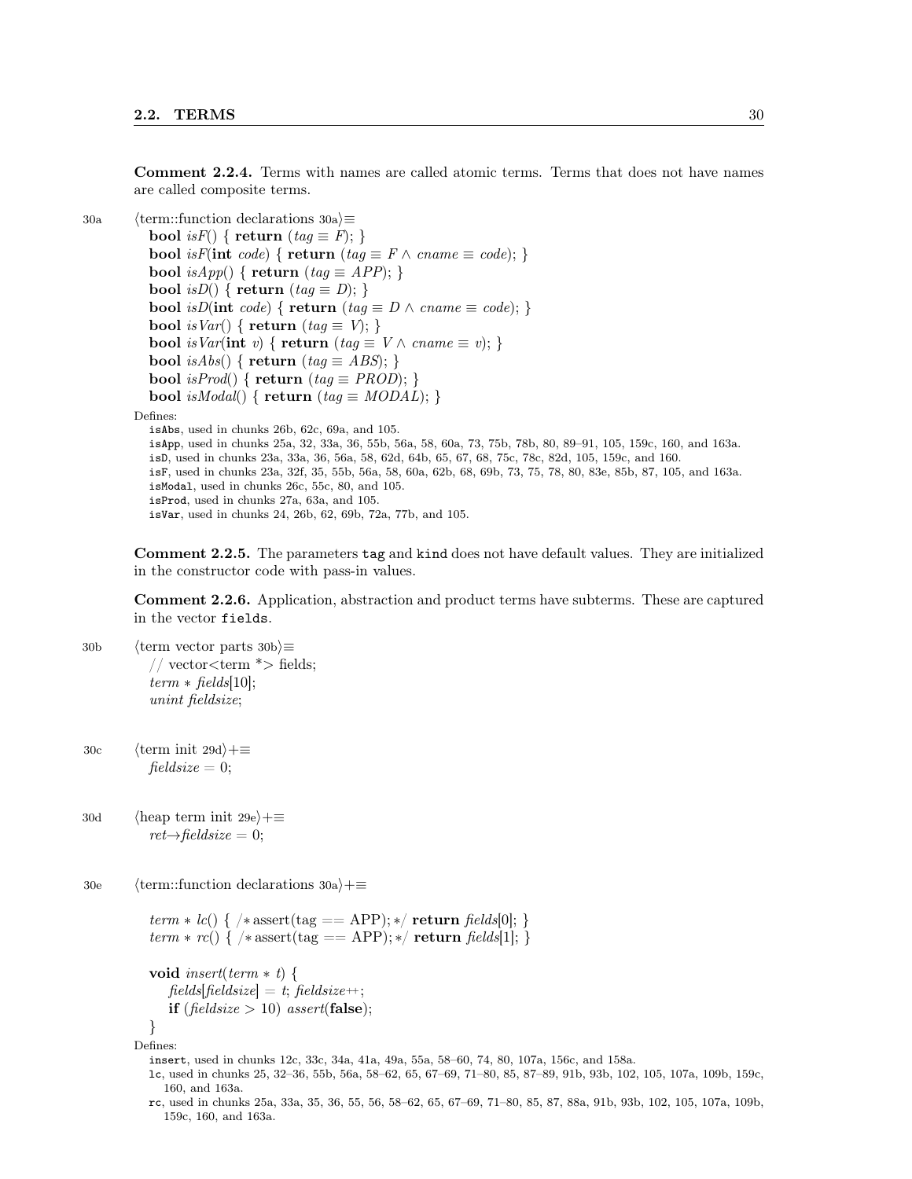**Comment 2.2.4.** Terms with names are called atomic terms. Terms that does not have names are called composite terms.

30a ⟨term::function declarations 30a⟩≡

```
bool isF() { return (tag ≡ F); }
bool isF(int code) { return (tag ≡ F ∧ cname ≡ code); }
bool isApp() { return (tag ≡ APP); }
bool isD() { return (tag ≡ D); }
bool isD(int code) { return (tag ≡ D ∧ cname ≡ code); }
bool isVar() { return (tag ≡ V); }
bool isVar(int v) { return (tag ≡ V ∧ cname ≡ v); }
bool isAbs() { return (tag ≡ ABS); }
bool isProd() { return (tag ≡ PROD); }
bool isModal() { return (tag ≡ MODAL); }
```

Defines:
- isAbs, used in chunks 26b, 62c, 69a, and 105.
- isApp, used in chunks 25a, 32, 33a, 36, 55b, 56a, 58, 60a, 73, 75b, 78b, 80, 89–91, 105, 159c, 160, and 163a.
- isD, used in chunks 23a, 33a, 36, 56a, 58, 62d, 64b, 65, 67, 68, 75c, 78c, 82d, 105, 159c, and 160.
- isF, used in chunks 23a, 32f, 35, 55b, 56a, 58, 60a, 62b, 68, 69b, 73, 75, 78, 80, 83e, 85b, 87, 105, and 163a.
- isModal, used in chunks 26c, 55c, 80, and 105.
- isProd, used in chunks 27a, 63a, and 105.
- isVar, used in chunks 24, 26b, 62, 69b, 72a, 77b, and 105.

**Comment 2.2.5.** The parameters tag and kind does not have default values. They are initialized in the constructor code with pass-in values.

**Comment 2.2.6.** Application, abstraction and product terms have subterms. These are captured in the vector fields.

30b ⟨term vector parts 30b⟩≡

```
// vector<term *> fields;
term * fields[10];
unint fieldsize;
```

30c ⟨term init 29d⟩+≡

```
fieldsize = 0;
```

30d ⟨heap term init 29e⟩+≡

```
ret→fieldsize = 0;
```

30e ⟨term::function declarations 30a⟩+≡

```
term * lc() { /*assert(tag == APP);*/ return fields[0]; }
term * rc() { /*assert(tag == APP);*/ return fields[1]; }

void insert(term * t) {
    fields[fieldsize] = t; fieldsize++;
    if (fieldsize > 10) assert(false);
}
```

Defines:
- insert, used in chunks 12c, 33c, 34a, 41a, 49a, 55a, 58–60, 74, 80, 107a, 156c, and 158a.
- lc, used in chunks 25, 32–36, 55b, 56a, 58–62, 65, 67–69, 71–80, 85, 87–89, 91b, 93b, 102, 105, 107a, 109b, 159c, 160, and 163a.
- rc, used in chunks 25a, 33a, 35, 36, 55, 56, 58–62, 65, 67–69, 71–80, 85, 87, 88a, 91b, 93b, 102, 105, 107a, 109b, 159c, 160, and 163a.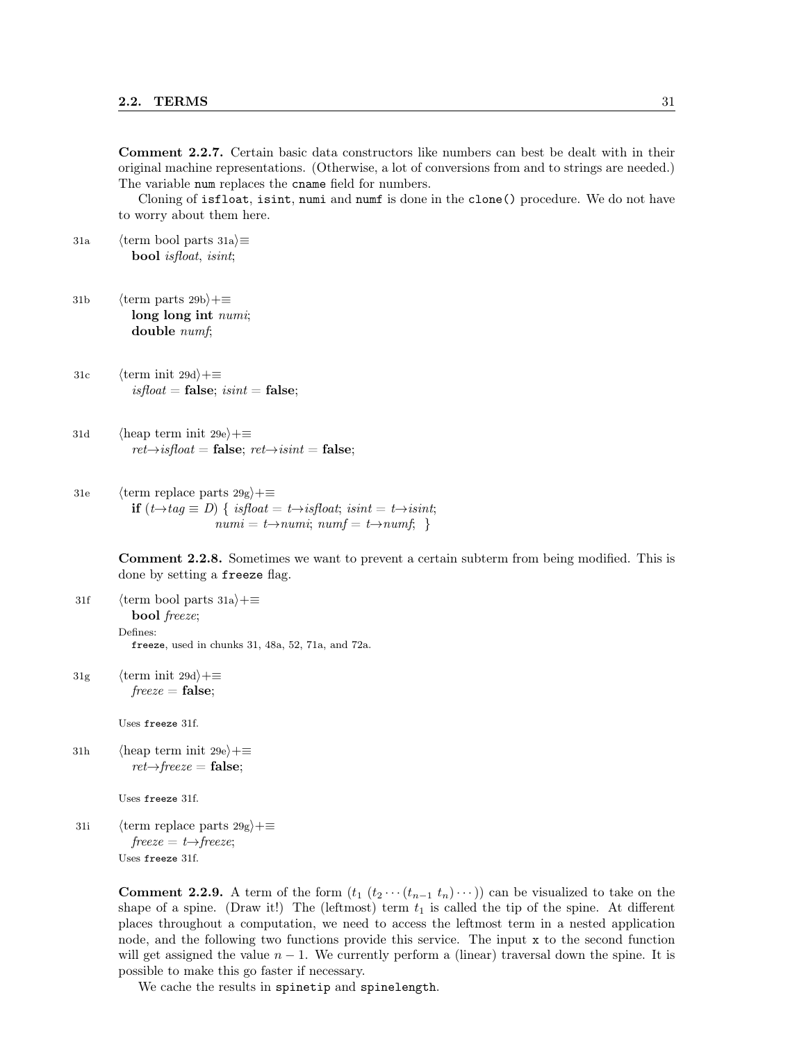**Comment 2.2.7.** Certain basic data constructors like numbers can best be dealt with in their original machine representations. (Otherwise, a lot of conversions from and to strings are needed.) The variable `num` replaces the `cname` field for numbers.

Cloning of `isfloat`, `isint`, `numi` and `numf` is done in the `clone()` procedure. We do not have to worry about them here.

31a ⟨term bool parts 31a⟩≡

```
bool isfloat, isint;
```

31b ⟨term parts 29b⟩+≡

```
long long int numi;
double numf;
```

31c ⟨term init 29d⟩+≡

```
isfloat = false; isint = false;
```

31d ⟨heap term init 29e⟩+≡

```
ret→isfloat = false; ret→isint = false;
```

31e ⟨term replace parts 29g⟩+≡

```
if (t→tag ≡ D) { isfloat = t→isfloat; isint = t→isint;
                 numi = t→numi; numf = t→numf; }
```

**Comment 2.2.8.** Sometimes we want to prevent a certain subterm from being modified. This is done by setting a `freeze` flag.

31f ⟨term bool parts 31a⟩+≡

```
bool freeze;
```

Defines:
`freeze`, used in chunks 31, 48a, 52, 71a, and 72a.

31g ⟨term init 29d⟩+≡

```
freeze = false;
```

Uses `freeze` 31f.

31h ⟨heap term init 29e⟩+≡

```
ret→freeze = false;
```

Uses `freeze` 31f.

31i ⟨term replace parts 29g⟩+≡

```
freeze = t→freeze;
```

Uses `freeze` 31f.

**Comment 2.2.9.** A term of the form $(t_1\ (t_2 \cdots (t_{n-1}\ t_n) \cdots))$ can be visualized to take on the shape of a spine. (Draw it!) The (leftmost) term $t_1$ is called the tip of the spine. At different places throughout a computation, we need to access the leftmost term in a nested application node, and the following two functions provide this service. The input `x` to the second function will get assigned the value $n - 1$. We currently perform a (linear) traversal down the spine. It is possible to make this go faster if necessary.

We cache the results in `spinetip` and `spinelength`.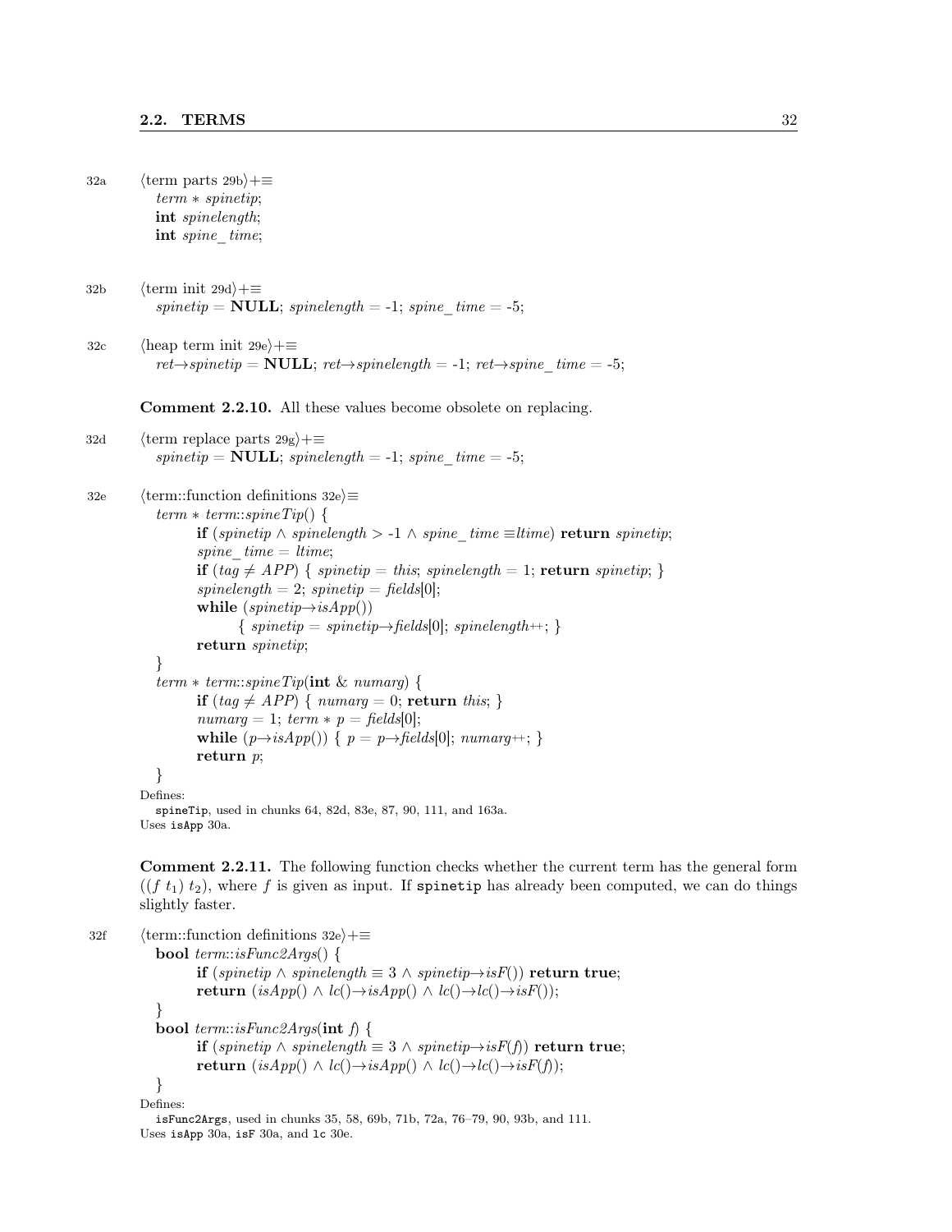32a ⟨term parts 29b⟩+≡

```
term * spinetip;
int spinelength;
int spine_time;
```

32b ⟨term init 29d⟩+≡

```
spinetip = NULL; spinelength = -1; spine_time = -5;
```

32c ⟨heap term init 29e⟩+≡

```
ret→spinetip = NULL; ret→spinelength = -1; ret→spine_time = -5;
```

**Comment 2.2.10.** All these values become obsolete on replacing.

32d ⟨term replace parts 29g⟩+≡

```
spinetip = NULL; spinelength = -1; spine_time = -5;
```

32e ⟨term::function definitions 32e⟩≡

```
term * term::spineTip() {
        if (spinetip ∧ spinelength > -1 ∧ spine_time ≡ ltime) return spinetip;
        spine_time = ltime;
        if (tag ≠ APP) { spinetip = this; spinelength = 1; return spinetip; }
        spinelength = 2; spinetip = fields[0];
        while (spinetip→isApp())
                { spinetip = spinetip→fields[0]; spinelength++; }
        return spinetip;
}
term * term::spineTip(int & numarg) {
        if (tag ≠ APP) { numarg = 0; return this; }
        numarg = 1; term * p = fields[0];
        while (p→isApp()) { p = p→fields[0]; numarg++; }
        return p;
}
```

Defines:
spineTip, used in chunks 64, 82d, 83e, 87, 90, 111, and 163a.
Uses isApp 30a.

**Comment 2.2.11.** The following function checks whether the current term has the general form $((f\ t_1)\ t_2)$, where $f$ is given as input. If `spinetip` has already been computed, we can do things slightly faster.

32f ⟨term::function definitions 32e⟩+≡

```
bool term::isFunc2Args() {
        if (spinetip ∧ spinelength ≡ 3 ∧ spinetip→isF()) return true;
        return (isApp() ∧ lc()→isApp() ∧ lc()→lc()→isF());
}
bool term::isFunc2Args(int f) {
        if (spinetip ∧ spinelength ≡ 3 ∧ spinetip→isF(f)) return true;
        return (isApp() ∧ lc()→isApp() ∧ lc()→lc()→isF(f));
}
```

Defines:
isFunc2Args, used in chunks 35, 58, 69b, 71b, 72a, 76–79, 90, 93b, and 111.
Uses isApp 30a, isF 30a, and lc 30e.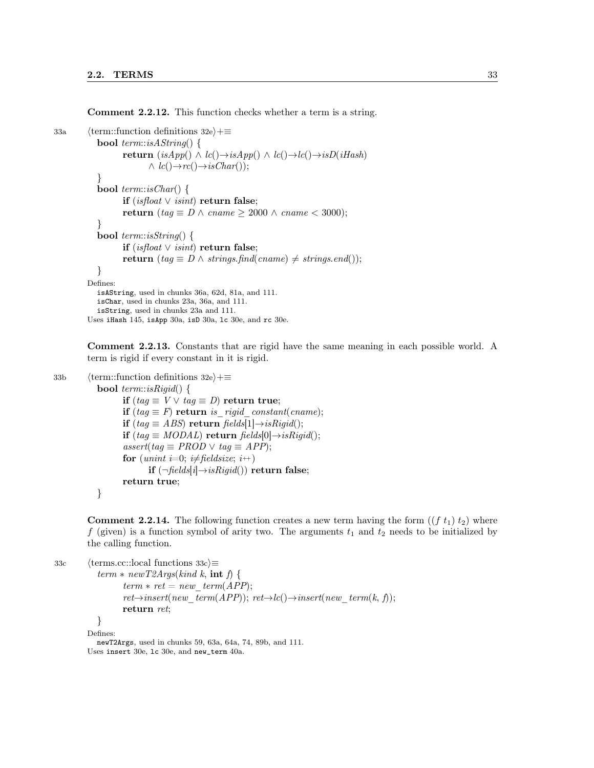**Comment 2.2.12.** This function checks whether a term is a string.

33a ⟨term::function definitions 32e⟩+≡

```
bool term::isAString() {
        return (isApp() ∧ lc()→isApp() ∧ lc()→lc()→isD(iHash)
                ∧ lc()→rc()→isChar());
}
bool term::isChar() {
        if (isfloat ∨ isint) return false;
        return (tag ≡ D ∧ cname ≥ 2000 ∧ cname < 3000);
}
bool term::isString() {
        if (isfloat ∨ isint) return false;
        return (tag ≡ D ∧ strings.find(cname) ≠ strings.end());
}
```

Defines:
- `isAString`, used in chunks 36a, 62d, 81a, and 111.
- `isChar`, used in chunks 23a, 36a, and 111.
- `isString`, used in chunks 23a and 111.

Uses `iHash` 145, `isApp` 30a, `isD` 30a, `lc` 30e, and `rc` 30e.

**Comment 2.2.13.** Constants that are rigid have the same meaning in each possible world. A term is rigid if every constant in it is rigid.

33b ⟨term::function definitions 32e⟩+≡

```
bool term::isRigid() {
        if (tag ≡ V ∨ tag ≡ D) return true;
        if (tag ≡ F) return is_rigid_constant(cname);
        if (tag ≡ ABS) return fields[1]→isRigid();
        if (tag ≡ MODAL) return fields[0]→isRigid();
        assert(tag ≡ PROD ∨ tag ≡ APP);
        for (unint i=0; i≠fieldsize; i++)
                if (¬fields[i]→isRigid()) return false;
        return true;
}
```

**Comment 2.2.14.** The following function creates a new term having the form $((f\ t_1)\ t_2)$ where $f$ (given) is a function symbol of arity two. The arguments $t_1$ and $t_2$ needs to be initialized by the calling function.

33c ⟨terms.cc::local functions 33c⟩≡

```
term ∗ newT2Args(kind k, int f) {
        term ∗ ret = new_term(APP);
        ret→insert(new_term(APP)); ret→lc()→insert(new_term(k, f));
        return ret;
}
```

Defines:
- `newT2Args`, used in chunks 59, 63a, 64a, 74, 89b, and 111.

Uses `insert` 30e, `lc` 30e, and `new_term` 40a.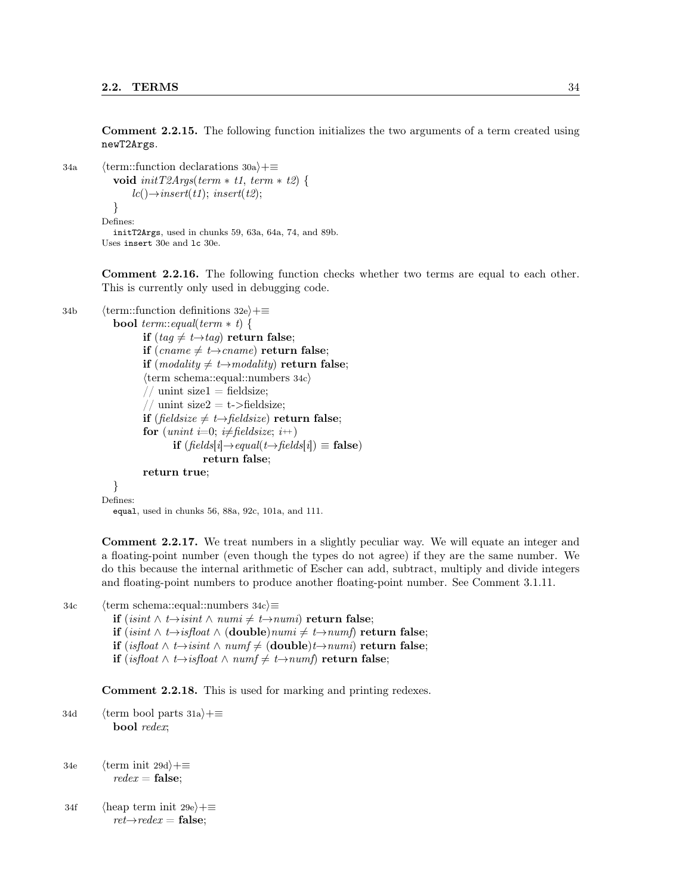**Comment 2.2.15.** The following function initializes the two arguments of a term created using `newT2Args`.

34a ⟨term::function declarations 30a⟩+≡

```
void initT2Args(term * t1, term * t2) {
    lc()→insert(t1); insert(t2);
}
```

Defines:
`initT2Args`, used in chunks 59, 63a, 64a, 74, and 89b.
Uses `insert` 30e and `lc` 30e.

**Comment 2.2.16.** The following function checks whether two terms are equal to each other. This is currently only used in debugging code.

34b ⟨term::function definitions 32e⟩+≡

```
bool term::equal(term * t) {
        if (tag ≠ t→tag) return false;
        if (cname ≠ t→cname) return false;
        if (modality ≠ t→modality) return false;
        ⟨term schema::equal::numbers 34c⟩
        // unint size1 = fieldsize;
        // unint size2 = t->fieldsize;
        if (fieldsize ≠ t→fieldsize) return false;
        for (unint i=0; i≠fieldsize; i++)
                if (fields[i]→equal(t→fields[i]) ≡ false)
                        return false;
        return true;
}
```

Defines:
`equal`, used in chunks 56, 88a, 92c, 101a, and 111.

**Comment 2.2.17.** We treat numbers in a slightly peculiar way. We will equate an integer and a floating-point number (even though the types do not agree) if they are the same number. We do this because the internal arithmetic of Escher can add, subtract, multiply and divide integers and floating-point numbers to produce another floating-point number. See Comment 3.1.11.

34c ⟨term schema::equal::numbers 34c⟩≡

```
if (isint ∧ t→isint ∧ numi ≠ t→numi) return false;
if (isint ∧ t→isfloat ∧ (double)numi ≠ t→numf) return false;
if (isfloat ∧ t→isint ∧ numf ≠ (double)t→numi) return false;
if (isfloat ∧ t→isfloat ∧ numf ≠ t→numf) return false;
```

**Comment 2.2.18.** This is used for marking and printing redexes.

34d ⟨term bool parts 31a⟩+≡

```
bool redex;
```

34e ⟨term init 29d⟩+≡

```
redex = false;
```

34f ⟨heap term init 29e⟩+≡

```
ret→redex = false;
```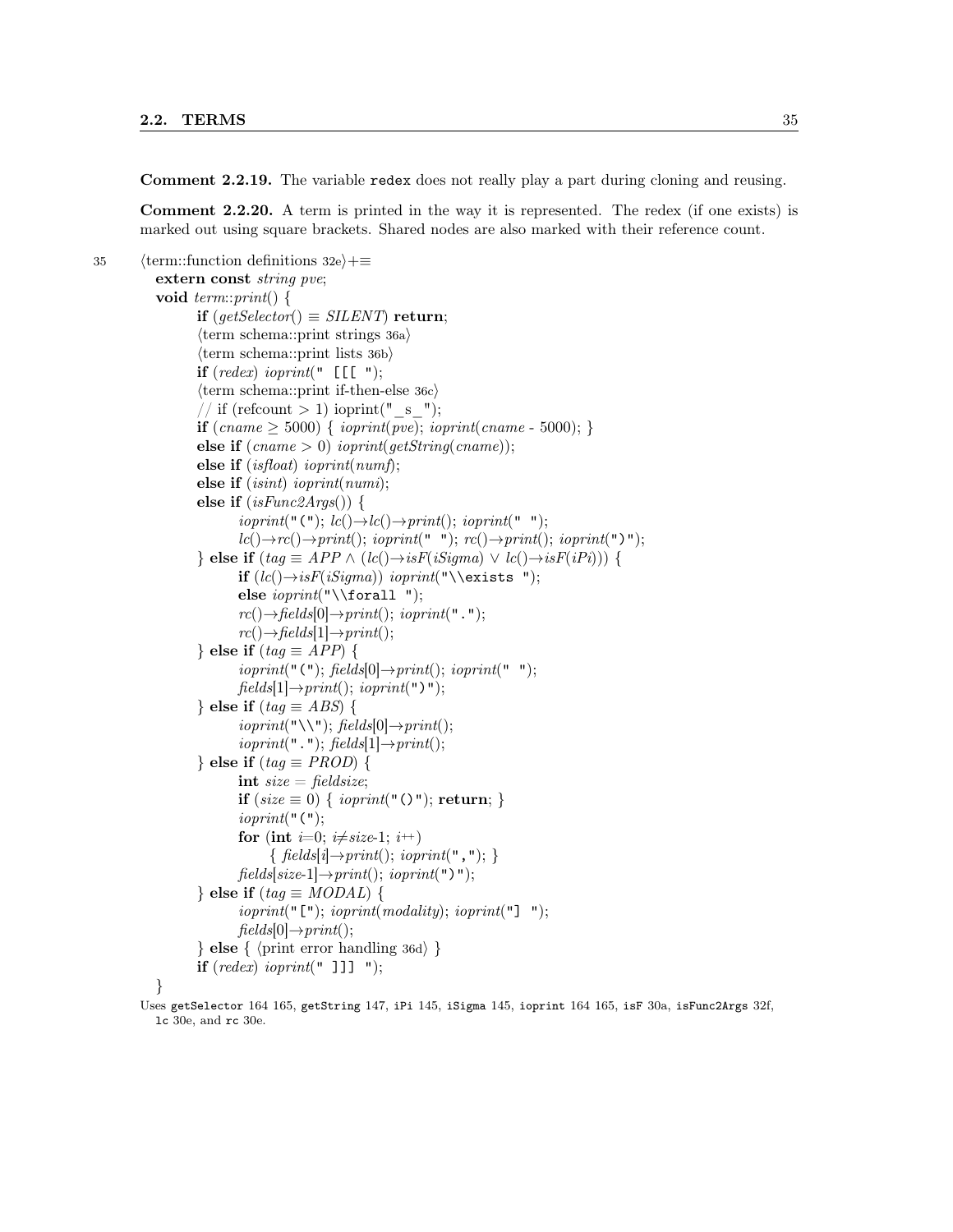**Comment 2.2.19.** The variable redex does not really play a part during cloning and reusing.

**Comment 2.2.20.** A term is printed in the way it is represented. The redex (if one exists) is marked out using square brackets. Shared nodes are also marked with their reference count.

```
35  ⟨term::function definitions 32e⟩+≡
    extern const string pve;
    void term::print() {
          if (getSelector() ≡ SILENT) return;
          ⟨term schema::print strings 36a⟩
          ⟨term schema::print lists 36b⟩
          if (redex) ioprint(" [[[ ");
          ⟨term schema::print if-then-else 36c⟩
          // if (refcount > 1) ioprint("_s_");
          if (cname ≥ 5000) { ioprint(pve); ioprint(cname - 5000); }
          else if (cname > 0) ioprint(getString(cname));
          else if (isfloat) ioprint(numf);
          else if (isint) ioprint(numi);
          else if (isFunc2Args()) {
                ioprint("("); lc()→lc()→print(); ioprint(" ");
                lc()→rc()→print(); ioprint(" "); rc()→print(); ioprint(")");
          } else if (tag ≡ APP ∧ (lc()→isF(iSigma) ∨ lc()→isF(iPi))) {
                if (lc()→isF(iSigma)) ioprint("\\exists ");
                else ioprint("\\forall ");
                rc()→fields[0]→print(); ioprint(".");
                rc()→fields[1]→print();
          } else if (tag ≡ APP) {
                ioprint("("); fields[0]→print(); ioprint(" ");
                fields[1]→print(); ioprint(")");
          } else if (tag ≡ ABS) {
                ioprint("\\"); fields[0]→print();
                ioprint("."); fields[1]→print();
          } else if (tag ≡ PROD) {
                int size = fieldsize;
                if (size ≡ 0) { ioprint("()"); return; }
                ioprint("(");
                for (int i=0; i≠size-1; i++)
                      { fields[i]→print(); ioprint(","); }
                fields[size-1]→print(); ioprint(")");
          } else if (tag ≡ MODAL) {
                ioprint("["); ioprint(modality); ioprint("] ");
                fields[0]→print();
          } else { ⟨print error handling 36d⟩ }
          if (redex) ioprint(" ]]] ");
    }
```

Uses getSelector 164 165, getString 147, iPi 145, iSigma 145, ioprint 164 165, isF 30a, isFunc2Args 32f, lc 30e, and rc 30e.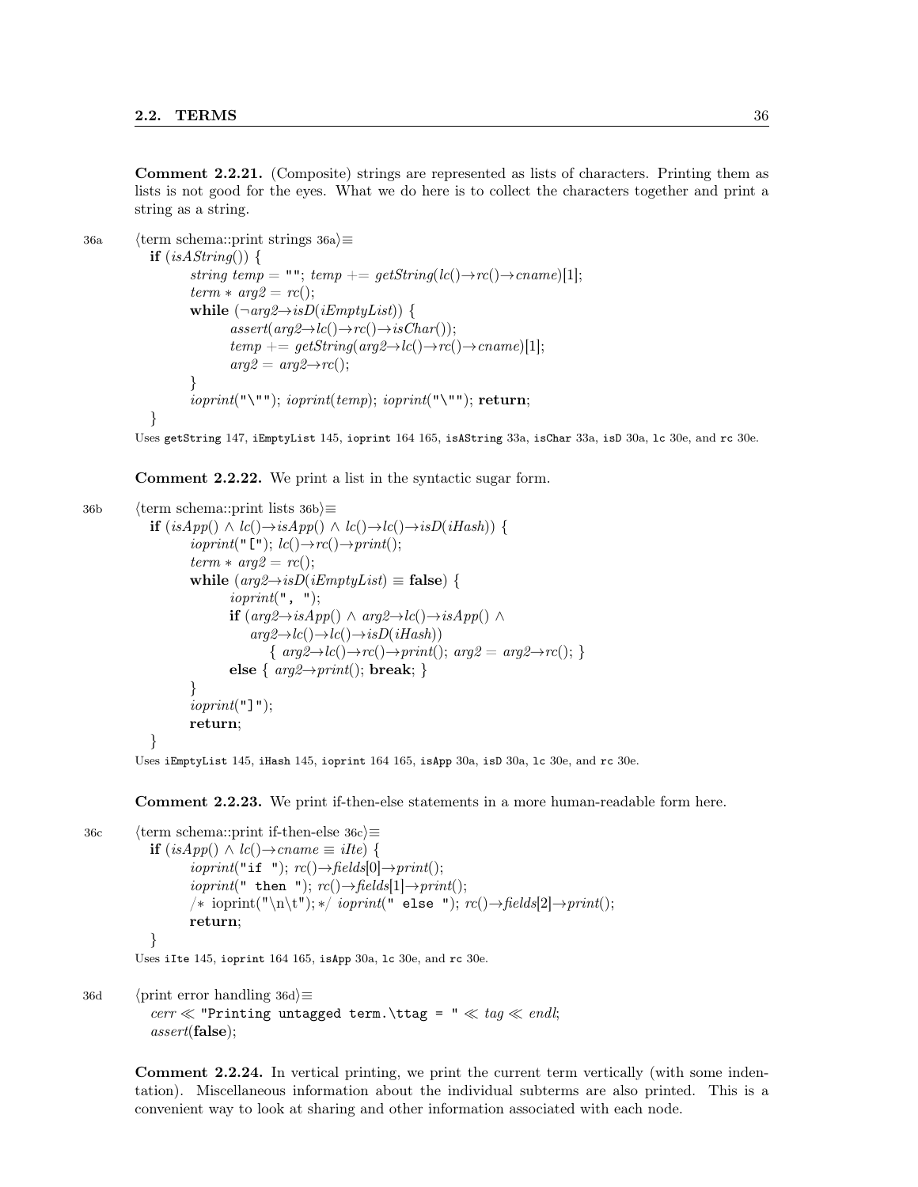**Comment 2.2.21.** (Composite) strings are represented as lists of characters. Printing them as lists is not good for the eyes. What we do here is to collect the characters together and print a string as a string.

36a ⟨term schema::print strings 36a⟩≡

```
if (isAString()) {
        string temp = ""; temp += getString(lc()→rc()→cname)[1];
        term * arg2 = rc();
        while (¬arg2→isD(iEmptyList)) {
                assert(arg2→lc()→rc()→isChar());
                temp += getString(arg2→lc()→rc()→cname)[1];
                arg2 = arg2→rc();
        }
        ioprint("\""); ioprint(temp); ioprint("\""); return;
}
```

Uses `getString` 147, `iEmptyList` 145, `ioprint` 164 165, `isAString` 33a, `isChar` 33a, `isD` 30a, `lc` 30e, and `rc` 30e.

**Comment 2.2.22.** We print a list in the syntactic sugar form.

36b ⟨term schema::print lists 36b⟩≡

```
if (isApp() ∧ lc()→isApp() ∧ lc()→lc()→isD(iHash)) {
        ioprint("["); lc()→rc()→print();
        term * arg2 = rc();
        while (arg2→isD(iEmptyList) ≡ false) {
                ioprint(", ");
                if (arg2→isApp() ∧ arg2→lc()→isApp() ∧
                    arg2→lc()→lc()→isD(iHash))
                        { arg2→lc()→rc()→print(); arg2 = arg2→rc(); }
                else { arg2→print(); break; }
        }
        ioprint("]");
        return;
}
```

Uses `iEmptyList` 145, `iHash` 145, `ioprint` 164 165, `isApp` 30a, `isD` 30a, `lc` 30e, and `rc` 30e.

**Comment 2.2.23.** We print if-then-else statements in a more human-readable form here.

36c ⟨term schema::print if-then-else 36c⟩≡

```
if (isApp() ∧ lc()→cname ≡ iIte) {
        ioprint("if "); rc()→fields[0]→print();
        ioprint(" then "); rc()→fields[1]→print();
        /* ioprint("\n\t"); */ ioprint(" else "); rc()→fields[2]→print();
        return;
}
```

Uses `iIte` 145, `ioprint` 164 165, `isApp` 30a, `lc` 30e, and `rc` 30e.

36d ⟨print error handling 36d⟩≡

```
cerr ≪ "Printing untagged term.\ttag = " ≪ tag ≪ endl;
assert(false);
```

**Comment 2.2.24.** In vertical printing, we print the current term vertically (with some indentation). Miscellaneous information about the individual subterms are also printed. This is a convenient way to look at sharing and other information associated with each node.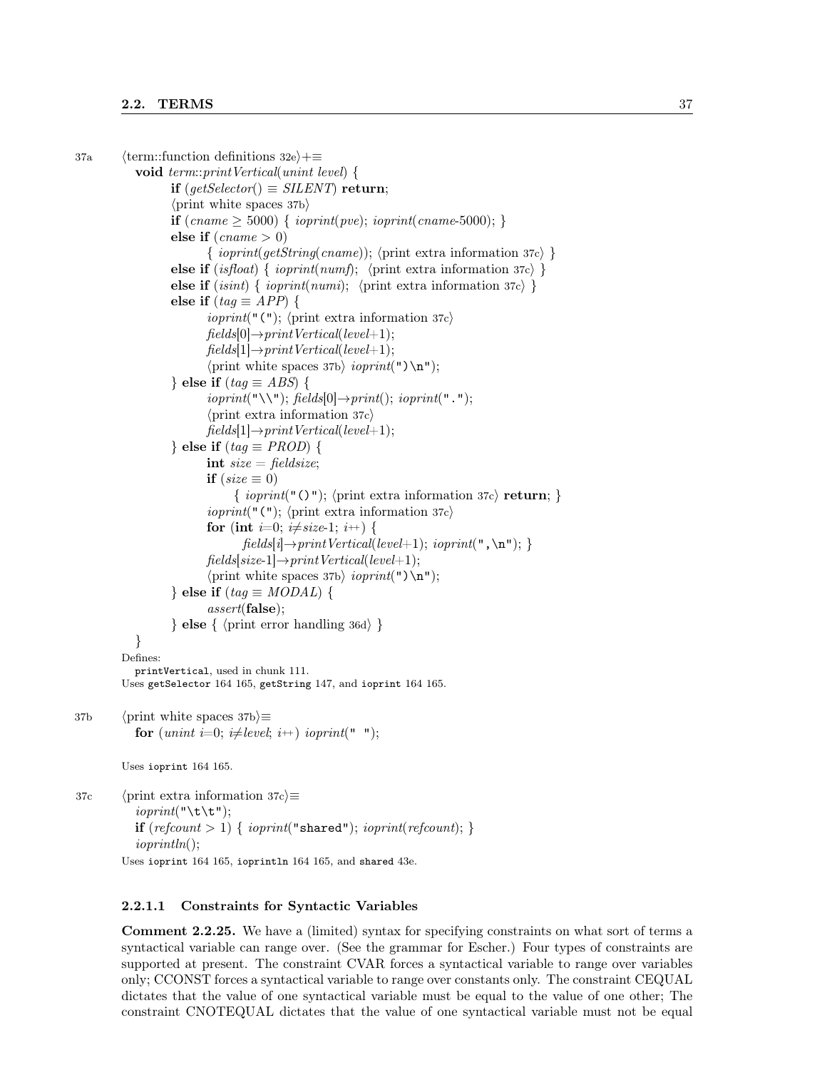37a ⟨term::function definitions 32e⟩+≡

```
void term::printVertical(uint level) {
        if (getSelector() ≡ SILENT) return;
        ⟨print white spaces 37b⟩
        if (cname ≥ 5000) { ioprint(pve); ioprint(cname-5000); }
        else if (cname > 0)
                { ioprint(getString(cname)); ⟨print extra information 37c⟩ }
        else if (isfloat) { ioprint(numf); ⟨print extra information 37c⟩ }
        else if (isint) { ioprint(numi); ⟨print extra information 37c⟩ }
        else if (tag ≡ APP) {
                ioprint("("); ⟨print extra information 37c⟩
                fields[0]→printVertical(level+1);
                fields[1]→printVertical(level+1);
                ⟨print white spaces 37b⟩ ioprint(")\n");
        } else if (tag ≡ ABS) {
                ioprint("\\"); fields[0]→print(); ioprint(".");
                ⟨print extra information 37c⟩
                fields[1]→printVertical(level+1);
        } else if (tag ≡ PROD) {
                int size = fieldsize;
                if (size ≡ 0)
                        { ioprint("()"); ⟨print extra information 37c⟩ return; }
                ioprint("("); ⟨print extra information 37c⟩
                for (int i=0; i≠size-1; i++) {
                        fields[i]→printVertical(level+1); ioprint(",\n"); }
                fields[size-1]→printVertical(level+1);
                ⟨print white spaces 37b⟩ ioprint(")\n");
        } else if (tag ≡ MODAL) {
                assert(false);
        } else { ⟨print error handling 36d⟩ }
}
```

Defines:
`printVertical`, used in chunk 111.
Uses `getSelector` 164 165, `getString` 147, and `ioprint` 164 165.

37b ⟨print white spaces 37b⟩≡

```
for (uint i=0; i≠level; i++) ioprint(" ");
```

Uses `ioprint` 164 165.

37c ⟨print extra information 37c⟩≡

```
ioprint("\t\t");
if (refcount > 1) { ioprint("shared"); ioprint(refcount); }
ioprintln();
```

Uses `ioprint` 164 165, `ioprintln` 164 165, and `shared` 43e.

#### 2.2.1.1 Constraints for Syntactic Variables

**Comment 2.2.25.** We have a (limited) syntax for specifying constraints on what sort of terms a syntactical variable can range over. (See the grammar for Escher.) Four types of constraints are supported at present. The constraint CVAR forces a syntactical variable to range over variables only; CCONST forces a syntactical variable to range over constants only. The constraint CEQUAL dictates that the value of one syntactical variable must be equal to the value of one other; The constraint CNOTEQUAL dictates that the value of one syntactical variable must not be equal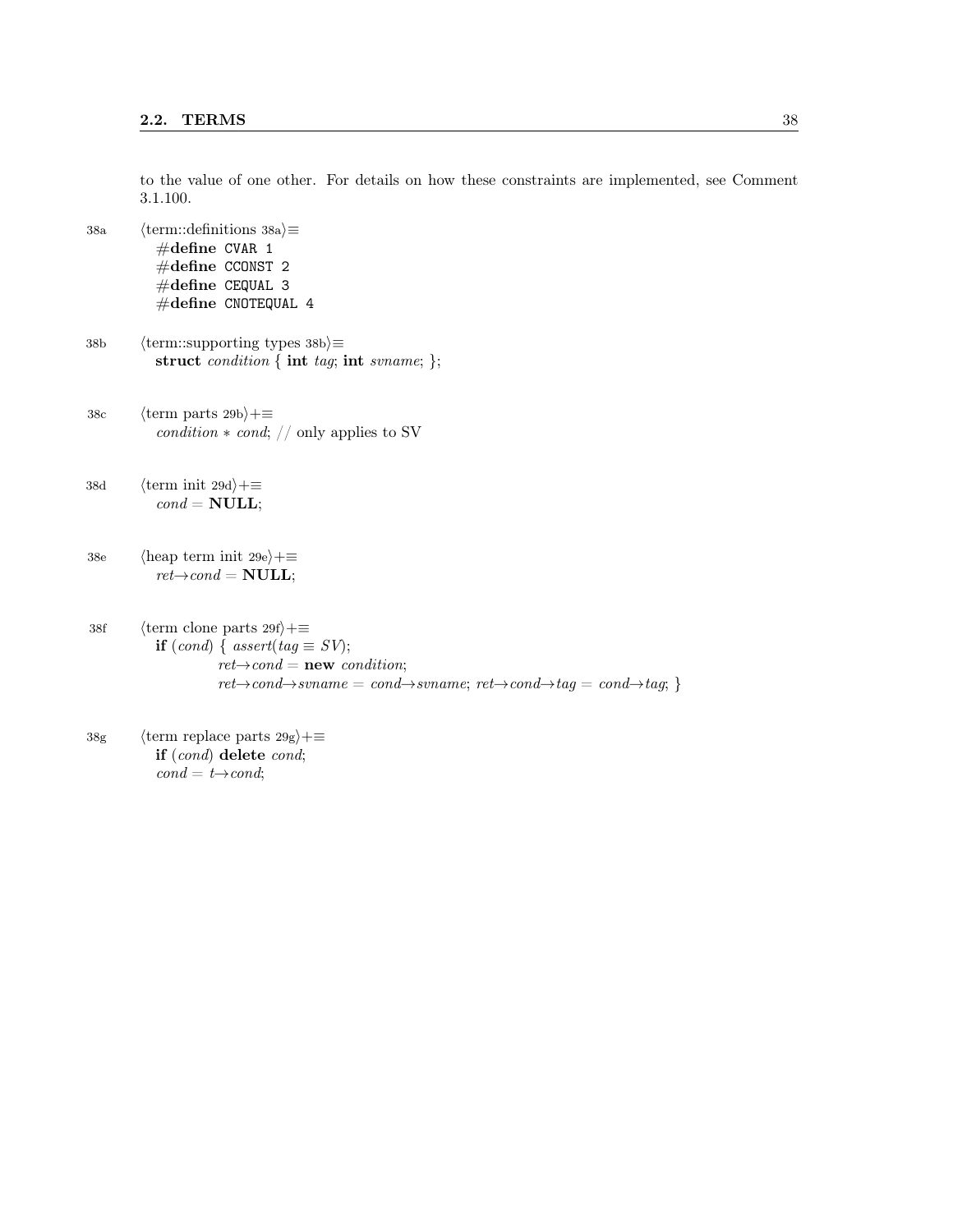to the value of one other. For details on how these constraints are implemented, see Comment 3.1.100.

38a ⟨term::definitions 38a⟩≡

```
#define CVAR 1
#define CCONST 2
#define CEQUAL 3
#define CNOTEQUAL 4
```

38b ⟨term::supporting types 38b⟩≡

```
struct condition { int tag; int svname; };
```

38c ⟨term parts 29b⟩+≡

```
condition * cond; // only applies to SV
```

38d ⟨term init 29d⟩+≡

```
cond = NULL;
```

38e ⟨heap term init 29e⟩+≡

```
ret->cond = NULL;
```

38f ⟨term clone parts 29f⟩+≡

```
if (cond) { assert(tag == SV);
            ret->cond = new condition;
            ret->cond->svname = cond->svname; ret->cond->tag = cond->tag; }
```

38g ⟨term replace parts 29g⟩+≡

```
if (cond) delete cond;
cond = t->cond;
```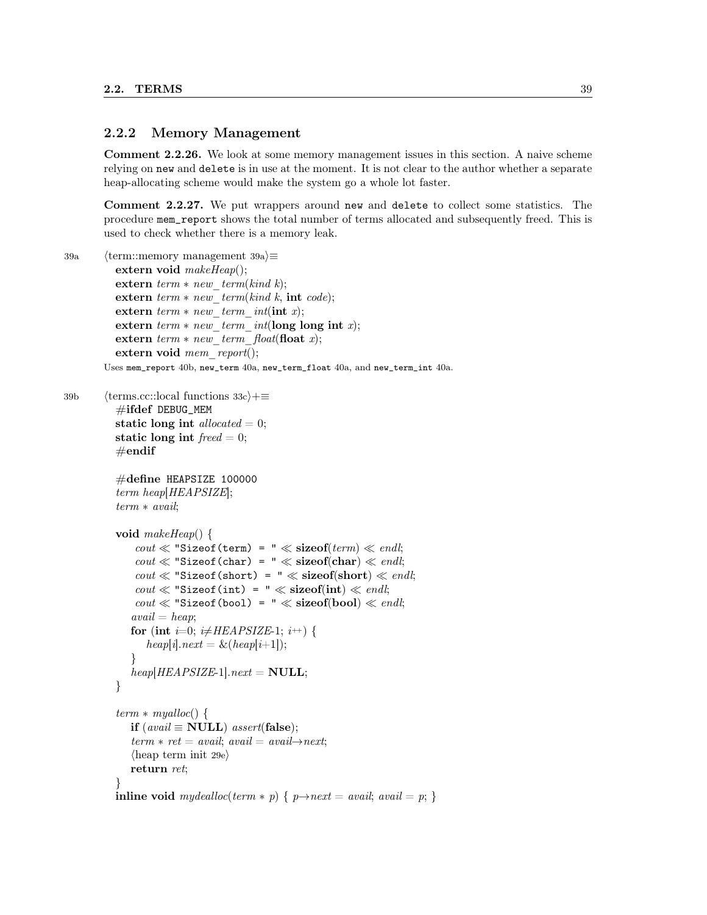### 2.2.2 Memory Management

**Comment 2.2.26.** We look at some memory management issues in this section. A naive scheme relying on `new` and `delete` is in use at the moment. It is not clear to the author whether a separate heap-allocating scheme would make the system go a whole lot faster.

**Comment 2.2.27.** We put wrappers around `new` and `delete` to collect some statistics. The procedure `mem_report` shows the total number of terms allocated and subsequently freed. This is used to check whether there is a memory leak.

39a ⟨term::memory management 39a⟩≡

```
extern void makeHeap();
extern term * new_term(kind k);
extern term * new_term(kind k, int code);
extern term * new_term_int(int x);
extern term * new_term_int(long long int x);
extern term * new_term_float(float x);
extern void mem_report();
```

Uses `mem_report` 40b, `new_term` 40a, `new_term_float` 40a, and `new_term_int` 40a.

39b ⟨terms.cc::local functions 33c⟩+≡

```
#ifdef DEBUG_MEM
static long int allocated = 0;
static long int freed = 0;
#endif

#define HEAPSIZE 100000
term heap[HEAPSIZE];
term * avail;

void makeHeap() {
     cout << "Sizeof(term) = " << sizeof(term) << endl;
     cout << "Sizeof(char) = " << sizeof(char) << endl;
     cout << "Sizeof(short) = " << sizeof(short) << endl;
     cout << "Sizeof(int) = " << sizeof(int) << endl;
     cout << "Sizeof(bool) = " << sizeof(bool) << endl;
    avail = heap;
    for (int i=0; i!=HEAPSIZE-1; i++) {
        heap[i].next = &(heap[i+1]);
    }
    heap[HEAPSIZE-1].next = NULL;
}

term * myalloc() {
    if (avail == NULL) assert(false);
    term * ret = avail; avail = avail->next;
    ⟨heap term init 29e⟩
    return ret;
}
inline void mydealloc(term * p) { p->next = avail; avail = p; }
```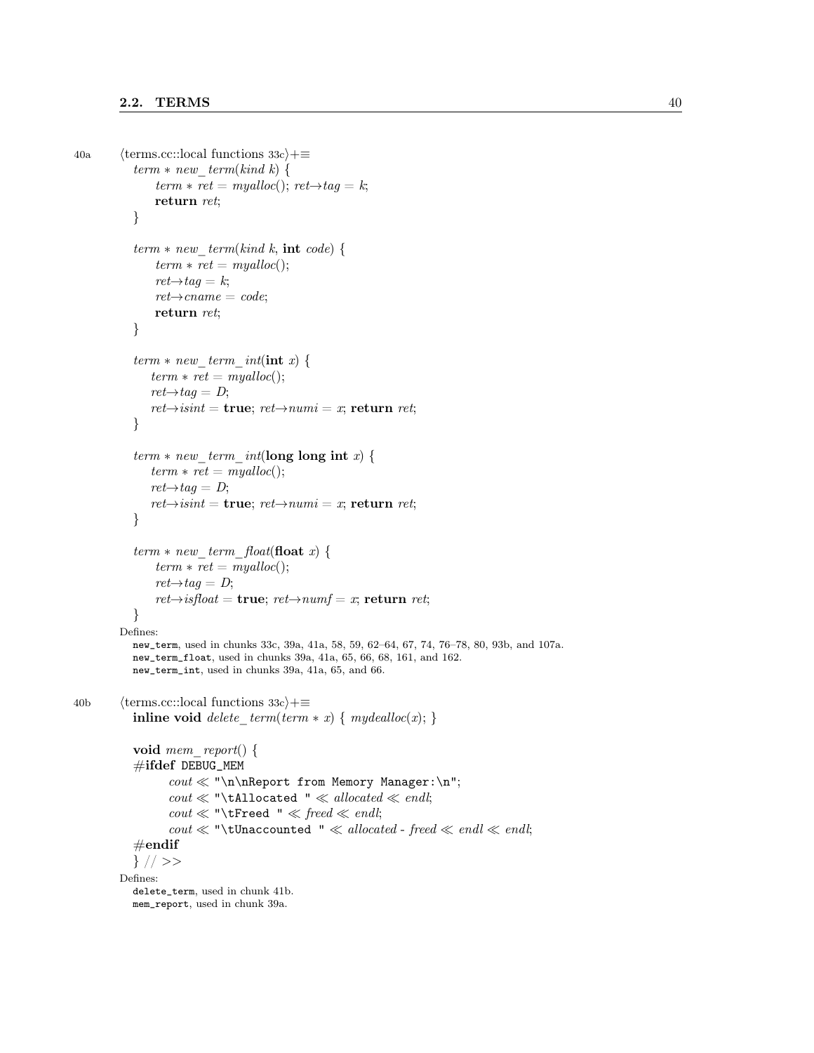40a ⟨terms.cc::local functions 33c⟩+≡

```
term * new_term(kind k) {
    term * ret = myalloc(); ret->tag = k;
    return ret;
}

term * new_term(kind k, int code) {
    term * ret = myalloc();
    ret->tag = k;
    ret->cname = code;
    return ret;
}

term * new_term_int(int x) {
    term * ret = myalloc();
    ret->tag = D;
    ret->isint = true; ret->numi = x; return ret;
}

term * new_term_int(long long int x) {
    term * ret = myalloc();
    ret->tag = D;
    ret->isint = true; ret->numi = x; return ret;
}

term * new_term_float(float x) {
    term * ret = myalloc();
    ret->tag = D;
    ret->isfloat = true; ret->numf = x; return ret;
}
```

Defines:
- `new_term`, used in chunks 33c, 39a, 41a, 58, 59, 62–64, 67, 74, 76–78, 80, 93b, and 107a.
- `new_term_float`, used in chunks 39a, 41a, 65, 66, 68, 161, and 162.
- `new_term_int`, used in chunks 39a, 41a, 65, and 66.

40b ⟨terms.cc::local functions 33c⟩+≡

```
inline void delete_term(term * x) { mydealloc(x); }

void mem_report() {
#ifdef DEBUG_MEM
    cout << "\n\nReport from Memory Manager:\n";
    cout << "\tAllocated " << allocated << endl;
    cout << "\tFreed " << freed << endl;
    cout << "\tUnaccounted " << allocated - freed << endl << endl;
#endif
} // >>
```

Defines:
- `delete_term`, used in chunk 41b.
- `mem_report`, used in chunk 39a.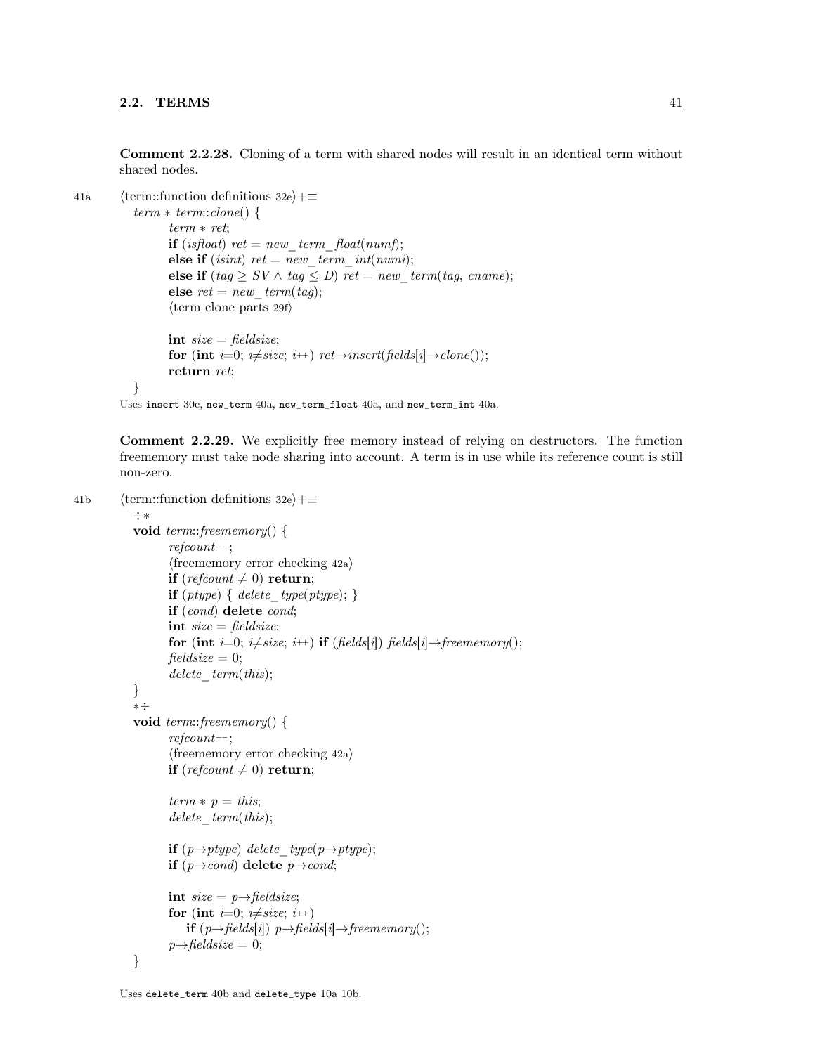**Comment 2.2.28.** Cloning of a term with shared nodes will result in an identical term without shared nodes.

41a ⟨term::function definitions 32e⟩+≡

```
term * term::clone() {
        term * ret;
        if (isfloat) ret = new_term_float(numf);
        else if (isint) ret = new_term_int(numi);
        else if (tag ≥ SV ∧ tag ≤ D) ret = new_term(tag, cname);
        else ret = new_term(tag);
        ⟨term clone parts 29f⟩

        int size = fieldsize;
        for (int i=0; i≠size; i++) ret→insert(fields[i]→clone());
        return ret;
}
```

Uses `insert` 30e, `new_term` 40a, `new_term_float` 40a, and `new_term_int` 40a.

**Comment 2.2.29.** We explicitly free memory instead of relying on destructors. The function freememory must take node sharing into account. A term is in use while its reference count is still non-zero.

41b ⟨term::function definitions 32e⟩+≡

```
÷*
void term::freememory() {
        refcount−−;
        ⟨freememory error checking 42a⟩
        if (refcount ≠ 0) return;
        if (ptype) { delete_type(ptype); }
        if (cond) delete cond;
        int size = fieldsize;
        for (int i=0; i≠size; i++) if (fields[i]) fields[i]→freememory();
        fieldsize = 0;
        delete_term(this);
}
*÷
void term::freememory() {
        refcount−−;
        ⟨freememory error checking 42a⟩
        if (refcount ≠ 0) return;

        term * p = this;
        delete_term(this);

        if (p→ptype) delete_type(p→ptype);
        if (p→cond) delete p→cond;

        int size = p→fieldsize;
        for (int i=0; i≠size; i++)
            if (p→fields[i]) p→fields[i]→freememory();
        p→fieldsize = 0;
}
```

Uses `delete_term` 40b and `delete_type` 10a 10b.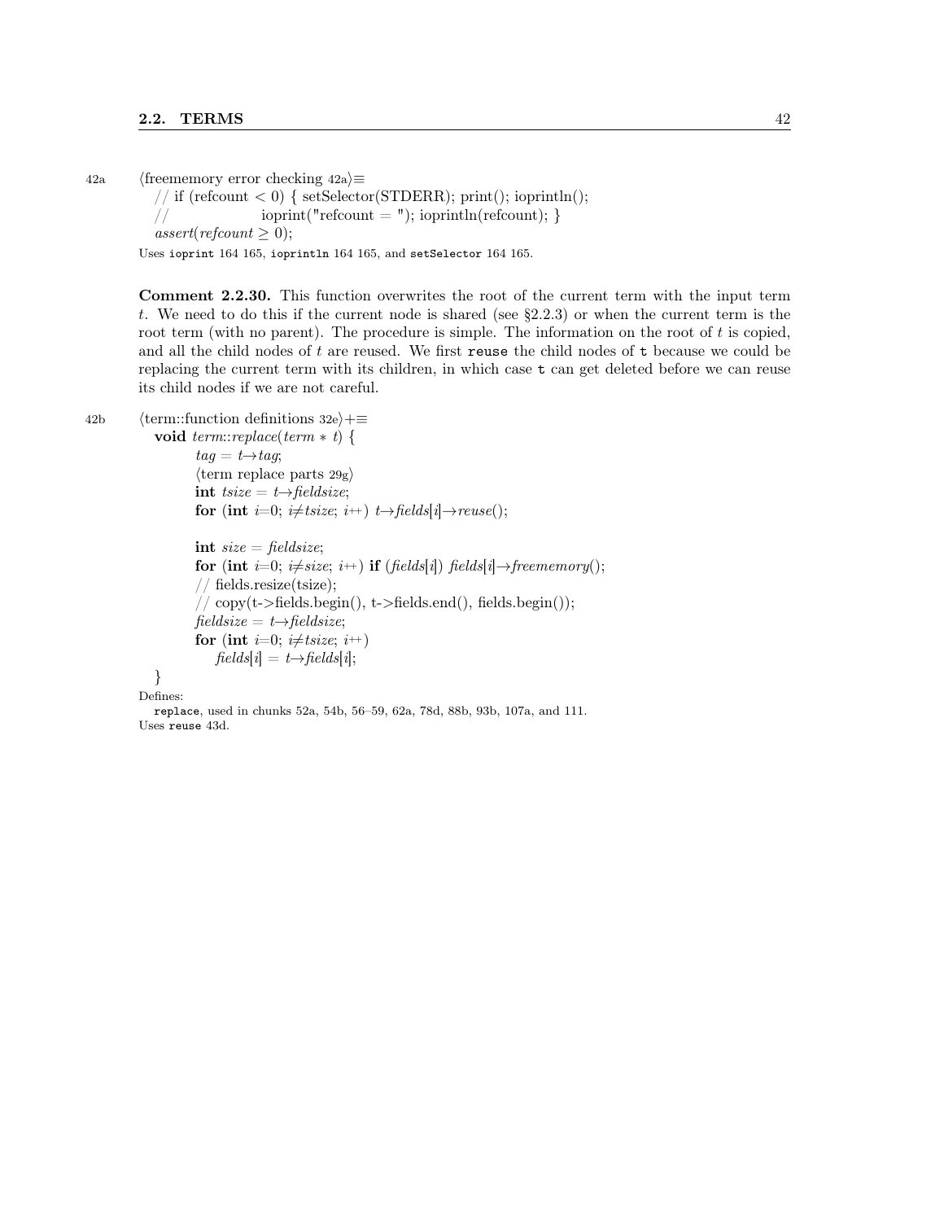42a ⟨freememory error checking 42a⟩≡

```
// if (refcount < 0) { setSelector(STDERR); print(); ioprintln();
//                    ioprint("refcount = "); ioprintln(refcount); }
assert(refcount ≥ 0);
```

Uses ioprint 164 165, ioprintln 164 165, and setSelector 164 165.

**Comment 2.2.30.** This function overwrites the root of the current term with the input term *t*. We need to do this if the current node is shared (see §2.2.3) or when the current term is the root term (with no parent). The procedure is simple. The information on the root of *t* is copied, and all the child nodes of *t* are reused. We first `reuse` the child nodes of `t` because we could be replacing the current term with its children, in which case `t` can get deleted before we can reuse its child nodes if we are not careful.

42b ⟨term::function definitions 32e⟩+≡

```
void term::replace(term * t) {
        tag = t→tag;
        ⟨term replace parts 29g⟩
        int tsize = t→fieldsize;
        for (int i=0; i≠tsize; i++) t→fields[i]→reuse();

        int size = fieldsize;
        for (int i=0; i≠size; i++) if (fields[i]) fields[i]→freememory();
        // fields.resize(tsize);
        // copy(t->fields.begin(), t->fields.end(), fields.begin());
        fieldsize = t→fieldsize;
        for (int i=0; i≠tsize; i++)
            fields[i] = t→fields[i];
}
```

Defines:
replace, used in chunks 52a, 54b, 56–59, 62a, 78d, 88b, 93b, 107a, and 111.
Uses reuse 43d.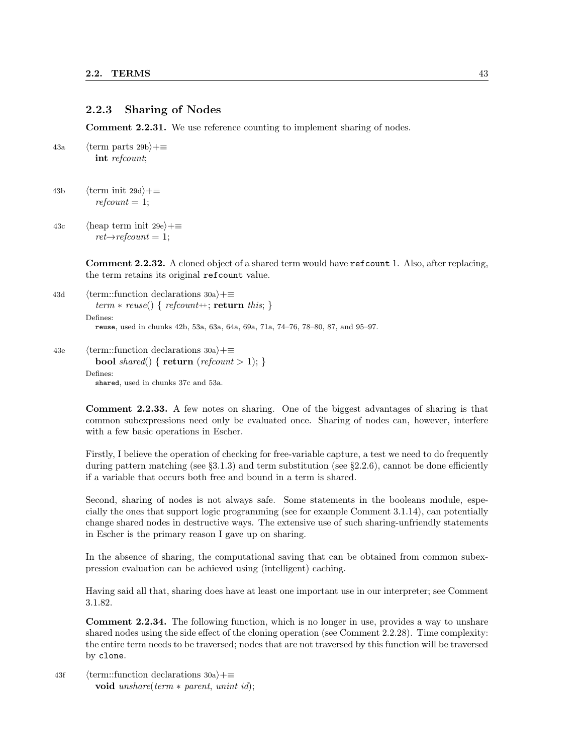### 2.2.3 Sharing of Nodes

**Comment 2.2.31.** We use reference counting to implement sharing of nodes.

43a ⟨term parts 29b⟩+≡
```
int refcount;
```

43b ⟨term init 29d⟩+≡
```
refcount = 1;
```

43c ⟨heap term init 29e⟩+≡
```
ret->refcount = 1;
```

**Comment 2.2.32.** A cloned object of a shared term would have `refcount` 1. Also, after replacing, the term retains its original `refcount` value.

43d ⟨term::function declarations 30a⟩+≡
```
term * reuse() { refcount++; return this; }
```
Defines:
`reuse`, used in chunks 42b, 53a, 63a, 64a, 69a, 71a, 74–76, 78–80, 87, and 95–97.

43e ⟨term::function declarations 30a⟩+≡
```
bool shared() { return (refcount > 1); }
```
Defines:
`shared`, used in chunks 37c and 53a.

**Comment 2.2.33.** A few notes on sharing. One of the biggest advantages of sharing is that common subexpressions need only be evaluated once. Sharing of nodes can, however, interfere with a few basic operations in Escher.

Firstly, I believe the operation of checking for free-variable capture, a test we need to do frequently during pattern matching (see §3.1.3) and term substitution (see §2.2.6), cannot be done efficiently if a variable that occurs both free and bound in a term is shared.

Second, sharing of nodes is not always safe. Some statements in the booleans module, especially the ones that support logic programming (see for example Comment 3.1.14), can potentially change shared nodes in destructive ways. The extensive use of such sharing-unfriendly statements in Escher is the primary reason I gave up on sharing.

In the absence of sharing, the computational saving that can be obtained from common subexpression evaluation can be achieved using (intelligent) caching.

Having said all that, sharing does have at least one important use in our interpreter; see Comment 3.1.82.

**Comment 2.2.34.** The following function, which is no longer in use, provides a way to unshare shared nodes using the side effect of the cloning operation (see Comment 2.2.28). Time complexity: the entire term needs to be traversed; nodes that are not traversed by this function will be traversed by `clone`.

43f ⟨term::function declarations 30a⟩+≡
```
void unshare(term * parent, unint id);
```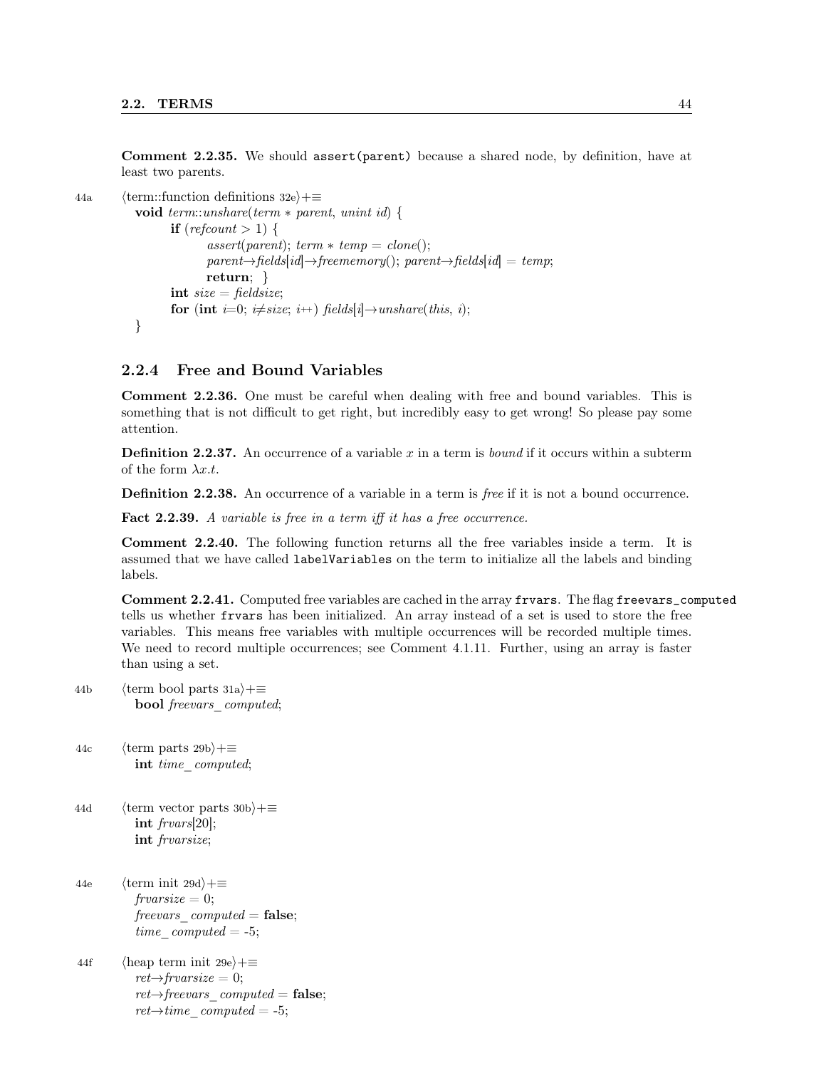**Comment 2.2.35.** We should `assert(parent)` because a shared node, by definition, have at least two parents.

44a ⟨term::function definitions 32e⟩+≡
```
void term::unshare(term * parent, unint id) {
        if (refcount > 1) {
                assert(parent); term * temp = clone();
                parent->fields[id]->freememory(); parent->fields[id] = temp;
                return; }
        int size = fieldsize;
        for (int i=0; i≠size; i++) fields[i]->unshare(this, i);
}
```

### 2.2.4 Free and Bound Variables

**Comment 2.2.36.** One must be careful when dealing with free and bound variables. This is something that is not difficult to get right, but incredibly easy to get wrong! So please pay some attention.

**Definition 2.2.37.** An occurrence of a variable $x$ in a term is *bound* if it occurs within a subterm of the form $\lambda x.t$.

**Definition 2.2.38.** An occurrence of a variable in a term is *free* if it is not a bound occurrence.

**Fact 2.2.39.** *A variable is free in a term iff it has a free occurrence.*

**Comment 2.2.40.** The following function returns all the free variables inside a term. It is assumed that we have called `labelVariables` on the term to initialize all the labels and binding labels.

**Comment 2.2.41.** Computed free variables are cached in the array `frvars`. The flag `freevars_computed` tells us whether `frvars` has been initialized. An array instead of a set is used to store the free variables. This means free variables with multiple occurrences will be recorded multiple times. We need to record multiple occurrences; see Comment 4.1.11. Further, using an array is faster than using a set.

44b ⟨term bool parts 31a⟩+≡
```
bool freevars_computed;
```

44c ⟨term parts 29b⟩+≡
```
int time_computed;
```

44d ⟨term vector parts 30b⟩+≡
```
int frvars[20];
int frvarsize;
```

44e ⟨term init 29d⟩+≡
```
frvarsize = 0;
freevars_computed = false;
time_computed = -5;
```

44f ⟨heap term init 29e⟩+≡
```
ret->frvarsize = 0;
ret->freevars_computed = false;
ret->time_computed = -5;
```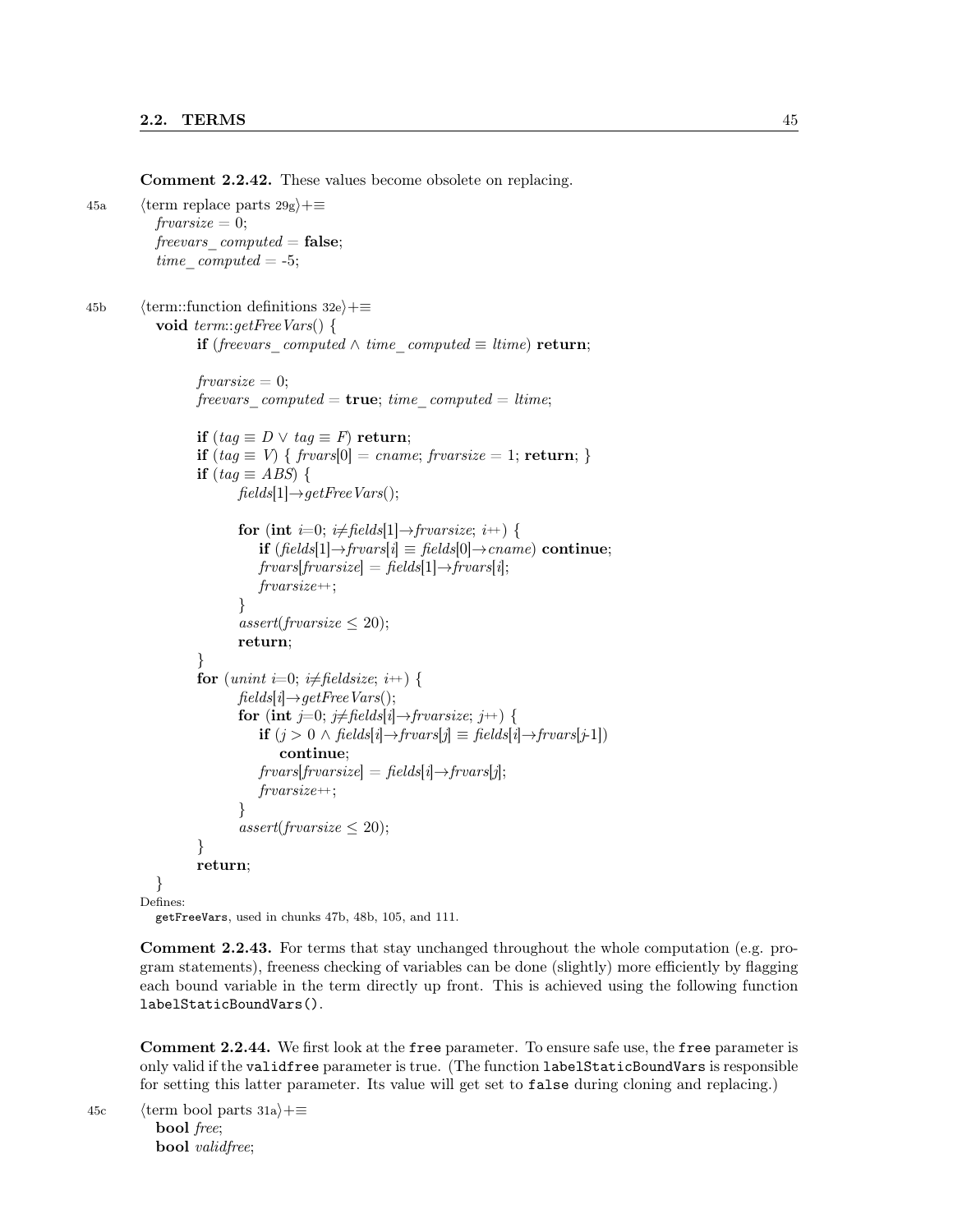**Comment 2.2.42.** These values become obsolete on replacing.

45a ⟨term replace parts 29g⟩+≡

```
frvarsize = 0;
freevars_computed = false;
time_computed = -5;
```

45b ⟨term::function definitions 32e⟩+≡

```
void term::getFreeVars() {
    if (freevars_computed ∧ time_computed ≡ ltime) return;

    frvarsize = 0;
    freevars_computed = true; time_computed = ltime;

    if (tag ≡ D ∨ tag ≡ F) return;
    if (tag ≡ V) { frvars[0] = cname; frvarsize = 1; return; }
    if (tag ≡ ABS) {
        fields[1]→getFreeVars();

        for (int i=0; i≠fields[1]→frvarsize; i++) {
            if (fields[1]→frvars[i] ≡ fields[0]→cname) continue;
            frvars[frvarsize] = fields[1]→frvars[i];
            frvarsize++;
        }
        assert(frvarsize ≤ 20);
        return;
    }
    for (unint i=0; i≠fieldsize; i++) {
        fields[i]→getFreeVars();
        for (int j=0; j≠fields[i]→frvarsize; j++) {
            if (j > 0 ∧ fields[i]→frvars[j] ≡ fields[i]→frvars[j-1])
                continue;
            frvars[frvarsize] = fields[i]→frvars[j];
            frvarsize++;
        }
        assert(frvarsize ≤ 20);
    }
    return;
}
```

Defines:
`getFreeVars`, used in chunks 47b, 48b, 105, and 111.

**Comment 2.2.43.** For terms that stay unchanged throughout the whole computation (e.g. program statements), freeness checking of variables can be done (slightly) more efficiently by flagging each bound variable in the term directly up front. This is achieved using the following function `labelStaticBoundVars()`.

**Comment 2.2.44.** We first look at the `free` parameter. To ensure safe use, the `free` parameter is only valid if the `validfree` parameter is true. (The function `labelStaticBoundVars` is responsible for setting this latter parameter. Its value will get set to `false` during cloning and replacing.)

45c ⟨term bool parts 31a⟩+≡

```
bool free;
bool validfree;
```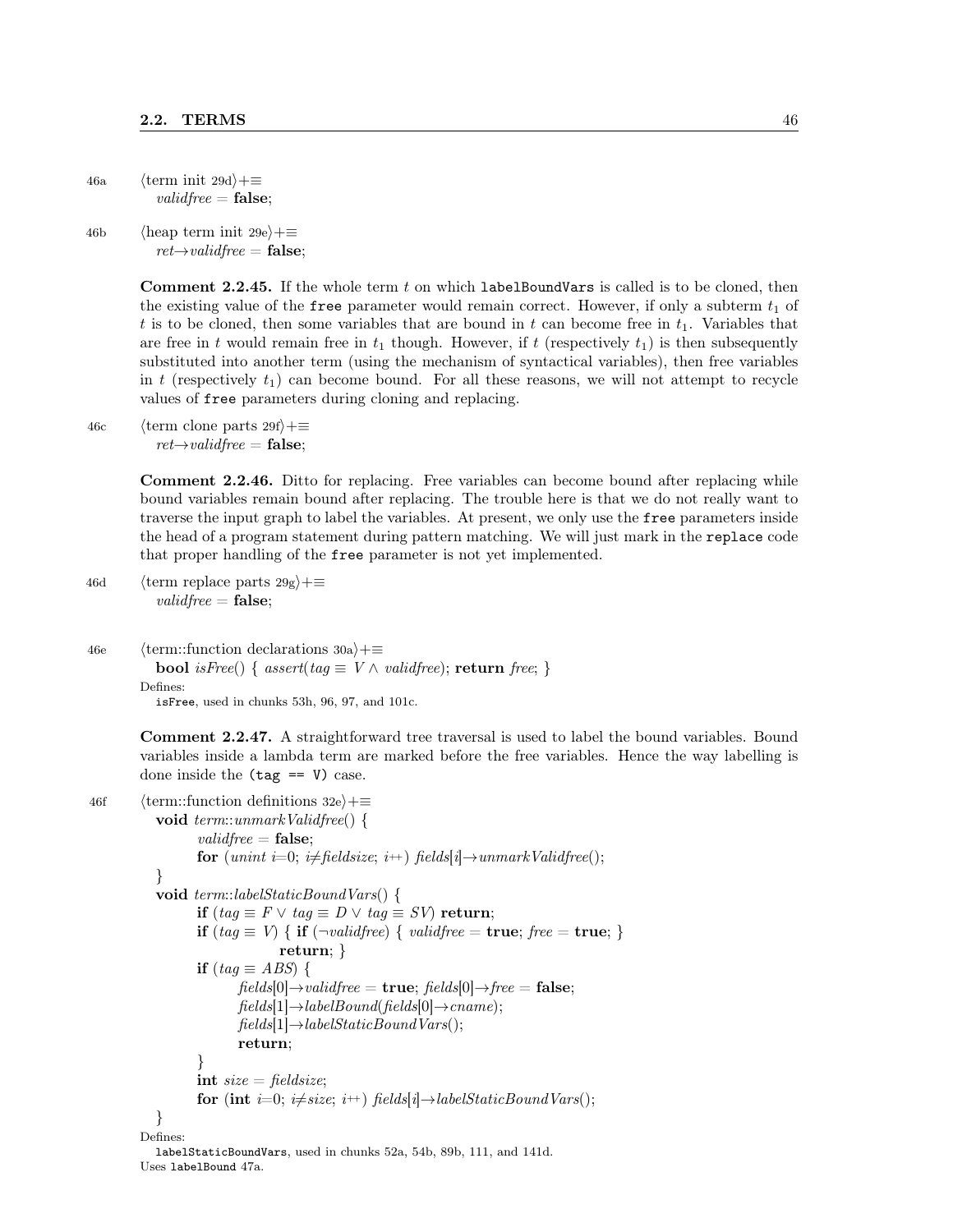46a ⟨term init 29d⟩+≡
```
validfree = false;
```

46b ⟨heap term init 29e⟩+≡
```
ret→validfree = false;
```

**Comment 2.2.45.** If the whole term $t$ on which `labelBoundVars` is called is to be cloned, then the existing value of the `free` parameter would remain correct. However, if only a subterm $t_1$ of $t$ is to be cloned, then some variables that are bound in $t$ can become free in $t_1$. Variables that are free in $t$ would remain free in $t_1$ though. However, if $t$ (respectively $t_1$) is then subsequently substituted into another term (using the mechanism of syntactical variables), then free variables in $t$ (respectively $t_1$) can become bound. For all these reasons, we will not attempt to recycle values of `free` parameters during cloning and replacing.

46c ⟨term clone parts 29f⟩+≡
```
ret→validfree = false;
```

**Comment 2.2.46.** Ditto for replacing. Free variables can become bound after replacing while bound variables remain bound after replacing. The trouble here is that we do not really want to traverse the input graph to label the variables. At present, we only use the `free` parameters inside the head of a program statement during pattern matching. We will just mark in the `replace` code that proper handling of the `free` parameter is not yet implemented.

46d ⟨term replace parts 29g⟩+≡
```
validfree = false;
```

46e ⟨term::function declarations 30a⟩+≡
```
bool isFree() { assert(tag ≡ V ∧ validfree); return free; }
```
Defines:
`isFree`, used in chunks 53h, 96, 97, and 101c.

**Comment 2.2.47.** A straightforward tree traversal is used to label the bound variables. Bound variables inside a lambda term are marked before the free variables. Hence the way labelling is done inside the `(tag == V)` case.

46f ⟨term::function definitions 32e⟩+≡
```
void term::unmarkValidfree() {
        validfree = false;
        for (unint i=0; i≠fieldsize; i++) fields[i]→unmarkValidfree();
}
void term::labelStaticBoundVars() {
        if (tag ≡ F ∨ tag ≡ D ∨ tag ≡ SV) return;
        if (tag ≡ V) { if (¬validfree) { validfree = true; free = true; }
                        return; }
        if (tag ≡ ABS) {
                fields[0]→validfree = true; fields[0]→free = false;
                fields[1]→labelBound(fields[0]→cname);
                fields[1]→labelStaticBoundVars();
                return;
        }
        int size = fieldsize;
        for (int i=0; i≠size; i++) fields[i]→labelStaticBoundVars();
}
```
Defines:
`labelStaticBoundVars`, used in chunks 52a, 54b, 89b, 111, and 141d.
Uses `labelBound` 47a.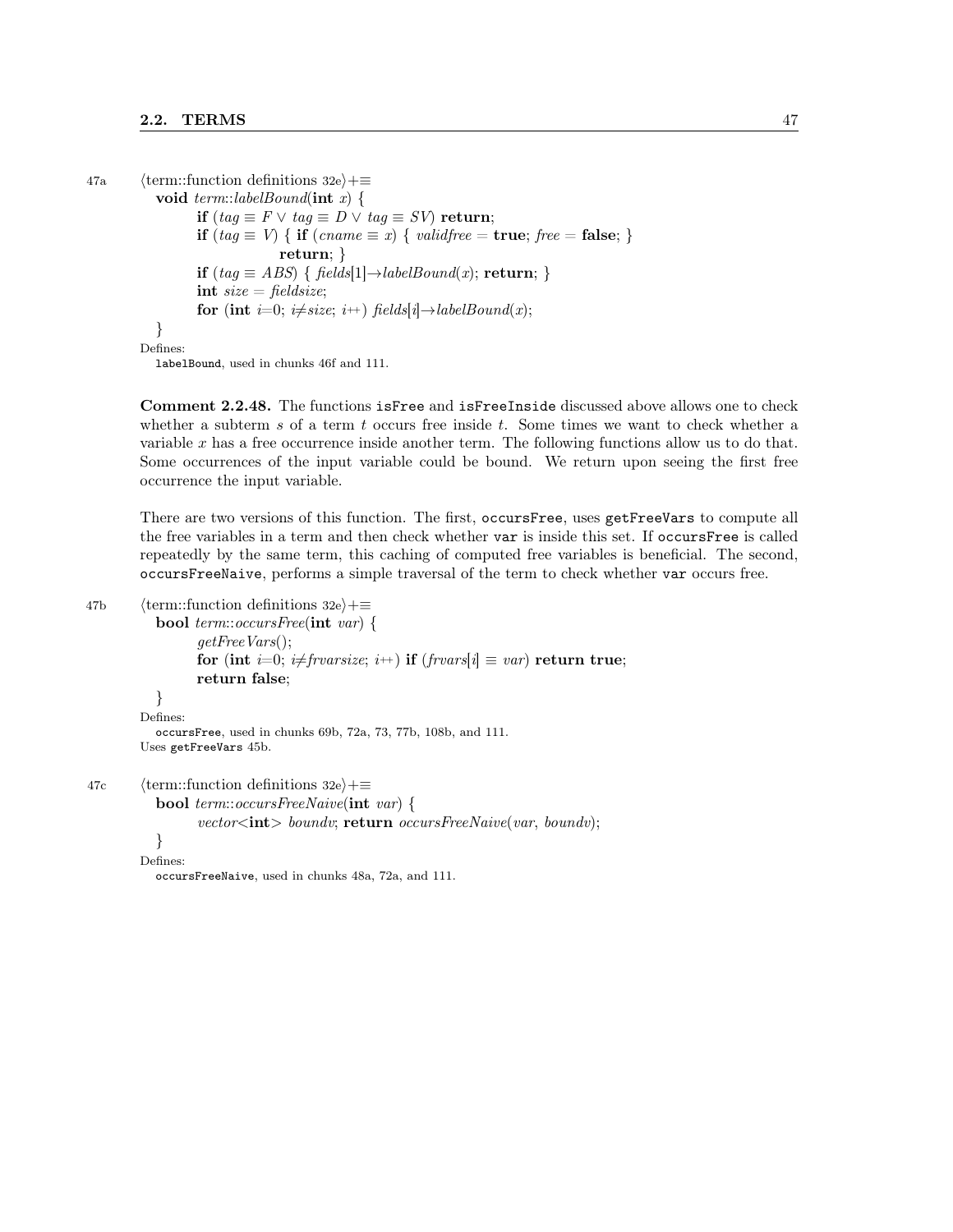47a ⟨term::function definitions 32e⟩+≡

```
void term::labelBound(int x) {
        if (tag ≡ F ∨ tag ≡ D ∨ tag ≡ SV) return;
        if (tag ≡ V) { if (cname ≡ x) { validfree = true; free = false; }
                       return; }
        if (tag ≡ ABS) { fields[1]→labelBound(x); return; }
        int size = fieldsize;
        for (int i=0; i≠size; i++) fields[i]→labelBound(x);
}
```

Defines:
  `labelBound`, used in chunks 46f and 111.

**Comment 2.2.48.** The functions `isFree` and `isFreeInside` discussed above allows one to check whether a subterm $s$ of a term $t$ occurs free inside $t$. Some times we want to check whether a variable $x$ has a free occurrence inside another term. The following functions allow us to do that. Some occurrences of the input variable could be bound. We return upon seeing the first free occurrence the input variable.

There are two versions of this function. The first, `occursFree`, uses `getFreeVars` to compute all the free variables in a term and then check whether `var` is inside this set. If `occursFree` is called repeatedly by the same term, this caching of computed free variables is beneficial. The second, `occursFreeNaive`, performs a simple traversal of the term to check whether `var` occurs free.

47b ⟨term::function definitions 32e⟩+≡

```
bool term::occursFree(int var) {
        getFreeVars();
        for (int i=0; i≠frvarsize; i++) if (frvars[i] ≡ var) return true;
        return false;
}
```

Defines:
  `occursFree`, used in chunks 69b, 72a, 73, 77b, 108b, and 111.
Uses `getFreeVars` 45b.

47c ⟨term::function definitions 32e⟩+≡

```
bool term::occursFreeNaive(int var) {
        vector<int> boundv; return occursFreeNaive(var, boundv);
}
```

Defines:
  `occursFreeNaive`, used in chunks 48a, 72a, and 111.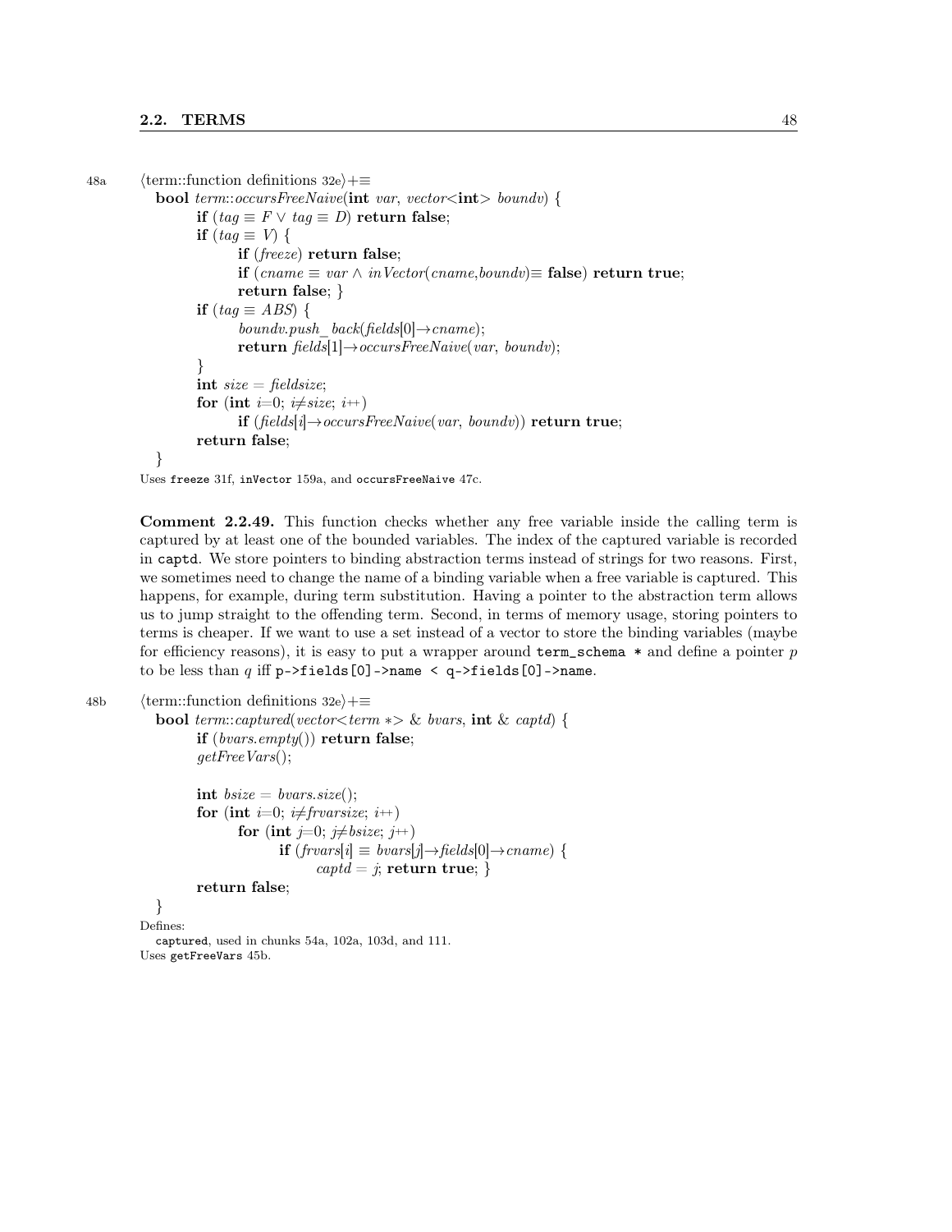48a ⟨term::function definitions 32e⟩+≡

```
bool term::occursFreeNaive(int var, vector<int> boundv) {
        if (tag ≡ F ∨ tag ≡ D) return false;
        if (tag ≡ V) {
                if (freeze) return false;
                if (cname ≡ var ∧ inVector(cname,boundv)≡ false) return true;
                return false; }
        if (tag ≡ ABS) {
                boundv.push_back(fields[0]→cname);
                return fields[1]→occursFreeNaive(var, boundv);
        }
        int size = fieldsize;
        for (int i=0; i≠size; i++)
                if (fields[i]→occursFreeNaive(var, boundv)) return true;
        return false;
}
```

Uses `freeze` 31f, `inVector` 159a, and `occursFreeNaive` 47c.

**Comment 2.2.49.** This function checks whether any free variable inside the calling term is captured by at least one of the bounded variables. The index of the captured variable is recorded in `captd`. We store pointers to binding abstraction terms instead of strings for two reasons. First, we sometimes need to change the name of a binding variable when a free variable is captured. This happens, for example, during term substitution. Having a pointer to the abstraction term allows us to jump straight to the offending term. Second, in terms of memory usage, storing pointers to terms is cheaper. If we want to use a set instead of a vector to store the binding variables (maybe for efficiency reasons), it is easy to put a wrapper around `term_schema *` and define a pointer $p$ to be less than $q$ iff `p->fields[0]->name < q->fields[0]->name`.

48b ⟨term::function definitions 32e⟩+≡

```
bool term::captured(vector<term *> & bvars, int & captd) {
        if (bvars.empty()) return false;
        getFreeVars();

        int bsize = bvars.size();
        for (int i=0; i≠frvarsize; i++)
                for (int j=0; j≠bsize; j++)
                        if (frvars[i] ≡ bvars[j]→fields[0]→cname) {
                                captd = j; return true; }
        return false;
}
```

Defines:
`captured`, used in chunks 54a, 102a, 103d, and 111.
Uses `getFreeVars` 45b.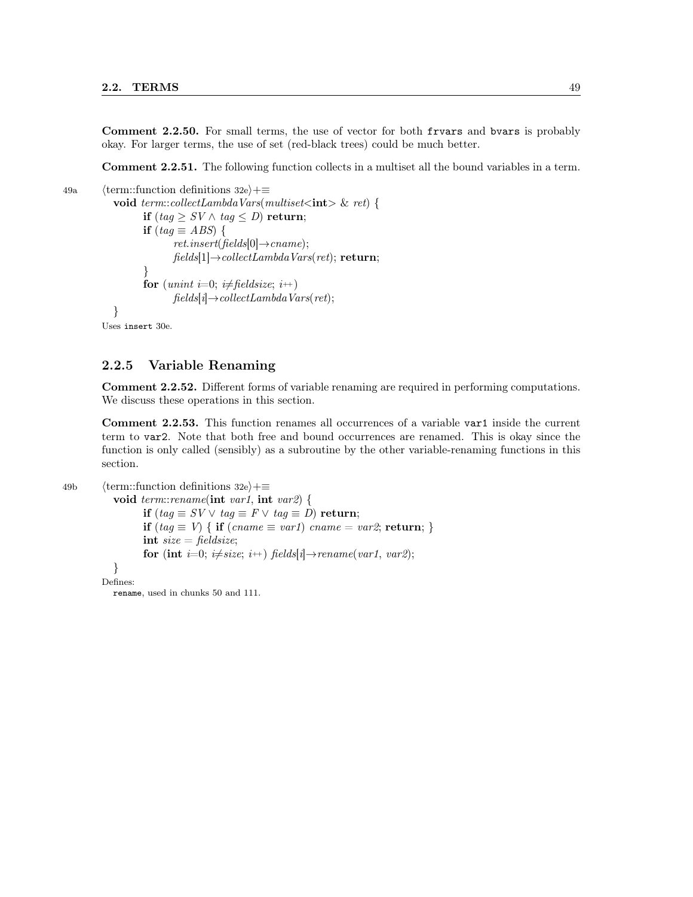**Comment 2.2.50.** For small terms, the use of vector for both `frvars` and `bvars` is probably okay. For larger terms, the use of set (red-black trees) could be much better.

**Comment 2.2.51.** The following function collects in a multiset all the bound variables in a term.

49a ⟨term::function definitions 32e⟩+≡

```
void term::collectLambdaVars(multiset<int> & ret) {
        if (tag ≥ SV ∧ tag ≤ D) return;
        if (tag ≡ ABS) {
                ret.insert(fields[0]→cname);
                fields[1]→collectLambdaVars(ret); return;
        }
        for (unint i=0; i≠fieldsize; i++)
                fields[i]→collectLambdaVars(ret);
}
```

Uses `insert` 30e.

### 2.2.5 Variable Renaming

**Comment 2.2.52.** Different forms of variable renaming are required in performing computations. We discuss these operations in this section.

**Comment 2.2.53.** This function renames all occurrences of a variable `var1` inside the current term to `var2`. Note that both free and bound occurrences are renamed. This is okay since the function is only called (sensibly) as a subroutine by the other variable-renaming functions in this section.

49b ⟨term::function definitions 32e⟩+≡

```
void term::rename(int var1, int var2) {
        if (tag ≡ SV ∨ tag ≡ F ∨ tag ≡ D) return;
        if (tag ≡ V) { if (cname ≡ var1) cname = var2; return; }
        int size = fieldsize;
        for (int i=0; i≠size; i++) fields[i]→rename(var1, var2);
}
```

Defines:
`rename`, used in chunks 50 and 111.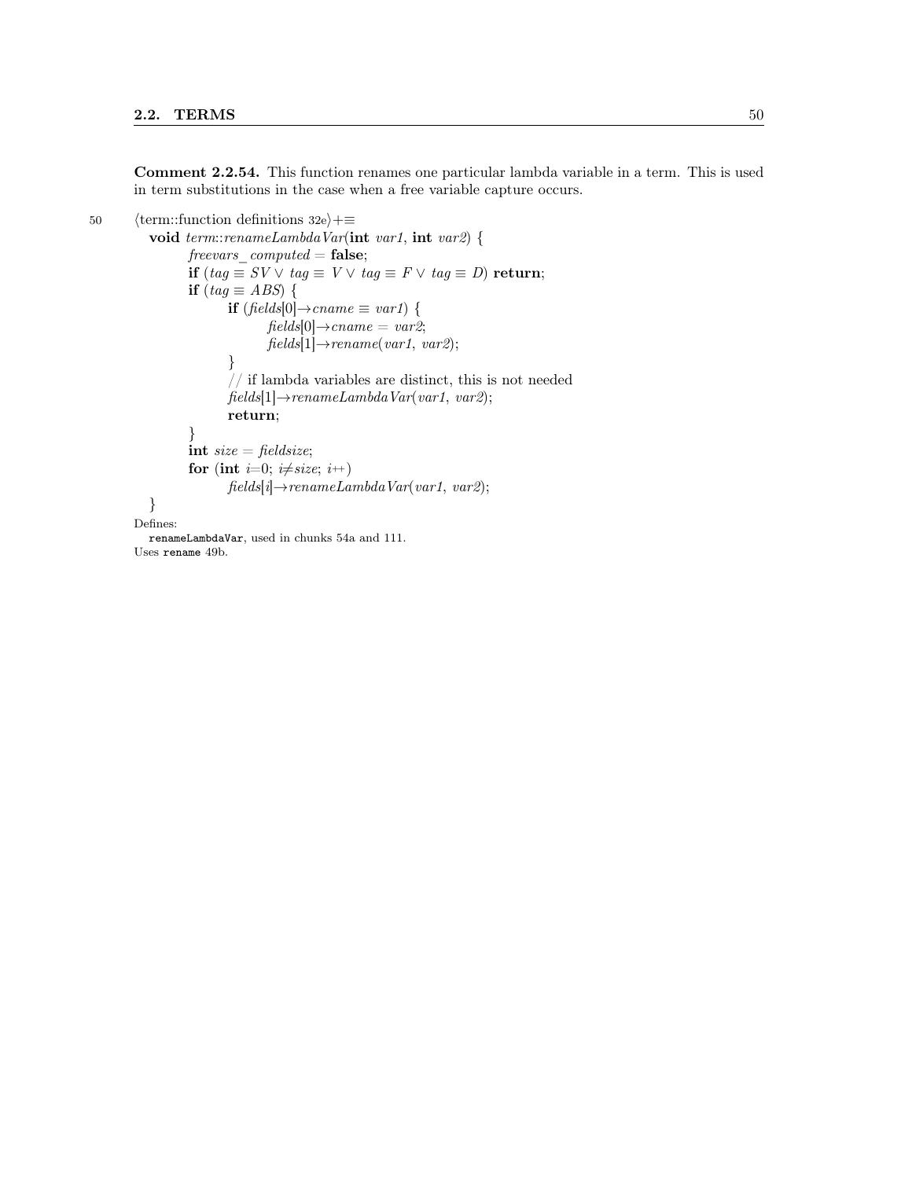**Comment 2.2.54.** This function renames one particular lambda variable in a term. This is used in term substitutions in the case when a free variable capture occurs.

50 ⟨term::function definitions 32e⟩+≡

```
void term::renameLambdaVar(int var1, int var2) {
        freevars_computed = false;
        if (tag ≡ SV ∨ tag ≡ V ∨ tag ≡ F ∨ tag ≡ D) return;
        if (tag ≡ ABS) {
                if (fields[0]→cname ≡ var1) {
                        fields[0]→cname = var2;
                        fields[1]→rename(var1, var2);
                }
                // if lambda variables are distinct, this is not needed
                fields[1]→renameLambdaVar(var1, var2);
                return;
        }
        int size = fieldsize;
        for (int i=0; i≠size; i++)
                fields[i]→renameLambdaVar(var1, var2);
}
```

Defines:
`renameLambdaVar`, used in chunks 54a and 111.

Uses `rename` 49b.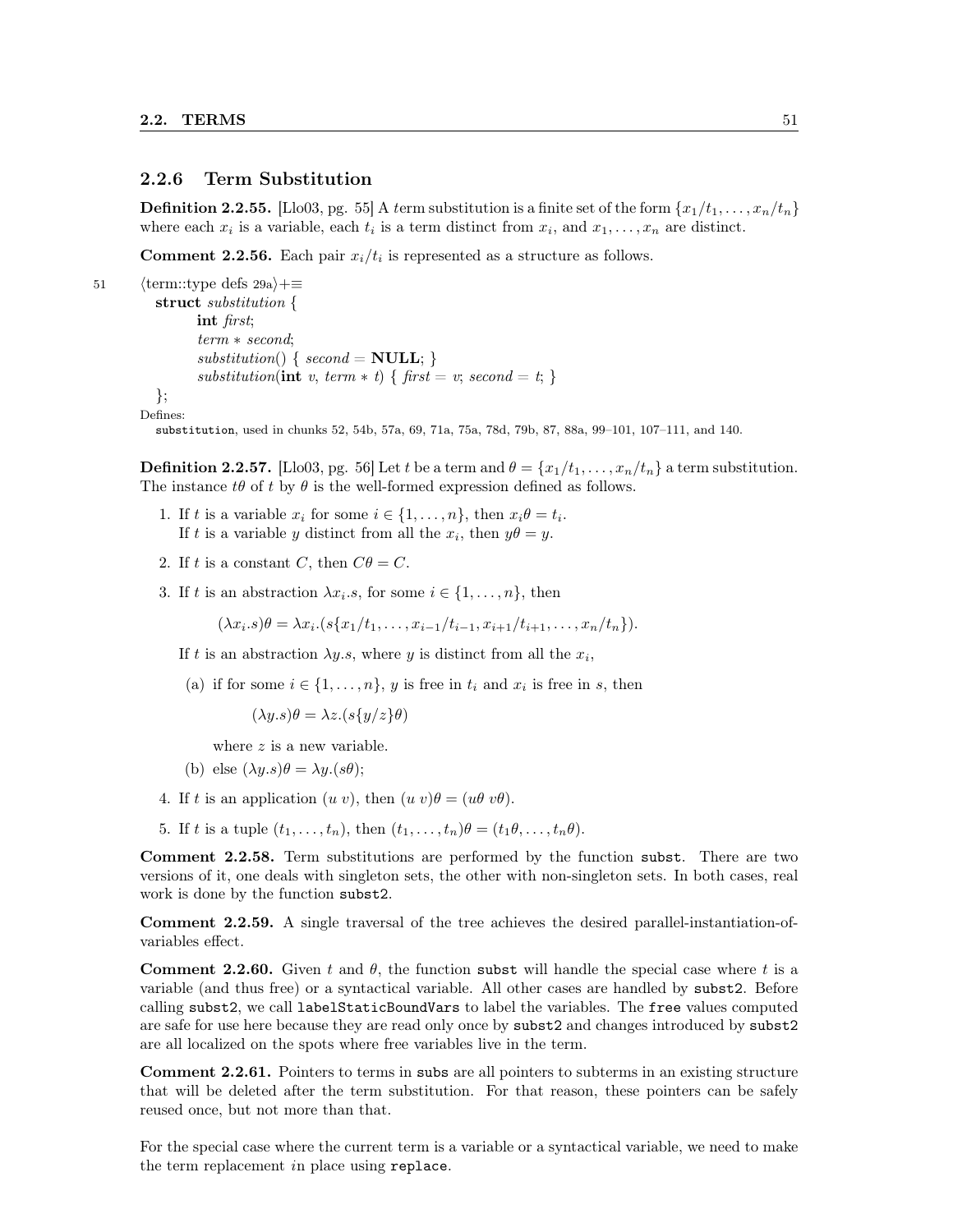### 2.2.6 Term Substitution

**Definition 2.2.55.** [Llo03, pg. 55] A *term* substitution is a finite set of the form $\{x_1/t_1, \ldots, x_n/t_n\}$ where each $x_i$ is a variable, each $t_i$ is a term distinct from $x_i$, and $x_1, \ldots, x_n$ are distinct.

**Comment 2.2.56.** Each pair $x_i/t_i$ is represented as a structure as follows.

51 ⟨term::type defs 29a⟩+≡
```
struct substitution {
        int first;
        term * second;
        substitution() { second = NULL; }
        substitution(int v, term * t) { first = v; second = t; }
};
```
Defines:
`substitution`, used in chunks 52, 54b, 57a, 69, 71a, 75a, 78d, 79b, 87, 88a, 99–101, 107–111, and 140.

**Definition 2.2.57.** [Llo03, pg. 56] Let $t$ be a term and $\theta = \{x_1/t_1, \ldots, x_n/t_n\}$ a term substitution. The instance $t\theta$ of $t$ by $\theta$ is the well-formed expression defined as follows.

1. If $t$ is a variable $x_i$ for some $i \in \{1, \ldots, n\}$, then $x_i\theta = t_i$.
   If $t$ is a variable $y$ distinct from all the $x_i$, then $y\theta = y$.
2. If $t$ is a constant $C$, then $C\theta = C$.
3. If $t$ is an abstraction $\lambda x_i.s$, for some $i \in \{1, \ldots, n\}$, then

   $$(\lambda x_i.s)\theta = \lambda x_i.(s\{x_1/t_1, \ldots, x_{i-1}/t_{i-1}, x_{i+1}/t_{i+1}, \ldots, x_n/t_n\}).$$

   If $t$ is an abstraction $\lambda y.s$, where $y$ is distinct from all the $x_i$,

   (a) if for some $i \in \{1, \ldots, n\}$, $y$ is free in $t_i$ and $x_i$ is free in $s$, then

   $$(\lambda y.s)\theta = \lambda z.(s\{y/z\}\theta)$$

   where $z$ is a new variable.

   (b) else $(\lambda y.s)\theta = \lambda y.(s\theta)$;
4. If $t$ is an application $(u\ v)$, then $(u\ v)\theta = (u\theta\ v\theta)$.
5. If $t$ is a tuple $(t_1, \ldots, t_n)$, then $(t_1, \ldots, t_n)\theta = (t_1\theta, \ldots, t_n\theta)$.

**Comment 2.2.58.** Term substitutions are performed by the function `subst`. There are two versions of it, one deals with singleton sets, the other with non-singleton sets. In both cases, real work is done by the function `subst2`.

**Comment 2.2.59.** A single traversal of the tree achieves the desired parallel-instantiation-of-variables effect.

**Comment 2.2.60.** Given $t$ and $\theta$, the function `subst` will handle the special case where $t$ is a variable (and thus free) or a syntactical variable. All other cases are handled by `subst2`. Before calling `subst2`, we call `labelStaticBoundVars` to label the variables. The `free` values computed are safe for use here because they are read only once by `subst2` and changes introduced by `subst2` are all localized on the spots where free variables live in the term.

**Comment 2.2.61.** Pointers to terms in `subs` are all pointers to subterms in an existing structure that will be deleted after the term substitution. For that reason, these pointers can be safely reused once, but not more than that.

For the special case where the current term is a variable or a syntactical variable, we need to make the term replacement *in* place using `replace`.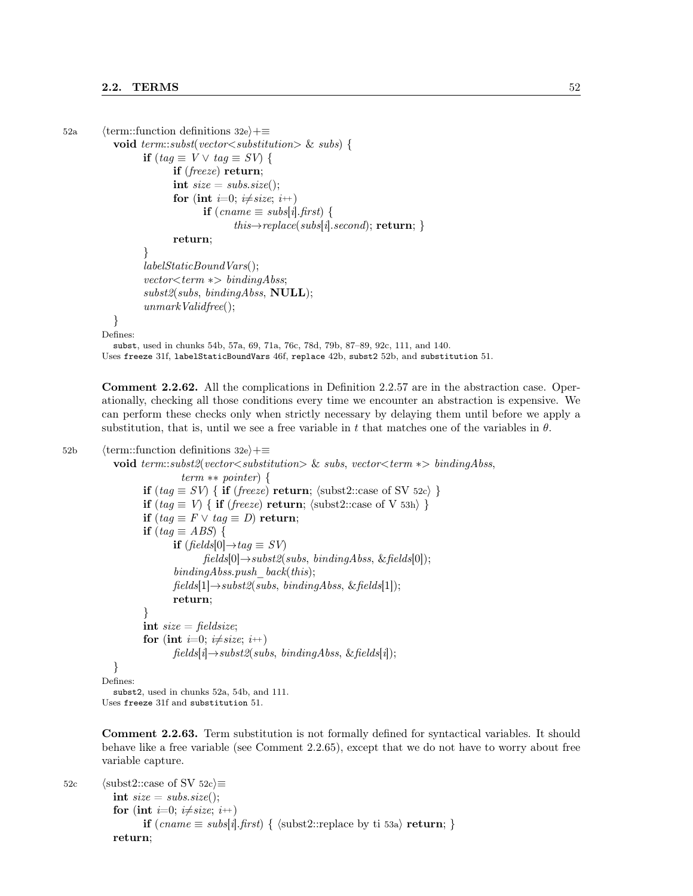52a ⟨term::function definitions 32e⟩+≡

```
void term::subst(vector<substitution> & subs) {
    if (tag ≡ V ∨ tag ≡ SV) {
        if (freeze) return;
        int size = subs.size();
        for (int i=0; i≠size; i++)
            if (cname ≡ subs[i].first) {
                this→replace(subs[i].second); return; }
        return;
    }
    labelStaticBoundVars();
    vector<term *> bindingAbss;
    subst2(subs, bindingAbss, NULL);
    unmarkValidfree();
}
```

Defines:
`subst`, used in chunks 54b, 57a, 69, 71a, 76c, 78d, 79b, 87–89, 92c, 111, and 140.
Uses `freeze` 31f, `labelStaticBoundVars` 46f, `replace` 42b, `subst2` 52b, and `substitution` 51.

**Comment 2.2.62.** All the complications in Definition 2.2.57 are in the abstraction case. Operationally, checking all those conditions every time we encounter an abstraction is expensive. We can perform these checks only when strictly necessary by delaying them until before we apply a substitution, that is, until we see a free variable in $t$ that matches one of the variables in $\theta$.

52b ⟨term::function definitions 32e⟩+≡

```
void term::subst2(vector<substitution> & subs, vector<term *> bindingAbss,
                  term ** pointer) {
    if (tag ≡ SV) { if (freeze) return; ⟨subst2::case of SV 52c⟩ }
    if (tag ≡ V) { if (freeze) return; ⟨subst2::case of V 53h⟩ }
    if (tag ≡ F ∨ tag ≡ D) return;
    if (tag ≡ ABS) {
        if (fields[0]→tag ≡ SV)
            fields[0]→subst2(subs, bindingAbss, &fields[0]);
        bindingAbss.push_back(this);
        fields[1]→subst2(subs, bindingAbss, &fields[1]);
        return;
    }
    int size = fieldsize;
    for (int i=0; i≠size; i++)
        fields[i]→subst2(subs, bindingAbss, &fields[i]);
}
```

Defines:
`subst2`, used in chunks 52a, 54b, and 111.
Uses `freeze` 31f and `substitution` 51.

**Comment 2.2.63.** Term substitution is not formally defined for syntactical variables. It should behave like a free variable (see Comment 2.2.65), except that we do not have to worry about free variable capture.

52c ⟨subst2::case of SV 52c⟩≡

```
int size = subs.size();
for (int i=0; i≠size; i++)
    if (cname ≡ subs[i].first) { ⟨subst2::replace by ti 53a⟩ return; }
return;
```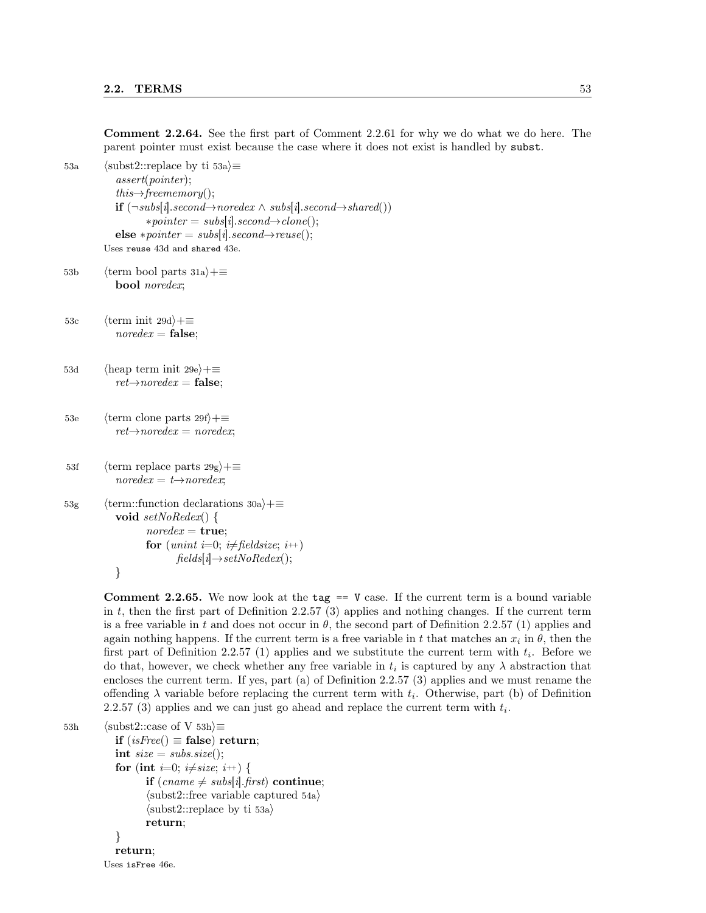**Comment 2.2.64.** See the first part of Comment 2.2.61 for why we do what we do here. The parent pointer must exist because the case where it does not exist is handled by `subst`.

53a ⟨subst2::replace by ti 53a⟩≡

```
assert(pointer);
this→freememory();
if (¬subs[i].second→noredex ∧ subs[i].second→shared())
        *pointer = subs[i].second→clone();
else *pointer = subs[i].second→reuse();
```

Uses `reuse` 43d and `shared` 43e.

53b ⟨term bool parts 31a⟩+≡

```
bool noredex;
```

53c ⟨term init 29d⟩+≡

```
noredex = false;
```

53d ⟨heap term init 29e⟩+≡

```
ret→noredex = false;
```

53e ⟨term clone parts 29f⟩+≡

```
ret→noredex = noredex;
```

53f ⟨term replace parts 29g⟩+≡

```
noredex = t→noredex;
```

53g ⟨term::function declarations 30a⟩+≡

```
void setNoRedex() {
        noredex = true;
        for (unint i=0; i≠fieldsize; i++)
                fields[i]→setNoRedex();
}
```

**Comment 2.2.65.** We now look at the `tag == V` case. If the current term is a bound variable in $t$, then the first part of Definition 2.2.57 (3) applies and nothing changes. If the current term is a free variable in $t$ and does not occur in $\theta$, the second part of Definition 2.2.57 (1) applies and again nothing happens. If the current term is a free variable in $t$ that matches an $x_i$ in $\theta$, then the first part of Definition 2.2.57 (1) applies and we substitute the current term with $t_i$. Before we do that, however, we check whether any free variable in $t_i$ is captured by any $\lambda$ abstraction that encloses the current term. If yes, part (a) of Definition 2.2.57 (3) applies and we must rename the offending $\lambda$ variable before replacing the current term with $t_i$. Otherwise, part (b) of Definition 2.2.57 (3) applies and we can just go ahead and replace the current term with $t_i$.

53h ⟨subst2::case of V 53h⟩≡

```
if (isFree() ≡ false) return;
int size = subs.size();
for (int i=0; i≠size; i++) {
        if (cname ≠ subs[i].first) continue;
        ⟨subst2::free variable captured 54a⟩
        ⟨subst2::replace by ti 53a⟩
        return;
}
return;
```

Uses `isFree` 46e.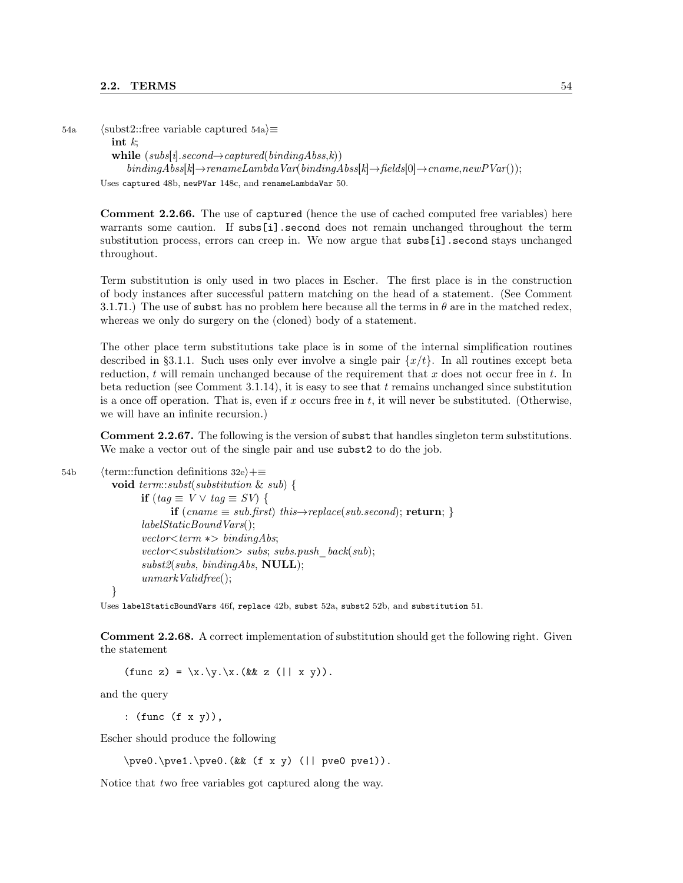54a ⟨subst2::free variable captured 54a⟩≡

```
int k;
while (subs[i].second→captured(bindingAbss,k))
    bindingAbss[k]→renameLambdaVar(bindingAbss[k]→fields[0]→cname,newPVar());
```

Uses captured 48b, newPVar 148c, and renameLambdaVar 50.

**Comment 2.2.66.** The use of `captured` (hence the use of cached computed free variables) here warrants some caution. If `subs[i].second` does not remain unchanged throughout the term substitution process, errors can creep in. We now argue that `subs[i].second` stays unchanged throughout.

Term substitution is only used in two places in Escher. The first place is in the construction of body instances after successful pattern matching on the head of a statement. (See Comment 3.1.71.) The use of `subst` has no problem here because all the terms in $\theta$ are in the matched redex, whereas we only do surgery on the (cloned) body of a statement.

The other place term substitutions take place is in some of the internal simplification routines described in §3.1.1. Such uses only ever involve a single pair $\{x/t\}$. In all routines except beta reduction, $t$ will remain unchanged because of the requirement that $x$ does not occur free in $t$. In beta reduction (see Comment 3.1.14), it is easy to see that $t$ remains unchanged since substitution is a once off operation. That is, even if $x$ occurs free in $t$, it will never be substituted. (Otherwise, we will have an infinite recursion.)

**Comment 2.2.67.** The following is the version of `subst` that handles singleton term substitutions. We make a vector out of the single pair and use `subst2` to do the job.

54b ⟨term::function definitions 32e⟩+≡

```
void term::subst(substitution & sub) {
        if (tag ≡ V ∨ tag ≡ SV) {
                if (cname ≡ sub.first) this→replace(sub.second); return; }
        labelStaticBoundVars();
        vector<term *> bindingAbs;
        vector<substitution> subs; subs.push_back(sub);
        subst2(subs, bindingAbs, NULL);
        unmarkValidfree();
}
```

Uses labelStaticBoundVars 46f, replace 42b, subst 52a, subst2 52b, and substitution 51.

**Comment 2.2.68.** A correct implementation of substitution should get the following right. Given the statement

```
(func z) = \x.\y.\x.(&& z (|| x y)).
```

and the query

```
: (func (f x y)),
```

Escher should produce the following

```
\pve0.\pve1.\pve0.(&& (f x y) (|| pve0 pve1)).
```

Notice that *t*wo free variables got captured along the way.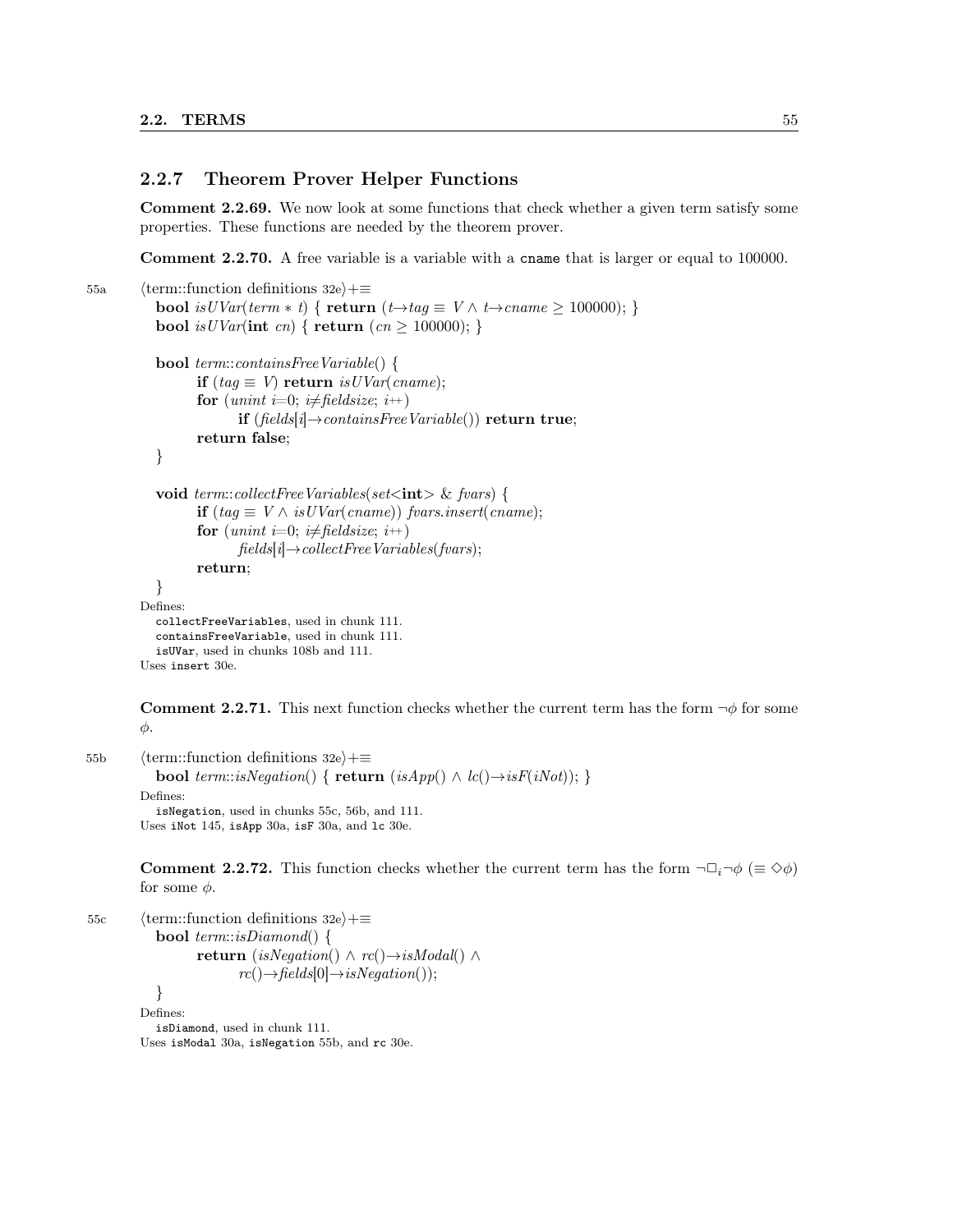### 2.2.7 Theorem Prover Helper Functions

**Comment 2.2.69.** We now look at some functions that check whether a given term satisfy some properties. These functions are needed by the theorem prover.

**Comment 2.2.70.** A free variable is a variable with a `cname` that is larger or equal to 100000.

55a ⟨term::function definitions 32e⟩+≡

```
bool isUVar(term * t) { return (t→tag ≡ V ∧ t→cname ≥ 100000); }
bool isUVar(int cn) { return (cn ≥ 100000); }

bool term::containsFreeVariable() {
        if (tag ≡ V) return isUVar(cname);
        for (unint i=0; i≠fieldsize; i++)
                if (fields[i]→containsFreeVariable()) return true;
        return false;
}

void term::collectFreeVariables(set<int> & fvars) {
        if (tag ≡ V ∧ isUVar(cname)) fvars.insert(cname);
        for (unint i=0; i≠fieldsize; i++)
                fields[i]→collectFreeVariables(fvars);
        return;
}
```

Defines:
`collectFreeVariables`, used in chunk 111.
`containsFreeVariable`, used in chunk 111.
`isUVar`, used in chunks 108b and 111.
Uses `insert` 30e.

**Comment 2.2.71.** This next function checks whether the current term has the form $\neg\phi$ for some $\phi$.

55b ⟨term::function definitions 32e⟩+≡

```
bool term::isNegation() { return (isApp() ∧ lc()→isF(iNot)); }
```

Defines:
`isNegation`, used in chunks 55c, 56b, and 111.
Uses `iNot` 145, `isApp` 30a, `isF` 30a, and `lc` 30e.

**Comment 2.2.72.** This function checks whether the current term has the form $\neg\Box_i\neg\phi$ ($\equiv \Diamond\phi$) for some $\phi$.

55c ⟨term::function definitions 32e⟩+≡

```
bool term::isDiamond() {
        return (isNegation() ∧ rc()→isModal() ∧
                rc()→fields[0]→isNegation());
}
```

Defines:
`isDiamond`, used in chunk 111.
Uses `isModal` 30a, `isNegation` 55b, and `rc` 30e.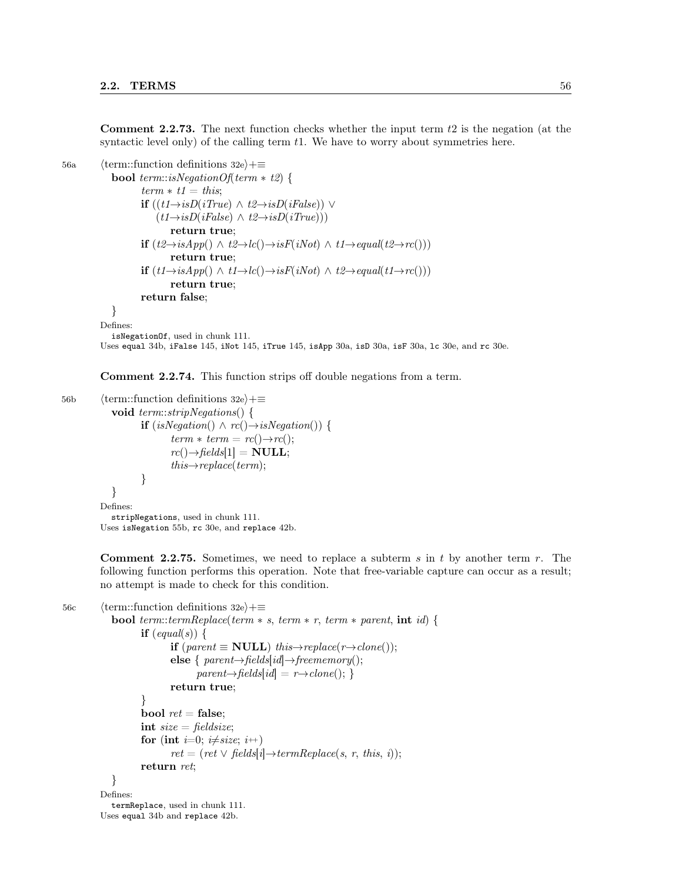**Comment 2.2.73.** The next function checks whether the input term $t2$ is the negation (at the syntactic level only) of the calling term $t1$. We have to worry about symmetries here.

56a ⟨term::function definitions 32e⟩+≡

```
bool term::isNegationOf(term * t2) {
        term * t1 = this;
        if ((t1→isD(iTrue) ∧ t2→isD(iFalse)) ∨
            (t1→isD(iFalse) ∧ t2→isD(iTrue)))
                return true;
        if (t2→isApp() ∧ t2→lc()→isF(iNot) ∧ t1→equal(t2→rc()))
                return true;
        if (t1→isApp() ∧ t1→lc()→isF(iNot) ∧ t2→equal(t1→rc()))
                return true;
        return false;
}
```

Defines:
`isNegationOf`, used in chunk 111.
Uses `equal` 34b, `iFalse` 145, `iNot` 145, `iTrue` 145, `isApp` 30a, `isD` 30a, `isF` 30a, `lc` 30e, and `rc` 30e.

**Comment 2.2.74.** This function strips off double negations from a term.

56b ⟨term::function definitions 32e⟩+≡

```
void term::stripNegations() {
        if (isNegation() ∧ rc()→isNegation()) {
                term * term = rc()→rc();
                rc()→fields[1] = NULL;
                this→replace(term);
        }
}
```

Defines:
`stripNegations`, used in chunk 111.
Uses `isNegation` 55b, `rc` 30e, and `replace` 42b.

**Comment 2.2.75.** Sometimes, we need to replace a subterm $s$ in $t$ by another term $r$. The following function performs this operation. Note that free-variable capture can occur as a result; no attempt is made to check for this condition.

56c ⟨term::function definitions 32e⟩+≡

```
bool term::termReplace(term * s, term * r, term * parent, int id) {
        if (equal(s)) {
                if (parent ≡ NULL) this→replace(r→clone());
                else { parent→fields[id]→freememory();
                        parent→fields[id] = r→clone(); }
                return true;
        }
        bool ret = false;
        int size = fieldsize;
        for (int i=0; i≠size; i++)
                ret = (ret ∨ fields[i]→termReplace(s, r, this, i));
        return ret;
}
```

Defines:
`termReplace`, used in chunk 111.
Uses `equal` 34b and `replace` 42b.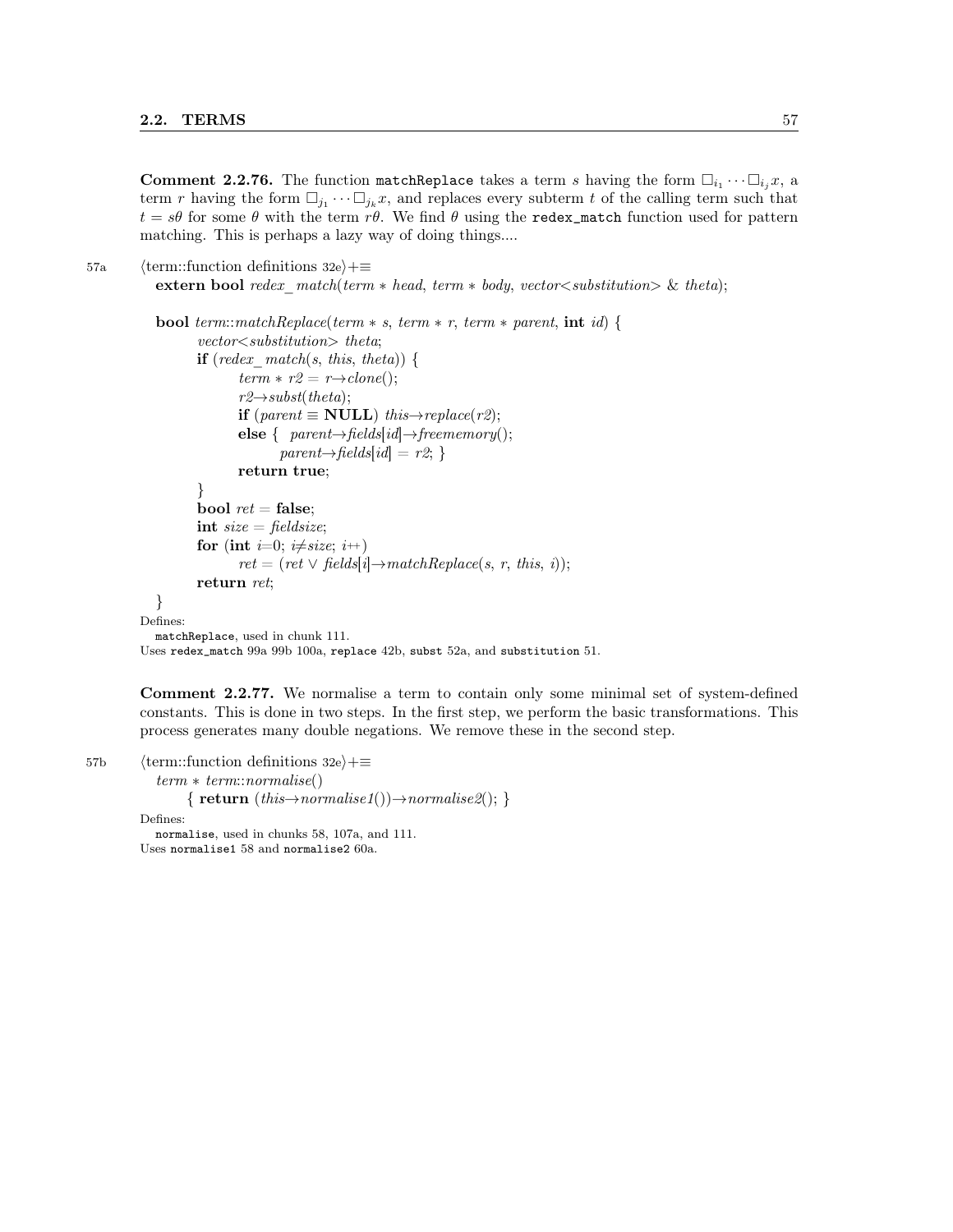**Comment 2.2.76.** The function `matchReplace` takes a term $s$ having the form $\Box_{i_1} \cdots \Box_{i_j} x$, a term $r$ having the form $\Box_{j_1} \cdots \Box_{j_k} x$, and replaces every subterm $t$ of the calling term such that $t = s\theta$ for some $\theta$ with the term $r\theta$. We find $\theta$ using the `redex_match` function used for pattern matching. This is perhaps a lazy way of doing things....

57a ⟨term::function definitions 32e⟩+≡

```
extern bool redex_match(term * head, term * body, vector<substitution> & theta);

bool term::matchReplace(term * s, term * r, term * parent, int id) {
        vector<substitution> theta;
        if (redex_match(s, this, theta)) {
                term * r2 = r→clone();
                r2→subst(theta);
                if (parent ≡ NULL) this→replace(r2);
                else {  parent→fields[id]→freememory();
                        parent→fields[id] = r2; }
                return true;
        }
        bool ret = false;
        int size = fieldsize;
        for (int i=0; i≠size; i++)
                ret = (ret ∨ fields[i]→matchReplace(s, r, this, i));
        return ret;
}
```

Defines:
`matchReplace`, used in chunk 111.
Uses `redex_match` 99a 99b 100a, `replace` 42b, `subst` 52a, and `substitution` 51.

**Comment 2.2.77.** We normalise a term to contain only some minimal set of system-defined constants. This is done in two steps. In the first step, we perform the basic transformations. This process generates many double negations. We remove these in the second step.

57b ⟨term::function definitions 32e⟩+≡

```
term * term::normalise()
      { return (this→normalise1())→normalise2(); }
```

Defines:
`normalise`, used in chunks 58, 107a, and 111.
Uses `normalise1` 58 and `normalise2` 60a.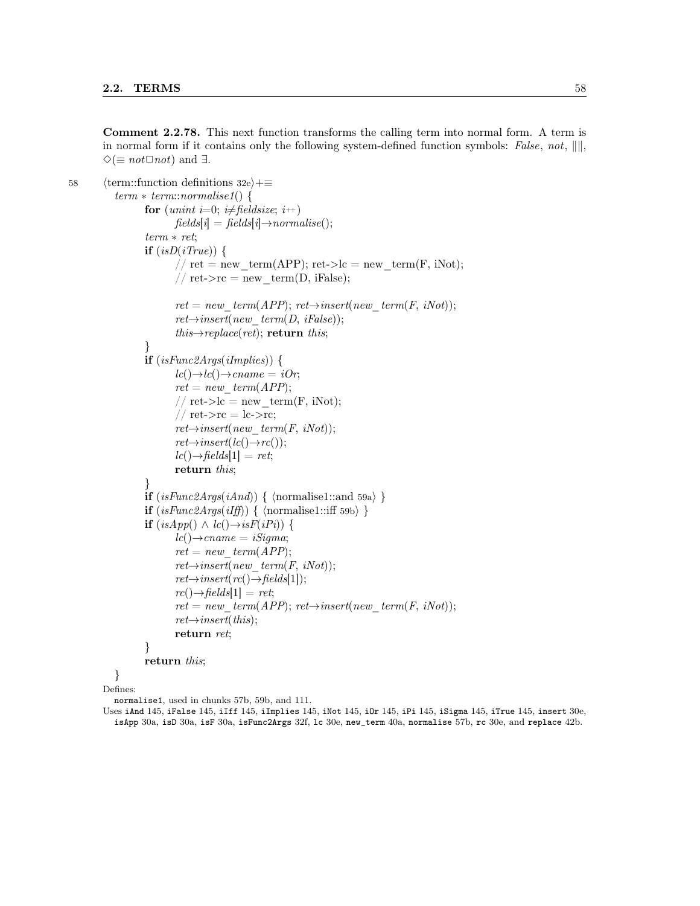**Comment 2.2.78.** This next function transforms the calling term into normal form. A term is in normal form if it contains only the following system-defined function symbols: *False*, *not*, $\|\|$, $\diamond(\equiv not\Box not)$ and $\exists$.

58 ⟨term::function definitions 32e⟩+≡

```
term * term::normalise1() {
        for (unint i=0; i≠fieldsize; i++)
                fields[i] = fields[i]→normalise();
        term * ret;
        if (isD(iTrue)) {
                // ret = new_term(APP); ret->lc = new_term(F, iNot);
                // ret->rc = new_term(D, iFalse);

                ret = new_term(APP); ret→insert(new_term(F, iNot));
                ret→insert(new_term(D, iFalse));
                this→replace(ret); return this;
        }
        if (isFunc2Args(iImplies)) {
                lc()→lc()→cname = iOr;
                ret = new_term(APP);
                // ret->lc = new_term(F, iNot);
                // ret->rc = lc->rc;
                ret→insert(new_term(F, iNot));
                ret→insert(lc()→rc());
                lc()→fields[1] = ret;
                return this;
        }
        if (isFunc2Args(iAnd)) { ⟨normalise1::and 59a⟩ }
        if (isFunc2Args(iIff)) { ⟨normalise1::iff 59b⟩ }
        if (isApp() ∧ lc()→isF(iPi)) {
                lc()→cname = iSigma;
                ret = new_term(APP);
                ret→insert(new_term(F, iNot));
                ret→insert(rc()→fields[1]);
                rc()→fields[1] = ret;
                ret = new_term(APP); ret→insert(new_term(F, iNot));
                ret→insert(this);
                return ret;
        }
        return this;
}
```

Defines:
`normalise1`, used in chunks 57b, 59b, and 111.

Uses `iAnd` 145, `iFalse` 145, `iIff` 145, `iImplies` 145, `iNot` 145, `iOr` 145, `iPi` 145, `iSigma` 145, `iTrue` 145, `insert` 30e, `isApp` 30a, `isD` 30a, `isF` 30a, `isFunc2Args` 32f, `lc` 30e, `new_term` 40a, `normalise` 57b, `rc` 30e, and `replace` 42b.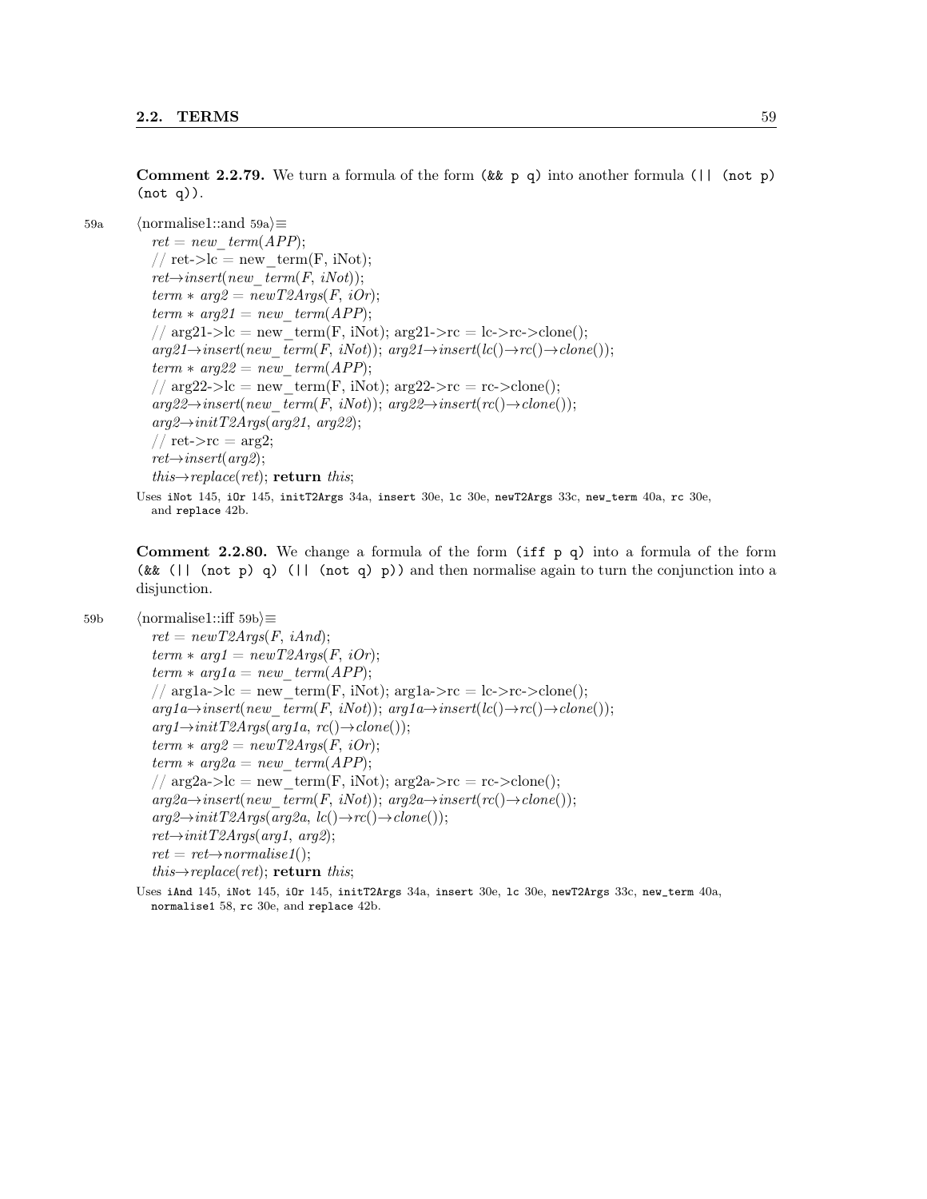**Comment 2.2.79.** We turn a formula of the form `(&& p q)` into another formula `(|| (not p) (not q))`.

59a ⟨normalise1::and 59a⟩≡

```
ret = new_term(APP);
// ret->lc = new_term(F, iNot);
ret→insert(new_term(F, iNot));
term * arg2 = newT2Args(F, iOr);
term * arg21 = new_term(APP);
// arg21->lc = new_term(F, iNot); arg21->rc = lc->rc->clone();
arg21→insert(new_term(F, iNot)); arg21→insert(lc()→rc()→clone());
term * arg22 = new_term(APP);
// arg22->lc = new_term(F, iNot); arg22->rc = rc->clone();
arg22→insert(new_term(F, iNot)); arg22→insert(rc()→clone());
arg2→initT2Args(arg21, arg22);
// ret->rc = arg2;
ret→insert(arg2);
this→replace(ret); return this;
```

Uses `iNot` 145, `iOr` 145, `initT2Args` 34a, `insert` 30e, `lc` 30e, `newT2Args` 33c, `new_term` 40a, `rc` 30e, and `replace` 42b.

**Comment 2.2.80.** We change a formula of the form `(iff p q)` into a formula of the form `(&& (|| (not p) q) (|| (not q) p))` and then normalise again to turn the conjunction into a disjunction.

59b ⟨normalise1::iff 59b⟩≡

```
ret = newT2Args(F, iAnd);
term * arg1 = newT2Args(F, iOr);
term * arg1a = new_term(APP);
// arg1a->lc = new_term(F, iNot); arg1a->rc = lc->rc->clone();
arg1a→insert(new_term(F, iNot)); arg1a→insert(lc()→rc()→clone());
arg1→initT2Args(arg1a, rc()→clone());
term * arg2 = newT2Args(F, iOr);
term * arg2a = new_term(APP);
// arg2a->lc = new_term(F, iNot); arg2a->rc = rc->clone();
arg2a→insert(new_term(F, iNot)); arg2a→insert(rc()→clone());
arg2→initT2Args(arg2a, lc()→rc()→clone());
ret→initT2Args(arg1, arg2);
ret = ret→normalise1();
this→replace(ret); return this;
```

Uses `iAnd` 145, `iNot` 145, `iOr` 145, `initT2Args` 34a, `insert` 30e, `lc` 30e, `newT2Args` 33c, `new_term` 40a, `normalise1` 58, `rc` 30e, and `replace` 42b.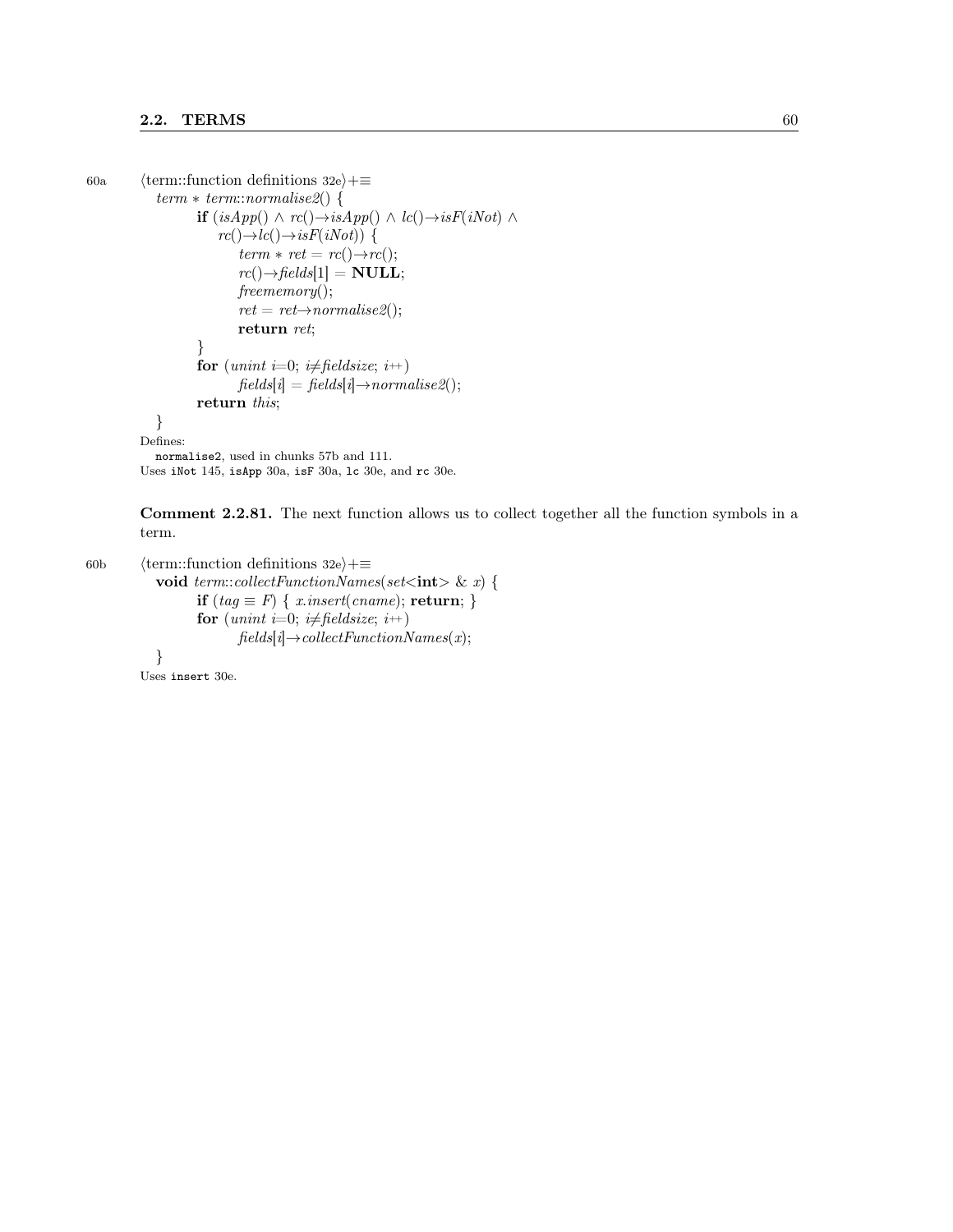60a ⟨term::function definitions 32e⟩+≡

```
term * term::normalise2() {
        if (isApp() ∧ rc()→isApp() ∧ lc()→isF(iNot) ∧
            rc()→lc()→isF(iNot)) {
                term * ret = rc()→rc();
                rc()→fields[1] = NULL;
                freememory();
                ret = ret→normalise2();
                return ret;
        }
        for (unint i=0; i≠fieldsize; i++)
                fields[i] = fields[i]→normalise2();
        return this;
}
```

Defines:
`normalise2`, used in chunks 57b and 111.
Uses `iNot` 145, `isApp` 30a, `isF` 30a, `lc` 30e, and `rc` 30e.

**Comment 2.2.81.** The next function allows us to collect together all the function symbols in a term.

60b ⟨term::function definitions 32e⟩+≡

```
void term::collectFunctionNames(set<int> & x) {
        if (tag ≡ F) { x.insert(cname); return; }
        for (unint i=0; i≠fieldsize; i++)
                fields[i]→collectFunctionNames(x);
}
```

Uses `insert` 30e.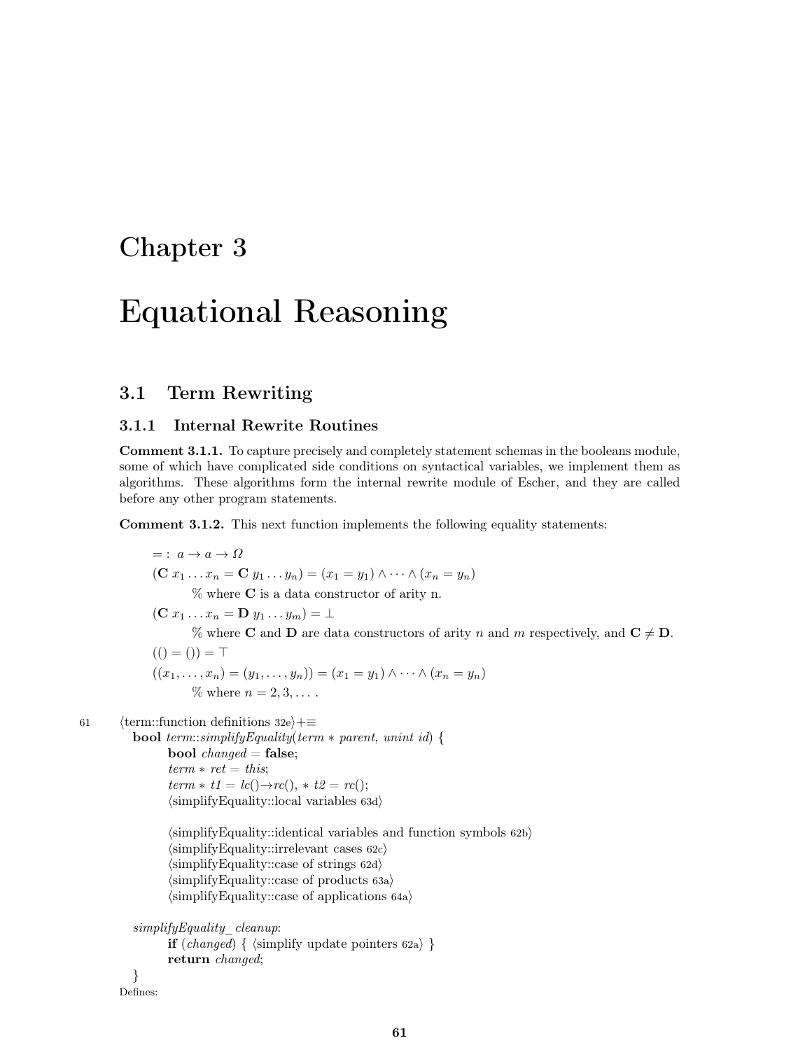# Chapter 3

# Equational Reasoning

## 3.1 Term Rewriting

### 3.1.1 Internal Rewrite Routines

**Comment 3.1.1.** To capture precisely and completely statement schemas in the booleans module, some of which have complicated side conditions on syntactical variables, we implement them as algorithms. These algorithms form the internal rewrite module of Escher, and they are called before any other program statements.

**Comment 3.1.2.** This next function implements the following equality statements:

$= : a \to a \to \Omega$

$(\mathbf{C}\ x_1 \dots x_n = \mathbf{C}\ y_1 \dots y_n) = (x_1 = y_1) \wedge \dots \wedge (x_n = y_n)$

% where $\mathbf{C}$ is a data constructor of arity n.

$(\mathbf{C}\ x_1 \dots x_n = \mathbf{D}\ y_1 \dots y_m) = \bot$

% where $\mathbf{C}$ and $\mathbf{D}$ are data constructors of arity $n$ and $m$ respectively, and $\mathbf{C} \neq \mathbf{D}$.

$((\,) = (\,)) = \top$

$((x_1, \dots, x_n) = (y_1, \dots, y_n)) = (x_1 = y_1) \wedge \dots \wedge (x_n = y_n)$

% where $n = 2, 3, \dots$ .

```
61  ⟨term::function definitions 32e⟩+≡
      bool term::simplifyEquality(term * parent, unint id) {
              bool changed = false;
              term * ret = this;
              term * t1 = lc()→rc(), * t2 = rc();
              ⟨simplifyEquality::local variables 63d⟩

              ⟨simplifyEquality::identical variables and function symbols 62b⟩
              ⟨simplifyEquality::irrelevant cases 62c⟩
              ⟨simplifyEquality::case of strings 62d⟩
              ⟨simplifyEquality::case of products 63a⟩
              ⟨simplifyEquality::case of applications 64a⟩

        simplifyEquality_cleanup:
              if (changed) { ⟨simplify update pointers 62a⟩ }
              return changed;
      }
    Defines:
```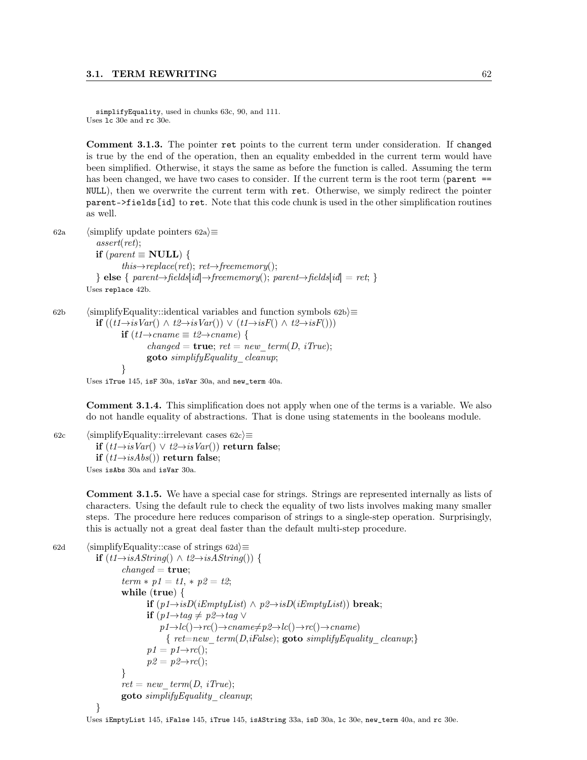simplifyEquality, used in chunks 63c, 90, and 111.
Uses lc 30e and rc 30e.

**Comment 3.1.3.** The pointer ret points to the current term under consideration. If changed is true by the end of the operation, then an equality embedded in the current term would have been simplified. Otherwise, it stays the same as before the function is called. Assuming the term has been changed, we have two cases to consider. If the current term is the root term (parent == NULL), then we overwrite the current term with ret. Otherwise, we simply redirect the pointer parent->fields[id] to ret. Note that this code chunk is used in the other simplification routines as well.

62a ⟨simplify update pointers 62a⟩≡

```
assert(ret);
if (parent ≡ NULL) {
        this→replace(ret); ret→freememory();
} else { parent→fields[id]→freememory(); parent→fields[id] = ret; }
```

Uses replace 42b.

62b ⟨simplifyEquality::identical variables and function symbols 62b⟩≡

```
if ((t1→isVar() ∧ t2→isVar()) ∨ (t1→isF() ∧ t2→isF()))
        if (t1→cname ≡ t2→cname) {
                changed = true; ret = new_term(D, iTrue);
                goto simplifyEquality_cleanup;
        }
```

Uses iTrue 145, isF 30a, isVar 30a, and new_term 40a.

**Comment 3.1.4.** This simplification does not apply when one of the terms is a variable. We also do not handle equality of abstractions. That is done using statements in the booleans module.

62c ⟨simplifyEquality::irrelevant cases 62c⟩≡

```
if (t1→isVar() ∨ t2→isVar()) return false;
if (t1→isAbs()) return false;
```

Uses isAbs 30a and isVar 30a.

**Comment 3.1.5.** We have a special case for strings. Strings are represented internally as lists of characters. Using the default rule to check the equality of two lists involves making many smaller steps. The procedure here reduces comparison of strings to a single-step operation. Surprisingly, this is actually not a great deal faster than the default multi-step procedure.

62d ⟨simplifyEquality::case of strings 62d⟩≡

```
if (t1→isAString() ∧ t2→isAString()) {
        changed = true;
        term * p1 = t1, * p2 = t2;
        while (true) {
              if (p1→isD(iEmptyList) ∧ p2→isD(iEmptyList)) break;
              if (p1→tag ≠ p2→tag ∨
                  p1→lc()→rc()→cname≠p2→lc()→rc()→cname)
                    { ret=new_term(D,iFalse); goto simplifyEquality_cleanup;}
              p1 = p1→rc();
              p2 = p2→rc();
        }
        ret = new_term(D, iTrue);
        goto simplifyEquality_cleanup;
}
```

Uses iEmptyList 145, iFalse 145, iTrue 145, isAString 33a, isD 30a, lc 30e, new_term 40a, and rc 30e.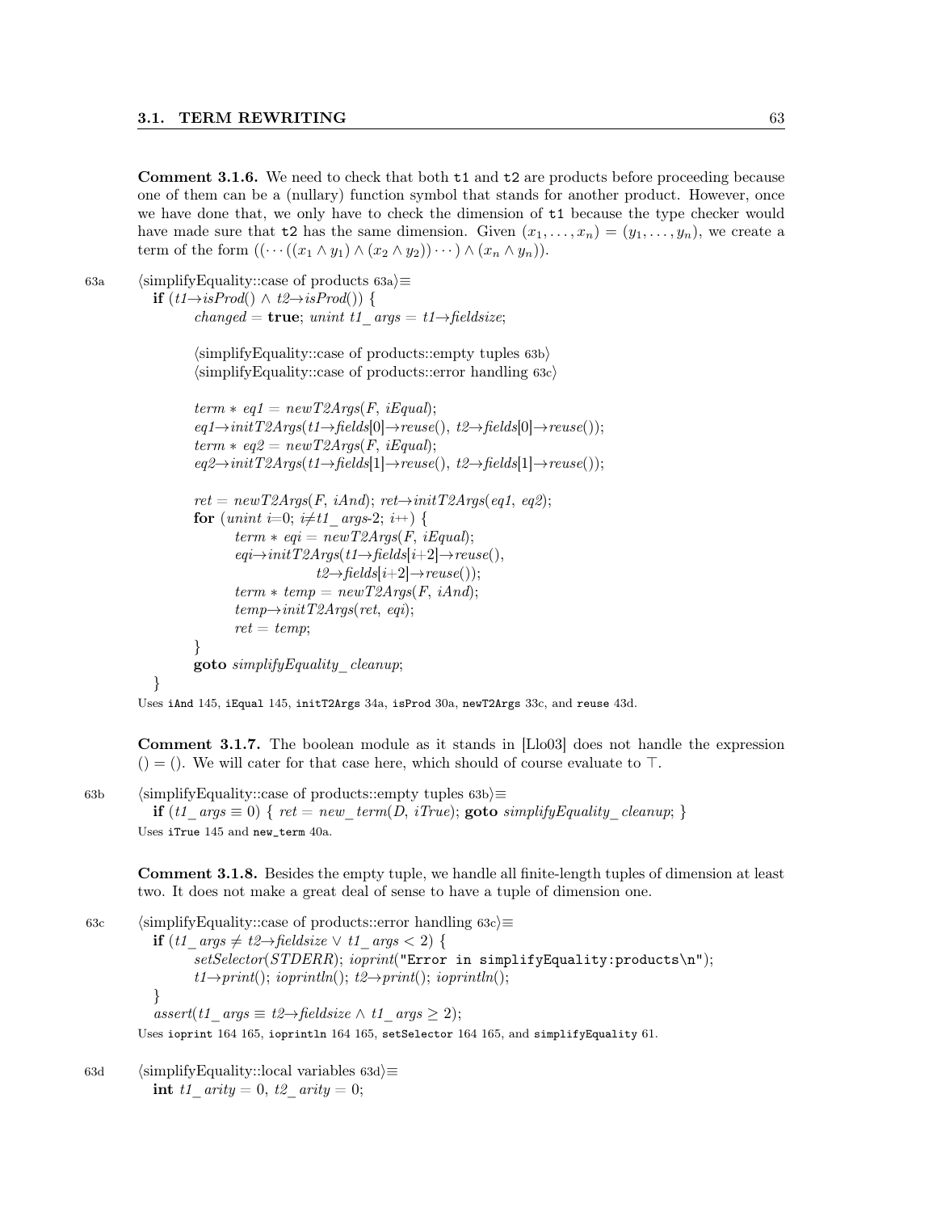**Comment 3.1.6.** We need to check that both `t1` and `t2` are products before proceeding because one of them can be a (nullary) function symbol that stands for another product. However, once we have done that, we only have to check the dimension of `t1` because the type checker would have made sure that `t2` has the same dimension. Given $(x_1, \ldots, x_n) = (y_1, \ldots, y_n)$, we create a term of the form $((\cdots((x_1 \wedge y_1) \wedge (x_2 \wedge y_2)) \cdots) \wedge (x_n \wedge y_n))$.

63a ⟨simplifyEquality::case of products 63a⟩≡

```
if (t1→isProd() ∧ t2→isProd()) {
        changed = true; unint t1_args = t1→fieldsize;

        ⟨simplifyEquality::case of products::empty tuples 63b⟩
        ⟨simplifyEquality::case of products::error handling 63c⟩

        term ∗ eq1 = newT2Args(F, iEqual);
        eq1→initT2Args(t1→fields[0]→reuse(), t2→fields[0]→reuse());
        term ∗ eq2 = newT2Args(F, iEqual);
        eq2→initT2Args(t1→fields[1]→reuse(), t2→fields[1]→reuse());

        ret = newT2Args(F, iAnd); ret→initT2Args(eq1, eq2);
        for (unint i=0; i≠t1_args-2; i++) {
                term ∗ eqi = newT2Args(F, iEqual);
                eqi→initT2Args(t1→fields[i+2]→reuse(),
                               t2→fields[i+2]→reuse());
                term ∗ temp = newT2Args(F, iAnd);
                temp→initT2Args(ret, eqi);
                ret = temp;
        }
        goto simplifyEquality_cleanup;
}
```

Uses `iAnd` 145, `iEqual` 145, `initT2Args` 34a, `isProd` 30a, `newT2Args` 33c, and `reuse` 43d.

**Comment 3.1.7.** The boolean module as it stands in [Llo03] does not handle the expression $() = ()$. We will cater for that case here, which should of course evaluate to $\top$.

63b ⟨simplifyEquality::case of products::empty tuples 63b⟩≡

```
if (t1_args ≡ 0) { ret = new_term(D, iTrue); goto simplifyEquality_cleanup; }
```

Uses `iTrue` 145 and `new_term` 40a.

**Comment 3.1.8.** Besides the empty tuple, we handle all finite-length tuples of dimension at least two. It does not make a great deal of sense to have a tuple of dimension one.

63c ⟨simplifyEquality::case of products::error handling 63c⟩≡

```
if (t1_args ≠ t2→fieldsize ∨ t1_args < 2) {
        setSelector(STDERR); ioprint("Error in simplifyEquality:products\n");
        t1→print(); ioprintln(); t2→print(); ioprintln();
}
assert(t1_args ≡ t2→fieldsize ∧ t1_args ≥ 2);
```

Uses `ioprint` 164 165, `ioprintln` 164 165, `setSelector` 164 165, and `simplifyEquality` 61.

63d ⟨simplifyEquality::local variables 63d⟩≡

```
int t1_arity = 0, t2_arity = 0;
```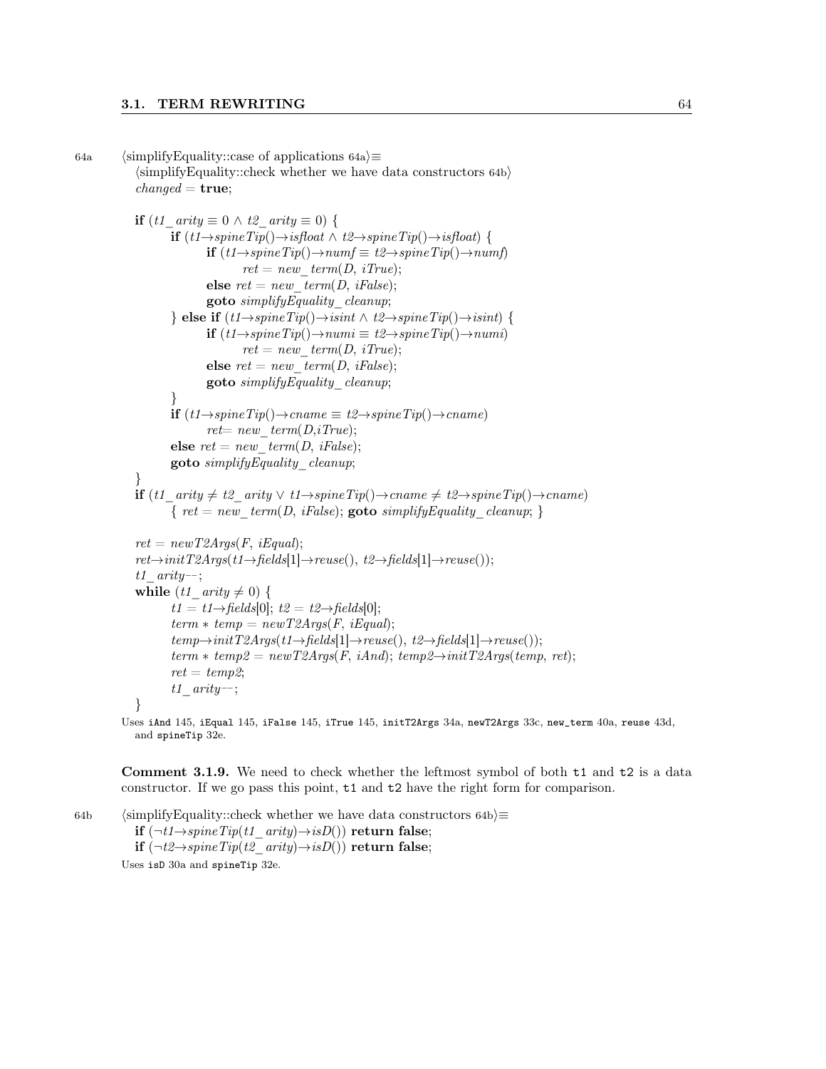64a ⟨simplifyEquality::case of applications 64a⟩≡

```
⟨simplifyEquality::check whether we have data constructors 64b⟩
changed = true;

if (t1_arity ≡ 0 ∧ t2_arity ≡ 0) {
        if (t1→spineTip()→isfloat ∧ t2→spineTip()→isfloat) {
                if (t1→spineTip()→numf ≡ t2→spineTip()→numf)
                        ret = new_term(D, iTrue);
                else ret = new_term(D, iFalse);
                goto simplifyEquality_cleanup;
        } else if (t1→spineTip()→isint ∧ t2→spineTip()→isint) {
                if (t1→spineTip()→numi ≡ t2→spineTip()→numi)
                        ret = new_term(D, iTrue);
                else ret = new_term(D, iFalse);
                goto simplifyEquality_cleanup;
        }
        if (t1→spineTip()→cname ≡ t2→spineTip()→cname)
                ret= new_term(D,iTrue);
        else ret = new_term(D, iFalse);
        goto simplifyEquality_cleanup;
}
if (t1_arity ≠ t2_arity ∨ t1→spineTip()→cname ≠ t2→spineTip()→cname)
        { ret = new_term(D, iFalse); goto simplifyEquality_cleanup; }

ret = newT2Args(F, iEqual);
ret→initT2Args(t1→fields[1]→reuse(), t2→fields[1]→reuse());
t1_arity−−;
while (t1_arity ≠ 0) {
        t1 = t1→fields[0]; t2 = t2→fields[0];
        term ∗ temp = newT2Args(F, iEqual);
        temp→initT2Args(t1→fields[1]→reuse(), t2→fields[1]→reuse());
        term ∗ temp2 = newT2Args(F, iAnd); temp2→initT2Args(temp, ret);
        ret = temp2;
        t1_arity−−;
}
```

Uses `iAnd` 145, `iEqual` 145, `iFalse` 145, `iTrue` 145, `initT2Args` 34a, `newT2Args` 33c, `new_term` 40a, `reuse` 43d, and `spineTip` 32e.

**Comment 3.1.9.** We need to check whether the leftmost symbol of both `t1` and `t2` is a data constructor. If we go pass this point, `t1` and `t2` have the right form for comparison.

64b ⟨simplifyEquality::check whether we have data constructors 64b⟩≡

```
if (¬t1→spineTip(t1_arity)→isD()) return false;
if (¬t2→spineTip(t2_arity)→isD()) return false;
```

Uses `isD` 30a and `spineTip` 32e.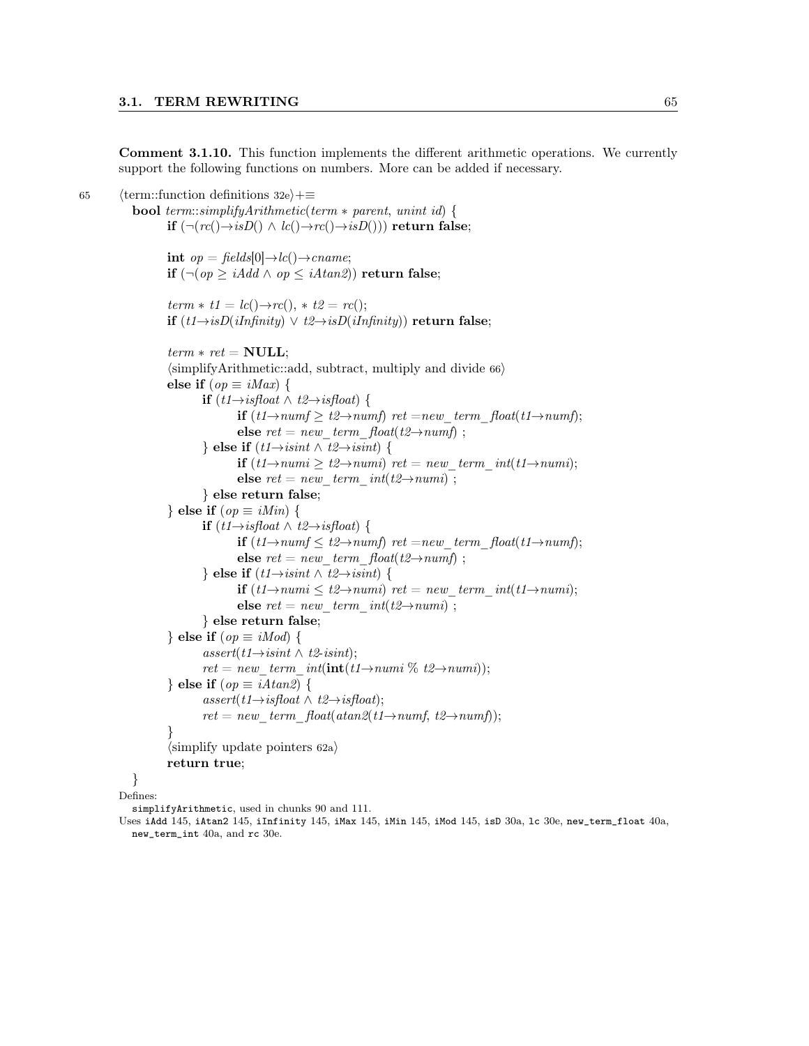**Comment 3.1.10.** This function implements the different arithmetic operations. We currently support the following functions on numbers. More can be added if necessary.

65 ⟨term::function definitions 32e⟩+≡

```
bool term::simplifyArithmetic(term * parent, unint id) {
        if (¬(rc()→isD() ∧ lc()→rc()→isD())) return false;

        int op = fields[0]→lc()→cname;
        if (¬(op ≥ iAdd ∧ op ≤ iAtan2)) return false;

        term * t1 = lc()→rc(), * t2 = rc();
        if (t1→isD(iInfinity) ∨ t2→isD(iInfinity)) return false;

        term * ret = NULL;
        ⟨simplifyArithmetic::add, subtract, multiply and divide 66⟩
        else if (op ≡ iMax) {
                if (t1→isfloat ∧ t2→isfloat) {
                        if (t1→numf ≥ t2→numf) ret =new_term_float(t1→numf);
                        else ret = new_term_float(t2→numf) ;
                } else if (t1→isint ∧ t2→isint) {
                        if (t1→numi ≥ t2→numi) ret = new_term_int(t1→numi);
                        else ret = new_term_int(t2→numi) ;
                } else return false;
        } else if (op ≡ iMin) {
                if (t1→isfloat ∧ t2→isfloat) {
                        if (t1→numf ≤ t2→numf) ret =new_term_float(t1→numf);
                        else ret = new_term_float(t2→numf) ;
                } else if (t1→isint ∧ t2→isint) {
                        if (t1→numi ≤ t2→numi) ret = new_term_int(t1→numi);
                        else ret = new_term_int(t2→numi) ;
                } else return false;
        } else if (op ≡ iMod) {
                assert(t1→isint ∧ t2-isint);
                ret = new_term_int(int(t1→numi % t2→numi));
        } else if (op ≡ iAtan2) {
                assert(t1→isfloat ∧ t2→isfloat);
                ret = new_term_float(atan2(t1→numf, t2→numf));
        }
        ⟨simplify update pointers 62a⟩
        return true;
}
```

Defines:
`simplifyArithmetic`, used in chunks 90 and 111.

Uses `iAdd` 145, `iAtan2` 145, `iInfinity` 145, `iMax` 145, `iMin` 145, `iMod` 145, `isD` 30a, `lc` 30e, `new_term_float` 40a, `new_term_int` 40a, and `rc` 30e.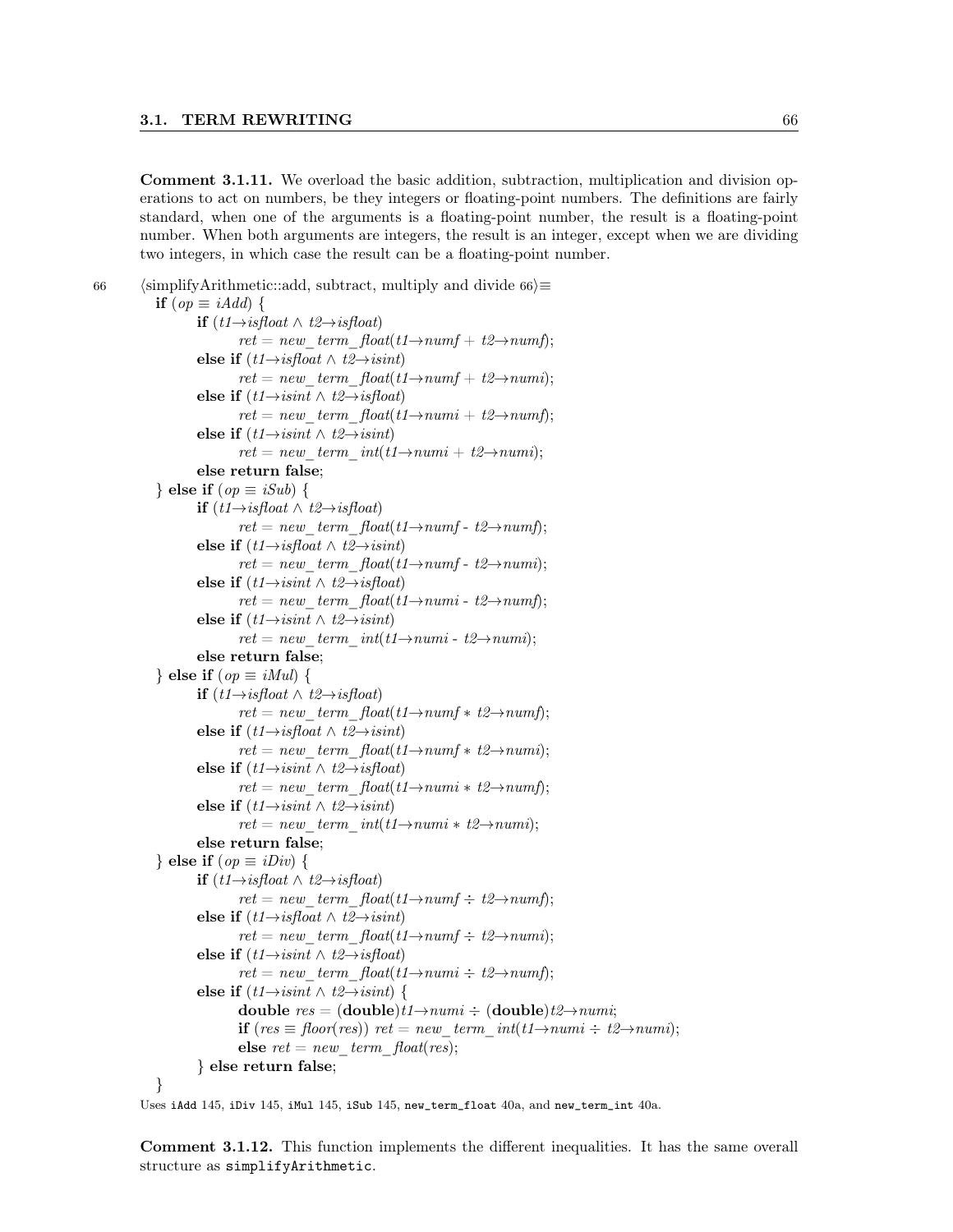**Comment 3.1.11.** We overload the basic addition, subtraction, multiplication and division operations to act on numbers, be they integers or floating-point numbers. The definitions are fairly standard, when one of the arguments is a floating-point number, the result is a floating-point number. When both arguments are integers, the result is an integer, except when we are dividing two integers, in which case the result can be a floating-point number.

66 ⟨simplifyArithmetic::add, subtract, multiply and divide 66⟩≡

```
if (op ≡ iAdd) {
        if (t1→isfloat ∧ t2→isfloat)
                ret = new_term_float(t1→numf + t2→numf);
        else if (t1→isfloat ∧ t2→isint)
                ret = new_term_float(t1→numf + t2→numi);
        else if (t1→isint ∧ t2→isfloat)
                ret = new_term_float(t1→numi + t2→numf);
        else if (t1→isint ∧ t2→isint)
                ret = new_term_int(t1→numi + t2→numi);
        else return false;
} else if (op ≡ iSub) {
        if (t1→isfloat ∧ t2→isfloat)
                ret = new_term_float(t1→numf - t2→numf);
        else if (t1→isfloat ∧ t2→isint)
                ret = new_term_float(t1→numf - t2→numi);
        else if (t1→isint ∧ t2→isfloat)
                ret = new_term_float(t1→numi - t2→numf);
        else if (t1→isint ∧ t2→isint)
                ret = new_term_int(t1→numi - t2→numi);
        else return false;
} else if (op ≡ iMul) {
        if (t1→isfloat ∧ t2→isfloat)
                ret = new_term_float(t1→numf ∗ t2→numf);
        else if (t1→isfloat ∧ t2→isint)
                ret = new_term_float(t1→numf ∗ t2→numi);
        else if (t1→isint ∧ t2→isfloat)
                ret = new_term_float(t1→numi ∗ t2→numf);
        else if (t1→isint ∧ t2→isint)
                ret = new_term_int(t1→numi ∗ t2→numi);
        else return false;
} else if (op ≡ iDiv) {
        if (t1→isfloat ∧ t2→isfloat)
                ret = new_term_float(t1→numf ÷ t2→numf);
        else if (t1→isfloat ∧ t2→isint)
                ret = new_term_float(t1→numf ÷ t2→numi);
        else if (t1→isint ∧ t2→isfloat)
                ret = new_term_float(t1→numi ÷ t2→numf);
        else if (t1→isint ∧ t2→isint) {
                double res = (double)t1→numi ÷ (double)t2→numi;
                if (res ≡ floor(res)) ret = new_term_int(t1→numi ÷ t2→numi);
                else ret = new_term_float(res);
        } else return false;
}
```

Uses `iAdd` 145, `iDiv` 145, `iMul` 145, `iSub` 145, `new_term_float` 40a, and `new_term_int` 40a.

**Comment 3.1.12.** This function implements the different inequalities. It has the same overall structure as `simplifyArithmetic`.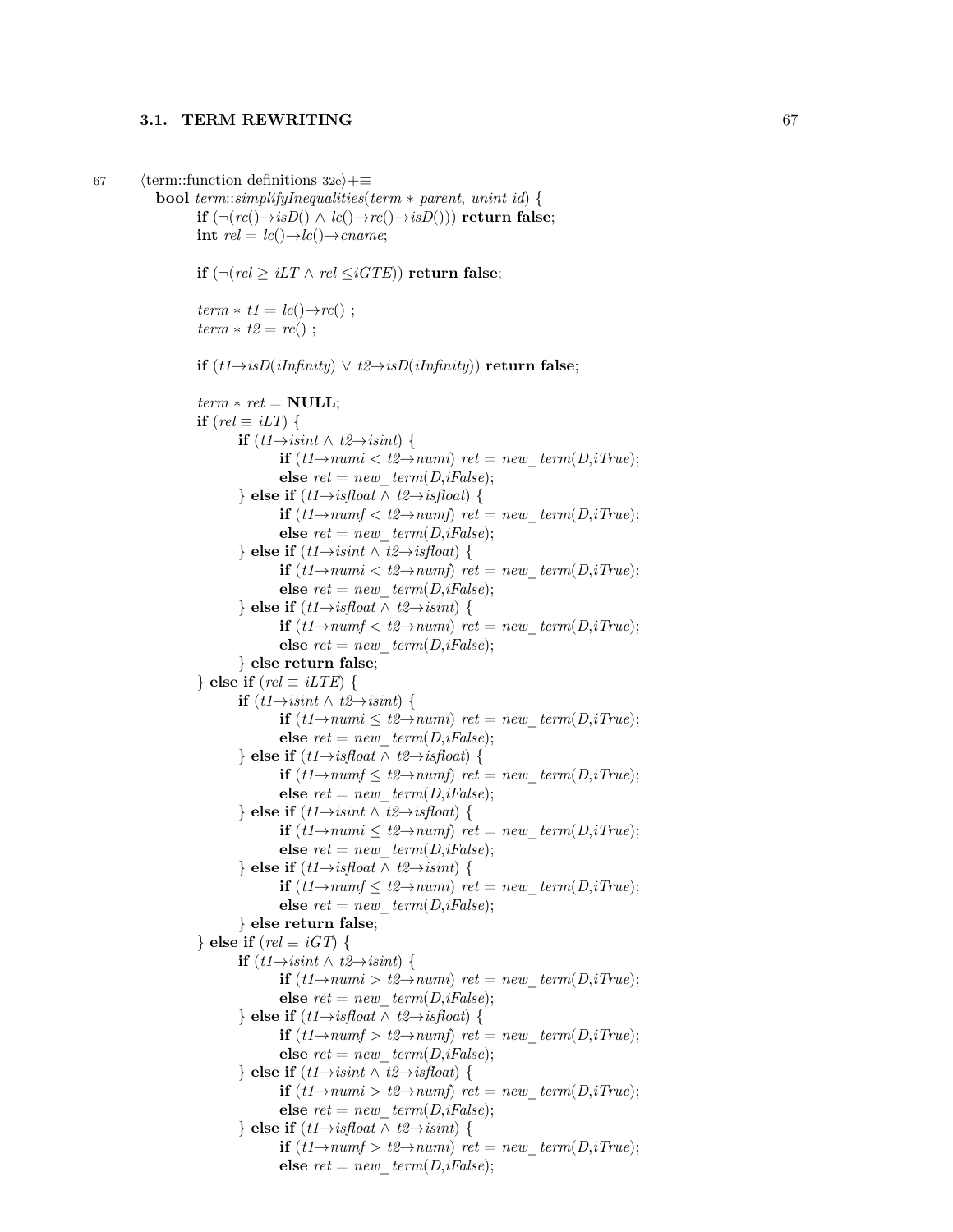67 ⟨term::function definitions 32e⟩+≡

```
bool term::simplifyInequalities(term * parent, unint id) {
    if (¬(rc()→isD() ∧ lc()→rc()→isD())) return false;
    int rel = lc()→lc()→cname;

    if (¬(rel ≥ iLT ∧ rel ≤iGTE)) return false;

    term * t1 = lc()→rc() ;
    term * t2 = rc() ;

    if (t1→isD(iInfinity) ∨ t2→isD(iInfinity)) return false;

    term * ret = NULL;
    if (rel ≡ iLT) {
        if (t1→isint ∧ t2→isint) {
            if (t1→numi < t2→numi) ret = new_term(D,iTrue);
            else ret = new_term(D,iFalse);
        } else if (t1→isfloat ∧ t2→isfloat) {
            if (t1→numf < t2→numf) ret = new_term(D,iTrue);
            else ret = new_term(D,iFalse);
        } else if (t1→isint ∧ t2→isfloat) {
            if (t1→numi < t2→numf) ret = new_term(D,iTrue);
            else ret = new_term(D,iFalse);
        } else if (t1→isfloat ∧ t2→isint) {
            if (t1→numf < t2→numi) ret = new_term(D,iTrue);
            else ret = new_term(D,iFalse);
        } else return false;
    } else if (rel ≡ iLTE) {
        if (t1→isint ∧ t2→isint) {
            if (t1→numi ≤ t2→numi) ret = new_term(D,iTrue);
            else ret = new_term(D,iFalse);
        } else if (t1→isfloat ∧ t2→isfloat) {
            if (t1→numf ≤ t2→numf) ret = new_term(D,iTrue);
            else ret = new_term(D,iFalse);
        } else if (t1→isint ∧ t2→isfloat) {
            if (t1→numi ≤ t2→numf) ret = new_term(D,iTrue);
            else ret = new_term(D,iFalse);
        } else if (t1→isfloat ∧ t2→isint) {
            if (t1→numf ≤ t2→numi) ret = new_term(D,iTrue);
            else ret = new_term(D,iFalse);
        } else return false;
    } else if (rel ≡ iGT) {
        if (t1→isint ∧ t2→isint) {
            if (t1→numi > t2→numi) ret = new_term(D,iTrue);
            else ret = new_term(D,iFalse);
        } else if (t1→isfloat ∧ t2→isfloat) {
            if (t1→numf > t2→numf) ret = new_term(D,iTrue);
            else ret = new_term(D,iFalse);
        } else if (t1→isint ∧ t2→isfloat) {
            if (t1→numi > t2→numf) ret = new_term(D,iTrue);
            else ret = new_term(D,iFalse);
        } else if (t1→isfloat ∧ t2→isint) {
            if (t1→numf > t2→numi) ret = new_term(D,iTrue);
            else ret = new_term(D,iFalse);
```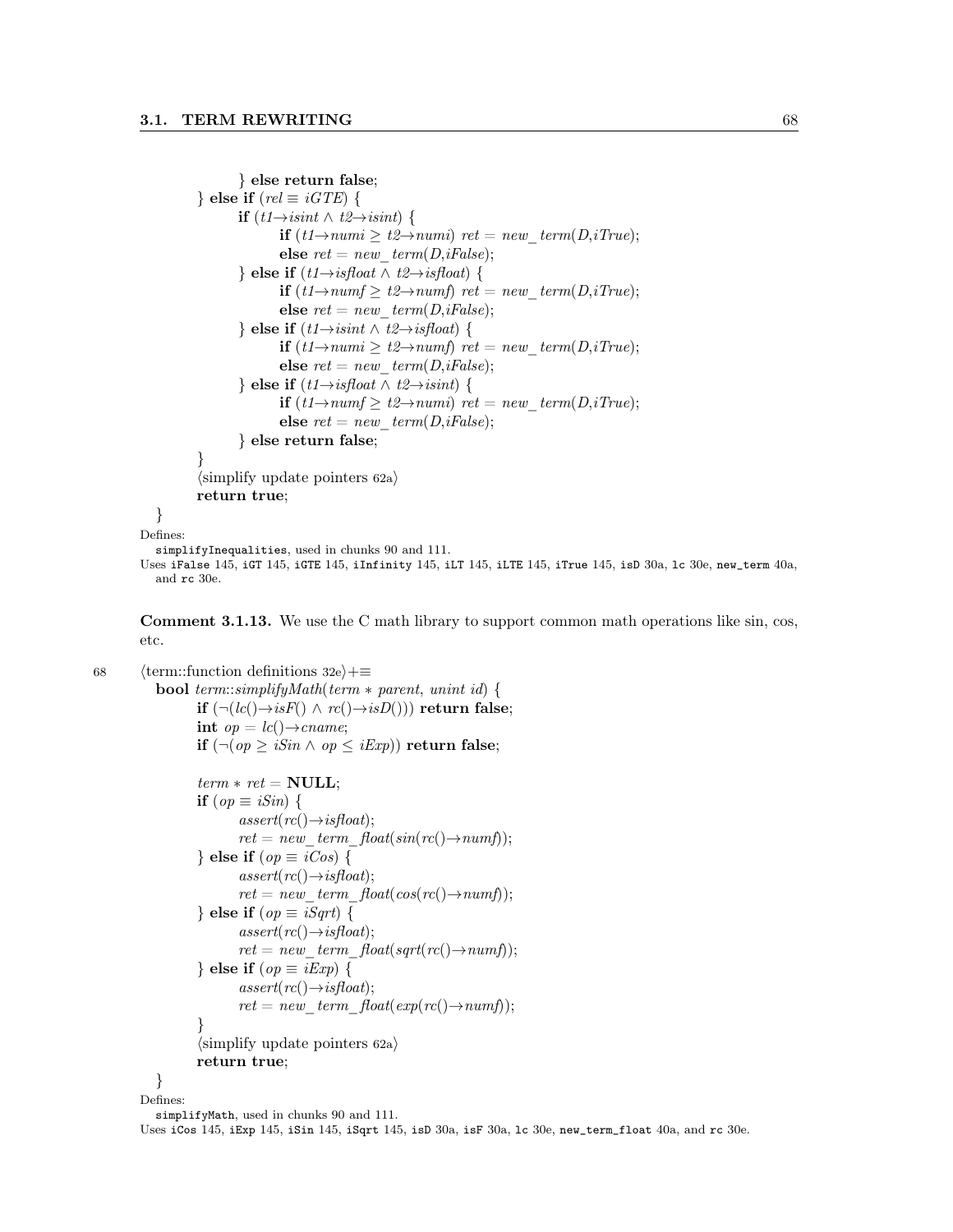```
        } else return false;
    } else if (rel ≡ iGTE) {
        if (t1→isint ∧ t2→isint) {
            if (t1→numi ≥ t2→numi) ret = new_term(D,iTrue);
            else ret = new_term(D,iFalse);
        } else if (t1→isfloat ∧ t2→isfloat) {
            if (t1→numf ≥ t2→numf) ret = new_term(D,iTrue);
            else ret = new_term(D,iFalse);
        } else if (t1→isint ∧ t2→isfloat) {
            if (t1→numi ≥ t2→numf) ret = new_term(D,iTrue);
            else ret = new_term(D,iFalse);
        } else if (t1→isfloat ∧ t2→isint) {
            if (t1→numf ≥ t2→numi) ret = new_term(D,iTrue);
            else ret = new_term(D,iFalse);
        } else return false;
    }
    ⟨simplify update pointers 62a⟩
    return true;
}
```

Defines:
`simplifyInequalities`, used in chunks 90 and 111.

Uses `iFalse` 145, `iGT` 145, `iGTE` 145, `iInfinity` 145, `iLT` 145, `iLTE` 145, `iTrue` 145, `isD` 30a, `lc` 30e, `new_term` 40a, and `rc` 30e.

**Comment 3.1.13.** We use the C math library to support common math operations like sin, cos, etc.

```
68  ⟨term::function definitions 32e⟩+≡
    bool term::simplifyMath(term * parent, unint id) {
        if (¬(lc()→isF() ∧ rc()→isD())) return false;
        int op = lc()→cname;
        if (¬(op ≥ iSin ∧ op ≤ iExp)) return false;

        term * ret = NULL;
        if (op ≡ iSin) {
            assert(rc()→isfloat);
            ret = new_term_float(sin(rc()→numf));
        } else if (op ≡ iCos) {
            assert(rc()→isfloat);
            ret = new_term_float(cos(rc()→numf));
        } else if (op ≡ iSqrt) {
            assert(rc()→isfloat);
            ret = new_term_float(sqrt(rc()→numf));
        } else if (op ≡ iExp) {
            assert(rc()→isfloat);
            ret = new_term_float(exp(rc()→numf));
        }
        ⟨simplify update pointers 62a⟩
        return true;
    }
```

Defines:
`simplifyMath`, used in chunks 90 and 111.

Uses `iCos` 145, `iExp` 145, `iSin` 145, `iSqrt` 145, `isD` 30a, `isF` 30a, `lc` 30e, `new_term_float` 40a, and `rc` 30e.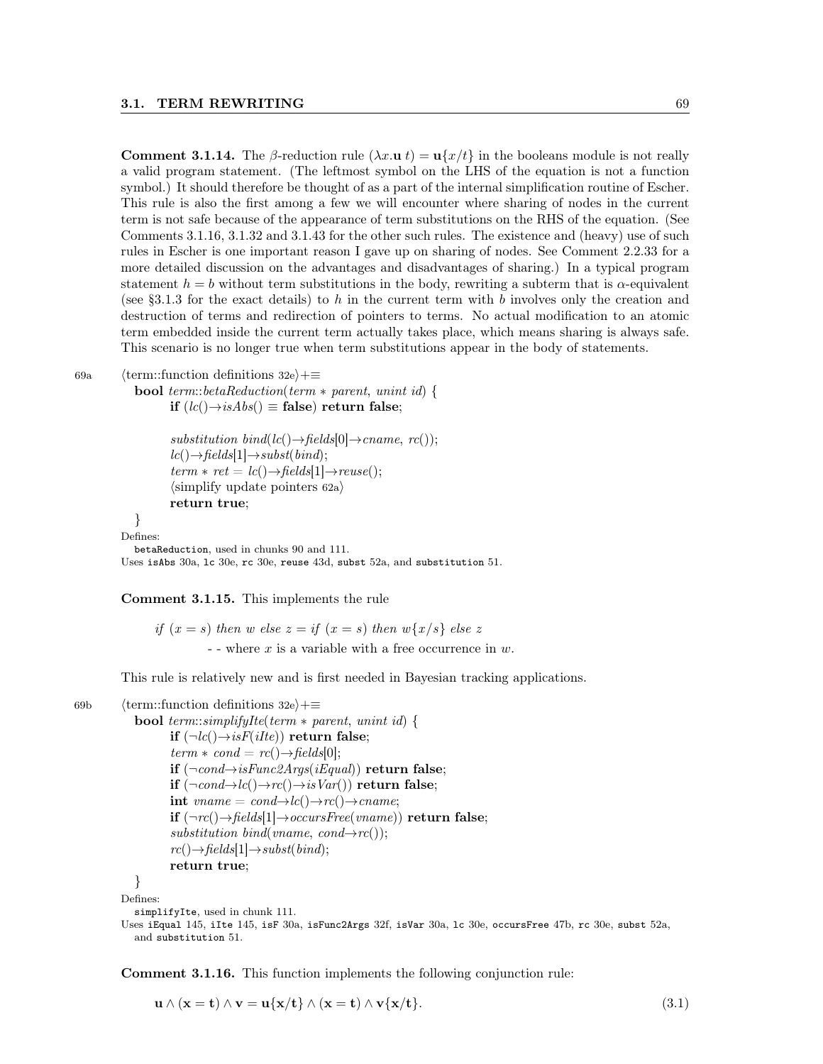**Comment 3.1.14.** The $\beta$-reduction rule $(\lambda x.\mathbf{u}\ t) = \mathbf{u}\{x/t\}$ in the booleans module is not really a valid program statement. (The leftmost symbol on the LHS of the equation is not a function symbol.) It should therefore be thought of as a part of the internal simplification routine of Escher. This rule is also the first among a few we will encounter where sharing of nodes in the current term is not safe because of the appearance of term substitutions on the RHS of the equation. (See Comments 3.1.16, 3.1.32 and 3.1.43 for the other such rules. The existence and (heavy) use of such rules in Escher is one important reason I gave up on sharing of nodes. See Comment 2.2.33 for a more detailed discussion on the advantages and disadvantages of sharing.) In a typical program statement $h = b$ without term substitutions in the body, rewriting a subterm that is $\alpha$-equivalent (see §3.1.3 for the exact details) to $h$ in the current term with $b$ involves only the creation and destruction of terms and redirection of pointers to terms. No actual modification to an atomic term embedded inside the current term actually takes place, which means sharing is always safe. This scenario is no longer true when term substitutions appear in the body of statements.

69a ⟨term::function definitions 32e⟩+≡

```
bool term::betaReduction(term * parent, unint id) {
        if (lc()→isAbs() ≡ false) return false;

        substitution bind(lc()→fields[0]→cname, rc());
        lc()→fields[1]→subst(bind);
        term * ret = lc()→fields[1]→reuse();
        ⟨simplify update pointers 62a⟩
        return true;
}
```

Defines:
  `betaReduction`, used in chunks 90 and 111.
Uses `isAbs` 30a, `lc` 30e, `rc` 30e, `reuse` 43d, `subst` 52a, and `substitution` 51.

**Comment 3.1.15.** This implements the rule

> *if* $(x = s)$ *then* $w$ *else* $z$ = *if* $(x = s)$ *then* $w\{x/s\}$ *else* $z$
>
> - - where $x$ is a variable with a free occurrence in $w$.

This rule is relatively new and is first needed in Bayesian tracking applications.

69b ⟨term::function definitions 32e⟩+≡

```
bool term::simplifyIte(term * parent, unint id) {
        if (¬lc()→isF(iIte)) return false;
        term * cond = rc()→fields[0];
        if (¬cond→isFunc2Args(iEqual)) return false;
        if (¬cond→lc()→rc()→isVar()) return false;
        int vname = cond→lc()→rc()→cname;
        if (¬rc()→fields[1]→occursFree(vname)) return false;
        substitution bind(vname, cond→rc());
        rc()→fields[1]→subst(bind);
        return true;
}
```

Defines:
  `simplifyIte`, used in chunk 111.
Uses `iEqual` 145, `iIte` 145, `isF` 30a, `isFunc2Args` 32f, `isVar` 30a, `lc` 30e, `occursFree` 47b, `rc` 30e, `subst` 52a, and `substitution` 51.

**Comment 3.1.16.** This function implements the following conjunction rule:

$$\mathbf{u} \wedge (\mathbf{x} = \mathbf{t}) \wedge \mathbf{v} = \mathbf{u}\{\mathbf{x}/\mathbf{t}\} \wedge (\mathbf{x} = \mathbf{t}) \wedge \mathbf{v}\{\mathbf{x}/\mathbf{t}\}. \tag{3.1}$$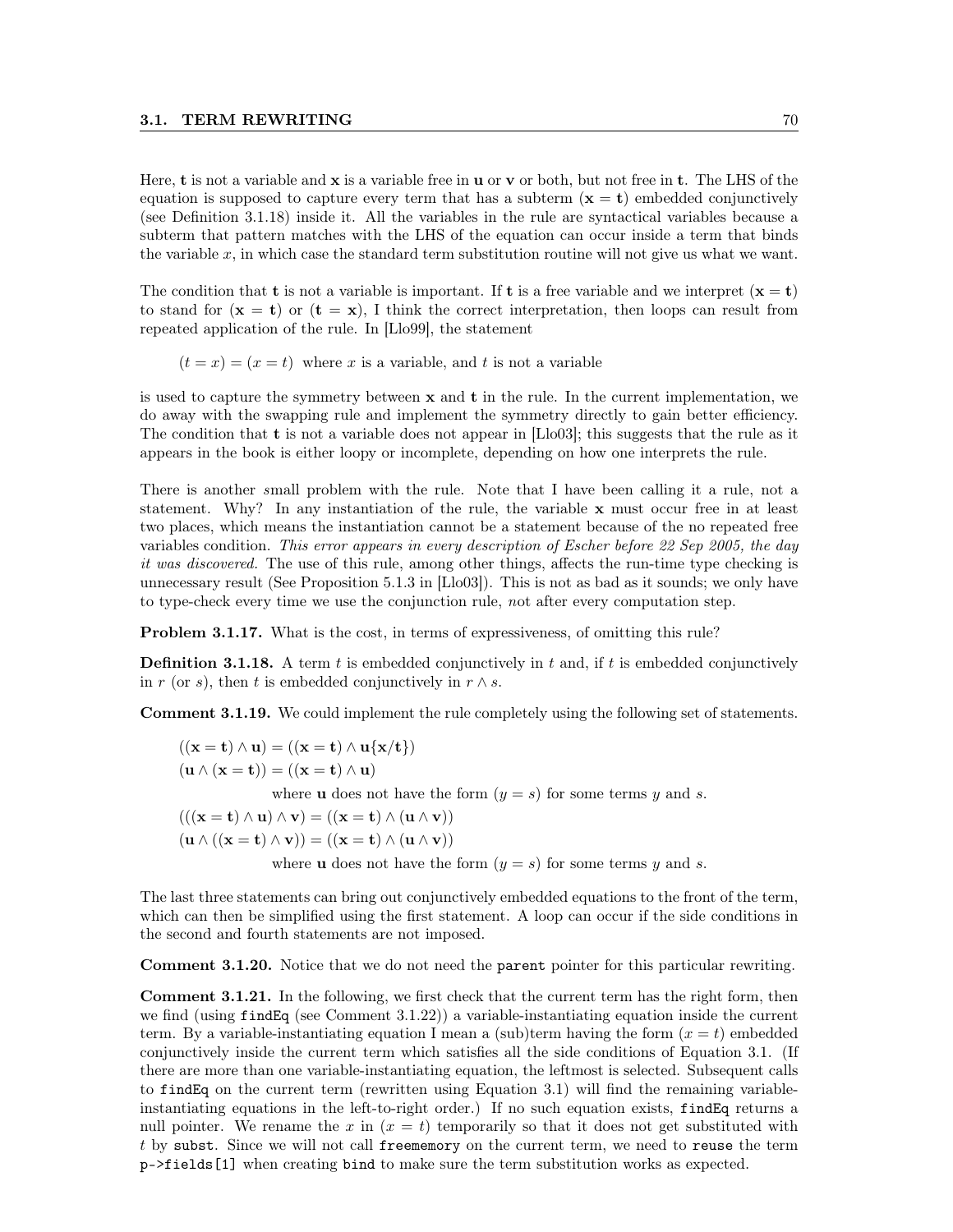Here, $\mathbf{t}$ is not a variable and $\mathbf{x}$ is a variable free in $\mathbf{u}$ or $\mathbf{v}$ or both, but not free in $\mathbf{t}$. The LHS of the equation is supposed to capture every term that has a subterm $(\mathbf{x} = \mathbf{t})$ embedded conjunctively (see Definition 3.1.18) inside it. All the variables in the rule are syntactical variables because a subterm that pattern matches with the LHS of the equation can occur inside a term that binds the variable $x$, in which case the standard term substitution routine will not give us what we want.

The condition that $\mathbf{t}$ is not a variable is important. If $\mathbf{t}$ is a free variable and we interpret $(\mathbf{x} = \mathbf{t})$ to stand for $(\mathbf{x} = \mathbf{t})$ or $(\mathbf{t} = \mathbf{x})$, I think the correct interpretation, then loops can result from repeated application of the rule. In [Llo99], the statement

$(t = x) = (x = t)$ where $x$ is a variable, and $t$ is not a variable

is used to capture the symmetry between $\mathbf{x}$ and $\mathbf{t}$ in the rule. In the current implementation, we do away with the swapping rule and implement the symmetry directly to gain better efficiency. The condition that $\mathbf{t}$ is not a variable does not appear in [Llo03]; this suggests that the rule as it appears in the book is either loopy or incomplete, depending on how one interprets the rule.

There is another *s*mall problem with the rule. Note that I have been calling it a rule, not a statement. Why? In any instantiation of the rule, the variable $\mathbf{x}$ must occur free in at least two places, which means the instantiation cannot be a statement because of the no repeated free variables condition. *This error appears in every description of Escher before 22 Sep 2005, the day it was discovered.* The use of this rule, among other things, affects the run-time type checking is unnecessary result (See Proposition 5.1.3 in [Llo03]). This is not as bad as it sounds; we only have to type-check every time we use the conjunction rule, *n*ot after every computation step.

**Problem 3.1.17.** What is the cost, in terms of expressiveness, of omitting this rule?

**Definition 3.1.18.** A term $t$ is embedded conjunctively in $t$ and, if $t$ is embedded conjunctively in $r$ (or $s$), then $t$ is embedded conjunctively in $r \wedge s$.

**Comment 3.1.19.** We could implement the rule completely using the following set of statements.

$$((\mathbf{x} = \mathbf{t}) \wedge \mathbf{u}) = ((\mathbf{x} = \mathbf{t}) \wedge \mathbf{u}\{\mathbf{x}/\mathbf{t}\})$$

$$(\mathbf{u} \wedge (\mathbf{x} = \mathbf{t})) = ((\mathbf{x} = \mathbf{t}) \wedge \mathbf{u})$$

where $\mathbf{u}$ does not have the form $(y = s)$ for some terms $y$ and $s$.

$$(((\mathbf{x} = \mathbf{t}) \wedge \mathbf{u}) \wedge \mathbf{v}) = ((\mathbf{x} = \mathbf{t}) \wedge (\mathbf{u} \wedge \mathbf{v}))$$

$$(\mathbf{u} \wedge ((\mathbf{x} = \mathbf{t}) \wedge \mathbf{v})) = ((\mathbf{x} = \mathbf{t}) \wedge (\mathbf{u} \wedge \mathbf{v}))$$

where $\mathbf{u}$ does not have the form $(y = s)$ for some terms $y$ and $s$.

The last three statements can bring out conjunctively embedded equations to the front of the term, which can then be simplified using the first statement. A loop can occur if the side conditions in the second and fourth statements are not imposed.

**Comment 3.1.20.** Notice that we do not need the `parent` pointer for this particular rewriting.

**Comment 3.1.21.** In the following, we first check that the current term has the right form, then we find (using `findEq` (see Comment 3.1.22)) a variable-instantiating equation inside the current term. By a variable-instantiating equation I mean a (sub)term having the form $(x = t)$ embedded conjunctively inside the current term which satisfies all the side conditions of Equation 3.1. (If there are more than one variable-instantiating equation, the leftmost is selected. Subsequent calls to `findEq` on the current term (rewritten using Equation 3.1) will find the remaining variable-instantiating equations in the left-to-right order.) If no such equation exists, `findEq` returns a null pointer. We rename the $x$ in $(x = t)$ temporarily so that it does not get substituted with $t$ by `subst`. Since we will not call `freememory` on the current term, we need to `reuse` the term `p->fields[1]` when creating `bind` to make sure the term substitution works as expected.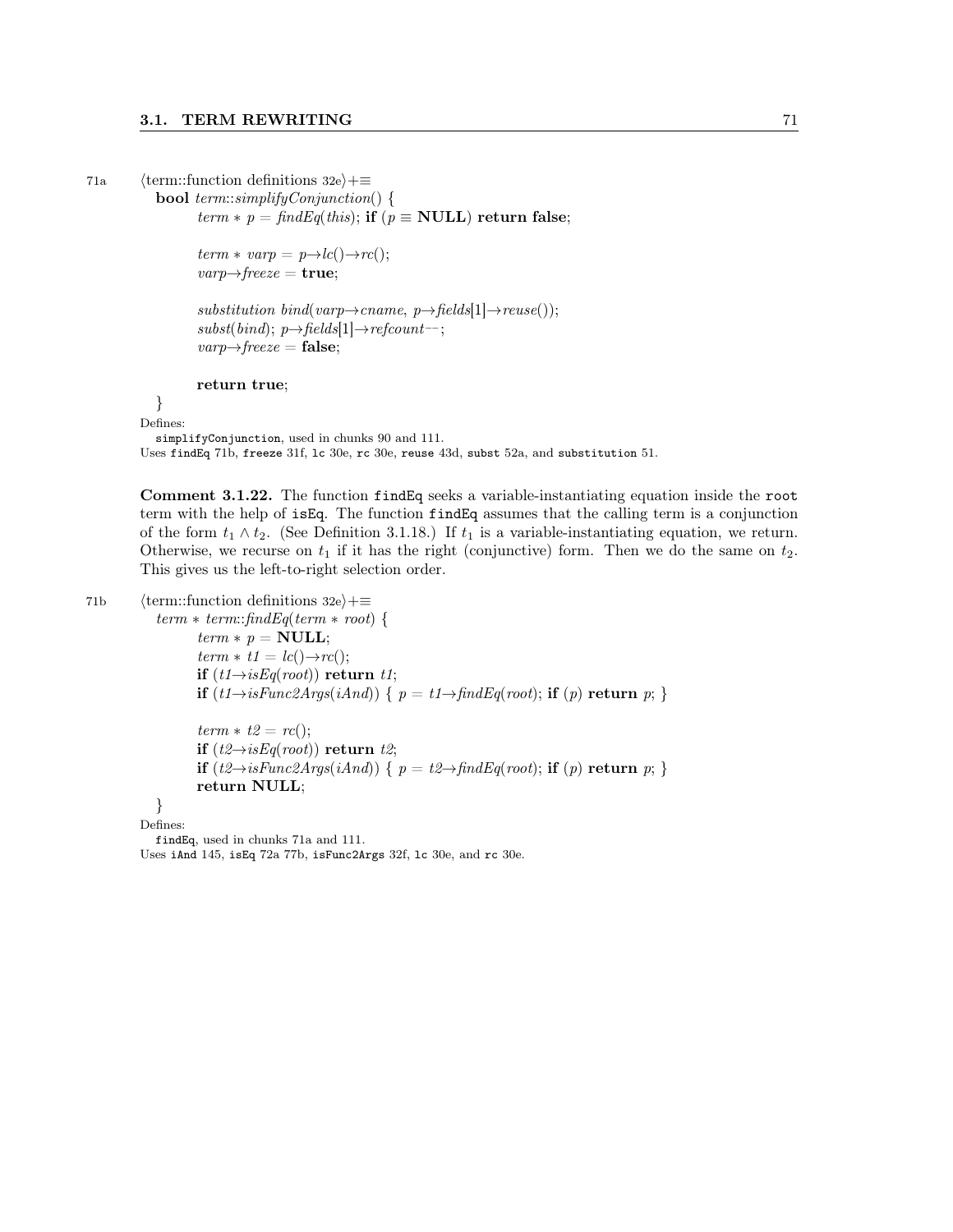71a ⟨term::function definitions 32e⟩+≡

```
bool term::simplifyConjunction() {
        term * p = findEq(this); if (p ≡ NULL) return false;

        term * varp = p→lc()→rc();
        varp→freeze = true;

        substitution bind(varp→cname, p→fields[1]→reuse());
        subst(bind); p→fields[1]→refcount−−;
        varp→freeze = false;

        return true;
}
```

Defines:
`simplifyConjunction`, used in chunks 90 and 111.
Uses `findEq` 71b, `freeze` 31f, `lc` 30e, `rc` 30e, `reuse` 43d, `subst` 52a, and `substitution` 51.

**Comment 3.1.22.** The function `findEq` seeks a variable-instantiating equation inside the `root` term with the help of `isEq`. The function `findEq` assumes that the calling term is a conjunction of the form $t_1 \wedge t_2$. (See Definition 3.1.18.) If $t_1$ is a variable-instantiating equation, we return. Otherwise, we recurse on $t_1$ if it has the right (conjunctive) form. Then we do the same on $t_2$. This gives us the left-to-right selection order.

71b ⟨term::function definitions 32e⟩+≡

```
term * term::findEq(term * root) {
        term * p = NULL;
        term * t1 = lc()→rc();
        if (t1→isEq(root)) return t1;
        if (t1→isFunc2Args(iAnd)) { p = t1→findEq(root); if (p) return p; }

        term * t2 = rc();
        if (t2→isEq(root)) return t2;
        if (t2→isFunc2Args(iAnd)) { p = t2→findEq(root); if (p) return p; }
        return NULL;
}
```

Defines:
`findEq`, used in chunks 71a and 111.
Uses `iAnd` 145, `isEq` 72a 77b, `isFunc2Args` 32f, `lc` 30e, and `rc` 30e.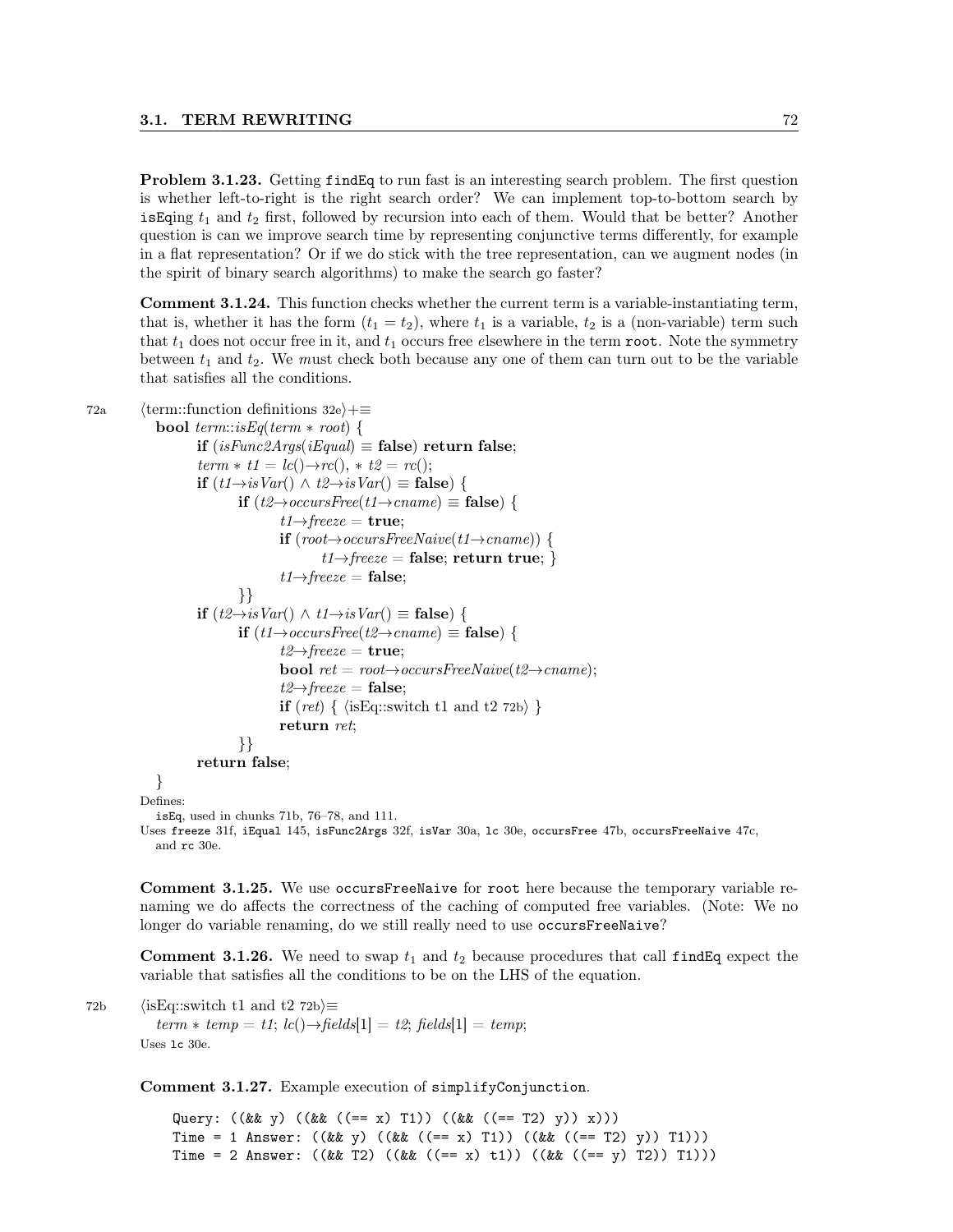**Problem 3.1.23.** Getting `findEq` to run fast is an interesting search problem. The first question is whether left-to-right is the right search order? We can implement top-to-bottom search by `isEq`ing $t_1$ and $t_2$ first, followed by recursion into each of them. Would that be better? Another question is can we improve search time by representing conjunctive terms differently, for example in a flat representation? Or if we do stick with the tree representation, can we augment nodes (in the spirit of binary search algorithms) to make the search go faster?

**Comment 3.1.24.** This function checks whether the current term is a variable-instantiating term, that is, whether it has the form $(t_1 = t_2)$, where $t_1$ is a variable, $t_2$ is a (non-variable) term such that $t_1$ does not occur free in it, and $t_1$ occurs free *e*lsewhere in the term `root`. Note the symmetry between $t_1$ and $t_2$. We *m*ust check both because any one of them can turn out to be the variable that satisfies all the conditions.

72a ⟨term::function definitions 32e⟩+≡

```
bool term::isEq(term * root) {
        if (isFunc2Args(iEqual) ≡ false) return false;
        term * t1 = lc()→rc(), * t2 = rc();
        if (t1→isVar() ∧ t2→isVar() ≡ false) {
                if (t2→occursFree(t1→cname) ≡ false) {
                        t1→freeze = true;
                        if (root→occursFreeNaive(t1→cname)) {
                                t1→freeze = false; return true; }
                        t1→freeze = false;
                }}
        if (t2→isVar() ∧ t1→isVar() ≡ false) {
                if (t1→occursFree(t2→cname) ≡ false) {
                        t2→freeze = true;
                        bool ret = root→occursFreeNaive(t2→cname);
                        t2→freeze = false;
                        if (ret) { ⟨isEq::switch t1 and t2 72b⟩ }
                        return ret;
                }}
        return false;
}
```

Defines:
`isEq`, used in chunks 71b, 76–78, and 111.

Uses `freeze` 31f, `iEqual` 145, `isFunc2Args` 32f, `isVar` 30a, `lc` 30e, `occursFree` 47b, `occursFreeNaive` 47c, and `rc` 30e.

**Comment 3.1.25.** We use `occursFreeNaive` for `root` here because the temporary variable renaming we do affects the correctness of the caching of computed free variables. (Note: We no longer do variable renaming, do we still really need to use `occursFreeNaive`?

**Comment 3.1.26.** We need to swap $t_1$ and $t_2$ because procedures that call `findEq` expect the variable that satisfies all the conditions to be on the LHS of the equation.

72b ⟨isEq::switch t1 and t2 72b⟩≡

```
term * temp = t1; lc()→fields[1] = t2; fields[1] = temp;
```

Uses `lc` 30e.

**Comment 3.1.27.** Example execution of `simplifyConjunction`.

```
Query: ((&& y) ((&& ((== x) T1)) ((&& ((== T2) y)) x)))
Time = 1 Answer: ((&& y) ((&& ((== x) T1)) ((&& ((== T2) y)) T1)))
Time = 2 Answer: ((&& T2) ((&& ((== x) t1)) ((&& ((== y) T2)) T1)))
```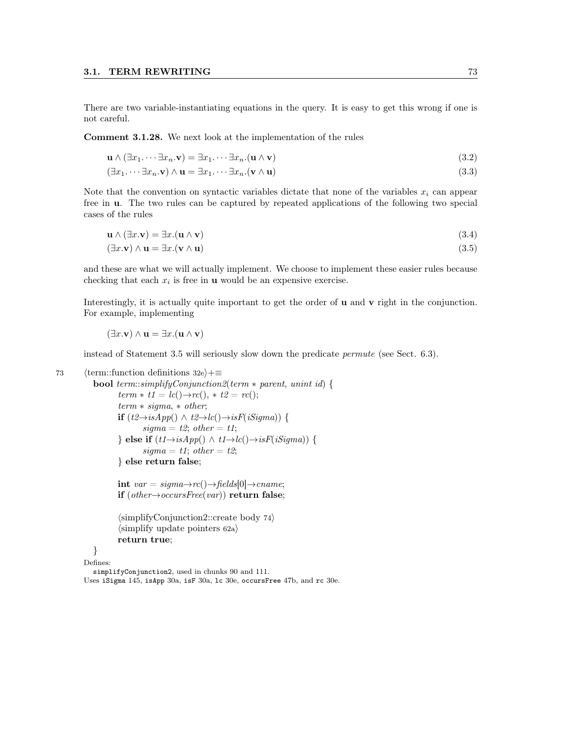There are two variable-instantiating equations in the query. It is easy to get this wrong if one is not careful.

**Comment 3.1.28.** We next look at the implementation of the rules

$$\mathbf{u} \wedge (\exists x_1. \cdots \exists x_n.\mathbf{v}) = \exists x_1. \cdots \exists x_n.(\mathbf{u} \wedge \mathbf{v}) \tag{3.2}$$

$$(\exists x_1. \cdots \exists x_n.\mathbf{v}) \wedge \mathbf{u} = \exists x_1. \cdots \exists x_n.(\mathbf{v} \wedge \mathbf{u}) \tag{3.3}$$

Note that the convention on syntactic variables dictate that none of the variables $x_i$ can appear free in $\mathbf{u}$. The two rules can be captured by repeated applications of the following two special cases of the rules

$$\mathbf{u} \wedge (\exists x.\mathbf{v}) = \exists x.(\mathbf{u} \wedge \mathbf{v}) \tag{3.4}$$

$$(\exists x.\mathbf{v}) \wedge \mathbf{u} = \exists x.(\mathbf{v} \wedge \mathbf{u}) \tag{3.5}$$

and these are what we will actually implement. We choose to implement these easier rules because checking that each $x_i$ is free in $\mathbf{u}$ would be an expensive exercise.

Interestingly, it is actually quite important to get the order of $\mathbf{u}$ and $\mathbf{v}$ right in the conjunction. For example, implementing

$$(\exists x.\mathbf{v}) \wedge \mathbf{u} = \exists x.(\mathbf{u} \wedge \mathbf{v})$$

instead of Statement 3.5 will seriously slow down the predicate *permute* (see Sect. 6.3).

```
73  ⟨term::function definitions 32e⟩+≡
    bool term::simplifyConjunction2(term * parent, unint id) {
        term * t1 = lc()→rc(), * t2 = rc();
        term * sigma, * other;
        if (t2→isApp() ∧ t2→lc()→isF(iSigma)) {
            sigma = t2; other = t1;
        } else if (t1→isApp() ∧ t1→lc()→isF(iSigma)) {
            sigma = t1; other = t2;
        } else return false;

        int var = sigma→rc()→fields[0]→cname;
        if (other→occursFree(var)) return false;

        ⟨simplifyConjunction2::create body 74⟩
        ⟨simplify update pointers 62a⟩
        return true;
    }
```

Defines:
  simplifyConjunction2, used in chunks 90 and 111.

Uses iSigma 145, isApp 30a, isF 30a, lc 30e, occursFree 47b, and rc 30e.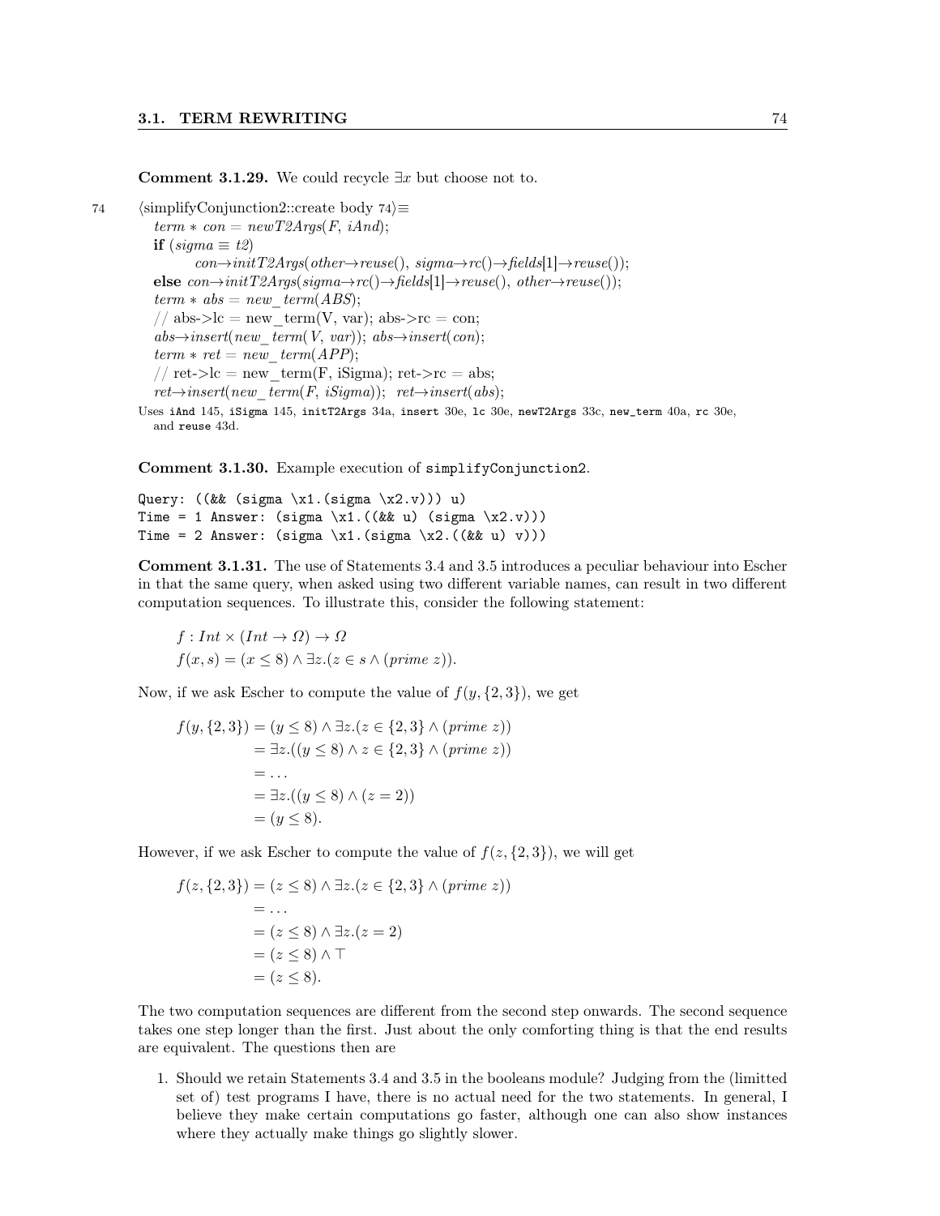**Comment 3.1.29.** We could recycle $\exists x$ but choose not to.

74 $\langle$simplifyConjunction2::create body 74$\rangle\equiv$

```
term * con = newT2Args(F, iAnd);
if (sigma ≡ t2)
        con→initT2Args(other→reuse(), sigma→rc()→fields[1]→reuse());
else con→initT2Args(sigma→rc()→fields[1]→reuse(), other→reuse());
term * abs = new_term(ABS);
// abs->lc = new_term(V, var); abs->rc = con;
abs→insert(new_term(V, var)); abs→insert(con);
term * ret = new_term(APP);
// ret->lc = new_term(F, iSigma); ret->rc = abs;
ret→insert(new_term(F, iSigma));  ret→insert(abs);
```

Uses `iAnd` 145, `iSigma` 145, `initT2Args` 34a, `insert` 30e, `lc` 30e, `newT2Args` 33c, `new_term` 40a, `rc` 30e, and `reuse` 43d.

**Comment 3.1.30.** Example execution of `simplifyConjunction2`.

```
Query: ((&& (sigma \x1.(sigma \x2.v))) u)
Time = 1 Answer: (sigma \x1.((&& u) (sigma \x2.v)))
Time = 2 Answer: (sigma \x1.(sigma \x2.((&& u) v)))
```

**Comment 3.1.31.** The use of Statements 3.4 and 3.5 introduces a peculiar behaviour into Escher in that the same query, when asked using two different variable names, can result in two different computation sequences. To illustrate this, consider the following statement:

$$f : Int \times (Int \to \Omega) \to \Omega$$
$$f(x, s) = (x \leq 8) \wedge \exists z.(z \in s \wedge (prime\ z)).$$

Now, if we ask Escher to compute the value of $f(y, \{2, 3\})$, we get

$$\begin{aligned}
f(y, \{2, 3\}) &= (y \leq 8) \wedge \exists z.(z \in \{2, 3\} \wedge (prime\ z)) \\
&= \exists z.((y \leq 8) \wedge z \in \{2, 3\} \wedge (prime\ z)) \\
&= \ldots \\
&= \exists z.((y \leq 8) \wedge (z = 2)) \\
&= (y \leq 8).
\end{aligned}$$

However, if we ask Escher to compute the value of $f(z, \{2, 3\})$, we will get

$$\begin{aligned}
f(z, \{2, 3\}) &= (z \leq 8) \wedge \exists z.(z \in \{2, 3\} \wedge (prime\ z)) \\
&= \ldots \\
&= (z \leq 8) \wedge \exists z.(z = 2) \\
&= (z \leq 8) \wedge \top \\
&= (z \leq 8).
\end{aligned}$$

The two computation sequences are different from the second step onwards. The second sequence takes one step longer than the first. Just about the only comforting thing is that the end results are equivalent. The questions then are

1. Should we retain Statements 3.4 and 3.5 in the booleans module? Judging from the (limitted set of) test programs I have, there is no actual need for the two statements. In general, I believe they make certain computations go faster, although one can also show instances where they actually make things go slightly slower.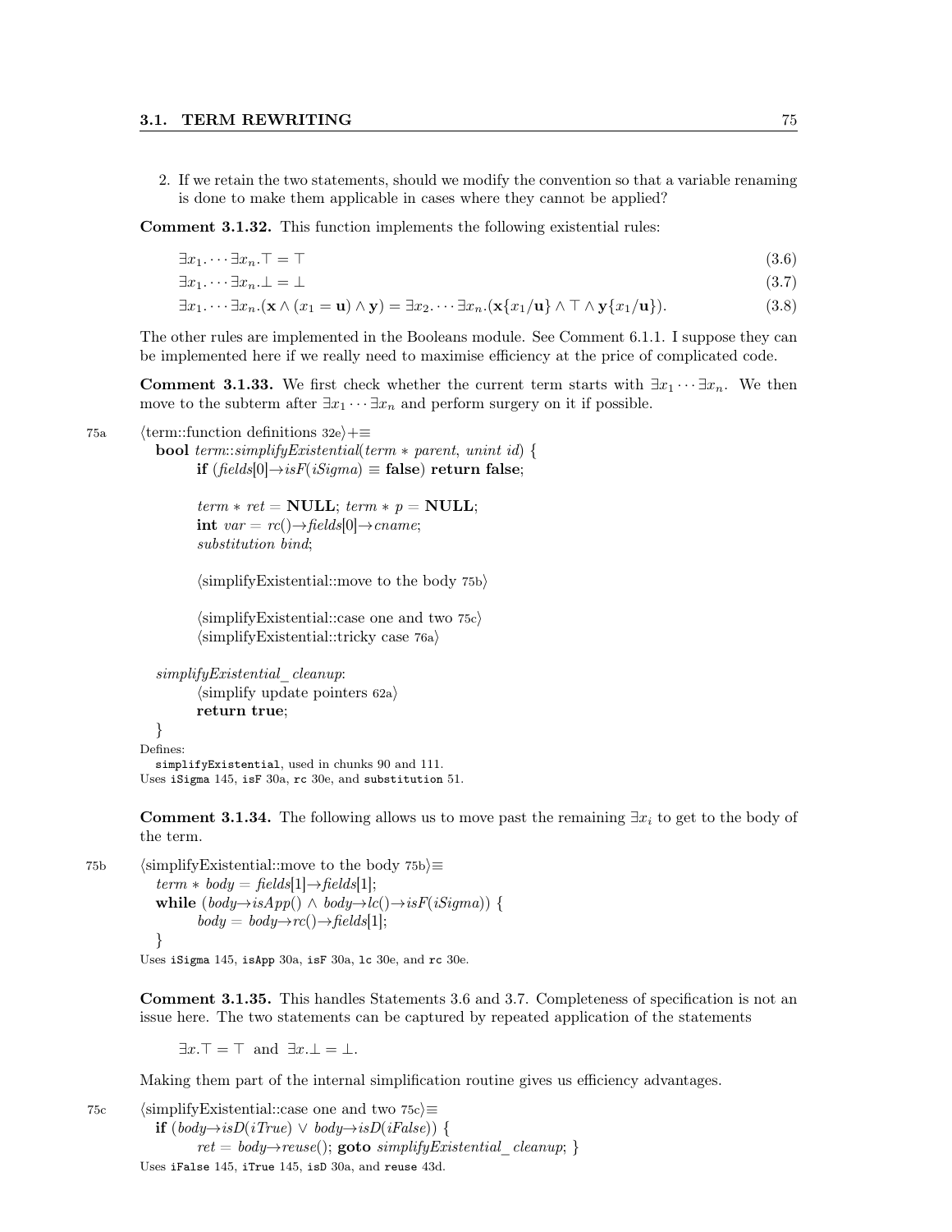2. If we retain the two statements, should we modify the convention so that a variable renaming is done to make them applicable in cases where they cannot be applied?

**Comment 3.1.32.** This function implements the following existential rules:

$$\exists x_1.\cdots\exists x_n.\top = \top \tag{3.6}$$

$$\exists x_1.\cdots\exists x_n.\bot = \bot \tag{3.7}$$

$$\exists x_1.\cdots\exists x_n.(\mathbf{x} \wedge (x_1 = \mathbf{u}) \wedge \mathbf{y}) = \exists x_2.\cdots\exists x_n.(\mathbf{x}\{x_1/\mathbf{u}\} \wedge \top \wedge \mathbf{y}\{x_1/\mathbf{u}\}). \tag{3.8}$$

The other rules are implemented in the Booleans module. See Comment 6.1.1. I suppose they can be implemented here if we really need to maximise efficiency at the price of complicated code.

**Comment 3.1.33.** We first check whether the current term starts with $\exists x_1 \cdots \exists x_n$. We then move to the subterm after $\exists x_1 \cdots \exists x_n$ and perform surgery on it if possible.

75a ⟨term::function definitions 32e⟩+≡

```
bool term::simplifyExistential(term * parent, unint id) {
        if (fields[0]→isF(iSigma) ≡ false) return false;

        term * ret = NULL; term * p = NULL;
        int var = rc()→fields[0]→cname;
        substitution bind;

        ⟨simplifyExistential::move to the body 75b⟩

        ⟨simplifyExistential::case one and two 75c⟩
        ⟨simplifyExistential::tricky case 76a⟩

  simplifyExistential_cleanup:
        ⟨simplify update pointers 62a⟩
        return true;
}
```

Defines:
`simplifyExistential`, used in chunks 90 and 111.
Uses `iSigma` 145, `isF` 30a, `rc` 30e, and `substitution` 51.

**Comment 3.1.34.** The following allows us to move past the remaining $\exists x_i$ to get to the body of the term.

75b ⟨simplifyExistential::move to the body 75b⟩≡

```
term * body = fields[1]→fields[1];
while (body→isApp() ∧ body→lc()→isF(iSigma)) {
        body = body→rc()→fields[1];
}
```

Uses `iSigma` 145, `isApp` 30a, `isF` 30a, `lc` 30e, and `rc` 30e.

**Comment 3.1.35.** This handles Statements 3.6 and 3.7. Completeness of specification is not an issue here. The two statements can be captured by repeated application of the statements

$\exists x.\top = \top$ and $\exists x.\bot = \bot$.

Making them part of the internal simplification routine gives us efficiency advantages.

75c ⟨simplifyExistential::case one and two 75c⟩≡

```
if (body→isD(iTrue) ∨ body→isD(iFalse)) {
        ret = body→reuse(); goto simplifyExistential_cleanup; }
```

Uses `iFalse` 145, `iTrue` 145, `isD` 30a, and `reuse` 43d.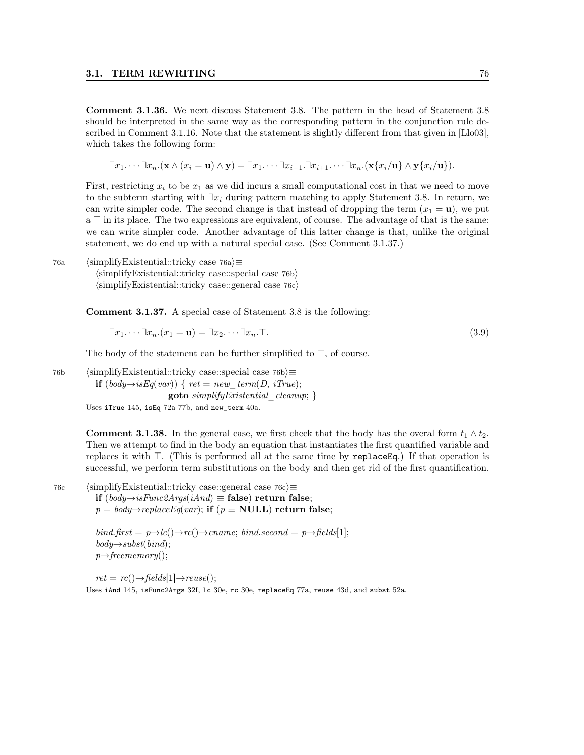**Comment 3.1.36.** We next discuss Statement 3.8. The pattern in the head of Statement 3.8 should be interpreted in the same way as the corresponding pattern in the conjunction rule described in Comment 3.1.16. Note that the statement is slightly different from that given in [Llo03], which takes the following form:

$$\exists x_1.\cdots\exists x_n.(\mathbf{x} \wedge (x_i = \mathbf{u}) \wedge \mathbf{y}) = \exists x_1.\cdots\exists x_{i-1}.\exists x_{i+1}.\cdots\exists x_n.(\mathbf{x}\{x_i/\mathbf{u}\} \wedge \mathbf{y}\{x_i/\mathbf{u}\}).$$

First, restricting $x_i$ to be $x_1$ as we did incurs a small computational cost in that we need to move to the subterm starting with $\exists x_i$ during pattern matching to apply Statement 3.8. In return, we can write simpler code. The second change is that instead of dropping the term $(x_1 = \mathbf{u})$, we put a $\top$ in its place. The two expressions are equivalent, of course. The advantage of that is the same: we can write simpler code. Another advantage of this latter change is that, unlike the original statement, we do end up with a natural special case. (See Comment 3.1.37.)

76a ⟨simplifyExistential::tricky case 76a⟩≡
```
⟨simplifyExistential::tricky case::special case 76b⟩
⟨simplifyExistential::tricky case::general case 76c⟩
```

**Comment 3.1.37.** A special case of Statement 3.8 is the following:

$$\exists x_1.\cdots\exists x_n.(x_1 = \mathbf{u}) = \exists x_2.\cdots\exists x_n.\top. \tag{3.9}$$

The body of the statement can be further simplified to $\top$, of course.

76b ⟨simplifyExistential::tricky case::special case 76b⟩≡
```
if (body→isEq(var)) { ret = new_term(D, iTrue);
                      goto simplifyExistential_cleanup; }
```
Uses `iTrue` 145, `isEq` 72a 77b, and `new_term` 40a.

**Comment 3.1.38.** In the general case, we first check that the body has the overal form $t_1 \wedge t_2$. Then we attempt to find in the body an equation that instantiates the first quantified variable and replaces it with $\top$. (This is performed all at the same time by `replaceEq`.) If that operation is successful, we perform term substitutions on the body and then get rid of the first quantification.

76c ⟨simplifyExistential::tricky case::general case 76c⟩≡
```
if (body→isFunc2Args(iAnd) ≡ false) return false;
p = body→replaceEq(var); if (p ≡ NULL) return false;

bind.first = p→lc()→rc()→cname; bind.second = p→fields[1];
body→subst(bind);
p→freememory();

ret = rc()→fields[1]→reuse();
```
Uses `iAnd` 145, `isFunc2Args` 32f, `lc` 30e, `rc` 30e, `replaceEq` 77a, `reuse` 43d, and `subst` 52a.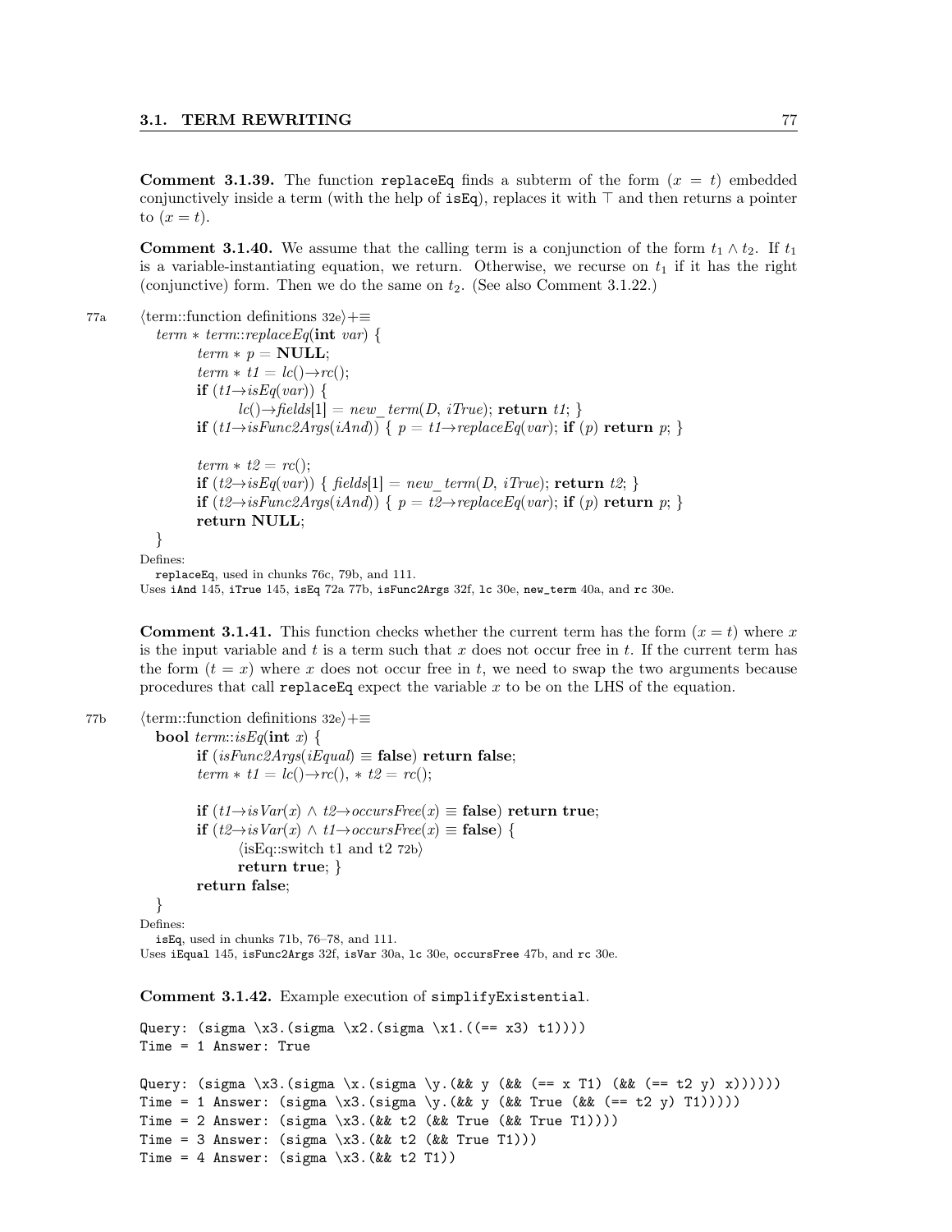**Comment 3.1.39.** The function `replaceEq` finds a subterm of the form $(x = t)$ embedded conjunctively inside a term (with the help of `isEq`), replaces it with $\top$ and then returns a pointer to $(x = t)$.

**Comment 3.1.40.** We assume that the calling term is a conjunction of the form $t_1 \wedge t_2$. If $t_1$ is a variable-instantiating equation, we return. Otherwise, we recurse on $t_1$ if it has the right (conjunctive) form. Then we do the same on $t_2$. (See also Comment 3.1.22.)

77a ⟨term::function definitions 32e⟩+≡

```
term * term::replaceEq(int var) {
        term * p = NULL;
        term * t1 = lc()→rc();
        if (t1→isEq(var)) {
                lc()→fields[1] = new_term(D, iTrue); return t1; }
        if (t1→isFunc2Args(iAnd)) { p = t1→replaceEq(var); if (p) return p; }

        term * t2 = rc();
        if (t2→isEq(var)) { fields[1] = new_term(D, iTrue); return t2; }
        if (t2→isFunc2Args(iAnd)) { p = t2→replaceEq(var); if (p) return p; }
        return NULL;
}
```

Defines:
`replaceEq`, used in chunks 76c, 79b, and 111.
Uses `iAnd` 145, `iTrue` 145, `isEq` 72a 77b, `isFunc2Args` 32f, `lc` 30e, `new_term` 40a, and `rc` 30e.

**Comment 3.1.41.** This function checks whether the current term has the form $(x = t)$ where $x$ is the input variable and $t$ is a term such that $x$ does not occur free in $t$. If the current term has the form $(t = x)$ where $x$ does not occur free in $t$, we need to swap the two arguments because procedures that call `replaceEq` expect the variable $x$ to be on the LHS of the equation.

77b ⟨term::function definitions 32e⟩+≡

```
bool term::isEq(int x) {
        if (isFunc2Args(iEqual) ≡ false) return false;
        term * t1 = lc()→rc(), * t2 = rc();

        if (t1→isVar(x) ∧ t2→occursFree(x) ≡ false) return true;
        if (t2→isVar(x) ∧ t1→occursFree(x) ≡ false) {
                ⟨isEq::switch t1 and t2 72b⟩
                return true; }
        return false;
}
```

Defines:
`isEq`, used in chunks 71b, 76–78, and 111.
Uses `iEqual` 145, `isFunc2Args` 32f, `isVar` 30a, `lc` 30e, `occursFree` 47b, and `rc` 30e.

**Comment 3.1.42.** Example execution of `simplifyExistential`.

```
Query: (sigma \x3.(sigma \x2.(sigma \x1.((== x3) t1))))
Time = 1 Answer: True

Query: (sigma \x3.(sigma \x.(sigma \y.(&& y (&& (== x T1) (&& (== t2 y) x))))))
Time = 1 Answer: (sigma \x3.(sigma \y.(&& y (&& True (&& (== t2 y) T1)))))
Time = 2 Answer: (sigma \x3.(&& t2 (&& True (&& True T1))))
Time = 3 Answer: (sigma \x3.(&& t2 (&& True T1)))
Time = 4 Answer: (sigma \x3.(&& t2 T1))
```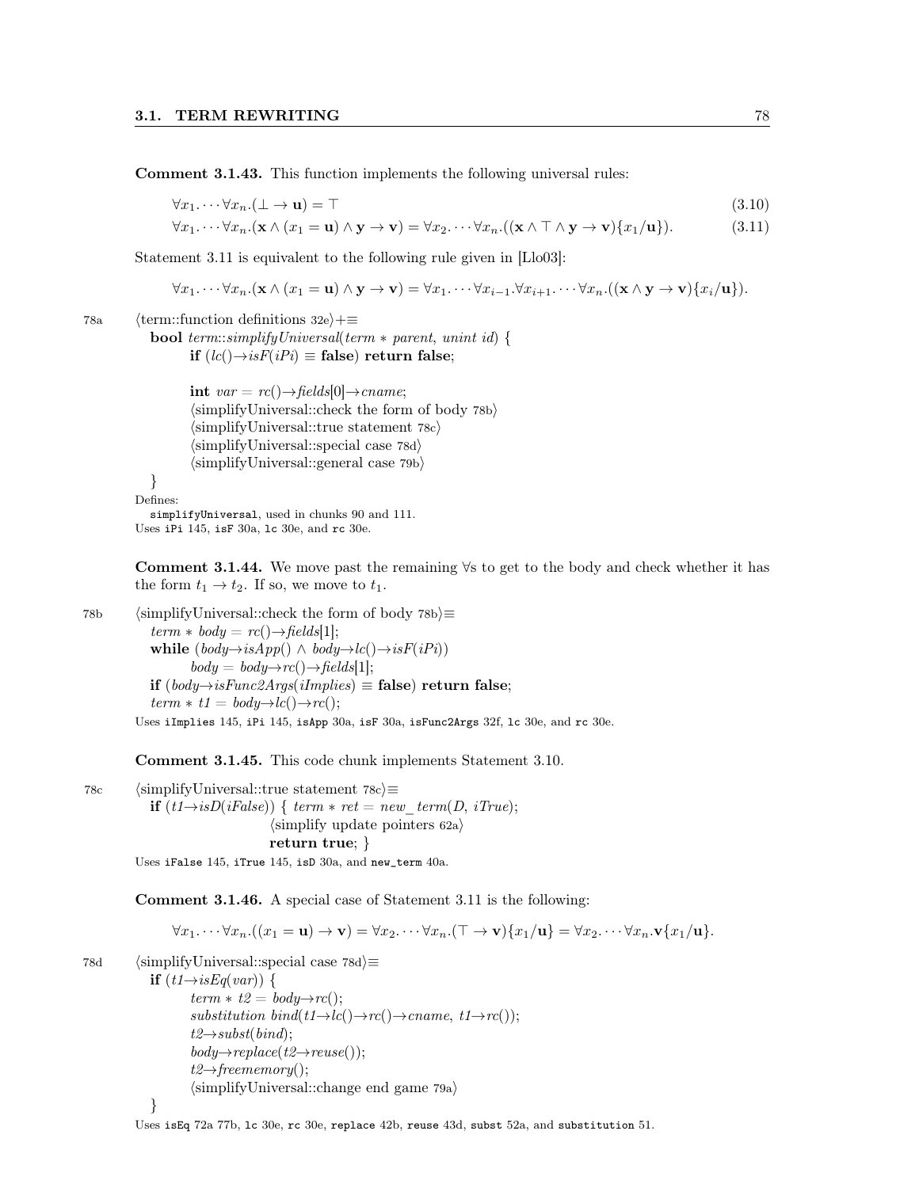**Comment 3.1.43.** This function implements the following universal rules:

$$\forall x_1. \cdots \forall x_n.(\bot \rightarrow \mathbf{u}) = \top \tag{3.10}$$

$$\forall x_1. \cdots \forall x_n.(\mathbf{x} \wedge (x_1 = \mathbf{u}) \wedge \mathbf{y} \rightarrow \mathbf{v}) = \forall x_2. \cdots \forall x_n.((\mathbf{x} \wedge \top \wedge \mathbf{y} \rightarrow \mathbf{v})\{x_1/\mathbf{u}\}). \tag{3.11}$$

Statement 3.11 is equivalent to the following rule given in [Llo03]:

$$\forall x_1. \cdots \forall x_n.(\mathbf{x} \wedge (x_1 = \mathbf{u}) \wedge \mathbf{y} \rightarrow \mathbf{v}) = \forall x_1. \cdots \forall x_{i-1}.\forall x_{i+1}. \cdots \forall x_n.((\mathbf{x} \wedge \mathbf{y} \rightarrow \mathbf{v})\{x_i/\mathbf{u}\}).$$

78a ⟨term::function definitions 32e⟩+≡

```
bool term::simplifyUniversal(term * parent, unint id) {
        if (lc()→isF(iPi) ≡ false) return false;

        int var = rc()→fields[0]→cname;
        ⟨simplifyUniversal::check the form of body 78b⟩
        ⟨simplifyUniversal::true statement 78c⟩
        ⟨simplifyUniversal::special case 78d⟩
        ⟨simplifyUniversal::general case 79b⟩
}
```

Defines:
simplifyUniversal, used in chunks 90 and 111.
Uses iPi 145, isF 30a, lc 30e, and rc 30e.

**Comment 3.1.44.** We move past the remaining ∀s to get to the body and check whether it has the form $t_1 \rightarrow t_2$. If so, we move to $t_1$.

78b ⟨simplifyUniversal::check the form of body 78b⟩≡

```
term * body = rc()→fields[1];
while (body→isApp() ∧ body→lc()→isF(iPi))
        body = body→rc()→fields[1];
if (body→isFunc2Args(iImplies) ≡ false) return false;
term * t1 = body→lc()→rc();
```

Uses iImplies 145, iPi 145, isApp 30a, isF 30a, isFunc2Args 32f, lc 30e, and rc 30e.

**Comment 3.1.45.** This code chunk implements Statement 3.10.

78c ⟨simplifyUniversal::true statement 78c⟩≡

```
if (t1→isD(iFalse)) { term * ret = new_term(D, iTrue);
                      ⟨simplify update pointers 62a⟩
                      return true; }
```

Uses iFalse 145, iTrue 145, isD 30a, and new_term 40a.

**Comment 3.1.46.** A special case of Statement 3.11 is the following:

$$\forall x_1. \cdots \forall x_n.((x_1 = \mathbf{u}) \rightarrow \mathbf{v}) = \forall x_2. \cdots \forall x_n.(\top \rightarrow \mathbf{v})\{x_1/\mathbf{u}\} = \forall x_2. \cdots \forall x_n.\mathbf{v}\{x_1/\mathbf{u}\}.$$

78d ⟨simplifyUniversal::special case 78d⟩≡

```
if (t1→isEq(var)) {
        term * t2 = body→rc();
        substitution bind(t1→lc()→rc()→cname, t1→rc());
        t2→subst(bind);
        body→replace(t2→reuse());
        t2→freememory();
        ⟨simplifyUniversal::change end game 79a⟩
}
```

Uses isEq 72a 77b, lc 30e, rc 30e, replace 42b, reuse 43d, subst 52a, and substitution 51.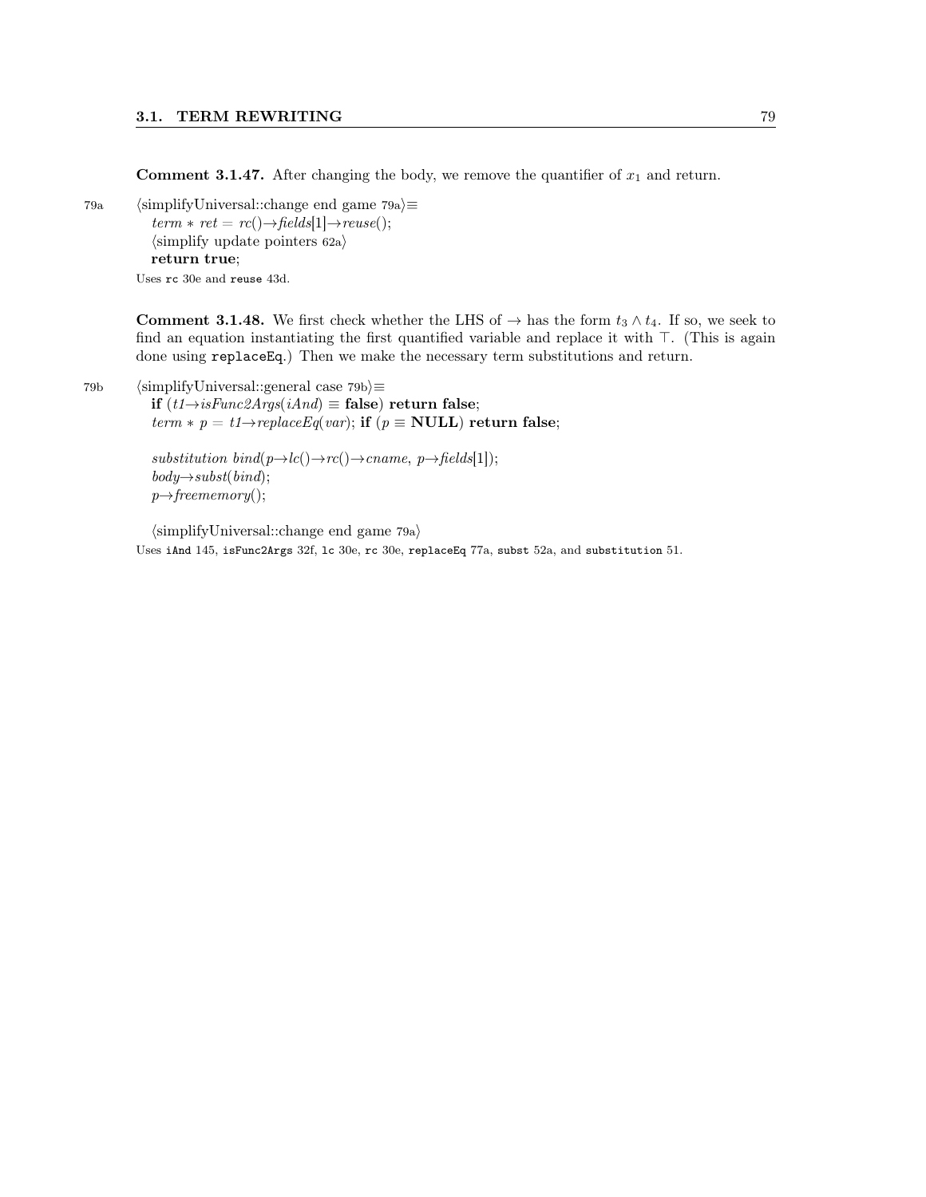**Comment 3.1.47.** After changing the body, we remove the quantifier of $x_1$ and return.

79a ⟨simplifyUniversal::change end game 79a⟩≡

```
term * ret = rc()→fields[1]→reuse();
⟨simplify update pointers 62a⟩
return true;
```

Uses `rc` 30e and `reuse` 43d.

**Comment 3.1.48.** We first check whether the LHS of → has the form $t_3 \wedge t_4$. If so, we seek to find an equation instantiating the first quantified variable and replace it with ⊤. (This is again done using `replaceEq`.) Then we make the necessary term substitutions and return.

79b ⟨simplifyUniversal::general case 79b⟩≡

```
if (t1→isFunc2Args(iAnd) ≡ false) return false;
term * p = t1→replaceEq(var); if (p ≡ NULL) return false;

substitution bind(p→lc()→rc()→cname, p→fields[1]);
body→subst(bind);
p→freememory();

⟨simplifyUniversal::change end game 79a⟩
```

Uses `iAnd` 145, `isFunc2Args` 32f, `lc` 30e, `rc` 30e, `replaceEq` 77a, `subst` 52a, and `substitution` 51.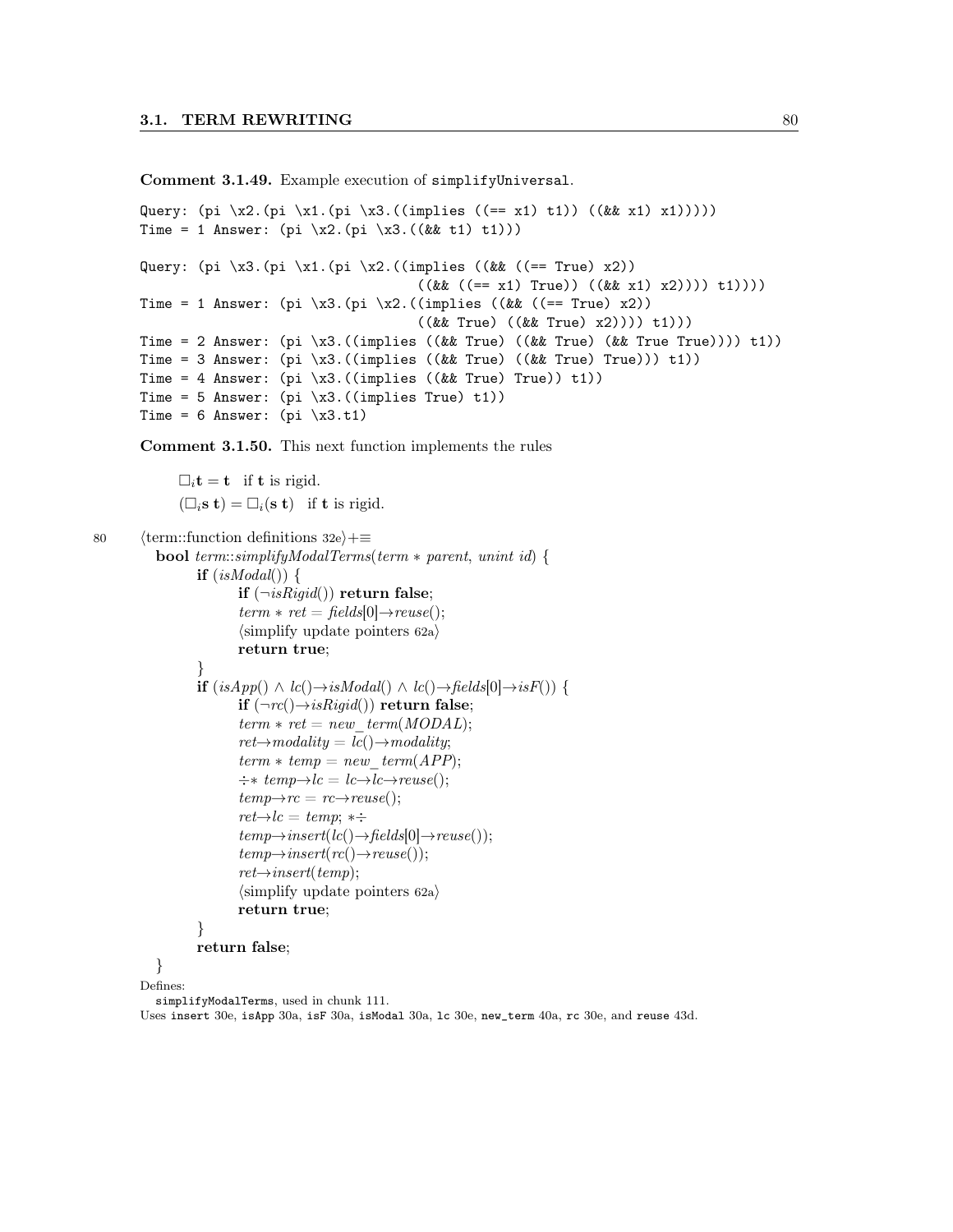**Comment 3.1.49.** Example execution of simplifyUniversal.

```
Query: (pi \x2.(pi \x1.(pi \x3.((implies ((== x1) t1)) ((&& x1) x1)))))
Time = 1 Answer: (pi \x2.(pi \x3.((&& t1) t1)))

Query: (pi \x3.(pi \x1.(pi \x2.((implies ((&& ((== True) x2))
                                    ((&& ((== x1) True)) ((&& x1) x2)))) t1))))
Time = 1 Answer: (pi \x3.(pi \x2.((implies ((&& ((== True) x2))
                                    ((&& True) ((&& True) x2)))) t1)))
Time = 2 Answer: (pi \x3.((implies ((&& True) ((&& True) (&& True True)))) t1))
Time = 3 Answer: (pi \x3.((implies ((&& True) ((&& True) True))) t1))
Time = 4 Answer: (pi \x3.((implies ((&& True) True)) t1))
Time = 5 Answer: (pi \x3.((implies True) t1))
Time = 6 Answer: (pi \x3.t1)
```

**Comment 3.1.50.** This next function implements the rules

$\Box_i \mathbf{t} = \mathbf{t}$ if $\mathbf{t}$ is rigid.

$(\Box_i \mathbf{s}\ \mathbf{t}) = \Box_i(\mathbf{s}\ \mathbf{t})$ if $\mathbf{t}$ is rigid.

80 ⟨term::function definitions 32e⟩+≡

```
bool term::simplifyModalTerms(term * parent, unint id) {
    if (isModal()) {
        if (¬isRigid()) return false;
        term * ret = fields[0]→reuse();
        ⟨simplify update pointers 62a⟩
        return true;
    }
    if (isApp() ∧ lc()→isModal() ∧ lc()→fields[0]→isF()) {
        if (¬rc()→isRigid()) return false;
        term * ret = new_term(MODAL);
        ret→modality = lc()→modality;
        term * temp = new_term(APP);
        ÷* temp→lc = lc→lc→reuse();
        temp→rc = rc→reuse();
        ret→lc = temp; *÷
        temp→insert(lc()→fields[0]→reuse());
        temp→insert(rc()→reuse());
        ret→insert(temp);
        ⟨simplify update pointers 62a⟩
        return true;
    }
    return false;
}
```

Defines:
simplifyModalTerms, used in chunk 111.

Uses insert 30e, isApp 30a, isF 30a, isModal 30a, lc 30e, new_term 40a, rc 30e, and reuse 43d.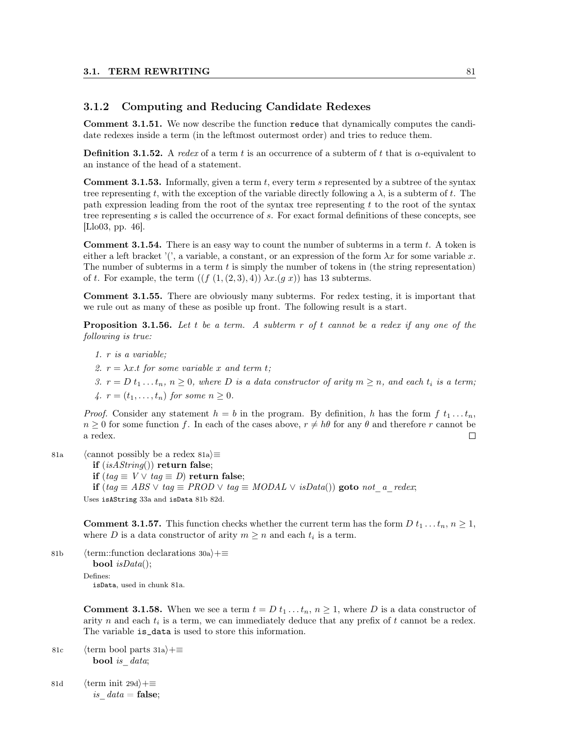### 3.1.2 Computing and Reducing Candidate Redexes

**Comment 3.1.51.** We now describe the function `reduce` that dynamically computes the candidate redexes inside a term (in the leftmost outermost order) and tries to reduce them.

**Definition 3.1.52.** A *redex* of a term $t$ is an occurrence of a subterm of $t$ that is $\alpha$-equivalent to an instance of the head of a statement.

**Comment 3.1.53.** Informally, given a term $t$, every term $s$ represented by a subtree of the syntax tree representing $t$, with the exception of the variable directly following a $\lambda$, is a subterm of $t$. The path expression leading from the root of the syntax tree representing $t$ to the root of the syntax tree representing $s$ is called the occurrence of $s$. For exact formal definitions of these concepts, see [Llo03, pp. 46].

**Comment 3.1.54.** There is an easy way to count the number of subterms in a term $t$. A token is either a left bracket '(', a variable, a constant, or an expression of the form $\lambda x$ for some variable $x$. The number of subterms in a term $t$ is simply the number of tokens in (the string representation) of $t$. For example, the term $((f\ (1,(2,3),4))\ \lambda x.(g\ x))$ has 13 subterms.

**Comment 3.1.55.** There are obviously many subterms. For redex testing, it is important that we rule out as many of these as posible up front. The following result is a start.

**Proposition 3.1.56.** *Let $t$ be a term. A subterm $r$ of $t$ cannot be a redex if any one of the following is true:*

1. *$r$ is a variable;*
2. *$r = \lambda x.t$ for some variable $x$ and term $t$;*
3. *$r = D\ t_1 \dots t_n$, $n \geq 0$, where $D$ is a data constructor of arity $m \geq n$, and each $t_i$ is a term;*
4. *$r = (t_1, \dots, t_n)$ for some $n \geq 0$.*

*Proof.* Consider any statement $h = b$ in the program. By definition, $h$ has the form $f\ t_1 \dots t_n$, $n \geq 0$ for some function $f$. In each of the cases above, $r \neq h\theta$ for any $\theta$ and therefore $r$ cannot be a redex. □

81a ⟨cannot possibly be a redex 81a⟩≡

```
if (isAString()) return false;
if (tag ≡ V ∨ tag ≡ D) return false;
if (tag ≡ ABS ∨ tag ≡ PROD ∨ tag ≡ MODAL ∨ isData()) goto not_a_redex;
```

Uses `isAString` 33a and `isData` 81b 82d.

**Comment 3.1.57.** This function checks whether the current term has the form $D\ t_1 \dots t_n$, $n \geq 1$, where $D$ is a data constructor of arity $m \geq n$ and each $t_i$ is a term.

81b ⟨term::function declarations 30a⟩+≡

```
bool isData();
```

Defines:
`isData`, used in chunk 81a.

**Comment 3.1.58.** When we see a term $t = D\ t_1 \dots t_n$, $n \geq 1$, where $D$ is a data constructor of arity $n$ and each $t_i$ is a term, we can immediately deduce that any prefix of $t$ cannot be a redex. The variable `is_data` is used to store this information.

81c ⟨term bool parts 31a⟩+≡

```
bool is_data;
```

81d ⟨term init 29d⟩+≡

```
is_data = false;
```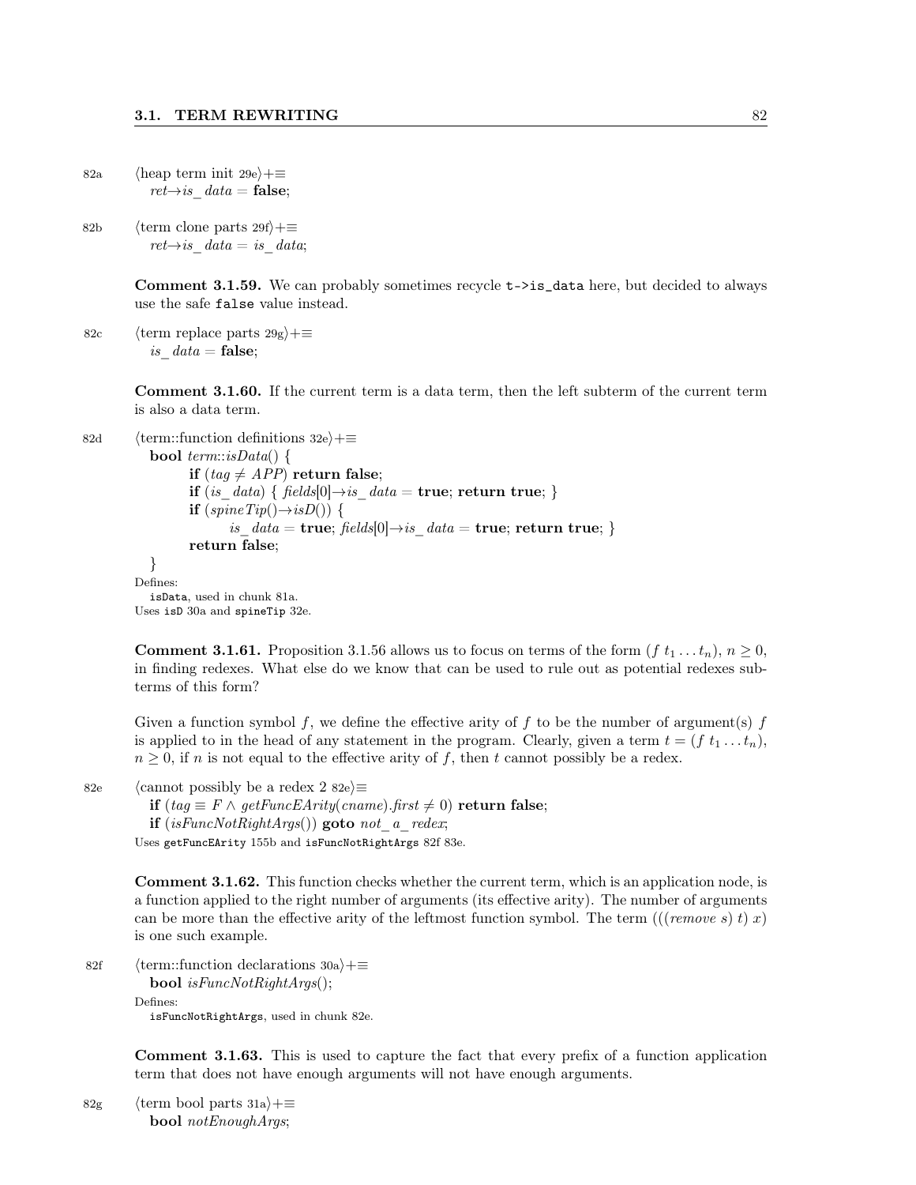82a ⟨heap term init 29e⟩+≡

```
ret→is_data = false;
```

82b ⟨term clone parts 29f⟩+≡

```
ret→is_data = is_data;
```

**Comment 3.1.59.** We can probably sometimes recycle `t->is_data` here, but decided to always use the safe `false` value instead.

82c ⟨term replace parts 29g⟩+≡

```
is_data = false;
```

**Comment 3.1.60.** If the current term is a data term, then the left subterm of the current term is also a data term.

82d ⟨term::function definitions 32e⟩+≡

```
bool term::isData() {
        if (tag ≠ APP) return false;
        if (is_data) { fields[0]→is_data = true; return true; }
        if (spineTip()→isD()) {
                is_data = true; fields[0]→is_data = true; return true; }
        return false;
}
```

Defines:
`isData`, used in chunk 81a.
Uses `isD` 30a and `spineTip` 32e.

**Comment 3.1.61.** Proposition 3.1.56 allows us to focus on terms of the form $(f\ t_1 \ldots t_n)$, $n \geq 0$, in finding redexes. What else do we know that can be used to rule out as potential redexes subterms of this form?

Given a function symbol $f$, we define the effective arity of $f$ to be the number of argument(s) $f$ is applied to in the head of any statement in the program. Clearly, given a term $t = (f\ t_1 \ldots t_n)$, $n \geq 0$, if $n$ is not equal to the effective arity of $f$, then $t$ cannot possibly be a redex.

82e ⟨cannot possibly be a redex 2 82e⟩≡

```
if (tag ≡ F ∧ getFuncEArity(cname).first ≠ 0) return false;
if (isFuncNotRightArgs()) goto not_a_redex;
```

Uses `getFuncEArity` 155b and `isFuncNotRightArgs` 82f 83e.

**Comment 3.1.62.** This function checks whether the current term, which is an application node, is a function applied to the right number of arguments (its effective arity). The number of arguments can be more than the effective arity of the leftmost function symbol. The term $(((remove\ s)\ t)\ x)$ is one such example.

82f ⟨term::function declarations 30a⟩+≡

```
bool isFuncNotRightArgs();
```

Defines:
`isFuncNotRightArgs`, used in chunk 82e.

**Comment 3.1.63.** This is used to capture the fact that every prefix of a function application term that does not have enough arguments will not have enough arguments.

82g ⟨term bool parts 31a⟩+≡

```
bool notEnoughArgs;
```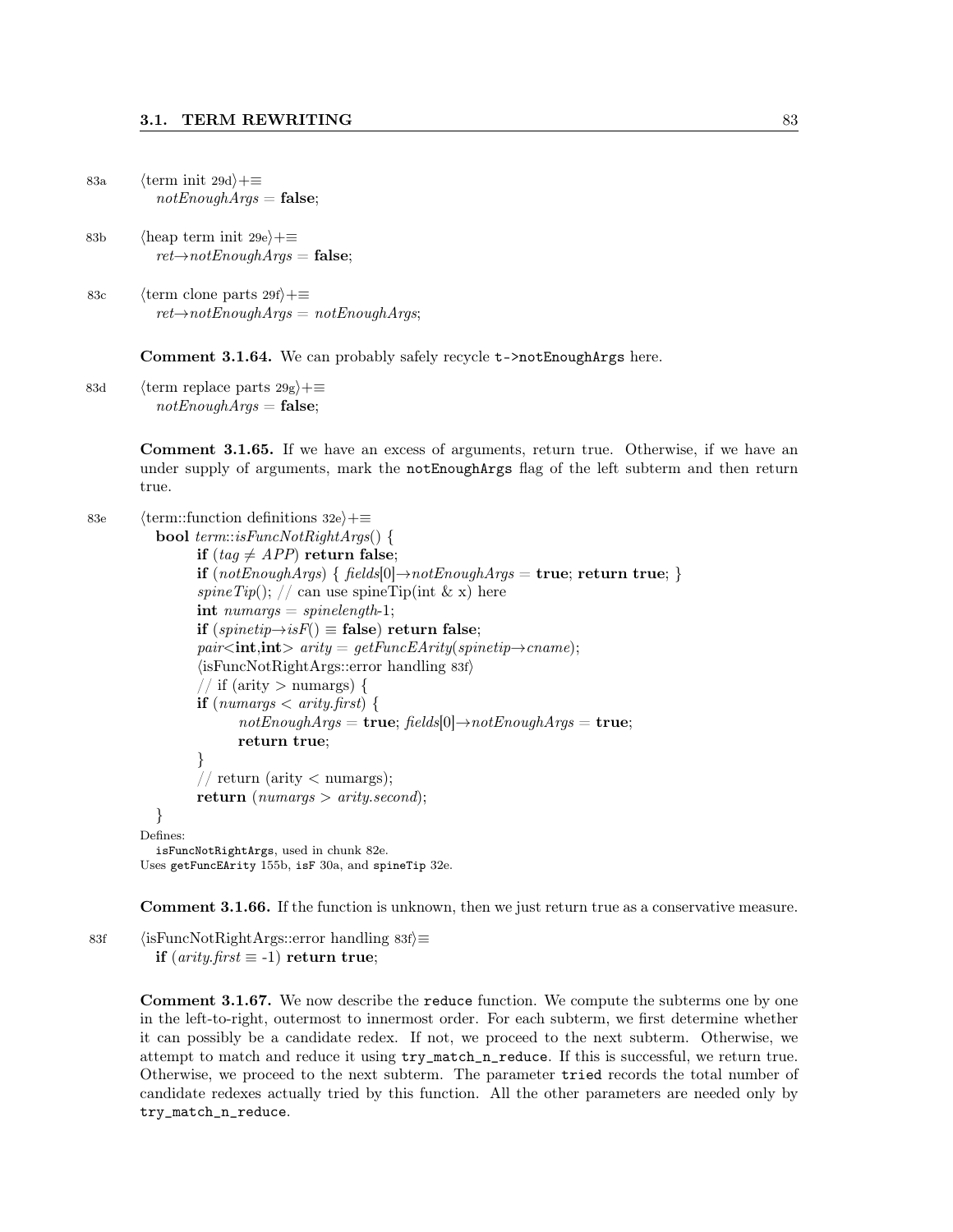83a ⟨term init 29d⟩+≡
```
notEnoughArgs = false;
```

83b ⟨heap term init 29e⟩+≡
```
ret→notEnoughArgs = false;
```

83c ⟨term clone parts 29f⟩+≡
```
ret→notEnoughArgs = notEnoughArgs;
```

**Comment 3.1.64.** We can probably safely recycle `t->notEnoughArgs` here.

83d ⟨term replace parts 29g⟩+≡
```
notEnoughArgs = false;
```

**Comment 3.1.65.** If we have an excess of arguments, return true. Otherwise, if we have an under supply of arguments, mark the `notEnoughArgs` flag of the left subterm and then return true.

83e ⟨term::function definitions 32e⟩+≡
```
bool term::isFuncNotRightArgs() {
        if (tag ≠ APP) return false;
        if (notEnoughArgs) { fields[0]→notEnoughArgs = true; return true; }
        spineTip(); // can use spineTip(int & x) here
        int numargs = spinelength-1;
        if (spinetip→isF() ≡ false) return false;
        pair<int,int> arity = getFuncEArity(spinetip→cname);
        ⟨isFuncNotRightArgs::error handling 83f⟩
        // if (arity > numargs) {
        if (numargs < arity.first) {
                notEnoughArgs = true; fields[0]→notEnoughArgs = true;
                return true;
        }
        // return (arity < numargs);
        return (numargs > arity.second);
}
```
Defines:
`isFuncNotRightArgs`, used in chunk 82e.
Uses `getFuncEArity` 155b, `isF` 30a, and `spineTip` 32e.

**Comment 3.1.66.** If the function is unknown, then we just return true as a conservative measure.

83f ⟨isFuncNotRightArgs::error handling 83f⟩≡
```
if (arity.first ≡ -1) return true;
```

**Comment 3.1.67.** We now describe the `reduce` function. We compute the subterms one by one in the left-to-right, outermost to innermost order. For each subterm, we first determine whether it can possibly be a candidate redex. If not, we proceed to the next subterm. Otherwise, we attempt to match and reduce it using `try_match_n_reduce`. If this is successful, we return true. Otherwise, we proceed to the next subterm. The parameter `tried` records the total number of candidate redexes actually tried by this function. All the other parameters are needed only by `try_match_n_reduce`.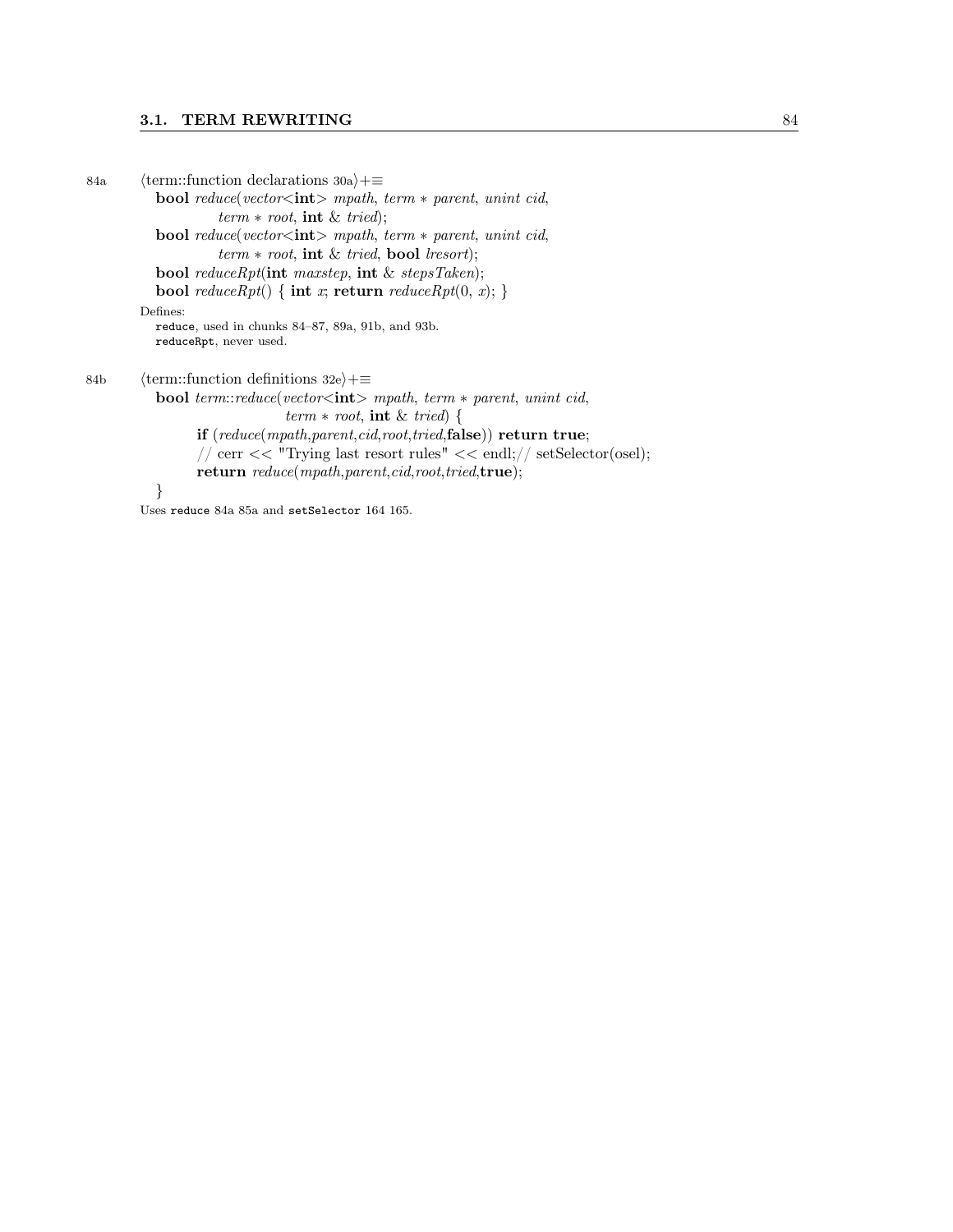84a ⟨term::function declarations 30a⟩+≡

```
bool reduce(vector<int> mpath, term * parent, unint cid,
          term * root, int & tried);
bool reduce(vector<int> mpath, term * parent, unint cid,
          term * root, int & tried, bool lresort);
bool reduceRpt(int maxstep, int & stepsTaken);
bool reduceRpt() { int x; return reduceRpt(0, x); }
```

Defines:
`reduce`, used in chunks 84–87, 89a, 91b, and 93b.
`reduceRpt`, never used.

84b ⟨term::function definitions 32e⟩+≡

```
bool term::reduce(vector<int> mpath, term * parent, unint cid,
                  term * root, int & tried) {
        if (reduce(mpath,parent,cid,root,tried,false)) return true;
        // cerr << "Trying last resort rules" << endl;// setSelector(osel);
        return reduce(mpath,parent,cid,root,tried,true);
}
```

Uses `reduce` 84a 85a and `setSelector` 164 165.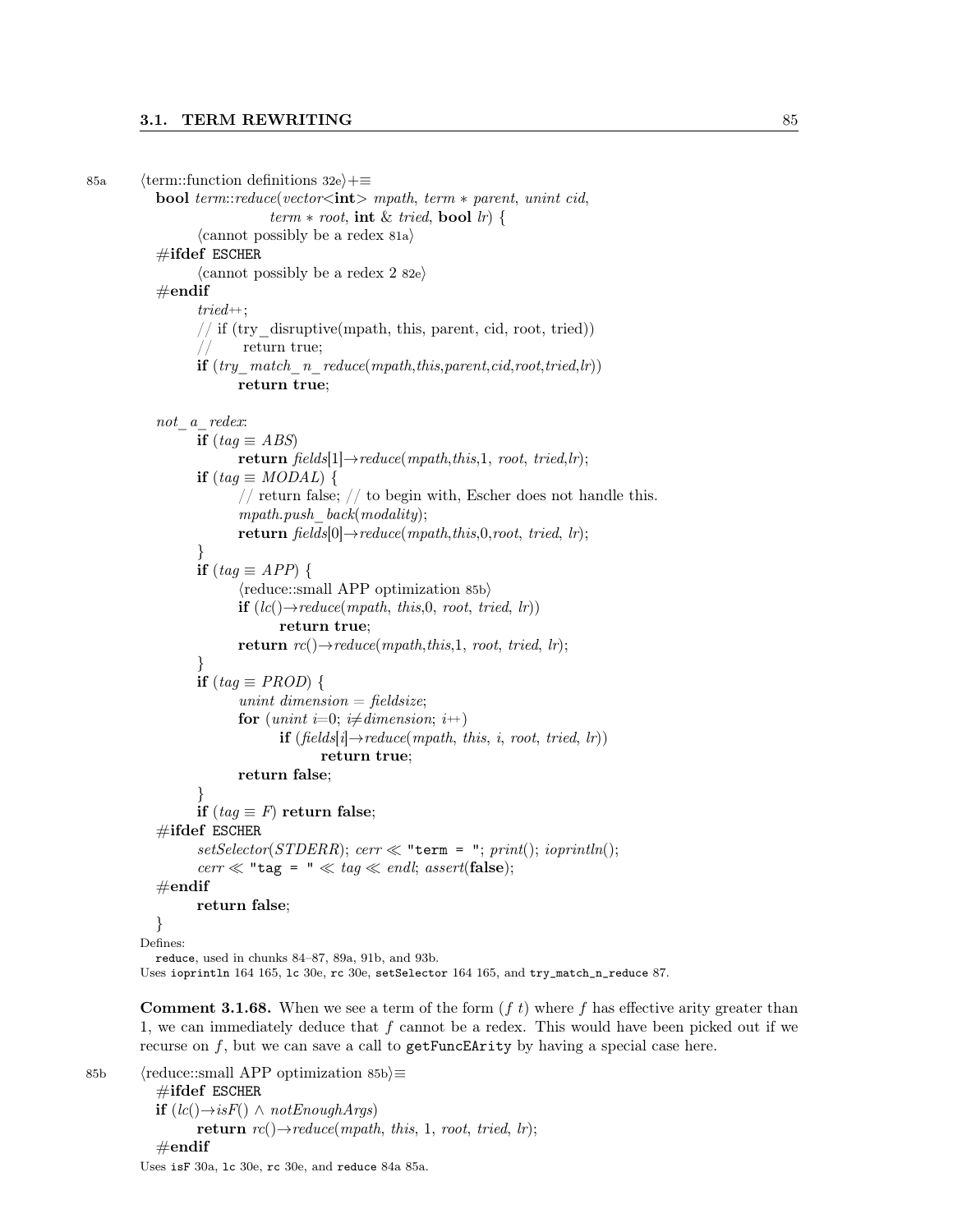85a ⟨term::function definitions 32e⟩+≡

```
bool term::reduce(vector<int> mpath, term * parent, unint cid,
                  term * root, int & tried, bool lr) {
        ⟨cannot possibly be a redex 81a⟩
#ifdef ESCHER
        ⟨cannot possibly be a redex 2 82e⟩
#endif
        tried++;
        // if (try_disruptive(mpath, this, parent, cid, root, tried))
        //      return true;
        if (try_match_n_reduce(mpath,this,parent,cid,root,tried,lr))
                return true;

not_a_redex:
        if (tag == ABS)
                return fields[1]->reduce(mpath,this,1, root, tried,lr);
        if (tag == MODAL) {
                // return false; // to begin with, Escher does not handle this.
                mpath.push_back(modality);
                return fields[0]->reduce(mpath,this,0,root, tried, lr);
        }
        if (tag == APP) {
                ⟨reduce::small APP optimization 85b⟩
                if (lc()->reduce(mpath, this,0, root, tried, lr))
                        return true;
                return rc()->reduce(mpath,this,1, root, tried, lr);
        }
        if (tag == PROD) {
                unint dimension = fieldsize;
                for (unint i=0; i≠dimension; i++)
                        if (fields[i]->reduce(mpath, this, i, root, tried, lr))
                                return true;
                return false;
        }
        if (tag == F) return false;
#ifdef ESCHER
        setSelector(STDERR); cerr << "term = "; print(); ioprintln();
        cerr << "tag = " << tag << endl; assert(false);
#endif
        return false;
}
```

Defines:
`reduce`, used in chunks 84–87, 89a, 91b, and 93b.
Uses `ioprintln` 164 165, `lc` 30e, `rc` 30e, `setSelector` 164 165, and `try_match_n_reduce` 87.

**Comment 3.1.68.** When we see a term of the form $(f\ t)$ where $f$ has effective arity greater than 1, we can immediately deduce that $f$ cannot be a redex. This would have been picked out if we recurse on $f$, but we can save a call to `getFuncEArity` by having a special case here.

85b ⟨reduce::small APP optimization 85b⟩≡

```
#ifdef ESCHER
if (lc()->isF() ∧ notEnoughArgs)
        return rc()->reduce(mpath, this, 1, root, tried, lr);
#endif
```

Uses `isF` 30a, `lc` 30e, `rc` 30e, and `reduce` 84a 85a.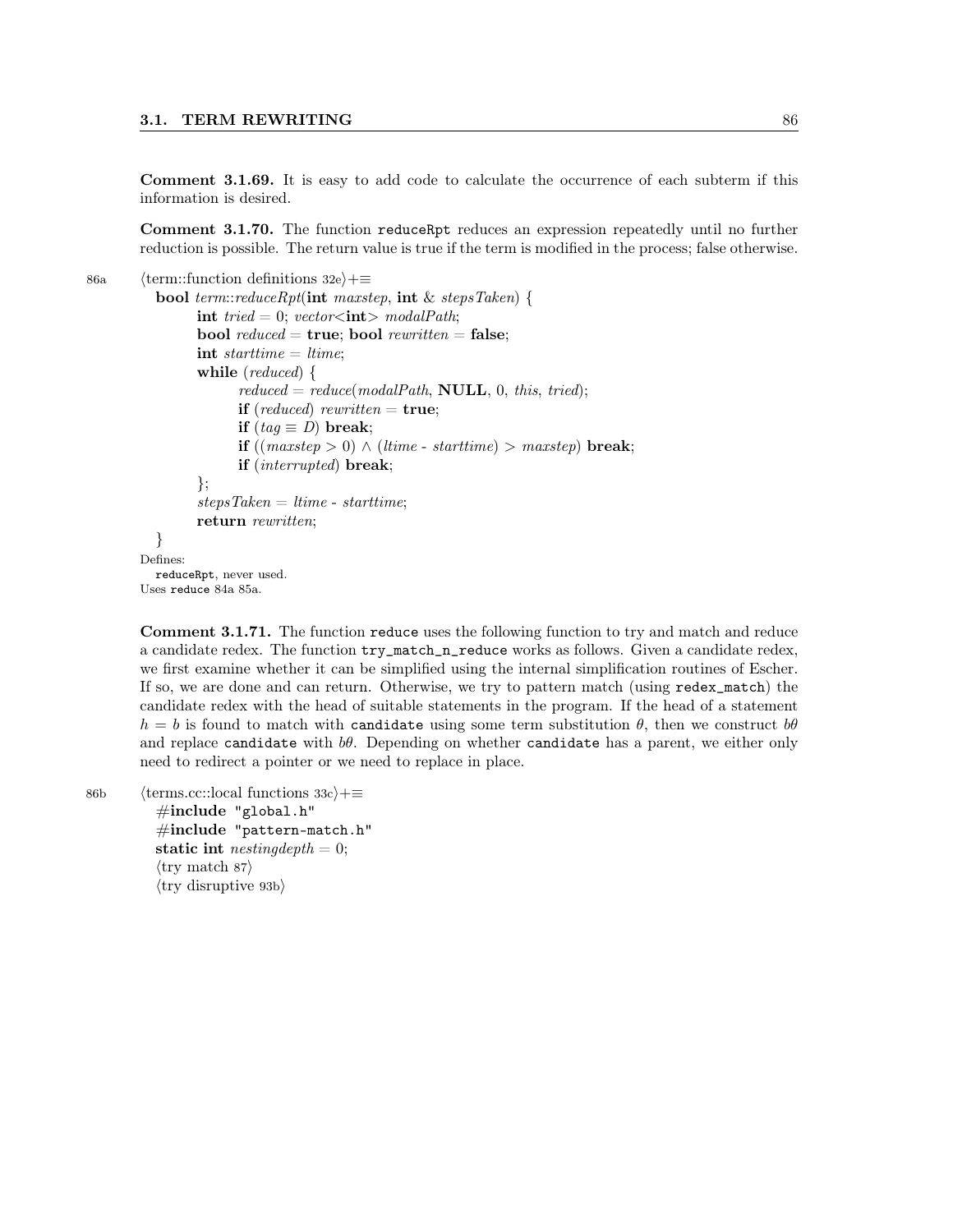**Comment 3.1.69.** It is easy to add code to calculate the occurrence of each subterm if this information is desired.

**Comment 3.1.70.** The function `reduceRpt` reduces an expression repeatedly until no further reduction is possible. The return value is true if the term is modified in the process; false otherwise.

86a ⟨term::function definitions 32e⟩+≡

```
bool term::reduceRpt(int maxstep, int & stepsTaken) {
        int tried = 0; vector<int> modalPath;
        bool reduced = true; bool rewritten = false;
        int starttime = ltime;
        while (reduced) {
                reduced = reduce(modalPath, NULL, 0, this, tried);
                if (reduced) rewritten = true;
                if (tag ≡ D) break;
                if ((maxstep > 0) ∧ (ltime - starttime) > maxstep) break;
                if (interrupted) break;
        };
        stepsTaken = ltime - starttime;
        return rewritten;
}
```

Defines:
  `reduceRpt`, never used.
Uses `reduce` 84a 85a.

**Comment 3.1.71.** The function `reduce` uses the following function to try and match and reduce a candidate redex. The function `try_match_n_reduce` works as follows. Given a candidate redex, we first examine whether it can be simplified using the internal simplification routines of Escher. If so, we are done and can return. Otherwise, we try to pattern match (using `redex_match`) the candidate redex with the head of suitable statements in the program. If the head of a statement $h = b$ is found to match with `candidate` using some term substitution $\theta$, then we construct $b\theta$ and replace `candidate` with $b\theta$. Depending on whether `candidate` has a parent, we either only need to redirect a pointer or we need to replace in place.

86b ⟨terms.cc::local functions 33c⟩+≡

```
#include "global.h"
#include "pattern-match.h"
static int nestingdepth = 0;
⟨try match 87⟩
⟨try disruptive 93b⟩
```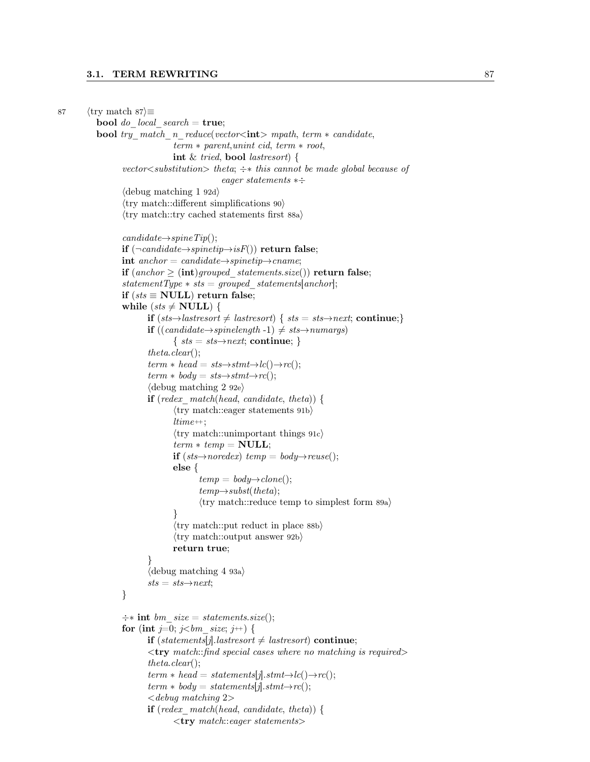87 ⟨try match 87⟩≡

```
bool do_local_search = true;
bool try_match_n_reduce(vector<int> mpath, term * candidate,
                        term * parent,unint cid, term * root,
                        int & tried, bool lastresort) {
    vector<substitution> theta; ÷* this cannot be made global because of
                                   eager statements *÷
    ⟨debug matching 1 92d⟩
    ⟨try match::different simplifications 90⟩
    ⟨try match::try cached statements first 88a⟩

    candidate→spineTip();
    if (¬candidate→spinetip→isF()) return false;
    int anchor = candidate→spinetip→cname;
    if (anchor ≥ (int)grouped_statements.size()) return false;
    statementType * sts = grouped_statements[anchor];
    if (sts ≡ NULL) return false;
    while (sts ≠ NULL) {
        if (sts→lastresort ≠ lastresort) { sts = sts→next; continue;}
        if ((candidate→spinelength -1) ≠ sts→numargs)
            { sts = sts→next; continue; }
        theta.clear();
        term * head = sts→stmt→lc()→rc();
        term * body = sts→stmt→rc();
        ⟨debug matching 2 92e⟩
        if (redex_match(head, candidate, theta)) {
            ⟨try match::eager statements 91b⟩
            ltime++;
            ⟨try match::unimportant things 91c⟩
            term * temp = NULL;
            if (sts→noredex) temp = body→reuse();
            else {
                temp = body→clone();
                temp→subst(theta);
                ⟨try match::reduce temp to simplest form 89a⟩
            }
            ⟨try match::put reduct in place 88b⟩
            ⟨try match::output answer 92b⟩
            return true;
        }
        ⟨debug matching 4 93a⟩
        sts = sts→next;
    }

    ÷* int bm_size = statements.size();
    for (int j=0; j<bm_size; j++) {
        if (statements[j].lastresort ≠ lastresort) continue;
        <try match::find special cases where no matching is required>
        theta.clear();
        term * head = statements[j].stmt→lc()→rc();
        term * body = statements[j].stmt→rc();
        <debug matching 2>
        if (redex_match(head, candidate, theta)) {
            <try match::eager statements>
```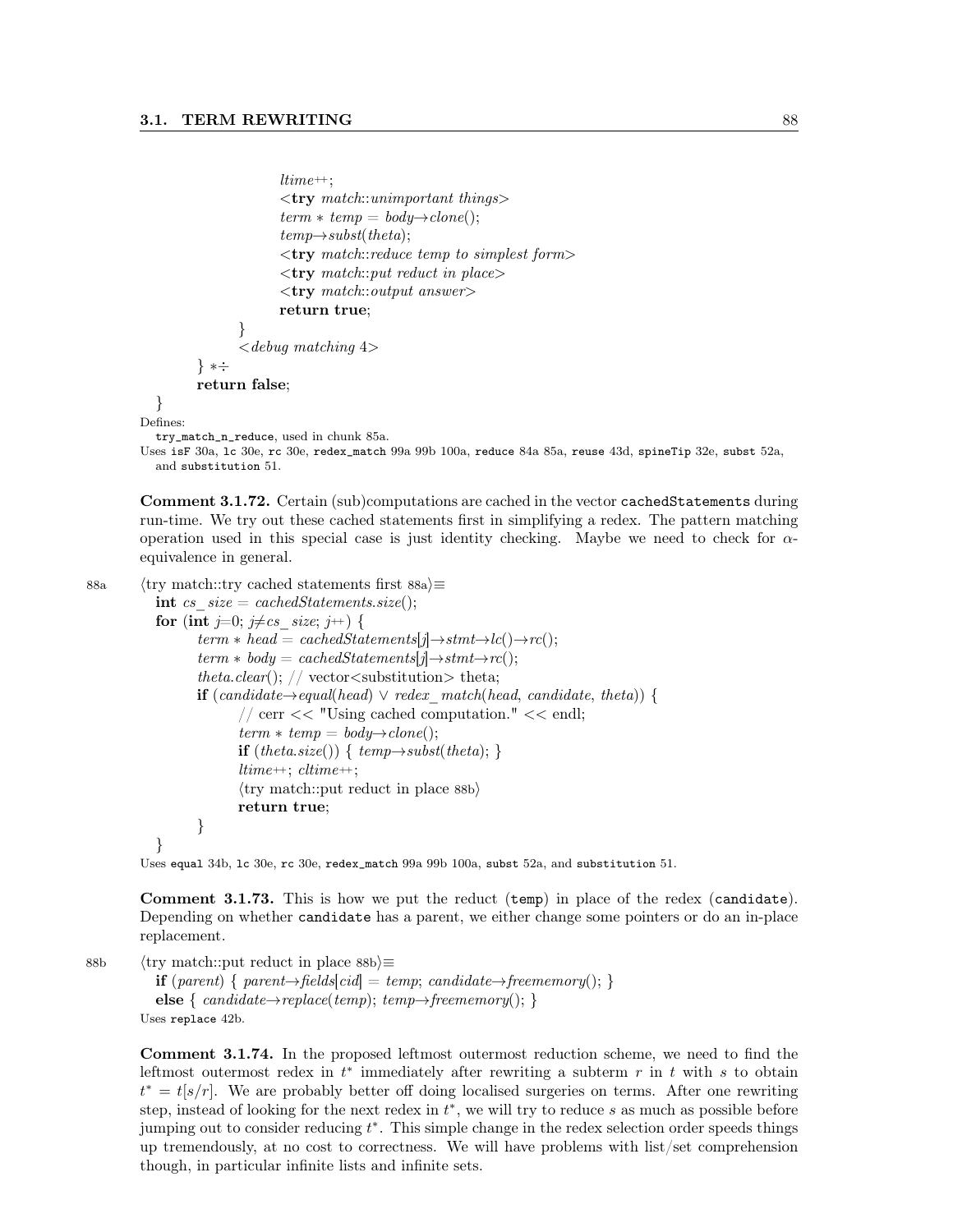```
            ltime++;
            <try match::unimportant things>
            term * temp = body->clone();
            temp->subst(theta);
            <try match::reduce temp to simplest form>
            <try match::put reduct in place>
            <try match::output answer>
            return true;
        }
        <debug matching 4>
    } *÷
    return false;
}
```

Defines:
  `try_match_n_reduce`, used in chunk 85a.

Uses `isF` 30a, `lc` 30e, `rc` 30e, `redex_match` 99a 99b 100a, `reduce` 84a 85a, `reuse` 43d, `spineTip` 32e, `subst` 52a, and `substitution` 51.

**Comment 3.1.72.** Certain (sub)computations are cached in the vector `cachedStatements` during run-time. We try out these cached statements first in simplifying a redex. The pattern matching operation used in this special case is just identity checking. Maybe we need to check for $\alpha$-equivalence in general.

88a ⟨try match::try cached statements first 88a⟩≡

```
int cs_size = cachedStatements.size();
for (int j=0; j≠cs_size; j++) {
    term * head = cachedStatements[j]->stmt->lc()->rc();
    term * body = cachedStatements[j]->stmt->rc();
    theta.clear(); // vector<substitution> theta;
    if (candidate->equal(head) ∨ redex_match(head, candidate, theta)) {
        // cerr << "Using cached computation." << endl;
        term * temp = body->clone();
        if (theta.size()) { temp->subst(theta); }
        ltime++; cltime++;
        ⟨try match::put reduct in place 88b⟩
        return true;
    }
}
```

Uses `equal` 34b, `lc` 30e, `rc` 30e, `redex_match` 99a 99b 100a, `subst` 52a, and `substitution` 51.

**Comment 3.1.73.** This is how we put the reduct (`temp`) in place of the redex (`candidate`). Depending on whether `candidate` has a parent, we either change some pointers or do an in-place replacement.

88b ⟨try match::put reduct in place 88b⟩≡

```
if (parent) { parent->fields[cid] = temp; candidate->freememory(); }
else { candidate->replace(temp); temp->freememory(); }
```

Uses `replace` 42b.

**Comment 3.1.74.** In the proposed leftmost outermost reduction scheme, we need to find the leftmost outermost redex in $t^*$ immediately after rewriting a subterm $r$ in $t$ with $s$ to obtain $t^* = t[s/r]$. We are probably better off doing localised surgeries on terms. After one rewriting step, instead of looking for the next redex in $t^*$, we will try to reduce $s$ as much as possible before jumping out to consider reducing $t^*$. This simple change in the redex selection order speeds things up tremendously, at no cost to correctness. We will have problems with list/set comprehension though, in particular infinite lists and infinite sets.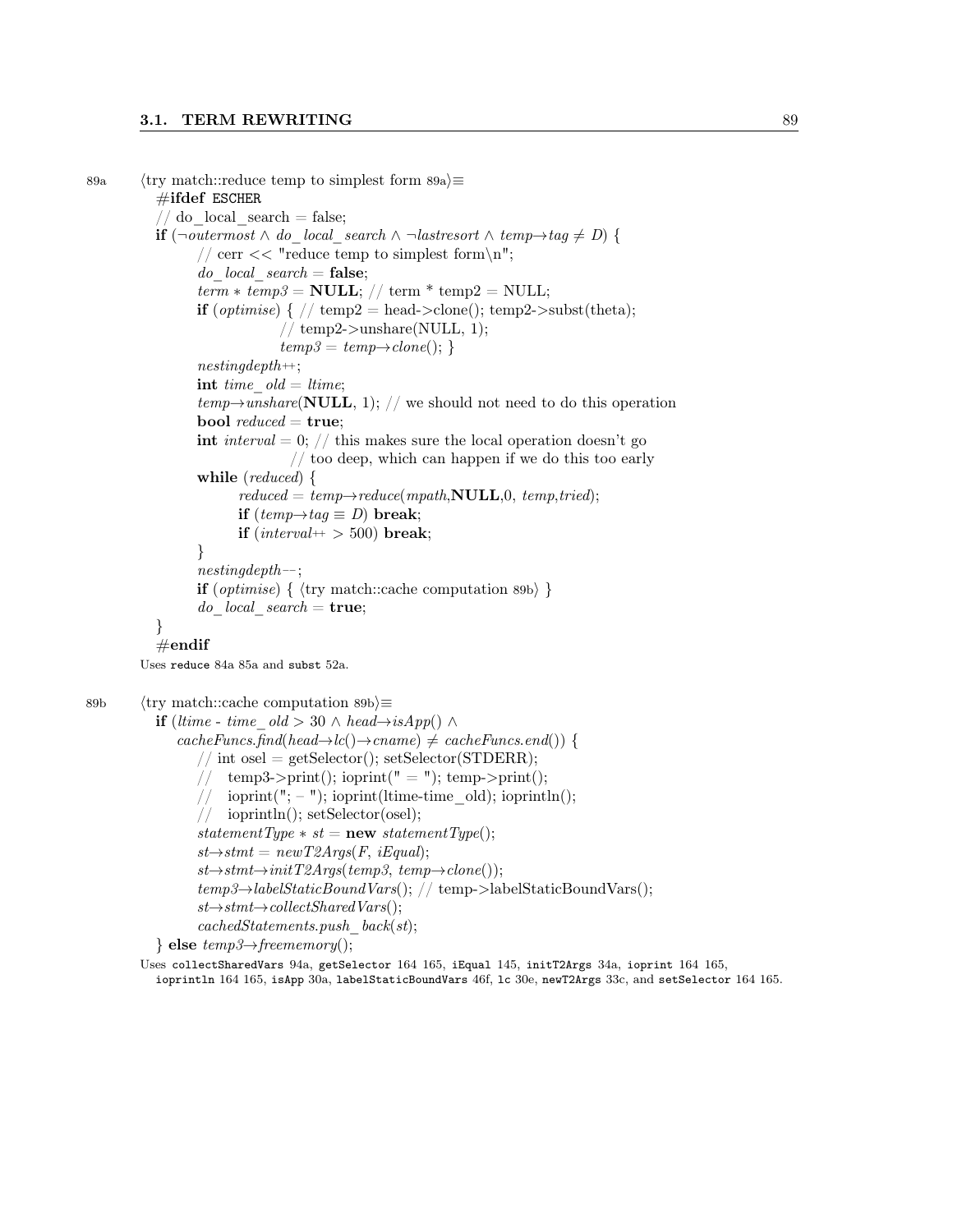89a ⟨try match::reduce temp to simplest form 89a⟩≡

```
#ifdef ESCHER
// do_local_search = false;
if (¬outermost ∧ do_local_search ∧ ¬lastresort ∧ temp→tag ≠ D) {
        // cerr << "reduce temp to simplest form\n";
        do_local_search = false;
        term * temp3 = NULL; // term * temp2 = NULL;
        if (optimise) { // temp2 = head->clone(); temp2->subst(theta);
                        // temp2->unshare(NULL, 1);
                        temp3 = temp→clone(); }
        nestingdepth++;
        int time_old = ltime;
        temp→unshare(NULL, 1); // we should not need to do this operation
        bool reduced = true;
        int interval = 0; // this makes sure the local operation doesn't go
                          // too deep, which can happen if we do this too early
        while (reduced) {
                reduced = temp→reduce(mpath,NULL,0, temp,tried);
                if (temp→tag ≡ D) break;
                if (interval++ > 500) break;
        }
        nestingdepth−−;
        if (optimise) { ⟨try match::cache computation 89b⟩ }
        do_local_search = true;
}
#endif
```

Uses `reduce` 84a 85a and `subst` 52a.

89b ⟨try match::cache computation 89b⟩≡

```
if (ltime - time_old > 30 ∧ head→isApp() ∧
    cacheFuncs.find(head→lc()→cname) ≠ cacheFuncs.end()) {
        // int osel = getSelector(); setSelector(STDERR);
        //   temp3->print(); ioprint(" = "); temp->print();
        //   ioprint("; – "); ioprint(ltime-time_old); ioprintln();
        //   ioprintln(); setSelector(osel);
        statementType * st = new statementType();
        st→stmt = newT2Args(F, iEqual);
        st→stmt→initT2Args(temp3, temp→clone());
        temp3→labelStaticBoundVars(); // temp->labelStaticBoundVars();
        st→stmt→collectSharedVars();
        cachedStatements.push_back(st);
} else temp3→freememory();
```

Uses `collectSharedVars` 94a, `getSelector` 164 165, `iEqual` 145, `initT2Args` 34a, `ioprint` 164 165, `ioprintln` 164 165, `isApp` 30a, `labelStaticBoundVars` 46f, `lc` 30e, `newT2Args` 33c, and `setSelector` 164 165.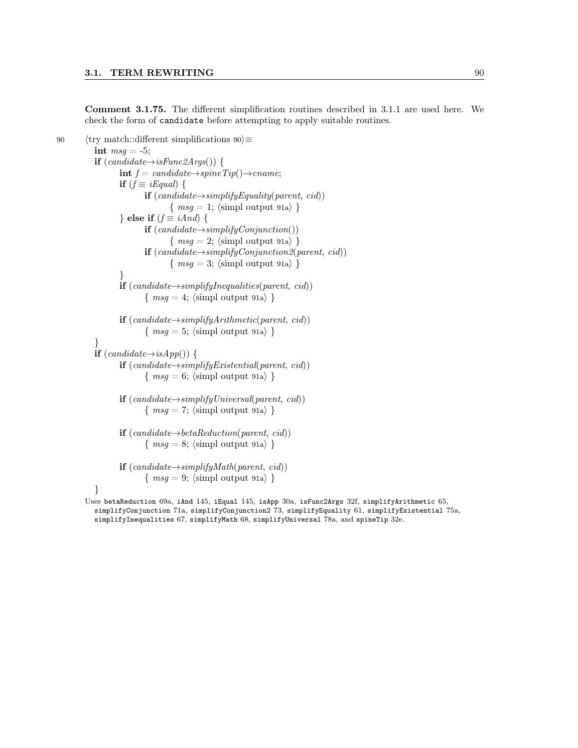**Comment 3.1.75.** The different simplification routines described in 3.1.1 are used here. We check the form of `candidate` before attempting to apply suitable routines.

90 ⟨try match::different simplifications 90⟩≡

```
int msg = -5;
if (candidate→isFunc2Args()) {
        int f = candidate→spineTip()→cname;
        if (f ≡ iEqual) {
                if (candidate→simplifyEquality(parent, cid))
                        { msg = 1; ⟨simpl output 91a⟩ }
        } else if (f ≡ iAnd) {
                if (candidate→simplifyConjunction())
                        { msg = 2; ⟨simpl output 91a⟩ }
                if (candidate→simplifyConjunction2(parent, cid))
                        { msg = 3; ⟨simpl output 91a⟩ }
        }
        if (candidate→simplifyInequalities(parent, cid))
                { msg = 4; ⟨simpl output 91a⟩ }

        if (candidate→simplifyArithmetic(parent, cid))
                { msg = 5; ⟨simpl output 91a⟩ }
}
if (candidate→isApp()) {
        if (candidate→simplifyExistential(parent, cid))
                { msg = 6; ⟨simpl output 91a⟩ }

        if (candidate→simplifyUniversal(parent, cid))
                { msg = 7; ⟨simpl output 91a⟩ }

        if (candidate→betaReduction(parent, cid))
                { msg = 8; ⟨simpl output 91a⟩ }

        if (candidate→simplifyMath(parent, cid))
                { msg = 9; ⟨simpl output 91a⟩ }
}
```

Uses `betaReduction` 69a, `iAnd` 145, `iEqual` 145, `isApp` 30a, `isFunc2Args` 32f, `simplifyArithmetic` 65, `simplifyConjunction` 71a, `simplifyConjunction2` 73, `simplifyEquality` 61, `simplifyExistential` 75a, `simplifyInequalities` 67, `simplifyMath` 68, `simplifyUniversal` 78a, and `spineTip` 32e.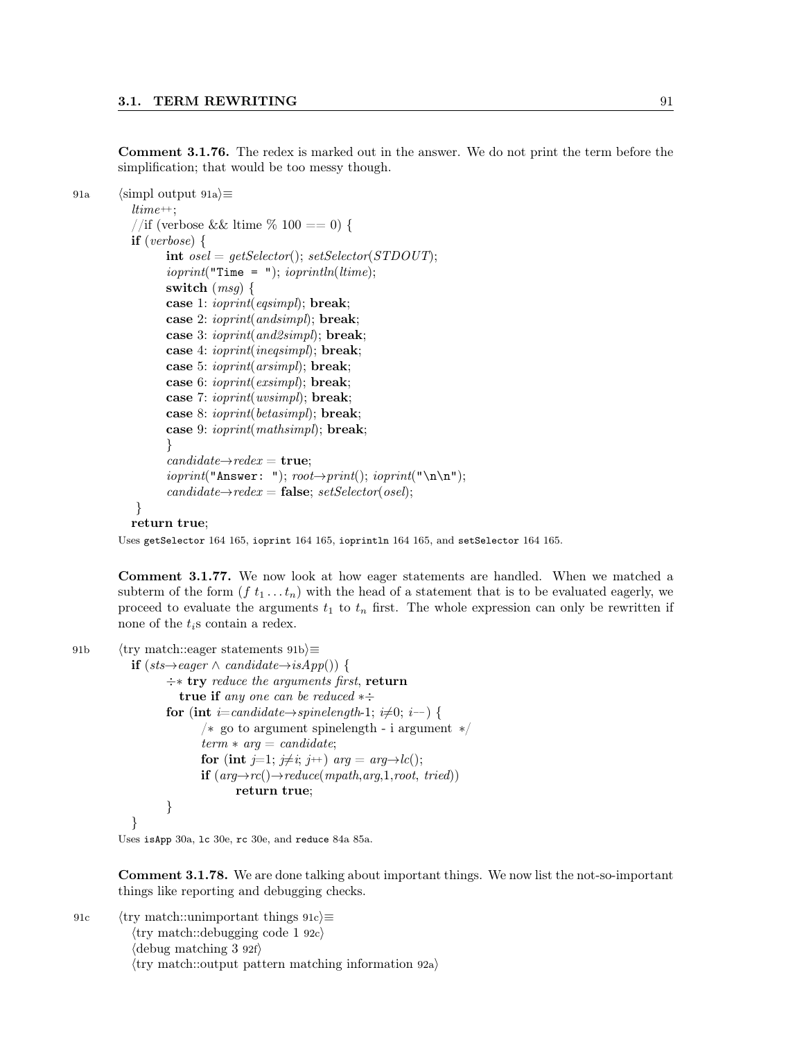**Comment 3.1.76.** The redex is marked out in the answer. We do not print the term before the simplification; that would be too messy though.

91a ⟨simpl output 91a⟩≡

```
ltime++;
//if (verbose && ltime % 100 == 0) {
if (verbose) {
      int osel = getSelector(); setSelector(STDOUT);
      ioprint("Time = "); ioprintln(ltime);
      switch (msg) {
      case 1: ioprint(eqsimpl); break;
      case 2: ioprint(andsimpl); break;
      case 3: ioprint(and2simpl); break;
      case 4: ioprint(ineqsimpl); break;
      case 5: ioprint(arsimpl); break;
      case 6: ioprint(exsimpl); break;
      case 7: ioprint(uvsimpl); break;
      case 8: ioprint(betasimpl); break;
      case 9: ioprint(mathsimpl); break;
      }
      candidate→redex = true;
      ioprint("Answer: "); root→print(); ioprint("\n\n");
      candidate→redex = false; setSelector(osel);
 }
return true;
```

Uses getSelector 164 165, ioprint 164 165, ioprintln 164 165, and setSelector 164 165.

**Comment 3.1.77.** We now look at how eager statements are handled. When we matched a subterm of the form $(f\ t_1 \dots t_n)$ with the head of a statement that is to be evaluated eagerly, we proceed to evaluate the arguments $t_1$ to $t_n$ first. The whole expression can only be rewritten if none of the $t_i$s contain a redex.

91b ⟨try match::eager statements 91b⟩≡

```
if (sts→eager ∧ candidate→isApp()) {
      ÷∗ try reduce the arguments first, return
        true if any one can be reduced ∗÷
      for (int i=candidate→spinelength-1; i≠0; i--) {
            /∗ go to argument spinelength - i argument ∗/
            term ∗ arg = candidate;
            for (int j=1; j≠i; j++) arg = arg→lc();
            if (arg→rc()→reduce(mpath,arg,1,root, tried))
                  return true;
      }
}
```

Uses isApp 30a, lc 30e, rc 30e, and reduce 84a 85a.

**Comment 3.1.78.** We are done talking about important things. We now list the not-so-important things like reporting and debugging checks.

91c ⟨try match::unimportant things 91c⟩≡

```
⟨try match::debugging code 1 92c⟩
⟨debug matching 3 92f⟩
⟨try match::output pattern matching information 92a⟩
```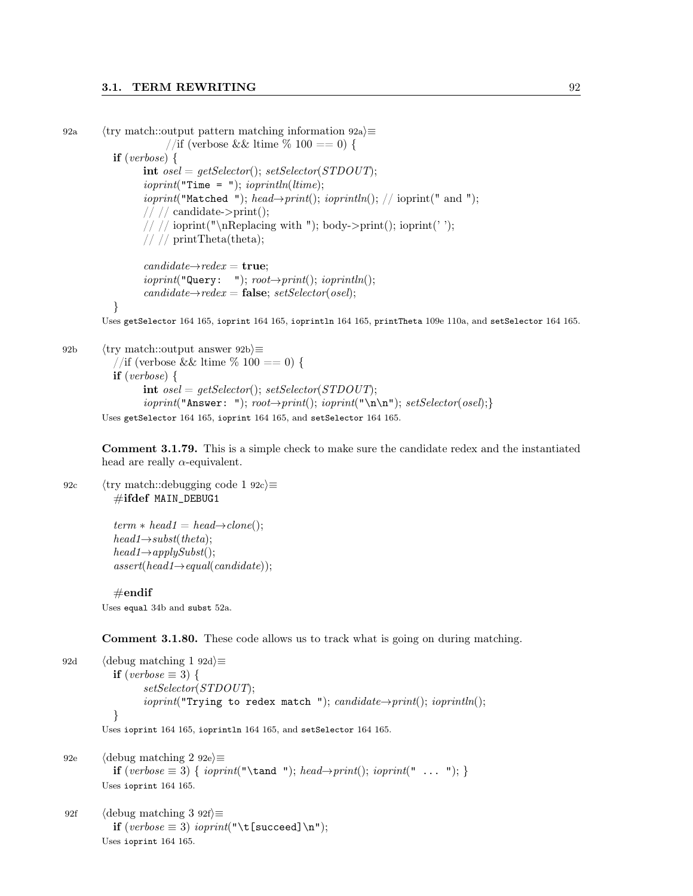92a ⟨try match::output pattern matching information 92a⟩≡

```
        //if (verbose && ltime % 100 == 0) {
if (verbose) {
        int osel = getSelector(); setSelector(STDOUT);
        ioprint("Time = "); ioprintln(ltime);
        ioprint("Matched "); head->print(); ioprintln(); // ioprint(" and ");
        // // candidate->print();
        // // ioprint("\nReplacing with "); body->print(); ioprint(' ');
        // // printTheta(theta);

        candidate->redex = true;
        ioprint("Query:  "); root->print(); ioprintln();
        candidate->redex = false; setSelector(osel);
}
```

Uses getSelector 164 165, ioprint 164 165, ioprintln 164 165, printTheta 109e 110a, and setSelector 164 165.

92b ⟨try match::output answer 92b⟩≡

```
//if (verbose && ltime % 100 == 0) {
if (verbose) {
        int osel = getSelector(); setSelector(STDOUT);
        ioprint("Answer: "); root->print(); ioprint("\n\n"); setSelector(osel);}
```

Uses getSelector 164 165, ioprint 164 165, and setSelector 164 165.

**Comment 3.1.79.** This is a simple check to make sure the candidate redex and the instantiated head are really $\alpha$-equivalent.

92c ⟨try match::debugging code 1 92c⟩≡

```
#ifdef MAIN_DEBUG1

term * head1 = head->clone();
head1->subst(theta);
head1->applySubst();
assert(head1->equal(candidate));

#endif
```

Uses equal 34b and subst 52a.

**Comment 3.1.80.** These code allows us to track what is going on during matching.

92d ⟨debug matching 1 92d⟩≡

```
if (verbose == 3) {
        setSelector(STDOUT);
        ioprint("Trying to redex match "); candidate->print(); ioprintln();
}
```

Uses ioprint 164 165, ioprintln 164 165, and setSelector 164 165.

92e ⟨debug matching 2 92e⟩≡

```
if (verbose == 3) { ioprint("\tand "); head->print(); ioprint(" ... "); }
```

Uses ioprint 164 165.

92f ⟨debug matching 3 92f⟩≡

```
if (verbose == 3) ioprint("\t[succeed]\n");
```

Uses ioprint 164 165.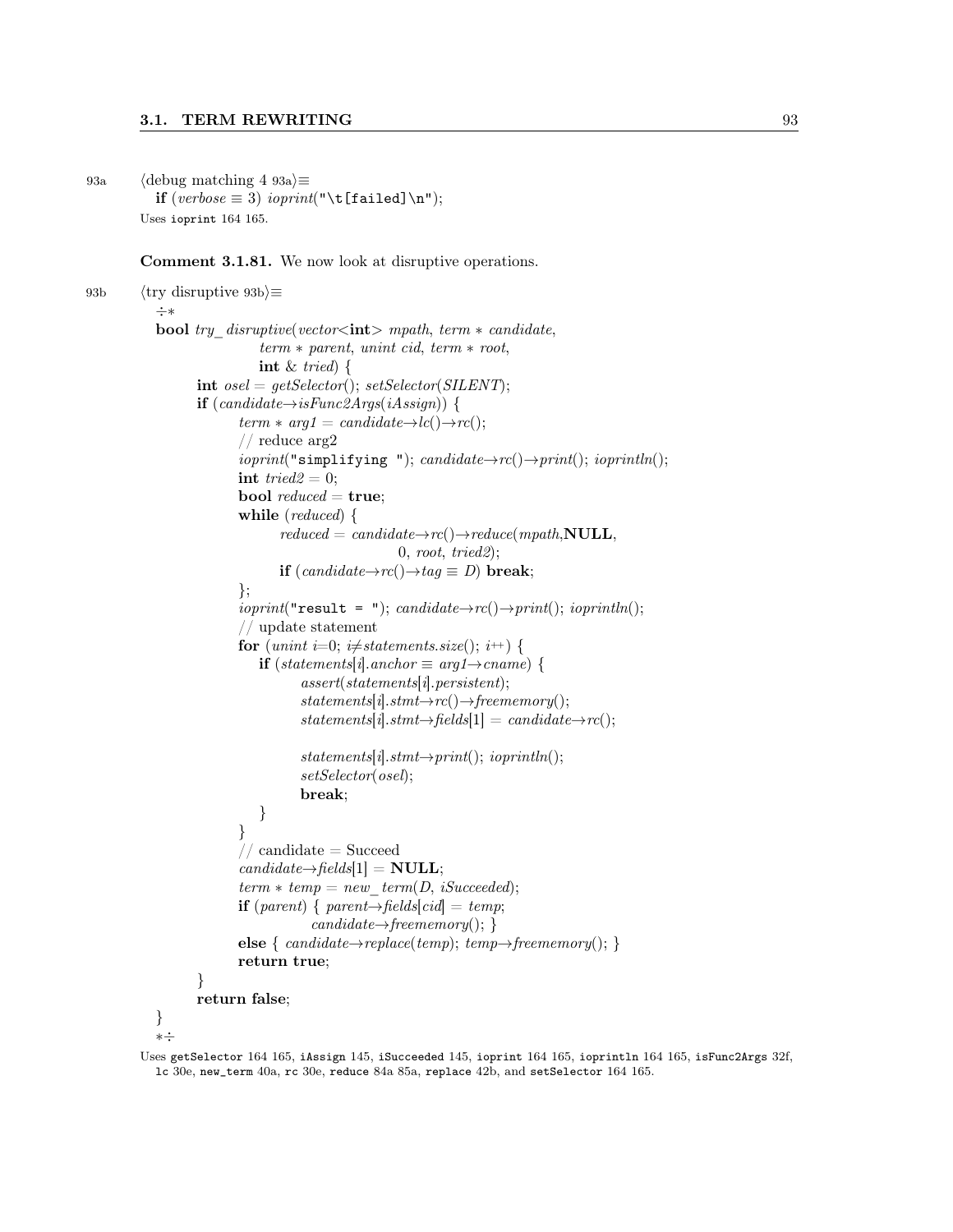93a ⟨debug matching 4 93a⟩≡

```
if (verbose ≡ 3) ioprint("\t[failed]\n");
```

Uses `ioprint` 164 165.

**Comment 3.1.81.** We now look at disruptive operations.

93b ⟨try disruptive 93b⟩≡

```
÷*
bool try_disruptive(vector<int> mpath, term * candidate,
                    term * parent, unint cid, term * root,
                    int & tried) {
        int osel = getSelector(); setSelector(SILENT);
        if (candidate→isFunc2Args(iAssign)) {
                term * arg1 = candidate→lc()→rc();
                // reduce arg2
                ioprint("simplifying "); candidate→rc()→print(); ioprintln();
                int tried2 = 0;
                bool reduced = true;
                while (reduced) {
                        reduced = candidate→rc()→reduce(mpath,NULL,
                                                0, root, tried2);
                        if (candidate→rc()→tag ≡ D) break;
                };
                ioprint("result = "); candidate→rc()→print(); ioprintln();
                // update statement
                for (unint i=0; i≠statements.size(); i++) {
                    if (statements[i].anchor ≡ arg1→cname) {
                            assert(statements[i].persistent);
                            statements[i].stmt→rc()→freememory();
                            statements[i].stmt→fields[1] = candidate→rc();

                            statements[i].stmt→print(); ioprintln();
                            setSelector(osel);
                            break;
                    }
                }
                // candidate = Succeed
                candidate→fields[1] = NULL;
                term * temp = new_term(D, iSucceeded);
                if (parent) { parent→fields[cid] = temp;
                              candidate→freememory(); }
                else { candidate→replace(temp); temp→freememory(); }
                return true;
        }
        return false;
}
*÷
```

Uses `getSelector` 164 165, `iAssign` 145, `iSucceeded` 145, `ioprint` 164 165, `ioprintln` 164 165, `isFunc2Args` 32f, `lc` 30e, `new_term` 40a, `rc` 30e, `reduce` 84a 85a, `replace` 42b, and `setSelector` 164 165.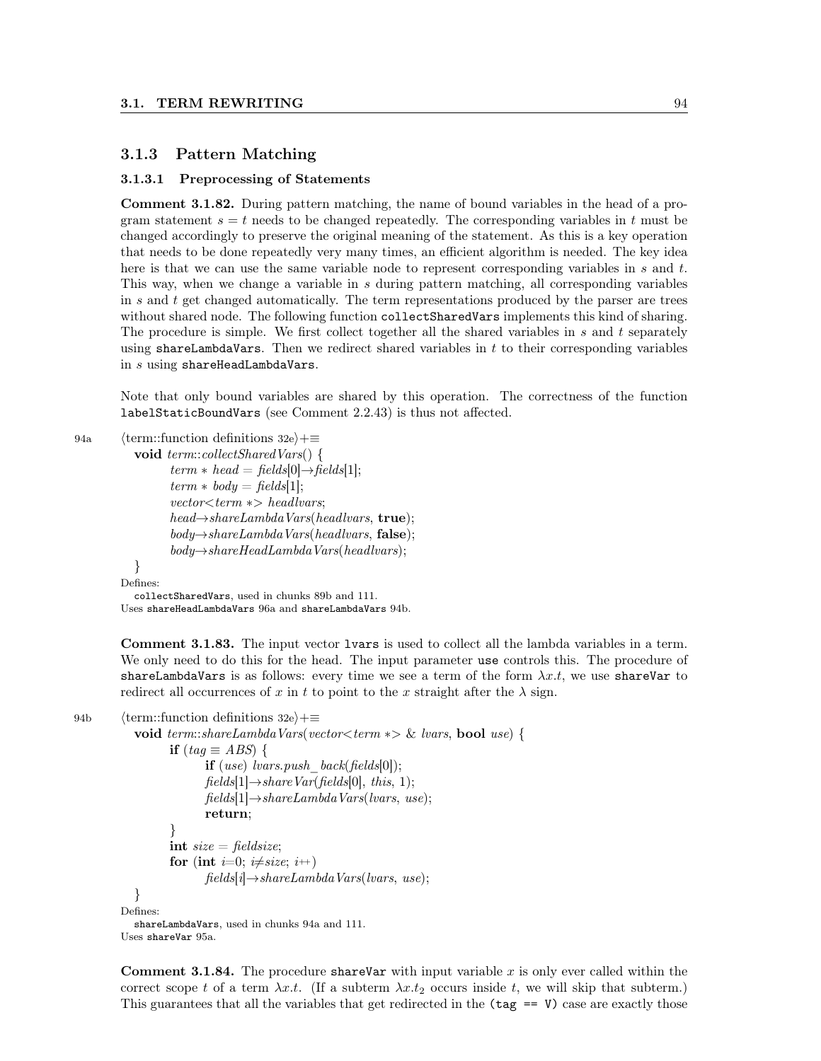### 3.1.3 Pattern Matching

#### 3.1.3.1 Preprocessing of Statements

**Comment 3.1.82.** During pattern matching, the name of bound variables in the head of a program statement $s = t$ needs to be changed repeatedly. The corresponding variables in $t$ must be changed accordingly to preserve the original meaning of the statement. As this is a key operation that needs to be done repeatedly very many times, an efficient algorithm is needed. The key idea here is that we can use the same variable node to represent corresponding variables in $s$ and $t$. This way, when we change a variable in $s$ during pattern matching, all corresponding variables in $s$ and $t$ get changed automatically. The term representations produced by the parser are trees without shared node. The following function `collectSharedVars` implements this kind of sharing. The procedure is simple. We first collect together all the shared variables in $s$ and $t$ separately using `shareLambdaVars`. Then we redirect shared variables in $t$ to their corresponding variables in $s$ using `shareHeadLambdaVars`.

Note that only bound variables are shared by this operation. The correctness of the function `labelStaticBoundVars` (see Comment 2.2.43) is thus not affected.

94a ⟨term::function definitions 32e⟩+≡

```
void term::collectSharedVars() {
        term * head = fields[0]->fields[1];
        term * body = fields[1];
        vector<term *> headlvars;
        head->shareLambdaVars(headlvars, true);
        body->shareLambdaVars(headlvars, false);
        body->shareHeadLambdaVars(headlvars);
}
```

Defines:
`collectSharedVars`, used in chunks 89b and 111.
Uses `shareHeadLambdaVars` 96a and `shareLambdaVars` 94b.

**Comment 3.1.83.** The input vector `lvars` is used to collect all the lambda variables in a term. We only need to do this for the head. The input parameter `use` controls this. The procedure of `shareLambdaVars` is as follows: every time we see a term of the form $\lambda x.t$, we use `shareVar` to redirect all occurrences of $x$ in $t$ to point to the $x$ straight after the $\lambda$ sign.

94b ⟨term::function definitions 32e⟩+≡

```
void term::shareLambdaVars(vector<term *> & lvars, bool use) {
        if (tag == ABS) {
                if (use) lvars.push_back(fields[0]);
                fields[1]->shareVar(fields[0], this, 1);
                fields[1]->shareLambdaVars(lvars, use);
                return;
        }
        int size = fieldsize;
        for (int i=0; i!=size; i++)
                fields[i]->shareLambdaVars(lvars, use);
}
```

Defines:
`shareLambdaVars`, used in chunks 94a and 111.
Uses `shareVar` 95a.

**Comment 3.1.84.** The procedure `shareVar` with input variable $x$ is only ever called within the correct scope $t$ of a term $\lambda x.t$. (If a subterm $\lambda x.t_2$ occurs inside $t$, we will skip that subterm.) This guarantees that all the variables that get redirected in the `(tag == V)` case are exactly those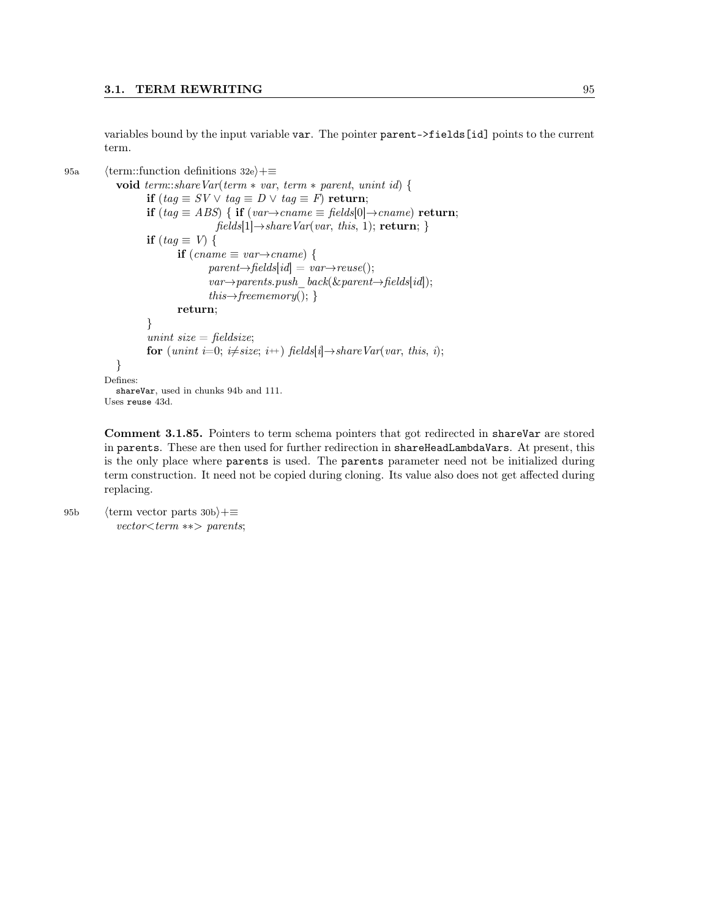variables bound by the input variable `var`. The pointer `parent->fields[id]` points to the current term.

95a ⟨term::function definitions 32e⟩+≡

```
void term::shareVar(term * var, term * parent, unint id) {
        if (tag ≡ SV ∨ tag ≡ D ∨ tag ≡ F) return;
        if (tag ≡ ABS) { if (var→cname ≡ fields[0]→cname) return;
                         fields[1]→shareVar(var, this, 1); return; }
        if (tag ≡ V) {
                if (cname ≡ var→cname) {
                        parent→fields[id] = var→reuse();
                        var→parents.push_back(&parent→fields[id]);
                        this→freememory(); }
                return;
        }
        unint size = fieldsize;
        for (unint i=0; i≠size; i++) fields[i]→shareVar(var, this, i);
}
```

Defines:
`shareVar`, used in chunks 94b and 111.
Uses `reuse` 43d.

**Comment 3.1.85.** Pointers to term schema pointers that got redirected in `shareVar` are stored in `parents`. These are then used for further redirection in `shareHeadLambdaVars`. At present, this is the only place where `parents` is used. The `parents` parameter need not be initialized during term construction. It need not be copied during cloning. Its value also does not get affected during replacing.

95b ⟨term vector parts 30b⟩+≡

```
vector<term **> parents;
```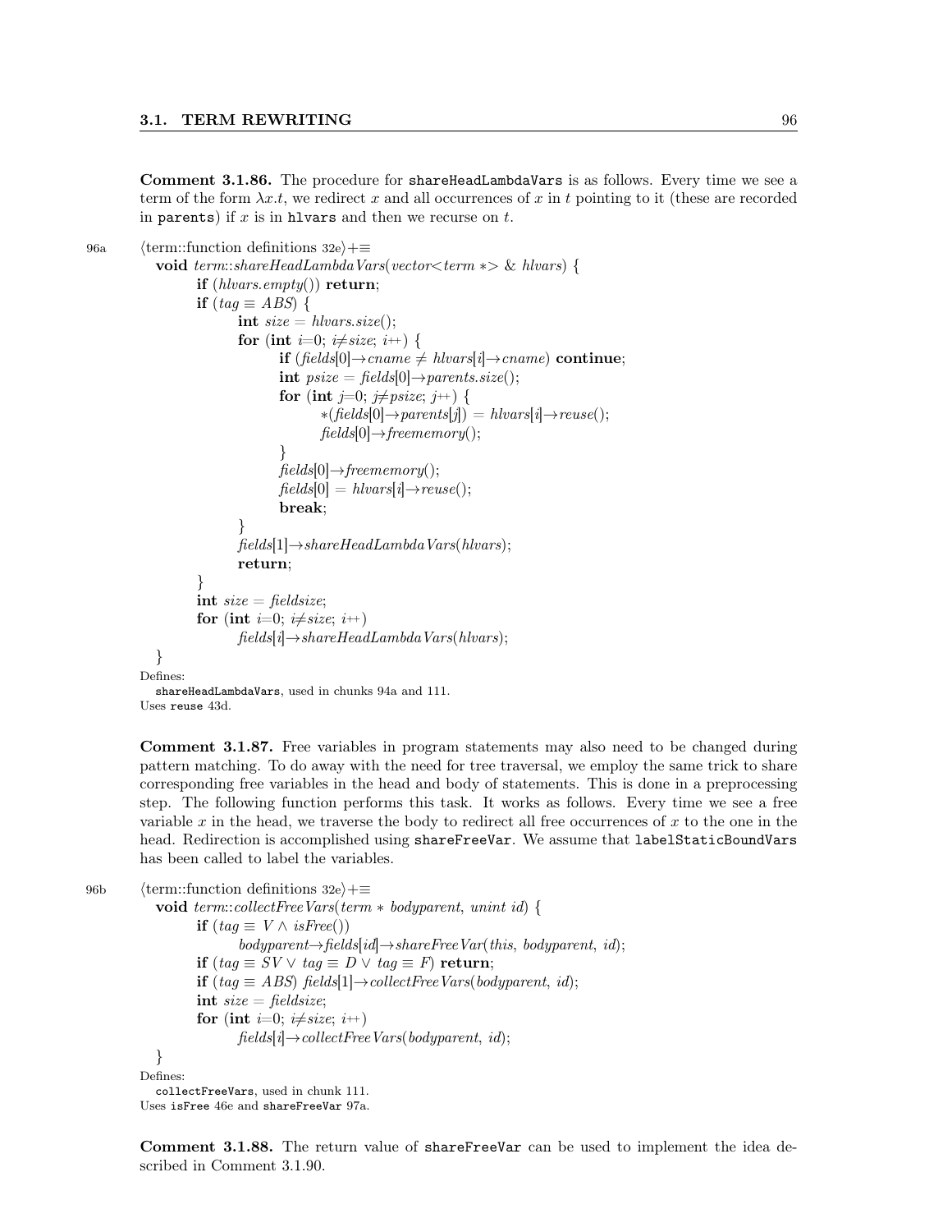**Comment 3.1.86.** The procedure for `shareHeadLambdaVars` is as follows. Every time we see a term of the form $\lambda x.t$, we redirect $x$ and all occurrences of $x$ in $t$ pointing to it (these are recorded in `parents`) if $x$ is in `hlvars` and then we recurse on $t$.

96a ⟨term::function definitions 32e⟩+≡

```
void term::shareHeadLambdaVars(vector<term *> & hlvars) {
    if (hlvars.empty()) return;
    if (tag == ABS) {
        int size = hlvars.size();
        for (int i=0; i!=size; i++) {
            if (fields[0]->cname != hlvars[i]->cname) continue;
            int psize = fields[0]->parents.size();
            for (int j=0; j!=psize; j++) {
                *(fields[0]->parents[j]) = hlvars[i]->reuse();
                fields[0]->freememory();
            }
            fields[0]->freememory();
            fields[0] = hlvars[i]->reuse();
            break;
        }
        fields[1]->shareHeadLambdaVars(hlvars);
        return;
    }
    int size = fieldsize;
    for (int i=0; i!=size; i++)
        fields[i]->shareHeadLambdaVars(hlvars);
}
```

Defines:
`shareHeadLambdaVars`, used in chunks 94a and 111.
Uses `reuse` 43d.

**Comment 3.1.87.** Free variables in program statements may also need to be changed during pattern matching. To do away with the need for tree traversal, we employ the same trick to share corresponding free variables in the head and body of statements. This is done in a preprocessing step. The following function performs this task. It works as follows. Every time we see a free variable $x$ in the head, we traverse the body to redirect all free occurrences of $x$ to the one in the head. Redirection is accomplished using `shareFreeVar`. We assume that `labelStaticBoundVars` has been called to label the variables.

96b ⟨term::function definitions 32e⟩+≡

```
void term::collectFreeVars(term * bodyparent, unint id) {
    if (tag == V && isFree())
        bodyparent->fields[id]->shareFreeVar(this, bodyparent, id);
    if (tag == SV || tag == D || tag == F) return;
    if (tag == ABS) fields[1]->collectFreeVars(bodyparent, id);
    int size = fieldsize;
    for (int i=0; i!=size; i++)
        fields[i]->collectFreeVars(bodyparent, id);
}
```

Defines:
`collectFreeVars`, used in chunk 111.
Uses `isFree` 46e and `shareFreeVar` 97a.

**Comment 3.1.88.** The return value of `shareFreeVar` can be used to implement the idea described in Comment 3.1.90.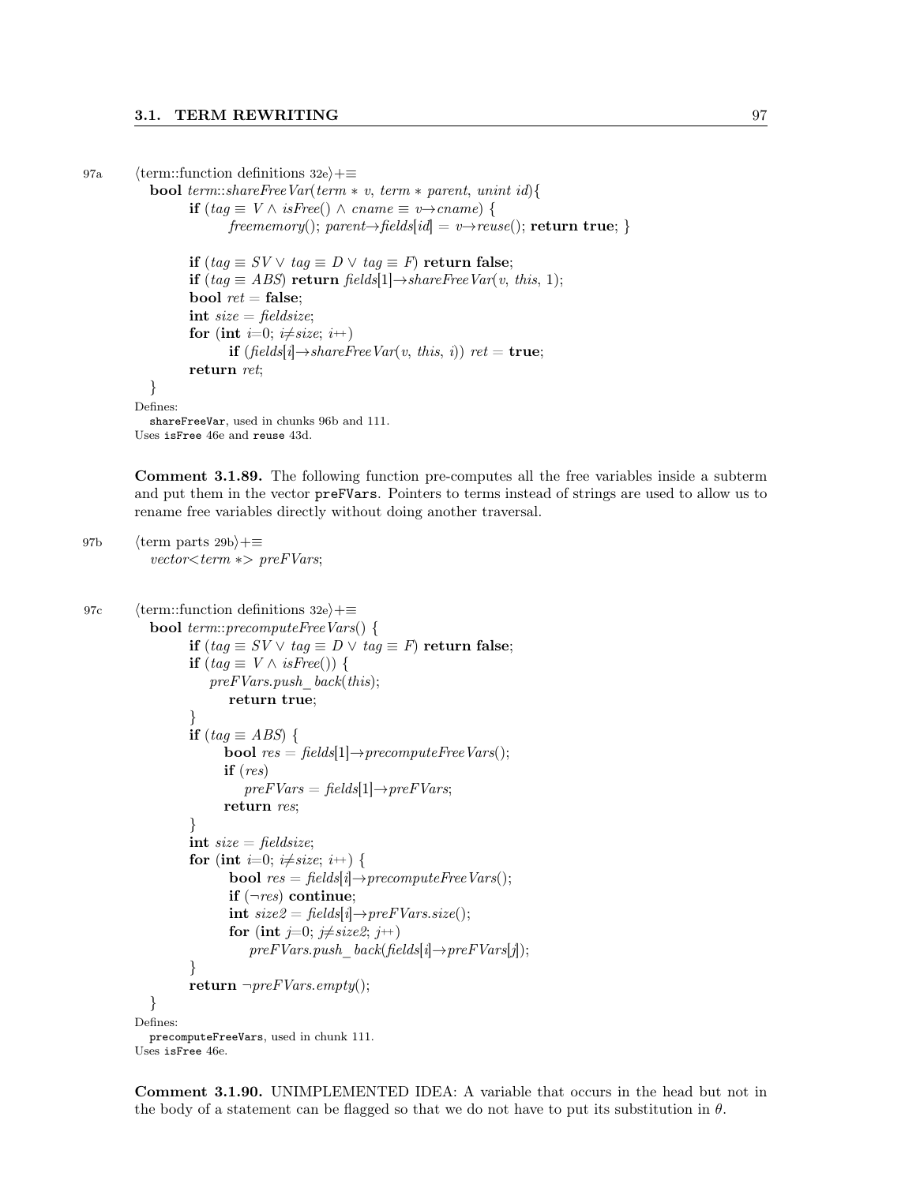97a ⟨term::function definitions 32e⟩+≡

```
bool term::shareFreeVar(term * v, term * parent, unint id){
        if (tag ≡ V ∧ isFree() ∧ cname ≡ v→cname) {
                freememory(); parent→fields[id] = v→reuse(); return true; }

        if (tag ≡ SV ∨ tag ≡ D ∨ tag ≡ F) return false;
        if (tag ≡ ABS) return fields[1]→shareFreeVar(v, this, 1);
        bool ret = false;
        int size = fieldsize;
        for (int i=0; i≠size; i++)
                if (fields[i]→shareFreeVar(v, this, i)) ret = true;
        return ret;
}
```

Defines:
`shareFreeVar`, used in chunks 96b and 111.
Uses `isFree` 46e and `reuse` 43d.

**Comment 3.1.89.** The following function pre-computes all the free variables inside a subterm and put them in the vector `preFVars`. Pointers to terms instead of strings are used to allow us to rename free variables directly without doing another traversal.

97b ⟨term parts 29b⟩+≡

```
vector<term *> preFVars;
```

97c ⟨term::function definitions 32e⟩+≡

```
bool term::precomputeFreeVars() {
        if (tag ≡ SV ∨ tag ≡ D ∨ tag ≡ F) return false;
        if (tag ≡ V ∧ isFree()) {
            preFVars.push_back(this);
                return true;
        }
        if (tag ≡ ABS) {
               bool res = fields[1]→precomputeFreeVars();
               if (res)
                   preFVars = fields[1]→preFVars;
               return res;
        }
        int size = fieldsize;
        for (int i=0; i≠size; i++) {
                bool res = fields[i]→precomputeFreeVars();
                if (¬res) continue;
                int size2 = fields[i]→preFVars.size();
                for (int j=0; j≠size2; j++)
                    preFVars.push_back(fields[i]→preFVars[j]);
        }
        return ¬preFVars.empty();
}
```

Defines:
`precomputeFreeVars`, used in chunk 111.
Uses `isFree` 46e.

**Comment 3.1.90.** UNIMPLEMENTED IDEA: A variable that occurs in the head but not in the body of a statement can be flagged so that we do not have to put its substitution in $\theta$.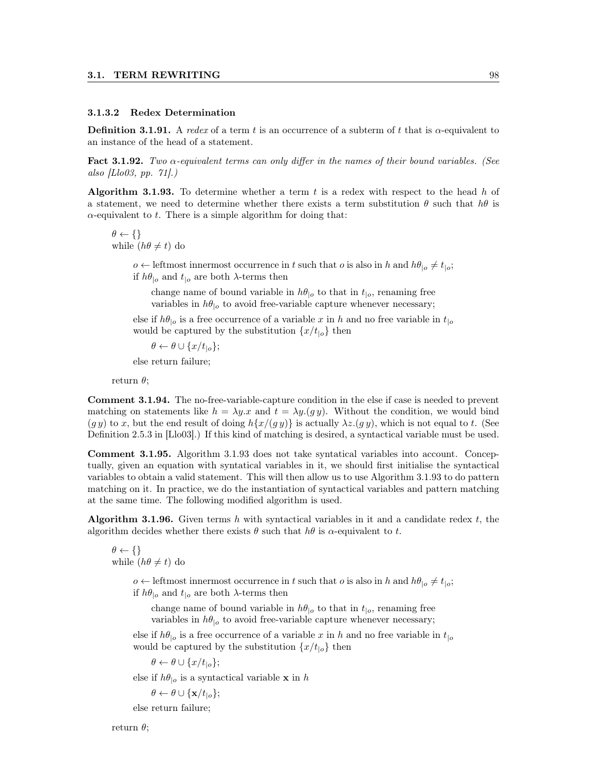#### 3.1.3.2 Redex Determination

**Definition 3.1.91.** A *redex* of a term $t$ is an occurrence of a subterm of $t$ that is $\alpha$-equivalent to an instance of the head of a statement.

**Fact 3.1.92.** *Two $\alpha$-equivalent terms can only differ in the names of their bound variables. (See also [Llo03, pp. 71].)*

**Algorithm 3.1.93.** To determine whether a term $t$ is a redex with respect to the head $h$ of a statement, we need to determine whether there exists a term substitution $\theta$ such that $h\theta$ is $\alpha$-equivalent to $t$. There is a simple algorithm for doing that:

> $\theta \leftarrow \{\}$
> while $(h\theta \neq t)$ do
>
> > $o \leftarrow$ leftmost innermost occurrence in $t$ such that $o$ is also in $h$ and $h\theta_{|o} \neq t_{|o}$;
> > if $h\theta_{|o}$ and $t_{|o}$ are both $\lambda$-terms then
> >
> > > change name of bound variable in $h\theta_{|o}$ to that in $t_{|o}$, renaming free variables in $h\theta_{|o}$ to avoid free-variable capture whenever necessary;
> >
> > else if $h\theta_{|o}$ is a free occurrence of a variable $x$ in $h$ and no free variable in $t_{|o}$ would be captured by the substitution $\{x/t_{|o}\}$ then
> >
> > > $\theta \leftarrow \theta \cup \{x/t_{|o}\}$;
> >
> > else return failure;
>
> return $\theta$;

**Comment 3.1.94.** The no-free-variable-capture condition in the else if case is needed to prevent matching on statements like $h = \lambda y.x$ and $t = \lambda y.(g\, y)$. Without the condition, we would bind $(g\, y)$ to $x$, but the end result of doing $h\{x/(g\, y)\}$ is actually $\lambda z.(g\, y)$, which is not equal to $t$. (See Definition 2.5.3 in [Llo03].) If this kind of matching is desired, a syntactical variable must be used.

**Comment 3.1.95.** Algorithm 3.1.93 does not take syntatical variables into account. Conceptually, given an equation with syntactical variables in it, we should first initialise the syntactical variables to obtain a valid statement. This will then allow us to use Algorithm 3.1.93 to do pattern matching on it. In practice, we do the instantiation of syntactical variables and pattern matching at the same time. The following modified algorithm is used.

**Algorithm 3.1.96.** Given terms $h$ with syntactical variables in it and a candidate redex $t$, the algorithm decides whether there exists $\theta$ such that $h\theta$ is $\alpha$-equivalent to $t$.

> $\theta \leftarrow \{\}$
> while $(h\theta \neq t)$ do
>
> > $o \leftarrow$ leftmost innermost occurrence in $t$ such that $o$ is also in $h$ and $h\theta_{|o} \neq t_{|o}$;
> > if $h\theta_{|o}$ and $t_{|o}$ are both $\lambda$-terms then
> >
> > > change name of bound variable in $h\theta_{|o}$ to that in $t_{|o}$, renaming free variables in $h\theta_{|o}$ to avoid free-variable capture whenever necessary;
> >
> > else if $h\theta_{|o}$ is a free occurrence of a variable $x$ in $h$ and no free variable in $t_{|o}$ would be captured by the substitution $\{x/t_{|o}\}$ then
> >
> > > $\theta \leftarrow \theta \cup \{x/t_{|o}\}$;
> >
> > else if $h\theta_{|o}$ is a syntactical variable $\mathbf{x}$ in $h$
> >
> > > $\theta \leftarrow \theta \cup \{\mathbf{x}/t_{|o}\}$;
> >
> > else return failure;
>
> return $\theta$;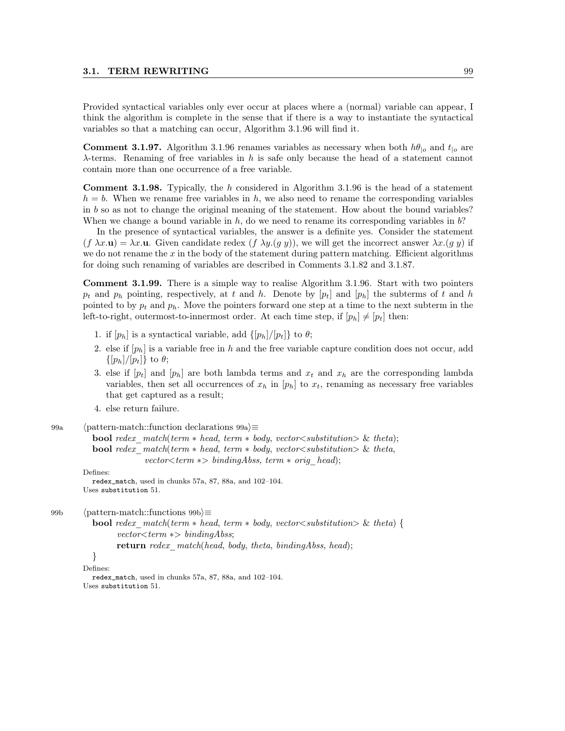Provided syntactical variables only ever occur at places where a (normal) variable can appear, I think the algorithm is complete in the sense that if there is a way to instantiate the syntactical variables so that a matching can occur, Algorithm 3.1.96 will find it.

**Comment 3.1.97.** Algorithm 3.1.96 renames variables as necessary when both $h\theta_{|o}$ and $t_{|o}$ are $\lambda$-terms. Renaming of free variables in $h$ is safe only because the head of a statement cannot contain more than one occurrence of a free variable.

**Comment 3.1.98.** Typically, the $h$ considered in Algorithm 3.1.96 is the head of a statement $h = b$. When we rename free variables in $h$, we also need to rename the corresponding variables in $b$ so as not to change the original meaning of the statement. How about the bound variables? When we change a bound variable in $h$, do we need to rename its corresponding variables in $b$?

In the presence of syntactical variables, the answer is a definite yes. Consider the statement $(f\ \lambda x.\mathbf{u}) = \lambda x.\mathbf{u}$. Given candidate redex $(f\ \lambda y.(g\ y))$, we will get the incorrect answer $\lambda x.(g\ y)$ if we do not rename the $x$ in the body of the statement during pattern matching. Efficient algorithms for doing such renaming of variables are described in Comments 3.1.82 and 3.1.87.

**Comment 3.1.99.** There is a simple way to realise Algorithm 3.1.96. Start with two pointers $p_t$ and $p_h$ pointing, respectively, at $t$ and $h$. Denote by $[p_t]$ and $[p_h]$ the subterms of $t$ and $h$ pointed to by $p_t$ and $p_h$. Move the pointers forward one step at a time to the next subterm in the left-to-right, outermost-to-innermost order. At each time step, if $[p_h] \neq [p_t]$ then:

1. if $[p_h]$ is a syntactical variable, add $\{[p_h]/[p_t]\}$ to $\theta$;
2. else if $[p_h]$ is a variable free in $h$ and the free variable capture condition does not occur, add $\{[p_h]/[p_t]\}$ to $\theta$;
3. else if $[p_t]$ and $[p_h]$ are both lambda terms and $x_t$ and $x_h$ are the corresponding lambda variables, then set all occurrences of $x_h$ in $[p_h]$ to $x_t$, renaming as necessary free variables that get captured as a result;
4. else return failure.

99a ⟨pattern-match::function declarations 99a⟩≡

```
bool redex_match(term * head, term * body, vector<substitution> & theta);
bool redex_match(term * head, term * body, vector<substitution> & theta,
                 vector<term *> bindingAbss, term * orig_head);
```

Defines:
redex_match, used in chunks 57a, 87, 88a, and 102–104.
Uses substitution 51.

99b ⟨pattern-match::functions 99b⟩≡

```
bool redex_match(term * head, term * body, vector<substitution> & theta) {
        vector<term *> bindingAbss;
        return redex_match(head, body, theta, bindingAbss, head);
}
```

Defines:
redex_match, used in chunks 57a, 87, 88a, and 102–104.
Uses substitution 51.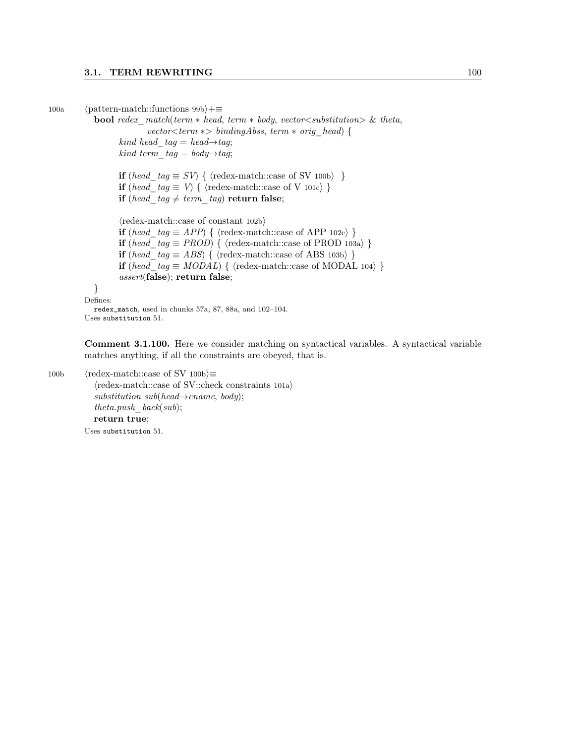100a ⟨pattern-match::functions 99b⟩+≡

```
bool redex_match(term * head, term * body, vector<substitution> & theta,
            vector<term *> bindingAbss, term * orig_head) {
      kind head_tag = head→tag;
      kind term_tag = body→tag;

      if (head_tag ≡ SV) { ⟨redex-match::case of SV 100b⟩ }
      if (head_tag ≡ V) { ⟨redex-match::case of V 101c⟩ }
      if (head_tag ≠ term_tag) return false;

      ⟨redex-match::case of constant 102b⟩
      if (head_tag ≡ APP) { ⟨redex-match::case of APP 102c⟩ }
      if (head_tag ≡ PROD) { ⟨redex-match::case of PROD 103a⟩ }
      if (head_tag ≡ ABS) { ⟨redex-match::case of ABS 103b⟩ }
      if (head_tag ≡ MODAL) { ⟨redex-match::case of MODAL 104⟩ }
      assert(false); return false;
}
```

Defines:
`redex_match`, used in chunks 57a, 87, 88a, and 102–104.
Uses `substitution` 51.

**Comment 3.1.100.** Here we consider matching on syntactical variables. A syntactical variable matches anything, if all the constraints are obeyed, that is.

100b ⟨redex-match::case of SV 100b⟩≡

```
⟨redex-match::case of SV::check constraints 101a⟩
substitution sub(head→cname, body);
theta.push_back(sub);
return true;
```

Uses `substitution` 51.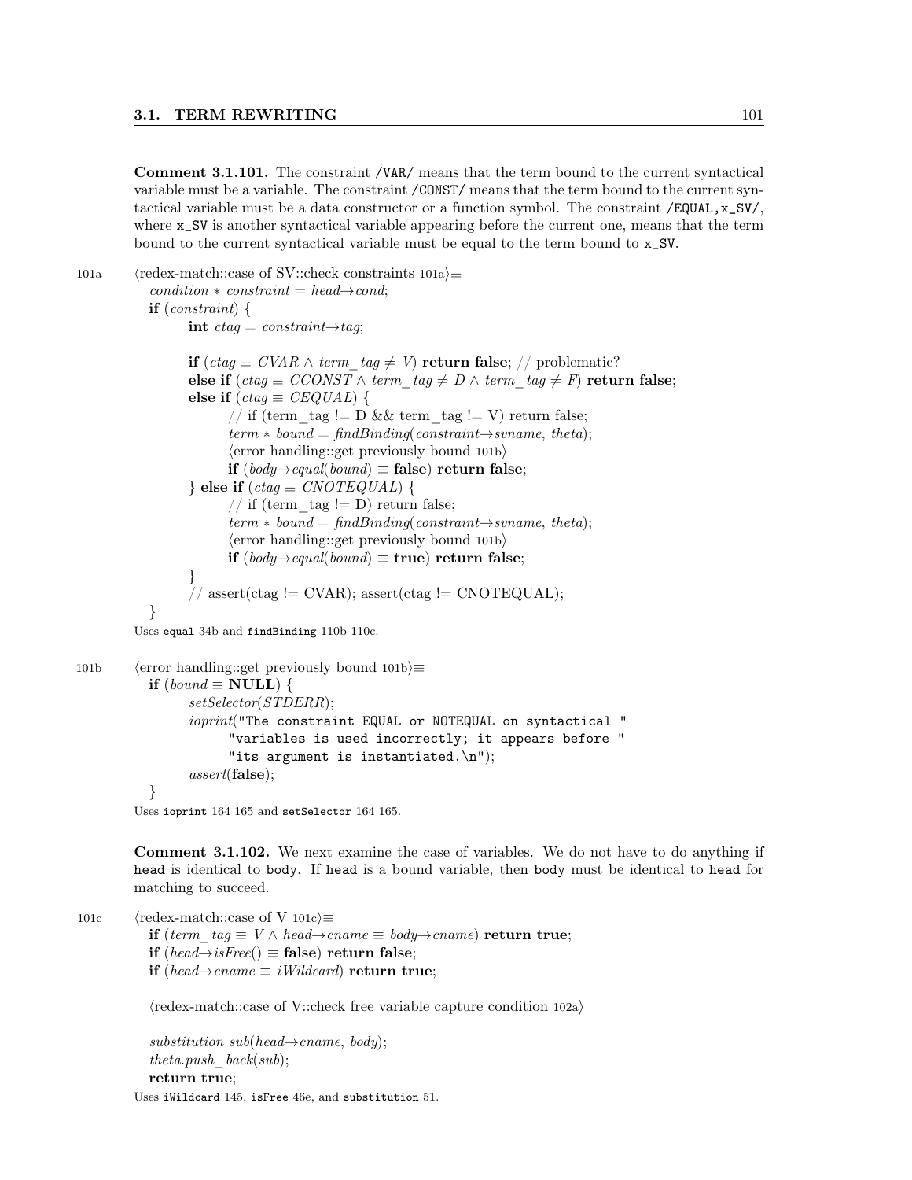**Comment 3.1.101.** The constraint `/VAR/` means that the term bound to the current syntactical variable must be a variable. The constraint `/CONST/` means that the term bound to the current syntactical variable must be a data constructor or a function symbol. The constraint `/EQUAL,x_SV/`, where `x_SV` is another syntactical variable appearing before the current one, means that the term bound to the current syntactical variable must be equal to the term bound to `x_SV`.

101a ⟨redex-match::case of SV::check constraints 101a⟩≡

```
condition * constraint = head→cond;
if (constraint) {
        int ctag = constraint→tag;

        if (ctag ≡ CVAR ∧ term_tag ≠ V) return false; // problematic?
        else if (ctag ≡ CCONST ∧ term_tag ≠ D ∧ term_tag ≠ F) return false;
        else if (ctag ≡ CEQUAL) {
                // if (term_tag != D && term_tag != V) return false;
                term * bound = findBinding(constraint→svname, theta);
                ⟨error handling::get previously bound 101b⟩
                if (body→equal(bound) ≡ false) return false;
        } else if (ctag ≡ CNOTEQUAL) {
                // if (term_tag != D) return false;
                term * bound = findBinding(constraint→svname, theta);
                ⟨error handling::get previously bound 101b⟩
                if (body→equal(bound) ≡ true) return false;
        }
        // assert(ctag != CVAR); assert(ctag != CNOTEQUAL);
}
```

Uses `equal` 34b and `findBinding` 110b 110c.

101b ⟨error handling::get previously bound 101b⟩≡

```
if (bound ≡ NULL) {
        setSelector(STDERR);
        ioprint("The constraint EQUAL or NOTEQUAL on syntactical "
              "variables is used incorrectly; it appears before "
              "its argument is instantiated.\n");
        assert(false);
}
```

Uses `ioprint` 164 165 and `setSelector` 164 165.

**Comment 3.1.102.** We next examine the case of variables. We do not have to do anything if `head` is identical to `body`. If `head` is a bound variable, then `body` must be identical to `head` for matching to succeed.

101c ⟨redex-match::case of V 101c⟩≡

```
if (term_tag ≡ V ∧ head→cname ≡ body→cname) return true;
if (head→isFree() ≡ false) return false;
if (head→cname ≡ iWildcard) return true;

⟨redex-match::case of V::check free variable capture condition 102a⟩

substitution sub(head→cname, body);
theta.push_back(sub);
return true;
```

Uses `iWildcard` 145, `isFree` 46e, and `substitution` 51.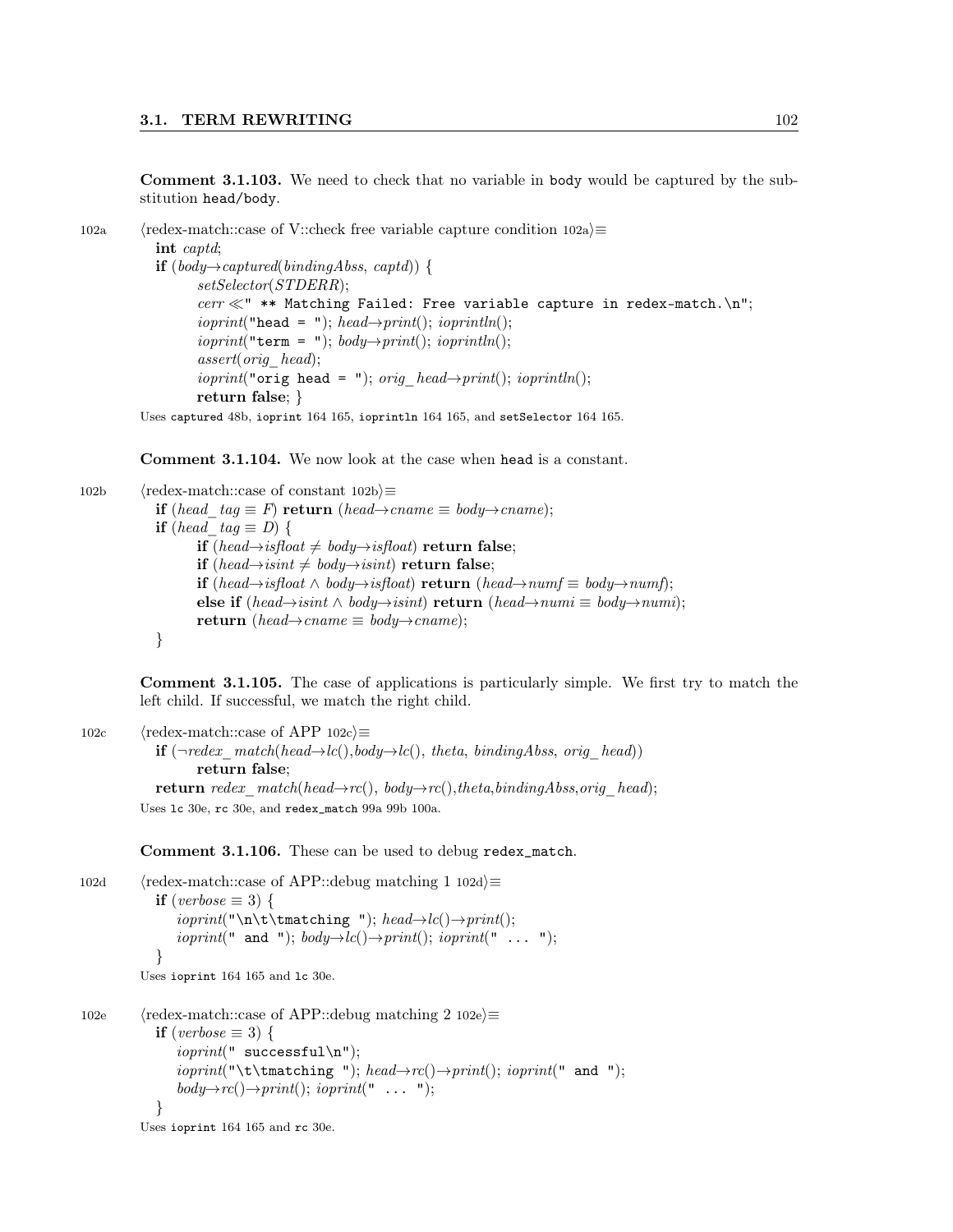**Comment 3.1.103.** We need to check that no variable in `body` would be captured by the substitution `head/body`.

102a ⟨redex-match::case of V::check free variable capture condition 102a⟩≡

```
int captd;
if (body→captured(bindingAbss, captd)) {
        setSelector(STDERR);
        cerr ≪" ** Matching Failed: Free variable capture in redex-match.\n";
        ioprint("head = "); head→print(); ioprintln();
        ioprint("term = "); body→print(); ioprintln();
        assert(orig_head);
        ioprint("orig head = "); orig_head→print(); ioprintln();
        return false; }
```

Uses `captured` 48b, `ioprint` 164 165, `ioprintln` 164 165, and `setSelector` 164 165.

**Comment 3.1.104.** We now look at the case when `head` is a constant.

102b ⟨redex-match::case of constant 102b⟩≡

```
if (head_tag ≡ F) return (head→cname ≡ body→cname);
if (head_tag ≡ D) {
        if (head→isfloat ≠ body→isfloat) return false;
        if (head→isint ≠ body→isint) return false;
        if (head→isfloat ∧ body→isfloat) return (head→numf ≡ body→numf);
        else if (head→isint ∧ body→isint) return (head→numi ≡ body→numi);
        return (head→cname ≡ body→cname);
}
```

**Comment 3.1.105.** The case of applications is particularly simple. We first try to match the left child. If successful, we match the right child.

102c ⟨redex-match::case of APP 102c⟩≡

```
if (¬redex_match(head→lc(),body→lc(), theta, bindingAbss, orig_head))
        return false;
return redex_match(head→rc(), body→rc(),theta,bindingAbss,orig_head);
```

Uses `lc` 30e, `rc` 30e, and `redex_match` 99a 99b 100a.

**Comment 3.1.106.** These can be used to debug `redex_match`.

102d ⟨redex-match::case of APP::debug matching 1 102d⟩≡

```
if (verbose ≡ 3) {
    ioprint("\n\t\tmatching "); head→lc()→print();
    ioprint(" and "); body→lc()→print(); ioprint(" ... ");
}
```

Uses `ioprint` 164 165 and `lc` 30e.

102e ⟨redex-match::case of APP::debug matching 2 102e⟩≡

```
if (verbose ≡ 3) {
    ioprint(" successful\n");
    ioprint("\t\tmatching "); head→rc()→print(); ioprint(" and ");
    body→rc()→print(); ioprint(" ... ");
}
```

Uses `ioprint` 164 165 and `rc` 30e.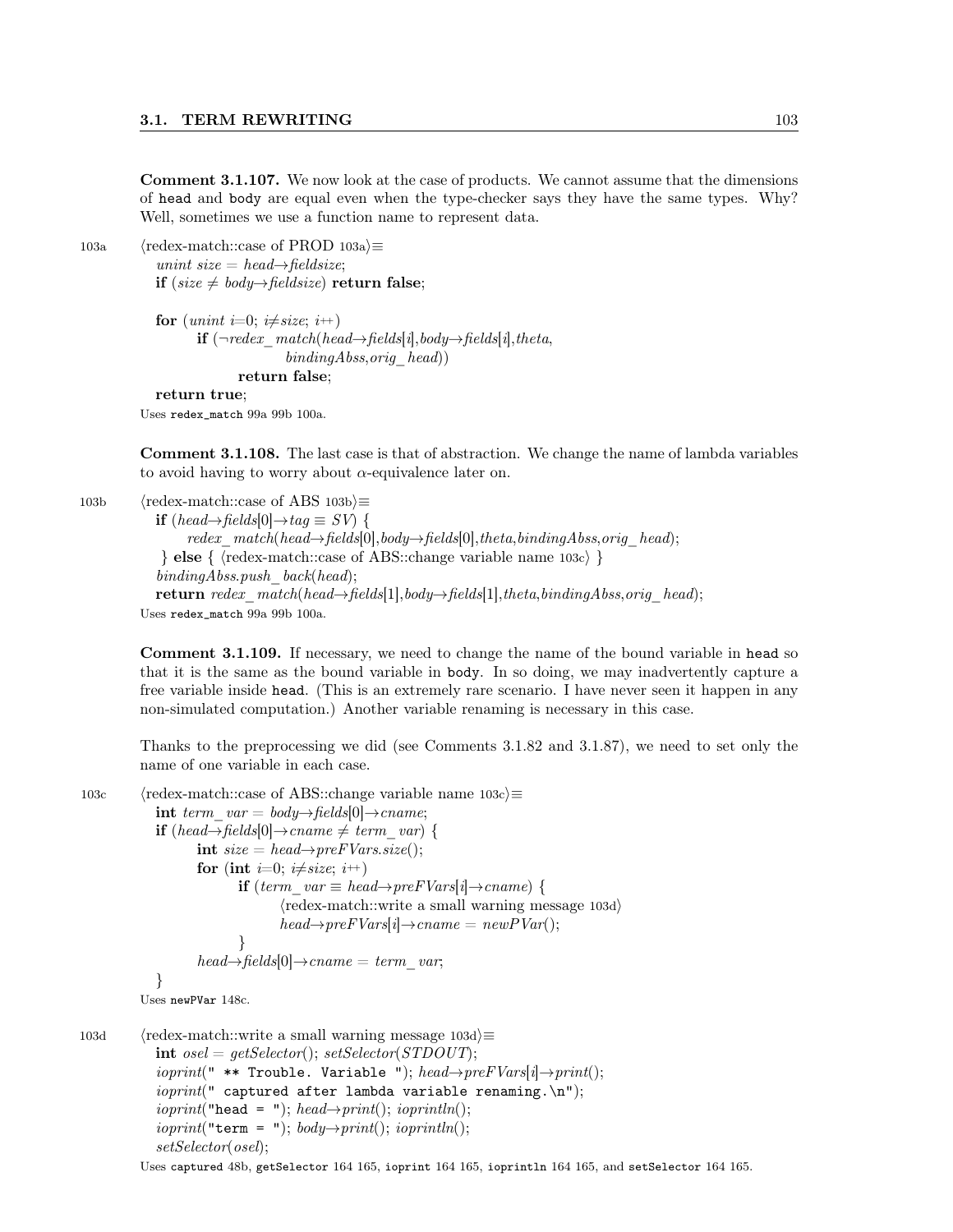**Comment 3.1.107.** We now look at the case of products. We cannot assume that the dimensions of `head` and `body` are equal even when the type-checker says they have the same types. Why? Well, sometimes we use a function name to represent data.

103a ⟨redex-match::case of PROD 103a⟩≡

```
unint size = head→fieldsize;
if (size ≠ body→fieldsize) return false;

for (unint i=0; i≠size; i++)
    if (¬redex_match(head→fields[i],body→fields[i],theta,
                     bindingAbss,orig_head))
        return false;
return true;
```

Uses `redex_match` 99a 99b 100a.

**Comment 3.1.108.** The last case is that of abstraction. We change the name of lambda variables to avoid having to worry about α-equivalence later on.

103b ⟨redex-match::case of ABS 103b⟩≡

```
if (head→fields[0]→tag ≡ SV) {
    redex_match(head→fields[0],body→fields[0],theta,bindingAbss,orig_head);
 } else { ⟨redex-match::case of ABS::change variable name 103c⟩ }
bindingAbss.push_back(head);
return redex_match(head→fields[1],body→fields[1],theta,bindingAbss,orig_head);
```

Uses `redex_match` 99a 99b 100a.

**Comment 3.1.109.** If necessary, we need to change the name of the bound variable in `head` so that it is the same as the bound variable in `body`. In so doing, we may inadvertently capture a free variable inside `head`. (This is an extremely rare scenario. I have never seen it happen in any non-simulated computation.) Another variable renaming is necessary in this case.

Thanks to the preprocessing we did (see Comments 3.1.82 and 3.1.87), we need to set only the name of one variable in each case.

103c ⟨redex-match::case of ABS::change variable name 103c⟩≡

```
int term_var = body→fields[0]→cname;
if (head→fields[0]→cname ≠ term_var) {
    int size = head→preFVars.size();
    for (int i=0; i≠size; i++)
        if (term_var ≡ head→preFVars[i]→cname) {
            ⟨redex-match::write a small warning message 103d⟩
            head→preFVars[i]→cname = newPVar();
        }
    head→fields[0]→cname = term_var;
}
```

Uses `newPVar` 148c.

103d ⟨redex-match::write a small warning message 103d⟩≡

```
int osel = getSelector(); setSelector(STDOUT);
ioprint(" ** Trouble. Variable "); head→preFVars[i]→print();
ioprint(" captured after lambda variable renaming.\n");
ioprint("head = "); head→print(); ioprintln();
ioprint("term = "); body→print(); ioprintln();
setSelector(osel);
```

Uses `captured` 48b, `getSelector` 164 165, `ioprint` 164 165, `ioprintln` 164 165, and `setSelector` 164 165.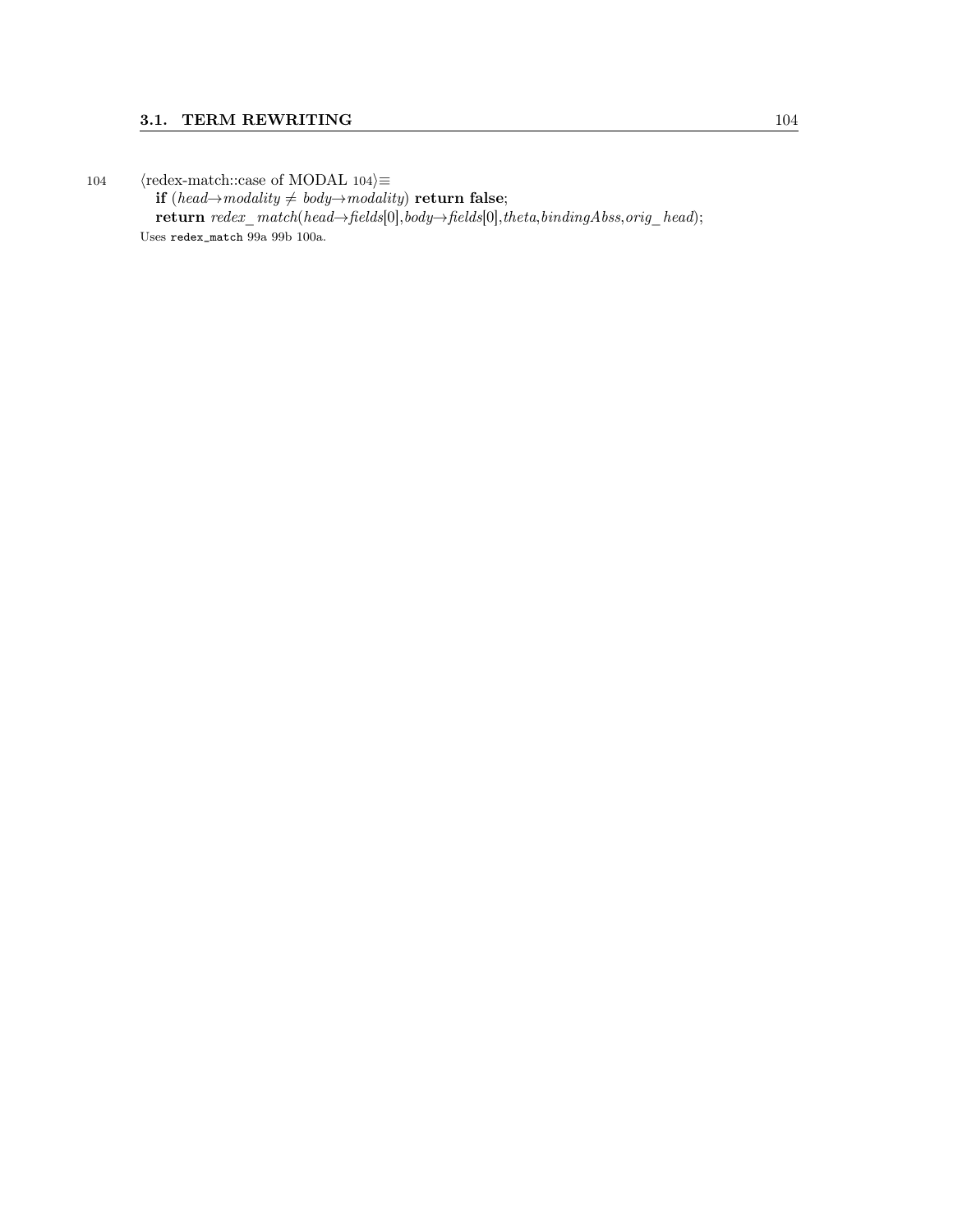104 ⟨redex-match::case of MODAL 104⟩≡

```
if (head→modality ≠ body→modality) return false;
return redex_match(head→fields[0],body→fields[0],theta,bindingAbss,orig_head);
```

Uses `redex_match` 99a 99b 100a.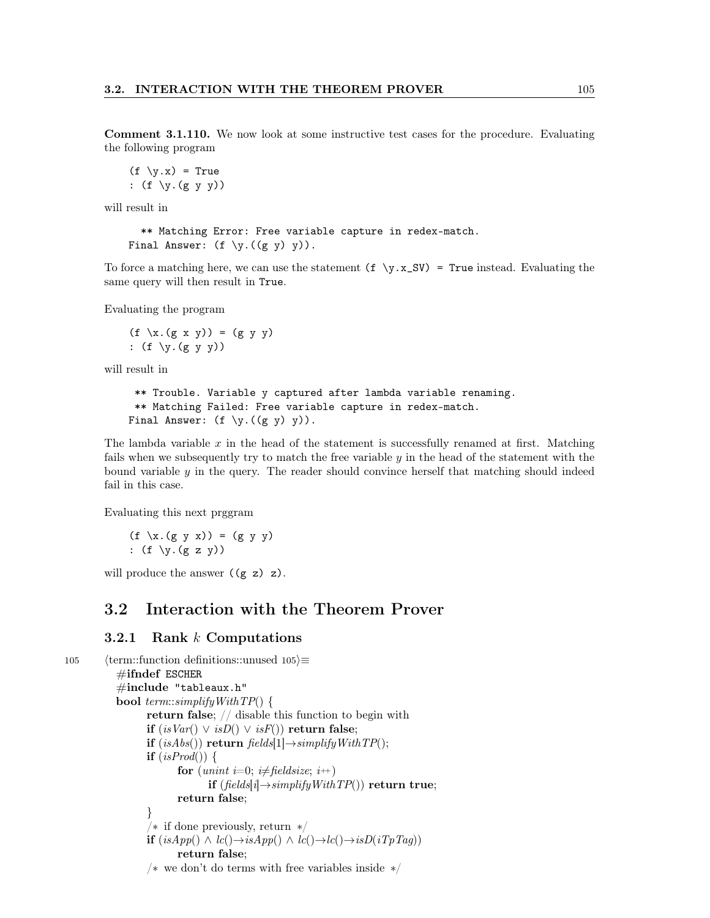**Comment 3.1.110.** We now look at some instructive test cases for the procedure. Evaluating the following program

```
(f \y.x) = True
: (f \y.(g y y))
```

will result in

```
  ** Matching Error: Free variable capture in redex-match.
Final Answer: (f \y.((g y) y)).
```

To force a matching here, we can use the statement `(f \y.x_SV) = True` instead. Evaluating the same query will then result in `True`.

Evaluating the program

```
(f \x.(g x y)) = (g y y)
: (f \y.(g y y))
```

will result in

```
 ** Trouble. Variable y captured after lambda variable renaming.
 ** Matching Failed: Free variable capture in redex-match.
Final Answer: (f \y.((g y) y)).
```

The lambda variable $x$ in the head of the statement is successfully renamed at first. Matching fails when we subsequently try to match the free variable $y$ in the head of the statement with the bound variable $y$ in the query. The reader should convince herself that matching should indeed fail in this case.

Evaluating this next prggram

```
(f \x.(g y x)) = (g y y)
: (f \y.(g z y))
```

will produce the answer `((g z) z)`.

## 3.2 Interaction with the Theorem Prover

### 3.2.1 Rank $k$ Computations

105 ⟨term::function definitions::unused 105⟩≡

```
#ifndef ESCHER
#include "tableaux.h"
bool term::simplifyWithTP() {
      return false; // disable this function to begin with
      if (isVar() ∨ isD() ∨ isF()) return false;
      if (isAbs()) return fields[1]→simplifyWithTP();
      if (isProd()) {
            for (unint i=0; i≠fieldsize; i++)
                  if (fields[i]→simplifyWithTP()) return true;
            return false;
      }
      /* if done previously, return */
      if (isApp() ∧ lc()→isApp() ∧ lc()→lc()→isD(iTpTag))
            return false;
      /* we don't do terms with free variables inside */
```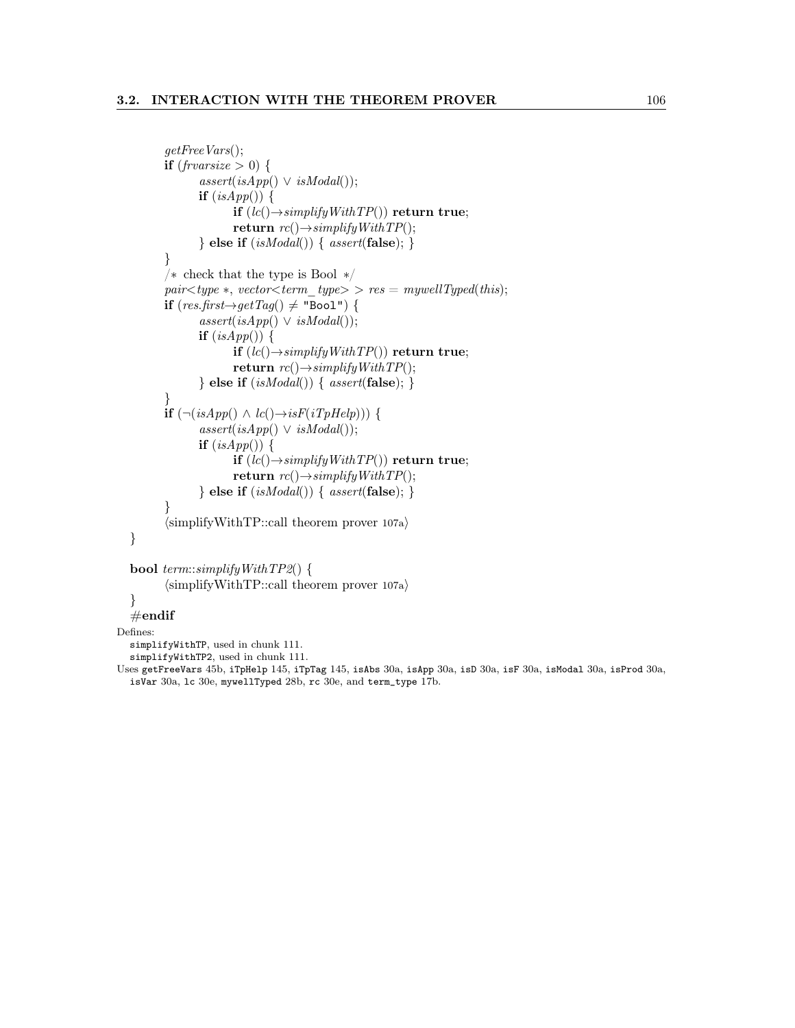```
    getFreeVars();
    if (frvarsize > 0) {
        assert(isApp() ∨ isModal());
        if (isApp()) {
            if (lc()→simplifyWithTP()) return true;
            return rc()→simplifyWithTP();
        } else if (isModal()) { assert(false); }
    }
    /∗ check that the type is Bool ∗/
    pair<type ∗, vector<term_type> > res = mywellTyped(this);
    if (res.first→getTag() ≠ "Bool") {
        assert(isApp() ∨ isModal());
        if (isApp()) {
            if (lc()→simplifyWithTP()) return true;
            return rc()→simplifyWithTP();
        } else if (isModal()) { assert(false); }
    }
    if (¬(isApp() ∧ lc()→isF(iTpHelp))) {
        assert(isApp() ∨ isModal());
        if (isApp()) {
            if (lc()→simplifyWithTP()) return true;
            return rc()→simplifyWithTP();
        } else if (isModal()) { assert(false); }
    }
    ⟨simplifyWithTP::call theorem prover 107a⟩
}

bool term::simplifyWithTP2() {
    ⟨simplifyWithTP::call theorem prover 107a⟩
}
#endif
```

Defines:
simplifyWithTP, used in chunk 111.
simplifyWithTP2, used in chunk 111.

Uses getFreeVars 45b, iTpHelp 145, iTpTag 145, isAbs 30a, isApp 30a, isD 30a, isF 30a, isModal 30a, isProd 30a, isVar 30a, lc 30e, mywellTyped 28b, rc 30e, and term_type 17b.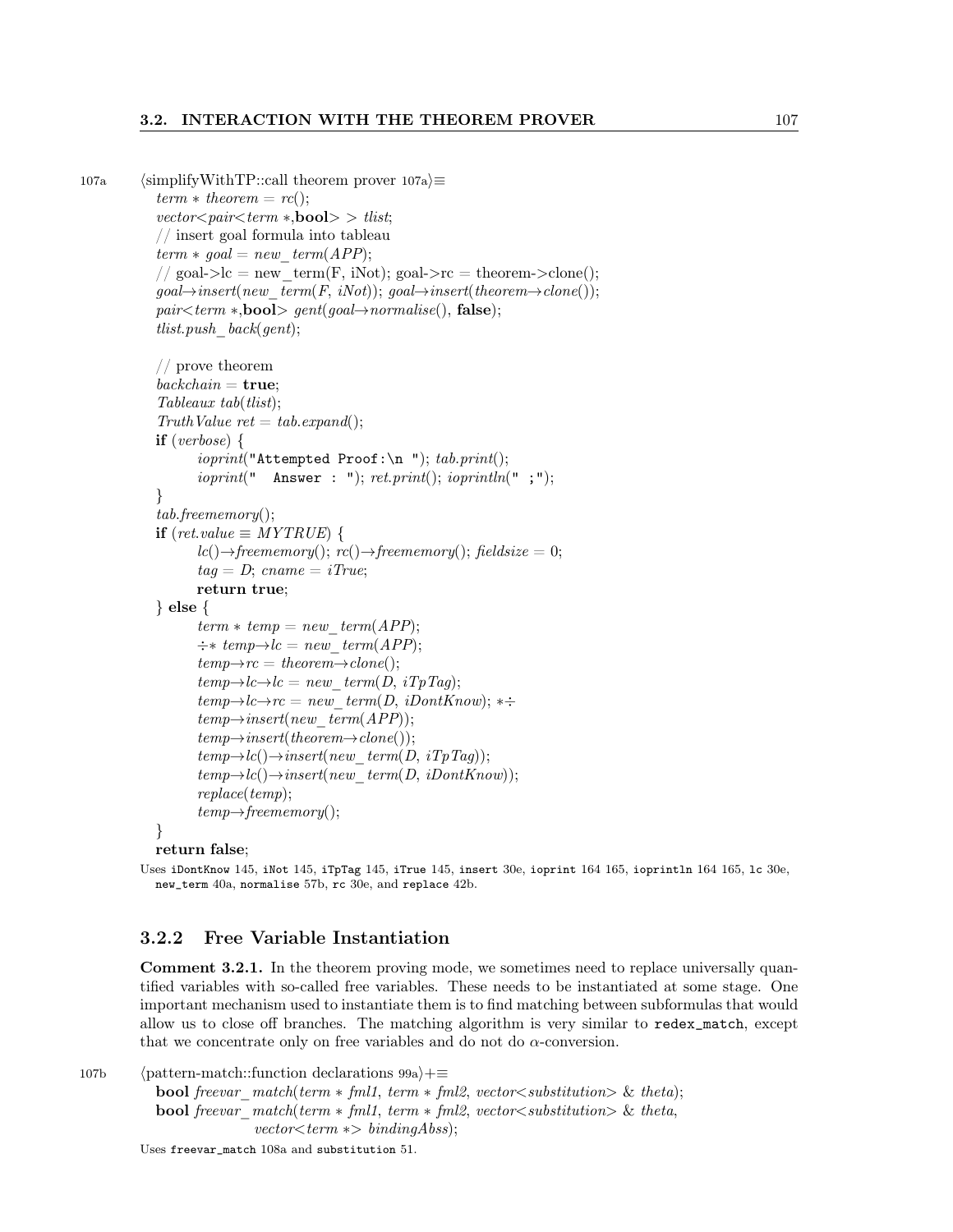107a ⟨simplifyWithTP::call theorem prover 107a⟩≡

```
term * theorem = rc();
vector<pair<term *,bool> > tlist;
// insert goal formula into tableau
term * goal = new_term(APP);
// goal->lc = new_term(F, iNot); goal->rc = theorem->clone();
goal→insert(new_term(F, iNot)); goal→insert(theorem→clone());
pair<term *,bool> gent(goal→normalise(), false);
tlist.push_back(gent);

// prove theorem
backchain = true;
Tableaux tab(tlist);
TruthValue ret = tab.expand();
if (verbose) {
        ioprint("Attempted Proof:\n "); tab.print();
        ioprint("  Answer : "); ret.print(); ioprintln(" ;");
}
tab.freememory();
if (ret.value ≡ MYTRUE) {
        lc()→freememory(); rc()→freememory(); fieldsize = 0;
        tag = D; cname = iTrue;
        return true;
} else {
        term * temp = new_term(APP);
        ÷* temp→lc = new_term(APP);
        temp→rc = theorem→clone();
        temp→lc→lc = new_term(D, iTpTag);
        temp→lc→rc = new_term(D, iDontKnow); *÷
        temp→insert(new_term(APP));
        temp→insert(theorem→clone());
        temp→lc()→insert(new_term(D, iTpTag));
        temp→lc()→insert(new_term(D, iDontKnow));
        replace(temp);
        temp→freememory();
}
return false;
```

Uses iDontKnow 145, iNot 145, iTpTag 145, iTrue 145, insert 30e, ioprint 164 165, ioprintln 164 165, lc 30e, new_term 40a, normalise 57b, rc 30e, and replace 42b.

### 3.2.2 Free Variable Instantiation

**Comment 3.2.1.** In the theorem proving mode, we sometimes need to replace universally quantified variables with so-called free variables. These needs to be instantiated at some stage. One important mechanism used to instantiate them is to find matching between subformulas that would allow us to close off branches. The matching algorithm is very similar to `redex_match`, except that we concentrate only on free variables and do not do $\alpha$-conversion.

107b ⟨pattern-match::function declarations 99a⟩+≡

```
bool freevar_match(term * fml1, term * fml2, vector<substitution> & theta);
bool freevar_match(term * fml1, term * fml2, vector<substitution> & theta,
                   vector<term *> bindingAbss);
```

Uses freevar_match 108a and substitution 51.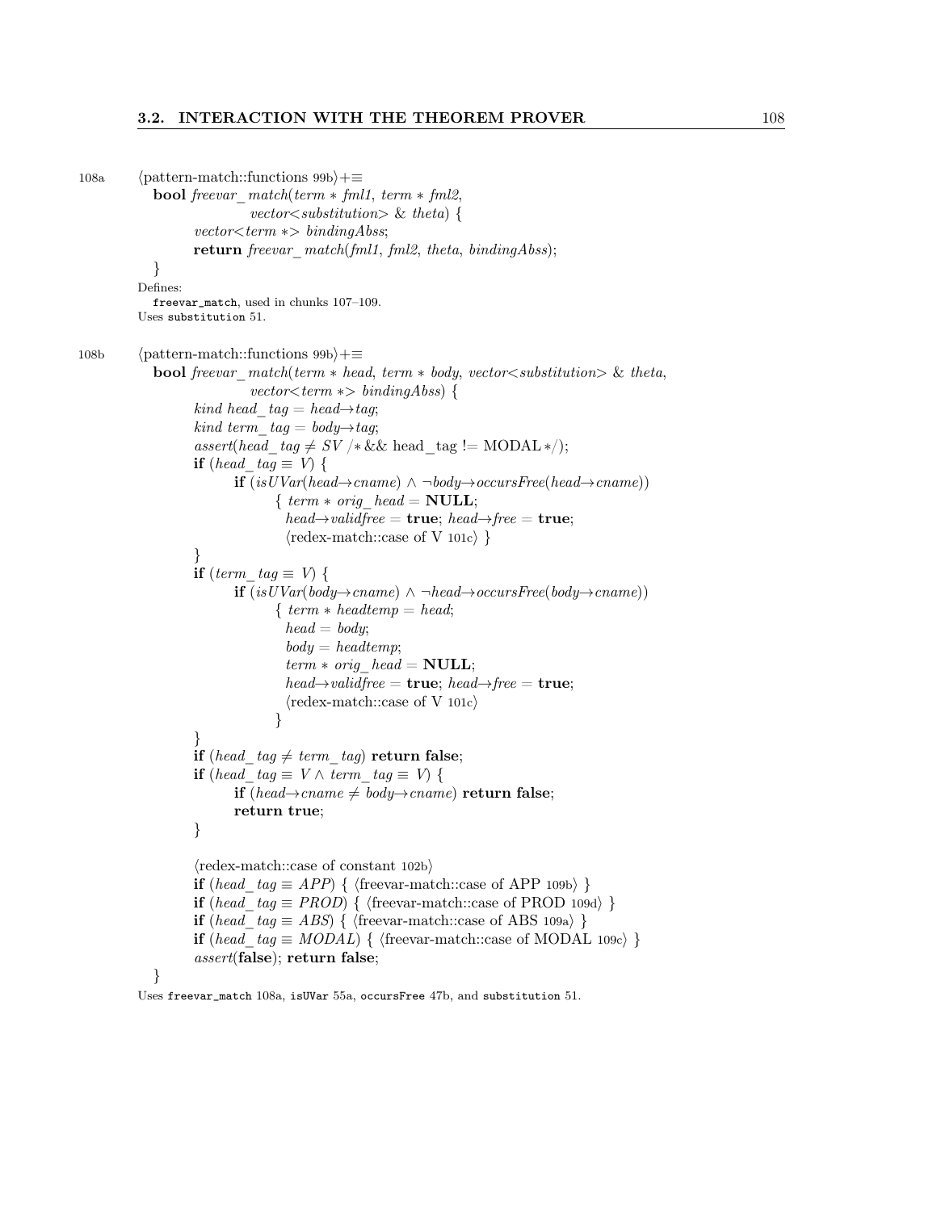108a ⟨pattern-match::functions 99b⟩+≡

```
bool freevar_match(term * fml1, term * fml2,
                   vector<substitution> & theta) {
        vector<term *> bindingAbss;
        return freevar_match(fml1, fml2, theta, bindingAbss);
}
```

Defines:
`freevar_match`, used in chunks 107–109.
Uses `substitution` 51.

108b ⟨pattern-match::functions 99b⟩+≡

```
bool freevar_match(term * head, term * body, vector<substitution> & theta,
                   vector<term *> bindingAbss) {
        kind head_tag = head→tag;
        kind term_tag = body→tag;
        assert(head_tag ≠ SV /* && head_tag != MODAL */);
        if (head_tag ≡ V) {
                if (isUVar(head→cname) ∧ ¬body→occursFree(head→cname))
                        { term * orig_head = NULL;
                          head→validfree = true; head→free = true;
                          ⟨redex-match::case of V 101c⟩ }
        }
        if (term_tag ≡ V) {
                if (isUVar(body→cname) ∧ ¬head→occursFree(body→cname))
                        { term * headtemp = head;
                          head = body;
                          body = headtemp;
                          term * orig_head = NULL;
                          head→validfree = true; head→free = true;
                          ⟨redex-match::case of V 101c⟩
                        }
        }
        if (head_tag ≠ term_tag) return false;
        if (head_tag ≡ V ∧ term_tag ≡ V) {
                if (head→cname ≠ body→cname) return false;
                return true;
        }

        ⟨redex-match::case of constant 102b⟩
        if (head_tag ≡ APP) { ⟨freevar-match::case of APP 109b⟩ }
        if (head_tag ≡ PROD) { ⟨freevar-match::case of PROD 109d⟩ }
        if (head_tag ≡ ABS) { ⟨freevar-match::case of ABS 109a⟩ }
        if (head_tag ≡ MODAL) { ⟨freevar-match::case of MODAL 109c⟩ }
        assert(false); return false;
}
```

Uses `freevar_match` 108a, `isUVar` 55a, `occursFree` 47b, and `substitution` 51.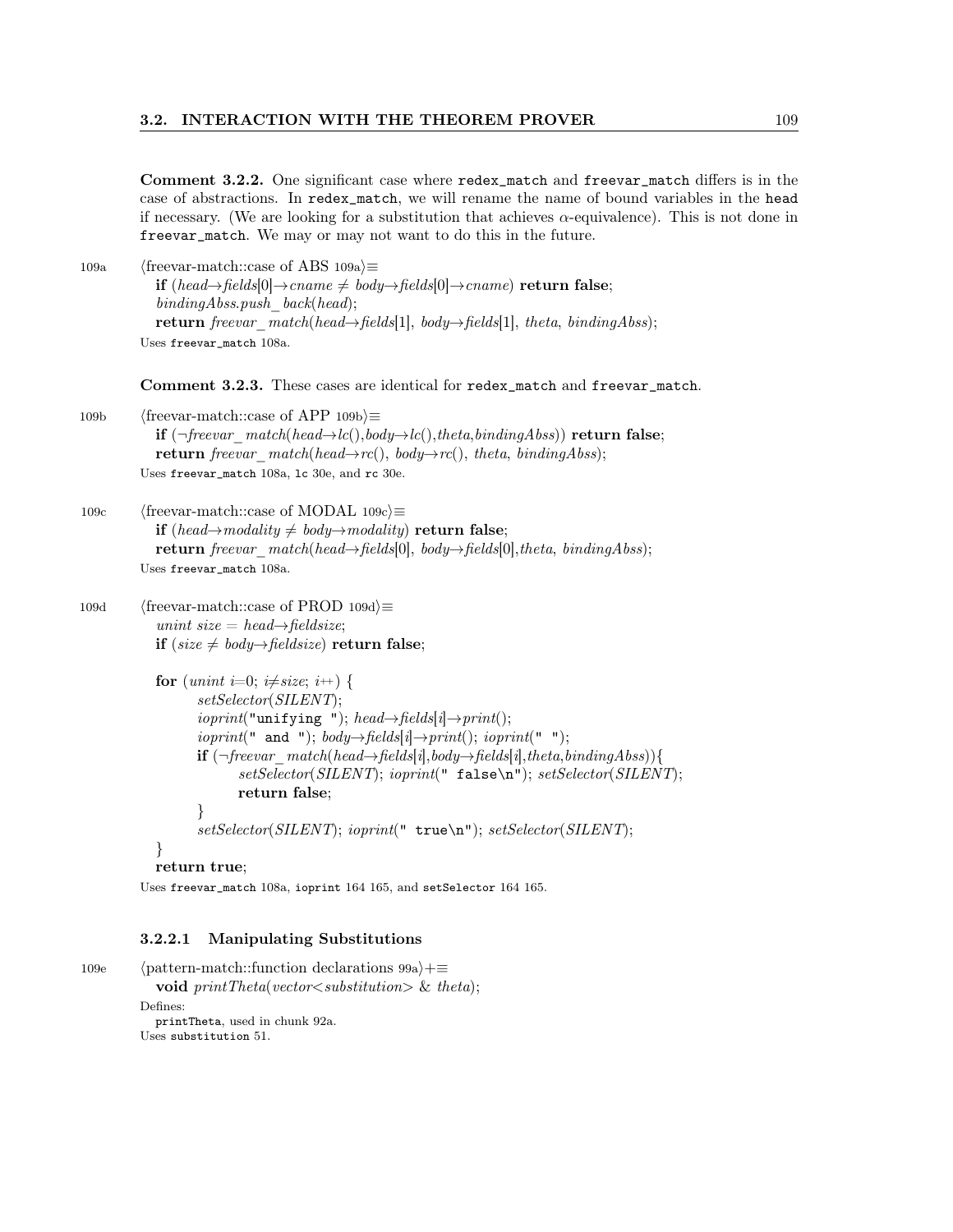**Comment 3.2.2.** One significant case where `redex_match` and `freevar_match` differs is in the case of abstractions. In `redex_match`, we will rename the name of bound variables in the `head` if necessary. (We are looking for a substitution that achieves $\alpha$-equivalence). This is not done in `freevar_match`. We may or may not want to do this in the future.

109a ⟨freevar-match::case of ABS 109a⟩≡

```
if (head→fields[0]→cname ≠ body→fields[0]→cname) return false;
bindingAbss.push_back(head);
return freevar_match(head→fields[1], body→fields[1], theta, bindingAbss);
```

Uses `freevar_match` 108a.

**Comment 3.2.3.** These cases are identical for `redex_match` and `freevar_match`.

109b ⟨freevar-match::case of APP 109b⟩≡

```
if (¬freevar_match(head→lc(),body→lc(),theta,bindingAbss)) return false;
return freevar_match(head→rc(), body→rc(), theta, bindingAbss);
```

Uses `freevar_match` 108a, `lc` 30e, and `rc` 30e.

109c ⟨freevar-match::case of MODAL 109c⟩≡

```
if (head→modality ≠ body→modality) return false;
return freevar_match(head→fields[0], body→fields[0],theta, bindingAbss);
```

Uses `freevar_match` 108a.

109d ⟨freevar-match::case of PROD 109d⟩≡

```
unint size = head→fieldsize;
if (size ≠ body→fieldsize) return false;

for (unint i=0; i≠size; i++) {
        setSelector(SILENT);
        ioprint("unifying "); head→fields[i]→print();
        ioprint(" and "); body→fields[i]→print(); ioprint(" ");
        if (¬freevar_match(head→fields[i],body→fields[i],theta,bindingAbss)){
                setSelector(SILENT); ioprint(" false\n"); setSelector(SILENT);
                return false;
        }
        setSelector(SILENT); ioprint(" true\n"); setSelector(SILENT);
}
return true;
```

Uses `freevar_match` 108a, `ioprint` 164 165, and `setSelector` 164 165.

#### 3.2.2.1 Manipulating Substitutions

109e ⟨pattern-match::function declarations 99a⟩+≡

```
void printTheta(vector<substitution> & theta);
```

Defines:
`printTheta`, used in chunk 92a.
Uses `substitution` 51.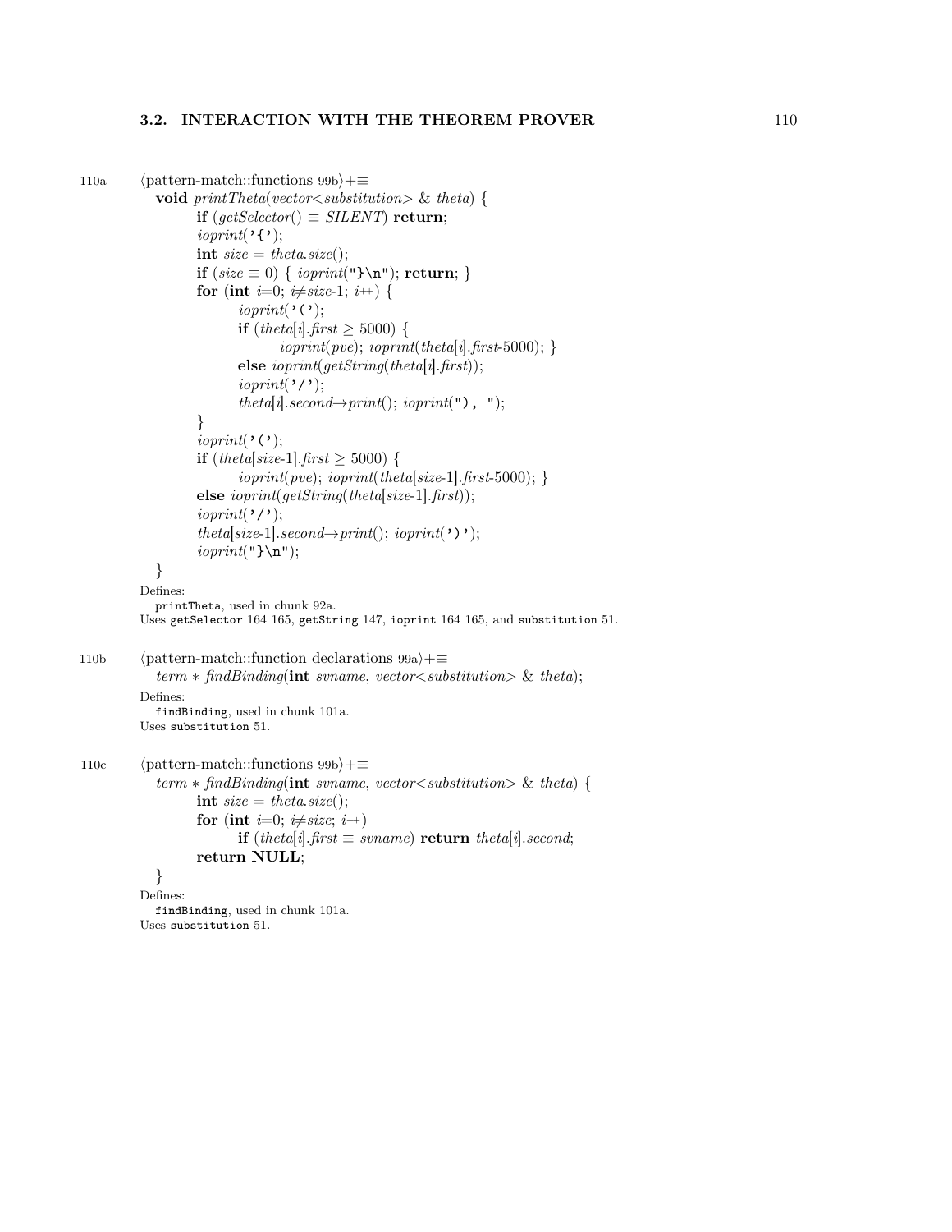110a ⟨pattern-match::functions 99b⟩+≡

```
void printTheta(vector<substitution> & theta) {
        if (getSelector() == SILENT) return;
        ioprint('{');
        int size = theta.size();
        if (size == 0) { ioprint("}\n"); return; }
        for (int i=0; i!=size-1; i++) {
                ioprint('(');
                if (theta[i].first >= 5000) {
                        ioprint(pve); ioprint(theta[i].first-5000); }
                else ioprint(getString(theta[i].first));
                ioprint('/');
                theta[i].second->print(); ioprint("), ");
        }
        ioprint('(');
        if (theta[size-1].first >= 5000) {
                ioprint(pve); ioprint(theta[size-1].first-5000); }
        else ioprint(getString(theta[size-1].first));
        ioprint('/');
        theta[size-1].second->print(); ioprint(')');
        ioprint("}\n");
}
```

Defines:
`printTheta`, used in chunk 92a.
Uses `getSelector` 164 165, `getString` 147, `ioprint` 164 165, and `substitution` 51.

110b ⟨pattern-match::function declarations 99a⟩+≡

```
term * findBinding(int svname, vector<substitution> & theta);
```

Defines:
`findBinding`, used in chunk 101a.
Uses `substitution` 51.

110c ⟨pattern-match::functions 99b⟩+≡

```
term * findBinding(int svname, vector<substitution> & theta) {
        int size = theta.size();
        for (int i=0; i!=size; i++)
                if (theta[i].first == svname) return theta[i].second;
        return NULL;
}
```

Defines:
`findBinding`, used in chunk 101a.
Uses `substitution` 51.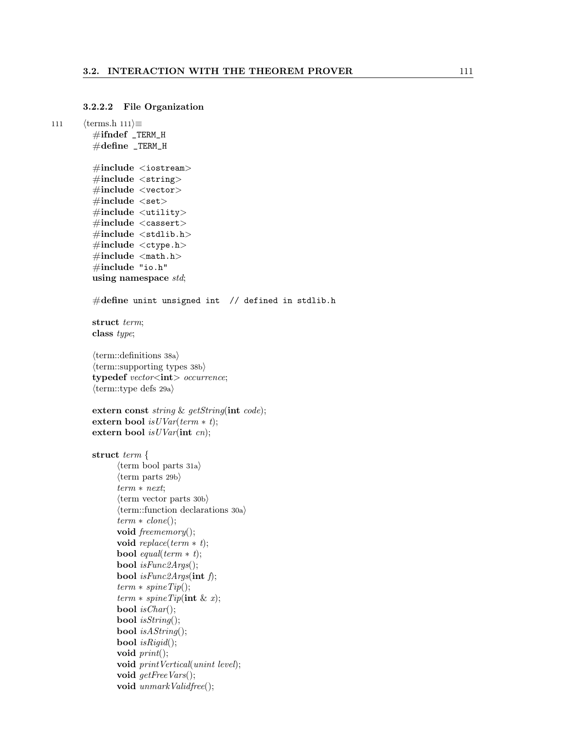#### 3.2.2.2 File Organization

111 ⟨terms.h 111⟩≡

```
#ifndef _TERM_H
#define _TERM_H

#include <iostream>
#include <string>
#include <vector>
#include <set>
#include <utility>
#include <cassert>
#include <stdlib.h>
#include <ctype.h>
#include <math.h>
#include "io.h"
using namespace std;

#define unint unsigned int  // defined in stdlib.h

struct term;
class type;

⟨term::definitions 38a⟩
⟨term::supporting types 38b⟩
typedef vector<int> occurrence;
⟨term::type defs 29a⟩

extern const string & getString(int code);
extern bool isUVar(term * t);
extern bool isUVar(int cn);

struct term {
        ⟨term bool parts 31a⟩
        ⟨term parts 29b⟩
        term * next;
        ⟨term vector parts 30b⟩
        ⟨term::function declarations 30a⟩
        term * clone();
        void freememory();
        void replace(term * t);
        bool equal(term * t);
        bool isFunc2Args();
        bool isFunc2Args(int f);
        term * spineTip();
        term * spineTip(int & x);
        bool isChar();
        bool isString();
        bool isAString();
        bool isRigid();
        void print();
        void printVertical(unint level);
        void getFreeVars();
        void unmarkValidfree();
```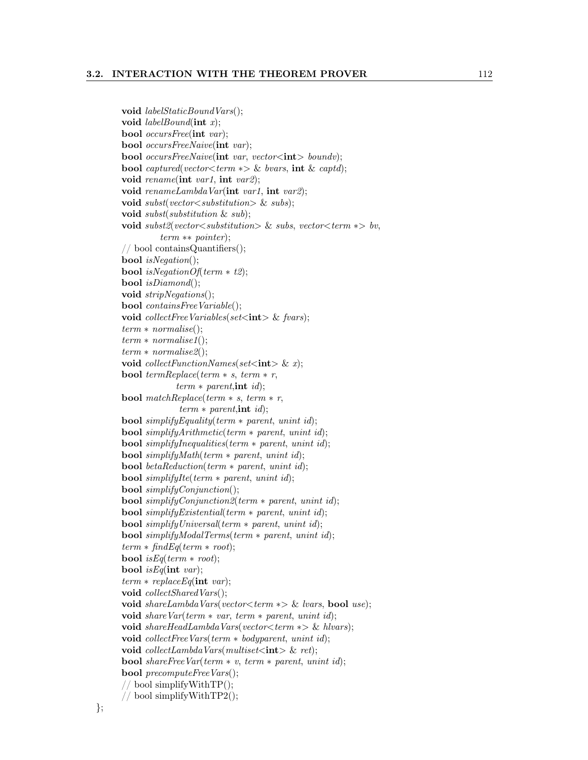```
    void labelStaticBoundVars();
    void labelBound(int x);
    bool occursFree(int var);
    bool occursFreeNaive(int var);
    bool occursFreeNaive(int var, vector<int> boundv);
    bool captured(vector<term *> & bvars, int & captd);
    void rename(int var1, int var2);
    void renameLambdaVar(int var1, int var2);
    void subst(vector<substitution> & subs);
    void subst(substitution & sub);
    void subst2(vector<substitution> & subs, vector<term *> bv,
            term ** pointer);
    // bool containsQuantifiers();
    bool isNegation();
    bool isNegationOf(term * t2);
    bool isDiamond();
    void stripNegations();
    bool containsFreeVariable();
    void collectFreeVariables(set<int> & fvars);
    term * normalise();
    term * normalise1();
    term * normalise2();
    void collectFunctionNames(set<int> & x);
    bool termReplace(term * s, term * r,
                term * parent,int id);
    bool matchReplace(term * s, term * r,
                 term * parent,int id);
    bool simplifyEquality(term * parent, unint id);
    bool simplifyArithmetic(term * parent, unint id);
    bool simplifyInequalities(term * parent, unint id);
    bool simplifyMath(term * parent, unint id);
    bool betaReduction(term * parent, unint id);
    bool simplifyIte(term * parent, unint id);
    bool simplifyConjunction();
    bool simplifyConjunction2(term * parent, unint id);
    bool simplifyExistential(term * parent, unint id);
    bool simplifyUniversal(term * parent, unint id);
    bool simplifyModalTerms(term * parent, unint id);
    term * findEq(term * root);
    bool isEq(term * root);
    bool isEq(int var);
    term * replaceEq(int var);
    void collectSharedVars();
    void shareLambdaVars(vector<term *> & lvars, bool use);
    void shareVar(term * var, term * parent, unint id);
    void shareHeadLambdaVars(vector<term *> & hlvars);
    void collectFreeVars(term * bodyparent, unint id);
    void collectLambdaVars(multiset<int> & ret);
    bool shareFreeVar(term * v, term * parent, unint id);
    bool precomputeFreeVars();
    // bool simplifyWithTP();
    // bool simplifyWithTP2();
};
```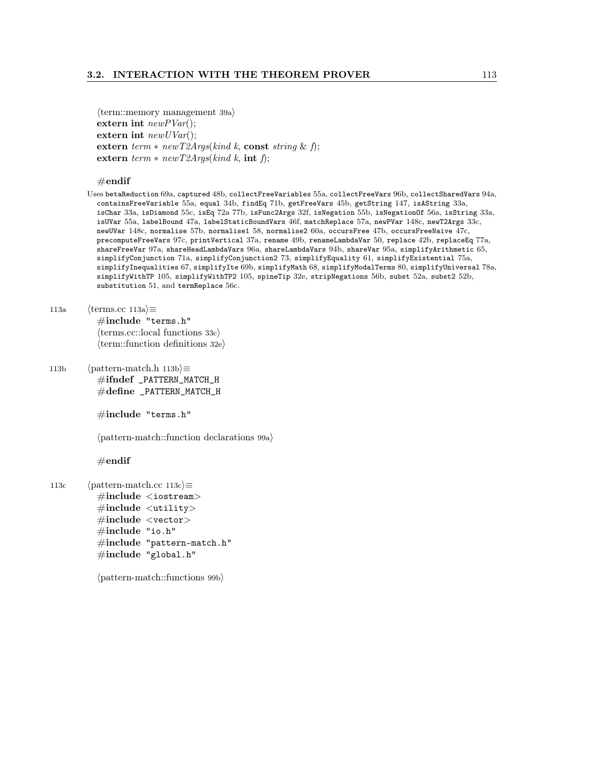```
⟨term::memory management 39a⟩
extern int newPVar();
extern int newUVar();
extern term * newT2Args(kind k, const string & f);
extern term * newT2Args(kind k, int f);

#endif
```

Uses betaReduction 69a, captured 48b, collectFreeVariables 55a, collectFreeVars 96b, collectSharedVars 94a, containsFreeVariable 55a, equal 34b, findEq 71b, getFreeVars 45b, getString 147, isAString 33a, isChar 33a, isDiamond 55c, isEq 72a 77b, isFunc2Args 32f, isNegation 55b, isNegationOf 56a, isString 33a, isUVar 55a, labelBound 47a, labelStaticBoundVars 46f, matchReplace 57a, newPVar 148c, newT2Args 33c, newUVar 148c, normalise 57b, normalise1 58, normalise2 60a, occursFree 47b, occursFreeNaive 47c, precomputeFreeVars 97c, printVertical 37a, rename 49b, renameLambdaVar 50, replace 42b, replaceEq 77a, shareFreeVar 97a, shareHeadLambdaVars 96a, shareLambdaVars 94b, shareVar 95a, simplifyArithmetic 65, simplifyConjunction 71a, simplifyConjunction2 73, simplifyEquality 61, simplifyExistential 75a, simplifyInequalities 67, simplifyIte 69b, simplifyMath 68, simplifyModalTerms 80, simplifyUniversal 78a, simplifyWithTP 105, simplifyWithTP2 105, spineTip 32e, stripNegations 56b, subst 52a, subst2 52b, substitution 51, and termReplace 56c.

113a

```
⟨terms.cc 113a⟩≡
#include "terms.h"
⟨terms.cc::local functions 33c⟩
⟨term::function definitions 32e⟩
```

113b

```
⟨pattern-match.h 113b⟩≡
#ifndef _PATTERN_MATCH_H
#define _PATTERN_MATCH_H

#include "terms.h"

⟨pattern-match::function declarations 99a⟩

#endif
```

113c

```
⟨pattern-match.cc 113c⟩≡
#include <iostream>
#include <utility>
#include <vector>
#include "io.h"
#include "pattern-match.h"
#include "global.h"

⟨pattern-match::functions 99b⟩
```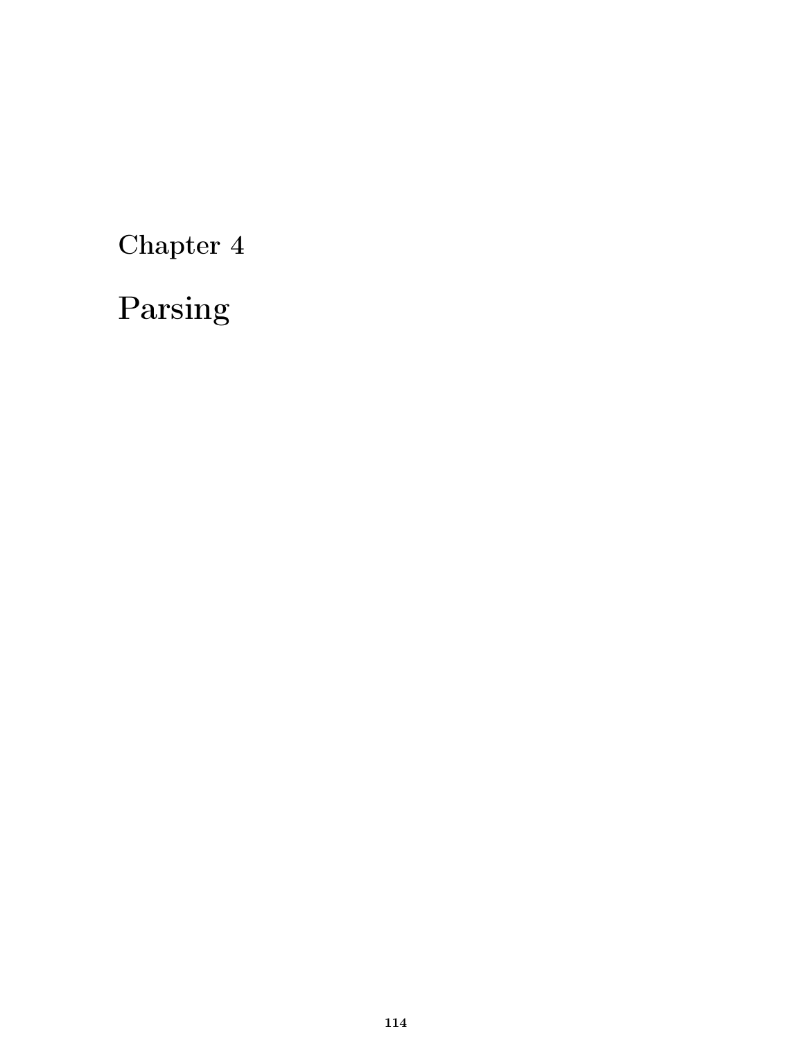# Chapter 4

# Parsing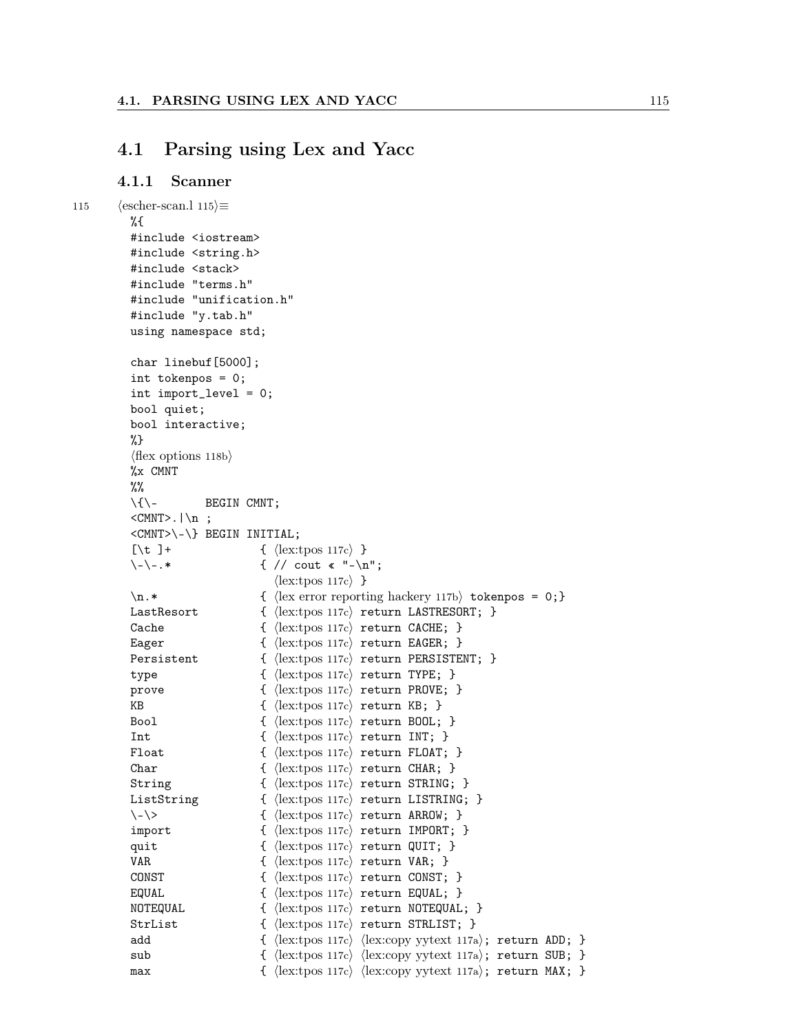## 4.1 Parsing using Lex and Yacc

### 4.1.1 Scanner

115 ⟨escher-scan.l 115⟩≡

```
%{
#include <iostream>
#include <string.h>
#include <stack>
#include "terms.h"
#include "unification.h"
#include "y.tab.h"
using namespace std;

char linebuf[5000];
int tokenpos = 0;
int import_level = 0;
bool quiet;
bool interactive;
%}
⟨flex options 118b⟩
%x CMNT
%%
\{\-       BEGIN CMNT;
<CMNT>.|\n ;
<CMNT>\-\} BEGIN INITIAL;
[\t ]+              { ⟨lex:tpos 117c⟩ }
\-\-.*              { // cout « "-\n";
                      ⟨lex:tpos 117c⟩ }
\n.*                { ⟨lex error reporting hackery 117b⟩ tokenpos = 0;}
LastResort          { ⟨lex:tpos 117c⟩ return LASTRESORT; }
Cache               { ⟨lex:tpos 117c⟩ return CACHE; }
Eager               { ⟨lex:tpos 117c⟩ return EAGER; }
Persistent          { ⟨lex:tpos 117c⟩ return PERSISTENT; }
type                { ⟨lex:tpos 117c⟩ return TYPE; }
prove               { ⟨lex:tpos 117c⟩ return PROVE; }
KB                  { ⟨lex:tpos 117c⟩ return KB; }
Bool                { ⟨lex:tpos 117c⟩ return BOOL; }
Int                 { ⟨lex:tpos 117c⟩ return INT; }
Float               { ⟨lex:tpos 117c⟩ return FLOAT; }
Char                { ⟨lex:tpos 117c⟩ return CHAR; }
String              { ⟨lex:tpos 117c⟩ return STRING; }
ListString          { ⟨lex:tpos 117c⟩ return LISTRING; }
\-\>                { ⟨lex:tpos 117c⟩ return ARROW; }
import              { ⟨lex:tpos 117c⟩ return IMPORT; }
quit                { ⟨lex:tpos 117c⟩ return QUIT; }
VAR                 { ⟨lex:tpos 117c⟩ return VAR; }
CONST               { ⟨lex:tpos 117c⟩ return CONST; }
EQUAL               { ⟨lex:tpos 117c⟩ return EQUAL; }
NOTEQUAL            { ⟨lex:tpos 117c⟩ return NOTEQUAL; }
StrList             { ⟨lex:tpos 117c⟩ return STRLIST; }
add                 { ⟨lex:tpos 117c⟩ ⟨lex:copy yytext 117a⟩; return ADD; }
sub                 { ⟨lex:tpos 117c⟩ ⟨lex:copy yytext 117a⟩; return SUB; }
max                 { ⟨lex:tpos 117c⟩ ⟨lex:copy yytext 117a⟩; return MAX; }
```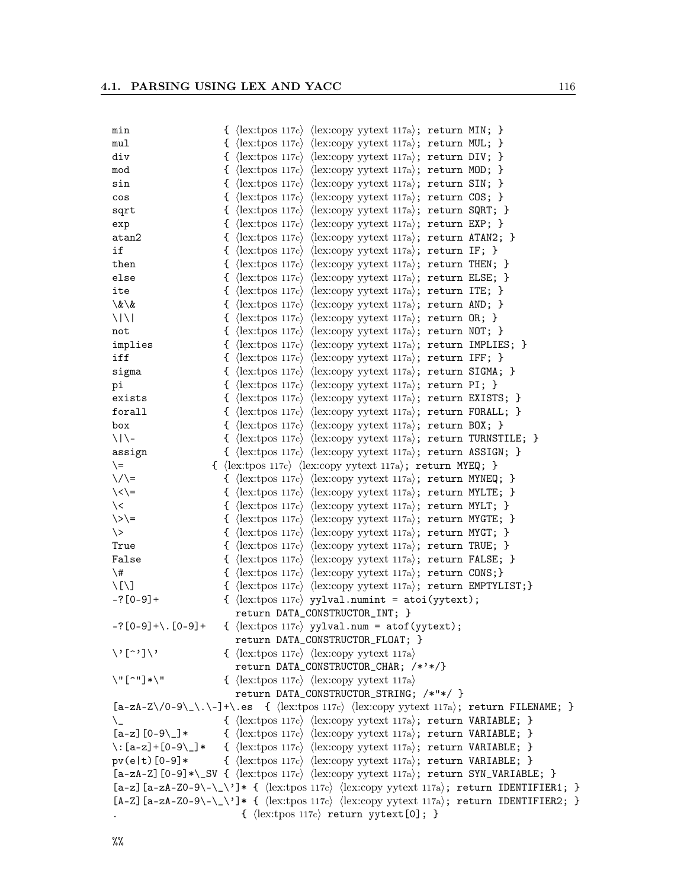```
min             { ⟨lex:tpos 117c⟩ ⟨lex:copy yytext 117a⟩; return MIN; }
mul             { ⟨lex:tpos 117c⟩ ⟨lex:copy yytext 117a⟩; return MUL; }
div             { ⟨lex:tpos 117c⟩ ⟨lex:copy yytext 117a⟩; return DIV; }
mod             { ⟨lex:tpos 117c⟩ ⟨lex:copy yytext 117a⟩; return MOD; }
sin             { ⟨lex:tpos 117c⟩ ⟨lex:copy yytext 117a⟩; return SIN; }
cos             { ⟨lex:tpos 117c⟩ ⟨lex:copy yytext 117a⟩; return COS; }
sqrt            { ⟨lex:tpos 117c⟩ ⟨lex:copy yytext 117a⟩; return SQRT; }
exp             { ⟨lex:tpos 117c⟩ ⟨lex:copy yytext 117a⟩; return EXP; }
atan2           { ⟨lex:tpos 117c⟩ ⟨lex:copy yytext 117a⟩; return ATAN2; }
if              { ⟨lex:tpos 117c⟩ ⟨lex:copy yytext 117a⟩; return IF; }
then            { ⟨lex:tpos 117c⟩ ⟨lex:copy yytext 117a⟩; return THEN; }
else            { ⟨lex:tpos 117c⟩ ⟨lex:copy yytext 117a⟩; return ELSE; }
ite             { ⟨lex:tpos 117c⟩ ⟨lex:copy yytext 117a⟩; return ITE; }
\&\&            { ⟨lex:tpos 117c⟩ ⟨lex:copy yytext 117a⟩; return AND; }
\|\|            { ⟨lex:tpos 117c⟩ ⟨lex:copy yytext 117a⟩; return OR; }
not             { ⟨lex:tpos 117c⟩ ⟨lex:copy yytext 117a⟩; return NOT; }
implies         { ⟨lex:tpos 117c⟩ ⟨lex:copy yytext 117a⟩; return IMPLIES; }
iff             { ⟨lex:tpos 117c⟩ ⟨lex:copy yytext 117a⟩; return IFF; }
sigma           { ⟨lex:tpos 117c⟩ ⟨lex:copy yytext 117a⟩; return SIGMA; }
pi              { ⟨lex:tpos 117c⟩ ⟨lex:copy yytext 117a⟩; return PI; }
exists          { ⟨lex:tpos 117c⟩ ⟨lex:copy yytext 117a⟩; return EXISTS; }
forall          { ⟨lex:tpos 117c⟩ ⟨lex:copy yytext 117a⟩; return FORALL; }
box             { ⟨lex:tpos 117c⟩ ⟨lex:copy yytext 117a⟩; return BOX; }
\|\-            { ⟨lex:tpos 117c⟩ ⟨lex:copy yytext 117a⟩; return TURNSTILE; }
assign          { ⟨lex:tpos 117c⟩ ⟨lex:copy yytext 117a⟩; return ASSIGN; }
\=            { ⟨lex:tpos 117c⟩ ⟨lex:copy yytext 117a⟩; return MYEQ; }
\/\=            { ⟨lex:tpos 117c⟩ ⟨lex:copy yytext 117a⟩; return MYNEQ; }
\<\=            { ⟨lex:tpos 117c⟩ ⟨lex:copy yytext 117a⟩; return MYLTE; }
\<              { ⟨lex:tpos 117c⟩ ⟨lex:copy yytext 117a⟩; return MYLT; }
\>\=            { ⟨lex:tpos 117c⟩ ⟨lex:copy yytext 117a⟩; return MYGTE; }
\>              { ⟨lex:tpos 117c⟩ ⟨lex:copy yytext 117a⟩; return MYGT; }
True            { ⟨lex:tpos 117c⟩ ⟨lex:copy yytext 117a⟩; return TRUE; }
False           { ⟨lex:tpos 117c⟩ ⟨lex:copy yytext 117a⟩; return FALSE; }
\#              { ⟨lex:tpos 117c⟩ ⟨lex:copy yytext 117a⟩; return CONS;}
\[\]            { ⟨lex:tpos 117c⟩ ⟨lex:copy yytext 117a⟩; return EMPTYLIST;}
-?[0-9]+        { ⟨lex:tpos 117c⟩ yylval.numint = atoi(yytext);
                  return DATA_CONSTRUCTOR_INT; }
-?[0-9]+\.[0-9]+  { ⟨lex:tpos 117c⟩ yylval.num = atof(yytext);
                  return DATA_CONSTRUCTOR_FLOAT; }
\'[^']\'        { ⟨lex:tpos 117c⟩ ⟨lex:copy yytext 117a⟩
                  return DATA_CONSTRUCTOR_CHAR; /*'*/}
\"[^"]*\"       { ⟨lex:tpos 117c⟩ ⟨lex:copy yytext 117a⟩
                  return DATA_CONSTRUCTOR_STRING; /*"*/ }
[a-zA-Z\/0-9\_\.\-]+\.es  { ⟨lex:tpos 117c⟩ ⟨lex:copy yytext 117a⟩; return FILENAME; }
\_              { ⟨lex:tpos 117c⟩ ⟨lex:copy yytext 117a⟩; return VARIABLE; }
[a-z][0-9\_]*   { ⟨lex:tpos 117c⟩ ⟨lex:copy yytext 117a⟩; return VARIABLE; }
\:[a-z]+[0-9\_]*  { ⟨lex:tpos 117c⟩ ⟨lex:copy yytext 117a⟩; return VARIABLE; }
pv(e|t)[0-9]*   { ⟨lex:tpos 117c⟩ ⟨lex:copy yytext 117a⟩; return VARIABLE; }
[a-zA-Z][0-9]*\_SV { ⟨lex:tpos 117c⟩ ⟨lex:copy yytext 117a⟩; return SYN_VARIABLE; }
[a-z][a-zA-Z0-9\-\_\']* { ⟨lex:tpos 117c⟩ ⟨lex:copy yytext 117a⟩; return IDENTIFIER1; }
[A-Z][a-zA-Z0-9\-\_\']* { ⟨lex:tpos 117c⟩ ⟨lex:copy yytext 117a⟩; return IDENTIFIER2; }
.                 { ⟨lex:tpos 117c⟩ return yytext[0]; }

%%
```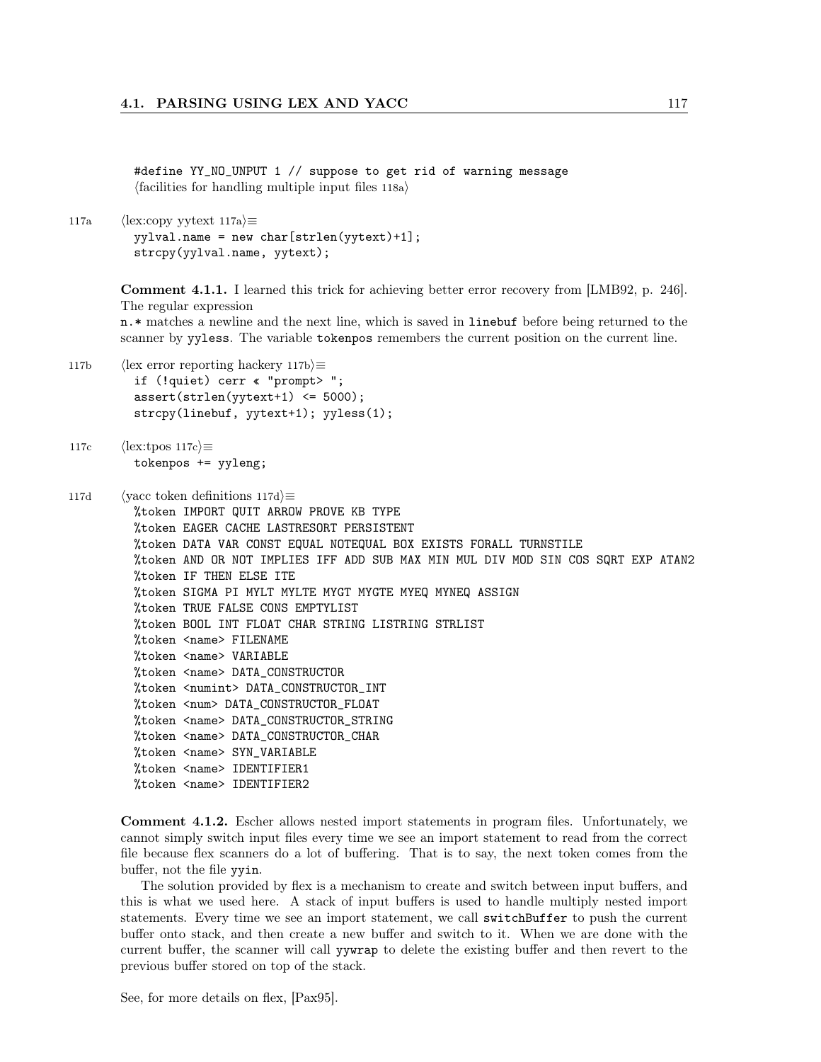```
#define YY_NO_UNPUT 1 // suppose to get rid of warning message
⟨facilities for handling multiple input files 118a⟩
```

117a ⟨lex:copy yytext 117a⟩≡

```
yylval.name = new char[strlen(yytext)+1];
strcpy(yylval.name, yytext);
```

**Comment 4.1.1.** I learned this trick for achieving better error recovery from [LMB92, p. 246]. The regular expression
`n.*` matches a newline and the next line, which is saved in `linebuf` before being returned to the scanner by `yyless`. The variable `tokenpos` remembers the current position on the current line.

117b ⟨lex error reporting hackery 117b⟩≡

```
if (!quiet) cerr « "prompt> ";
assert(strlen(yytext+1) <= 5000);
strcpy(linebuf, yytext+1); yyless(1);
```

117c ⟨lex:tpos 117c⟩≡

```
tokenpos += yyleng;
```

117d ⟨yacc token definitions 117d⟩≡

```
%token IMPORT QUIT ARROW PROVE KB TYPE
%token EAGER CACHE LASTRESORT PERSISTENT
%token DATA VAR CONST EQUAL NOTEQUAL BOX EXISTS FORALL TURNSTILE
%token AND OR NOT IMPLIES IFF ADD SUB MAX MIN MUL DIV MOD SIN COS SQRT EXP ATAN2
%token IF THEN ELSE ITE
%token SIGMA PI MYLT MYLTE MYGT MYGTE MYEQ MYNEQ ASSIGN
%token TRUE FALSE CONS EMPTYLIST
%token BOOL INT FLOAT CHAR STRING LISTRING STRLIST
%token <name> FILENAME
%token <name> VARIABLE
%token <name> DATA_CONSTRUCTOR
%token <numint> DATA_CONSTRUCTOR_INT
%token <num> DATA_CONSTRUCTOR_FLOAT
%token <name> DATA_CONSTRUCTOR_STRING
%token <name> DATA_CONSTRUCTOR_CHAR
%token <name> SYN_VARIABLE
%token <name> IDENTIFIER1
%token <name> IDENTIFIER2
```

**Comment 4.1.2.** Escher allows nested import statements in program files. Unfortunately, we cannot simply switch input files every time we see an import statement to read from the correct file because flex scanners do a lot of buffering. That is to say, the next token comes from the buffer, not the file `yyin`.

The solution provided by flex is a mechanism to create and switch between input buffers, and this is what we used here. A stack of input buffers is used to handle multiply nested import statements. Every time we see an import statement, we call `switchBuffer` to push the current buffer onto stack, and then create a new buffer and switch to it. When we are done with the current buffer, the scanner will call `yywrap` to delete the existing buffer and then revert to the previous buffer stored on top of the stack.

See, for more details on flex, [Pax95].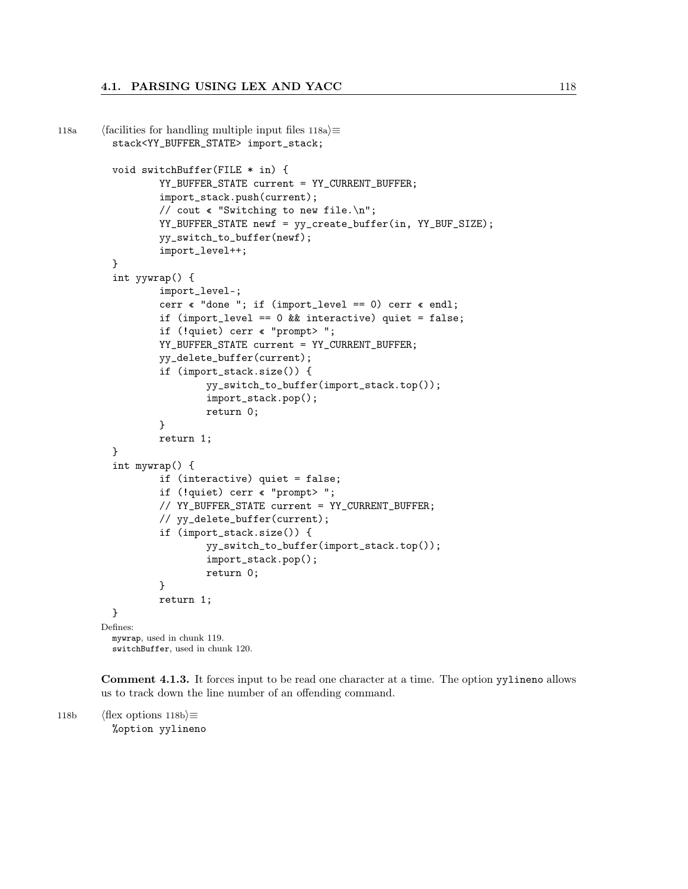118a ⟨facilities for handling multiple input files 118a⟩≡

```
stack<YY_BUFFER_STATE> import_stack;

void switchBuffer(FILE * in) {
        YY_BUFFER_STATE current = YY_CURRENT_BUFFER;
        import_stack.push(current);
        // cout « "Switching to new file.\n";
        YY_BUFFER_STATE newf = yy_create_buffer(in, YY_BUF_SIZE);
        yy_switch_to_buffer(newf);
        import_level++;
}
int yywrap() {
        import_level-;
        cerr « "done "; if (import_level == 0) cerr « endl;
        if (import_level == 0 && interactive) quiet = false;
        if (!quiet) cerr « "prompt> ";
        YY_BUFFER_STATE current = YY_CURRENT_BUFFER;
        yy_delete_buffer(current);
        if (import_stack.size()) {
                yy_switch_to_buffer(import_stack.top());
                import_stack.pop();
                return 0;
        }
        return 1;
}
int mywrap() {
        if (interactive) quiet = false;
        if (!quiet) cerr « "prompt> ";
        // YY_BUFFER_STATE current = YY_CURRENT_BUFFER;
        // yy_delete_buffer(current);
        if (import_stack.size()) {
                yy_switch_to_buffer(import_stack.top());
                import_stack.pop();
                return 0;
        }
        return 1;
}
```

Defines:
mywrap, used in chunk 119.
switchBuffer, used in chunk 120.

**Comment 4.1.3.** It forces input to be read one character at a time. The option yylineno allows us to track down the line number of an offending command.

118b ⟨flex options 118b⟩≡

```
%option yylineno
```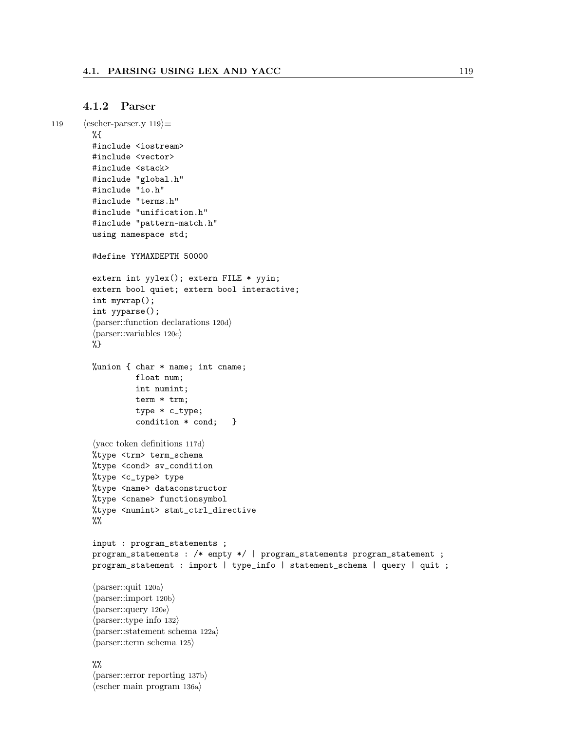### 4.1.2 Parser

119 ⟨escher-parser.y 119⟩≡

```
%{
#include <iostream>
#include <vector>
#include <stack>
#include "global.h"
#include "io.h"
#include "terms.h"
#include "unification.h"
#include "pattern-match.h"
using namespace std;

#define YYMAXDEPTH 50000

extern int yylex(); extern FILE * yyin;
extern bool quiet; extern bool interactive;
int mywrap();
int yyparse();
⟨parser::function declarations 120d⟩
⟨parser::variables 120c⟩
%}

%union { char * name; int cname;
         float num;
         int numint;
         term * trm;
         type * c_type;
         condition * cond;   }

⟨yacc token definitions 117d⟩
%type <trm> term_schema
%type <cond> sv_condition
%type <c_type> type
%type <name> dataconstructor
%type <cname> functionsymbol
%type <numint> stmt_ctrl_directive
%%

input : program_statements ;
program_statements : /* empty */ | program_statements program_statement ;
program_statement : import | type_info | statement_schema | query | quit ;

⟨parser::quit 120a⟩
⟨parser::import 120b⟩
⟨parser::query 120e⟩
⟨parser::type info 132⟩
⟨parser::statement schema 122a⟩
⟨parser::term schema 125⟩

%%
⟨parser::error reporting 137b⟩
⟨escher main program 136a⟩
```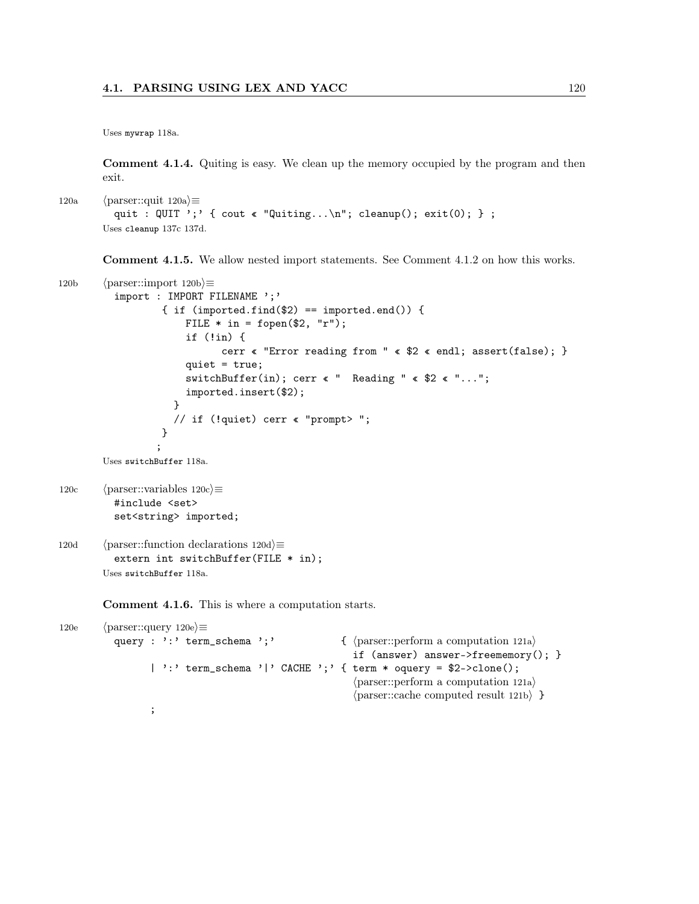Uses mywrap 118a.

**Comment 4.1.4.** Quiting is easy. We clean up the memory occupied by the program and then exit.

120a ⟨parser::quit 120a⟩≡

```
quit : QUIT ';' { cout « "Quiting...\n"; cleanup(); exit(0); } ;
```

Uses cleanup 137c 137d.

**Comment 4.1.5.** We allow nested import statements. See Comment 4.1.2 on how this works.

120b ⟨parser::import 120b⟩≡

```
import : IMPORT FILENAME ';'
        { if (imported.find($2) == imported.end()) {
            FILE * in = fopen($2, "r");
            if (!in) {
                  cerr « "Error reading from " « $2 « endl; assert(false); }
            quiet = true;
            switchBuffer(in); cerr « "  Reading " « $2 « "...";
            imported.insert($2);
          }
          // if (!quiet) cerr « "prompt> ";
        }
       ;
```

Uses switchBuffer 118a.

120c ⟨parser::variables 120c⟩≡

```
#include <set>
set<string> imported;
```

120d ⟨parser::function declarations 120d⟩≡

```
extern int switchBuffer(FILE * in);
```

Uses switchBuffer 118a.

**Comment 4.1.6.** This is where a computation starts.

120e ⟨parser::query 120e⟩≡

```
query : ':' term_schema ';'            { ⟨parser::perform a computation 121a⟩
                                         if (answer) answer->freememory(); }
      | ':' term_schema '|' CACHE ';' { term * oquery = $2->clone();
                                         ⟨parser::perform a computation 121a⟩
                                         ⟨parser::cache computed result 121b⟩ }
      ;
```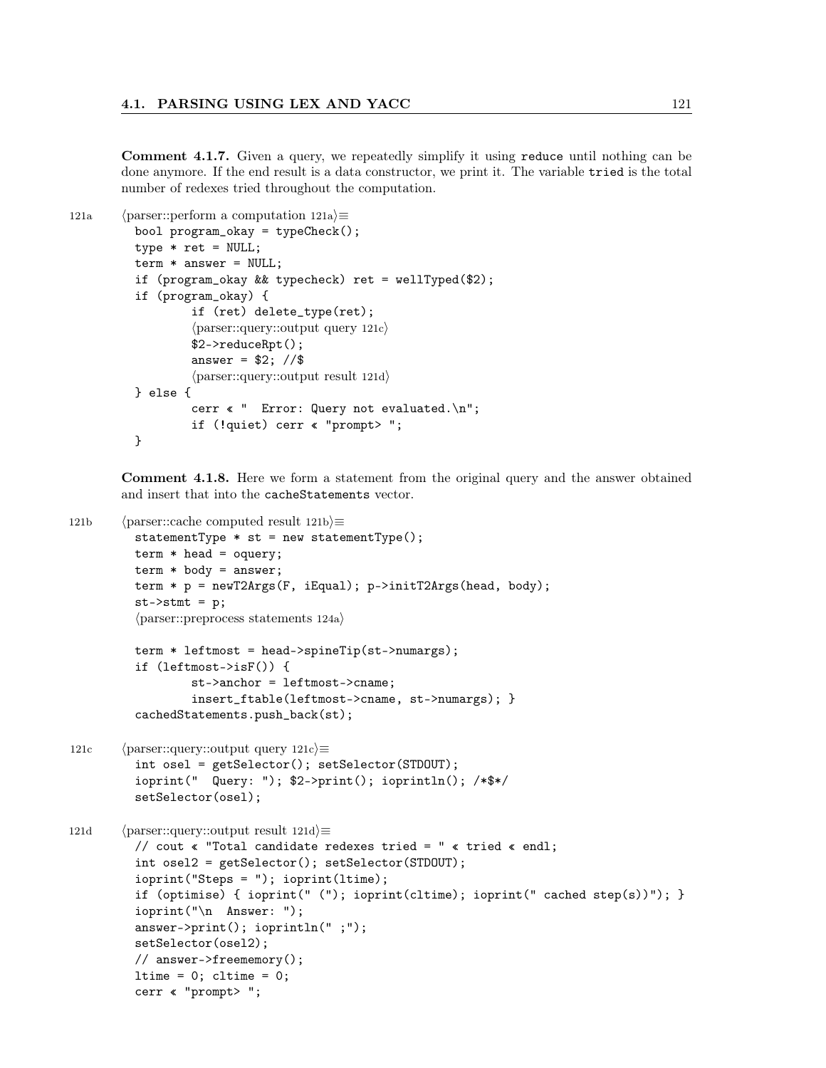**Comment 4.1.7.** Given a query, we repeatedly simplify it using `reduce` until nothing can be done anymore. If the end result is a data constructor, we print it. The variable `tried` is the total number of redexes tried throughout the computation.

121a ⟨parser::perform a computation 121a⟩≡

```
bool program_okay = typeCheck();
type * ret = NULL;
term * answer = NULL;
if (program_okay && typecheck) ret = wellTyped($2);
if (program_okay) {
        if (ret) delete_type(ret);
        ⟨parser::query::output query 121c⟩
        $2->reduceRpt();
        answer = $2; //$
        ⟨parser::query::output result 121d⟩
} else {
        cerr « "  Error: Query not evaluated.\n";
        if (!quiet) cerr « "prompt> ";
}
```

**Comment 4.1.8.** Here we form a statement from the original query and the answer obtained and insert that into the `cacheStatements` vector.

121b ⟨parser::cache computed result 121b⟩≡

```
statementType * st = new statementType();
term * head = oquery;
term * body = answer;
term * p = newT2Args(F, iEqual); p->initT2Args(head, body);
st->stmt = p;
⟨parser::preprocess statements 124a⟩

term * leftmost = head->spineTip(st->numargs);
if (leftmost->isF()) {
        st->anchor = leftmost->cname;
        insert_ftable(leftmost->cname, st->numargs); }
cachedStatements.push_back(st);
```

121c ⟨parser::query::output query 121c⟩≡

```
int osel = getSelector(); setSelector(STDOUT);
ioprint("  Query: "); $2->print(); ioprintln(); /*$*/
setSelector(osel);
```

121d ⟨parser::query::output result 121d⟩≡

```
// cout « "Total candidate redexes tried = " « tried « endl;
int osel2 = getSelector(); setSelector(STDOUT);
ioprint("Steps = "); ioprint(ltime);
if (optimise) { ioprint(" ("); ioprint(cltime); ioprint(" cached step(s))"); }
ioprint("\n  Answer: ");
answer->print(); ioprintln(" ;");
setSelector(osel2);
// answer->freememory();
ltime = 0; cltime = 0;
cerr « "prompt> ";
```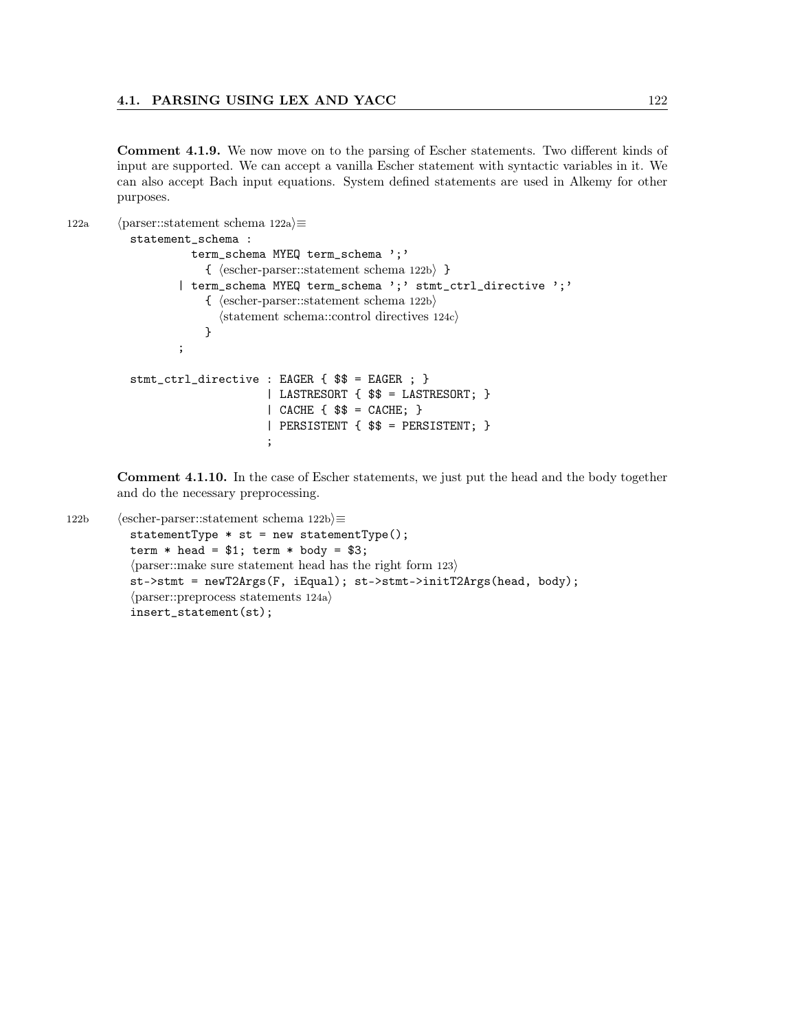**Comment 4.1.9.** We now move on to the parsing of Escher statements. Two different kinds of input are supported. We can accept a vanilla Escher statement with syntactic variables in it. We can also accept Bach input equations. System defined statements are used in Alkemy for other purposes.

122a ⟨parser::statement schema 122a⟩≡

```
statement_schema :
          term_schema MYEQ term_schema ';'
            { ⟨escher-parser::statement schema 122b⟩ }
        | term_schema MYEQ term_schema ';' stmt_ctrl_directive ';'
            { ⟨escher-parser::statement schema 122b⟩
              ⟨statement schema::control directives 124c⟩
            }
        ;

stmt_ctrl_directive : EAGER { $$ = EAGER ; }
                    | LASTRESORT { $$ = LASTRESORT; }
                    | CACHE { $$ = CACHE; }
                    | PERSISTENT { $$ = PERSISTENT; }
                    ;
```

**Comment 4.1.10.** In the case of Escher statements, we just put the head and the body together and do the necessary preprocessing.

122b ⟨escher-parser::statement schema 122b⟩≡

```
statementType * st = new statementType();
term * head = $1; term * body = $3;
⟨parser::make sure statement head has the right form 123⟩
st->stmt = newT2Args(F, iEqual); st->stmt->initT2Args(head, body);
⟨parser::preprocess statements 124a⟩
insert_statement(st);
```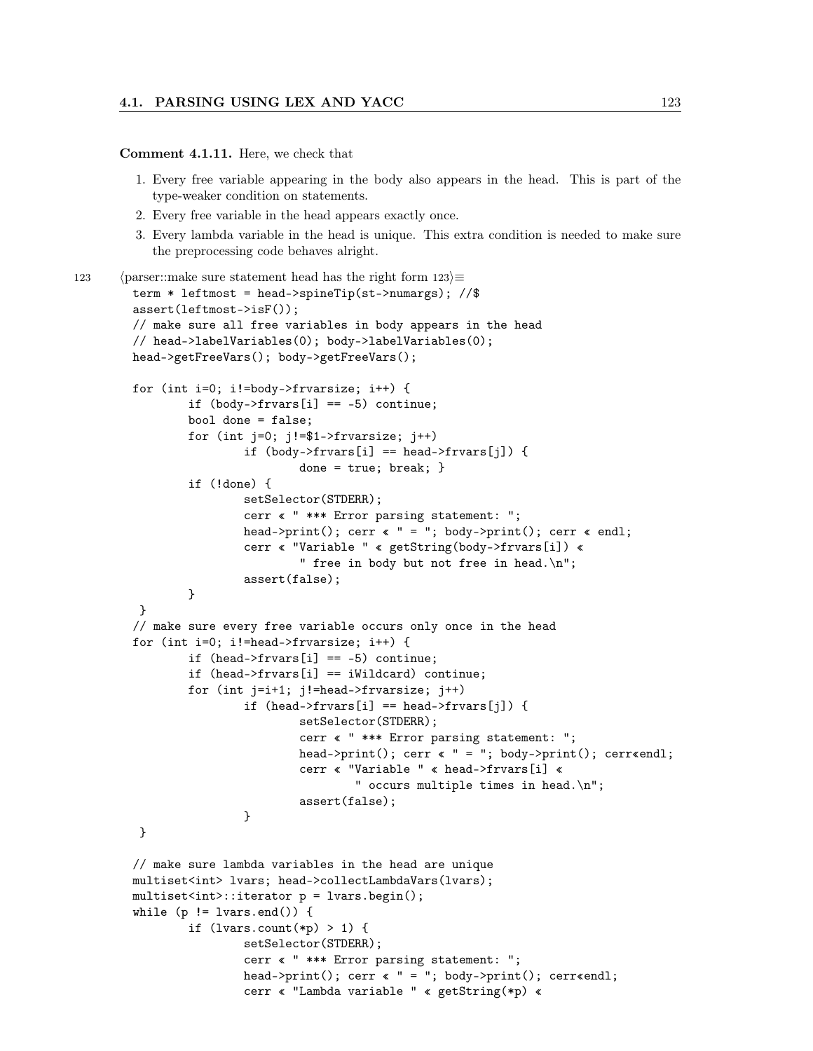**Comment 4.1.11.** Here, we check that

1. Every free variable appearing in the body also appears in the head. This is part of the type-weaker condition on statements.
2. Every free variable in the head appears exactly once.
3. Every lambda variable in the head is unique. This extra condition is needed to make sure the preprocessing code behaves alright.

123 ⟨parser::make sure statement head has the right form 123⟩≡

```
term * leftmost = head->spineTip(st->numargs); //$
assert(leftmost->isF());
// make sure all free variables in body appears in the head
// head->labelVariables(0); body->labelVariables(0);
head->getFreeVars(); body->getFreeVars();

for (int i=0; i!=body->frvarsize; i++) {
        if (body->frvars[i] == -5) continue;
        bool done = false;
        for (int j=0; j!=$1->frvarsize; j++)
                if (body->frvars[i] == head->frvars[j]) {
                        done = true; break; }
        if (!done) {
                setSelector(STDERR);
                cerr << " *** Error parsing statement: ";
                head->print(); cerr << " = "; body->print(); cerr << endl;
                cerr << "Variable " << getString(body->frvars[i]) <<
                        " free in body but not free in head.\n";
                assert(false);
        }
 }
// make sure every free variable occurs only once in the head
for (int i=0; i!=head->frvarsize; i++) {
        if (head->frvars[i] == -5) continue;
        if (head->frvars[i] == iWildcard) continue;
        for (int j=i+1; j!=head->frvarsize; j++)
                if (head->frvars[i] == head->frvars[j]) {
                        setSelector(STDERR);
                        cerr << " *** Error parsing statement: ";
                        head->print(); cerr << " = "; body->print(); cerr<<endl;
                        cerr << "Variable " << head->frvars[i] <<
                                " occurs multiple times in head.\n";
                        assert(false);
                }
 }

// make sure lambda variables in the head are unique
multiset<int> lvars; head->collectLambdaVars(lvars);
multiset<int>::iterator p = lvars.begin();
while (p != lvars.end()) {
        if (lvars.count(*p) > 1) {
                setSelector(STDERR);
                cerr << " *** Error parsing statement: ";
                head->print(); cerr << " = "; body->print(); cerr<<endl;
                cerr << "Lambda variable " << getString(*p) <<
```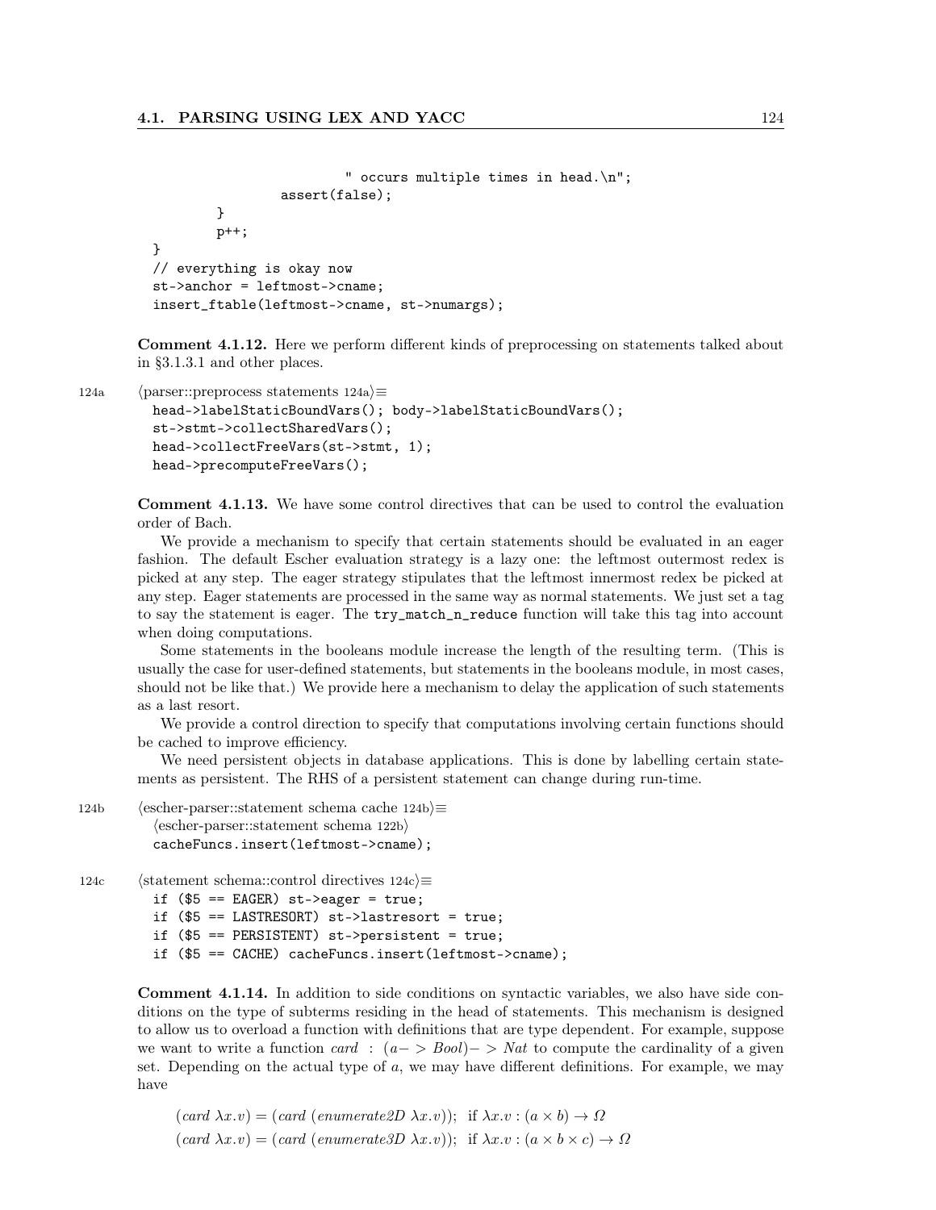```
                        " occurs multiple times in head.\n";
                assert(false);
        }
        p++;
}
// everything is okay now
st->anchor = leftmost->cname;
insert_ftable(leftmost->cname, st->numargs);
```

**Comment 4.1.12.** Here we perform different kinds of preprocessing on statements talked about in §3.1.3.1 and other places.

124a ⟨parser::preprocess statements 124a⟩≡

```
head->labelStaticBoundVars(); body->labelStaticBoundVars();
st->stmt->collectSharedVars();
head->collectFreeVars(st->stmt, 1);
head->precomputeFreeVars();
```

**Comment 4.1.13.** We have some control directives that can be used to control the evaluation order of Bach.

We provide a mechanism to specify that certain statements should be evaluated in an eager fashion. The default Escher evaluation strategy is a lazy one: the leftmost outermost redex is picked at any step. The eager strategy stipulates that the leftmost innermost redex be picked at any step. Eager statements are processed in the same way as normal statements. We just set a tag to say the statement is eager. The `try_match_n_reduce` function will take this tag into account when doing computations.

Some statements in the booleans module increase the length of the resulting term. (This is usually the case for user-defined statements, but statements in the booleans module, in most cases, should not be like that.) We provide here a mechanism to delay the application of such statements as a last resort.

We provide a control direction to specify that computations involving certain functions should be cached to improve efficiency.

We need persistent objects in database applications. This is done by labelling certain statements as persistent. The RHS of a persistent statement can change during run-time.

124b ⟨escher-parser::statement schema cache 124b⟩≡

```
⟨escher-parser::statement schema 122b⟩
cacheFuncs.insert(leftmost->cname);
```

124c ⟨statement schema::control directives 124c⟩≡

```
if ($5 == EAGER) st->eager = true;
if ($5 == LASTRESORT) st->lastresort = true;
if ($5 == PERSISTENT) st->persistent = true;
if ($5 == CACHE) cacheFuncs.insert(leftmost->cname);
```

**Comment 4.1.14.** In addition to side conditions on syntactic variables, we also have side conditions on the type of subterms residing in the head of statements. This mechanism is designed to allow us to overload a function with definitions that are type dependent. For example, suppose we want to write a function $card\ :\ (a->Bool)->Nat$ to compute the cardinality of a given set. Depending on the actual type of $a$, we may have different definitions. For example, we may have

$$(card\ \lambda x.v) = (card\ (enumerate2D\ \lambda x.v));\ \text{ if } \lambda x.v : (a \times b) \rightarrow \Omega$$

$$(card\ \lambda x.v) = (card\ (enumerate3D\ \lambda x.v));\ \text{ if } \lambda x.v : (a \times b \times c) \rightarrow \Omega$$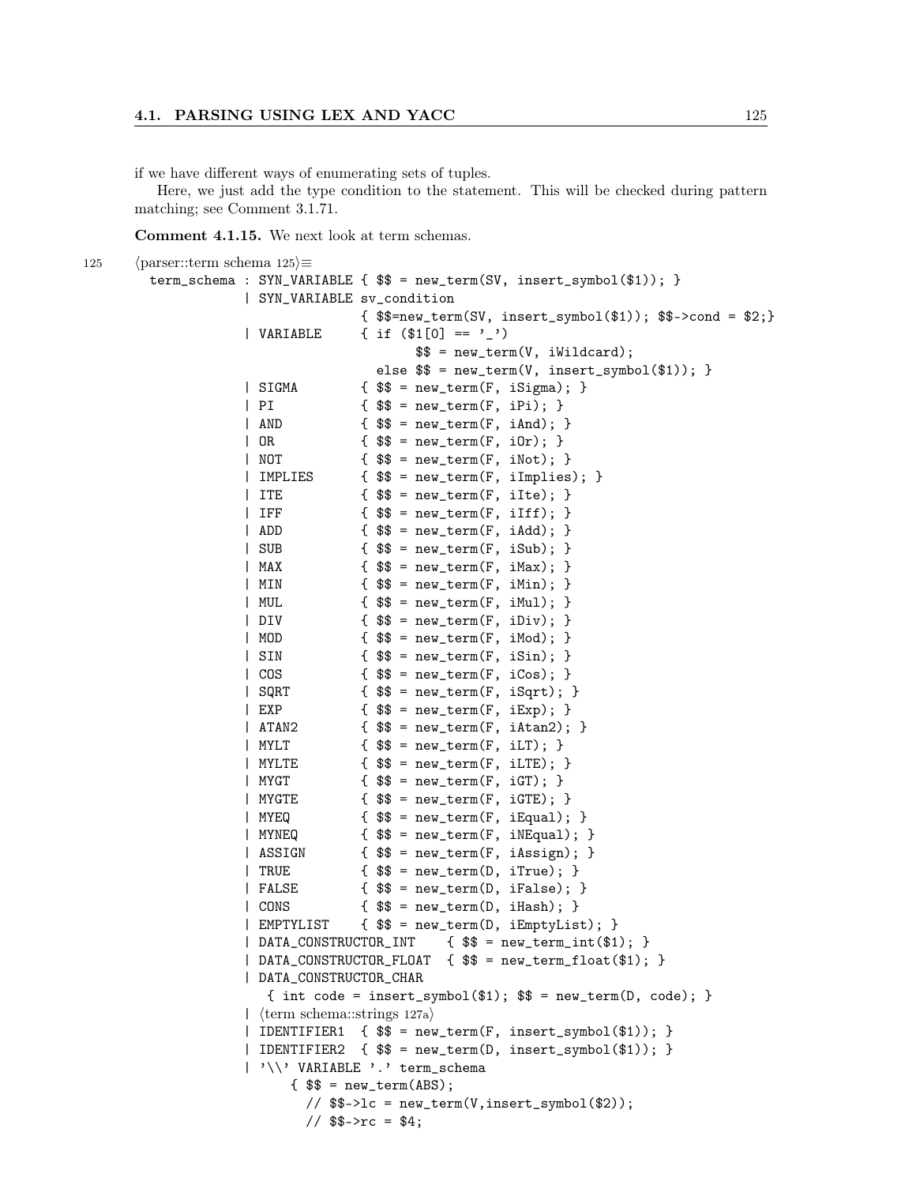if we have different ways of enumerating sets of tuples.

Here, we just add the type condition to the statement. This will be checked during pattern matching; see Comment 3.1.71.

**Comment 4.1.15.** We next look at term schemas.

125 ⟨parser::term schema 125⟩≡

```
term_schema : SYN_VARIABLE { $$ = new_term(SV, insert_symbol($1)); }
            | SYN_VARIABLE sv_condition
                          { $$=new_term(SV, insert_symbol($1)); $$->cond = $2;}
            | VARIABLE     { if ($1[0] == '_')
                                 $$ = new_term(V, iWildcard);
                             else $$ = new_term(V, insert_symbol($1)); }
            | SIGMA        { $$ = new_term(F, iSigma); }
            | PI           { $$ = new_term(F, iPi); }
            | AND          { $$ = new_term(F, iAnd); }
            | OR           { $$ = new_term(F, iOr); }
            | NOT          { $$ = new_term(F, iNot); }
            | IMPLIES      { $$ = new_term(F, iImplies); }
            | ITE          { $$ = new_term(F, iIte); }
            | IFF          { $$ = new_term(F, iIff); }
            | ADD          { $$ = new_term(F, iAdd); }
            | SUB          { $$ = new_term(F, iSub); }
            | MAX          { $$ = new_term(F, iMax); }
            | MIN          { $$ = new_term(F, iMin); }
            | MUL          { $$ = new_term(F, iMul); }
            | DIV          { $$ = new_term(F, iDiv); }
            | MOD          { $$ = new_term(F, iMod); }
            | SIN          { $$ = new_term(F, iSin); }
            | COS          { $$ = new_term(F, iCos); }
            | SQRT         { $$ = new_term(F, iSqrt); }
            | EXP          { $$ = new_term(F, iExp); }
            | ATAN2        { $$ = new_term(F, iAtan2); }
            | MYLT         { $$ = new_term(F, iLT); }
            | MYLTE        { $$ = new_term(F, iLTE); }
            | MYGT         { $$ = new_term(F, iGT); }
            | MYGTE        { $$ = new_term(F, iGTE); }
            | MYEQ         { $$ = new_term(F, iEqual); }
            | MYNEQ        { $$ = new_term(F, iNEqual); }
            | ASSIGN       { $$ = new_term(F, iAssign); }
            | TRUE         { $$ = new_term(D, iTrue); }
            | FALSE        { $$ = new_term(D, iFalse); }
            | CONS         { $$ = new_term(D, iHash); }
            | EMPTYLIST    { $$ = new_term(D, iEmptyList); }
            | DATA_CONSTRUCTOR_INT    { $$ = new_term_int($1); }
            | DATA_CONSTRUCTOR_FLOAT  { $$ = new_term_float($1); }
            | DATA_CONSTRUCTOR_CHAR
              { int code = insert_symbol($1); $$ = new_term(D, code); }
            | ⟨term schema::strings 127a⟩
            | IDENTIFIER1  { $$ = new_term(F, insert_symbol($1)); }
            | IDENTIFIER2  { $$ = new_term(D, insert_symbol($1)); }
            | '\\' VARIABLE '.' term_schema
                 { $$ = new_term(ABS);
                   // $$->lc = new_term(V,insert_symbol($2));
                   // $$->rc = $4;
```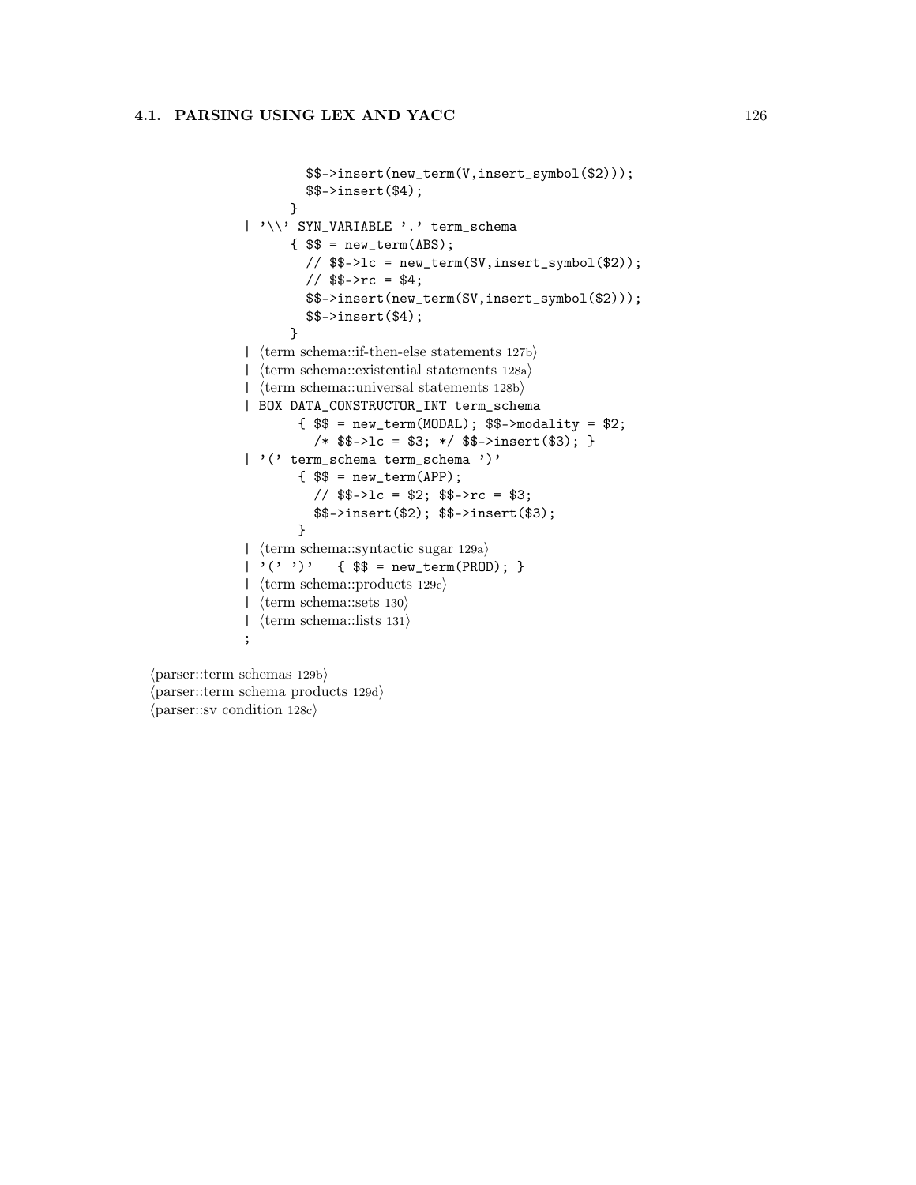```
        $$->insert(new_term(V,insert_symbol($2)));
        $$->insert($4);
      }
| '\\' SYN_VARIABLE '.' term_schema
      { $$ = new_term(ABS);
        // $$->lc = new_term(SV,insert_symbol($2));
        // $$->rc = $4;
        $$->insert(new_term(SV,insert_symbol($2)));
        $$->insert($4);
      }
| ⟨term schema::if-then-else statements 127b⟩
| ⟨term schema::existential statements 128a⟩
| ⟨term schema::universal statements 128b⟩
| BOX DATA_CONSTRUCTOR_INT term_schema
       { $$ = new_term(MODAL); $$->modality = $2;
         /* $$->lc = $3; */ $$->insert($3); }
| '(' term_schema term_schema ')'
       { $$ = new_term(APP);
         // $$->lc = $2; $$->rc = $3;
         $$->insert($2); $$->insert($3);
       }
| ⟨term schema::syntactic sugar 129a⟩
| '(' ')'   { $$ = new_term(PROD); }
| ⟨term schema::products 129c⟩
| ⟨term schema::sets 130⟩
| ⟨term schema::lists 131⟩
;
```

⟨parser::term schemas 129b⟩
⟨parser::term schema products 129d⟩
⟨parser::sv condition 128c⟩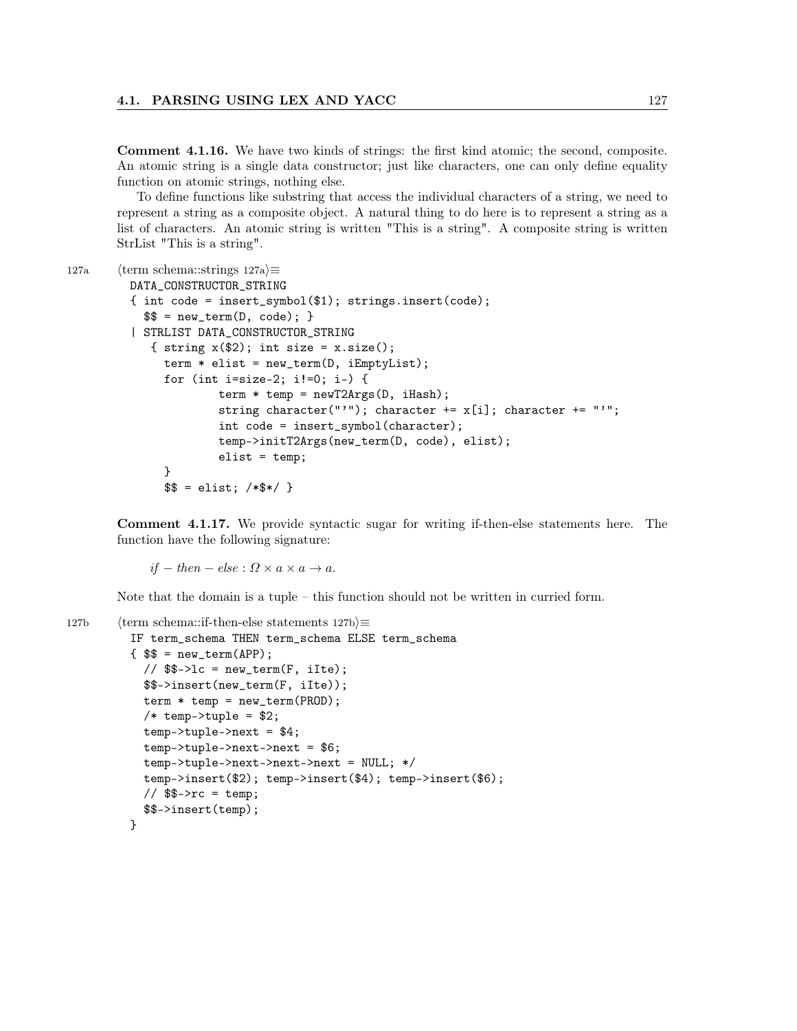**Comment 4.1.16.** We have two kinds of strings: the first kind atomic; the second, composite. An atomic string is a single data constructor; just like characters, one can only define equality function on atomic strings, nothing else.

To define functions like substring that access the individual characters of a string, we need to represent a string as a composite object. A natural thing to do here is to represent a string as a list of characters. An atomic string is written "This is a string". A composite string is written StrList "This is a string".

127a ⟨term schema::strings 127a⟩≡

```
DATA_CONSTRUCTOR_STRING
{ int code = insert_symbol($1); strings.insert(code);
  $$ = new_term(D, code); }
| STRLIST DATA_CONSTRUCTOR_STRING
   { string x($2); int size = x.size();
     term * elist = new_term(D, iEmptyList);
     for (int i=size-2; i!=0; i-) {
             term * temp = newT2Args(D, iHash);
             string character("'"); character += x[i]; character += "'";
             int code = insert_symbol(character);
             temp->initT2Args(new_term(D, code), elist);
             elist = temp;
     }
     $$ = elist; /*$*/ }
```

**Comment 4.1.17.** We provide syntactic sugar for writing if-then-else statements here. The function have the following signature:

$$if - then - else : \Omega \times a \times a \to a.$$

Note that the domain is a tuple – this function should not be written in curried form.

127b ⟨term schema::if-then-else statements 127b⟩≡

```
IF term_schema THEN term_schema ELSE term_schema
{ $$ = new_term(APP);
  // $$->lc = new_term(F, iIte);
  $$->insert(new_term(F, iIte));
  term * temp = new_term(PROD);
  /* temp->tuple = $2;
  temp->tuple->next = $4;
  temp->tuple->next->next = $6;
  temp->tuple->next->next->next = NULL; */
  temp->insert($2); temp->insert($4); temp->insert($6);
  // $$->rc = temp;
  $$->insert(temp);
}
```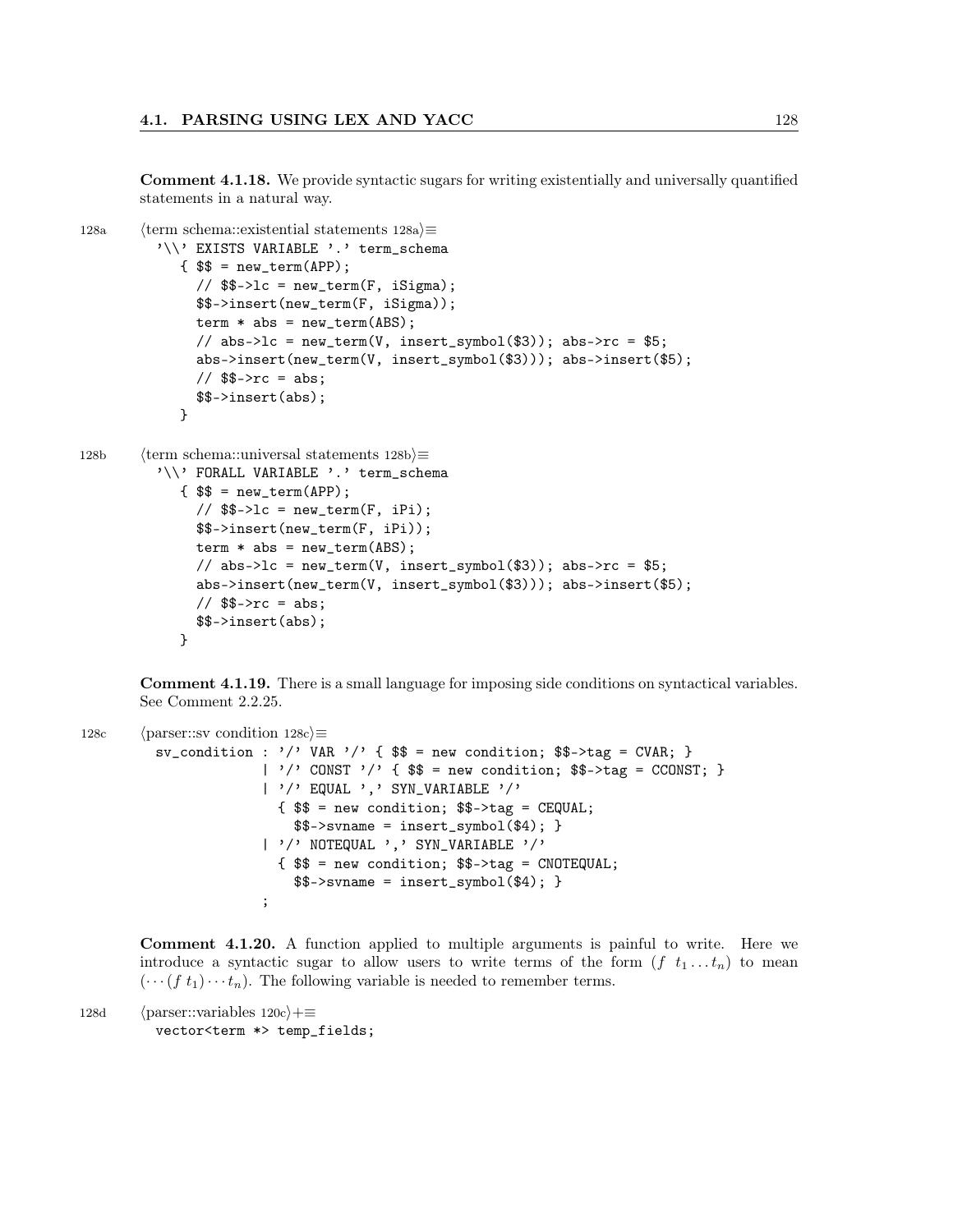**Comment 4.1.18.** We provide syntactic sugars for writing existentially and universally quantified statements in a natural way.

128a ⟨term schema::existential statements 128a⟩≡

```
'\\' EXISTS VARIABLE '.' term_schema
   { $$ = new_term(APP);
     // $$->lc = new_term(F, iSigma);
     $$->insert(new_term(F, iSigma));
     term * abs = new_term(ABS);
     // abs->lc = new_term(V, insert_symbol($3)); abs->rc = $5;
     abs->insert(new_term(V, insert_symbol($3))); abs->insert($5);
     // $$->rc = abs;
     $$->insert(abs);
   }
```

128b ⟨term schema::universal statements 128b⟩≡

```
'\\' FORALL VARIABLE '.' term_schema
   { $$ = new_term(APP);
     // $$->lc = new_term(F, iPi);
     $$->insert(new_term(F, iPi));
     term * abs = new_term(ABS);
     // abs->lc = new_term(V, insert_symbol($3)); abs->rc = $5;
     abs->insert(new_term(V, insert_symbol($3))); abs->insert($5);
     // $$->rc = abs;
     $$->insert(abs);
   }
```

**Comment 4.1.19.** There is a small language for imposing side conditions on syntactical variables. See Comment 2.2.25.

128c ⟨parser::sv condition 128c⟩≡

```
sv_condition : '/' VAR '/' { $$ = new condition; $$->tag = CVAR; }
             | '/' CONST '/' { $$ = new condition; $$->tag = CCONST; }
             | '/' EQUAL ',' SYN_VARIABLE '/'
               { $$ = new condition; $$->tag = CEQUAL;
                 $$->svname = insert_symbol($4); }
             | '/' NOTEQUAL ',' SYN_VARIABLE '/'
               { $$ = new condition; $$->tag = CNOTEQUAL;
                 $$->svname = insert_symbol($4); }
             ;
```

**Comment 4.1.20.** A function applied to multiple arguments is painful to write. Here we introduce a syntactic sugar to allow users to write terms of the form $(f\ \ t_1 \dots t_n)$ to mean $(\cdots (f\ t_1) \cdots t_n)$. The following variable is needed to remember terms.

128d ⟨parser::variables 120c⟩+≡

```
vector<term *> temp_fields;
```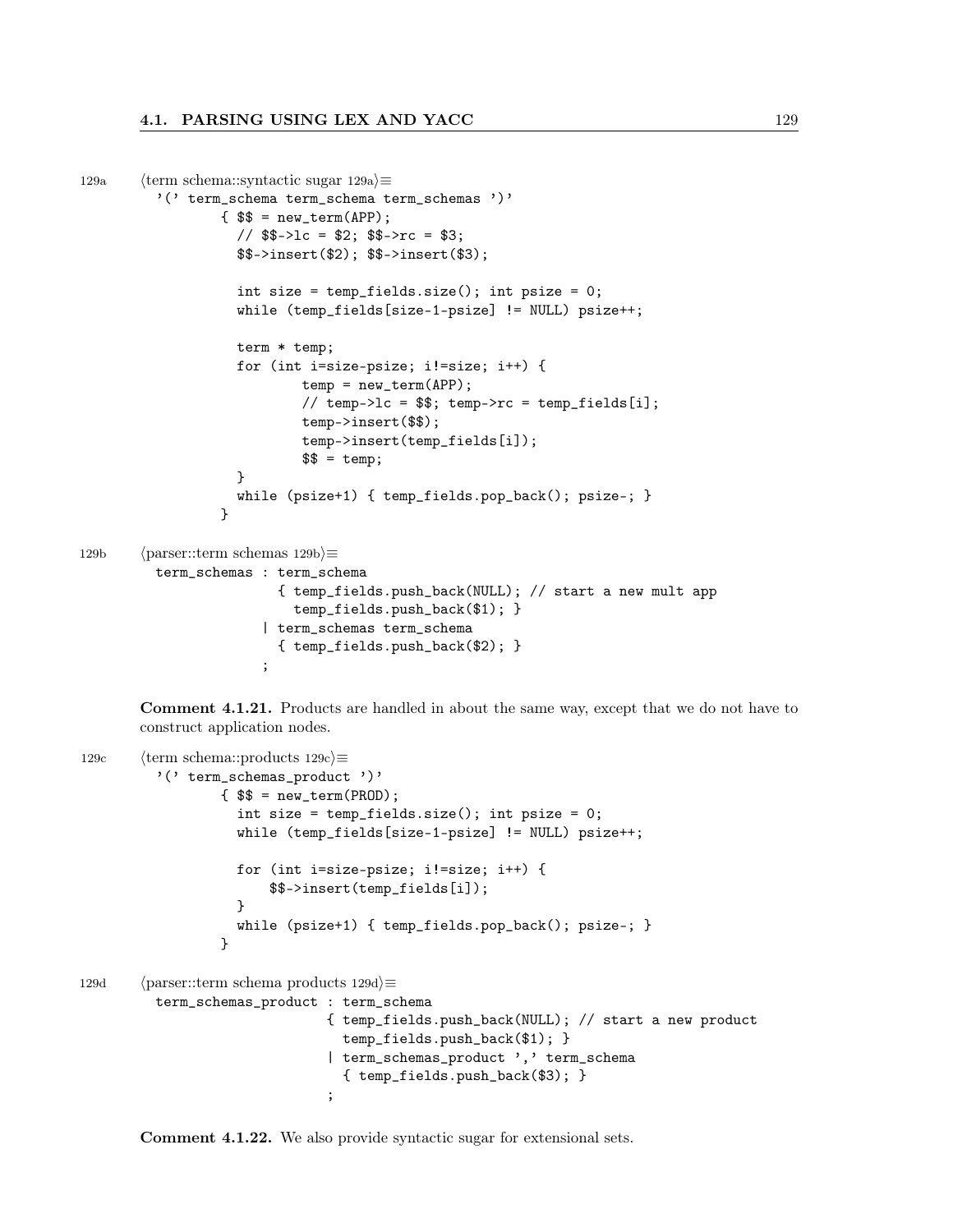129a ⟨term schema::syntactic sugar 129a⟩≡

```
'(' term_schema term_schema term_schemas ')'
        { $$ = new_term(APP);
          // $$->lc = $2; $$->rc = $3;
          $$->insert($2); $$->insert($3);

          int size = temp_fields.size(); int psize = 0;
          while (temp_fields[size-1-psize] != NULL) psize++;

          term * temp;
          for (int i=size-psize; i!=size; i++) {
                  temp = new_term(APP);
                  // temp->lc = $$; temp->rc = temp_fields[i];
                  temp->insert($$);
                  temp->insert(temp_fields[i]);
                  $$ = temp;
          }
          while (psize+1) { temp_fields.pop_back(); psize-; }
        }
```

129b ⟨parser::term schemas 129b⟩≡

```
term_schemas : term_schema
               { temp_fields.push_back(NULL); // start a new mult app
                 temp_fields.push_back($1); }
             | term_schemas term_schema
               { temp_fields.push_back($2); }
             ;
```

**Comment 4.1.21.** Products are handled in about the same way, except that we do not have to construct application nodes.

129c ⟨term schema::products 129c⟩≡

```
'(' term_schemas_product ')'
        { $$ = new_term(PROD);
          int size = temp_fields.size(); int psize = 0;
          while (temp_fields[size-1-psize] != NULL) psize++;

          for (int i=size-psize; i!=size; i++) {
              $$->insert(temp_fields[i]);
          }
          while (psize+1) { temp_fields.pop_back(); psize-; }
        }
```

129d ⟨parser::term schema products 129d⟩≡

```
term_schemas_product : term_schema
                       { temp_fields.push_back(NULL); // start a new product
                         temp_fields.push_back($1); }
                       | term_schemas_product ',' term_schema
                         { temp_fields.push_back($3); }
                       ;
```

**Comment 4.1.22.** We also provide syntactic sugar for extensional sets.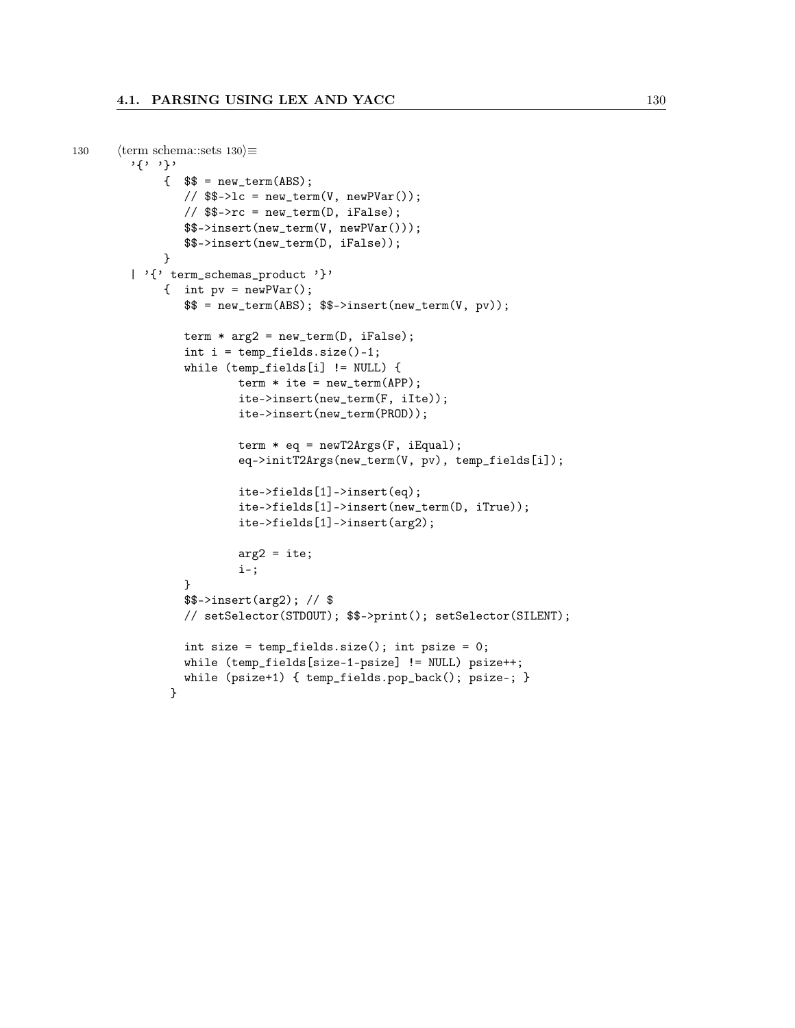130 ⟨term schema::sets 130⟩≡

```
'{' '}'
     {  $$ = new_term(ABS);
        // $$->lc = new_term(V, newPVar());
        // $$->rc = new_term(D, iFalse);
        $$->insert(new_term(V, newPVar()));
        $$->insert(new_term(D, iFalse));
     }
| '{' term_schemas_product '}'
     {  int pv = newPVar();
        $$ = new_term(ABS); $$->insert(new_term(V, pv));

        term * arg2 = new_term(D, iFalse);
        int i = temp_fields.size()-1;
        while (temp_fields[i] != NULL) {
                term * ite = new_term(APP);
                ite->insert(new_term(F, iIte));
                ite->insert(new_term(PROD));

                term * eq = newT2Args(F, iEqual);
                eq->initT2Args(new_term(V, pv), temp_fields[i]);

                ite->fields[1]->insert(eq);
                ite->fields[1]->insert(new_term(D, iTrue));
                ite->fields[1]->insert(arg2);

                arg2 = ite;
                i-;
        }
        $$->insert(arg2); // $
        // setSelector(STDOUT); $$->print(); setSelector(SILENT);

        int size = temp_fields.size(); int psize = 0;
        while (temp_fields[size-1-psize] != NULL) psize++;
        while (psize+1) { temp_fields.pop_back(); psize-; }
      }
```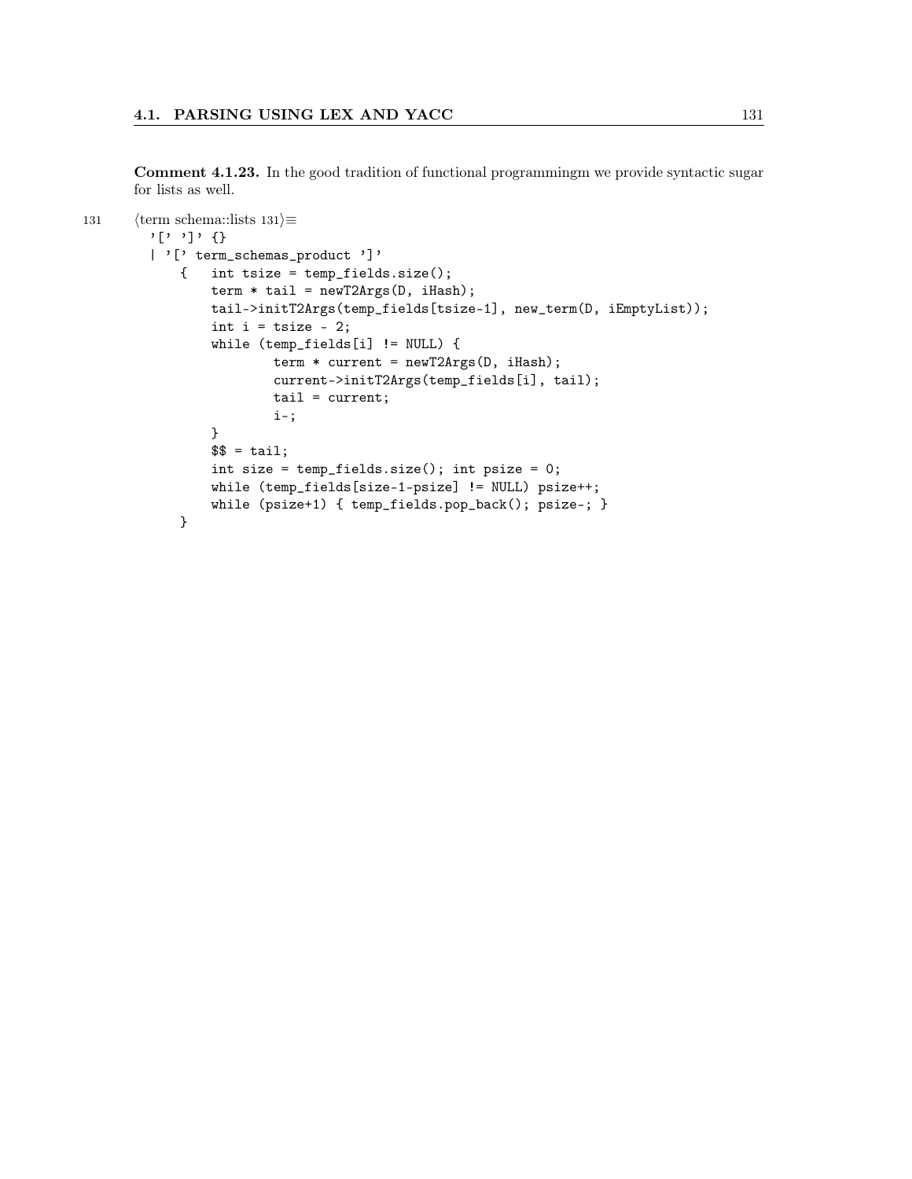**Comment 4.1.23.** In the good tradition of functional programmingm we provide syntactic sugar for lists as well.

```
131    ⟨term schema::lists 131⟩≡
         '[' ']' {}
       | '[' term_schemas_product ']'
           {   int tsize = temp_fields.size();
               term * tail = newT2Args(D, iHash);
               tail->initT2Args(temp_fields[tsize-1], new_term(D, iEmptyList));
               int i = tsize - 2;
               while (temp_fields[i] != NULL) {
                       term * current = newT2Args(D, iHash);
                       current->initT2Args(temp_fields[i], tail);
                       tail = current;
                       i-;
               }
               $$ = tail;
               int size = temp_fields.size(); int psize = 0;
               while (temp_fields[size-1-psize] != NULL) psize++;
               while (psize+1) { temp_fields.pop_back(); psize-; }
           }
```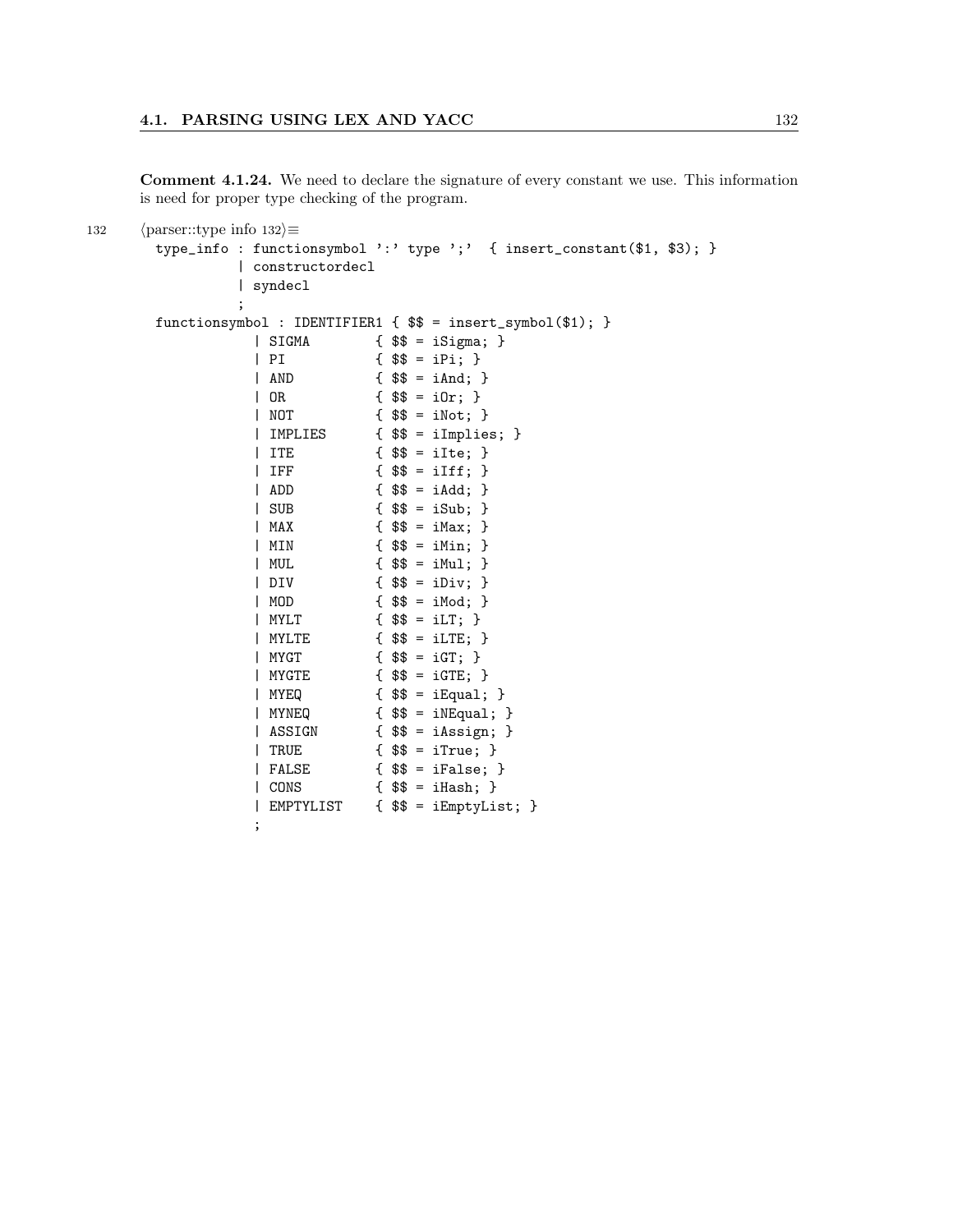**Comment 4.1.24.** We need to declare the signature of every constant we use. This information is need for proper type checking of the program.

132 ⟨parser::type info 132⟩≡

```
type_info : functionsymbol ':' type ';'  { insert_constant($1, $3); }
          | constructordecl
          | syndecl
          ;
functionsymbol : IDENTIFIER1 { $$ = insert_symbol($1); }
            | SIGMA       { $$ = iSigma; }
            | PI          { $$ = iPi; }
            | AND         { $$ = iAnd; }
            | OR          { $$ = iOr; }
            | NOT         { $$ = iNot; }
            | IMPLIES     { $$ = iImplies; }
            | ITE         { $$ = iIte; }
            | IFF         { $$ = iIff; }
            | ADD         { $$ = iAdd; }
            | SUB         { $$ = iSub; }
            | MAX         { $$ = iMax; }
            | MIN         { $$ = iMin; }
            | MUL         { $$ = iMul; }
            | DIV         { $$ = iDiv; }
            | MOD         { $$ = iMod; }
            | MYLT        { $$ = iLT; }
            | MYLTE       { $$ = iLTE; }
            | MYGT        { $$ = iGT; }
            | MYGTE       { $$ = iGTE; }
            | MYEQ        { $$ = iEqual; }
            | MYNEQ       { $$ = iNEqual; }
            | ASSIGN      { $$ = iAssign; }
            | TRUE        { $$ = iTrue; }
            | FALSE       { $$ = iFalse; }
            | CONS        { $$ = iHash; }
            | EMPTYLIST   { $$ = iEmptyList; }
            ;
```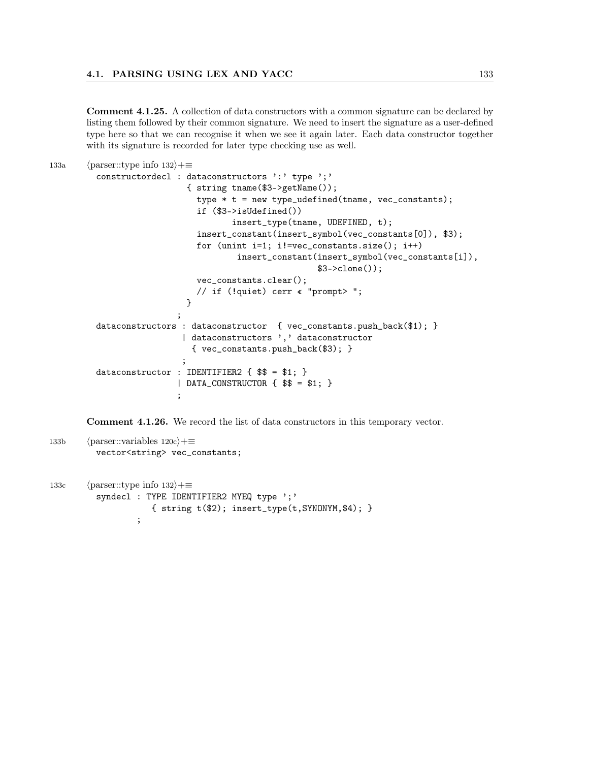**Comment 4.1.25.** A collection of data constructors with a common signature can be declared by listing them followed by their common signature. We need to insert the signature as a user-defined type here so that we can recognise it when we see it again later. Each data constructor together with its signature is recorded for later type checking use as well.

133a ⟨parser::type info 132⟩+≡

```
constructordecl : dataconstructors ':' type ';'
                  { string tname($3->getName());
                    type * t = new type_udefined(tname, vec_constants);
                    if ($3->isUdefined())
                           insert_type(tname, UDEFINED, t);
                    insert_constant(insert_symbol(vec_constants[0]), $3);
                    for (unint i=1; i!=vec_constants.size(); i++)
                            insert_constant(insert_symbol(vec_constants[i]),
                                            $3->clone());
                    vec_constants.clear();
                    // if (!quiet) cerr « "prompt> ";
                  }
                ;
dataconstructors : dataconstructor  { vec_constants.push_back($1); }
                 | dataconstructors ',' dataconstructor
                   { vec_constants.push_back($3); }
                 ;
dataconstructor : IDENTIFIER2 { $$ = $1; }
                | DATA_CONSTRUCTOR { $$ = $1; }
                ;
```

**Comment 4.1.26.** We record the list of data constructors in this temporary vector.

133b ⟨parser::variables 120c⟩+≡

```
vector<string> vec_constants;
```

133c ⟨parser::type info 132⟩+≡

```
syndecl : TYPE IDENTIFIER2 MYEQ type ';'
           { string t($2); insert_type(t,SYNONYM,$4); }
        ;
```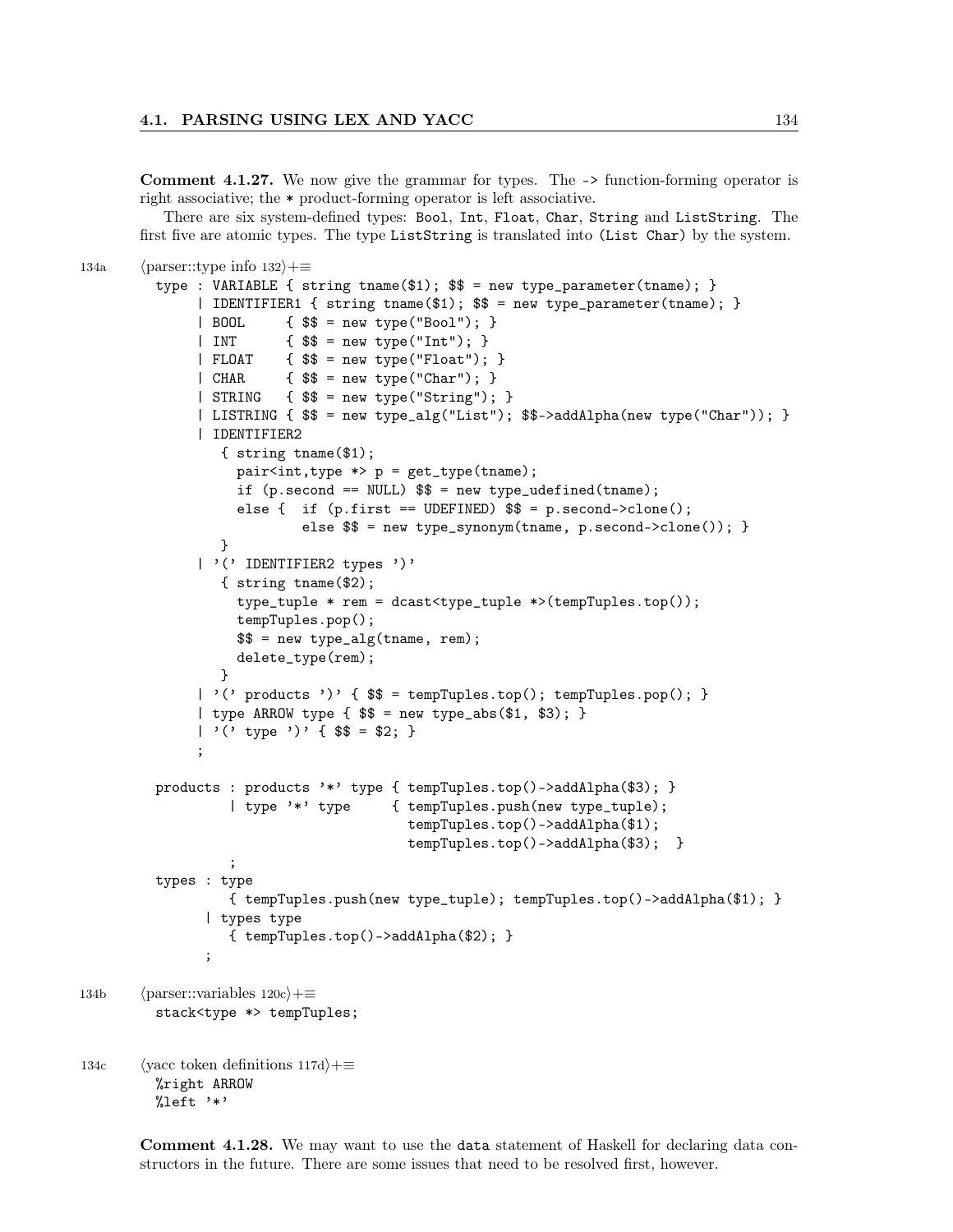**Comment 4.1.27.** We now give the grammar for types. The -> function-forming operator is right associative; the * product-forming operator is left associative.

There are six system-defined types: Bool, Int, Float, Char, String and ListString. The first five are atomic types. The type ListString is translated into (List Char) by the system.

134a ⟨parser::type info 132⟩+≡

```
type : VARIABLE { string tname($1); $$ = new type_parameter(tname); }
     | IDENTIFIER1 { string tname($1); $$ = new type_parameter(tname); }
     | BOOL     { $$ = new type("Bool"); }
     | INT      { $$ = new type("Int"); }
     | FLOAT    { $$ = new type("Float"); }
     | CHAR     { $$ = new type("Char"); }
     | STRING   { $$ = new type("String"); }
     | LISTRING { $$ = new type_alg("List"); $$->addAlpha(new type("Char")); }
     | IDENTIFIER2
        { string tname($1);
          pair<int,type *> p = get_type(tname);
          if (p.second == NULL) $$ = new type_udefined(tname);
          else {  if (p.first == UDEFINED) $$ = p.second->clone();
                  else $$ = new type_synonym(tname, p.second->clone()); }
        }
     | '(' IDENTIFIER2 types ')'
        { string tname($2);
          type_tuple * rem = dcast<type_tuple *>(tempTuples.top());
          tempTuples.pop();
          $$ = new type_alg(tname, rem);
          delete_type(rem);
        }
     | '(' products ')' { $$ = tempTuples.top(); tempTuples.pop(); }
     | type ARROW type { $$ = new type_abs($1, $3); }
     | '(' type ')' { $$ = $2; }
     ;

products : products '*' type { tempTuples.top()->addAlpha($3); }
         | type '*' type     { tempTuples.push(new type_tuple);
                               tempTuples.top()->addAlpha($1);
                               tempTuples.top()->addAlpha($3);  }
         ;
types : type
        { tempTuples.push(new type_tuple); tempTuples.top()->addAlpha($1); }
      | types type
        { tempTuples.top()->addAlpha($2); }
      ;
```

134b ⟨parser::variables 120c⟩+≡

```
stack<type *> tempTuples;
```

134c ⟨yacc token definitions 117d⟩+≡

```
%right ARROW
%left '*'
```

**Comment 4.1.28.** We may want to use the data statement of Haskell for declaring data constructors in the future. There are some issues that need to be resolved first, however.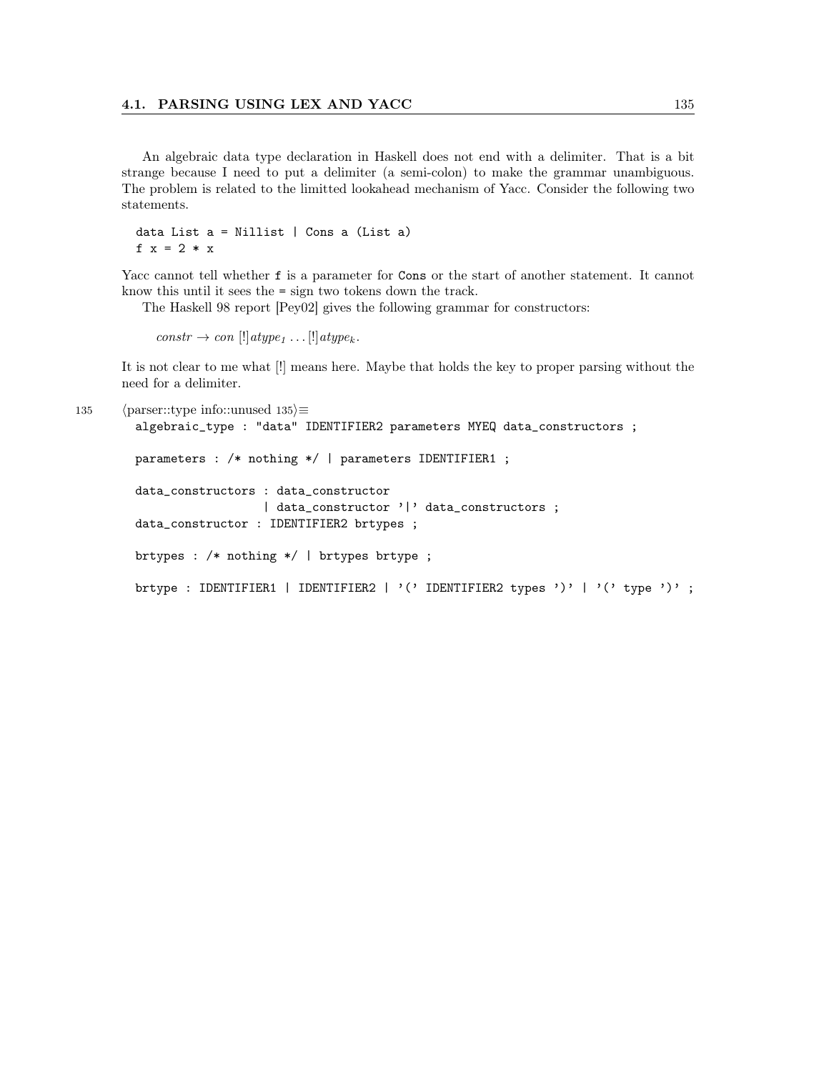An algebraic data type declaration in Haskell does not end with a delimiter. That is a bit strange because I need to put a delimiter (a semi-colon) to make the grammar unambiguous. The problem is related to the limitted lookahead mechanism of Yacc. Consider the following two statements.

```
data List a = Nillist | Cons a (List a)
f x = 2 * x
```

Yacc cannot tell whether `f` is a parameter for `Cons` or the start of another statement. It cannot know this until it sees the `=` sign two tokens down the track.

The Haskell 98 report [Pey02] gives the following grammar for constructors:

$$constr \rightarrow con\ [!]\, atype_1 \ldots [!]\, atype_k.$$

It is not clear to me what [!] means here. Maybe that holds the key to proper parsing without the need for a delimiter.

135 ⟨parser::type info::unused 135⟩≡

```
algebraic_type : "data" IDENTIFIER2 parameters MYEQ data_constructors ;

parameters : /* nothing */ | parameters IDENTIFIER1 ;

data_constructors : data_constructor
                  | data_constructor '|' data_constructors ;
data_constructor : IDENTIFIER2 brtypes ;

brtypes : /* nothing */ | brtypes brtype ;

brtype : IDENTIFIER1 | IDENTIFIER2 | '(' IDENTIFIER2 types ')' | '(' type ')' ;
```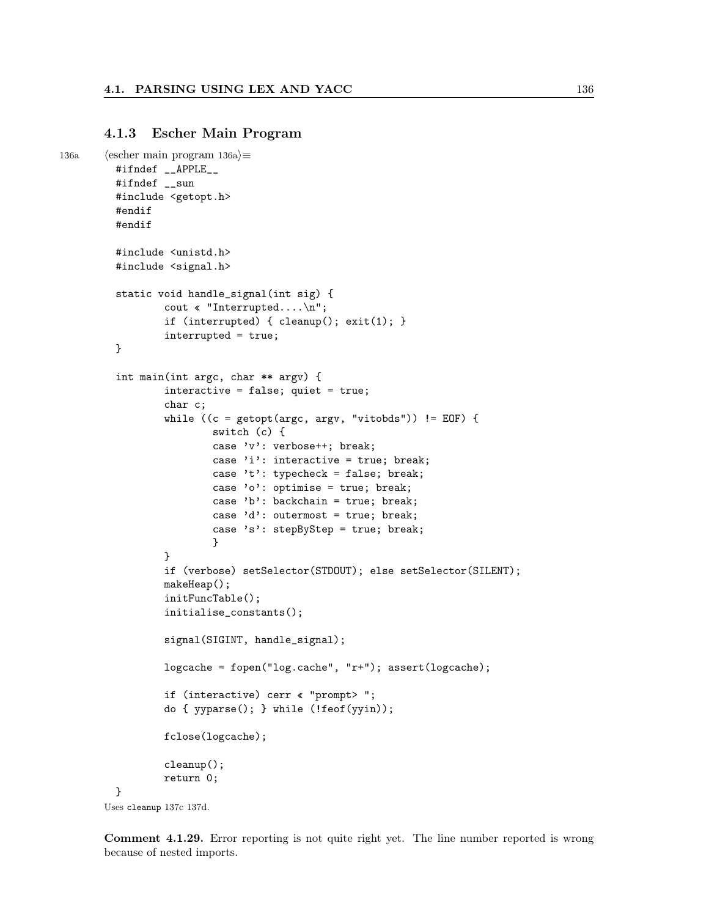### 4.1.3 Escher Main Program

136a ⟨escher main program 136a⟩≡

```
#ifndef __APPLE__
#ifndef __sun
#include <getopt.h>
#endif
#endif

#include <unistd.h>
#include <signal.h>

static void handle_signal(int sig) {
        cout << "Interrupted....\n";
        if (interrupted) { cleanup(); exit(1); }
        interrupted = true;
}

int main(int argc, char ** argv) {
        interactive = false; quiet = true;
        char c;
        while ((c = getopt(argc, argv, "vitobds")) != EOF) {
                switch (c) {
                case 'v': verbose++; break;
                case 'i': interactive = true; break;
                case 't': typecheck = false; break;
                case 'o': optimise = true; break;
                case 'b': backchain = true; break;
                case 'd': outermost = true; break;
                case 's': stepByStep = true; break;
                }
        }
        if (verbose) setSelector(STDOUT); else setSelector(SILENT);
        makeHeap();
        initFuncTable();
        initialise_constants();

        signal(SIGINT, handle_signal);

        logcache = fopen("log.cache", "r+"); assert(logcache);

        if (interactive) cerr << "prompt> ";
        do { yyparse(); } while (!feof(yyin));

        fclose(logcache);

        cleanup();
        return 0;
}
```

Uses `cleanup` 137c 137d.

**Comment 4.1.29.** Error reporting is not quite right yet. The line number reported is wrong because of nested imports.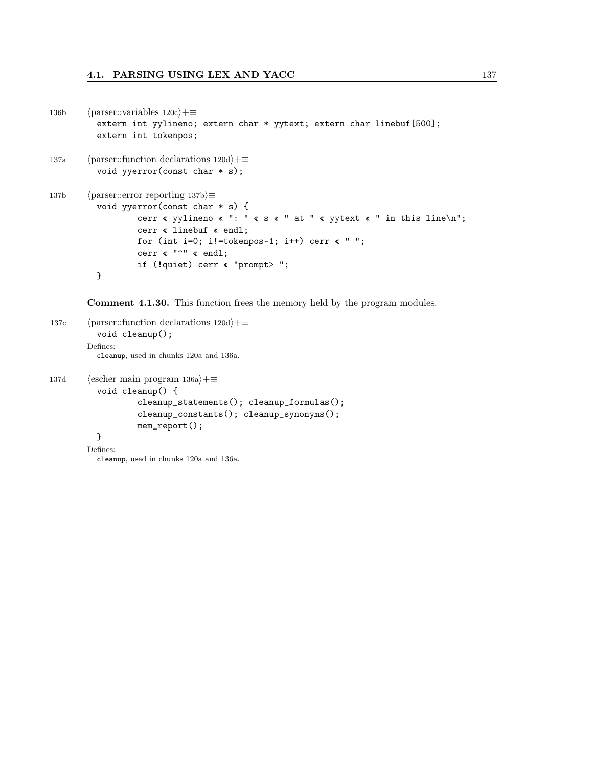136b ⟨parser::variables 120c⟩+≡

```
extern int yylineno; extern char * yytext; extern char linebuf[500];
extern int tokenpos;
```

137a ⟨parser::function declarations 120d⟩+≡

```
void yyerror(const char * s);
```

137b ⟨parser::error reporting 137b⟩≡

```
void yyerror(const char * s) {
        cerr << yylineno << ": " << s << " at " << yytext << " in this line\n";
        cerr << linebuf << endl;
        for (int i=0; i!=tokenpos-1; i++) cerr << " ";
        cerr << "^" << endl;
        if (!quiet) cerr << "prompt> ";
}
```

**Comment 4.1.30.** This function frees the memory held by the program modules.

137c ⟨parser::function declarations 120d⟩+≡

```
void cleanup();
```

Defines:
`cleanup`, used in chunks 120a and 136a.

137d ⟨escher main program 136a⟩+≡

```
void cleanup() {
        cleanup_statements(); cleanup_formulas();
        cleanup_constants(); cleanup_synonyms();
        mem_report();
}
```

Defines:
`cleanup`, used in chunks 120a and 136a.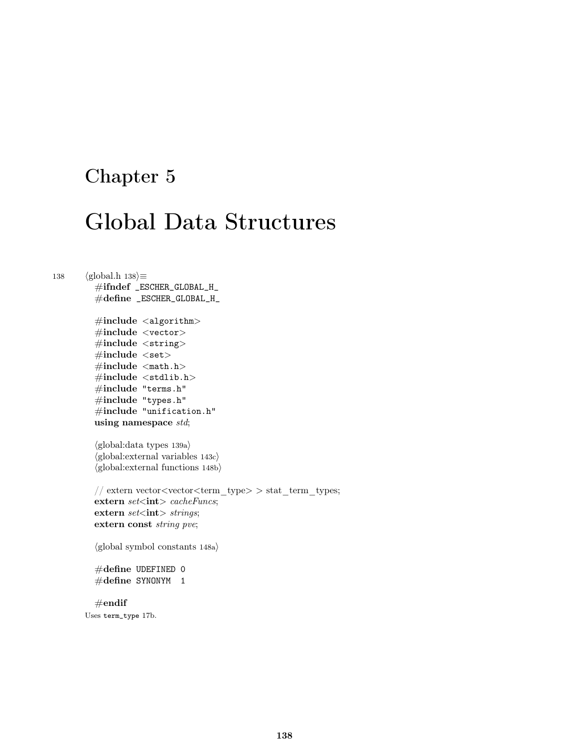# Chapter 5

# Global Data Structures

138 ⟨global.h 138⟩≡

```
#ifndef _ESCHER_GLOBAL_H_
#define _ESCHER_GLOBAL_H_

#include <algorithm>
#include <vector>
#include <string>
#include <set>
#include <math.h>
#include <stdlib.h>
#include "terms.h"
#include "types.h"
#include "unification.h"
using namespace std;

⟨global:data types 139a⟩
⟨global:external variables 143c⟩
⟨global:external functions 148b⟩

// extern vector<vector<term_type> > stat_term_types;
extern set<int> cacheFuncs;
extern set<int> strings;
extern const string pve;

⟨global symbol constants 148a⟩

#define UDEFINED 0
#define SYNONYM  1

#endif
```

Uses term_type 17b.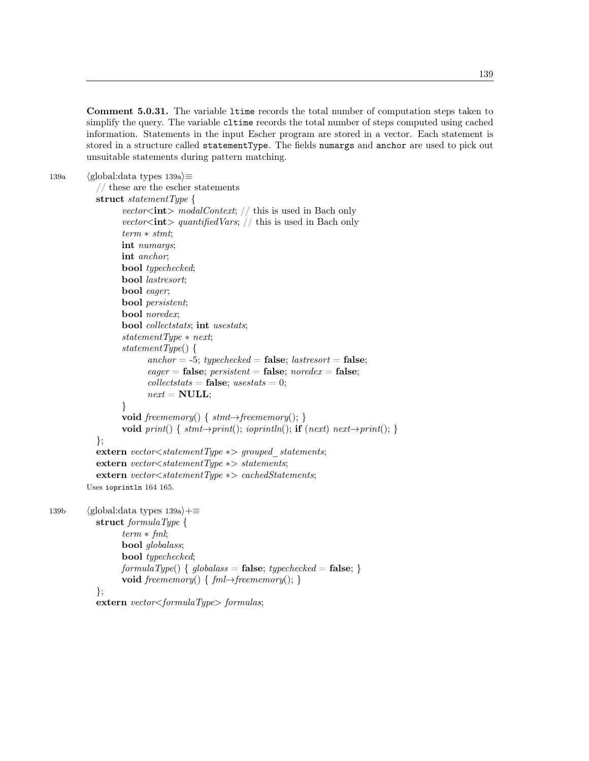**Comment 5.0.31.** The variable `ltime` records the total number of computation steps taken to simplify the query. The variable `cltime` records the total number of steps computed using cached information. Statements in the input Escher program are stored in a vector. Each statement is stored in a structure called `statementType`. The fields `numargs` and `anchor` are used to pick out unsuitable statements during pattern matching.

139a ⟨global:data types 139a⟩≡

```
// these are the escher statements
struct statementType {
        vector<int> modalContext; // this is used in Bach only
        vector<int> quantifiedVars; // this is used in Bach only
        term * stmt;
        int numargs;
        int anchor;
        bool typechecked;
        bool lastresort;
        bool eager;
        bool persistent;
        bool noredex;
        bool collectstats; int usestats;
        statementType * next;
        statementType() {
                anchor = -5; typechecked = false; lastresort = false;
                eager = false; persistent = false; noredex = false;
                collectstats = false; usestats = 0;
                next = NULL;
        }
        void freememory() { stmt→freememory(); }
        void print() { stmt→print(); ioprintln(); if (next) next→print(); }
};
extern vector<statementType *> grouped_statements;
extern vector<statementType *> statements;
extern vector<statementType *> cachedStatements;
```

Uses `ioprintln` 164 165.

139b ⟨global:data types 139a⟩+≡

```
struct formulaType {
        term * fml;
        bool globalass;
        bool typechecked;
        formulaType() { globalass = false; typechecked = false; }
        void freememory() { fml→freememory(); }
};
extern vector<formulaType> formulas;
```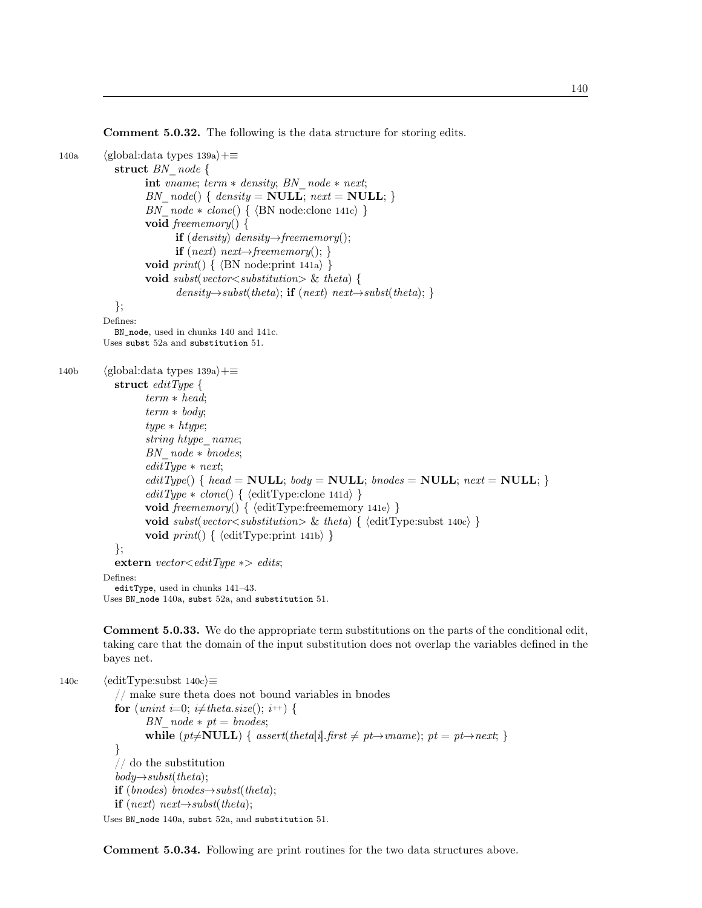**Comment 5.0.32.** The following is the data structure for storing edits.

140a ⟨global:data types 139a⟩+≡

```
struct BN_node {
        int vname; term * density; BN_node * next;
        BN_node() { density = NULL; next = NULL; }
        BN_node * clone() { ⟨BN node:clone 141c⟩ }
        void freememory() {
                if (density) density→freememory();
                if (next) next→freememory(); }
        void print() { ⟨BN node:print 141a⟩ }
        void subst(vector<substitution> & theta) {
                density→subst(theta); if (next) next→subst(theta); }
};
```

Defines:
  BN_node, used in chunks 140 and 141c.
Uses subst 52a and substitution 51.

140b ⟨global:data types 139a⟩+≡

```
struct editType {
        term * head;
        term * body;
        type * htype;
        string htype_name;
        BN_node * bnodes;
        editType * next;
        editType() { head = NULL; body = NULL; bnodes = NULL; next = NULL; }
        editType * clone() { ⟨editType:clone 141d⟩ }
        void freememory() { ⟨editType:freememory 141e⟩ }
        void subst(vector<substitution> & theta) { ⟨editType:subst 140c⟩ }
        void print() { ⟨editType:print 141b⟩ }
};
extern vector<editType *> edits;
```

Defines:
  editType, used in chunks 141–43.
Uses BN_node 140a, subst 52a, and substitution 51.

**Comment 5.0.33.** We do the appropriate term substitutions on the parts of the conditional edit, taking care that the domain of the input substitution does not overlap the variables defined in the bayes net.

140c ⟨editType:subst 140c⟩≡

```
// make sure theta does not bound variables in bnodes
for (unint i=0; i≠theta.size(); i++) {
        BN_node * pt = bnodes;
        while (pt≠NULL) { assert(theta[i].first ≠ pt→vname); pt = pt→next; }
}
// do the substitution
body→subst(theta);
if (bnodes) bnodes→subst(theta);
if (next) next→subst(theta);
```

Uses BN_node 140a, subst 52a, and substitution 51.

**Comment 5.0.34.** Following are print routines for the two data structures above.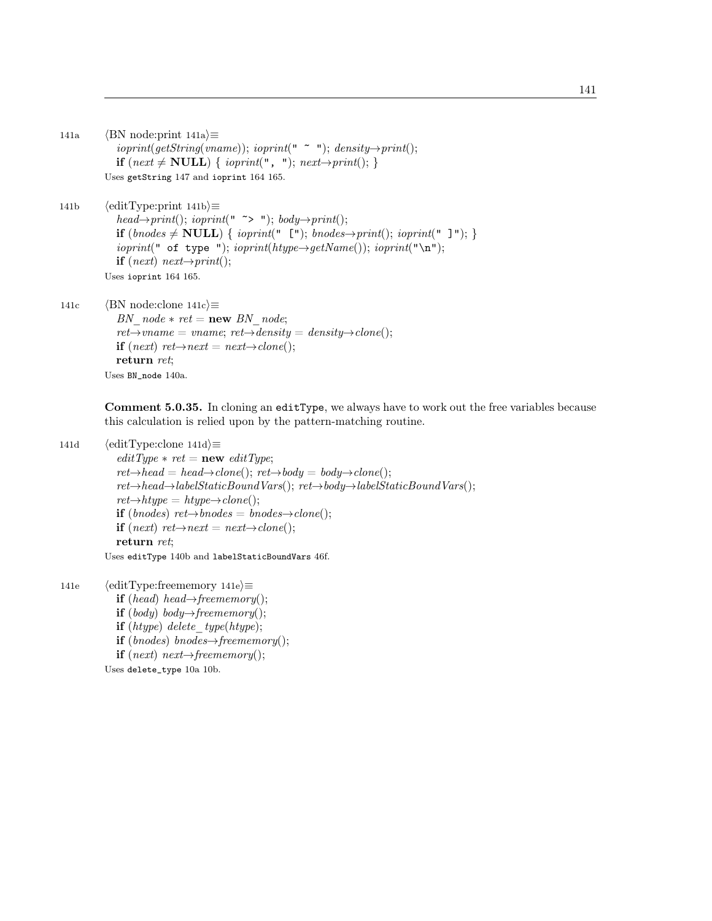141a ⟨BN node:print 141a⟩≡

```
ioprint(getString(vname)); ioprint(" ~ "); density→print();
if (next ≠ NULL) { ioprint(", "); next→print(); }
```

Uses getString 147 and ioprint 164 165.

141b ⟨editType:print 141b⟩≡

```
head→print(); ioprint(" ~> "); body→print();
if (bnodes ≠ NULL) { ioprint(" ["); bnodes→print(); ioprint(" ]"); }
ioprint(" of type "); ioprint(htype→getName()); ioprint("\n");
if (next) next→print();
```

Uses ioprint 164 165.

141c ⟨BN node:clone 141c⟩≡

```
BN_node * ret = new BN_node;
ret→vname = vname; ret→density = density→clone();
if (next) ret→next = next→clone();
return ret;
```

Uses BN_node 140a.

**Comment 5.0.35.** In cloning an editType, we always have to work out the free variables because this calculation is relied upon by the pattern-matching routine.

141d ⟨editType:clone 141d⟩≡

```
editType * ret = new editType;
ret→head = head→clone(); ret→body = body→clone();
ret→head→labelStaticBoundVars(); ret→body→labelStaticBoundVars();
ret→htype = htype→clone();
if (bnodes) ret→bnodes = bnodes→clone();
if (next) ret→next = next→clone();
return ret;
```

Uses editType 140b and labelStaticBoundVars 46f.

141e ⟨editType:freememory 141e⟩≡

```
if (head) head→freememory();
if (body) body→freememory();
if (htype) delete_type(htype);
if (bnodes) bnodes→freememory();
if (next) next→freememory();
```

Uses delete_type 10a 10b.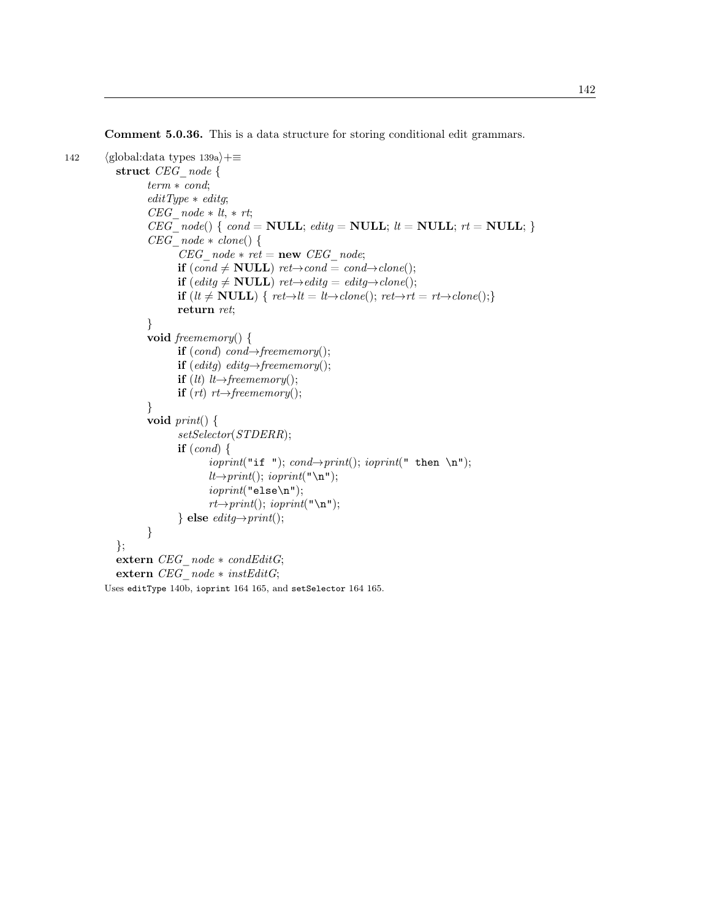**Comment 5.0.36.** This is a data structure for storing conditional edit grammars.

142 ⟨global:data types 139a⟩+≡

```
struct CEG_node {
    term * cond;
    editType * editg;
    CEG_node * lt, * rt;
    CEG_node() { cond = NULL; editg = NULL; lt = NULL; rt = NULL; }
    CEG_node * clone() {
        CEG_node * ret = new CEG_node;
        if (cond ≠ NULL) ret→cond = cond→clone();
        if (editg ≠ NULL) ret→editg = editg→clone();
        if (lt ≠ NULL) { ret→lt = lt→clone(); ret→rt = rt→clone();}
        return ret;
    }
    void freememory() {
        if (cond) cond→freememory();
        if (editg) editg→freememory();
        if (lt) lt→freememory();
        if (rt) rt→freememory();
    }
    void print() {
        setSelector(STDERR);
        if (cond) {
            ioprint("if "); cond→print(); ioprint(" then \n");
            lt→print(); ioprint("\n");
            ioprint("else\n");
            rt→print(); ioprint("\n");
        } else editg→print();
    }
};
extern CEG_node * condEditG;
extern CEG_node * instEditG;
```

Uses editType 140b, ioprint 164 165, and setSelector 164 165.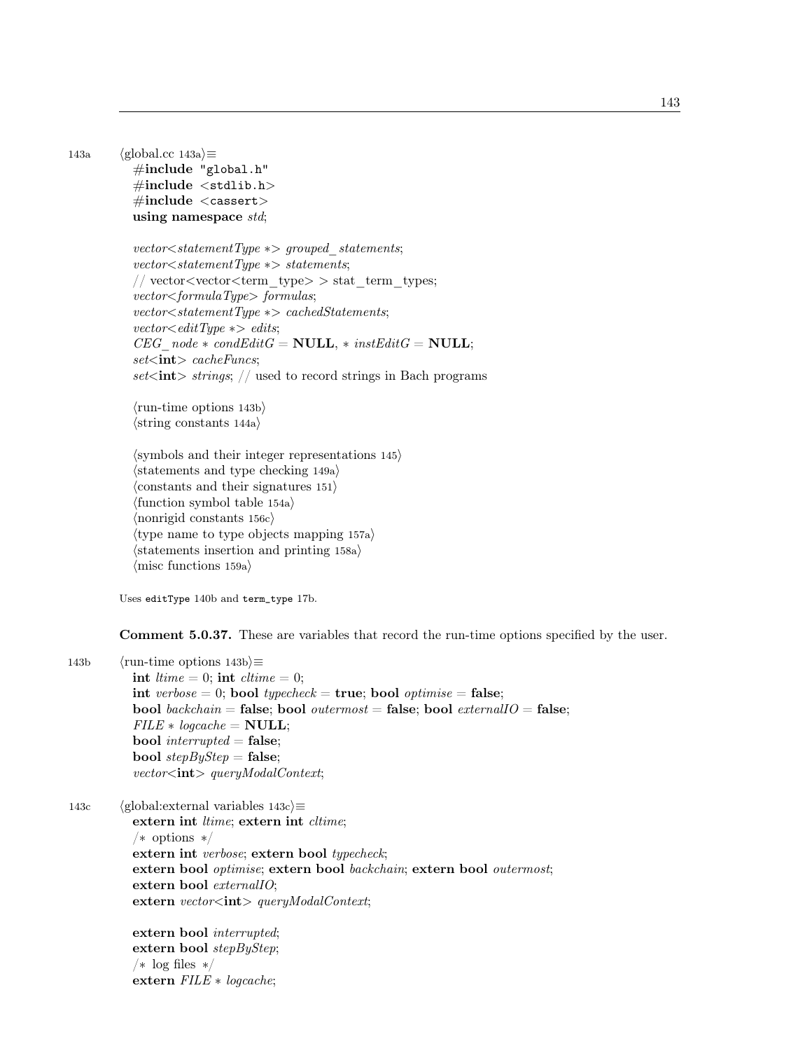143a ⟨global.cc 143a⟩≡

```
#include "global.h"
#include <stdlib.h>
#include <cassert>
using namespace std;

vector<statementType *> grouped_statements;
vector<statementType *> statements;
// vector<vector<term_type> > stat_term_types;
vector<formulaType> formulas;
vector<statementType *> cachedStatements;
vector<editType *> edits;
CEG_node * condEditG = NULL, * instEditG = NULL;
set<int> cacheFuncs;
set<int> strings; // used to record strings in Bach programs

⟨run-time options 143b⟩
⟨string constants 144a⟩

⟨symbols and their integer representations 145⟩
⟨statements and type checking 149a⟩
⟨constants and their signatures 151⟩
⟨function symbol table 154a⟩
⟨nonrigid constants 156c⟩
⟨type name to type objects mapping 157a⟩
⟨statements insertion and printing 158a⟩
⟨misc functions 159a⟩
```

Uses `editType` 140b and `term_type` 17b.

**Comment 5.0.37.** These are variables that record the run-time options specified by the user.

143b ⟨run-time options 143b⟩≡

```
int ltime = 0; int cltime = 0;
int verbose = 0; bool typecheck = true; bool optimise = false;
bool backchain = false; bool outermost = false; bool externalIO = false;
FILE * logcache = NULL;
bool interrupted = false;
bool stepByStep = false;
vector<int> queryModalContext;
```

143c ⟨global:external variables 143c⟩≡

```
extern int ltime; extern int cltime;
/* options */
extern int verbose; extern bool typecheck;
extern bool optimise; extern bool backchain; extern bool outermost;
extern bool externalIO;
extern vector<int> queryModalContext;

extern bool interrupted;
extern bool stepByStep;
/* log files */
extern FILE * logcache;
```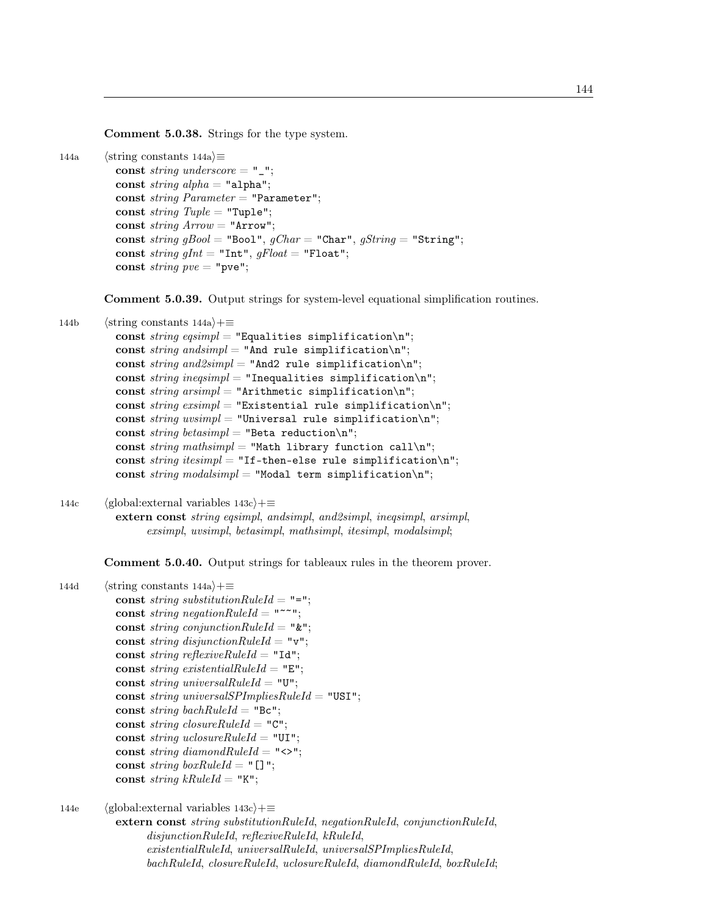**Comment 5.0.38.** Strings for the type system.

144a ⟨string constants 144a⟩≡

```
const string underscore = "_";
const string alpha = "alpha";
const string Parameter = "Parameter";
const string Tuple = "Tuple";
const string Arrow = "Arrow";
const string gBool = "Bool", gChar = "Char", gString = "String";
const string gInt = "Int", gFloat = "Float";
const string pve = "pve";
```

**Comment 5.0.39.** Output strings for system-level equational simplification routines.

144b ⟨string constants 144a⟩+≡

```
const string eqsimpl = "Equalities simplification\n";
const string andsimpl = "And rule simplification\n";
const string and2simpl = "And2 rule simplification\n";
const string ineqsimpl = "Inequalities simplification\n";
const string arsimpl = "Arithmetic simplification\n";
const string exsimpl = "Existential rule simplification\n";
const string uvsimpl = "Universal rule simplification\n";
const string betasimpl = "Beta reduction\n";
const string mathsimpl = "Math library function call\n";
const string itesimpl = "If-then-else rule simplification\n";
const string modalsimpl = "Modal term simplification\n";
```

144c ⟨global:external variables 143c⟩+≡

```
extern const string eqsimpl, andsimpl, and2simpl, ineqsimpl, arsimpl,
        exsimpl, uvsimpl, betasimpl, mathsimpl, itesimpl, modalsimpl;
```

**Comment 5.0.40.** Output strings for tableaux rules in the theorem prover.

144d ⟨string constants 144a⟩+≡

```
const string substitutionRuleId = "=";
const string negationRuleId = "~~";
const string conjunctionRuleId = "&";
const string disjunctionRuleId = "v";
const string reflexiveRuleId = "Id";
const string existentialRuleId = "E";
const string universalRuleId = "U";
const string universalSPImpliesRuleId = "USI";
const string bachRuleId = "Bc";
const string closureRuleId = "C";
const string uclosureRuleId = "UI";
const string diamondRuleId = "<>";
const string boxRuleId = "[]";
const string kRuleId = "K";
```

144e ⟨global:external variables 143c⟩+≡

```
extern const string substitutionRuleId, negationRuleId, conjunctionRuleId,
        disjunctionRuleId, reflexiveRuleId, kRuleId,
        existentialRuleId, universalRuleId, universalSPImpliesRuleId,
        bachRuleId, closureRuleId, uclosureRuleId, diamondRuleId, boxRuleId;
```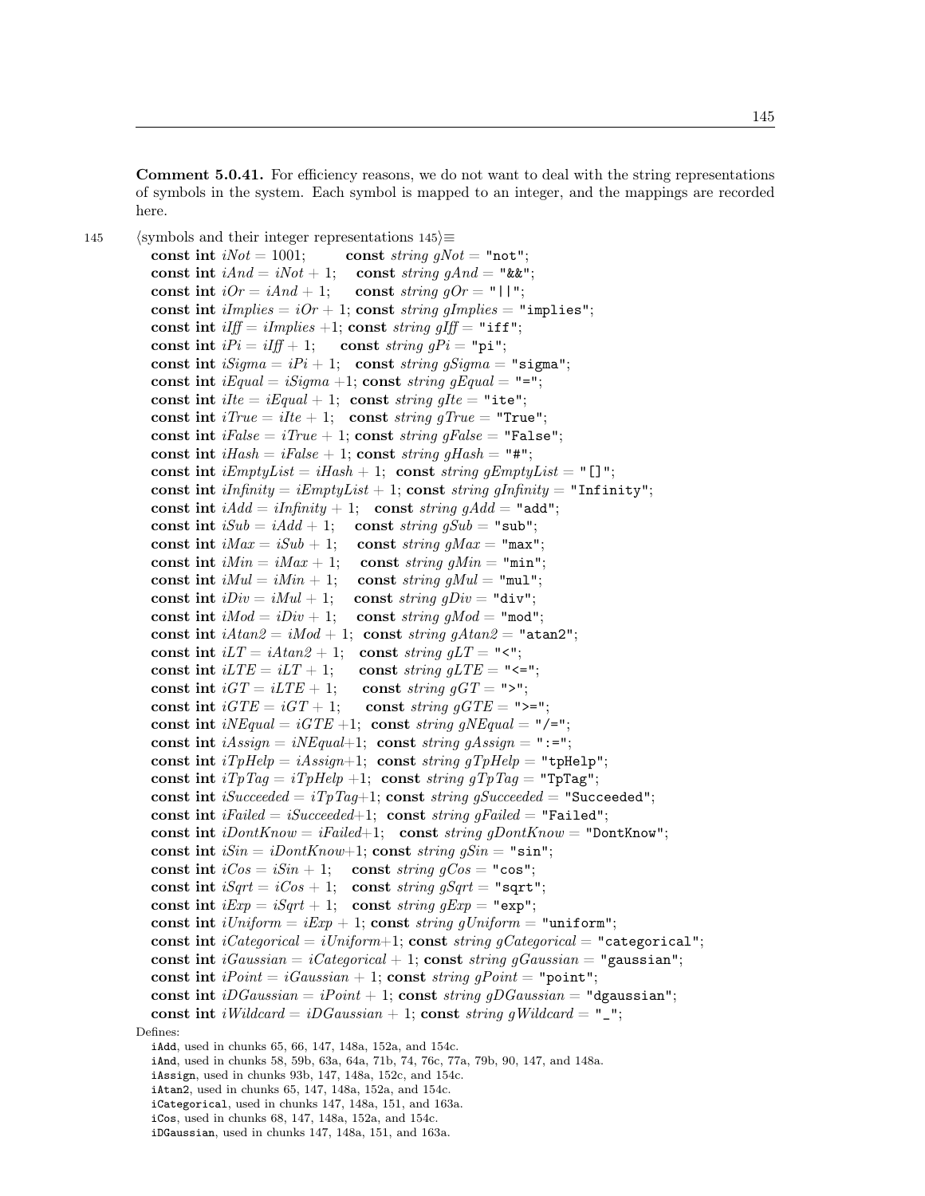**Comment 5.0.41.** For efficiency reasons, we do not want to deal with the string representations of symbols in the system. Each symbol is mapped to an integer, and the mappings are recorded here.

145 ⟨symbols and their integer representations 145⟩≡

```
const int iNot = 1001;        const string gNot = "not";
const int iAnd = iNot + 1;    const string gAnd = "&&";
const int iOr = iAnd + 1;     const string gOr = "||";
const int iImplies = iOr + 1; const string gImplies = "implies";
const int iIff = iImplies +1; const string gIff = "iff";
const int iPi = iIff + 1;     const string gPi = "pi";
const int iSigma = iPi + 1;   const string gSigma = "sigma";
const int iEqual = iSigma +1; const string gEqual = "=";
const int iIte = iEqual + 1;  const string gIte = "ite";
const int iTrue = iIte + 1;   const string gTrue = "True";
const int iFalse = iTrue + 1; const string gFalse = "False";
const int iHash = iFalse + 1; const string gHash = "#";
const int iEmptyList = iHash + 1;  const string gEmptyList = "[]";
const int iInfinity = iEmptyList + 1; const string gInfinity = "Infinity";
const int iAdd = iInfinity + 1;  const string gAdd = "add";
const int iSub = iAdd + 1;    const string gSub = "sub";
const int iMax = iSub + 1;    const string gMax = "max";
const int iMin = iMax + 1;    const string gMin = "min";
const int iMul = iMin + 1;    const string gMul = "mul";
const int iDiv = iMul + 1;    const string gDiv = "div";
const int iMod = iDiv + 1;    const string gMod = "mod";
const int iAtan2 = iMod + 1;  const string gAtan2 = "atan2";
const int iLT = iAtan2 + 1;   const string gLT = "<";
const int iLTE = iLT + 1;     const string gLTE = "<=";
const int iGT = iLTE + 1;     const string gGT = ">";
const int iGTE = iGT + 1;     const string gGTE = ">=";
const int iNEqual = iGTE +1;  const string gNEqual = "/=";
const int iAssign = iNEqual+1;  const string gAssign = ":=";
const int iTpHelp = iAssign+1;  const string gTpHelp = "tpHelp";
const int iTpTag = iTpHelp +1;  const string gTpTag = "TpTag";
const int iSucceeded = iTpTag+1; const string gSucceeded = "Succeeded";
const int iFailed = iSucceeded+1;  const string gFailed = "Failed";
const int iDontKnow = iFailed+1;   const string gDontKnow = "DontKnow";
const int iSin = iDontKnow+1; const string gSin = "sin";
const int iCos = iSin + 1;    const string gCos = "cos";
const int iSqrt = iCos + 1;   const string gSqrt = "sqrt";
const int iExp = iSqrt + 1;   const string gExp = "exp";
const int iUniform = iExp + 1; const string gUniform = "uniform";
const int iCategorical = iUniform+1; const string gCategorical = "categorical";
const int iGaussian = iCategorical + 1; const string gGaussian = "gaussian";
const int iPoint = iGaussian + 1; const string gPoint = "point";
const int iDGaussian = iPoint + 1; const string gDGaussian = "dgaussian";
const int iWildcard = iDGaussian + 1; const string gWildcard = "_";
```

Defines:
iAdd, used in chunks 65, 66, 147, 148a, 152a, and 154c.
iAnd, used in chunks 58, 59b, 63a, 64a, 71b, 74, 76c, 77a, 79b, 90, 147, and 148a.
iAssign, used in chunks 93b, 147, 148a, 152c, and 154c.
iAtan2, used in chunks 65, 147, 148a, 152a, and 154c.
iCategorical, used in chunks 147, 148a, 151, and 163a.
iCos, used in chunks 68, 147, 148a, 152a, and 154c.
iDGaussian, used in chunks 147, 148a, 151, and 163a.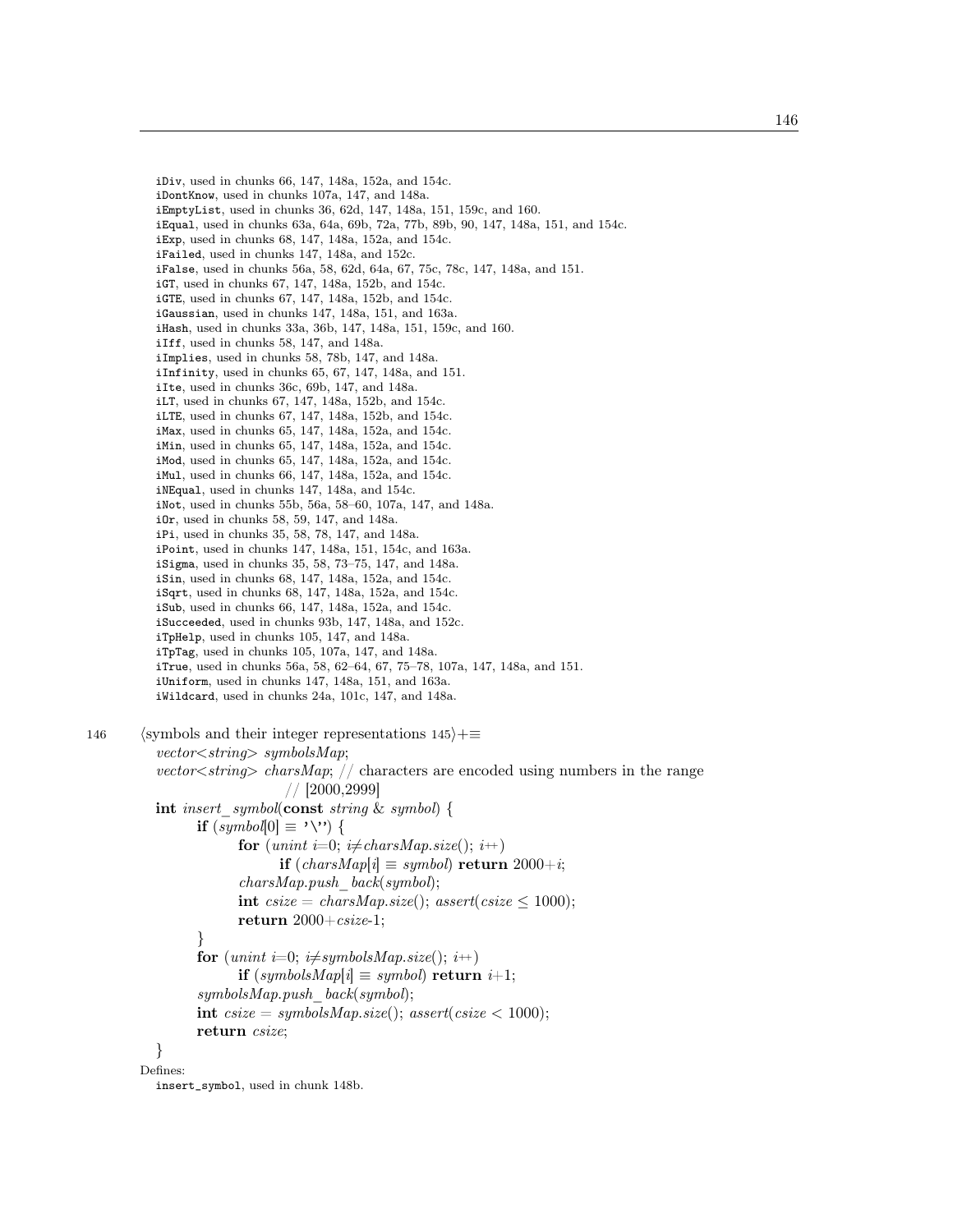iDiv, used in chunks 66, 147, 148a, 152a, and 154c.
iDontKnow, used in chunks 107a, 147, and 148a.
iEmptyList, used in chunks 36, 62d, 147, 148a, 151, 159c, and 160.
iEqual, used in chunks 63a, 64a, 69b, 72a, 77b, 89b, 90, 147, 148a, 151, and 154c.
iExp, used in chunks 68, 147, 148a, 152a, and 154c.
iFailed, used in chunks 147, 148a, and 152c.
iFalse, used in chunks 56a, 58, 62d, 64a, 67, 75c, 78c, 147, 148a, and 151.
iGT, used in chunks 67, 147, 148a, 152b, and 154c.
iGTE, used in chunks 67, 147, 148a, 152b, and 154c.
iGaussian, used in chunks 147, 148a, 151, and 163a.
iHash, used in chunks 33a, 36b, 147, 148a, 151, 159c, and 160.
iIff, used in chunks 58, 147, and 148a.
iImplies, used in chunks 58, 78b, 147, and 148a.
iInfinity, used in chunks 65, 67, 147, 148a, and 151.
iIte, used in chunks 36c, 69b, 147, and 148a.
iLT, used in chunks 67, 147, 148a, 152b, and 154c.
iLTE, used in chunks 67, 147, 148a, 152b, and 154c.
iMax, used in chunks 65, 147, 148a, 152a, and 154c.
iMin, used in chunks 65, 147, 148a, 152a, and 154c.
iMod, used in chunks 65, 147, 148a, 152a, and 154c.
iMul, used in chunks 66, 147, 148a, 152a, and 154c.
iNEqual, used in chunks 147, 148a, and 154c.
iNot, used in chunks 55b, 56a, 58–60, 107a, 147, and 148a.
iOr, used in chunks 58, 59, 147, and 148a.
iPi, used in chunks 35, 58, 78, 147, and 148a.
iPoint, used in chunks 147, 148a, 151, 154c, and 163a.
iSigma, used in chunks 35, 58, 73–75, 147, and 148a.
iSin, used in chunks 68, 147, 148a, 152a, and 154c.
iSqrt, used in chunks 68, 147, 148a, 152a, and 154c.
iSub, used in chunks 66, 147, 148a, 152a, and 154c.
iSucceeded, used in chunks 93b, 147, 148a, and 152c.
iTpHelp, used in chunks 105, 147, and 148a.
iTpTag, used in chunks 105, 107a, 147, and 148a.
iTrue, used in chunks 56a, 58, 62–64, 67, 75–78, 107a, 147, 148a, and 151.
iUniform, used in chunks 147, 148a, 151, and 163a.
iWildcard, used in chunks 24a, 101c, 147, and 148a.

146 ⟨symbols and their integer representations 145⟩+≡

```
vector<string> symbolsMap;
vector<string> charsMap; // characters are encoded using numbers in the range
                         // [2000,2999]
int insert_symbol(const string & symbol) {
      if (symbol[0] ≡ '\'') {
            for (unint i=0; i≠charsMap.size(); i++)
                  if (charsMap[i] ≡ symbol) return 2000+i;
            charsMap.push_back(symbol);
            int csize = charsMap.size(); assert(csize ≤ 1000);
            return 2000+csize-1;
      }
      for (unint i=0; i≠symbolsMap.size(); i++)
            if (symbolsMap[i] ≡ symbol) return i+1;
      symbolsMap.push_back(symbol);
      int csize = symbolsMap.size(); assert(csize < 1000);
      return csize;
}
```

Defines:
insert_symbol, used in chunk 148b.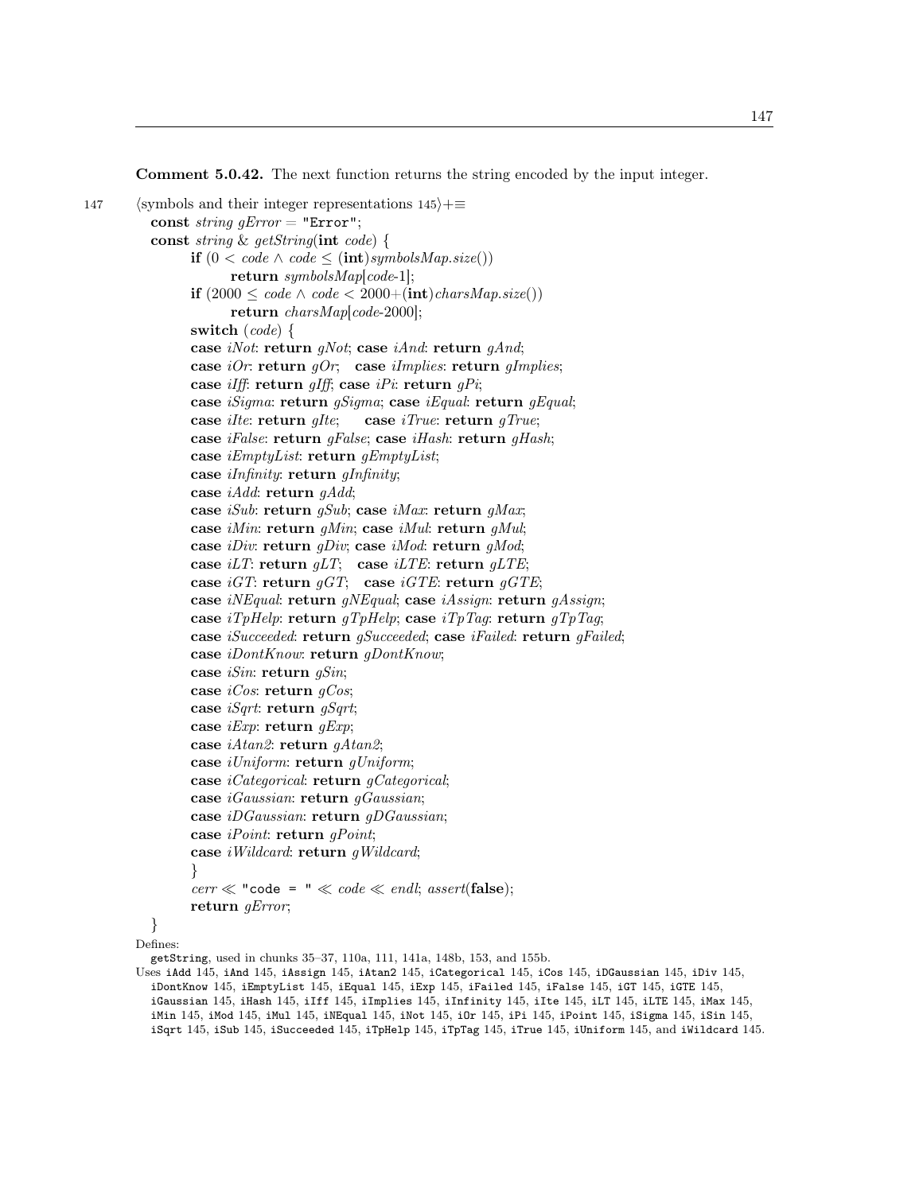**Comment 5.0.42.** The next function returns the string encoded by the input integer.

147 ⟨symbols and their integer representations 145⟩+≡

```
const string gError = "Error";
const string & getString(int code) {
        if (0 < code ∧ code ≤ (int)symbolsMap.size())
                return symbolsMap[code-1];
        if (2000 ≤ code ∧ code < 2000+(int)charsMap.size())
                return charsMap[code-2000];
        switch (code) {
        case iNot: return gNot; case iAnd: return gAnd;
        case iOr: return gOr;   case iImplies: return gImplies;
        case iIff: return gIff; case iPi: return gPi;
        case iSigma: return gSigma; case iEqual: return gEqual;
        case iIte: return gIte;     case iTrue: return gTrue;
        case iFalse: return gFalse; case iHash: return gHash;
        case iEmptyList: return gEmptyList;
        case iInfinity: return gInfinity;
        case iAdd: return gAdd;
        case iSub: return gSub; case iMax: return gMax;
        case iMin: return gMin; case iMul: return gMul;
        case iDiv: return gDiv; case iMod: return gMod;
        case iLT: return gLT;   case iLTE: return gLTE;
        case iGT: return gGT;   case iGTE: return gGTE;
        case iNEqual: return gNEqual; case iAssign: return gAssign;
        case iTpHelp: return gTpHelp; case iTpTag: return gTpTag;
        case iSucceeded: return gSucceeded; case iFailed: return gFailed;
        case iDontKnow: return gDontKnow;
        case iSin: return gSin;
        case iCos: return gCos;
        case iSqrt: return gSqrt;
        case iExp: return gExp;
        case iAtan2: return gAtan2;
        case iUniform: return gUniform;
        case iCategorical: return gCategorical;
        case iGaussian: return gGaussian;
        case iDGaussian: return gDGaussian;
        case iPoint: return gPoint;
        case iWildcard: return gWildcard;
        }
        cerr << "code = " << code << endl; assert(false);
        return gError;
}
```

Defines:
getString, used in chunks 35–37, 110a, 111, 141a, 148b, 153, and 155b.

Uses iAdd 145, iAnd 145, iAssign 145, iAtan2 145, iCategorical 145, iCos 145, iDGaussian 145, iDiv 145, iDontKnow 145, iEmptyList 145, iEqual 145, iExp 145, iFailed 145, iFalse 145, iGT 145, iGTE 145, iGaussian 145, iHash 145, iIff 145, iImplies 145, iInfinity 145, iIte 145, iLT 145, iLTE 145, iMax 145, iMin 145, iMod 145, iMul 145, iNEqual 145, iNot 145, iOr 145, iPi 145, iPoint 145, iSigma 145, iSin 145, iSqrt 145, iSub 145, iSucceeded 145, iTpHelp 145, iTpTag 145, iTrue 145, iUniform 145, and iWildcard 145.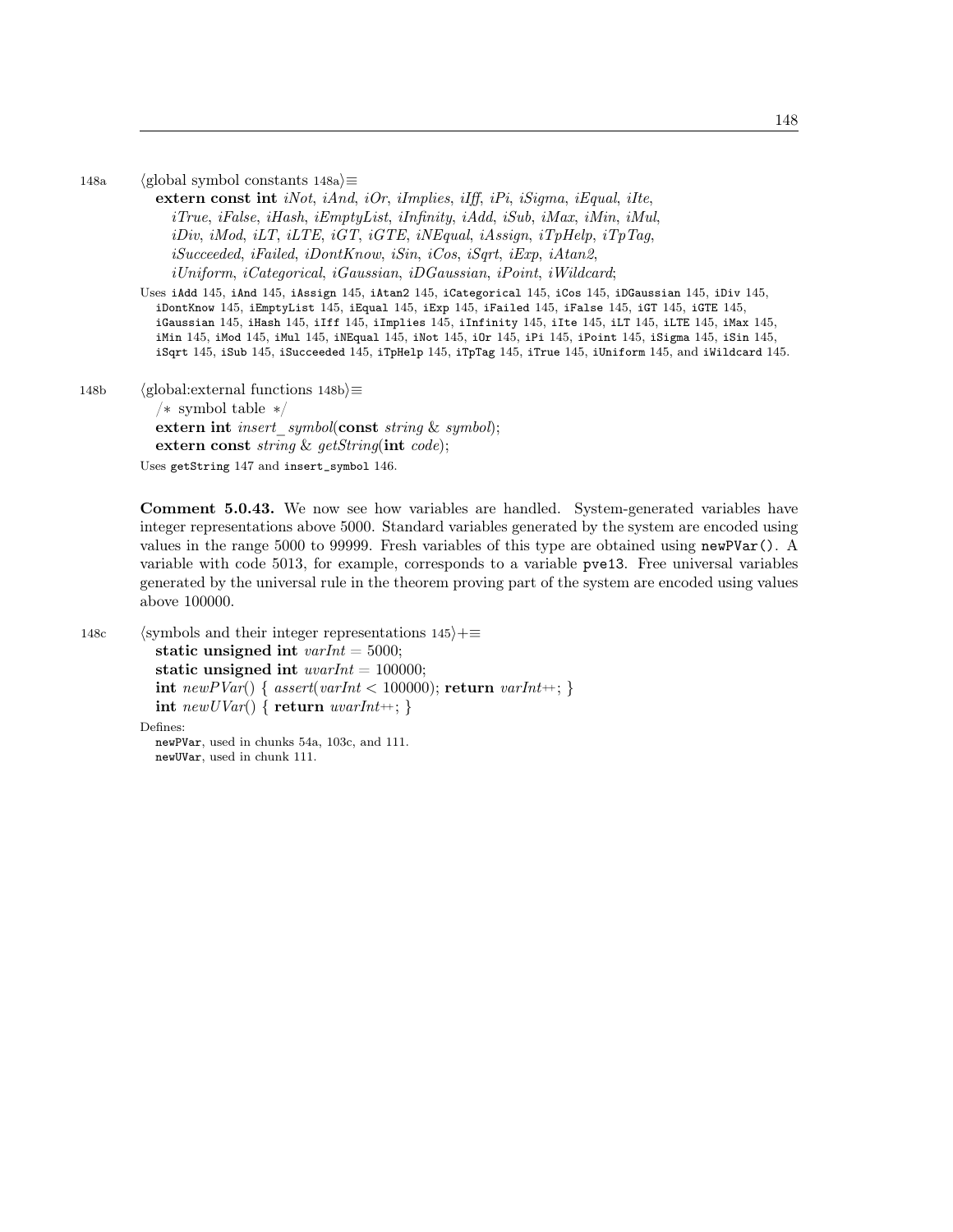148a ⟨global symbol constants 148a⟩≡

```
extern const int iNot, iAnd, iOr, iImplies, iIff, iPi, iSigma, iEqual, iIte,
   iTrue, iFalse, iHash, iEmptyList, iInfinity, iAdd, iSub, iMax, iMin, iMul,
   iDiv, iMod, iLT, iLTE, iGT, iGTE, iNEqual, iAssign, iTpHelp, iTpTag,
   iSucceeded, iFailed, iDontKnow, iSin, iCos, iSqrt, iExp, iAtan2,
   iUniform, iCategorical, iGaussian, iDGaussian, iPoint, iWildcard;
```

Uses iAdd 145, iAnd 145, iAssign 145, iAtan2 145, iCategorical 145, iCos 145, iDGaussian 145, iDiv 145, iDontKnow 145, iEmptyList 145, iEqual 145, iExp 145, iFailed 145, iFalse 145, iGT 145, iGTE 145, iGaussian 145, iHash 145, iIff 145, iImplies 145, iInfinity 145, iIte 145, iLT 145, iLTE 145, iMax 145, iMin 145, iMod 145, iMul 145, iNEqual 145, iNot 145, iOr 145, iPi 145, iPoint 145, iSigma 145, iSin 145, iSqrt 145, iSub 145, iSucceeded 145, iTpHelp 145, iTpTag 145, iTrue 145, iUniform 145, and iWildcard 145.

148b ⟨global:external functions 148b⟩≡

```
/* symbol table */
extern int insert_symbol(const string & symbol);
extern const string & getString(int code);
```

Uses getString 147 and insert_symbol 146.

**Comment 5.0.43.** We now see how variables are handled. System-generated variables have integer representations above 5000. Standard variables generated by the system are encoded using values in the range 5000 to 99999. Fresh variables of this type are obtained using `newPVar()`. A variable with code 5013, for example, corresponds to a variable `pve13`. Free universal variables generated by the universal rule in the theorem proving part of the system are encoded using values above 100000.

148c ⟨symbols and their integer representations 145⟩+≡

```
static unsigned int varInt = 5000;
static unsigned int uvarInt = 100000;
int newPVar() { assert(varInt < 100000); return varInt++; }
int newUVar() { return uvarInt++; }
```

Defines:
newPVar, used in chunks 54a, 103c, and 111.
newUVar, used in chunk 111.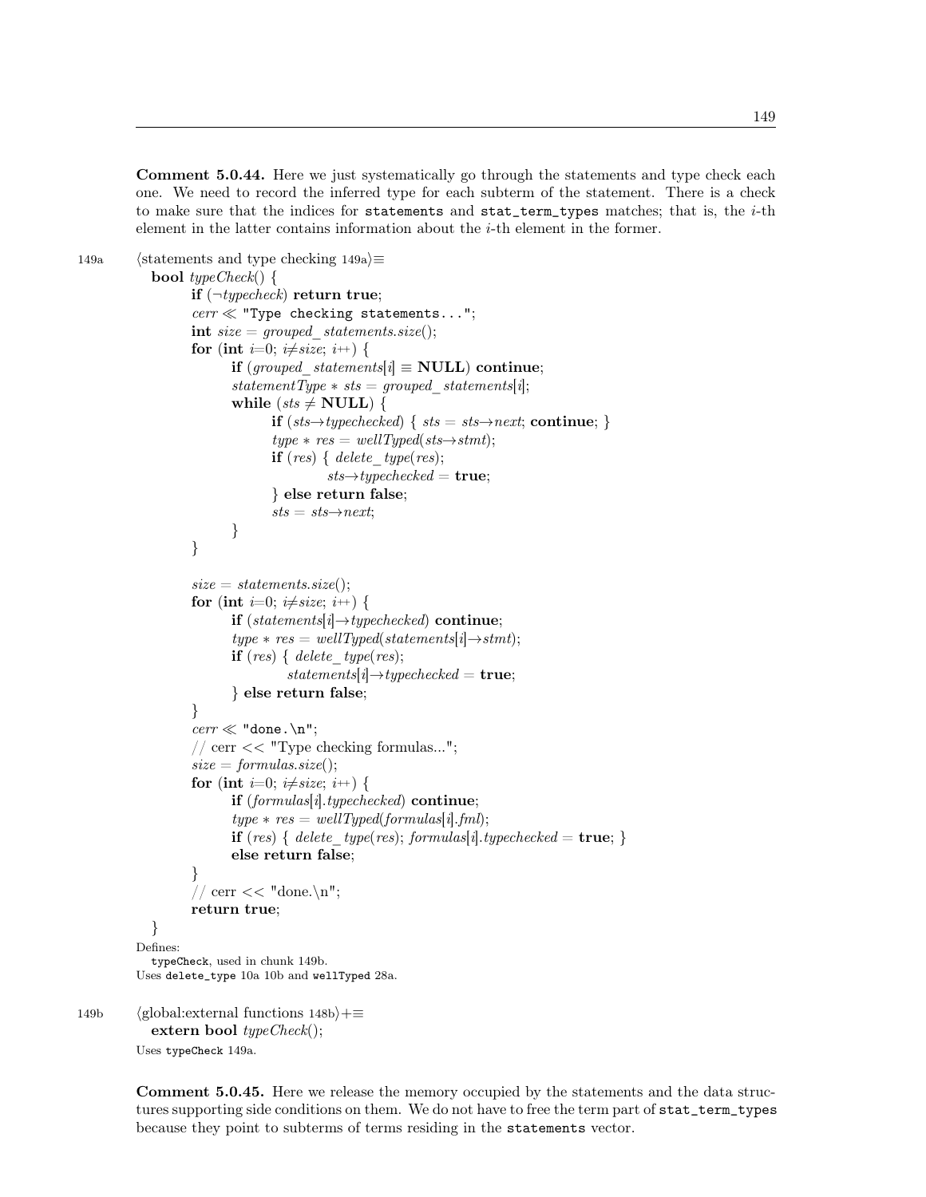**Comment 5.0.44.** Here we just systematically go through the statements and type check each one. We need to record the inferred type for each subterm of the statement. There is a check to make sure that the indices for `statements` and `stat_term_types` matches; that is, the $i$-th element in the latter contains information about the $i$-th element in the former.

149a ⟨statements and type checking 149a⟩≡

```
bool typeCheck() {
        if (¬typecheck) return true;
        cerr ≪ "Type checking statements...";
        int size = grouped_statements.size();
        for (int i=0; i≠size; i++) {
                if (grouped_statements[i] ≡ NULL) continue;
                statementType * sts = grouped_statements[i];
                while (sts ≠ NULL) {
                        if (sts→typechecked) { sts = sts→next; continue; }
                        type * res = wellTyped(sts→stmt);
                        if (res) { delete_type(res);
                                   sts→typechecked = true;
                        } else return false;
                        sts = sts→next;
                }
        }

        size = statements.size();
        for (int i=0; i≠size; i++) {
                if (statements[i]→typechecked) continue;
                type * res = wellTyped(statements[i]→stmt);
                if (res) { delete_type(res);
                           statements[i]→typechecked = true;
                } else return false;
        }
        cerr ≪ "done.\n";
        // cerr << "Type checking formulas...";
        size = formulas.size();
        for (int i=0; i≠size; i++) {
                if (formulas[i].typechecked) continue;
                type * res = wellTyped(formulas[i].fml);
                if (res) { delete_type(res); formulas[i].typechecked = true; }
                else return false;
        }
        // cerr << "done.\n";
        return true;
}
```

Defines:
`typeCheck`, used in chunk 149b.
Uses `delete_type` 10a 10b and `wellTyped` 28a.

149b ⟨global:external functions 148b⟩+≡

```
extern bool typeCheck();
```

Uses `typeCheck` 149a.

**Comment 5.0.45.** Here we release the memory occupied by the statements and the data structures supporting side conditions on them. We do not have to free the term part of `stat_term_types` because they point to subterms of terms residing in the `statements` vector.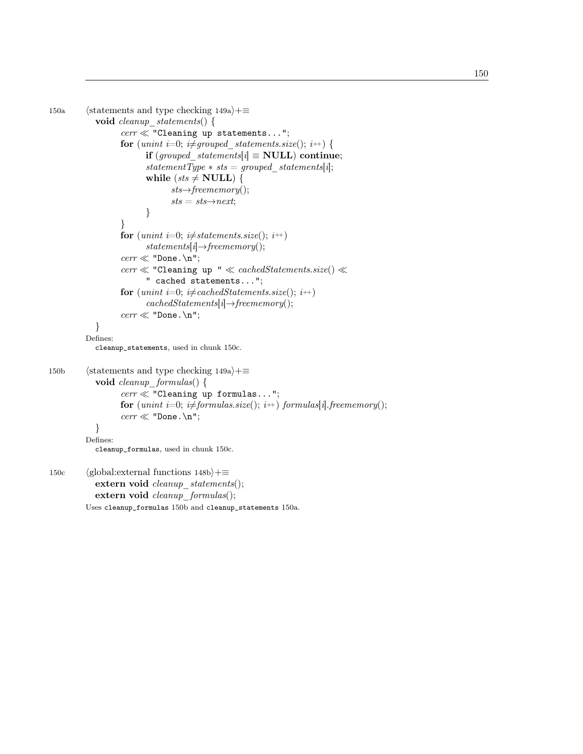150a ⟨statements and type checking 149a⟩+≡

```
void cleanup_statements() {
        cerr << "Cleaning up statements...";
        for (unint i=0; i!=grouped_statements.size(); i++) {
                if (grouped_statements[i] == NULL) continue;
                statementType * sts = grouped_statements[i];
                while (sts != NULL) {
                        sts->freememory();
                        sts = sts->next;
                }
        }
        for (unint i=0; i!=statements.size(); i++)
                statements[i]->freememory();
        cerr << "Done.\n";
        cerr << "Cleaning up " << cachedStatements.size() <<
                " cached statements...";
        for (unint i=0; i!=cachedStatements.size(); i++)
                cachedStatements[i]->freememory();
        cerr << "Done.\n";
}
```

Defines:
`cleanup_statements`, used in chunk 150c.

150b ⟨statements and type checking 149a⟩+≡

```
void cleanup_formulas() {
        cerr << "Cleaning up formulas...";
        for (unint i=0; i!=formulas.size(); i++) formulas[i].freememory();
        cerr << "Done.\n";
}
```

Defines:
`cleanup_formulas`, used in chunk 150c.

150c ⟨global:external functions 148b⟩+≡

```
extern void cleanup_statements();
extern void cleanup_formulas();
```

Uses `cleanup_formulas` 150b and `cleanup_statements` 150a.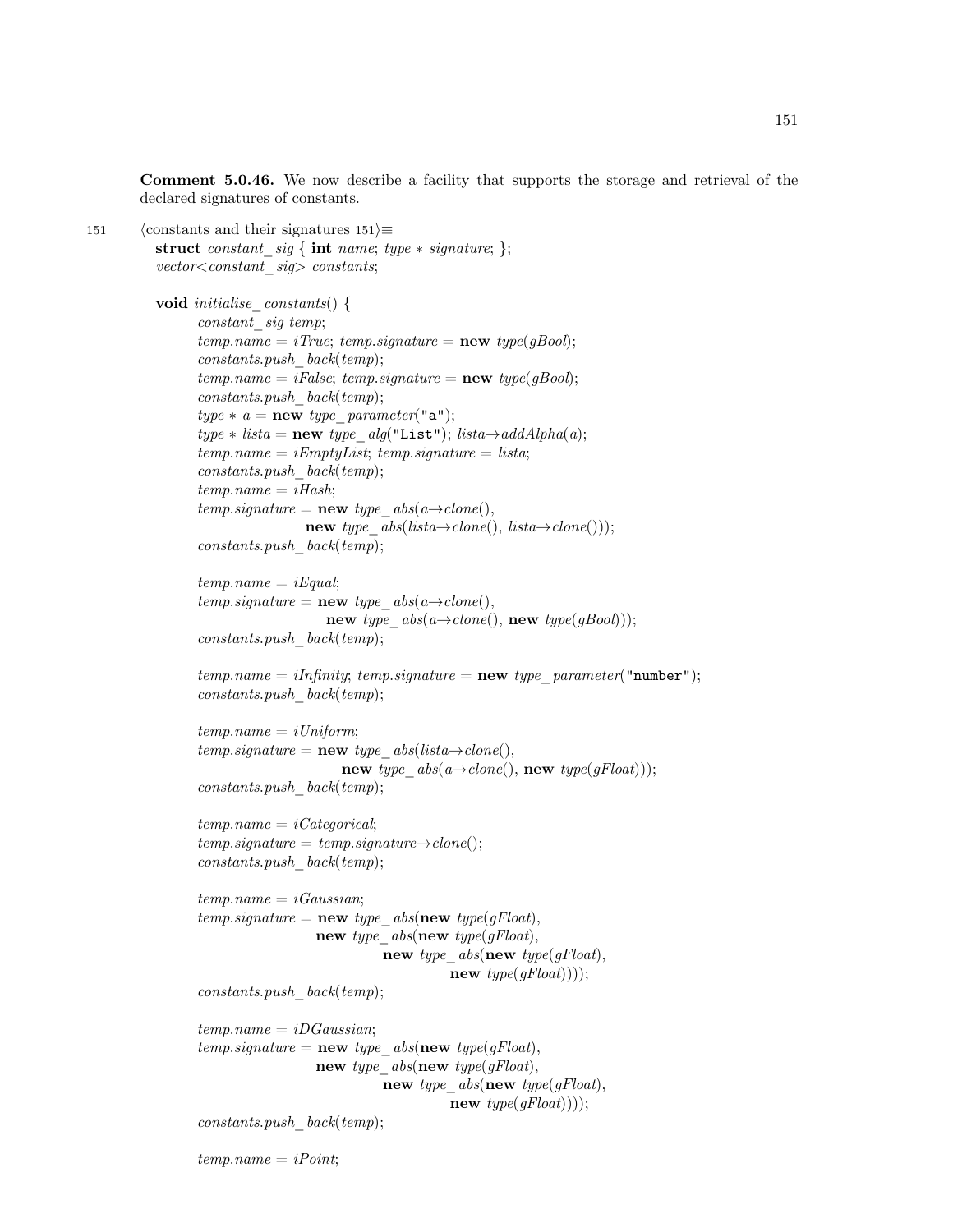**Comment 5.0.46.** We now describe a facility that supports the storage and retrieval of the declared signatures of constants.

151 ⟨constants and their signatures 151⟩≡

```
struct constant_sig { int name; type * signature; };
vector<constant_sig> constants;

void initialise_constants() {
        constant_sig temp;
        temp.name = iTrue; temp.signature = new type(gBool);
        constants.push_back(temp);
        temp.name = iFalse; temp.signature = new type(gBool);
        constants.push_back(temp);
        type * a = new type_parameter("a");
        type * lista = new type_alg("List"); lista->addAlpha(a);
        temp.name = iEmptyList; temp.signature = lista;
        constants.push_back(temp);
        temp.name = iHash;
        temp.signature = new type_abs(a->clone(),
                         new type_abs(lista->clone(), lista->clone()));
        constants.push_back(temp);

        temp.name = iEqual;
        temp.signature = new type_abs(a->clone(),
                           new type_abs(a->clone(), new type(gBool)));
        constants.push_back(temp);

        temp.name = iInfinity; temp.signature = new type_parameter("number");
        constants.push_back(temp);

        temp.name = iUniform;
        temp.signature = new type_abs(lista->clone(),
                             new type_abs(a->clone(), new type(gFloat)));
        constants.push_back(temp);

        temp.name = iCategorical;
        temp.signature = temp.signature->clone();
        constants.push_back(temp);

        temp.name = iGaussian;
        temp.signature = new type_abs(new type(gFloat),
                          new type_abs(new type(gFloat),
                                 new type_abs(new type(gFloat),
                                        new type(gFloat))));
        constants.push_back(temp);

        temp.name = iDGaussian;
        temp.signature = new type_abs(new type(gFloat),
                          new type_abs(new type(gFloat),
                                 new type_abs(new type(gFloat),
                                        new type(gFloat))));
        constants.push_back(temp);

        temp.name = iPoint;
```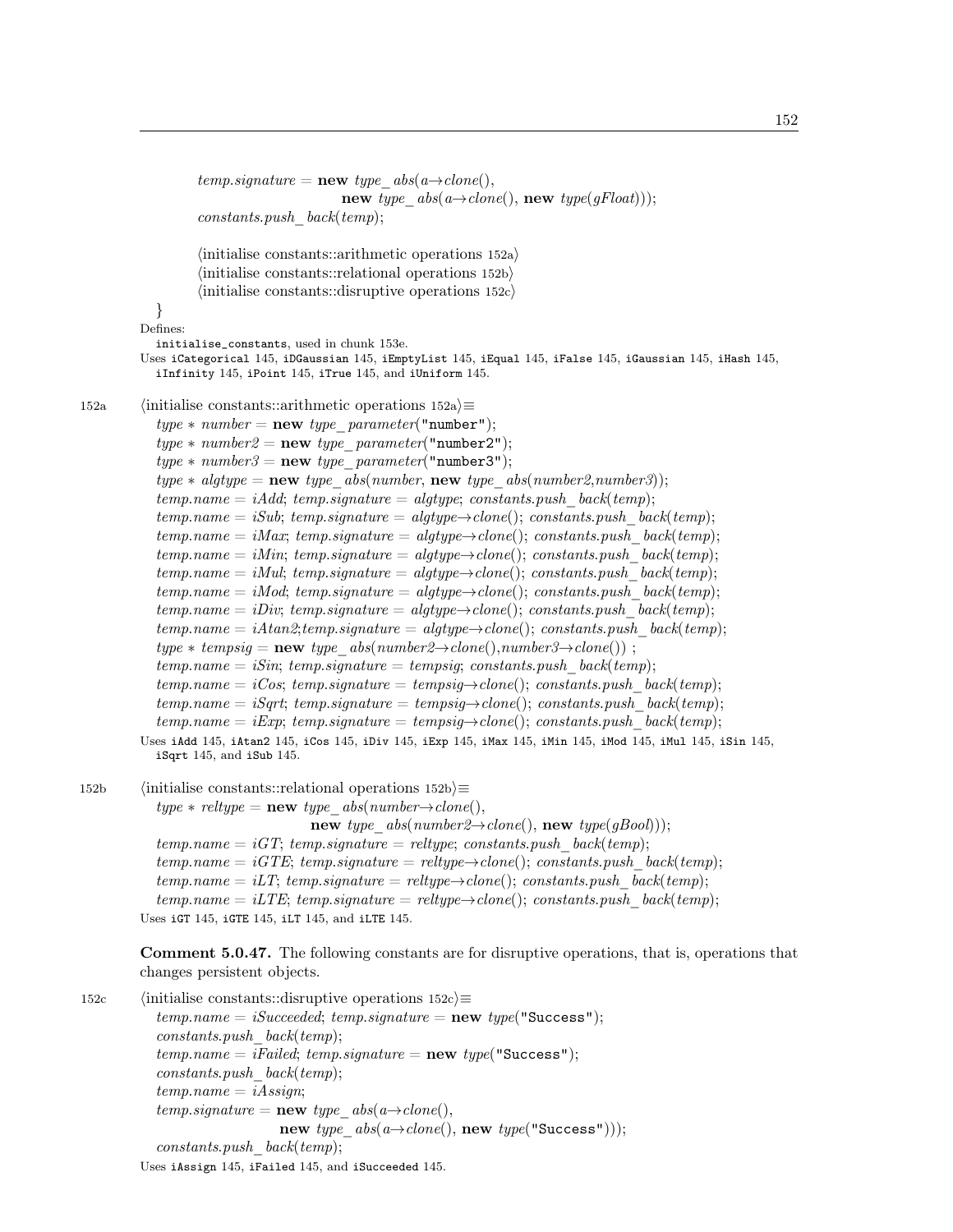```
    temp.signature = new type_abs(a→clone(),
                                  new type_abs(a→clone(), new type(gFloat)));
    constants.push_back(temp);

    ⟨initialise constants::arithmetic operations 152a⟩
    ⟨initialise constants::relational operations 152b⟩
    ⟨initialise constants::disruptive operations 152c⟩
}
```

Defines:
`initialise_constants`, used in chunk 153e.

Uses `iCategorical` 145, `iDGaussian` 145, `iEmptyList` 145, `iEqual` 145, `iFalse` 145, `iGaussian` 145, `iHash` 145, `iInfinity` 145, `iPoint` 145, `iTrue` 145, and `iUniform` 145.

152a ⟨initialise constants::arithmetic operations 152a⟩≡

```
type * number = new type_parameter("number");
type * number2 = new type_parameter("number2");
type * number3 = new type_parameter("number3");
type * algtype = new type_abs(number, new type_abs(number2,number3));
temp.name = iAdd; temp.signature = algtype; constants.push_back(temp);
temp.name = iSub; temp.signature = algtype→clone(); constants.push_back(temp);
temp.name = iMax; temp.signature = algtype→clone(); constants.push_back(temp);
temp.name = iMin; temp.signature = algtype→clone(); constants.push_back(temp);
temp.name = iMul; temp.signature = algtype→clone(); constants.push_back(temp);
temp.name = iMod; temp.signature = algtype→clone(); constants.push_back(temp);
temp.name = iDiv; temp.signature = algtype→clone(); constants.push_back(temp);
temp.name = iAtan2;temp.signature = algtype→clone(); constants.push_back(temp);
type * tempsig = new type_abs(number2→clone(),number3→clone()) ;
temp.name = iSin; temp.signature = tempsig; constants.push_back(temp);
temp.name = iCos; temp.signature = tempsig→clone(); constants.push_back(temp);
temp.name = iSqrt; temp.signature = tempsig→clone(); constants.push_back(temp);
temp.name = iExp; temp.signature = tempsig→clone(); constants.push_back(temp);
```

Uses `iAdd` 145, `iAtan2` 145, `iCos` 145, `iDiv` 145, `iExp` 145, `iMax` 145, `iMin` 145, `iMod` 145, `iMul` 145, `iSin` 145, `iSqrt` 145, and `iSub` 145.

152b ⟨initialise constants::relational operations 152b⟩≡

```
type * reltype = new type_abs(number→clone(),
                              new type_abs(number2→clone(), new type(gBool)));
temp.name = iGT; temp.signature = reltype; constants.push_back(temp);
temp.name = iGTE; temp.signature = reltype→clone(); constants.push_back(temp);
temp.name = iLT; temp.signature = reltype→clone(); constants.push_back(temp);
temp.name = iLTE; temp.signature = reltype→clone(); constants.push_back(temp);
```

Uses `iGT` 145, `iGTE` 145, `iLT` 145, and `iLTE` 145.

**Comment 5.0.47.** The following constants are for disruptive operations, that is, operations that changes persistent objects.

152c ⟨initialise constants::disruptive operations 152c⟩≡

```
temp.name = iSucceeded; temp.signature = new type("Success");
constants.push_back(temp);
temp.name = iFailed; temp.signature = new type("Success");
constants.push_back(temp);
temp.name = iAssign;
temp.signature = new type_abs(a→clone(),
                    new type_abs(a→clone(), new type("Success")));
constants.push_back(temp);
```

Uses `iAssign` 145, `iFailed` 145, and `iSucceeded` 145.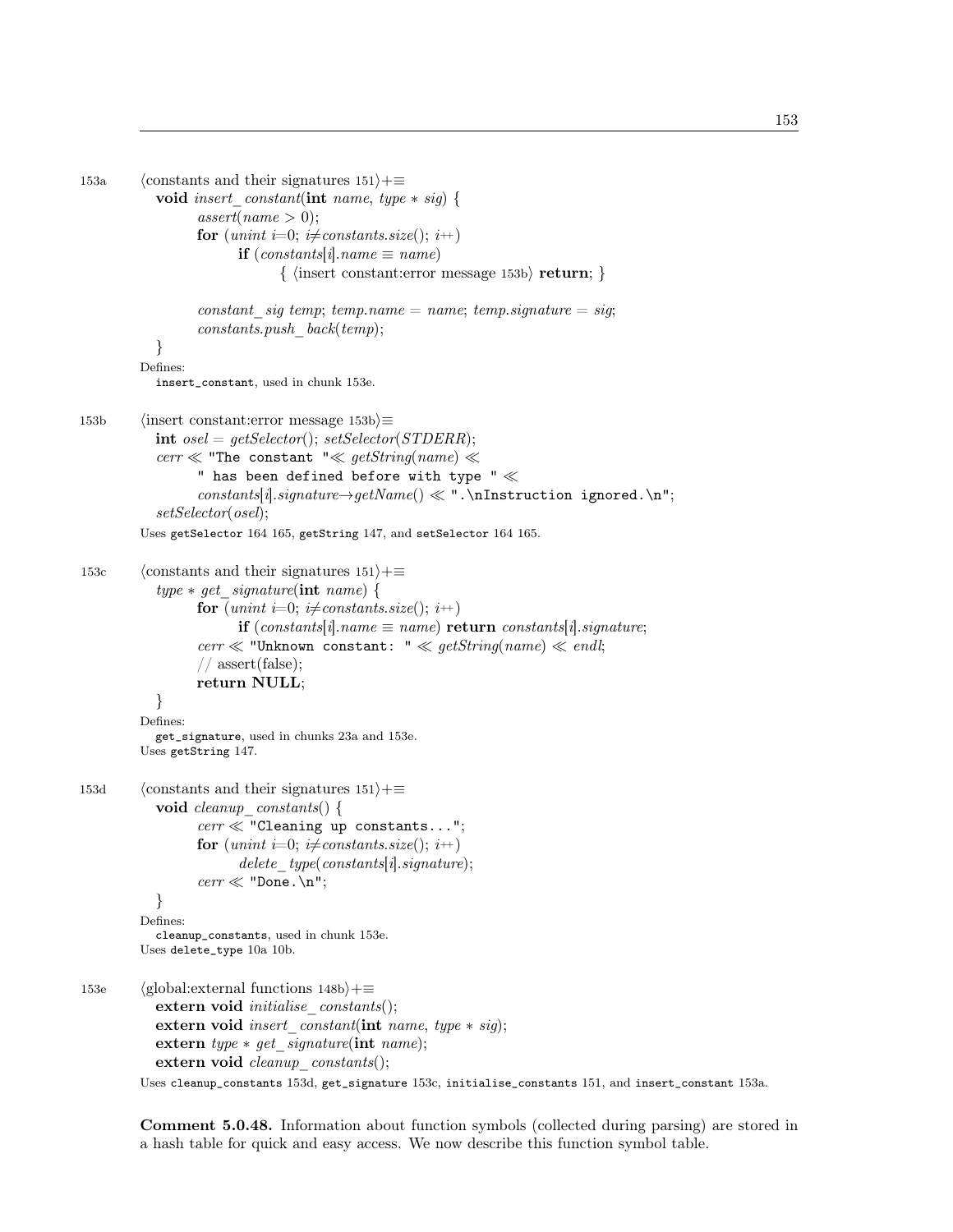153a ⟨constants and their signatures 151⟩+≡

```
void insert_constant(int name, type * sig) {
        assert(name > 0);
        for (unint i=0; i≠constants.size(); i++)
                if (constants[i].name ≡ name)
                        { ⟨insert constant:error message 153b⟩ return; }

        constant_sig temp; temp.name = name; temp.signature = sig;
        constants.push_back(temp);
}
```

Defines:
insert_constant, used in chunk 153e.

153b ⟨insert constant:error message 153b⟩≡

```
int osel = getSelector(); setSelector(STDERR);
cerr ≪ "The constant "≪ getString(name) ≪
        " has been defined before with type " ≪
        constants[i].signature→getName() ≪ ".\nInstruction ignored.\n";
setSelector(osel);
```

Uses getSelector 164 165, getString 147, and setSelector 164 165.

153c ⟨constants and their signatures 151⟩+≡

```
type * get_signature(int name) {
        for (unint i=0; i≠constants.size(); i++)
                if (constants[i].name ≡ name) return constants[i].signature;
        cerr ≪ "Unknown constant: " ≪ getString(name) ≪ endl;
        // assert(false);
        return NULL;
}
```

Defines:
get_signature, used in chunks 23a and 153e.
Uses getString 147.

153d ⟨constants and their signatures 151⟩+≡

```
void cleanup_constants() {
        cerr ≪ "Cleaning up constants...";
        for (unint i=0; i≠constants.size(); i++)
                delete_type(constants[i].signature);
        cerr ≪ "Done.\n";
}
```

Defines:
cleanup_constants, used in chunk 153e.
Uses delete_type 10a 10b.

153e ⟨global:external functions 148b⟩+≡

```
extern void initialise_constants();
extern void insert_constant(int name, type * sig);
extern type * get_signature(int name);
extern void cleanup_constants();
```

Uses cleanup_constants 153d, get_signature 153c, initialise_constants 151, and insert_constant 153a.

**Comment 5.0.48.** Information about function symbols (collected during parsing) are stored in a hash table for quick and easy access. We now describe this function symbol table.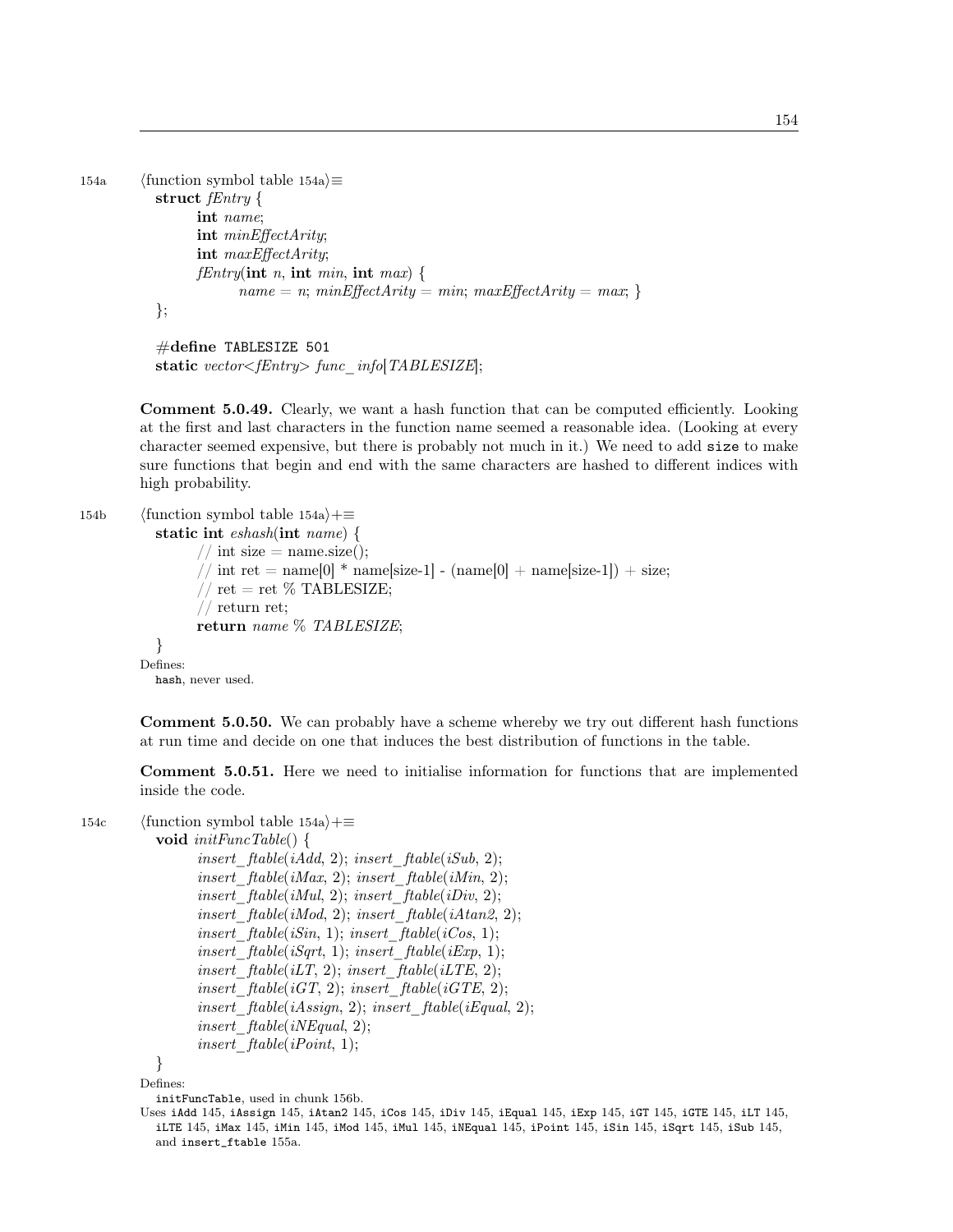154a ⟨function symbol table 154a⟩≡

```
struct fEntry {
    int name;
    int minEffectArity;
    int maxEffectArity;
    fEntry(int n, int min, int max) {
        name = n; minEffectArity = min; maxEffectArity = max; }
};

#define TABLESIZE 501
static vector<fEntry> func_info[TABLESIZE];
```

**Comment 5.0.49.** Clearly, we want a hash function that can be computed efficiently. Looking at the first and last characters in the function name seemed a reasonable idea. (Looking at every character seemed expensive, but there is probably not much in it.) We need to add `size` to make sure functions that begin and end with the same characters are hashed to different indices with high probability.

154b ⟨function symbol table 154a⟩+≡

```
static int eshash(int name) {
    // int size = name.size();
    // int ret = name[0] * name[size-1] - (name[0] + name[size-1]) + size;
    // ret = ret % TABLESIZE;
    // return ret;
    return name % TABLESIZE;
}
```

Defines:
`hash`, never used.

**Comment 5.0.50.** We can probably have a scheme whereby we try out different hash functions at run time and decide on one that induces the best distribution of functions in the table.

**Comment 5.0.51.** Here we need to initialise information for functions that are implemented inside the code.

154c ⟨function symbol table 154a⟩+≡

```
void initFuncTable() {
    insert_ftable(iAdd, 2); insert_ftable(iSub, 2);
    insert_ftable(iMax, 2); insert_ftable(iMin, 2);
    insert_ftable(iMul, 2); insert_ftable(iDiv, 2);
    insert_ftable(iMod, 2); insert_ftable(iAtan2, 2);
    insert_ftable(iSin, 1); insert_ftable(iCos, 1);
    insert_ftable(iSqrt, 1); insert_ftable(iExp, 1);
    insert_ftable(iLT, 2); insert_ftable(iLTE, 2);
    insert_ftable(iGT, 2); insert_ftable(iGTE, 2);
    insert_ftable(iAssign, 2); insert_ftable(iEqual, 2);
    insert_ftable(iNEqual, 2);
    insert_ftable(iPoint, 1);
}
```

Defines:
`initFuncTable`, used in chunk 156b.

Uses `iAdd` 145, `iAssign` 145, `iAtan2` 145, `iCos` 145, `iDiv` 145, `iEqual` 145, `iExp` 145, `iGT` 145, `iGTE` 145, `iLT` 145, `iLTE` 145, `iMax` 145, `iMin` 145, `iMod` 145, `iMul` 145, `iNEqual` 145, `iPoint` 145, `iSin` 145, `iSqrt` 145, `iSub` 145, and `insert_ftable` 155a.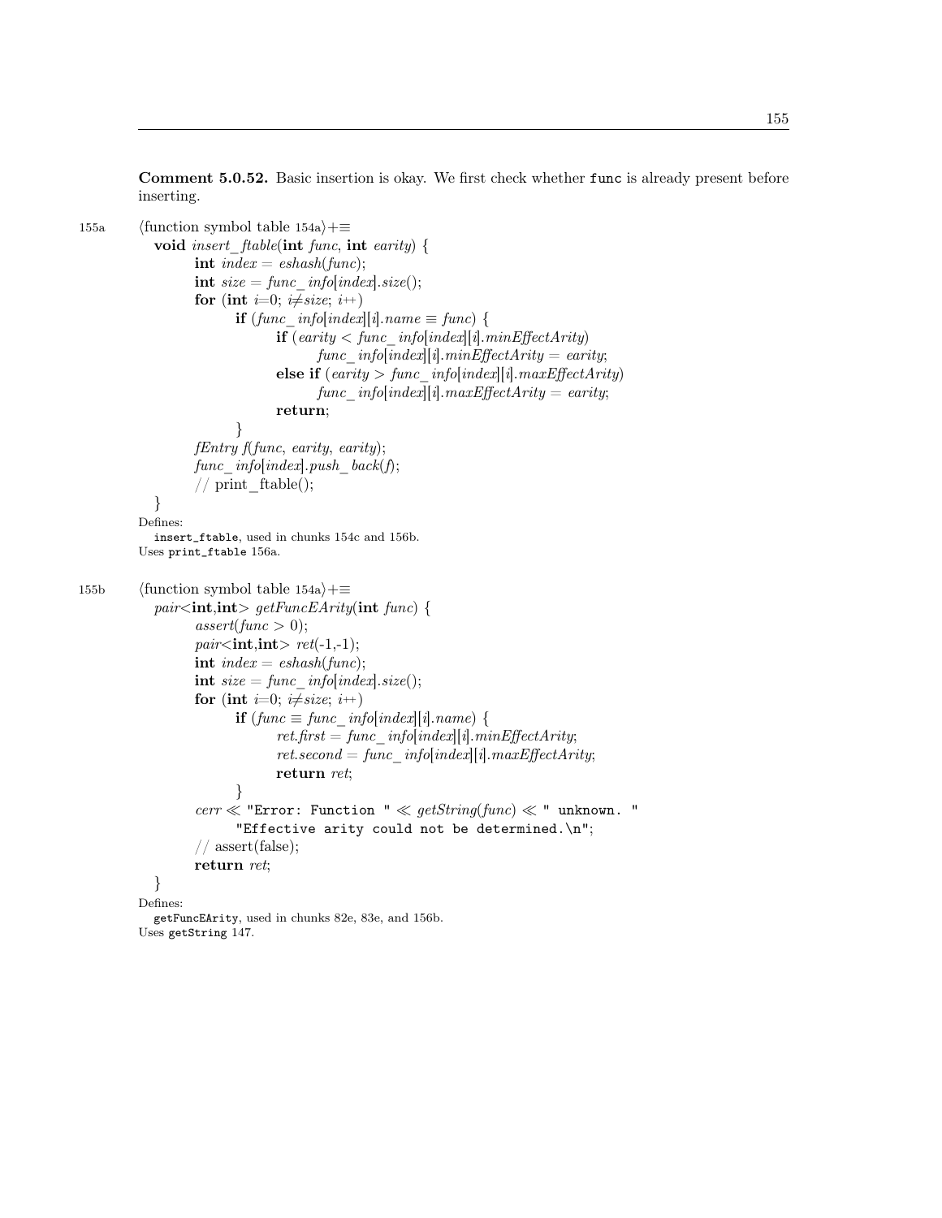**Comment 5.0.52.** Basic insertion is okay. We first check whether `func` is already present before inserting.

155a ⟨function symbol table 154a⟩+≡

```
void insert_ftable(int func, int earity) {
        int index = eshash(func);
        int size = func_info[index].size();
        for (int i=0; i!=size; i++)
                if (func_info[index][i].name == func) {
                        if (earity < func_info[index][i].minEffectArity)
                                func_info[index][i].minEffectArity = earity;
                        else if (earity > func_info[index][i].maxEffectArity)
                                func_info[index][i].maxEffectArity = earity;
                        return;
                }
        fEntry f(func, earity, earity);
        func_info[index].push_back(f);
        // print_ftable();
}
```

Defines:
`insert_ftable`, used in chunks 154c and 156b.
Uses `print_ftable` 156a.

155b ⟨function symbol table 154a⟩+≡

```
pair<int,int> getFuncEArity(int func) {
        assert(func > 0);
        pair<int,int> ret(-1,-1);
        int index = eshash(func);
        int size = func_info[index].size();
        for (int i=0; i!=size; i++)
                if (func == func_info[index][i].name) {
                        ret.first = func_info[index][i].minEffectArity;
                        ret.second = func_info[index][i].maxEffectArity;
                        return ret;
                }
        cerr << "Error: Function " << getString(func) << " unknown. "
                "Effective arity could not be determined.\n";
        // assert(false);
        return ret;
}
```

Defines:
`getFuncEArity`, used in chunks 82e, 83e, and 156b.
Uses `getString` 147.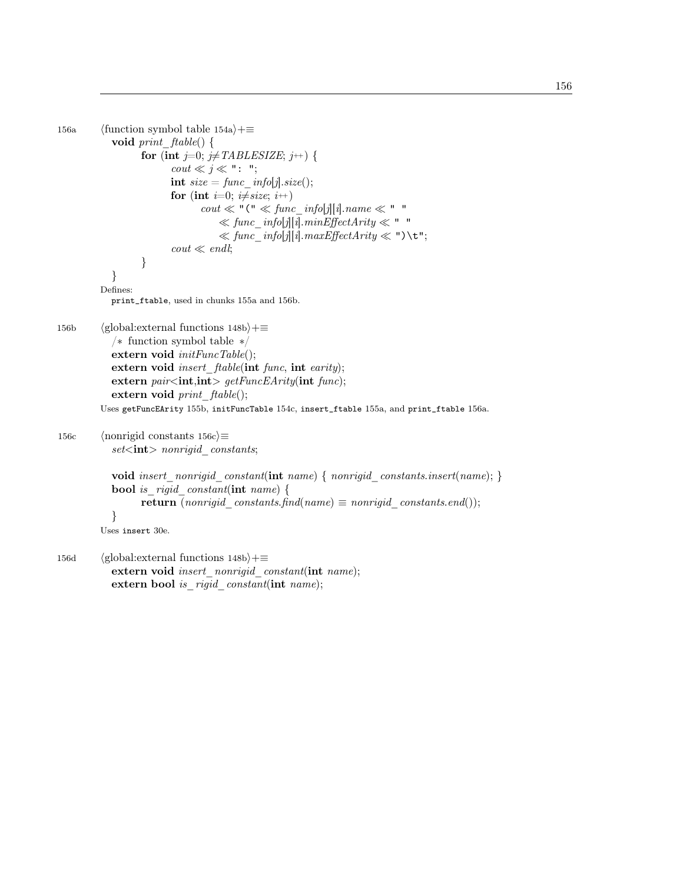156a ⟨function symbol table 154a⟩+≡

```
void print_ftable() {
        for (int j=0; j≠TABLESIZE; j++) {
                cout ≪ j ≪ ": ";
                int size = func_info[j].size();
                for (int i=0; i≠size; i++)
                        cout ≪ "(" ≪ func_info[j][i].name ≪ " "
                             ≪ func_info[j][i].minEffectArity ≪ " "
                             ≪ func_info[j][i].maxEffectArity ≪ ")\t";
                cout ≪ endl;
        }
}
```

Defines:
`print_ftable`, used in chunks 155a and 156b.

156b ⟨global:external functions 148b⟩+≡

```
/* function symbol table */
extern void initFuncTable();
extern void insert_ftable(int func, int earity);
extern pair<int,int> getFuncEArity(int func);
extern void print_ftable();
```

Uses `getFuncEArity` 155b, `initFuncTable` 154c, `insert_ftable` 155a, and `print_ftable` 156a.

156c ⟨nonrigid constants 156c⟩≡

```
set<int> nonrigid_constants;

void insert_nonrigid_constant(int name) { nonrigid_constants.insert(name); }
bool is_rigid_constant(int name) {
        return (nonrigid_constants.find(name) ≡ nonrigid_constants.end());
}
```

Uses `insert` 30e.

156d ⟨global:external functions 148b⟩+≡

```
extern void insert_nonrigid_constant(int name);
extern bool is_rigid_constant(int name);
```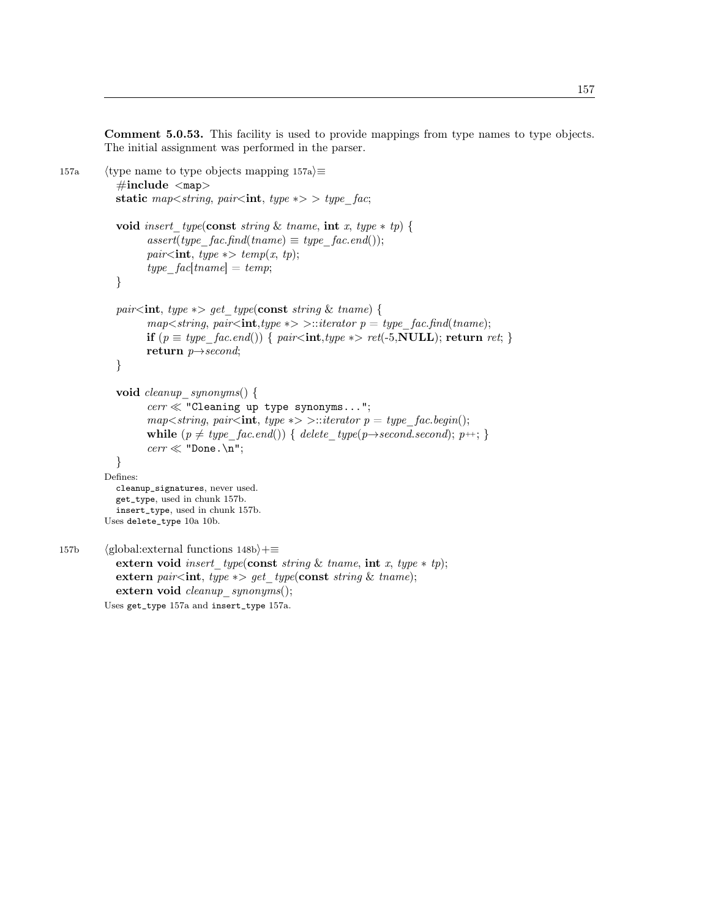**Comment 5.0.53.** This facility is used to provide mappings from type names to type objects. The initial assignment was performed in the parser.

157a ⟨type name to type objects mapping 157a⟩≡

```
#include <map>
static map<string, pair<int, type *> > type_fac;

void insert_type(const string & tname, int x, type * tp) {
        assert(type_fac.find(tname) == type_fac.end());
        pair<int, type *> temp(x, tp);
        type_fac[tname] = temp;
}

pair<int, type *> get_type(const string & tname) {
        map<string, pair<int,type *> >::iterator p = type_fac.find(tname);
        if (p == type_fac.end()) { pair<int,type *> ret(-5,NULL); return ret; }
        return p->second;
}

void cleanup_synonyms() {
        cerr << "Cleaning up type synonyms...";
        map<string, pair<int, type *> >::iterator p = type_fac.begin();
        while (p != type_fac.end()) { delete_type(p->second.second); p++; }
        cerr << "Done.\n";
}
```

Defines:
  `cleanup_signatures`, never used.
  `get_type`, used in chunk 157b.
  `insert_type`, used in chunk 157b.
Uses `delete_type` 10a 10b.

157b ⟨global:external functions 148b⟩+≡

```
extern void insert_type(const string & tname, int x, type * tp);
extern pair<int, type *> get_type(const string & tname);
extern void cleanup_synonyms();
```

Uses `get_type` 157a and `insert_type` 157a.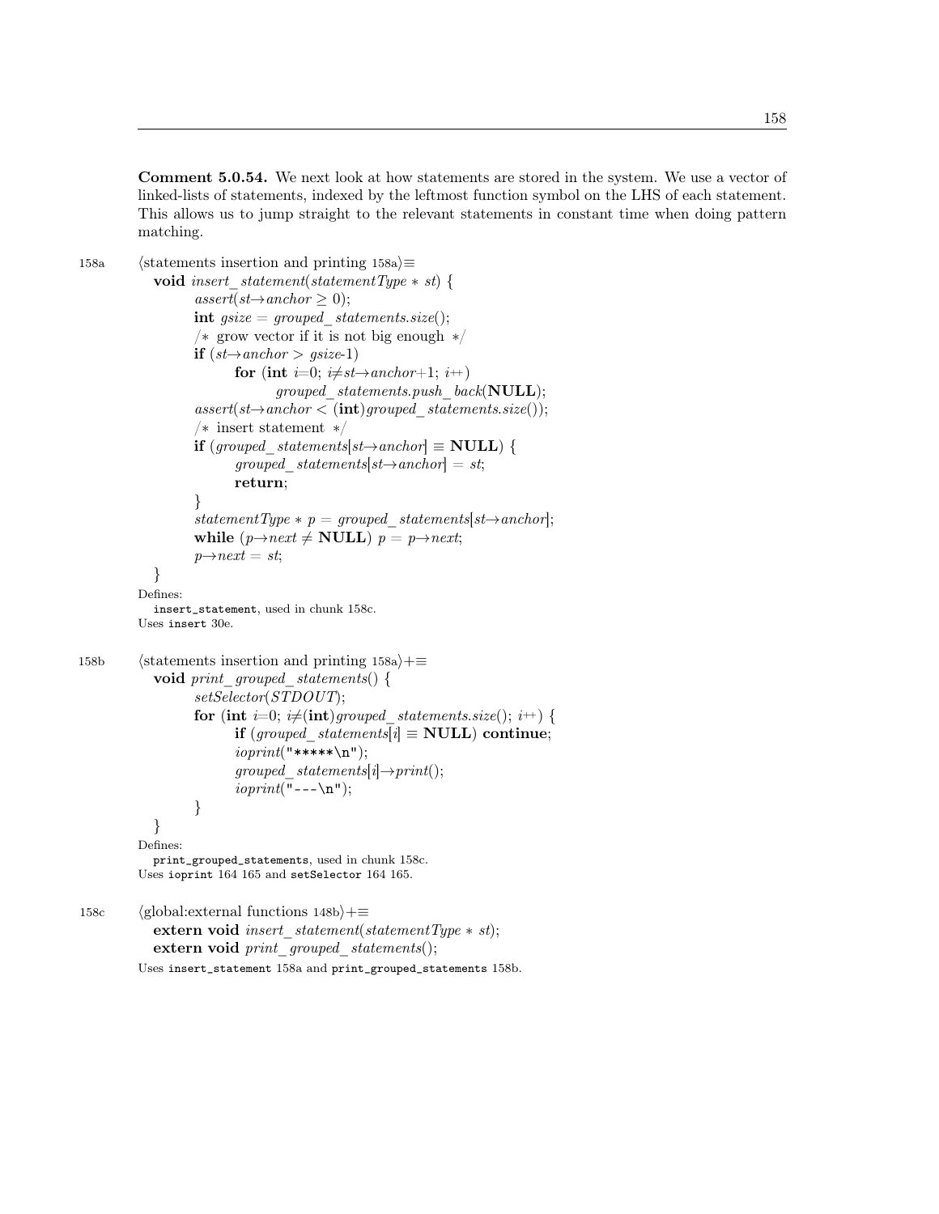**Comment 5.0.54.** We next look at how statements are stored in the system. We use a vector of linked-lists of statements, indexed by the leftmost function symbol on the LHS of each statement. This allows us to jump straight to the relevant statements in constant time when doing pattern matching.

158a ⟨statements insertion and printing 158a⟩≡

```
void insert_statement(statementType * st) {
        assert(st->anchor >= 0);
        int gsize = grouped_statements.size();
        /* grow vector if it is not big enough */
        if (st->anchor > gsize-1)
                for (int i=0; i!=st->anchor+1; i++)
                        grouped_statements.push_back(NULL);
        assert(st->anchor < (int)grouped_statements.size());
        /* insert statement */
        if (grouped_statements[st->anchor] == NULL) {
                grouped_statements[st->anchor] = st;
                return;
        }
        statementType * p = grouped_statements[st->anchor];
        while (p->next != NULL) p = p->next;
        p->next = st;
}
```

Defines:
`insert_statement`, used in chunk 158c.
Uses `insert` 30e.

158b ⟨statements insertion and printing 158a⟩+≡

```
void print_grouped_statements() {
        setSelector(STDOUT);
        for (int i=0; i!=(int)grouped_statements.size(); i++) {
                if (grouped_statements[i] == NULL) continue;
                ioprint("*****\n");
                grouped_statements[i]->print();
                ioprint("---\n");
        }
}
```

Defines:
`print_grouped_statements`, used in chunk 158c.
Uses `ioprint` 164 165 and `setSelector` 164 165.

158c ⟨global:external functions 148b⟩+≡

```
extern void insert_statement(statementType * st);
extern void print_grouped_statements();
```

Uses `insert_statement` 158a and `print_grouped_statements` 158b.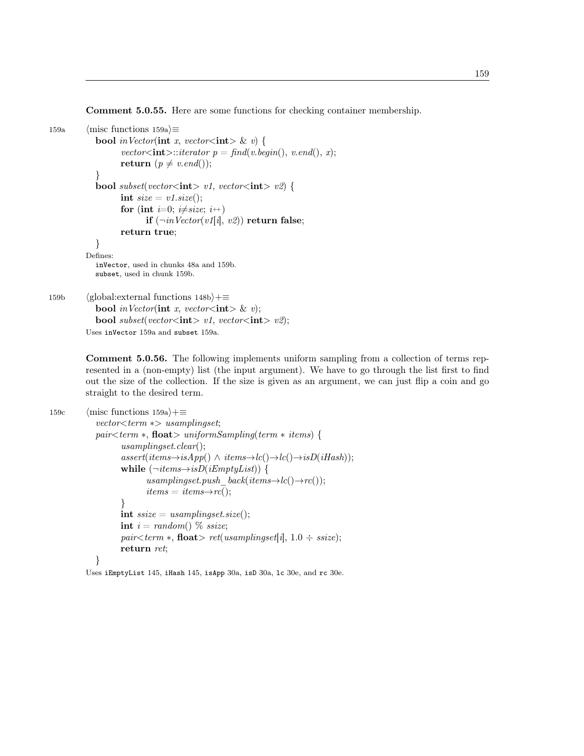**Comment 5.0.55.** Here are some functions for checking container membership.

159a ⟨misc functions 159a⟩≡

```
bool inVector(int x, vector<int> & v) {
        vector<int>::iterator p = find(v.begin(), v.end(), x);
        return (p != v.end());
}
bool subset(vector<int> v1, vector<int> v2) {
        int size = v1.size();
        for (int i=0; i!=size; i++)
                if (!inVector(v1[i], v2)) return false;
        return true;
}
```

Defines:
`inVector`, used in chunks 48a and 159b.
`subset`, used in chunk 159b.

159b ⟨global:external functions 148b⟩+≡

```
bool inVector(int x, vector<int> & v);
bool subset(vector<int> v1, vector<int> v2);
```

Uses `inVector` 159a and `subset` 159a.

**Comment 5.0.56.** The following implements uniform sampling from a collection of terms represented in a (non-empty) list (the input argument). We have to go through the list first to find out the size of the collection. If the size is given as an argument, we can just flip a coin and go straight to the desired term.

159c ⟨misc functions 159a⟩+≡

```
vector<term *> usamplingset;
pair<term *, float> uniformSampling(term * items) {
        usamplingset.clear();
        assert(items->isApp() && items->lc()->lc()->isD(iHash));
        while (!items->isD(iEmptyList)) {
                usamplingset.push_back(items->lc()->rc());
                items = items->rc();
        }
        int ssize = usamplingset.size();
        int i = random() % ssize;
        pair<term *, float> ret(usamplingset[i], 1.0 / ssize);
        return ret;
}
```

Uses `iEmptyList` 145, `iHash` 145, `isApp` 30a, `isD` 30a, `lc` 30e, and `rc` 30e.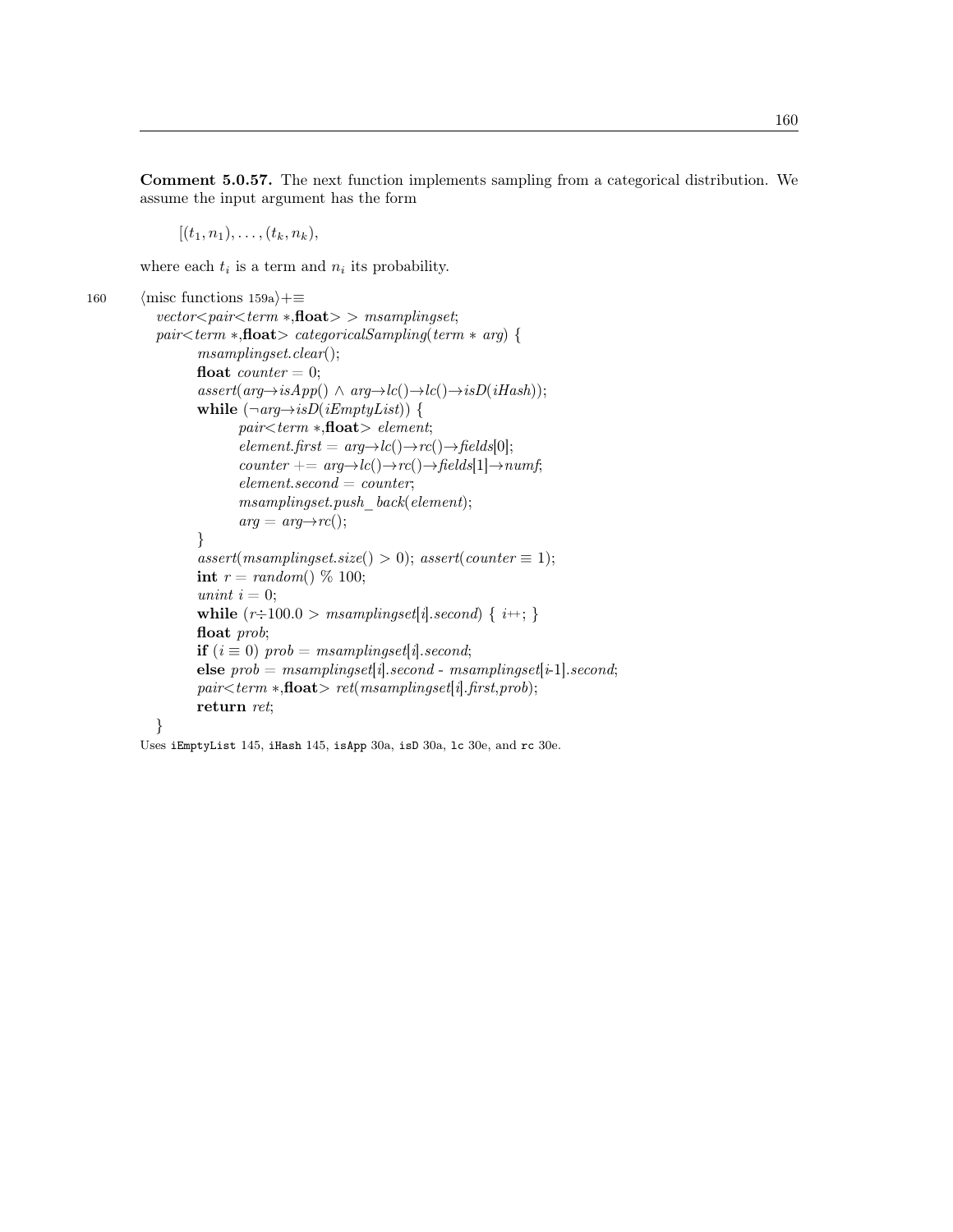**Comment 5.0.57.** The next function implements sampling from a categorical distribution. We assume the input argument has the form

$$[(t_1, n_1), \ldots, (t_k, n_k),$$

where each $t_i$ is a term and $n_i$ its probability.

```
160    ⟨misc functions 159a⟩+≡
   vector<pair<term *,float> > msamplingset;
   pair<term *,float> categoricalSampling(term * arg) {
         msamplingset.clear();
         float counter = 0;
         assert(arg→isApp() ∧ arg→lc()→lc()→isD(iHash));
         while (¬arg→isD(iEmptyList)) {
               pair<term *,float> element;
               element.first = arg→lc()→rc()→fields[0];
               counter += arg→lc()→rc()→fields[1]→numf;
               element.second = counter;
               msamplingset.push_back(element);
               arg = arg→rc();
         }
         assert(msamplingset.size() > 0); assert(counter ≡ 1);
         int r = random() % 100;
         unint i = 0;
         while (r÷100.0 > msamplingset[i].second) { i++; }
         float prob;
         if (i ≡ 0) prob = msamplingset[i].second;
         else prob = msamplingset[i].second - msamplingset[i-1].second;
         pair<term *,float> ret(msamplingset[i].first,prob);
         return ret;
   }
```

Uses iEmptyList 145, iHash 145, isApp 30a, isD 30a, lc 30e, and rc 30e.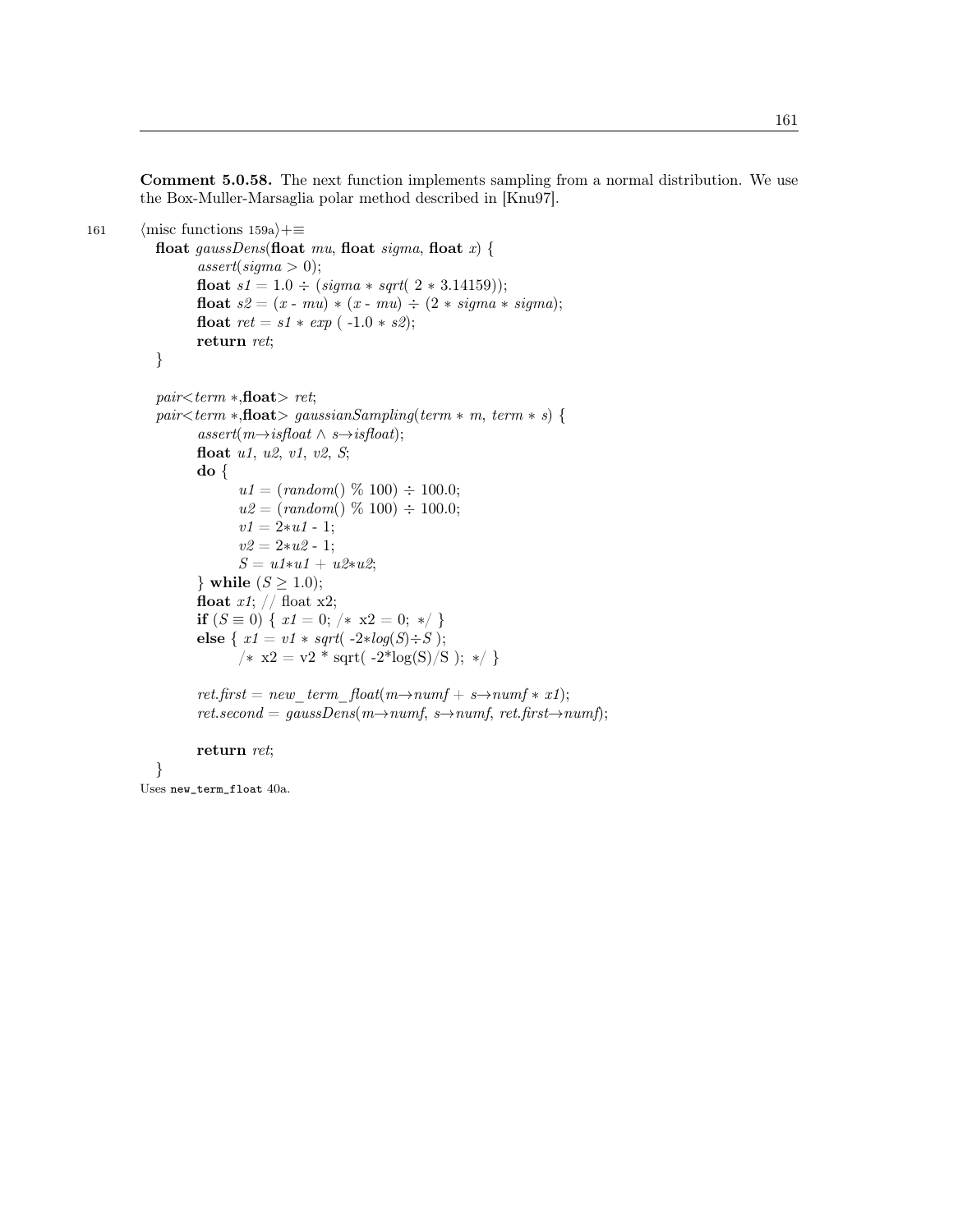**Comment 5.0.58.** The next function implements sampling from a normal distribution. We use the Box-Muller-Marsaglia polar method described in [Knu97].

161 ⟨misc functions 159a⟩+≡

```
float gaussDens(float mu, float sigma, float x) {
        assert(sigma > 0);
        float s1 = 1.0 ÷ (sigma ∗ sqrt( 2 ∗ 3.14159));
        float s2 = (x - mu) ∗ (x - mu) ÷ (2 ∗ sigma ∗ sigma);
        float ret = s1 ∗ exp ( -1.0 ∗ s2);
        return ret;
}

pair<term ∗,float> ret;
pair<term ∗,float> gaussianSampling(term ∗ m, term ∗ s) {
        assert(m→isfloat ∧ s→isfloat);
        float u1, u2, v1, v2, S;
        do {
                u1 = (random() % 100) ÷ 100.0;
                u2 = (random() % 100) ÷ 100.0;
                v1 = 2∗u1 - 1;
                v2 = 2∗u2 - 1;
                S = u1∗u1 + u2∗u2;
        } while (S ≥ 1.0);
        float x1; // float x2;
        if (S ≡ 0) { x1 = 0; /∗ x2 = 0; ∗/ }
        else { x1 = v1 ∗ sqrt( -2∗log(S)÷S );
                /∗ x2 = v2 * sqrt( -2*log(S)/S ); ∗/ }

        ret.first = new_term_float(m→numf + s→numf ∗ x1);
        ret.second = gaussDens(m→numf, s→numf, ret.first→numf);

        return ret;
}
```

Uses `new_term_float` 40a.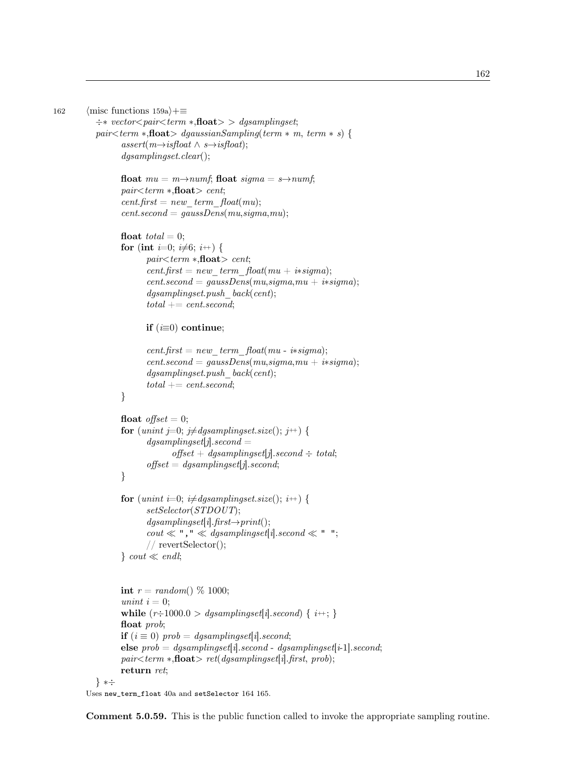162 ⟨misc functions 159a⟩+≡

```
/* vector<pair<term *,float> > dgsamplingset;
pair<term *,float> dgaussianSampling(term * m, term * s) {
        assert(m->isfloat && s->isfloat);
        dgsamplingset.clear();

        float mu = m->numf; float sigma = s->numf;
        pair<term *,float> cent;
        cent.first = new_term_float(mu);
        cent.second = gaussDens(mu,sigma,mu);

        float total = 0;
        for (int i=0; i!=6; i++) {
                pair<term *,float> cent;
                cent.first = new_term_float(mu + i*sigma);
                cent.second = gaussDens(mu,sigma,mu + i*sigma);
                dgsamplingset.push_back(cent);
                total += cent.second;

                if (i==0) continue;

                cent.first = new_term_float(mu - i*sigma);
                cent.second = gaussDens(mu,sigma,mu + i*sigma);
                dgsamplingset.push_back(cent);
                total += cent.second;
        }

        float offset = 0;
        for (unint j=0; j!=dgsamplingset.size(); j++) {
                dgsamplingset[j].second =
                        offset + dgsamplingset[j].second / total;
                offset = dgsamplingset[j].second;
        }

        for (unint i=0; i!=dgsamplingset.size(); i++) {
                setSelector(STDOUT);
                dgsamplingset[i].first->print();
                cout << "," << dgsamplingset[i].second << " ";
                // revertSelector();
        } cout << endl;


        int r = random() % 1000;
        unint i = 0;
        while (r/1000.0 > dgsamplingset[i].second) { i++; }
        float prob;
        if (i == 0) prob = dgsamplingset[i].second;
        else prob = dgsamplingset[i].second - dgsamplingset[i-1].second;
        pair<term *,float> ret(dgsamplingset[i].first, prob);
        return ret;
} */
```

Uses `new_term_float` 40a and `setSelector` 164 165.

**Comment 5.0.59.** This is the public function called to invoke the appropriate sampling routine.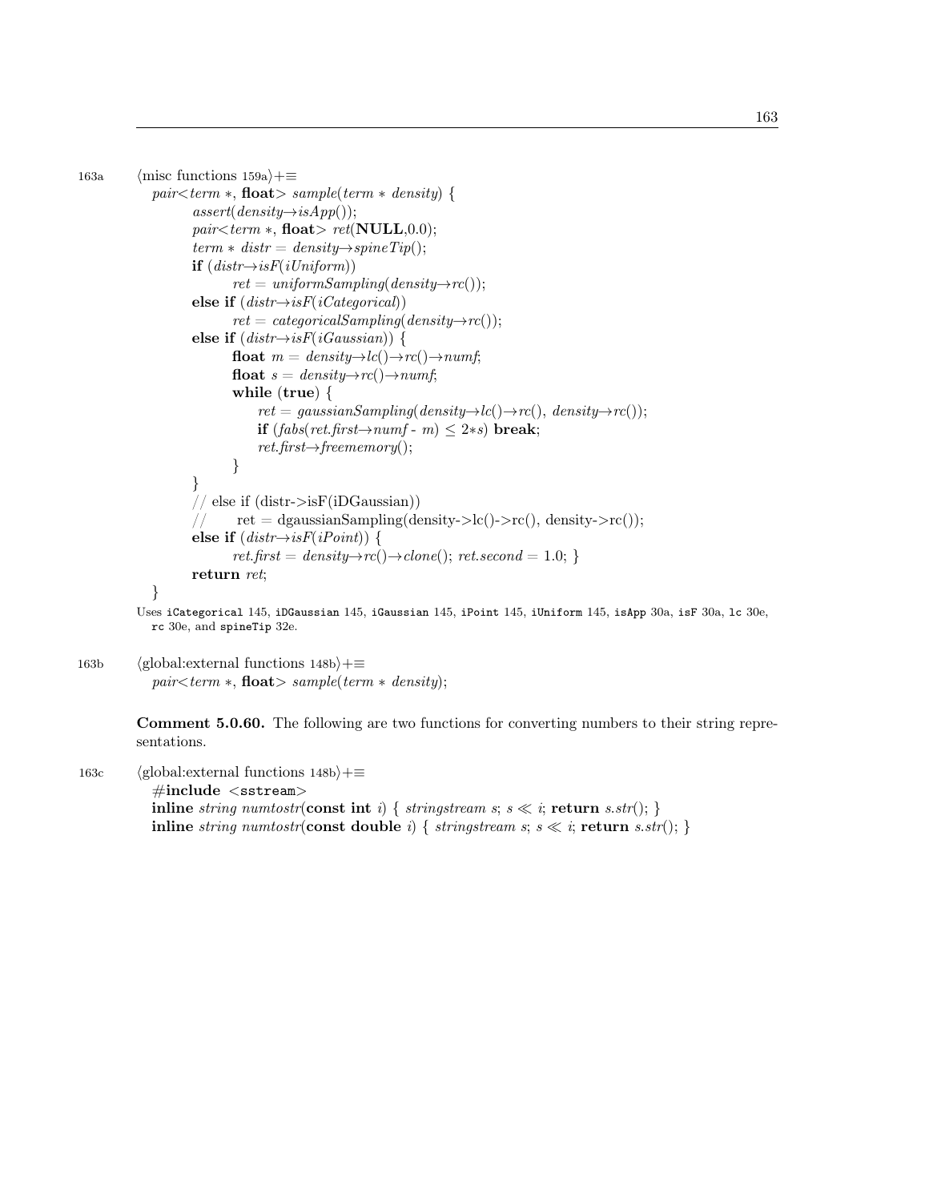163a ⟨misc functions 159a⟩+≡

```
pair<term *, float> sample(term * density) {
        assert(density->isApp());
        pair<term *, float> ret(NULL,0.0);
        term * distr = density->spineTip();
        if (distr->isF(iUniform))
                ret = uniformSampling(density->rc());
        else if (distr->isF(iCategorical))
                ret = categoricalSampling(density->rc());
        else if (distr->isF(iGaussian)) {
                float m = density->lc()->rc()->numf;
                float s = density->rc()->numf;
                while (true) {
                     ret = gaussianSampling(density->lc()->rc(), density->rc());
                     if (fabs(ret.first->numf - m) <= 2*s) break;
                     ret.first->freememory();
                }
        }
        // else if (distr->isF(iDGaussian))
        //      ret = dgaussianSampling(density->lc()->rc(), density->rc());
        else if (distr->isF(iPoint)) {
                ret.first = density->rc()->clone(); ret.second = 1.0; }
        return ret;
}
```

Uses `iCategorical` 145, `iDGaussian` 145, `iGaussian` 145, `iPoint` 145, `iUniform` 145, `isApp` 30a, `isF` 30a, `lc` 30e, `rc` 30e, and `spineTip` 32e.

163b ⟨global:external functions 148b⟩+≡

```
pair<term *, float> sample(term * density);
```

**Comment 5.0.60.** The following are two functions for converting numbers to their string representations.

163c ⟨global:external functions 148b⟩+≡

```
#include <sstream>
inline string numtostr(const int i) { stringstream s; s << i; return s.str(); }
inline string numtostr(const double i) { stringstream s; s << i; return s.str(); }
```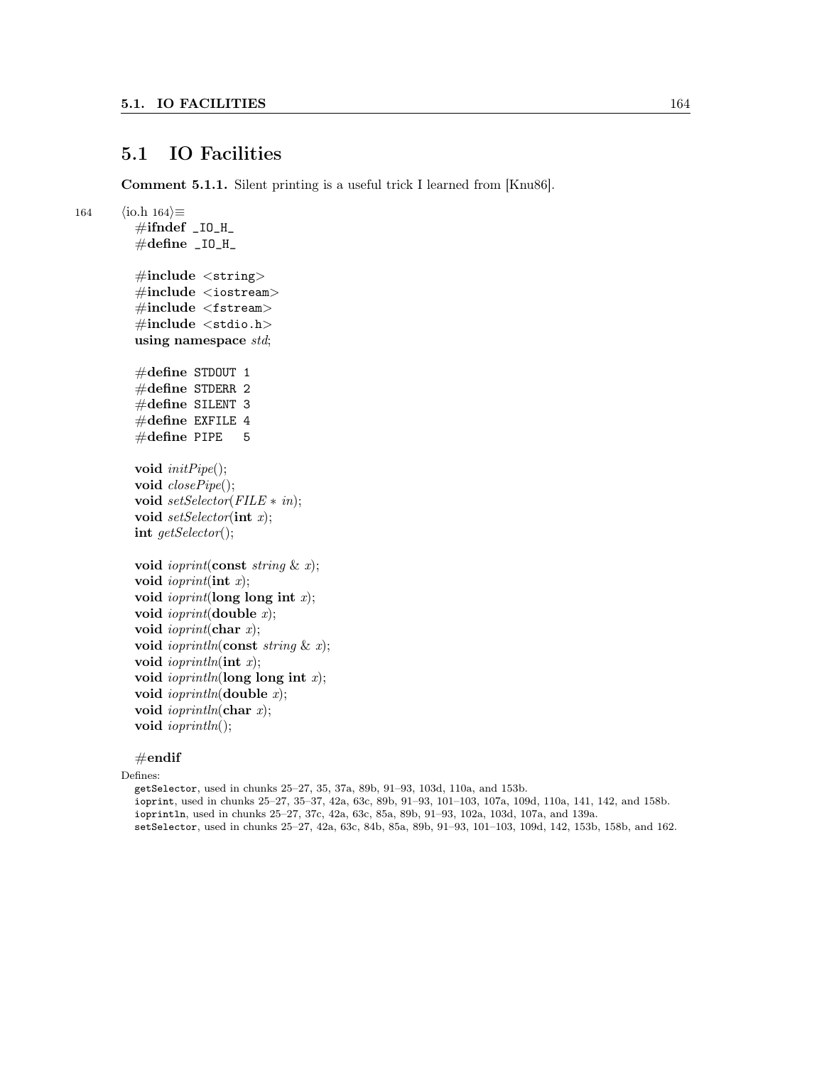## 5.1 IO Facilities

**Comment 5.1.1.** Silent printing is a useful trick I learned from [Knu86].

164 ⟨io.h 164⟩≡

```
#ifndef _IO_H_
#define _IO_H_

#include <string>
#include <iostream>
#include <fstream>
#include <stdio.h>
using namespace std;

#define STDOUT 1
#define STDERR 2
#define SILENT 3
#define EXFILE 4
#define PIPE   5

void initPipe();
void closePipe();
void setSelector(FILE * in);
void setSelector(int x);
int getSelector();

void ioprint(const string & x);
void ioprint(int x);
void ioprint(long long int x);
void ioprint(double x);
void ioprint(char x);
void ioprintln(const string & x);
void ioprintln(int x);
void ioprintln(long long int x);
void ioprintln(double x);
void ioprintln(char x);
void ioprintln();

#endif
```

Defines:
`getSelector`, used in chunks 25–27, 35, 37a, 89b, 91–93, 103d, 110a, and 153b.
`ioprint`, used in chunks 25–27, 35–37, 42a, 63c, 89b, 91–93, 101–103, 107a, 109d, 110a, 141, 142, and 158b.
`ioprintln`, used in chunks 25–27, 37c, 42a, 63c, 85a, 89b, 91–93, 102a, 103d, 107a, and 139a.
`setSelector`, used in chunks 25–27, 42a, 63c, 84b, 85a, 89b, 91–93, 101–103, 109d, 142, 153b, 158b, and 162.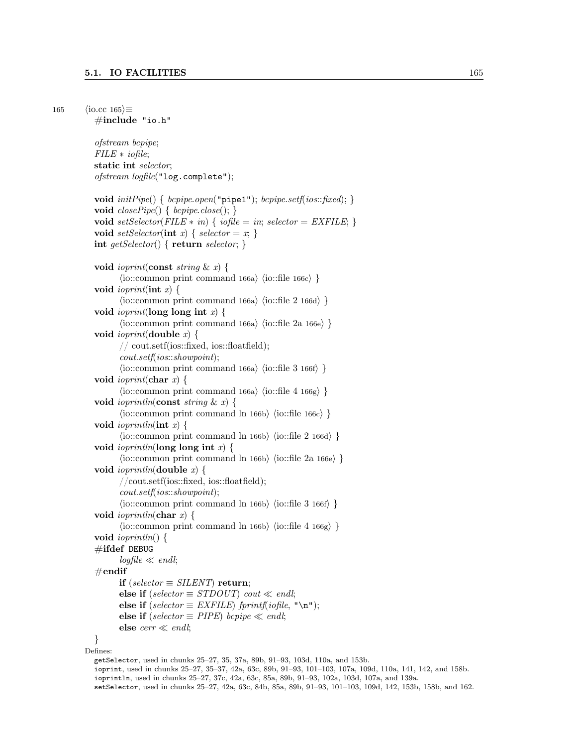165 ⟨io.cc 165⟩≡

```
#include "io.h"

ofstream bcpipe;
FILE * iofile;
static int selector;
ofstream logfile("log.complete");

void initPipe() { bcpipe.open("pipe1"); bcpipe.setf(ios::fixed); }
void closePipe() { bcpipe.close(); }
void setSelector(FILE * in) { iofile = in; selector = EXFILE; }
void setSelector(int x) { selector = x; }
int getSelector() { return selector; }

void ioprint(const string & x) {
        ⟨io::common print command 166a⟩ ⟨io::file 166c⟩ }
void ioprint(int x) {
        ⟨io::common print command 166a⟩ ⟨io::file 2 166d⟩ }
void ioprint(long long int x) {
        ⟨io::common print command 166a⟩ ⟨io::file 2a 166e⟩ }
void ioprint(double x) {
        // cout.setf(ios::fixed, ios::floatfield);
        cout.setf(ios::showpoint);
        ⟨io::common print command 166a⟩ ⟨io::file 3 166f⟩ }
void ioprint(char x) {
        ⟨io::common print command 166a⟩ ⟨io::file 4 166g⟩ }
void ioprintln(const string & x) {
        ⟨io::common print command ln 166b⟩ ⟨io::file 166c⟩ }
void ioprintln(int x) {
        ⟨io::common print command ln 166b⟩ ⟨io::file 2 166d⟩ }
void ioprintln(long long int x) {
        ⟨io::common print command ln 166b⟩ ⟨io::file 2a 166e⟩ }
void ioprintln(double x) {
        //cout.setf(ios::fixed, ios::floatfield);
        cout.setf(ios::showpoint);
        ⟨io::common print command ln 166b⟩ ⟨io::file 3 166f⟩ }
void ioprintln(char x) {
        ⟨io::common print command ln 166b⟩ ⟨io::file 4 166g⟩ }
void ioprintln() {
#ifdef DEBUG
        logfile << endl;
#endif
        if (selector == SILENT) return;
        else if (selector == STDOUT) cout << endl;
        else if (selector == EXFILE) fprintf(iofile, "\n");
        else if (selector == PIPE) bcpipe << endl;
        else cerr << endl;
}
```

Defines:

`getSelector`, used in chunks 25–27, 35, 37a, 89b, 91–93, 103d, 110a, and 153b.
`ioprint`, used in chunks 25–27, 35–37, 42a, 63c, 89b, 91–93, 101–103, 107a, 109d, 110a, 141, 142, and 158b.
`ioprintln`, used in chunks 25–27, 37c, 42a, 63c, 85a, 89b, 91–93, 102a, 103d, 107a, and 139a.
`setSelector`, used in chunks 25–27, 42a, 63c, 84b, 85a, 89b, 91–93, 101–103, 109d, 142, 153b, 158b, and 162.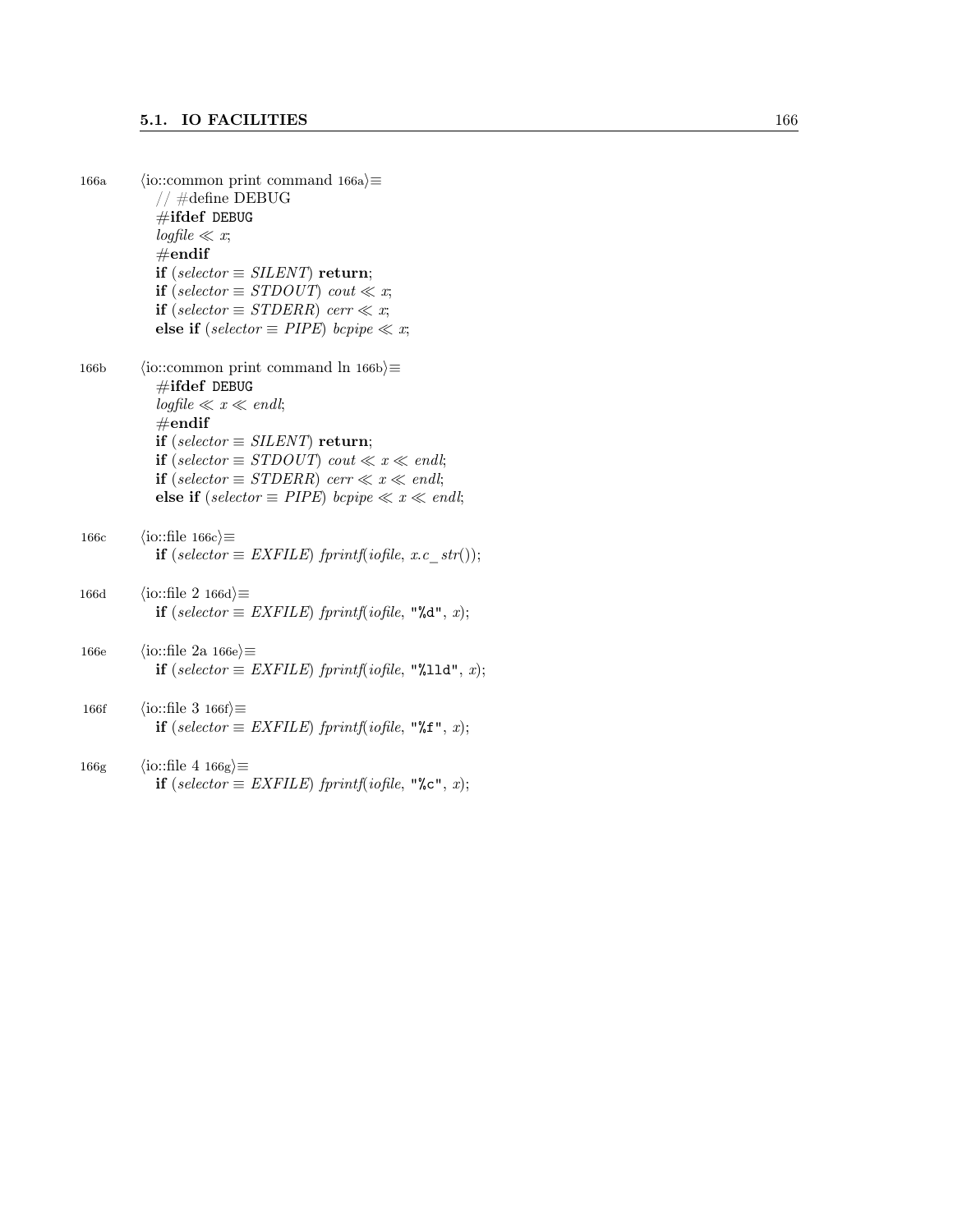166a ⟨io::common print command 166a⟩≡

```
// #define DEBUG
#ifdef DEBUG
logfile << x;
#endif
if (selector == SILENT) return;
if (selector == STDOUT) cout << x;
if (selector == STDERR) cerr << x;
else if (selector == PIPE) bcpipe << x;
```

166b ⟨io::common print command ln 166b⟩≡

```
#ifdef DEBUG
logfile << x << endl;
#endif
if (selector == SILENT) return;
if (selector == STDOUT) cout << x << endl;
if (selector == STDERR) cerr << x << endl;
else if (selector == PIPE) bcpipe << x << endl;
```

166c ⟨io::file 166c⟩≡

```
if (selector == EXFILE) fprintf(iofile, x.c_str());
```

166d ⟨io::file 2 166d⟩≡

```
if (selector == EXFILE) fprintf(iofile, "%d", x);
```

166e ⟨io::file 2a 166e⟩≡

```
if (selector == EXFILE) fprintf(iofile, "%lld", x);
```

166f ⟨io::file 3 166f⟩≡

```
if (selector == EXFILE) fprintf(iofile, "%f", x);
```

166g ⟨io::file 4 166g⟩≡

```
if (selector == EXFILE) fprintf(iofile, "%c", x);
```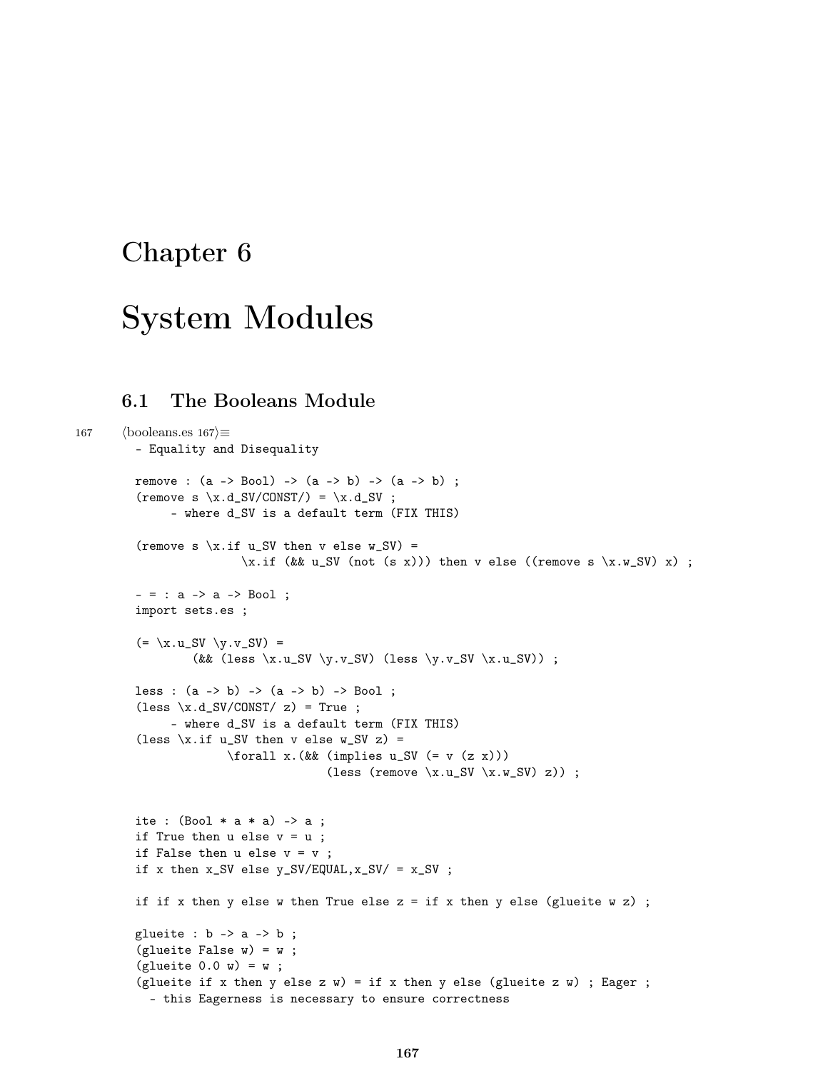# Chapter 6

# System Modules

## 6.1 The Booleans Module

167 ⟨booleans.es 167⟩≡

```
- Equality and Disequality

remove : (a -> Bool) -> (a -> b) -> (a -> b) ;
(remove s \x.d_SV/CONST/) = \x.d_SV ;
     - where d_SV is a default term (FIX THIS)

(remove s \x.if u_SV then v else w_SV) =
               \x.if (&& u_SV (not (s x))) then v else ((remove s \x.w_SV) x) ;

- = : a -> a -> Bool ;
import sets.es ;

(= \x.u_SV \y.v_SV) =
        (&& (less \x.u_SV \y.v_SV) (less \y.v_SV \x.u_SV)) ;

less : (a -> b) -> (a -> b) -> Bool ;
(less \x.d_SV/CONST/ z) = True ;
     - where d_SV is a default term (FIX THIS)
(less \x.if u_SV then v else w_SV z) =
             \forall x.(&& (implies u_SV (= v (z x)))
                           (less (remove \x.u_SV \x.w_SV) z)) ;


ite : (Bool * a * a) -> a ;
if True then u else v = u ;
if False then u else v = v ;
if x then x_SV else y_SV/EQUAL,x_SV/ = x_SV ;

if if x then y else w then True else z = if x then y else (glueite w z) ;

glueite : b -> a -> b ;
(glueite False w) = w ;
(glueite 0.0 w) = w ;
(glueite if x then y else z w) = if x then y else (glueite z w) ; Eager ;
  - this Eagerness is necessary to ensure correctness
```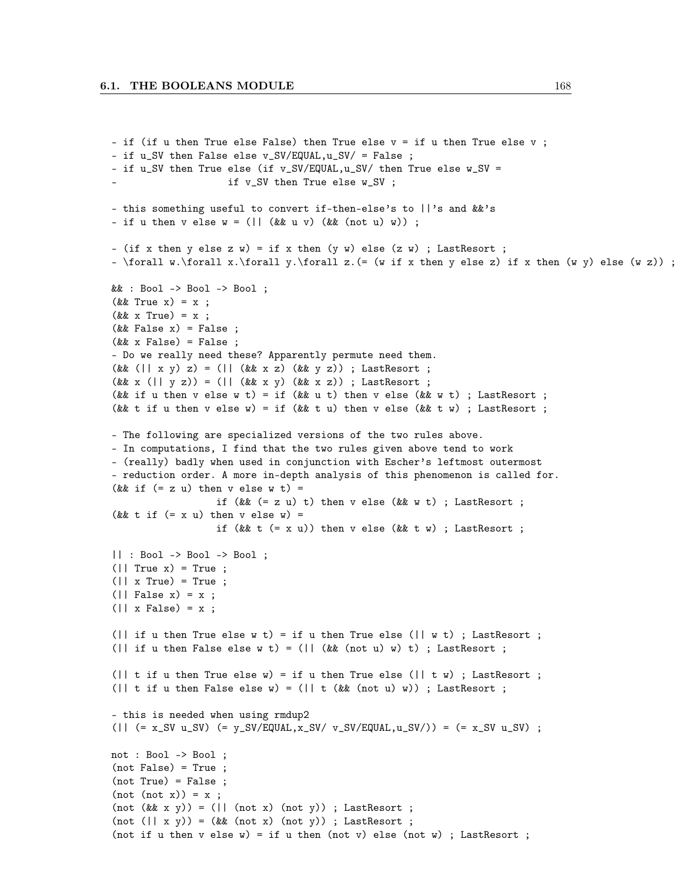```
- if (if u then True else False) then True else v = if u then True else v ;
- if u_SV then False else v_SV/EQUAL,u_SV/ = False ;
- if u_SV then True else (if v_SV/EQUAL,u_SV/ then True else w_SV =
-                   if v_SV then True else w_SV ;

- this something useful to convert if-then-else's to ||'s and &&'s
- if u then v else w = (|| (&& u v) (&& (not u) w)) ;

- (if x then y else z w) = if x then (y w) else (z w) ; LastResort ;
- \forall w.\forall x.\forall y.\forall z.(= (w if x then y else z) if x then (w y) else (w z)) ;

&& : Bool -> Bool -> Bool ;
(&& True x) = x ;
(&& x True) = x ;
(&& False x) = False ;
(&& x False) = False ;
- Do we really need these? Apparently permute need them.
(&& (|| x y) z) = (|| (&& x z) (&& y z)) ; LastResort ;
(&& x (|| y z)) = (|| (&& x y) (&& x z)) ; LastResort ;
(&& if u then v else w t) = if (&& u t) then v else (&& w t) ; LastResort ;
(&& t if u then v else w) = if (&& t u) then v else (&& t w) ; LastResort ;

- The following are specialized versions of the two rules above.
- In computations, I find that the two rules given above tend to work
- (really) badly when used in conjunction with Escher's leftmost outermost
- reduction order. A more in-depth analysis of this phenomenon is called for.
(&& if (= z u) then v else w t) =
                 if (&& (= z u) t) then v else (&& w t) ; LastResort ;
(&& t if (= x u) then v else w) =
                 if (&& t (= x u)) then v else (&& t w) ; LastResort ;

|| : Bool -> Bool -> Bool ;
(|| True x) = True ;
(|| x True) = True ;
(|| False x) = x ;
(|| x False) = x ;

(|| if u then True else w t) = if u then True else (|| w t) ; LastResort ;
(|| if u then False else w t) = (|| (&& (not u) w) t) ; LastResort ;

(|| t if u then True else w) = if u then True else (|| t w) ; LastResort ;
(|| t if u then False else w) = (|| t (&& (not u) w)) ; LastResort ;

- this is needed when using rmdup2
(|| (= x_SV u_SV) (= y_SV/EQUAL,x_SV/ v_SV/EQUAL,u_SV/)) = (= x_SV u_SV) ;

not : Bool -> Bool ;
(not False) = True ;
(not True) = False ;
(not (not x)) = x ;
(not (&& x y)) = (|| (not x) (not y)) ; LastResort ;
(not (|| x y)) = (&& (not x) (not y)) ; LastResort ;
(not if u then v else w) = if u then (not v) else (not w) ; LastResort ;
```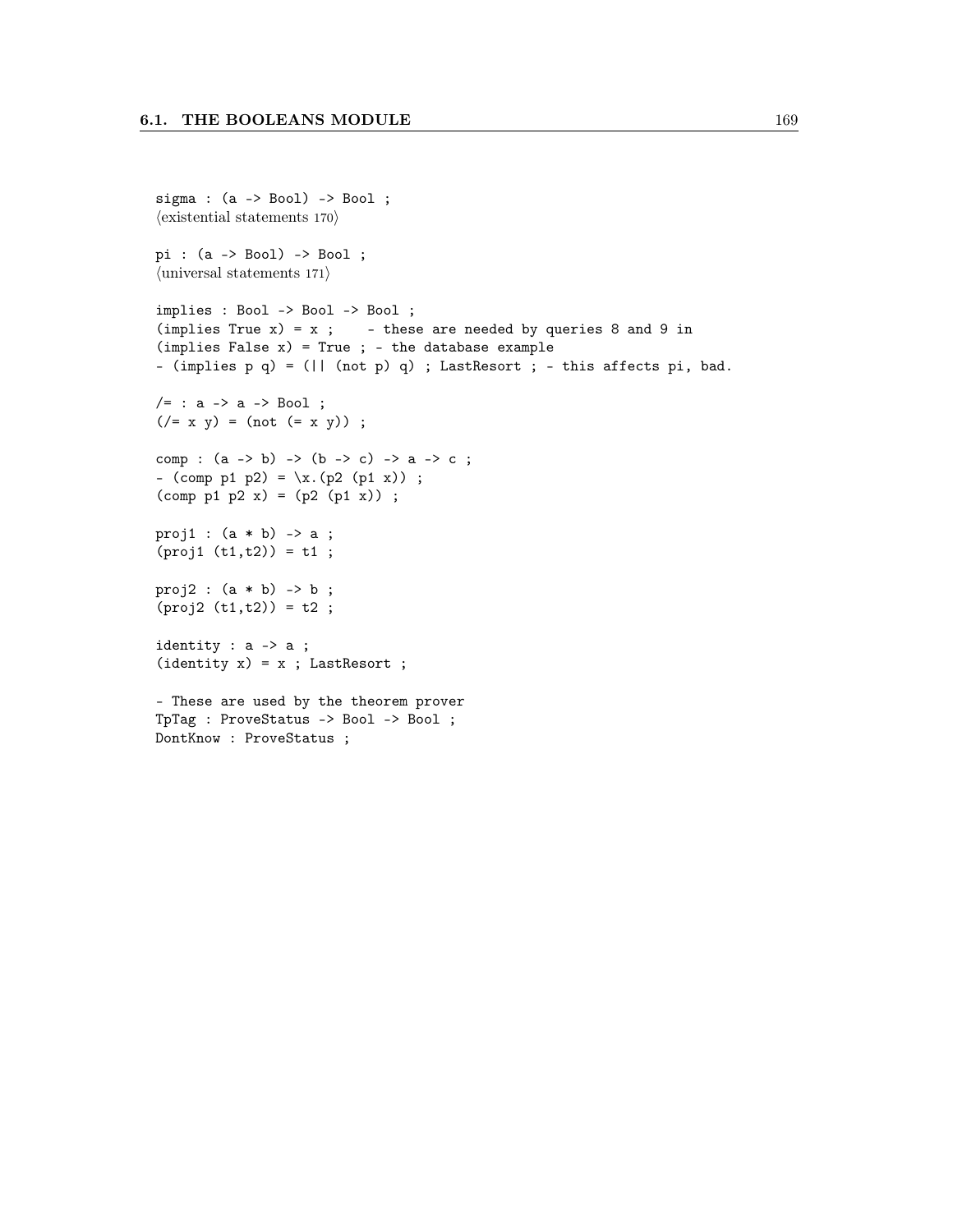```
sigma : (a -> Bool) -> Bool ;
⟨existential statements 170⟩

pi : (a -> Bool) -> Bool ;
⟨universal statements 171⟩

implies : Bool -> Bool -> Bool ;
(implies True x) = x ;    - these are needed by queries 8 and 9 in
(implies False x) = True ; - the database example
- (implies p q) = (|| (not p) q) ; LastResort ; - this affects pi, bad.

/= : a -> a -> Bool ;
(/= x y) = (not (= x y)) ;

comp : (a -> b) -> (b -> c) -> a -> c ;
- (comp p1 p2) = \x.(p2 (p1 x)) ;
(comp p1 p2 x) = (p2 (p1 x)) ;

proj1 : (a * b) -> a ;
(proj1 (t1,t2)) = t1 ;

proj2 : (a * b) -> b ;
(proj2 (t1,t2)) = t2 ;

identity : a -> a ;
(identity x) = x ; LastResort ;

- These are used by the theorem prover
TpTag : ProveStatus -> Bool -> Bool ;
DontKnow : ProveStatus ;
```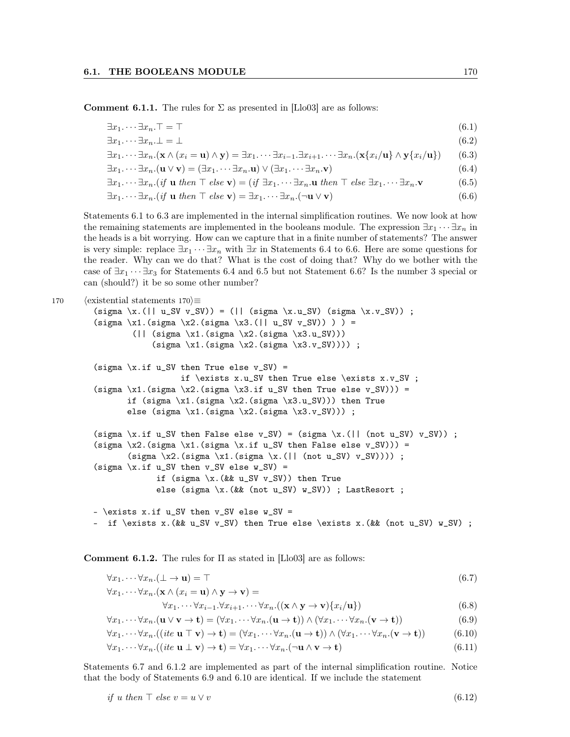**Comment 6.1.1.** The rules for $\Sigma$ as presented in [Llo03] are as follows:

$$\exists x_1.\cdots\exists x_n.\top = \top \tag{6.1}$$

$$\exists x_1.\cdots\exists x_n.\bot = \bot \tag{6.2}$$

$$\exists x_1.\cdots\exists x_n.(\mathbf{x} \wedge (x_i = \mathbf{u}) \wedge \mathbf{y}) = \exists x_1.\cdots\exists x_{i-1}.\exists x_{i+1}.\cdots\exists x_n.(\mathbf{x}\{x_i/\mathbf{u}\} \wedge \mathbf{y}\{x_i/\mathbf{u}\}) \tag{6.3}$$

$$\exists x_1.\cdots\exists x_n.(\mathbf{u} \vee \mathbf{v}) = (\exists x_1.\cdots\exists x_n.\mathbf{u}) \vee (\exists x_1.\cdots\exists x_n.\mathbf{v}) \tag{6.4}$$

$$\exists x_1.\cdots\exists x_n.(\textit{if } \mathbf{u} \textit{ then } \top \textit{ else } \mathbf{v}) = (\textit{if } \exists x_1.\cdots\exists x_n.\mathbf{u} \textit{ then } \top \textit{ else } \exists x_1.\cdots\exists x_n.\mathbf{v} \tag{6.5}$$

$$\exists x_1.\cdots\exists x_n.(\textit{if } \mathbf{u} \textit{ then } \top \textit{ else } \mathbf{v}) = \exists x_1.\cdots\exists x_n.(\neg\mathbf{u} \vee \mathbf{v}) \tag{6.6}$$

Statements 6.1 to 6.3 are implemented in the internal simplification routines. We now look at how the remaining statements are implemented in the booleans module. The expression $\exists x_1 \cdots \exists x_n$ in the heads is a bit worrying. How can we capture that in a finite number of statements? The answer is very simple: replace $\exists x_1 \cdots \exists x_n$ with $\exists x$ in Statements 6.4 to 6.6. Here are some questions for the reader. Why can we do that? What is the cost of doing that? Why do we bother with the case of $\exists x_1 \cdots \exists x_3$ for Statements 6.4 and 6.5 but not Statement 6.6? Is the number 3 special or can (should?) it be so some other number?

170 ⟨existential statements 170⟩≡

```
(sigma \x.(|| u_SV v_SV)) = (|| (sigma \x.u_SV) (sigma \x.v_SV)) ;
(sigma \x1.(sigma \x2.(sigma \x3.(|| u_SV v_SV)) ) ) =
        (|| (sigma \x1.(sigma \x2.(sigma \x3.u_SV)))
             (sigma \x1.(sigma \x2.(sigma \x3.v_SV)))) ;

(sigma \x.if u_SV then True else v_SV) =
                   if \exists x.u_SV then True else \exists x.v_SV ;
(sigma \x1.(sigma \x2.(sigma \x3.if u_SV then True else v_SV))) =
       if (sigma \x1.(sigma \x2.(sigma \x3.u_SV))) then True
       else (sigma \x1.(sigma \x2.(sigma \x3.v_SV))) ;

(sigma \x.if u_SV then False else v_SV) = (sigma \x.(|| (not u_SV) v_SV)) ;
(sigma \x2.(sigma \x1.(sigma \x.if u_SV then False else v_SV))) =
       (sigma \x2.(sigma \x1.(sigma \x.(|| (not u_SV) v_SV)))) ;
(sigma \x.if u_SV then v_SV else w_SV) =
             if (sigma \x.(&& u_SV v_SV)) then True
             else (sigma \x.(&& (not u_SV) w_SV)) ; LastResort ;

- \exists x.if u_SV then v_SV else w_SV =
-  if \exists x.(&& u_SV v_SV) then True else \exists x.(&& (not u_SV) w_SV) ;
```

**Comment 6.1.2.** The rules for $\Pi$ as stated in [Llo03] are as follows:

$$\forall x_1.\cdots\forall x_n.(\bot \rightarrow \mathbf{u}) = \top \tag{6.7}$$

$$\forall x_1.\cdots\forall x_n.(\mathbf{x} \wedge (x_i = \mathbf{u}) \wedge \mathbf{y} \rightarrow \mathbf{v}) = \\ \forall x_1.\cdots\forall x_{i-1}.\forall x_{i+1}.\cdots\forall x_n.((\mathbf{x} \wedge \mathbf{y} \rightarrow \mathbf{v})\{x_i/\mathbf{u}\}) \tag{6.8}$$

$$\forall x_1.\cdots\forall x_n.(\mathbf{u} \vee \mathbf{v} \rightarrow \mathbf{t}) = (\forall x_1.\cdots\forall x_n.(\mathbf{u} \rightarrow \mathbf{t})) \wedge (\forall x_1.\cdots\forall x_n.(\mathbf{v} \rightarrow \mathbf{t})) \tag{6.9}$$

$$\forall x_1.\cdots\forall x_n.((\textit{ite } \mathbf{u} \top \mathbf{v}) \rightarrow \mathbf{t}) = (\forall x_1.\cdots\forall x_n.(\mathbf{u} \rightarrow \mathbf{t})) \wedge (\forall x_1.\cdots\forall x_n.(\mathbf{v} \rightarrow \mathbf{t})) \tag{6.10}$$

$$\forall x_1.\cdots\forall x_n.((\textit{ite } \mathbf{u} \bot \mathbf{v}) \rightarrow \mathbf{t}) = \forall x_1.\cdots\forall x_n.(\neg\mathbf{u} \wedge \mathbf{v} \rightarrow \mathbf{t}) \tag{6.11}$$

Statements 6.7 and 6.1.2 are implemented as part of the internal simplification routine. Notice that the body of Statements 6.9 and 6.10 are identical. If we include the statement

$$\textit{if } u \textit{ then } \top \textit{ else } v = u \vee v \tag{6.12}$$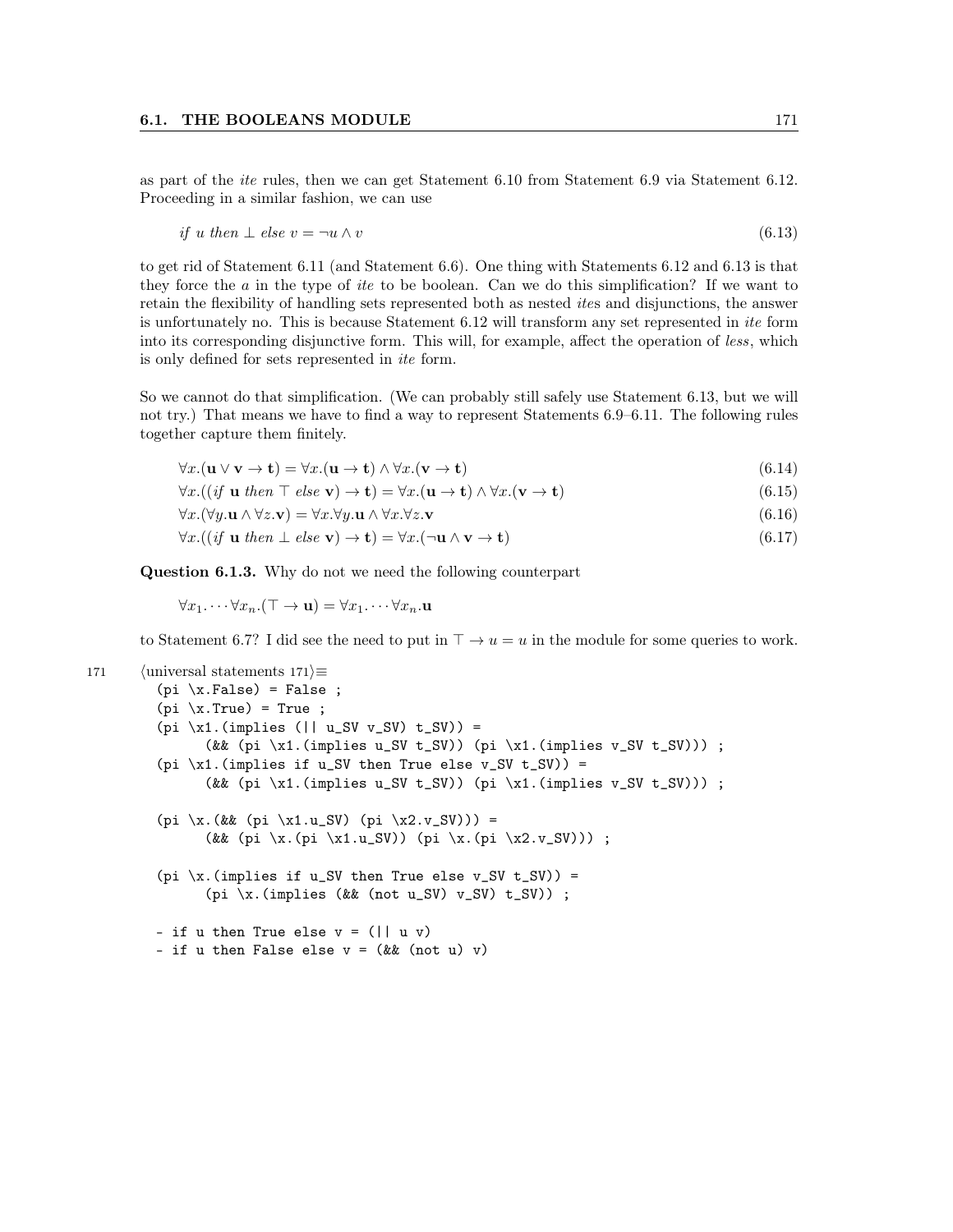as part of the *ite* rules, then we can get Statement 6.10 from Statement 6.9 via Statement 6.12. Proceeding in a similar fashion, we can use

$$\textit{if } u \textit{ then } \bot \textit{ else } v = \neg u \wedge v \tag{6.13}$$

to get rid of Statement 6.11 (and Statement 6.6). One thing with Statements 6.12 and 6.13 is that they force the $a$ in the type of *ite* to be boolean. Can we do this simplification? If we want to retain the flexibility of handling sets represented both as nested *ite*s and disjunctions, the answer is unfortunately no. This is because Statement 6.12 will transform any set represented in *ite* form into its corresponding disjunctive form. This will, for example, affect the operation of *less*, which is only defined for sets represented in *ite* form.

So we cannot do that simplification. (We can probably still safely use Statement 6.13, but we will not try.) That means we have to find a way to represent Statements 6.9–6.11. The following rules together capture them finitely.

$$\forall x.(\mathbf{u} \vee \mathbf{v} \rightarrow \mathbf{t}) = \forall x.(\mathbf{u} \rightarrow \mathbf{t}) \wedge \forall x.(\mathbf{v} \rightarrow \mathbf{t}) \tag{6.14}$$

$$\forall x.((\textit{if } \mathbf{u} \textit{ then } \top \textit{ else } \mathbf{v}) \rightarrow \mathbf{t}) = \forall x.(\mathbf{u} \rightarrow \mathbf{t}) \wedge \forall x.(\mathbf{v} \rightarrow \mathbf{t}) \tag{6.15}$$

$$\forall x.(\forall y.\mathbf{u} \wedge \forall z.\mathbf{v}) = \forall x.\forall y.\mathbf{u} \wedge \forall x.\forall z.\mathbf{v} \tag{6.16}$$

$$\forall x.((\textit{if } \mathbf{u} \textit{ then } \bot \textit{ else } \mathbf{v}) \rightarrow \mathbf{t}) = \forall x.(\neg \mathbf{u} \wedge \mathbf{v} \rightarrow \mathbf{t}) \tag{6.17}$$

**Question 6.1.3.** Why do not we need the following counterpart

$$\forall x_1. \cdots \forall x_n.(\top \rightarrow \mathbf{u}) = \forall x_1. \cdots \forall x_n.\mathbf{u}$$

to Statement 6.7? I did see the need to put in $\top \rightarrow u = u$ in the module for some queries to work.

171 ⟨universal statements 171⟩≡

```
(pi \x.False) = False ;
(pi \x.True) = True ;
(pi \x1.(implies (|| u_SV v_SV) t_SV)) =
      (&& (pi \x1.(implies u_SV t_SV)) (pi \x1.(implies v_SV t_SV))) ;
(pi \x1.(implies if u_SV then True else v_SV t_SV)) =
      (&& (pi \x1.(implies u_SV t_SV)) (pi \x1.(implies v_SV t_SV))) ;

(pi \x.(&& (pi \x1.u_SV) (pi \x2.v_SV))) =
      (&& (pi \x.(pi \x1.u_SV)) (pi \x.(pi \x2.v_SV))) ;

(pi \x.(implies if u_SV then True else v_SV t_SV)) =
      (pi \x.(implies (&& (not u_SV) v_SV) t_SV)) ;

- if u then True else v = (|| u v)
- if u then False else v = (&& (not u) v)
```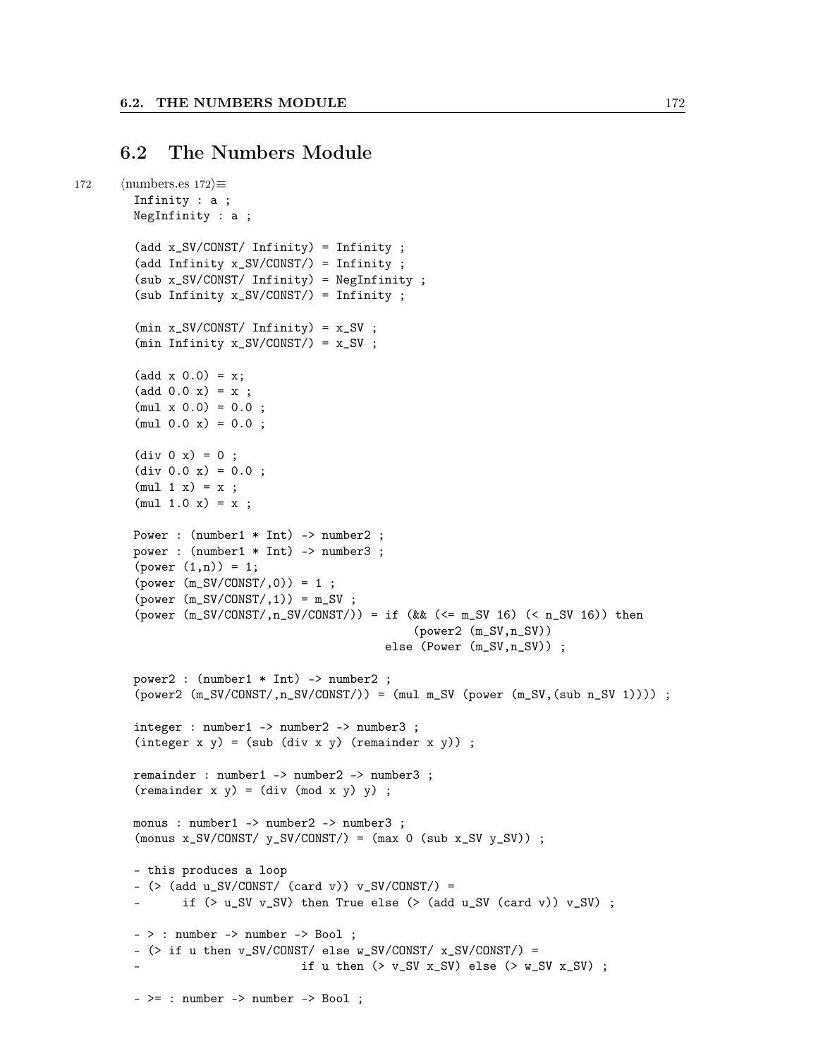## 6.2 The Numbers Module

172 ⟨numbers.es 172⟩≡

```
Infinity : a ;
NegInfinity : a ;

(add x_SV/CONST/ Infinity) = Infinity ;
(add Infinity x_SV/CONST/) = Infinity ;
(sub x_SV/CONST/ Infinity) = NegInfinity ;
(sub Infinity x_SV/CONST/) = Infinity ;

(min x_SV/CONST/ Infinity) = x_SV ;
(min Infinity x_SV/CONST/) = x_SV ;

(add x 0.0) = x;
(add 0.0 x) = x ;
(mul x 0.0) = 0.0 ;
(mul 0.0 x) = 0.0 ;

(div 0 x) = 0 ;
(div 0.0 x) = 0.0 ;
(mul 1 x) = x ;
(mul 1.0 x) = x ;

Power : (number1 * Int) -> number2 ;
power : (number1 * Int) -> number3 ;
(power (1,n)) = 1;
(power (m_SV/CONST/,0)) = 1 ;
(power (m_SV/CONST/,1)) = m_SV ;
(power (m_SV/CONST/,n_SV/CONST/)) = if (&& (<= m_SV 16) (< n_SV 16)) then
                                          (power2 (m_SV,n_SV))
                                     else (Power (m_SV,n_SV)) ;

power2 : (number1 * Int) -> number2 ;
(power2 (m_SV/CONST/,n_SV/CONST/)) = (mul m_SV (power (m_SV,(sub n_SV 1)))) ;

integer : number1 -> number2 -> number3 ;
(integer x y) = (sub (div x y) (remainder x y)) ;

remainder : number1 -> number2 -> number3 ;
(remainder x y) = (div (mod x y) y) ;

monus : number1 -> number2 -> number3 ;
(monus x_SV/CONST/ y_SV/CONST/) = (max 0 (sub x_SV y_SV)) ;

- this produces a loop
- (> (add u_SV/CONST/ (card v)) v_SV/CONST/) =
-      if (> u_SV v_SV) then True else (> (add u_SV (card v)) v_SV) ;

- > : number -> number -> Bool ;
- (> if u then v_SV/CONST/ else w_SV/CONST/ x_SV/CONST/) =
-                      if u then (> v_SV x_SV) else (> w_SV x_SV) ;

- >= : number -> number -> Bool ;
```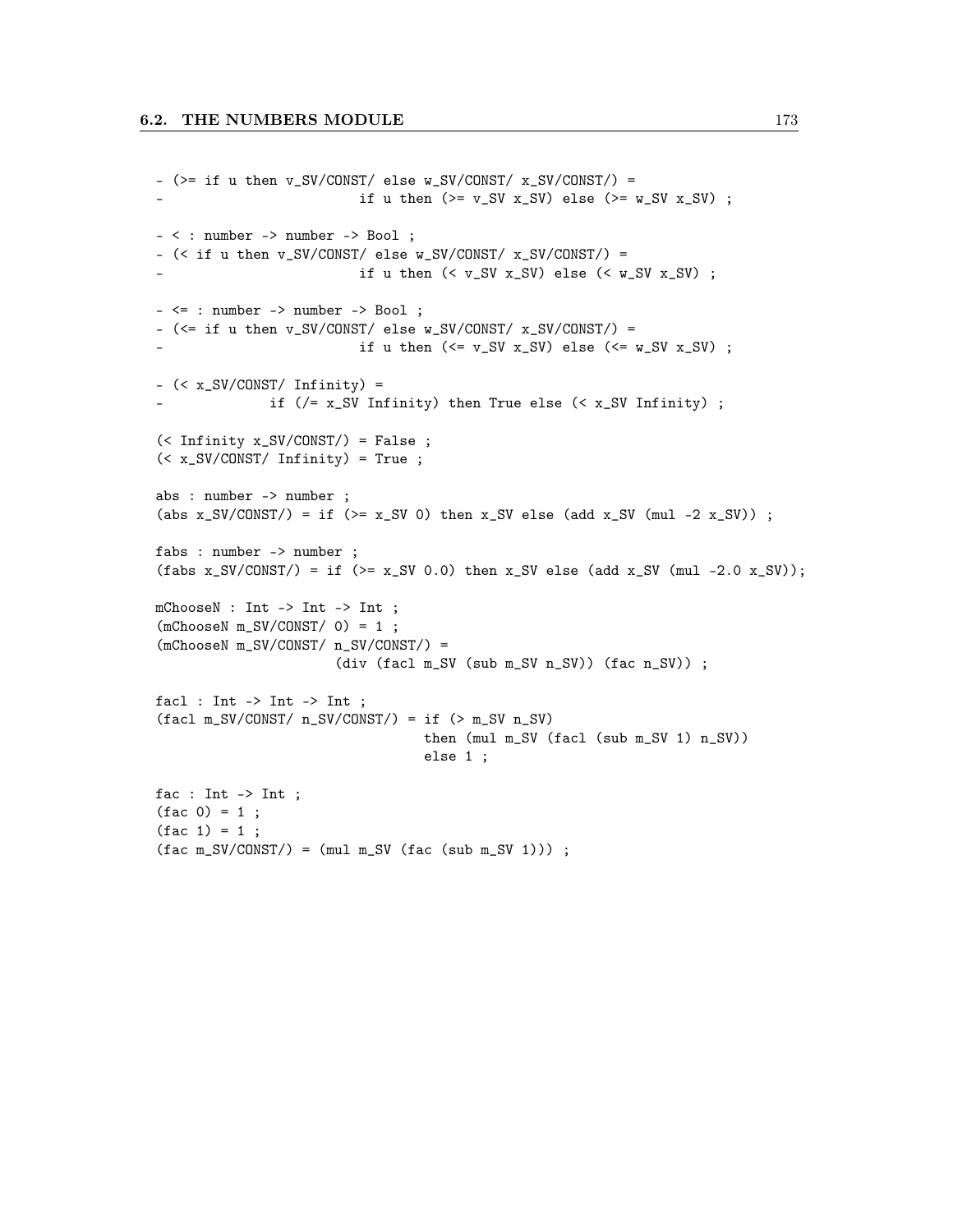```
- (>= if u then v_SV/CONST/ else w_SV/CONST/ x_SV/CONST/) =
-                        if u then (>= v_SV x_SV) else (>= w_SV x_SV) ;

- < : number -> number -> Bool ;
- (< if u then v_SV/CONST/ else w_SV/CONST/ x_SV/CONST/) =
-                        if u then (< v_SV x_SV) else (< w_SV x_SV) ;

- <= : number -> number -> Bool ;
- (<= if u then v_SV/CONST/ else w_SV/CONST/ x_SV/CONST/) =
-                        if u then (<= v_SV x_SV) else (<= w_SV x_SV) ;

- (< x_SV/CONST/ Infinity) =
-             if (/= x_SV Infinity) then True else (< x_SV Infinity) ;

(< Infinity x_SV/CONST/) = False ;
(< x_SV/CONST/ Infinity) = True ;

abs : number -> number ;
(abs x_SV/CONST/) = if (>= x_SV 0) then x_SV else (add x_SV (mul -2 x_SV)) ;

fabs : number -> number ;
(fabs x_SV/CONST/) = if (>= x_SV 0.0) then x_SV else (add x_SV (mul -2.0 x_SV));

mChooseN : Int -> Int -> Int ;
(mChooseN m_SV/CONST/ 0) = 1 ;
(mChooseN m_SV/CONST/ n_SV/CONST/) =
                     (div (facl m_SV (sub m_SV n_SV)) (fac n_SV)) ;

facl : Int -> Int -> Int ;
(facl m_SV/CONST/ n_SV/CONST/) = if (> m_SV n_SV)
                                 then (mul m_SV (facl (sub m_SV 1) n_SV))
                                 else 1 ;

fac : Int -> Int ;
(fac 0) = 1 ;
(fac 1) = 1 ;
(fac m_SV/CONST/) = (mul m_SV (fac (sub m_SV 1))) ;
```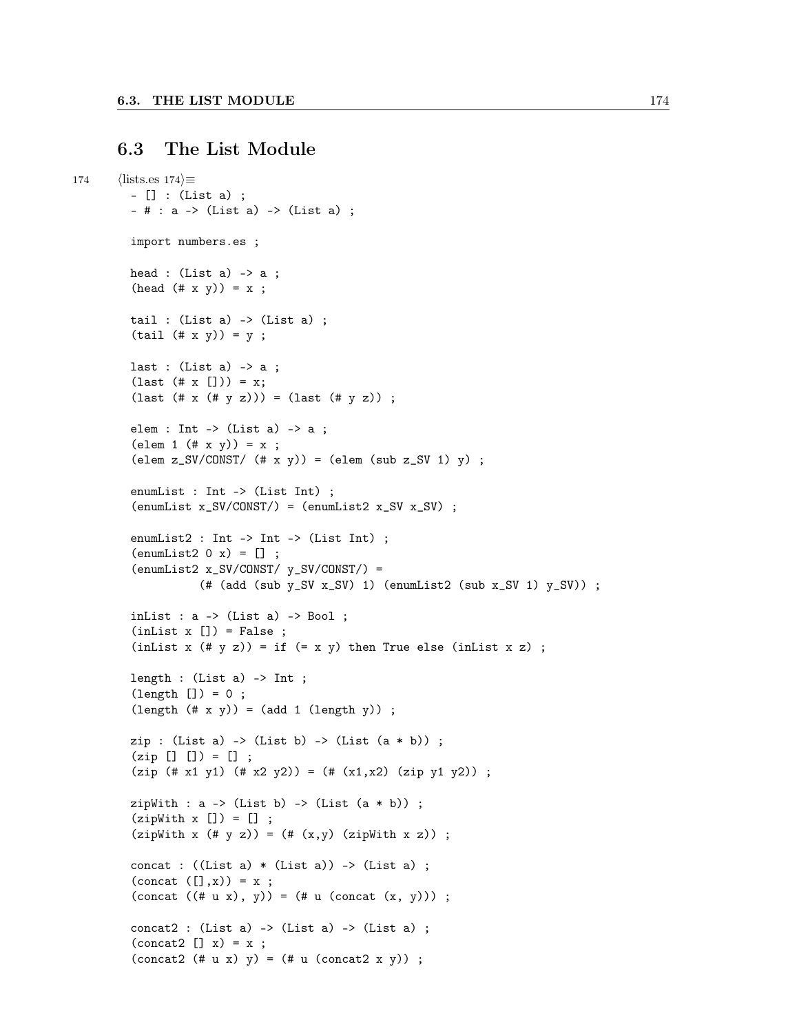## 6.3 The List Module

174 ⟨lists.es 174⟩≡

```
- [] : (List a) ;
- # : a -> (List a) -> (List a) ;

import numbers.es ;

head : (List a) -> a ;
(head (# x y)) = x ;

tail : (List a) -> (List a) ;
(tail (# x y)) = y ;

last : (List a) -> a ;
(last (# x [])) = x;
(last (# x (# y z))) = (last (# y z)) ;

elem : Int -> (List a) -> a ;
(elem 1 (# x y)) = x ;
(elem z_SV/CONST/ (# x y)) = (elem (sub z_SV 1) y) ;

enumList : Int -> (List Int) ;
(enumList x_SV/CONST/) = (enumList2 x_SV x_SV) ;

enumList2 : Int -> Int -> (List Int) ;
(enumList2 0 x) = [] ;
(enumList2 x_SV/CONST/ y_SV/CONST/) =
          (# (add (sub y_SV x_SV) 1) (enumList2 (sub x_SV 1) y_SV)) ;

inList : a -> (List a) -> Bool ;
(inList x []) = False ;
(inList x (# y z)) = if (= x y) then True else (inList x z) ;

length : (List a) -> Int ;
(length []) = 0 ;
(length (# x y)) = (add 1 (length y)) ;

zip : (List a) -> (List b) -> (List (a * b)) ;
(zip [] []) = [] ;
(zip (# x1 y1) (# x2 y2)) = (# (x1,x2) (zip y1 y2)) ;

zipWith : a -> (List b) -> (List (a * b)) ;
(zipWith x []) = [] ;
(zipWith x (# y z)) = (# (x,y) (zipWith x z)) ;

concat : ((List a) * (List a)) -> (List a) ;
(concat ([],x)) = x ;
(concat ((# u x), y)) = (# u (concat (x, y))) ;

concat2 : (List a) -> (List a) -> (List a) ;
(concat2 [] x) = x ;
(concat2 (# u x) y) = (# u (concat2 x y)) ;
```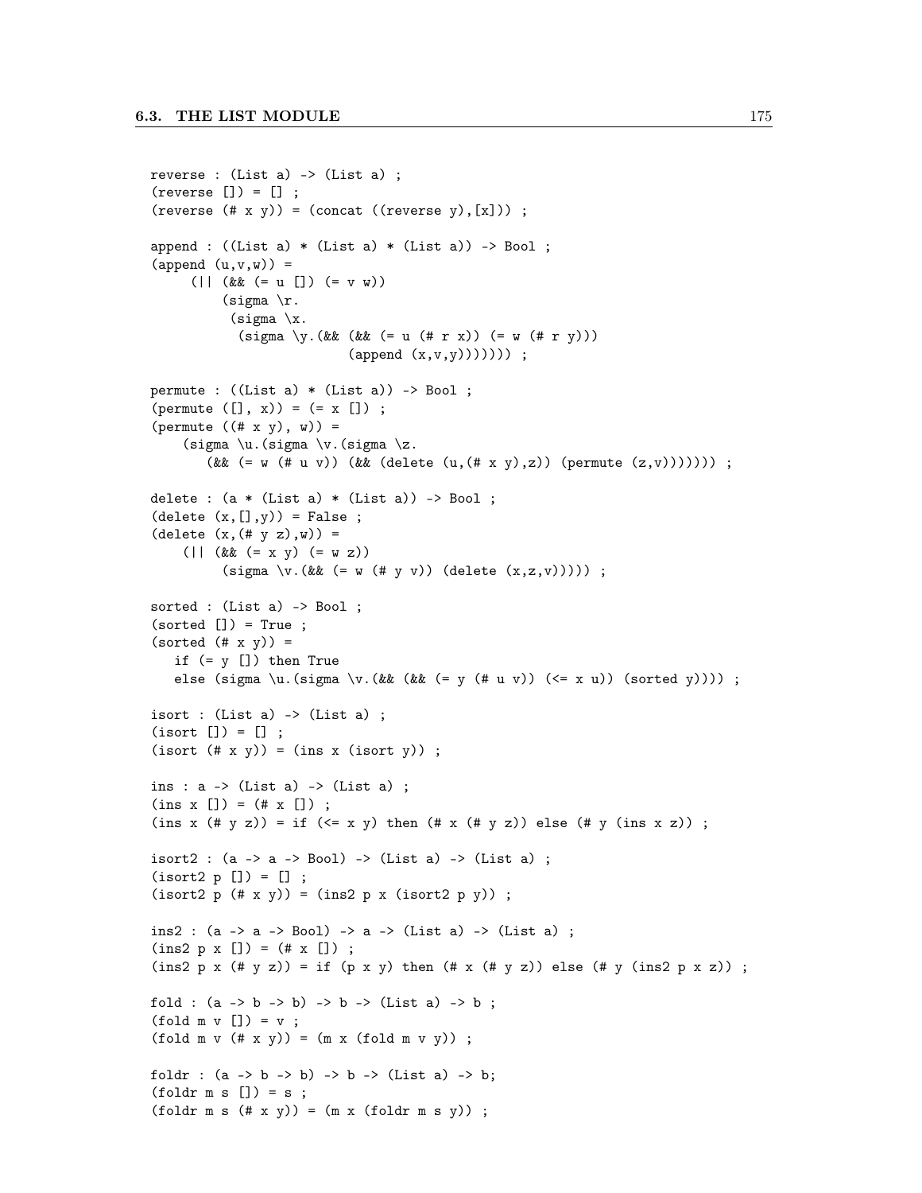```
reverse : (List a) -> (List a) ;
(reverse []) = [] ;
(reverse (# x y)) = (concat ((reverse y),[x])) ;

append : ((List a) * (List a) * (List a)) -> Bool ;
(append (u,v,w)) =
     (|| (&& (= u []) (= v w))
         (sigma \r.
          (sigma \x.
           (sigma \y.(&& (&& (= u (# r x)) (= w (# r y)))
                         (append (x,v,y))))))) ;

permute : ((List a) * (List a)) -> Bool ;
(permute ([], x)) = (= x []) ;
(permute ((# x y), w)) =
    (sigma \u.(sigma \v.(sigma \z.
       (&& (= w (# u v)) (&& (delete (u,(# x y),z)) (permute (z,v))))))) ;

delete : (a * (List a) * (List a)) -> Bool ;
(delete (x,[],y)) = False ;
(delete (x,(# y z),w)) =
    (|| (&& (= x y) (= w z))
         (sigma \v.(&& (= w (# y v)) (delete (x,z,v))))) ;

sorted : (List a) -> Bool ;
(sorted []) = True ;
(sorted (# x y)) =
   if (= y []) then True
   else (sigma \u.(sigma \v.(&& (&& (= y (# u v)) (<= x u)) (sorted y)))) ;

isort : (List a) -> (List a) ;
(isort []) = [] ;
(isort (# x y)) = (ins x (isort y)) ;

ins : a -> (List a) -> (List a) ;
(ins x []) = (# x []) ;
(ins x (# y z)) = if (<= x y) then (# x (# y z)) else (# y (ins x z)) ;

isort2 : (a -> a -> Bool) -> (List a) -> (List a) ;
(isort2 p []) = [] ;
(isort2 p (# x y)) = (ins2 p x (isort2 p y)) ;

ins2 : (a -> a -> Bool) -> a -> (List a) -> (List a) ;
(ins2 p x []) = (# x []) ;
(ins2 p x (# y z)) = if (p x y) then (# x (# y z)) else (# y (ins2 p x z)) ;

fold : (a -> b -> b) -> b -> (List a) -> b ;
(fold m v []) = v ;
(fold m v (# x y)) = (m x (fold m v y)) ;

foldr : (a -> b -> b) -> b -> (List a) -> b;
(foldr m s []) = s ;
(foldr m s (# x y)) = (m x (foldr m s y)) ;
```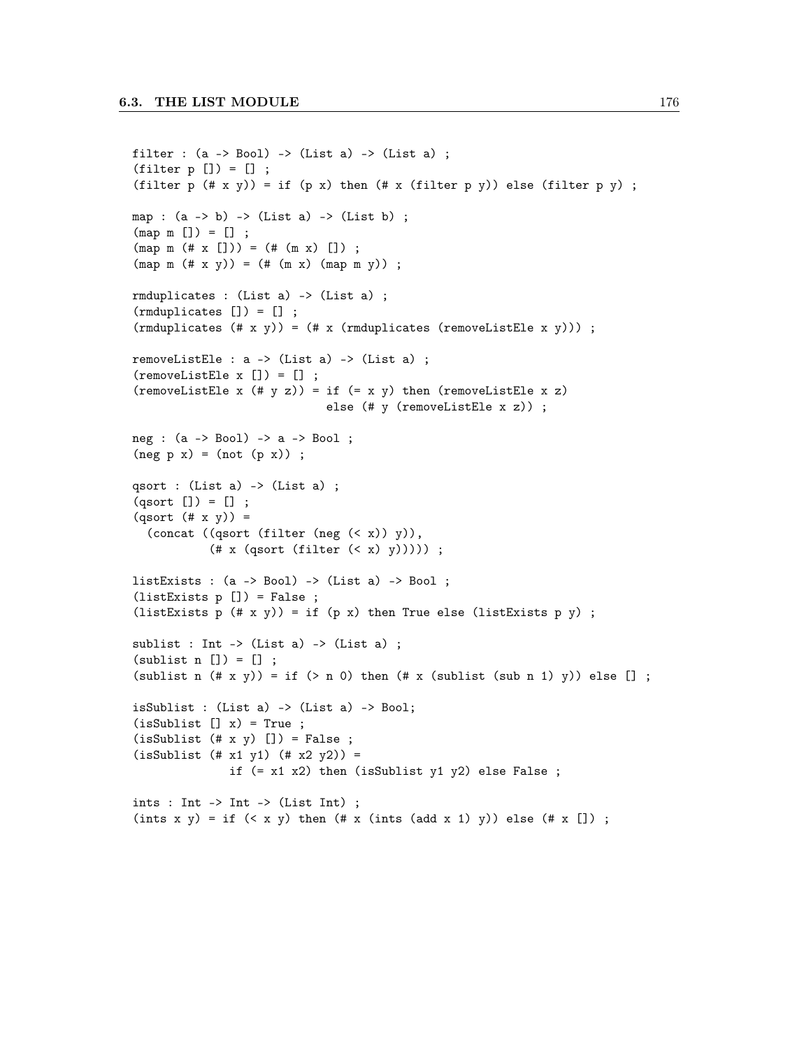```
filter : (a -> Bool) -> (List a) -> (List a) ;
(filter p []) = [] ;
(filter p (# x y)) = if (p x) then (# x (filter p y)) else (filter p y) ;

map : (a -> b) -> (List a) -> (List b) ;
(map m []) = [] ;
(map m (# x [])) = (# (m x) []) ;
(map m (# x y)) = (# (m x) (map m y)) ;

rmduplicates : (List a) -> (List a) ;
(rmduplicates []) = [] ;
(rmduplicates (# x y)) = (# x (rmduplicates (removeListEle x y))) ;

removeListEle : a -> (List a) -> (List a) ;
(removeListEle x []) = [] ;
(removeListEle x (# y z)) = if (= x y) then (removeListEle x z)
                            else (# y (removeListEle x z)) ;

neg : (a -> Bool) -> a -> Bool ;
(neg p x) = (not (p x)) ;

qsort : (List a) -> (List a) ;
(qsort []) = [] ;
(qsort (# x y)) =
  (concat ((qsort (filter (neg (< x)) y)),
          (# x (qsort (filter (< x) y))))) ;

listExists : (a -> Bool) -> (List a) -> Bool ;
(listExists p []) = False ;
(listExists p (# x y)) = if (p x) then True else (listExists p y) ;

sublist : Int -> (List a) -> (List a) ;
(sublist n []) = [] ;
(sublist n (# x y)) = if (> n 0) then (# x (sublist (sub n 1) y)) else [] ;

isSublist : (List a) -> (List a) -> Bool;
(isSublist [] x) = True ;
(isSublist (# x y) []) = False ;
(isSublist (# x1 y1) (# x2 y2)) =
             if (= x1 x2) then (isSublist y1 y2) else False ;

ints : Int -> Int -> (List Int) ;
(ints x y) = if (< x y) then (# x (ints (add x 1) y)) else (# x []) ;
```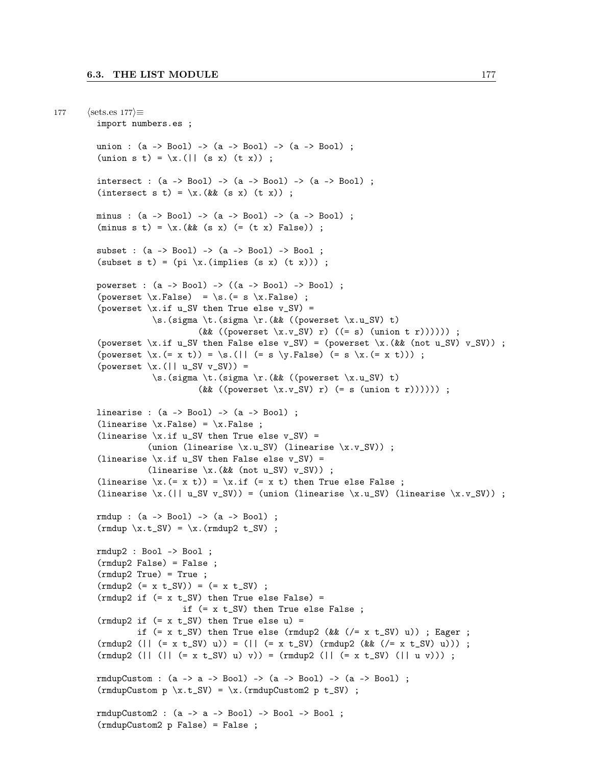177 ⟨sets.es 177⟩≡

```
import numbers.es ;

union : (a -> Bool) -> (a -> Bool) -> (a -> Bool) ;
(union s t) = \x.(|| (s x) (t x)) ;

intersect : (a -> Bool) -> (a -> Bool) -> (a -> Bool) ;
(intersect s t) = \x.(&& (s x) (t x)) ;

minus : (a -> Bool) -> (a -> Bool) -> (a -> Bool) ;
(minus s t) = \x.(&& (s x) (= (t x) False)) ;

subset : (a -> Bool) -> (a -> Bool) -> Bool ;
(subset s t) = (pi \x.(implies (s x) (t x))) ;

powerset : (a -> Bool) -> ((a -> Bool) -> Bool) ;
(powerset \x.False)  = \s.(= s \x.False) ;
(powerset \x.if u_SV then True else v_SV) =
           \s.(sigma \t.(sigma \r.(&& ((powerset \x.u_SV) t)
                    (&& ((powerset \x.v_SV) r) ((= s) (union t r)))))) ;
(powerset \x.if u_SV then False else v_SV) = (powerset \x.(&& (not u_SV) v_SV)) ;
(powerset \x.(= x t)) = \s.(|| (= s \y.False) (= s \x.(= x t))) ;
(powerset \x.(|| u_SV v_SV)) =
           \s.(sigma \t.(sigma \r.(&& ((powerset \x.u_SV) t)
                    (&& ((powerset \x.v_SV) r) (= s (union t r)))))) ;

linearise : (a -> Bool) -> (a -> Bool) ;
(linearise \x.False) = \x.False ;
(linearise \x.if u_SV then True else v_SV) =
          (union (linearise \x.u_SV) (linearise \x.v_SV)) ;
(linearise \x.if u_SV then False else v_SV) =
          (linearise \x.(&& (not u_SV) v_SV)) ;
(linearise \x.(= x t)) = \x.if (= x t) then True else False ;
(linearise \x.(|| u_SV v_SV)) = (union (linearise \x.u_SV) (linearise \x.v_SV)) ;

rmdup : (a -> Bool) -> (a -> Bool) ;
(rmdup \x.t_SV) = \x.(rmdup2 t_SV) ;

rmdup2 : Bool -> Bool ;
(rmdup2 False) = False ;
(rmdup2 True) = True ;
(rmdup2 (= x t_SV)) = (= x t_SV) ;
(rmdup2 if (= x t_SV) then True else False) =
                 if (= x t_SV) then True else False ;
(rmdup2 if (= x t_SV) then True else u) =
        if (= x t_SV) then True else (rmdup2 (&& (/= x t_SV) u)) ; Eager ;
(rmdup2 (|| (= x t_SV) u)) = (|| (= x t_SV) (rmdup2 (&& (/= x t_SV) u))) ;
(rmdup2 (|| (|| (= x t_SV) u) v)) = (rmdup2 (|| (= x t_SV) (|| u v))) ;

rmdupCustom : (a -> a -> Bool) -> (a -> Bool) -> (a -> Bool) ;
(rmdupCustom p \x.t_SV) = \x.(rmdupCustom2 p t_SV) ;

rmdupCustom2 : (a -> a -> Bool) -> Bool -> Bool ;
(rmdupCustom2 p False) = False ;
```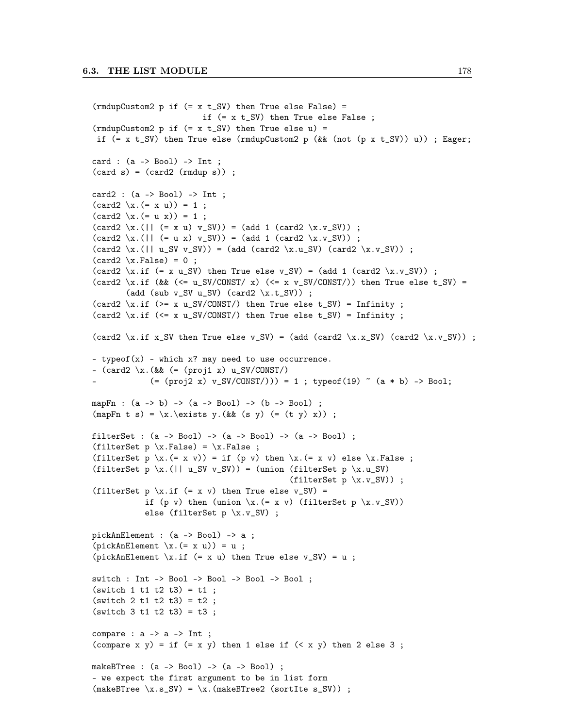```
(rmdupCustom2 p if (= x t_SV) then True else False) =
                       if (= x t_SV) then True else False ;
(rmdupCustom2 p if (= x t_SV) then True else u) =
 if (= x t_SV) then True else (rmdupCustom2 p (&& (not (p x t_SV)) u)) ; Eager;

card : (a -> Bool) -> Int ;
(card s) = (card2 (rmdup s)) ;

card2 : (a -> Bool) -> Int ;
(card2 \x.(= x u)) = 1 ;
(card2 \x.(= u x)) = 1 ;
(card2 \x.(|| (= x u) v_SV)) = (add 1 (card2 \x.v_SV)) ;
(card2 \x.(|| (= u x) v_SV)) = (add 1 (card2 \x.v_SV)) ;
(card2 \x.(|| u_SV v_SV)) = (add (card2 \x.u_SV) (card2 \x.v_SV)) ;
(card2 \x.False) = 0 ;
(card2 \x.if (= x u_SV) then True else v_SV) = (add 1 (card2 \x.v_SV)) ;
(card2 \x.if (&& (<= u_SV/CONST/ x) (<= x v_SV/CONST/)) then True else t_SV) =
       (add (sub v_SV u_SV) (card2 \x.t_SV)) ;
(card2 \x.if (>= x u_SV/CONST/) then True else t_SV) = Infinity ;
(card2 \x.if (<= x u_SV/CONST/) then True else t_SV) = Infinity ;

(card2 \x.if x_SV then True else v_SV) = (add (card2 \x.x_SV) (card2 \x.v_SV)) ;

- typeof(x) - which x? may need to use occurrence.
- (card2 \x.(&& (= (proj1 x) u_SV/CONST/)
-           (= (proj2 x) v_SV/CONST/))) = 1 ; typeof(19) ~ (a * b) -> Bool;

mapFn : (a -> b) -> (a -> Bool) -> (b -> Bool) ;
(mapFn t s) = \x.\exists y.(&& (s y) (= (t y) x)) ;

filterSet : (a -> Bool) -> (a -> Bool) -> (a -> Bool) ;
(filterSet p \x.False) = \x.False ;
(filterSet p \x.(= x v)) = if (p v) then \x.(= x v) else \x.False ;
(filterSet p \x.(|| u_SV v_SV)) = (union (filterSet p \x.u_SV)
                                         (filterSet p \x.v_SV)) ;
(filterSet p \x.if (= x v) then True else v_SV) =
           if (p v) then (union \x.(= x v) (filterSet p \x.v_SV))
           else (filterSet p \x.v_SV) ;

pickAnElement : (a -> Bool) -> a ;
(pickAnElement \x.(= x u)) = u ;
(pickAnElement \x.if (= x u) then True else v_SV) = u ;

switch : Int -> Bool -> Bool -> Bool -> Bool ;
(switch 1 t1 t2 t3) = t1 ;
(switch 2 t1 t2 t3) = t2 ;
(switch 3 t1 t2 t3) = t3 ;

compare : a -> a -> Int ;
(compare x y) = if (= x y) then 1 else if (< x y) then 2 else 3 ;

makeBTree : (a -> Bool) -> (a -> Bool) ;
- we expect the first argument to be in list form
(makeBTree \x.s_SV) = \x.(makeBTree2 (sortIte s_SV)) ;
```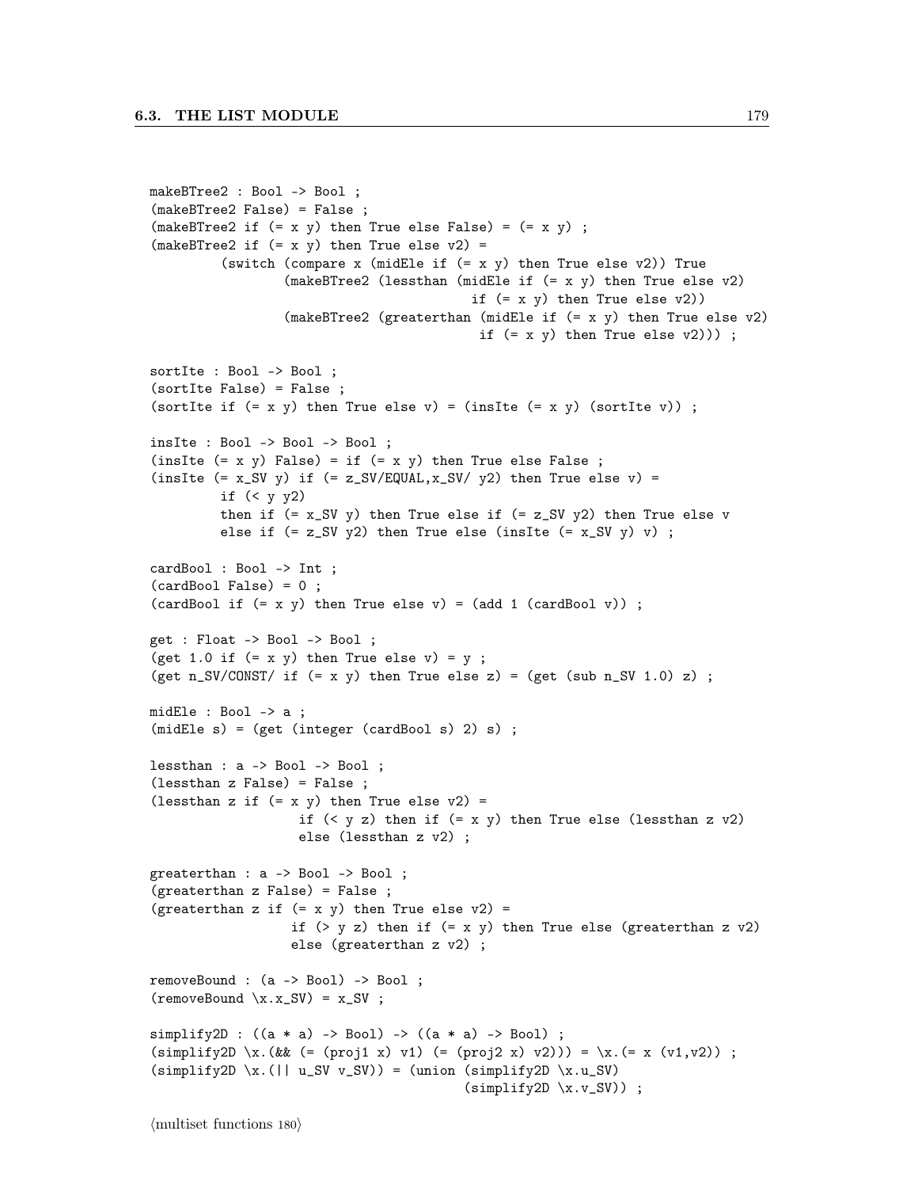```
makeBTree2 : Bool -> Bool ;
(makeBTree2 False) = False ;
(makeBTree2 if (= x y) then True else False) = (= x y) ;
(makeBTree2 if (= x y) then True else v2) =
         (switch (compare x (midEle if (= x y) then True else v2)) True
                 (makeBTree2 (lessthan (midEle if (= x y) then True else v2)
                                         if (= x y) then True else v2))
                 (makeBTree2 (greaterthan (midEle if (= x y) then True else v2)
                                          if (= x y) then True else v2))) ;

sortIte : Bool -> Bool ;
(sortIte False) = False ;
(sortIte if (= x y) then True else v) = (insIte (= x y) (sortIte v)) ;

insIte : Bool -> Bool -> Bool ;
(insIte (= x y) False) = if (= x y) then True else False ;
(insIte (= x_SV y) if (= z_SV/EQUAL,x_SV/ y2) then True else v) =
         if (< y y2)
         then if (= x_SV y) then True else if (= z_SV y2) then True else v
         else if (= z_SV y2) then True else (insIte (= x_SV y) v) ;

cardBool : Bool -> Int ;
(cardBool False) = 0 ;
(cardBool if (= x y) then True else v) = (add 1 (cardBool v)) ;

get : Float -> Bool -> Bool ;
(get 1.0 if (= x y) then True else v) = y ;
(get n_SV/CONST/ if (= x y) then True else z) = (get (sub n_SV 1.0) z) ;

midEle : Bool -> a ;
(midEle s) = (get (integer (cardBool s) 2) s) ;

lessthan : a -> Bool -> Bool ;
(lessthan z False) = False ;
(lessthan z if (= x y) then True else v2) =
                  if (< y z) then if (= x y) then True else (lessthan z v2)
                  else (lessthan z v2) ;

greaterthan : a -> Bool -> Bool ;
(greaterthan z False) = False ;
(greaterthan z if (= x y) then True else v2) =
                 if (> y z) then if (= x y) then True else (greaterthan z v2)
                 else (greaterthan z v2) ;

removeBound : (a -> Bool) -> Bool ;
(removeBound \x.x_SV) = x_SV ;

simplify2D : ((a * a) -> Bool) -> ((a * a) -> Bool) ;
(simplify2D \x.(&& (= (proj1 x) v1) (= (proj2 x) v2))) = \x.(= x (v1,v2)) ;
(simplify2D \x.(|| u_SV v_SV)) = (union (simplify2D \x.u_SV)
                                        (simplify2D \x.v_SV)) ;
```

⟨multiset functions 180⟩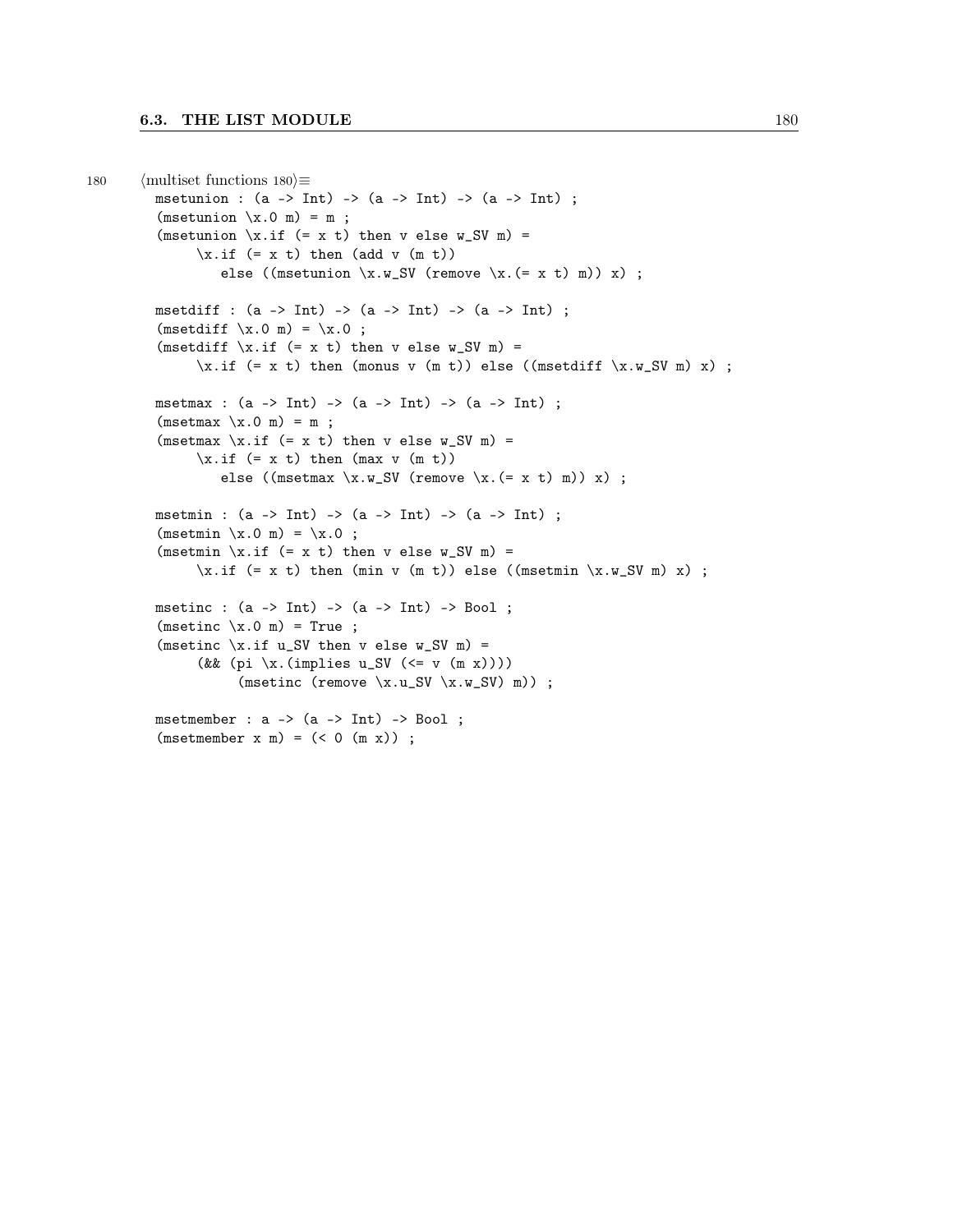180 ⟨multiset functions 180⟩≡

```
msetunion : (a -> Int) -> (a -> Int) -> (a -> Int) ;
(msetunion \x.0 m) = m ;
(msetunion \x.if (= x t) then v else w_SV m) =
     \x.if (= x t) then (add v (m t))
        else ((msetunion \x.w_SV (remove \x.(= x t) m)) x) ;

msetdiff : (a -> Int) -> (a -> Int) -> (a -> Int) ;
(msetdiff \x.0 m) = \x.0 ;
(msetdiff \x.if (= x t) then v else w_SV m) =
     \x.if (= x t) then (monus v (m t)) else ((msetdiff \x.w_SV m) x) ;

msetmax : (a -> Int) -> (a -> Int) -> (a -> Int) ;
(msetmax \x.0 m) = m ;
(msetmax \x.if (= x t) then v else w_SV m) =
     \x.if (= x t) then (max v (m t))
        else ((msetmax \x.w_SV (remove \x.(= x t) m)) x) ;

msetmin : (a -> Int) -> (a -> Int) -> (a -> Int) ;
(msetmin \x.0 m) = \x.0 ;
(msetmin \x.if (= x t) then v else w_SV m) =
     \x.if (= x t) then (min v (m t)) else ((msetmin \x.w_SV m) x) ;

msetinc : (a -> Int) -> (a -> Int) -> Bool ;
(msetinc \x.0 m) = True ;
(msetinc \x.if u_SV then v else w_SV m) =
     (&& (pi \x.(implies u_SV (<= v (m x))))
          (msetinc (remove \x.u_SV \x.w_SV) m)) ;

msetmember : a -> (a -> Int) -> Bool ;
(msetmember x m) = (< 0 (m x)) ;
```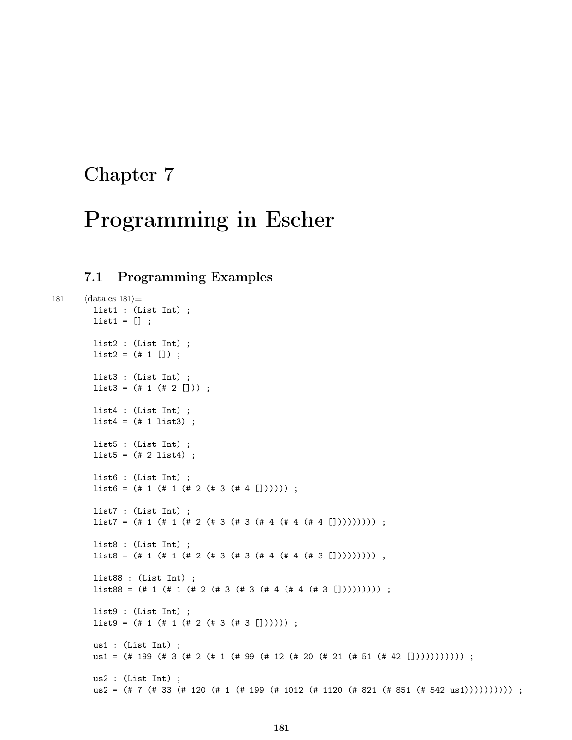# Chapter 7

# Programming in Escher

## 7.1 Programming Examples

181 ⟨data.es 181⟩≡

```
list1 : (List Int) ;
list1 = [] ;

list2 : (List Int) ;
list2 = (# 1 []) ;

list3 : (List Int) ;
list3 = (# 1 (# 2 [])) ;

list4 : (List Int) ;
list4 = (# 1 list3) ;

list5 : (List Int) ;
list5 = (# 2 list4) ;

list6 : (List Int) ;
list6 = (# 1 (# 1 (# 2 (# 3 (# 4 []))))) ;

list7 : (List Int) ;
list7 = (# 1 (# 1 (# 2 (# 3 (# 3 (# 4 (# 4 (# 4 [])))))))) ;

list8 : (List Int) ;
list8 = (# 1 (# 1 (# 2 (# 3 (# 3 (# 4 (# 4 (# 3 [])))))))) ;

list88 : (List Int) ;
list88 = (# 1 (# 1 (# 2 (# 3 (# 3 (# 4 (# 4 (# 3 [])))))))) ;

list9 : (List Int) ;
list9 = (# 1 (# 1 (# 2 (# 3 (# 3 []))))) ;

us1 : (List Int) ;
us1 = (# 199 (# 3 (# 2 (# 1 (# 99 (# 12 (# 20 (# 21 (# 51 (# 42 [])))))))))) ;

us2 : (List Int) ;
us2 = (# 7 (# 33 (# 120 (# 1 (# 199 (# 1012 (# 1120 (# 821 (# 851 (# 542 us1)))))))))) ;
```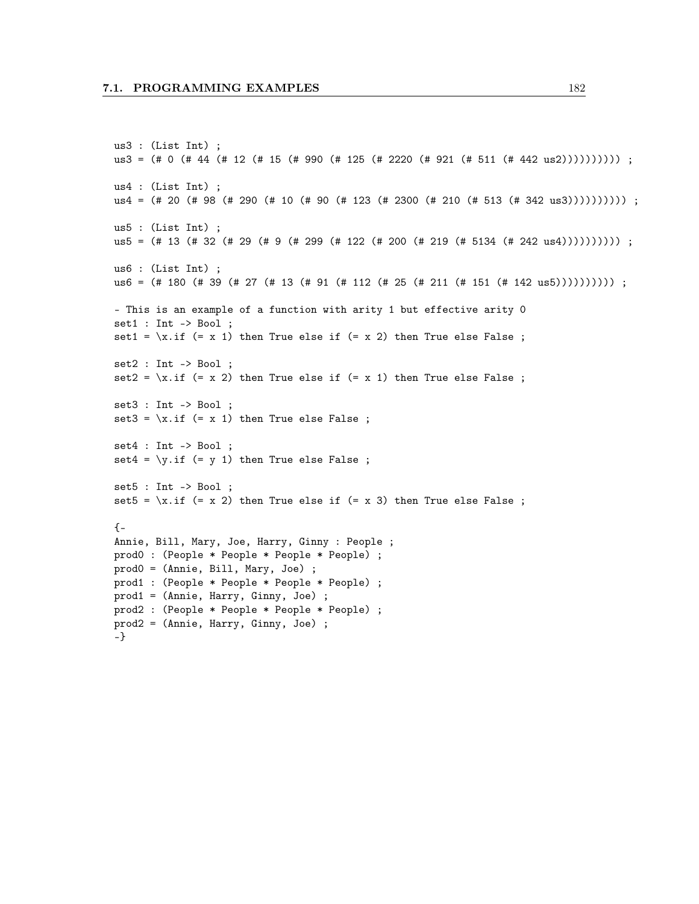```
us3 : (List Int) ;
us3 = (# 0 (# 44 (# 12 (# 15 (# 990 (# 125 (# 2220 (# 921 (# 511 (# 442 us2)))))))))) ;

us4 : (List Int) ;
us4 = (# 20 (# 98 (# 290 (# 10 (# 90 (# 123 (# 2300 (# 210 (# 513 (# 342 us3)))))))))) ;

us5 : (List Int) ;
us5 = (# 13 (# 32 (# 29 (# 9 (# 299 (# 122 (# 200 (# 219 (# 5134 (# 242 us4)))))))))) ;

us6 : (List Int) ;
us6 = (# 180 (# 39 (# 27 (# 13 (# 91 (# 112 (# 25 (# 211 (# 151 (# 142 us5)))))))))) ;

- This is an example of a function with arity 1 but effective arity 0
set1 : Int -> Bool ;
set1 = \x.if (= x 1) then True else if (= x 2) then True else False ;

set2 : Int -> Bool ;
set2 = \x.if (= x 2) then True else if (= x 1) then True else False ;

set3 : Int -> Bool ;
set3 = \x.if (= x 1) then True else False ;

set4 : Int -> Bool ;
set4 = \y.if (= y 1) then True else False ;

set5 : Int -> Bool ;
set5 = \x.if (= x 2) then True else if (= x 3) then True else False ;

{-
Annie, Bill, Mary, Joe, Harry, Ginny : People ;
prod0 : (People * People * People * People) ;
prod0 = (Annie, Bill, Mary, Joe) ;
prod1 : (People * People * People * People) ;
prod1 = (Annie, Harry, Ginny, Joe) ;
prod2 : (People * People * People * People) ;
prod2 = (Annie, Harry, Ginny, Joe) ;
-}
```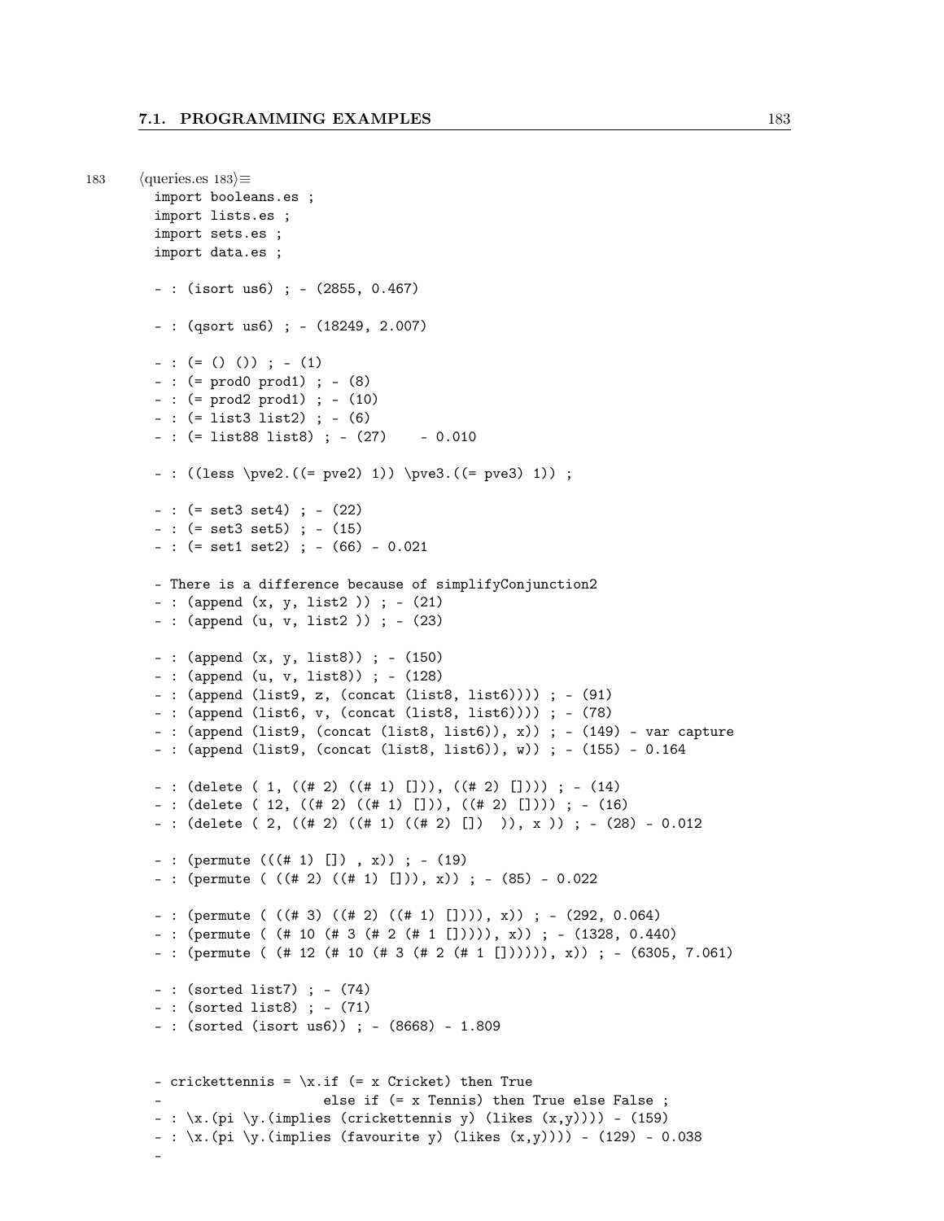183 ⟨queries.es 183⟩≡

```
import booleans.es ;
import lists.es ;
import sets.es ;
import data.es ;

- : (isort us6) ; - (2855, 0.467)

- : (qsort us6) ; - (18249, 2.007)

- : (= () ()) ; - (1)
- : (= prod0 prod1) ; - (8)
- : (= prod2 prod1) ; - (10)
- : (= list3 list2) ; - (6)
- : (= list88 list8) ; - (27)    - 0.010

- : ((less \pve2.((= pve2) 1)) \pve3.((= pve3) 1)) ;

- : (= set3 set4) ; - (22)
- : (= set3 set5) ; - (15)
- : (= set1 set2) ; - (66) - 0.021

- There is a difference because of simplifyConjunction2
- : (append (x, y, list2 )) ; - (21)
- : (append (u, v, list2 )) ; - (23)

- : (append (x, y, list8)) ; - (150)
- : (append (u, v, list8)) ; - (128)
- : (append (list9, z, (concat (list8, list6)))) ; - (91)
- : (append (list6, v, (concat (list8, list6)))) ; - (78)
- : (append (list9, (concat (list8, list6)), x)) ; - (149) - var capture
- : (append (list9, (concat (list8, list6)), w)) ; - (155) - 0.164

- : (delete ( 1, ((# 2) ((# 1) [])), ((# 2) []))) ; - (14)
- : (delete ( 12, ((# 2) ((# 1) [])), ((# 2) []))) ; - (16)
- : (delete ( 2, ((# 2) ((# 1) ((# 2) [])  )), x )) ; - (28) - 0.012

- : (permute (((# 1) []) , x)) ; - (19)
- : (permute ( ((# 2) ((# 1) [])), x)) ; - (85) - 0.022

- : (permute ( ((# 3) ((# 2) ((# 1) []))), x)) ; - (292, 0.064)
- : (permute ( (# 10 (# 3 (# 2 (# 1 [])))), x)) ; - (1328, 0.440)
- : (permute ( (# 12 (# 10 (# 3 (# 2 (# 1 []))))), x)) ; - (6305, 7.061)

- : (sorted list7) ; - (74)
- : (sorted list8) ; - (71)
- : (sorted (isort us6)) ; - (8668) - 1.809


- crickettennis = \x.if (= x Cricket) then True
-                     else if (= x Tennis) then True else False ;
- : \x.(pi \y.(implies (crickettennis y) (likes (x,y)))) - (159)
- : \x.(pi \y.(implies (favourite y) (likes (x,y)))) - (129) - 0.038
-
```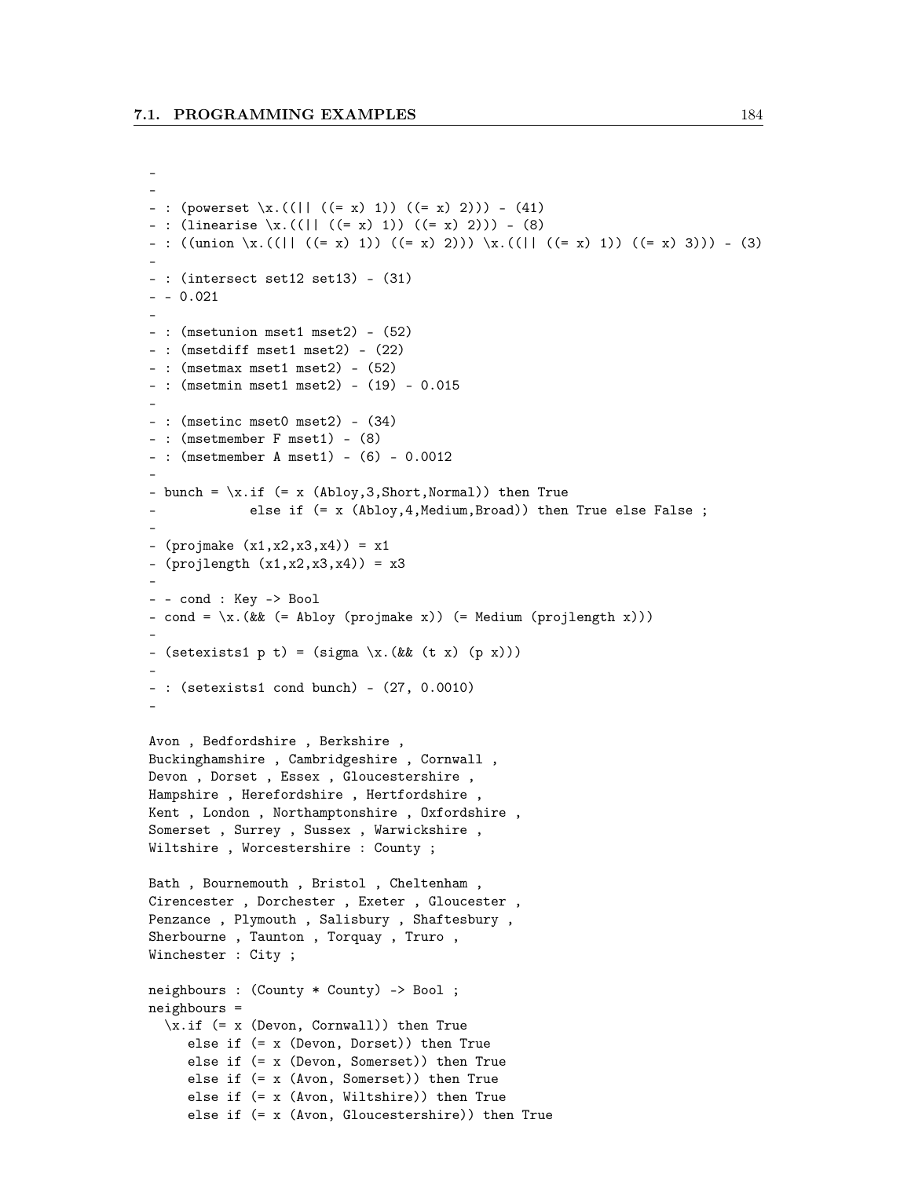```
-
-
- : (powerset \x.((|| ((= x) 1)) ((= x) 2))) - (41)
- : (linearise \x.((|| ((= x) 1)) ((= x) 2))) - (8)
- : ((union \x.((|| ((= x) 1)) ((= x) 2))) \x.((|| ((= x) 1)) ((= x) 3))) - (3)
-
- : (intersect set12 set13) - (31)
- - 0.021
-
- : (msetunion mset1 mset2) - (52)
- : (msetdiff mset1 mset2) - (22)
- : (msetmax mset1 mset2) - (52)
- : (msetmin mset1 mset2) - (19) - 0.015
-
- : (msetinc mset0 mset2) - (34)
- : (msetmember F mset1) - (8)
- : (msetmember A mset1) - (6) - 0.0012
-
- bunch = \x.if (= x (Abloy,3,Short,Normal)) then True
-             else if (= x (Abloy,4,Medium,Broad)) then True else False ;
-
- (projmake (x1,x2,x3,x4)) = x1
- (projlength (x1,x2,x3,x4)) = x3
-
- - cond : Key -> Bool
- cond = \x.(&& (= Abloy (projmake x)) (= Medium (projlength x)))
-
- (setexists1 p t) = (sigma \x.(&& (t x) (p x)))
-
- : (setexists1 cond bunch) - (27, 0.0010)
-

Avon , Bedfordshire , Berkshire ,
Buckinghamshire , Cambridgeshire , Cornwall ,
Devon , Dorset , Essex , Gloucestershire ,
Hampshire , Herefordshire , Hertfordshire ,
Kent , London , Northamptonshire , Oxfordshire ,
Somerset , Surrey , Sussex , Warwickshire ,
Wiltshire , Worcestershire : County ;

Bath , Bournemouth , Bristol , Cheltenham ,
Cirencester , Dorchester , Exeter , Gloucester ,
Penzance , Plymouth , Salisbury , Shaftesbury ,
Sherbourne , Taunton , Torquay , Truro ,
Winchester : City ;

neighbours : (County * County) -> Bool ;
neighbours =
  \x.if (= x (Devon, Cornwall)) then True
     else if (= x (Devon, Dorset)) then True
     else if (= x (Devon, Somerset)) then True
     else if (= x (Avon, Somerset)) then True
     else if (= x (Avon, Wiltshire)) then True
     else if (= x (Avon, Gloucestershire)) then True
```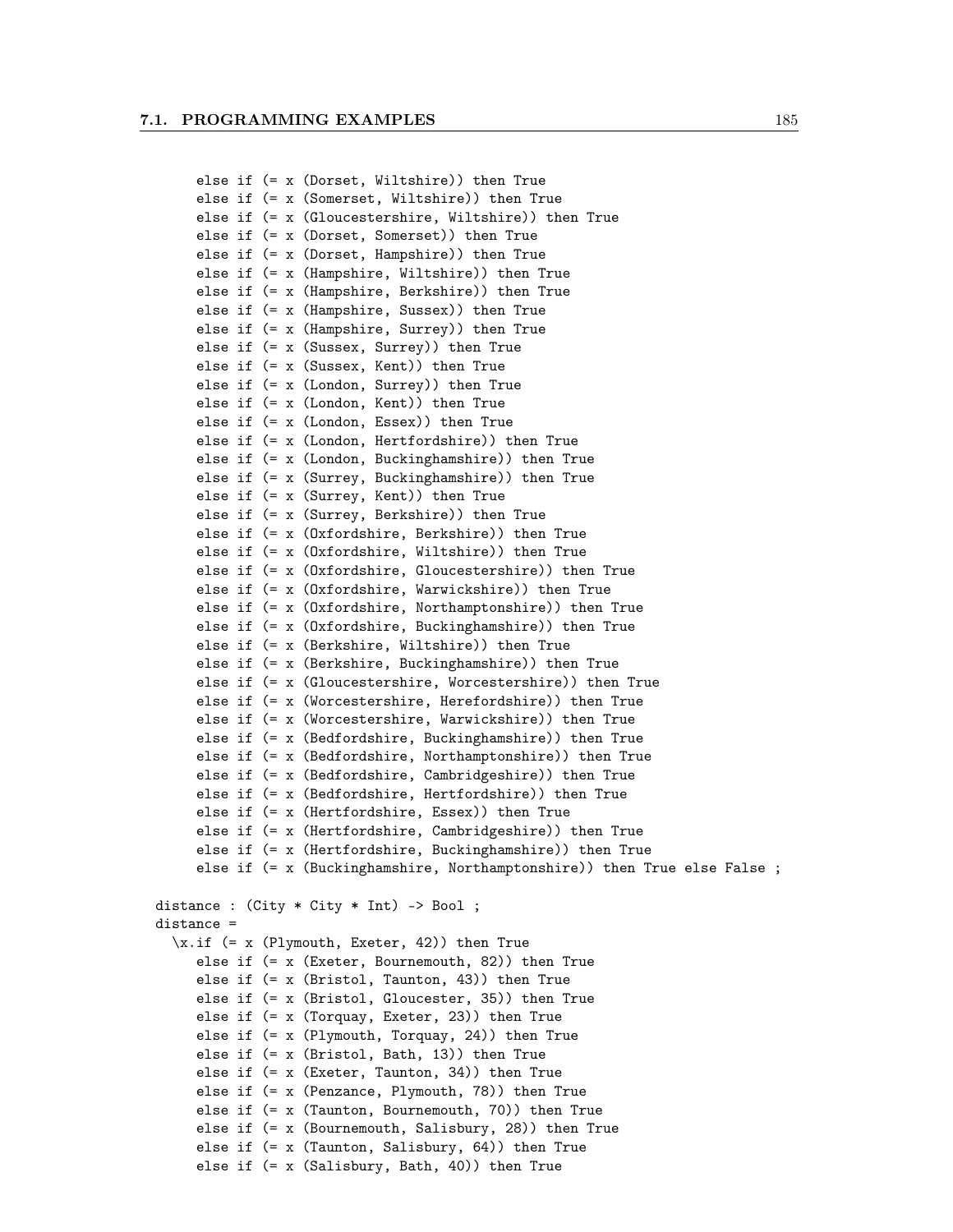```
      else if (= x (Dorset, Wiltshire)) then True
      else if (= x (Somerset, Wiltshire)) then True
      else if (= x (Gloucestershire, Wiltshire)) then True
      else if (= x (Dorset, Somerset)) then True
      else if (= x (Dorset, Hampshire)) then True
      else if (= x (Hampshire, Wiltshire)) then True
      else if (= x (Hampshire, Berkshire)) then True
      else if (= x (Hampshire, Sussex)) then True
      else if (= x (Hampshire, Surrey)) then True
      else if (= x (Sussex, Surrey)) then True
      else if (= x (Sussex, Kent)) then True
      else if (= x (London, Surrey)) then True
      else if (= x (London, Kent)) then True
      else if (= x (London, Essex)) then True
      else if (= x (London, Hertfordshire)) then True
      else if (= x (London, Buckinghamshire)) then True
      else if (= x (Surrey, Buckinghamshire)) then True
      else if (= x (Surrey, Kent)) then True
      else if (= x (Surrey, Berkshire)) then True
      else if (= x (Oxfordshire, Berkshire)) then True
      else if (= x (Oxfordshire, Wiltshire)) then True
      else if (= x (Oxfordshire, Gloucestershire)) then True
      else if (= x (Oxfordshire, Warwickshire)) then True
      else if (= x (Oxfordshire, Northamptonshire)) then True
      else if (= x (Oxfordshire, Buckinghamshire)) then True
      else if (= x (Berkshire, Wiltshire)) then True
      else if (= x (Berkshire, Buckinghamshire)) then True
      else if (= x (Gloucestershire, Worcestershire)) then True
      else if (= x (Worcestershire, Herefordshire)) then True
      else if (= x (Worcestershire, Warwickshire)) then True
      else if (= x (Bedfordshire, Buckinghamshire)) then True
      else if (= x (Bedfordshire, Northamptonshire)) then True
      else if (= x (Bedfordshire, Cambridgeshire)) then True
      else if (= x (Bedfordshire, Hertfordshire)) then True
      else if (= x (Hertfordshire, Essex)) then True
      else if (= x (Hertfordshire, Cambridgeshire)) then True
      else if (= x (Hertfordshire, Buckinghamshire)) then True
      else if (= x (Buckinghamshire, Northamptonshire)) then True else False ;

distance : (City * City * Int) -> Bool ;
distance =
  \x.if (= x (Plymouth, Exeter, 42)) then True
      else if (= x (Exeter, Bournemouth, 82)) then True
      else if (= x (Bristol, Taunton, 43)) then True
      else if (= x (Bristol, Gloucester, 35)) then True
      else if (= x (Torquay, Exeter, 23)) then True
      else if (= x (Plymouth, Torquay, 24)) then True
      else if (= x (Bristol, Bath, 13)) then True
      else if (= x (Exeter, Taunton, 34)) then True
      else if (= x (Penzance, Plymouth, 78)) then True
      else if (= x (Taunton, Bournemouth, 70)) then True
      else if (= x (Bournemouth, Salisbury, 28)) then True
      else if (= x (Taunton, Salisbury, 64)) then True
      else if (= x (Salisbury, Bath, 40)) then True
```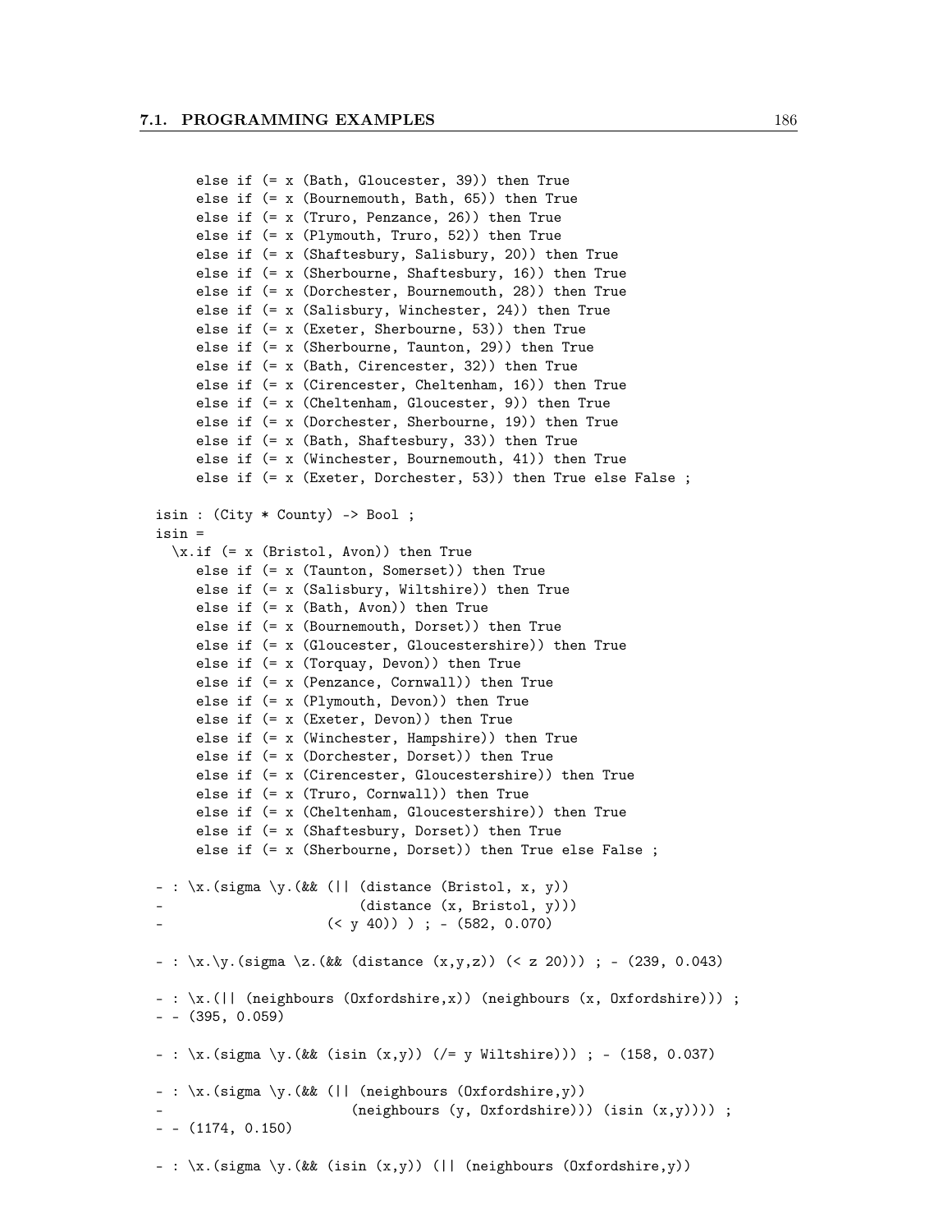```
      else if (= x (Bath, Gloucester, 39)) then True
      else if (= x (Bournemouth, Bath, 65)) then True
      else if (= x (Truro, Penzance, 26)) then True
      else if (= x (Plymouth, Truro, 52)) then True
      else if (= x (Shaftesbury, Salisbury, 20)) then True
      else if (= x (Sherbourne, Shaftesbury, 16)) then True
      else if (= x (Dorchester, Bournemouth, 28)) then True
      else if (= x (Salisbury, Winchester, 24)) then True
      else if (= x (Exeter, Sherbourne, 53)) then True
      else if (= x (Sherbourne, Taunton, 29)) then True
      else if (= x (Bath, Cirencester, 32)) then True
      else if (= x (Cirencester, Cheltenham, 16)) then True
      else if (= x (Cheltenham, Gloucester, 9)) then True
      else if (= x (Dorchester, Sherbourne, 19)) then True
      else if (= x (Bath, Shaftesbury, 33)) then True
      else if (= x (Winchester, Bournemouth, 41)) then True
      else if (= x (Exeter, Dorchester, 53)) then True else False ;

isin : (City * County) -> Bool ;
isin =
  \x.if (= x (Bristol, Avon)) then True
      else if (= x (Taunton, Somerset)) then True
      else if (= x (Salisbury, Wiltshire)) then True
      else if (= x (Bath, Avon)) then True
      else if (= x (Bournemouth, Dorset)) then True
      else if (= x (Gloucester, Gloucestershire)) then True
      else if (= x (Torquay, Devon)) then True
      else if (= x (Penzance, Cornwall)) then True
      else if (= x (Plymouth, Devon)) then True
      else if (= x (Exeter, Devon)) then True
      else if (= x (Winchester, Hampshire)) then True
      else if (= x (Dorchester, Dorset)) then True
      else if (= x (Cirencester, Gloucestershire)) then True
      else if (= x (Truro, Cornwall)) then True
      else if (= x (Cheltenham, Gloucestershire)) then True
      else if (= x (Shaftesbury, Dorset)) then True
      else if (= x (Sherbourne, Dorset)) then True else False ;

- : \x.(sigma \y.(&& (|| (distance (Bristol, x, y))
-                        (distance (x, Bristol, y)))
-                    (< y 40)) ) ; - (582, 0.070)

- : \x.\y.(sigma \z.(&& (distance (x,y,z)) (< z 20))) ; - (239, 0.043)

- : \x.(|| (neighbours (Oxfordshire,x)) (neighbours (x, Oxfordshire))) ;
- - (395, 0.059)

- : \x.(sigma \y.(&& (isin (x,y)) (/= y Wiltshire))) ; - (158, 0.037)

- : \x.(sigma \y.(&& (|| (neighbours (Oxfordshire,y))
-                       (neighbours (y, Oxfordshire))) (isin (x,y)))) ;
- - (1174, 0.150)

- : \x.(sigma \y.(&& (isin (x,y)) (|| (neighbours (Oxfordshire,y))
```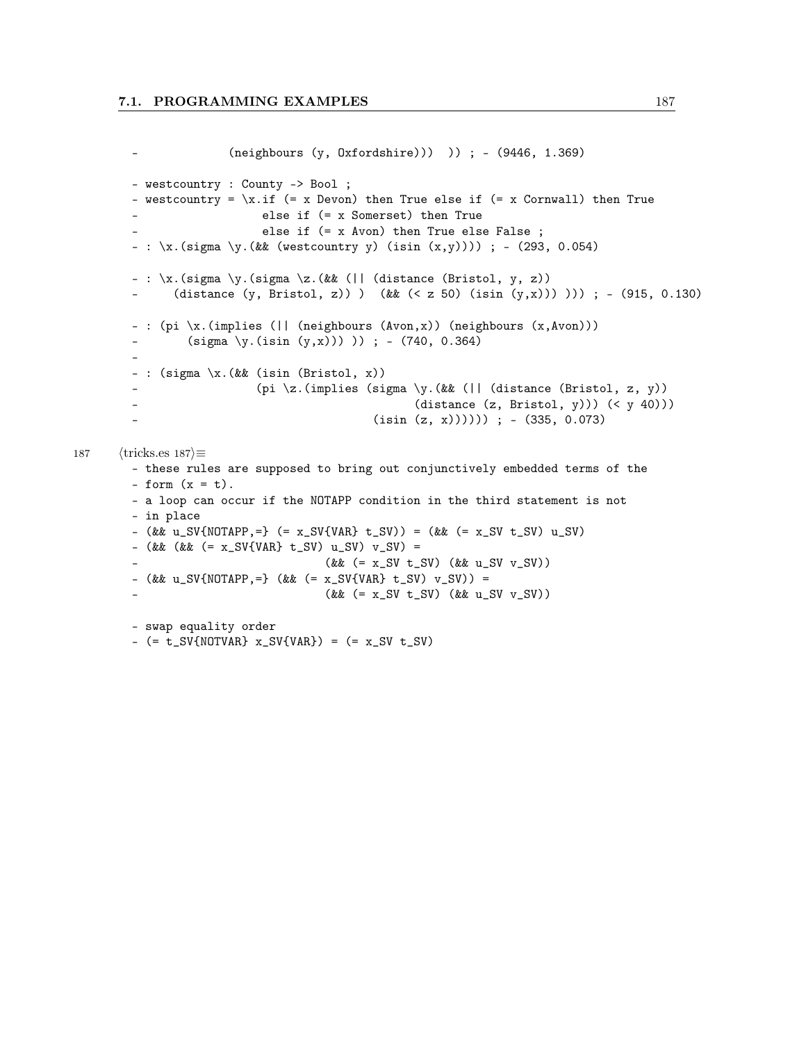```
-             (neighbours (y, Oxfordshire)))  )) ; - (9446, 1.369)

- westcountry : County -> Bool ;
- westcountry = \x.if (= x Devon) then True else if (= x Cornwall) then True
-                  else if (= x Somerset) then True
-                  else if (= x Avon) then True else False ;
- : \x.(sigma \y.(&& (westcountry y) (isin (x,y)))) ; - (293, 0.054)

- : \x.(sigma \y.(sigma \z.(&& (|| (distance (Bristol, y, z))
-      (distance (y, Bristol, z)) )  (&& (< z 50) (isin (y,x))) ))) ; - (915, 0.130)

- : (pi \x.(implies (|| (neighbours (Avon,x)) (neighbours (x,Avon)))
-       (sigma \y.(isin (y,x))) )) ; - (740, 0.364)
-
- : (sigma \x.(&& (isin (Bristol, x))
-                 (pi \z.(implies (sigma \y.(&& (|| (distance (Bristol, z, y))
-                                        (distance (z, Bristol, y))) (< y 40)))
-                                 (isin (z, x)))))) ; - (335, 0.073)
```

187 ⟨tricks.es 187⟩≡

```
- these rules are supposed to bring out conjunctively embedded terms of the
- form (x = t).
- a loop can occur if the NOTAPP condition in the third statement is not
- in place
- (&& u_SV{NOTAPP,=} (= x_SV{VAR} t_SV)) = (&& (= x_SV t_SV) u_SV)
- (&& (&& (= x_SV{VAR} t_SV) u_SV) v_SV) =
-                             (&& (= x_SV t_SV) (&& u_SV v_SV))
- (&& u_SV{NOTAPP,=} (&& (= x_SV{VAR} t_SV) v_SV)) =
-                             (&& (= x_SV t_SV) (&& u_SV v_SV))

- swap equality order
- (= t_SV{NOTVAR} x_SV{VAR}) = (= x_SV t_SV)
```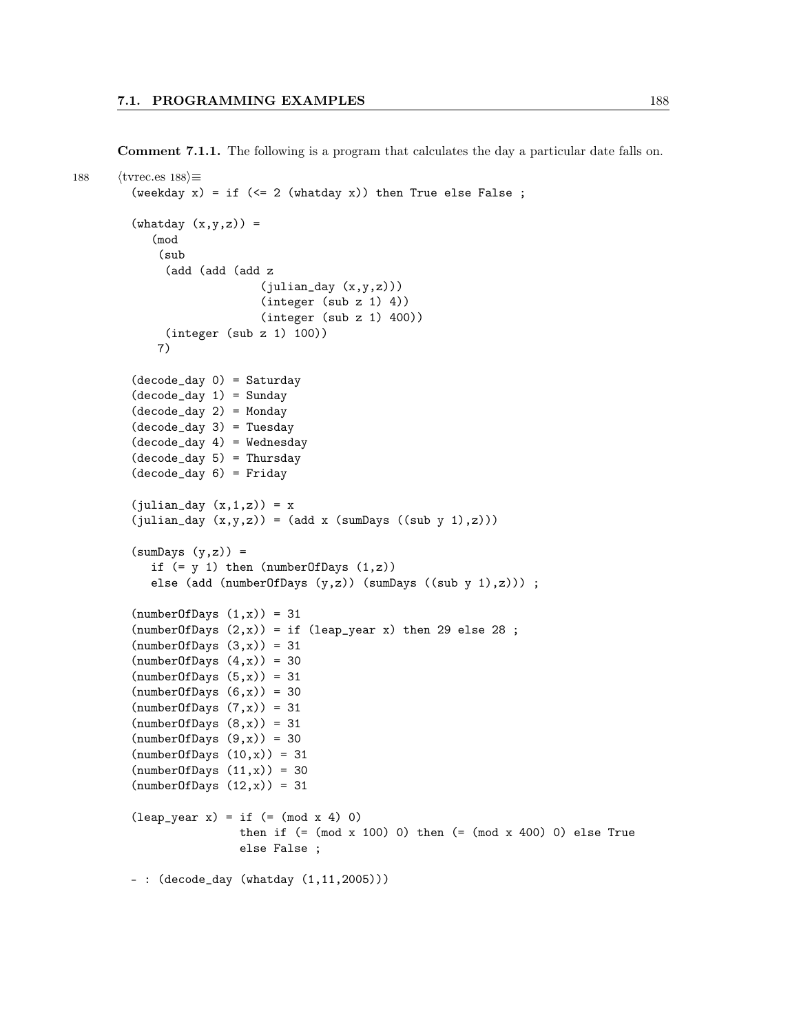**Comment 7.1.1.** The following is a program that calculates the day a particular date falls on.

```
188    ⟨tvrec.es 188⟩≡
  (weekday x) = if (<= 2 (whatday x)) then True else False ;

  (whatday (x,y,z)) =
     (mod
      (sub
       (add (add (add z
                      (julian_day (x,y,z)))
                      (integer (sub z 1) 4))
                      (integer (sub z 1) 400))
       (integer (sub z 1) 100))
      7)

  (decode_day 0) = Saturday
  (decode_day 1) = Sunday
  (decode_day 2) = Monday
  (decode_day 3) = Tuesday
  (decode_day 4) = Wednesday
  (decode_day 5) = Thursday
  (decode_day 6) = Friday

  (julian_day (x,1,z)) = x
  (julian_day (x,y,z)) = (add x (sumDays ((sub y 1),z)))

  (sumDays (y,z)) =
     if (= y 1) then (numberOfDays (1,z))
     else (add (numberOfDays (y,z)) (sumDays ((sub y 1),z))) ;

  (numberOfDays (1,x)) = 31
  (numberOfDays (2,x)) = if (leap_year x) then 29 else 28 ;
  (numberOfDays (3,x)) = 31
  (numberOfDays (4,x)) = 30
  (numberOfDays (5,x)) = 31
  (numberOfDays (6,x)) = 30
  (numberOfDays (7,x)) = 31
  (numberOfDays (8,x)) = 31
  (numberOfDays (9,x)) = 30
  (numberOfDays (10,x)) = 31
  (numberOfDays (11,x)) = 30
  (numberOfDays (12,x)) = 31

  (leap_year x) = if (= (mod x 4) 0)
                  then if (= (mod x 100) 0) then (= (mod x 400) 0) else True
                  else False ;

  - : (decode_day (whatday (1,11,2005)))
```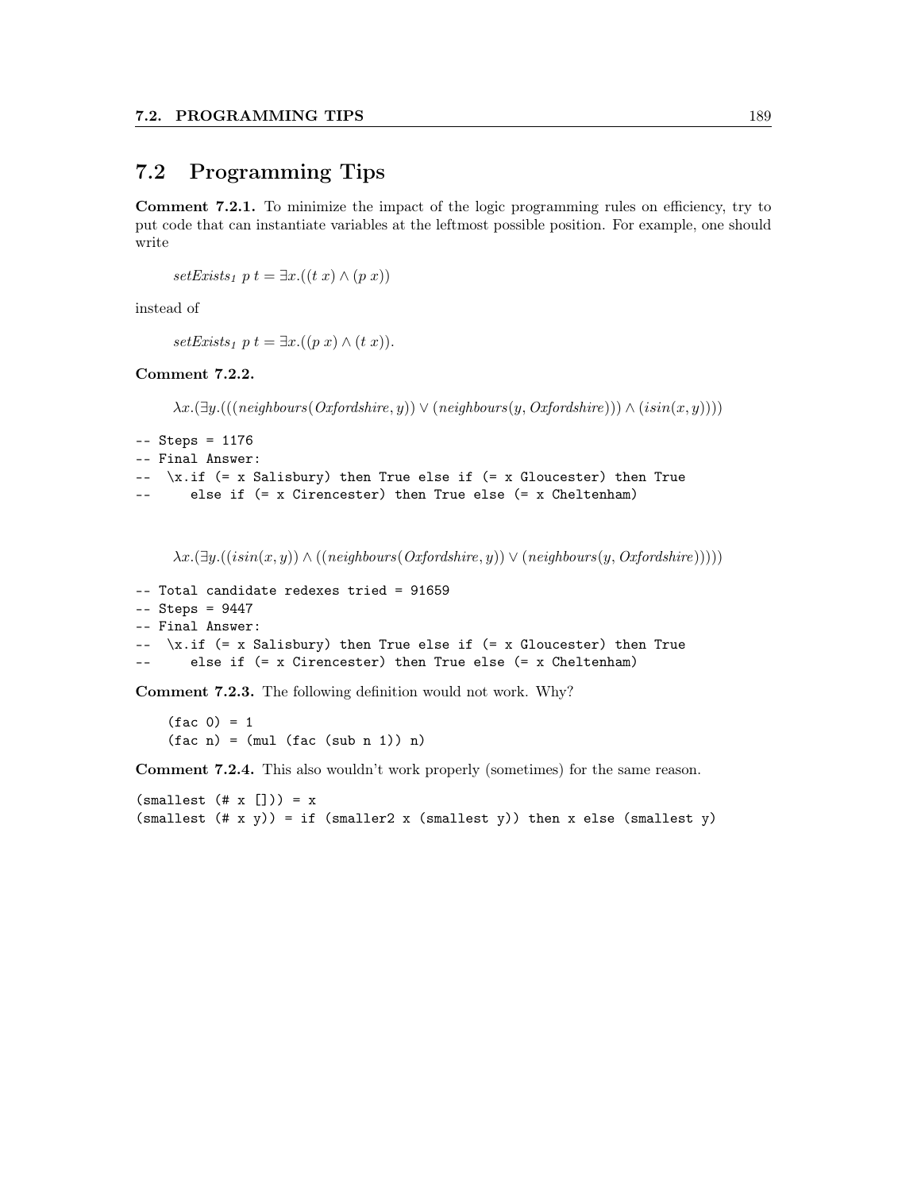## 7.2 Programming Tips

**Comment 7.2.1.** To minimize the impact of the logic programming rules on efficiency, try to put code that can instantiate variables at the leftmost possible position. For example, one should write

$$setExists_1\ p\ t = \exists x.((t\ x) \wedge (p\ x))$$

instead of

$$setExists_1\ p\ t = \exists x.((p\ x) \wedge (t\ x)).$$

**Comment 7.2.2.**

$$\lambda x.(\exists y.(((neighbours(Oxfordshire, y)) \vee (neighbours(y, Oxfordshire))) \wedge (isin(x, y))))$$

```
-- Steps = 1176
-- Final Answer:
--  \x.if (= x Salisbury) then True else if (= x Gloucester) then True
--     else if (= x Cirencester) then True else (= x Cheltenham)
```

$$\lambda x.(\exists y.((isin(x, y)) \wedge ((neighbours(Oxfordshire, y)) \vee (neighbours(y, Oxfordshire)))))$$

```
-- Total candidate redexes tried = 91659
-- Steps = 9447
-- Final Answer:
--  \x.if (= x Salisbury) then True else if (= x Gloucester) then True
--     else if (= x Cirencester) then True else (= x Cheltenham)
```

**Comment 7.2.3.** The following definition would not work. Why?

```
(fac 0) = 1
(fac n) = (mul (fac (sub n 1)) n)
```

**Comment 7.2.4.** This also wouldn't work properly (sometimes) for the same reason.

```
(smallest (# x [])) = x
(smallest (# x y)) = if (smaller2 x (smallest y)) then x else (smallest y)
```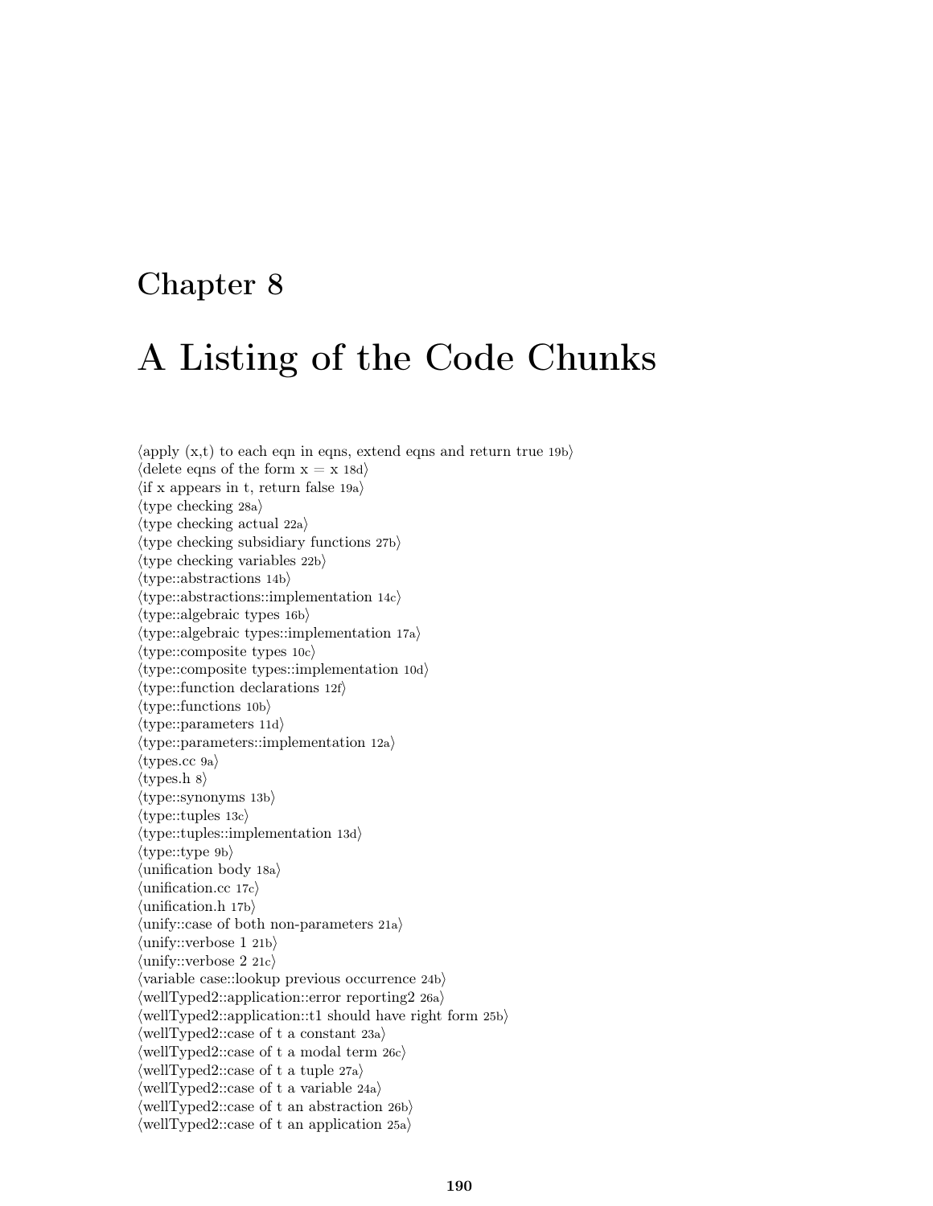# Chapter 8

# A Listing of the Code Chunks

⟨apply (x,t) to each eqn in eqns, extend eqns and return true 19b⟩
⟨delete eqns of the form x = x 18d⟩
⟨if x appears in t, return false 19a⟩
⟨type checking 28a⟩
⟨type checking actual 22a⟩
⟨type checking subsidiary functions 27b⟩
⟨type checking variables 22b⟩
⟨type::abstractions 14b⟩
⟨type::abstractions::implementation 14c⟩
⟨type::algebraic types 16b⟩
⟨type::algebraic types::implementation 17a⟩
⟨type::composite types 10c⟩
⟨type::composite types::implementation 10d⟩
⟨type::function declarations 12f⟩
⟨type::functions 10b⟩
⟨type::parameters 11d⟩
⟨type::parameters::implementation 12a⟩
⟨types.cc 9a⟩
⟨types.h 8⟩
⟨type::synonyms 13b⟩
⟨type::tuples 13c⟩
⟨type::tuples::implementation 13d⟩
⟨type::type 9b⟩
⟨unification body 18a⟩
⟨unification.cc 17c⟩
⟨unification.h 17b⟩
⟨unify::case of both non-parameters 21a⟩
⟨unify::verbose 1 21b⟩
⟨unify::verbose 2 21c⟩
⟨variable case::lookup previous occurrence 24b⟩
⟨wellTyped2::application::error reporting2 26a⟩
⟨wellTyped2::application::t1 should have right form 25b⟩
⟨wellTyped2::case of t a constant 23a⟩
⟨wellTyped2::case of t a modal term 26c⟩
⟨wellTyped2::case of t a tuple 27a⟩
⟨wellTyped2::case of t a variable 24a⟩
⟨wellTyped2::case of t an abstraction 26b⟩
⟨wellTyped2::case of t an application 25a⟩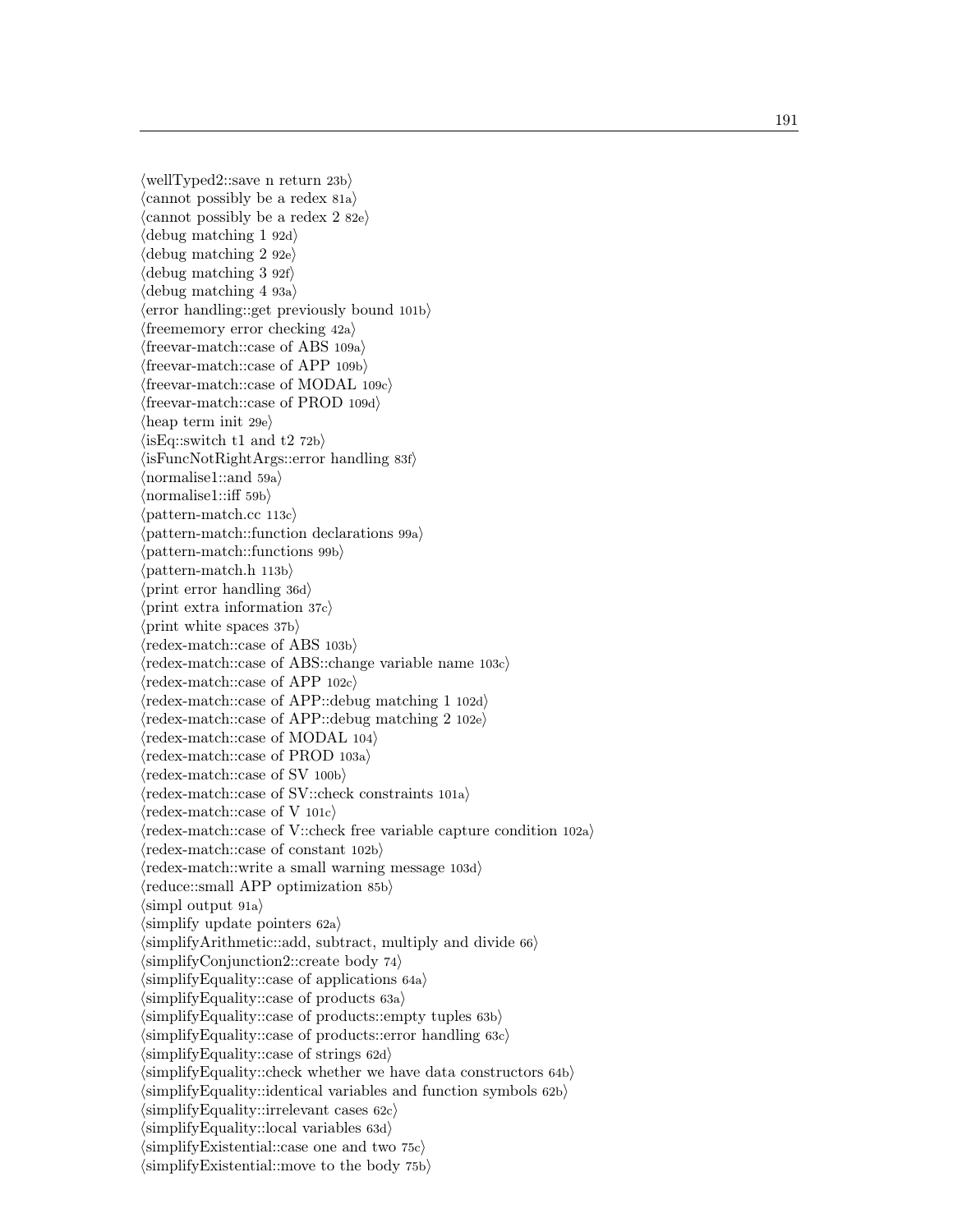⟨wellTyped2::save n return 23b⟩
⟨cannot possibly be a redex 81a⟩
⟨cannot possibly be a redex 2 82e⟩
⟨debug matching 1 92d⟩
⟨debug matching 2 92e⟩
⟨debug matching 3 92f⟩
⟨debug matching 4 93a⟩
⟨error handling::get previously bound 101b⟩
⟨freememory error checking 42a⟩
⟨freevar-match::case of ABS 109a⟩
⟨freevar-match::case of APP 109b⟩
⟨freevar-match::case of MODAL 109c⟩
⟨freevar-match::case of PROD 109d⟩
⟨heap term init 29e⟩
⟨isEq::switch t1 and t2 72b⟩
⟨isFuncNotRightArgs::error handling 83f⟩
⟨normalise1::and 59a⟩
⟨normalise1::iff 59b⟩
⟨pattern-match.cc 113c⟩
⟨pattern-match::function declarations 99a⟩
⟨pattern-match::functions 99b⟩
⟨pattern-match.h 113b⟩
⟨print error handling 36d⟩
⟨print extra information 37c⟩
⟨print white spaces 37b⟩
⟨redex-match::case of ABS 103b⟩
⟨redex-match::case of ABS::change variable name 103c⟩
⟨redex-match::case of APP 102c⟩
⟨redex-match::case of APP::debug matching 1 102d⟩
⟨redex-match::case of APP::debug matching 2 102e⟩
⟨redex-match::case of MODAL 104⟩
⟨redex-match::case of PROD 103a⟩
⟨redex-match::case of SV 100b⟩
⟨redex-match::case of SV::check constraints 101a⟩
⟨redex-match::case of V 101c⟩
⟨redex-match::case of V::check free variable capture condition 102a⟩
⟨redex-match::case of constant 102b⟩
⟨redex-match::write a small warning message 103d⟩
⟨reduce::small APP optimization 85b⟩
⟨simpl output 91a⟩
⟨simplify update pointers 62a⟩
⟨simplifyArithmetic::add, subtract, multiply and divide 66⟩
⟨simplifyConjunction2::create body 74⟩
⟨simplifyEquality::case of applications 64a⟩
⟨simplifyEquality::case of products 63a⟩
⟨simplifyEquality::case of products::empty tuples 63b⟩
⟨simplifyEquality::case of products::error handling 63c⟩
⟨simplifyEquality::case of strings 62d⟩
⟨simplifyEquality::check whether we have data constructors 64b⟩
⟨simplifyEquality::identical variables and function symbols 62b⟩
⟨simplifyEquality::irrelevant cases 62c⟩
⟨simplifyEquality::local variables 63d⟩
⟨simplifyExistential::case one and two 75c⟩
⟨simplifyExistential::move to the body 75b⟩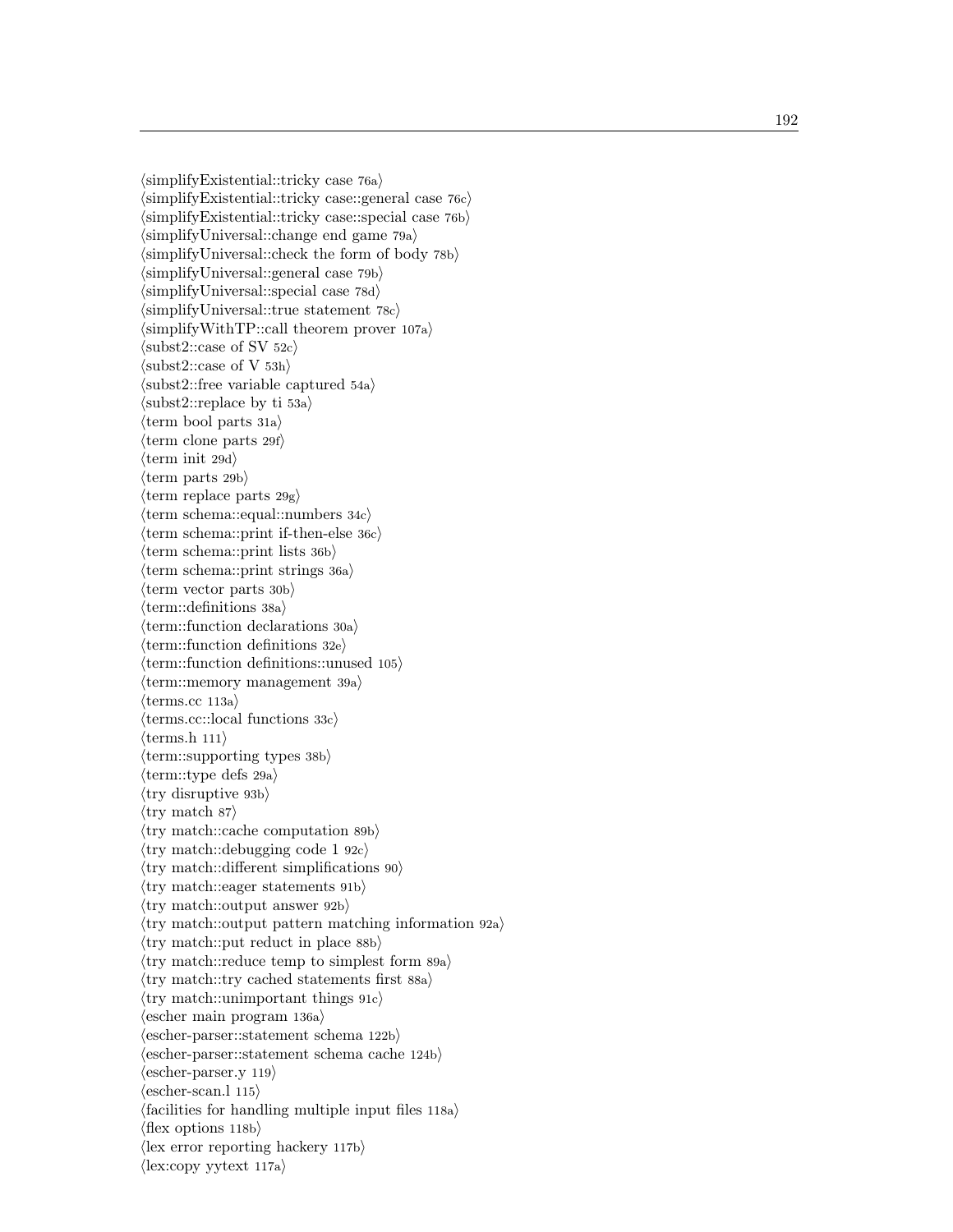⟨simplifyExistential::tricky case 76a⟩
⟨simplifyExistential::tricky case::general case 76c⟩
⟨simplifyExistential::tricky case::special case 76b⟩
⟨simplifyUniversal::change end game 79a⟩
⟨simplifyUniversal::check the form of body 78b⟩
⟨simplifyUniversal::general case 79b⟩
⟨simplifyUniversal::special case 78d⟩
⟨simplifyUniversal::true statement 78c⟩
⟨simplifyWithTP::call theorem prover 107a⟩
⟨subst2::case of SV 52c⟩
⟨subst2::case of V 53h⟩
⟨subst2::free variable captured 54a⟩
⟨subst2::replace by ti 53a⟩
⟨term bool parts 31a⟩
⟨term clone parts 29f⟩
⟨term init 29d⟩
⟨term parts 29b⟩
⟨term replace parts 29g⟩
⟨term schema::equal::numbers 34c⟩
⟨term schema::print if-then-else 36c⟩
⟨term schema::print lists 36b⟩
⟨term schema::print strings 36a⟩
⟨term vector parts 30b⟩
⟨term::definitions 38a⟩
⟨term::function declarations 30a⟩
⟨term::function definitions 32e⟩
⟨term::function definitions::unused 105⟩
⟨term::memory management 39a⟩
⟨terms.cc 113a⟩
⟨terms.cc::local functions 33c⟩
⟨terms.h 111⟩
⟨term::supporting types 38b⟩
⟨term::type defs 29a⟩
⟨try disruptive 93b⟩
⟨try match 87⟩
⟨try match::cache computation 89b⟩
⟨try match::debugging code 1 92c⟩
⟨try match::different simplifications 90⟩
⟨try match::eager statements 91b⟩
⟨try match::output answer 92b⟩
⟨try match::output pattern matching information 92a⟩
⟨try match::put reduct in place 88b⟩
⟨try match::reduce temp to simplest form 89a⟩
⟨try match::try cached statements first 88a⟩
⟨try match::unimportant things 91c⟩
⟨escher main program 136a⟩
⟨escher-parser::statement schema 122b⟩
⟨escher-parser::statement schema cache 124b⟩
⟨escher-parser.y 119⟩
⟨escher-scan.l 115⟩
⟨facilities for handling multiple input files 118a⟩
⟨flex options 118b⟩
⟨lex error reporting hackery 117b⟩
⟨lex:copy yytext 117a⟩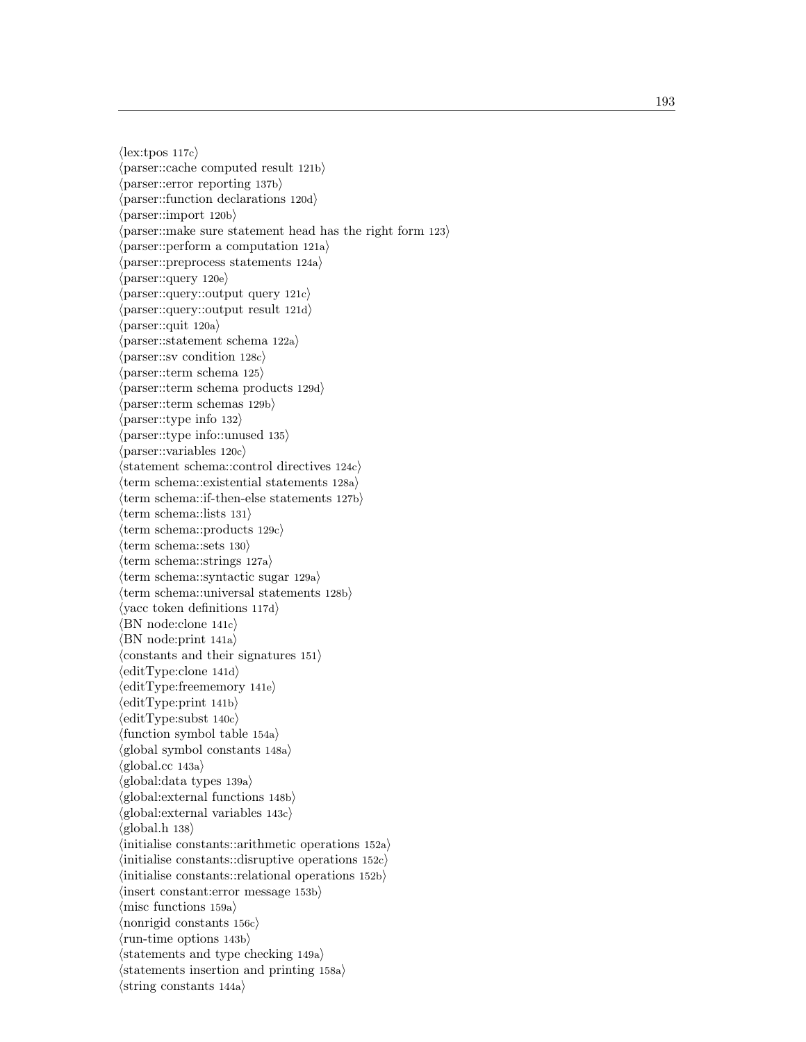⟨lex:tpos 117c⟩
⟨parser::cache computed result 121b⟩
⟨parser::error reporting 137b⟩
⟨parser::function declarations 120d⟩
⟨parser::import 120b⟩
⟨parser::make sure statement head has the right form 123⟩
⟨parser::perform a computation 121a⟩
⟨parser::preprocess statements 124a⟩
⟨parser::query 120e⟩
⟨parser::query::output query 121c⟩
⟨parser::query::output result 121d⟩
⟨parser::quit 120a⟩
⟨parser::statement schema 122a⟩
⟨parser::sv condition 128c⟩
⟨parser::term schema 125⟩
⟨parser::term schema products 129d⟩
⟨parser::term schemas 129b⟩
⟨parser::type info 132⟩
⟨parser::type info::unused 135⟩
⟨parser::variables 120c⟩
⟨statement schema::control directives 124c⟩
⟨term schema::existential statements 128a⟩
⟨term schema::if-then-else statements 127b⟩
⟨term schema::lists 131⟩
⟨term schema::products 129c⟩
⟨term schema::sets 130⟩
⟨term schema::strings 127a⟩
⟨term schema::syntactic sugar 129a⟩
⟨term schema::universal statements 128b⟩
⟨yacc token definitions 117d⟩
⟨BN node:clone 141c⟩
⟨BN node:print 141a⟩
⟨constants and their signatures 151⟩
⟨editType:clone 141d⟩
⟨editType:freememory 141e⟩
⟨editType:print 141b⟩
⟨editType:subst 140c⟩
⟨function symbol table 154a⟩
⟨global symbol constants 148a⟩
⟨global.cc 143a⟩
⟨global:data types 139a⟩
⟨global:external functions 148b⟩
⟨global:external variables 143c⟩
⟨global.h 138⟩
⟨initialise constants::arithmetic operations 152a⟩
⟨initialise constants::disruptive operations 152c⟩
⟨initialise constants::relational operations 152b⟩
⟨insert constant:error message 153b⟩
⟨misc functions 159a⟩
⟨nonrigid constants 156c⟩
⟨run-time options 143b⟩
⟨statements and type checking 149a⟩
⟨statements insertion and printing 158a⟩
⟨string constants 144a⟩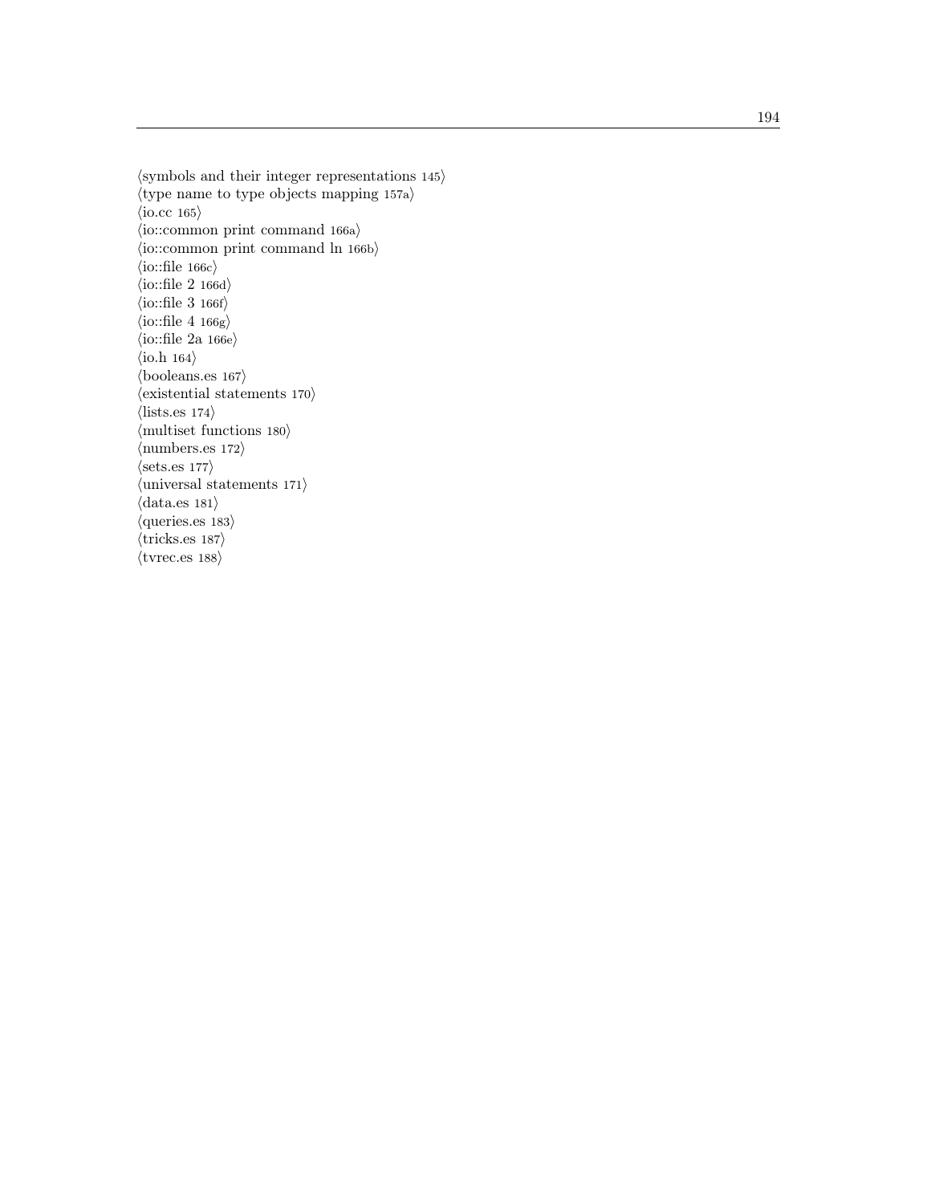⟨symbols and their integer representations 145⟩
⟨type name to type objects mapping 157a⟩
⟨io.cc 165⟩
⟨io::common print command 166a⟩
⟨io::common print command ln 166b⟩
⟨io::file 166c⟩
⟨io::file 2 166d⟩
⟨io::file 3 166f⟩
⟨io::file 4 166g⟩
⟨io::file 2a 166e⟩
⟨io.h 164⟩
⟨booleans.es 167⟩
⟨existential statements 170⟩
⟨lists.es 174⟩
⟨multiset functions 180⟩
⟨numbers.es 172⟩
⟨sets.es 177⟩
⟨universal statements 171⟩
⟨data.es 181⟩
⟨queries.es 183⟩
⟨tricks.es 187⟩
⟨tvrec.es 188⟩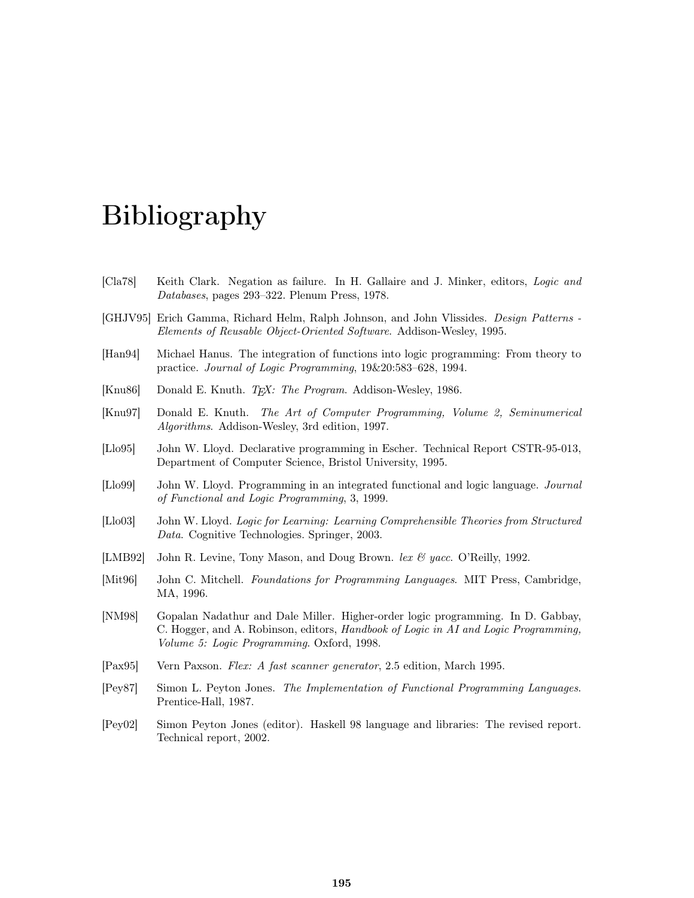# Bibliography

[Cla78] Keith Clark. Negation as failure. In H. Gallaire and J. Minker, editors, *Logic and Databases*, pages 293–322. Plenum Press, 1978.

[GHJV95] Erich Gamma, Richard Helm, Ralph Johnson, and John Vlissides. *Design Patterns - Elements of Reusable Object-Oriented Software*. Addison-Wesley, 1995.

[Han94] Michael Hanus. The integration of functions into logic programming: From theory to practice. *Journal of Logic Programming*, 19&20:583–628, 1994.

[Knu86] Donald E. Knuth. *TEX: The Program*. Addison-Wesley, 1986.

[Knu97] Donald E. Knuth. *The Art of Computer Programming, Volume 2, Seminumerical Algorithms*. Addison-Wesley, 3rd edition, 1997.

[Llo95] John W. Lloyd. Declarative programming in Escher. Technical Report CSTR-95-013, Department of Computer Science, Bristol University, 1995.

[Llo99] John W. Lloyd. Programming in an integrated functional and logic language. *Journal of Functional and Logic Programming*, 3, 1999.

[Llo03] John W. Lloyd. *Logic for Learning: Learning Comprehensible Theories from Structured Data*. Cognitive Technologies. Springer, 2003.

[LMB92] John R. Levine, Tony Mason, and Doug Brown. *lex & yacc*. O'Reilly, 1992.

[Mit96] John C. Mitchell. *Foundations for Programming Languages*. MIT Press, Cambridge, MA, 1996.

[NM98] Gopalan Nadathur and Dale Miller. Higher-order logic programming. In D. Gabbay, C. Hogger, and A. Robinson, editors, *Handbook of Logic in AI and Logic Programming, Volume 5: Logic Programming*. Oxford, 1998.

[Pax95] Vern Paxson. *Flex: A fast scanner generator*, 2.5 edition, March 1995.

[Pey87] Simon L. Peyton Jones. *The Implementation of Functional Programming Languages*. Prentice-Hall, 1987.

[Pey02] Simon Peyton Jones (editor). Haskell 98 language and libraries: The revised report. Technical report, 2002.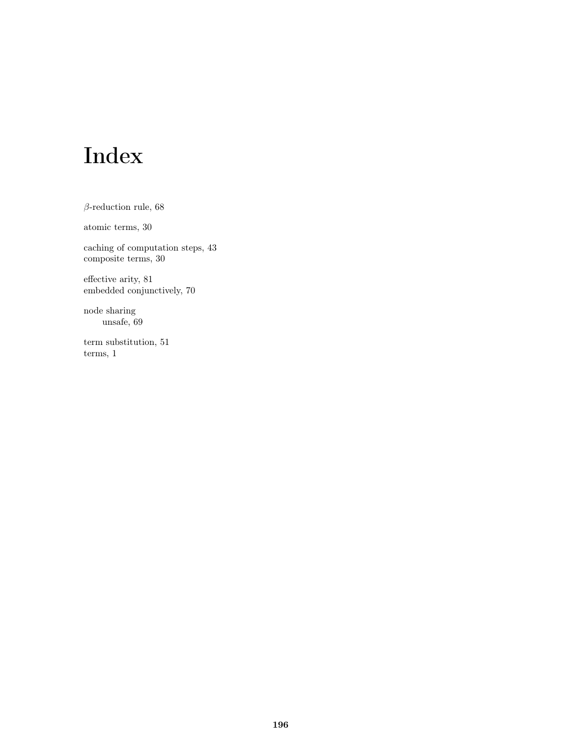# Index

$\beta$-reduction rule, 68

atomic terms, 30

caching of computation steps, 43
composite terms, 30

effective arity, 81
embedded conjunctively, 70

node sharing
    unsafe, 69

term substitution, 51
terms, 1